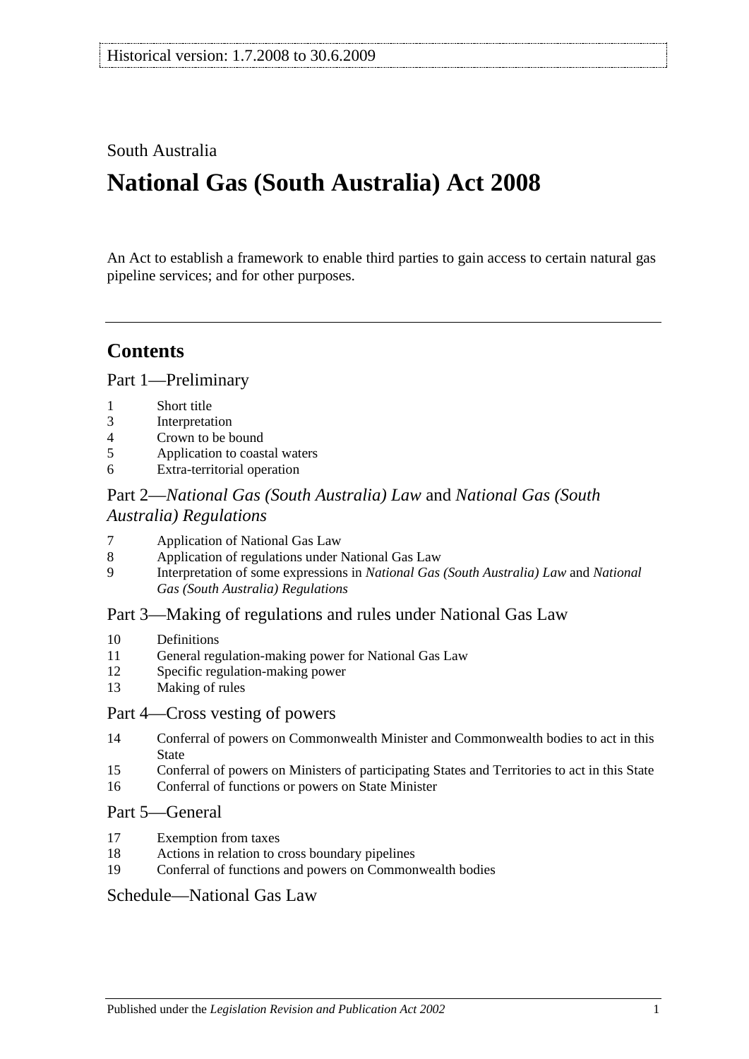Historical version: 1.7.2008 to 30.6.2009

South Australia

# National Gas (South Australia) Act 2008

An Act to establish a framework to enable third parties to gain access to certain natural gas pipeline services; and for other purposes.

## Contents

### Part 1—Preliminary

1 Short title
3 Interpretation
4 Crown to be bound
5 Application to coastal waters
6 Extra-territorial operation

### Part 2—*National Gas (South Australia) Law* and *National Gas (South Australia) Regulations*

7 Application of National Gas Law
8 Application of regulations under National Gas Law
9 Interpretation of some expressions in *National Gas (South Australia) Law* and *National Gas (South Australia) Regulations*

### Part 3—Making of regulations and rules under National Gas Law

10 Definitions
11 General regulation-making power for National Gas Law
12 Specific regulation-making power
13 Making of rules

### Part 4—Cross vesting of powers

14 Conferral of powers on Commonwealth Minister and Commonwealth bodies to act in this State
15 Conferral of powers on Ministers of participating States and Territories to act in this State
16 Conferral of functions or powers on State Minister

### Part 5—General

17 Exemption from taxes
18 Actions in relation to cross boundary pipelines
19 Conferral of functions and powers on Commonwealth bodies

### Schedule—National Gas Law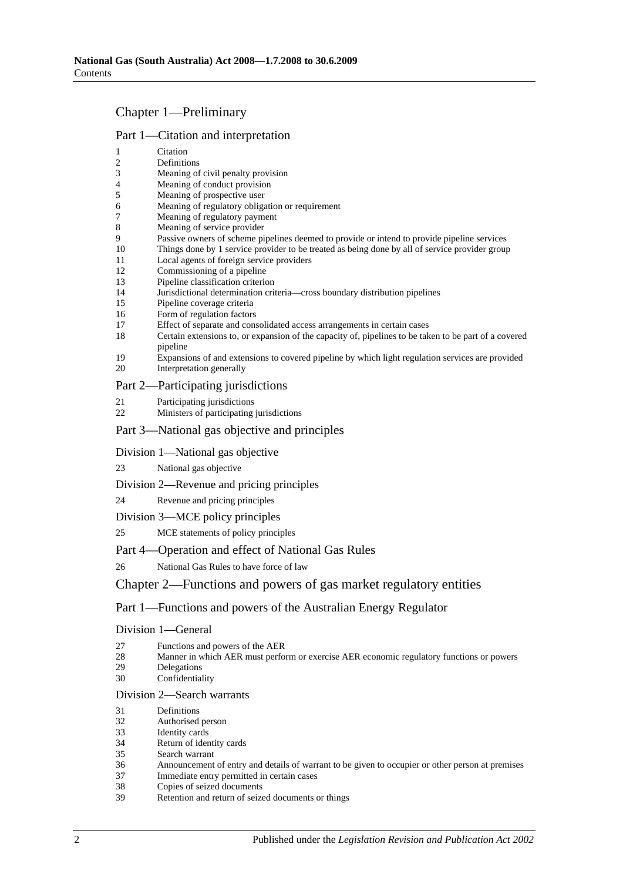## Chapter 1—Preliminary

### Part 1—Citation and interpretation

1 Citation
2 Definitions
3 Meaning of civil penalty provision
4 Meaning of conduct provision
5 Meaning of prospective user
6 Meaning of regulatory obligation or requirement
7 Meaning of regulatory payment
8 Meaning of service provider
9 Passive owners of scheme pipelines deemed to provide or intend to provide pipeline services
10 Things done by 1 service provider to be treated as being done by all of service provider group
11 Local agents of foreign service providers
12 Commissioning of a pipeline
13 Pipeline classification criterion
14 Jurisdictional determination criteria—cross boundary distribution pipelines
15 Pipeline coverage criteria
16 Form of regulation factors
17 Effect of separate and consolidated access arrangements in certain cases
18 Certain extensions to, or expansion of the capacity of, pipelines to be taken to be part of a covered pipeline
19 Expansions of and extensions to covered pipeline by which light regulation services are provided
20 Interpretation generally

### Part 2—Participating jurisdictions

21 Participating jurisdictions
22 Ministers of participating jurisdictions

### Part 3—National gas objective and principles

#### Division 1—National gas objective

23 National gas objective

#### Division 2—Revenue and pricing principles

24 Revenue and pricing principles

#### Division 3—MCE policy principles

25 MCE statements of policy principles

### Part 4—Operation and effect of National Gas Rules

26 National Gas Rules to have force of law

## Chapter 2—Functions and powers of gas market regulatory entities

### Part 1—Functions and powers of the Australian Energy Regulator

#### Division 1—General

27 Functions and powers of the AER
28 Manner in which AER must perform or exercise AER economic regulatory functions or powers
29 Delegations
30 Confidentiality

#### Division 2—Search warrants

31 Definitions
32 Authorised person
33 Identity cards
34 Return of identity cards
35 Search warrant
36 Announcement of entry and details of warrant to be given to occupier or other person at premises
37 Immediate entry permitted in certain cases
38 Copies of seized documents
39 Retention and return of seized documents or things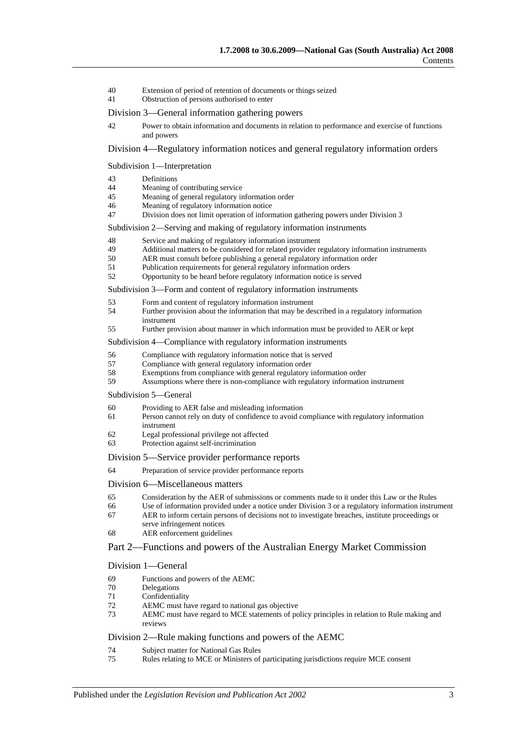40 Extension of period of retention of documents or things seized
41 Obstruction of persons authorised to enter

### Division 3—General information gathering powers

42 Power to obtain information and documents in relation to performance and exercise of functions and powers

### Division 4—Regulatory information notices and general regulatory information orders

#### Subdivision 1—Interpretation

43 Definitions
44 Meaning of contributing service
45 Meaning of general regulatory information order
46 Meaning of regulatory information notice
47 Division does not limit operation of information gathering powers under Division 3

#### Subdivision 2—Serving and making of regulatory information instruments

48 Service and making of regulatory information instrument
49 Additional matters to be considered for related provider regulatory information instruments
50 AER must consult before publishing a general regulatory information order
51 Publication requirements for general regulatory information orders
52 Opportunity to be heard before regulatory information notice is served

#### Subdivision 3—Form and content of regulatory information instruments

53 Form and content of regulatory information instrument
54 Further provision about the information that may be described in a regulatory information instrument
55 Further provision about manner in which information must be provided to AER or kept

#### Subdivision 4—Compliance with regulatory information instruments

56 Compliance with regulatory information notice that is served
57 Compliance with general regulatory information order
58 Exemptions from compliance with general regulatory information order
59 Assumptions where there is non-compliance with regulatory information instrument

#### Subdivision 5—General

60 Providing to AER false and misleading information
61 Person cannot rely on duty of confidence to avoid compliance with regulatory information instrument
62 Legal professional privilege not affected
63 Protection against self-incrimination

### Division 5—Service provider performance reports

64 Preparation of service provider performance reports

### Division 6—Miscellaneous matters

65 Consideration by the AER of submissions or comments made to it under this Law or the Rules
66 Use of information provided under a notice under Division 3 or a regulatory information instrument
67 AER to inform certain persons of decisions not to investigate breaches, institute proceedings or serve infringement notices
68 AER enforcement guidelines

## Part 2—Functions and powers of the Australian Energy Market Commission

### Division 1—General

69 Functions and powers of the AEMC
70 Delegations
71 Confidentiality
72 AEMC must have regard to national gas objective
73 AEMC must have regard to MCE statements of policy principles in relation to Rule making and reviews

### Division 2—Rule making functions and powers of the AEMC

74 Subject matter for National Gas Rules
75 Rules relating to MCE or Ministers of participating jurisdictions require MCE consent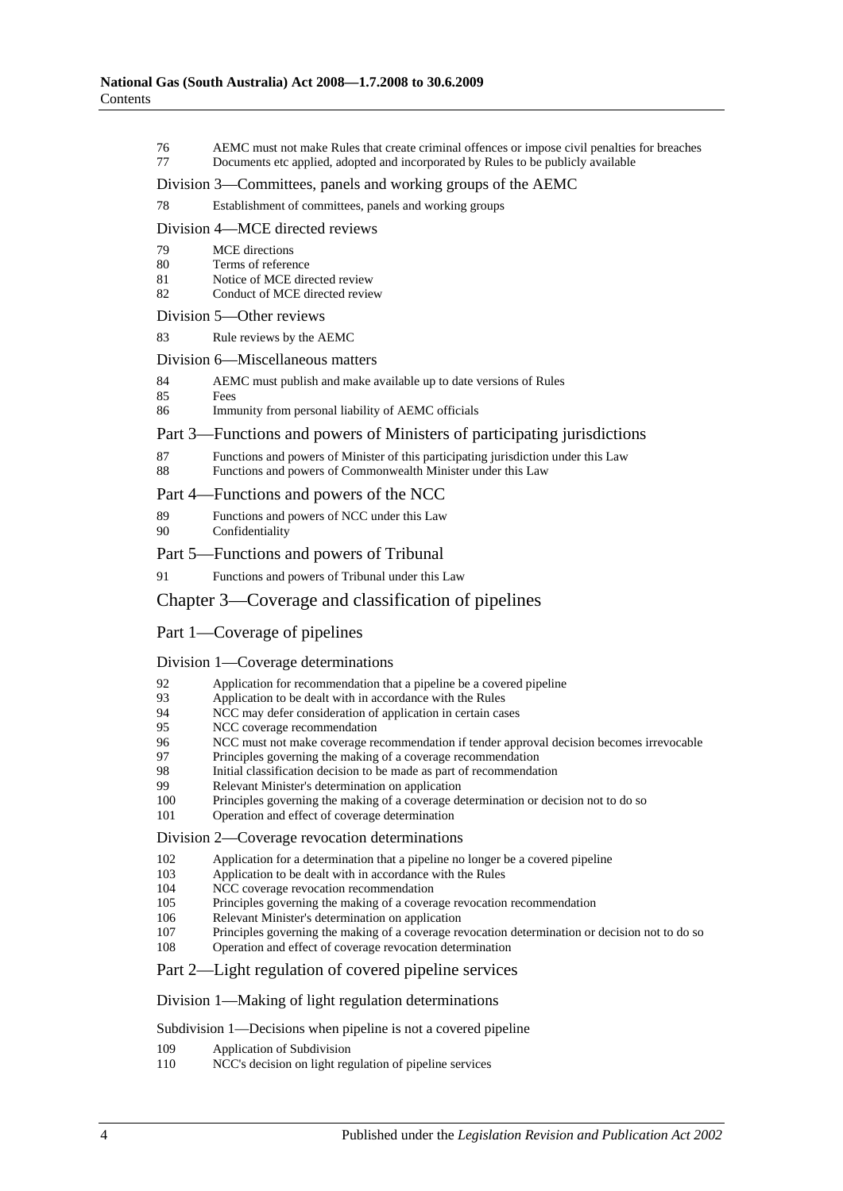76 AEMC must not make Rules that create criminal offences or impose civil penalties for breaches
77 Documents etc applied, adopted and incorporated by Rules to be publicly available

### Division 3—Committees, panels and working groups of the AEMC

78 Establishment of committees, panels and working groups

### Division 4—MCE directed reviews

79 MCE directions
80 Terms of reference
81 Notice of MCE directed review
82 Conduct of MCE directed review

### Division 5—Other reviews

83 Rule reviews by the AEMC

### Division 6—Miscellaneous matters

84 AEMC must publish and make available up to date versions of Rules
85 Fees
86 Immunity from personal liability of AEMC officials

## Part 3—Functions and powers of Ministers of participating jurisdictions

87 Functions and powers of Minister of this participating jurisdiction under this Law
88 Functions and powers of Commonwealth Minister under this Law

## Part 4—Functions and powers of the NCC

89 Functions and powers of NCC under this Law
90 Confidentiality

## Part 5—Functions and powers of Tribunal

91 Functions and powers of Tribunal under this Law

# Chapter 3—Coverage and classification of pipelines

## Part 1—Coverage of pipelines

### Division 1—Coverage determinations

92 Application for recommendation that a pipeline be a covered pipeline
93 Application to be dealt with in accordance with the Rules
94 NCC may defer consideration of application in certain cases
95 NCC coverage recommendation
96 NCC must not make coverage recommendation if tender approval decision becomes irrevocable
97 Principles governing the making of a coverage recommendation
98 Initial classification decision to be made as part of recommendation
99 Relevant Minister's determination on application
100 Principles governing the making of a coverage determination or decision not to do so
101 Operation and effect of coverage determination

### Division 2—Coverage revocation determinations

102 Application for a determination that a pipeline no longer be a covered pipeline
103 Application to be dealt with in accordance with the Rules
104 NCC coverage revocation recommendation
105 Principles governing the making of a coverage revocation recommendation
106 Relevant Minister's determination on application
107 Principles governing the making of a coverage revocation determination or decision not to do so
108 Operation and effect of coverage revocation determination

## Part 2—Light regulation of covered pipeline services

### Division 1—Making of light regulation determinations

#### Subdivision 1—Decisions when pipeline is not a covered pipeline

109 Application of Subdivision
110 NCC's decision on light regulation of pipeline services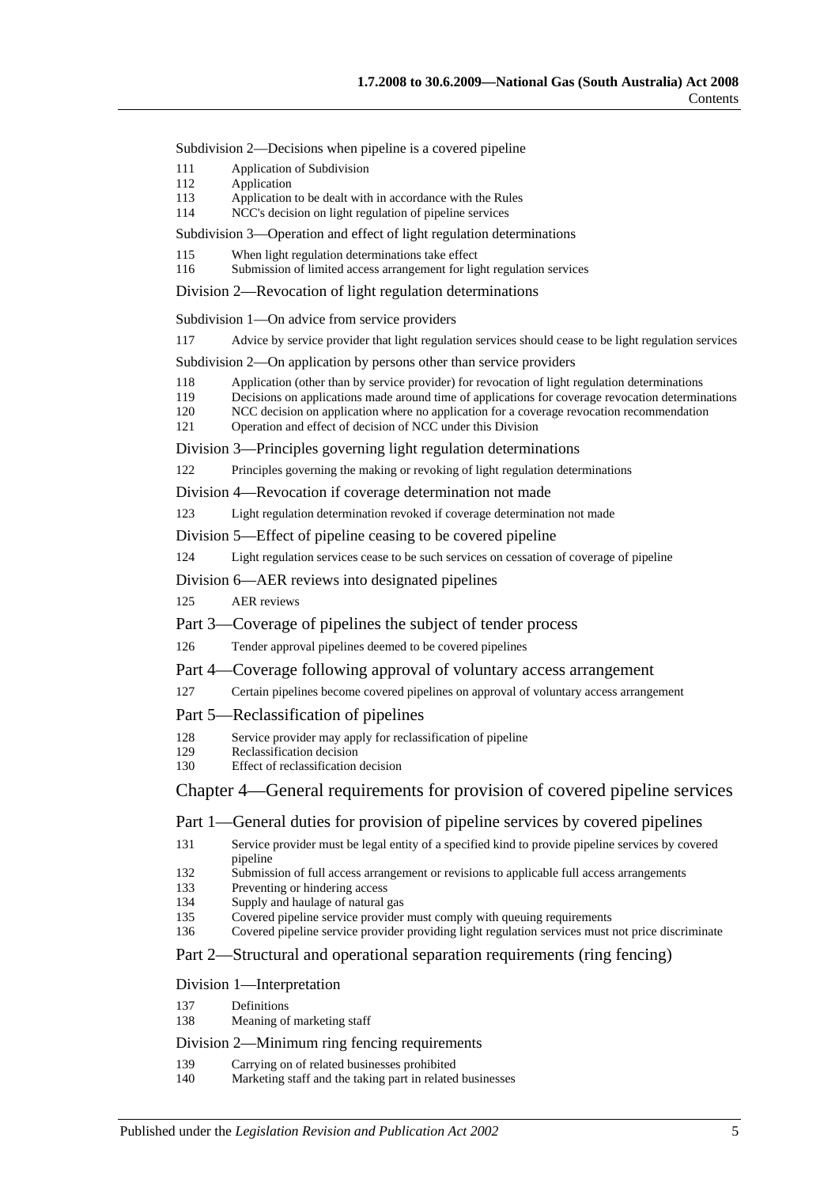Subdivision 2—Decisions when pipeline is a covered pipeline

111 Application of Subdivision
112 Application
113 Application to be dealt with in accordance with the Rules
114 NCC's decision on light regulation of pipeline services

Subdivision 3—Operation and effect of light regulation determinations

115 When light regulation determinations take effect
116 Submission of limited access arrangement for light regulation services

Division 2—Revocation of light regulation determinations

Subdivision 1—On advice from service providers

117 Advice by service provider that light regulation services should cease to be light regulation services

Subdivision 2—On application by persons other than service providers

118 Application (other than by service provider) for revocation of light regulation determinations
119 Decisions on applications made around time of applications for coverage revocation determinations
120 NCC decision on application where no application for a coverage revocation recommendation
121 Operation and effect of decision of NCC under this Division

Division 3—Principles governing light regulation determinations

122 Principles governing the making or revoking of light regulation determinations

Division 4—Revocation if coverage determination not made

123 Light regulation determination revoked if coverage determination not made

Division 5—Effect of pipeline ceasing to be covered pipeline

124 Light regulation services cease to be such services on cessation of coverage of pipeline

Division 6—AER reviews into designated pipelines

125 AER reviews

Part 3—Coverage of pipelines the subject of tender process

126 Tender approval pipelines deemed to be covered pipelines

Part 4—Coverage following approval of voluntary access arrangement

127 Certain pipelines become covered pipelines on approval of voluntary access arrangement

Part 5—Reclassification of pipelines

128 Service provider may apply for reclassification of pipeline
129 Reclassification decision
130 Effect of reclassification decision

Chapter 4—General requirements for provision of covered pipeline services

Part 1—General duties for provision of pipeline services by covered pipelines

131 Service provider must be legal entity of a specified kind to provide pipeline services by covered pipeline
132 Submission of full access arrangement or revisions to applicable full access arrangements
133 Preventing or hindering access
134 Supply and haulage of natural gas
135 Covered pipeline service provider must comply with queuing requirements
136 Covered pipeline service provider providing light regulation services must not price discriminate

Part 2—Structural and operational separation requirements (ring fencing)

Division 1—Interpretation

137 Definitions
138 Meaning of marketing staff

Division 2—Minimum ring fencing requirements

139 Carrying on of related businesses prohibited
140 Marketing staff and the taking part in related businesses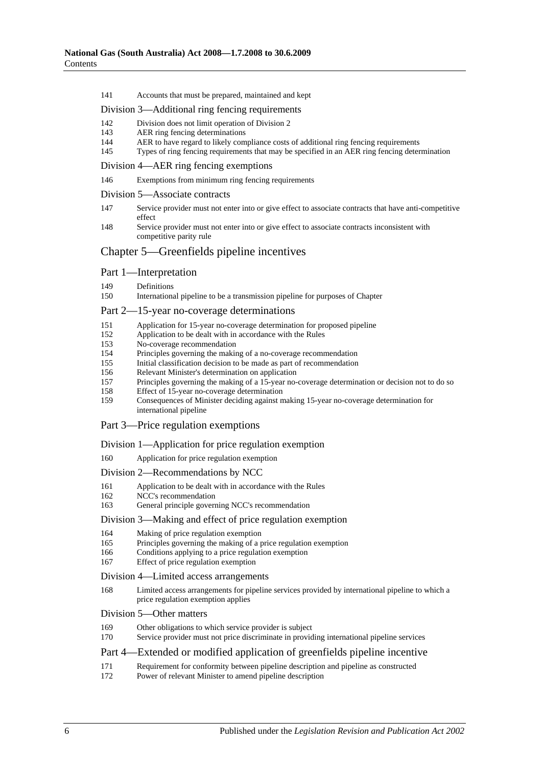141 Accounts that must be prepared, maintained and kept

Division 3—Additional ring fencing requirements

142 Division does not limit operation of Division 2
143 AER ring fencing determinations
144 AER to have regard to likely compliance costs of additional ring fencing requirements
145 Types of ring fencing requirements that may be specified in an AER ring fencing determination

Division 4—AER ring fencing exemptions

146 Exemptions from minimum ring fencing requirements

Division 5—Associate contracts

147 Service provider must not enter into or give effect to associate contracts that have anti-competitive effect
148 Service provider must not enter into or give effect to associate contracts inconsistent with competitive parity rule

## Chapter 5—Greenfields pipeline incentives

### Part 1—Interpretation

149 Definitions
150 International pipeline to be a transmission pipeline for purposes of Chapter

### Part 2—15-year no-coverage determinations

151 Application for 15-year no-coverage determination for proposed pipeline
152 Application to be dealt with in accordance with the Rules
153 No-coverage recommendation
154 Principles governing the making of a no-coverage recommendation
155 Initial classification decision to be made as part of recommendation
156 Relevant Minister's determination on application
157 Principles governing the making of a 15-year no-coverage determination or decision not to do so
158 Effect of 15-year no-coverage determination
159 Consequences of Minister deciding against making 15-year no-coverage determination for international pipeline

### Part 3—Price regulation exemptions

Division 1—Application for price regulation exemption

160 Application for price regulation exemption

Division 2—Recommendations by NCC

161 Application to be dealt with in accordance with the Rules
162 NCC's recommendation
163 General principle governing NCC's recommendation

Division 3—Making and effect of price regulation exemption

164 Making of price regulation exemption
165 Principles governing the making of a price regulation exemption
166 Conditions applying to a price regulation exemption
167 Effect of price regulation exemption

Division 4—Limited access arrangements

168 Limited access arrangements for pipeline services provided by international pipeline to which a price regulation exemption applies

Division 5—Other matters

169 Other obligations to which service provider is subject
170 Service provider must not price discriminate in providing international pipeline services

### Part 4—Extended or modified application of greenfields pipeline incentive

171 Requirement for conformity between pipeline description and pipeline as constructed
172 Power of relevant Minister to amend pipeline description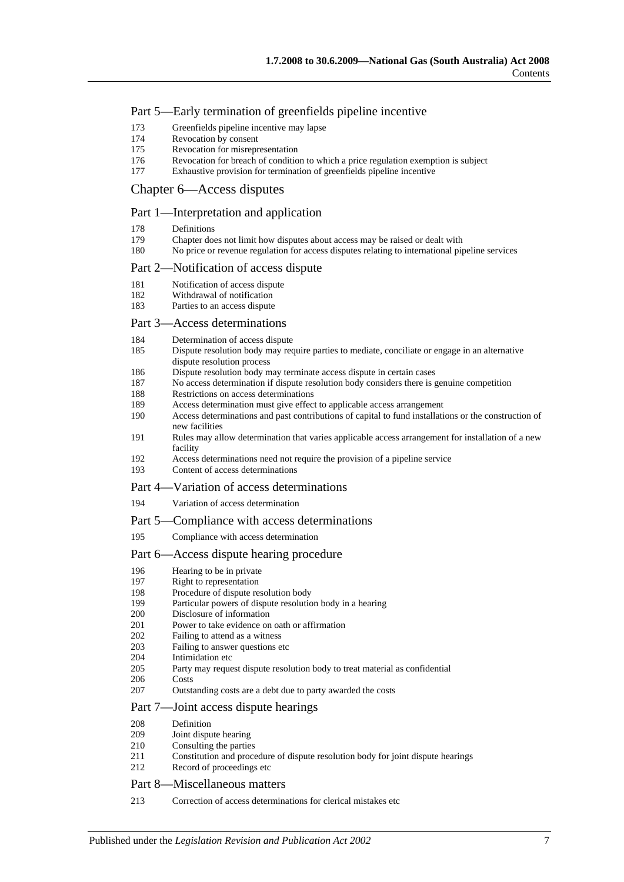## Part 5—Early termination of greenfields pipeline incentive

173 Greenfields pipeline incentive may lapse
174 Revocation by consent
175 Revocation for misrepresentation
176 Revocation for breach of condition to which a price regulation exemption is subject
177 Exhaustive provision for termination of greenfields pipeline incentive

# Chapter 6—Access disputes

## Part 1—Interpretation and application

178 Definitions
179 Chapter does not limit how disputes about access may be raised or dealt with
180 No price or revenue regulation for access disputes relating to international pipeline services

## Part 2—Notification of access dispute

181 Notification of access dispute
182 Withdrawal of notification
183 Parties to an access dispute

## Part 3—Access determinations

184 Determination of access dispute
185 Dispute resolution body may require parties to mediate, conciliate or engage in an alternative dispute resolution process
186 Dispute resolution body may terminate access dispute in certain cases
187 No access determination if dispute resolution body considers there is genuine competition
188 Restrictions on access determinations
189 Access determination must give effect to applicable access arrangement
190 Access determinations and past contributions of capital to fund installations or the construction of new facilities
191 Rules may allow determination that varies applicable access arrangement for installation of a new facility
192 Access determinations need not require the provision of a pipeline service
193 Content of access determinations

## Part 4—Variation of access determinations

194 Variation of access determination

## Part 5—Compliance with access determinations

195 Compliance with access determination

## Part 6—Access dispute hearing procedure

196 Hearing to be in private
197 Right to representation
198 Procedure of dispute resolution body
199 Particular powers of dispute resolution body in a hearing
200 Disclosure of information
201 Power to take evidence on oath or affirmation
202 Failing to attend as a witness
203 Failing to answer questions etc
204 Intimidation etc
205 Party may request dispute resolution body to treat material as confidential
206 Costs
207 Outstanding costs are a debt due to party awarded the costs

## Part 7—Joint access dispute hearings

208 Definition
209 Joint dispute hearing
210 Consulting the parties
211 Constitution and procedure of dispute resolution body for joint dispute hearings
212 Record of proceedings etc

## Part 8—Miscellaneous matters

213 Correction of access determinations for clerical mistakes etc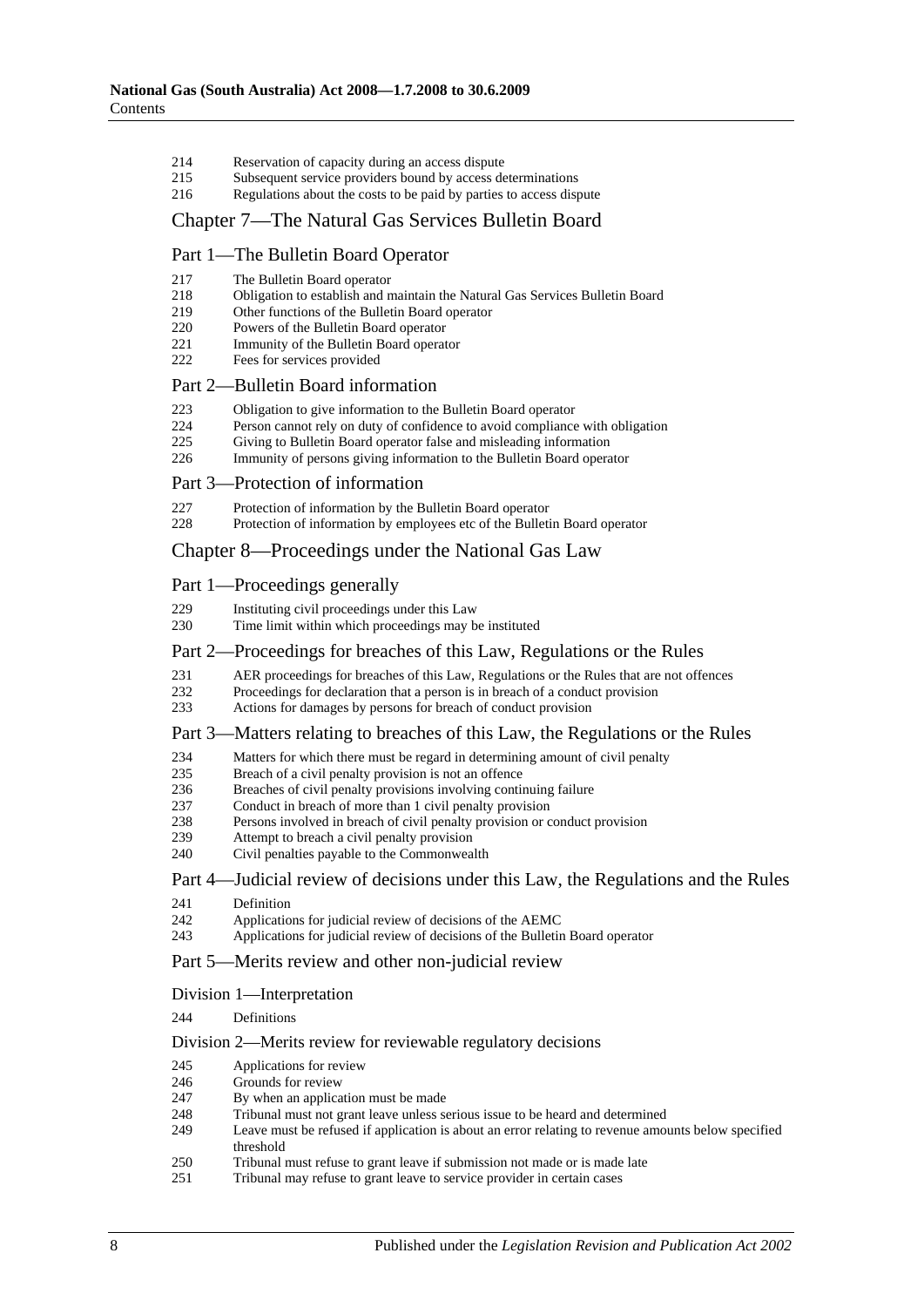214 Reservation of capacity during an access dispute
215 Subsequent service providers bound by access determinations
216 Regulations about the costs to be paid by parties to access dispute

## Chapter 7—The Natural Gas Services Bulletin Board

### Part 1—The Bulletin Board Operator

217 The Bulletin Board operator
218 Obligation to establish and maintain the Natural Gas Services Bulletin Board
219 Other functions of the Bulletin Board operator
220 Powers of the Bulletin Board operator
221 Immunity of the Bulletin Board operator
222 Fees for services provided

### Part 2—Bulletin Board information

223 Obligation to give information to the Bulletin Board operator
224 Person cannot rely on duty of confidence to avoid compliance with obligation
225 Giving to Bulletin Board operator false and misleading information
226 Immunity of persons giving information to the Bulletin Board operator

### Part 3—Protection of information

227 Protection of information by the Bulletin Board operator
228 Protection of information by employees etc of the Bulletin Board operator

## Chapter 8—Proceedings under the National Gas Law

### Part 1—Proceedings generally

229 Instituting civil proceedings under this Law
230 Time limit within which proceedings may be instituted

### Part 2—Proceedings for breaches of this Law, Regulations or the Rules

231 AER proceedings for breaches of this Law, Regulations or the Rules that are not offences
232 Proceedings for declaration that a person is in breach of a conduct provision
233 Actions for damages by persons for breach of conduct provision

### Part 3—Matters relating to breaches of this Law, the Regulations or the Rules

234 Matters for which there must be regard in determining amount of civil penalty
235 Breach of a civil penalty provision is not an offence
236 Breaches of civil penalty provisions involving continuing failure
237 Conduct in breach of more than 1 civil penalty provision
238 Persons involved in breach of civil penalty provision or conduct provision
239 Attempt to breach a civil penalty provision
240 Civil penalties payable to the Commonwealth

### Part 4—Judicial review of decisions under this Law, the Regulations and the Rules

241 Definition
242 Applications for judicial review of decisions of the AEMC
243 Applications for judicial review of decisions of the Bulletin Board operator

### Part 5—Merits review and other non-judicial review

#### Division 1—Interpretation

244 Definitions

#### Division 2—Merits review for reviewable regulatory decisions

245 Applications for review
246 Grounds for review
247 By when an application must be made
248 Tribunal must not grant leave unless serious issue to be heard and determined
249 Leave must be refused if application is about an error relating to revenue amounts below specified threshold
250 Tribunal must refuse to grant leave if submission not made or is made late
251 Tribunal may refuse to grant leave to service provider in certain cases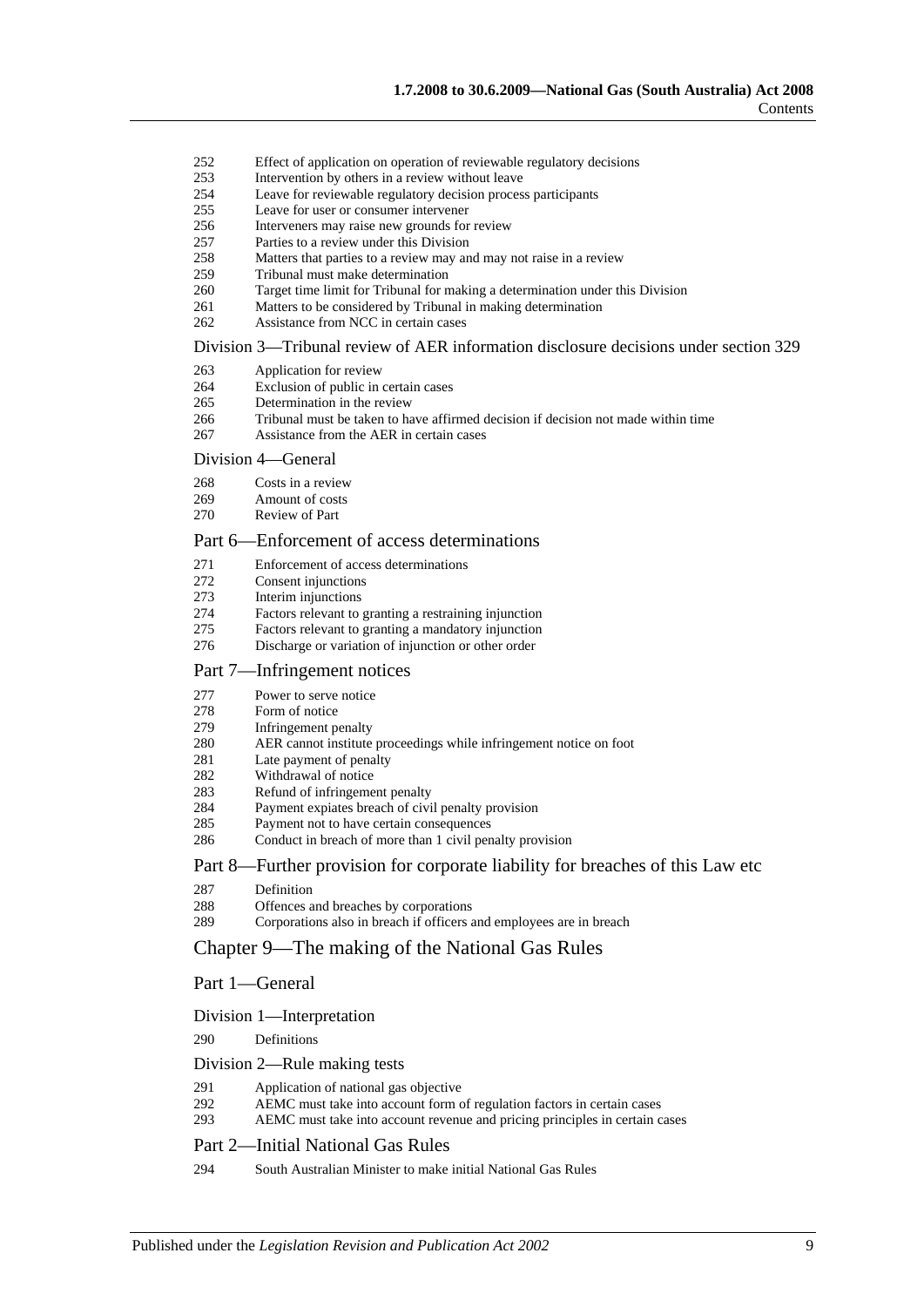252 Effect of application on operation of reviewable regulatory decisions
253 Intervention by others in a review without leave
254 Leave for reviewable regulatory decision process participants
255 Leave for user or consumer intervener
256 Interveners may raise new grounds for review
257 Parties to a review under this Division
258 Matters that parties to a review may and may not raise in a review
259 Tribunal must make determination
260 Target time limit for Tribunal for making a determination under this Division
261 Matters to be considered by Tribunal in making determination
262 Assistance from NCC in certain cases

### Division 3—Tribunal review of AER information disclosure decisions under section 329

263 Application for review
264 Exclusion of public in certain cases
265 Determination in the review
266 Tribunal must be taken to have affirmed decision if decision not made within time
267 Assistance from the AER in certain cases

### Division 4—General

268 Costs in a review
269 Amount of costs
270 Review of Part

## Part 6—Enforcement of access determinations

271 Enforcement of access determinations
272 Consent injunctions
273 Interim injunctions
274 Factors relevant to granting a restraining injunction
275 Factors relevant to granting a mandatory injunction
276 Discharge or variation of injunction or other order

## Part 7—Infringement notices

277 Power to serve notice
278 Form of notice
279 Infringement penalty
280 AER cannot institute proceedings while infringement notice on foot
281 Late payment of penalty
282 Withdrawal of notice
283 Refund of infringement penalty
284 Payment expiates breach of civil penalty provision
285 Payment not to have certain consequences
286 Conduct in breach of more than 1 civil penalty provision

## Part 8—Further provision for corporate liability for breaches of this Law etc

287 Definition
288 Offences and breaches by corporations
289 Corporations also in breach if officers and employees are in breach

# Chapter 9—The making of the National Gas Rules

## Part 1—General

### Division 1—Interpretation

290 Definitions

### Division 2—Rule making tests

291 Application of national gas objective
292 AEMC must take into account form of regulation factors in certain cases
293 AEMC must take into account revenue and pricing principles in certain cases

## Part 2—Initial National Gas Rules

294 South Australian Minister to make initial National Gas Rules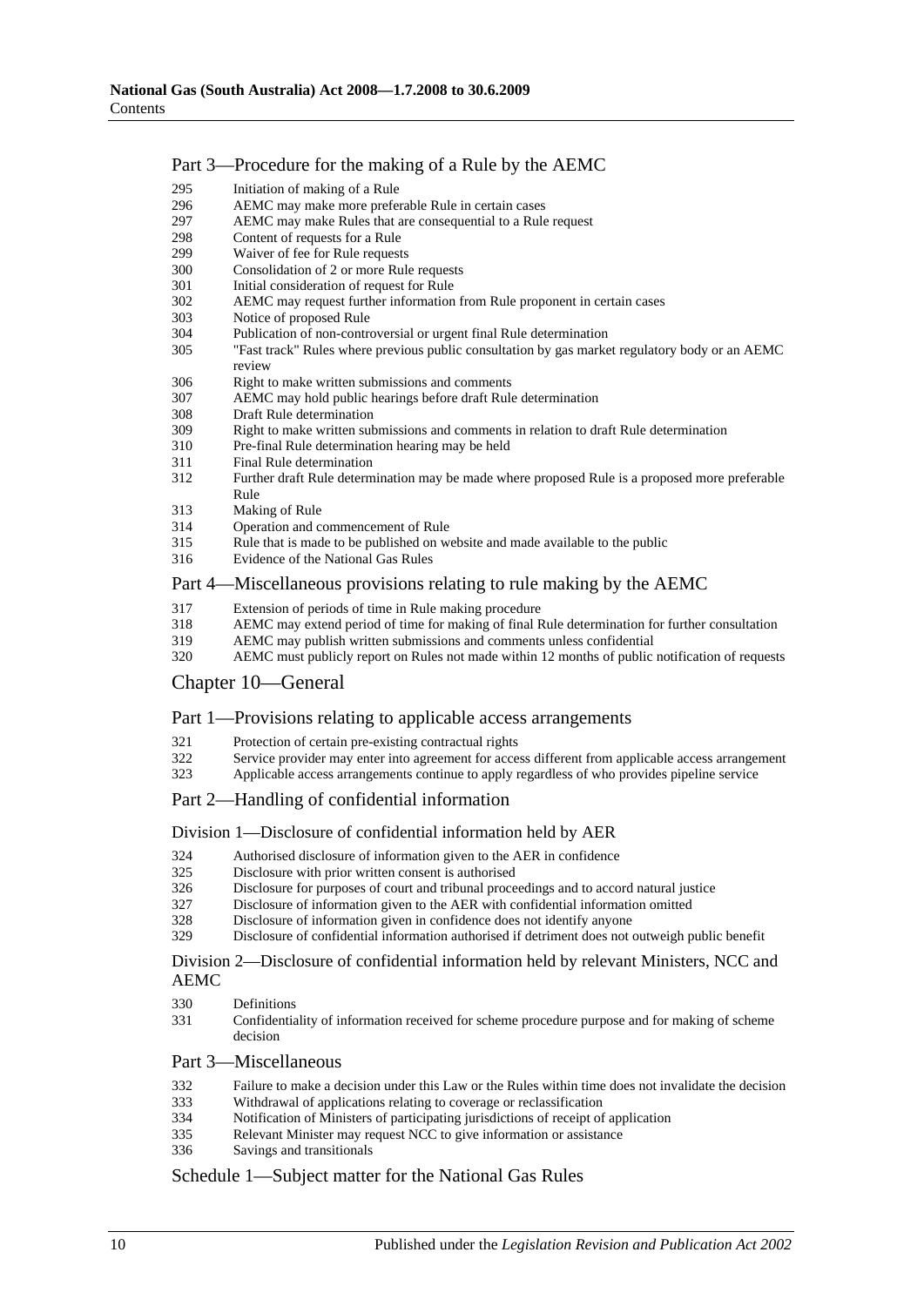## Part 3—Procedure for the making of a Rule by the AEMC

295 Initiation of making of a Rule
296 AEMC may make more preferable Rule in certain cases
297 AEMC may make Rules that are consequential to a Rule request
298 Content of requests for a Rule
299 Waiver of fee for Rule requests
300 Consolidation of 2 or more Rule requests
301 Initial consideration of request for Rule
302 AEMC may request further information from Rule proponent in certain cases
303 Notice of proposed Rule
304 Publication of non-controversial or urgent final Rule determination
305 "Fast track" Rules where previous public consultation by gas market regulatory body or an AEMC review
306 Right to make written submissions and comments
307 AEMC may hold public hearings before draft Rule determination
308 Draft Rule determination
309 Right to make written submissions and comments in relation to draft Rule determination
310 Pre-final Rule determination hearing may be held
311 Final Rule determination
312 Further draft Rule determination may be made where proposed Rule is a proposed more preferable Rule
313 Making of Rule
314 Operation and commencement of Rule
315 Rule that is made to be published on website and made available to the public
316 Evidence of the National Gas Rules

## Part 4—Miscellaneous provisions relating to rule making by the AEMC

317 Extension of periods of time in Rule making procedure
318 AEMC may extend period of time for making of final Rule determination for further consultation
319 AEMC may publish written submissions and comments unless confidential
320 AEMC must publicly report on Rules not made within 12 months of public notification of requests

# Chapter 10—General

## Part 1—Provisions relating to applicable access arrangements

321 Protection of certain pre-existing contractual rights
322 Service provider may enter into agreement for access different from applicable access arrangement
323 Applicable access arrangements continue to apply regardless of who provides pipeline service

## Part 2—Handling of confidential information

### Division 1—Disclosure of confidential information held by AER

324 Authorised disclosure of information given to the AER in confidence
325 Disclosure with prior written consent is authorised
326 Disclosure for purposes of court and tribunal proceedings and to accord natural justice
327 Disclosure of information given to the AER with confidential information omitted
328 Disclosure of information given in confidence does not identify anyone
329 Disclosure of confidential information authorised if detriment does not outweigh public benefit

### Division 2—Disclosure of confidential information held by relevant Ministers, NCC and AEMC

330 Definitions
331 Confidentiality of information received for scheme procedure purpose and for making of scheme decision

## Part 3—Miscellaneous

332 Failure to make a decision under this Law or the Rules within time does not invalidate the decision
333 Withdrawal of applications relating to coverage or reclassification
334 Notification of Ministers of participating jurisdictions of receipt of application
335 Relevant Minister may request NCC to give information or assistance
336 Savings and transitionals

## Schedule 1—Subject matter for the National Gas Rules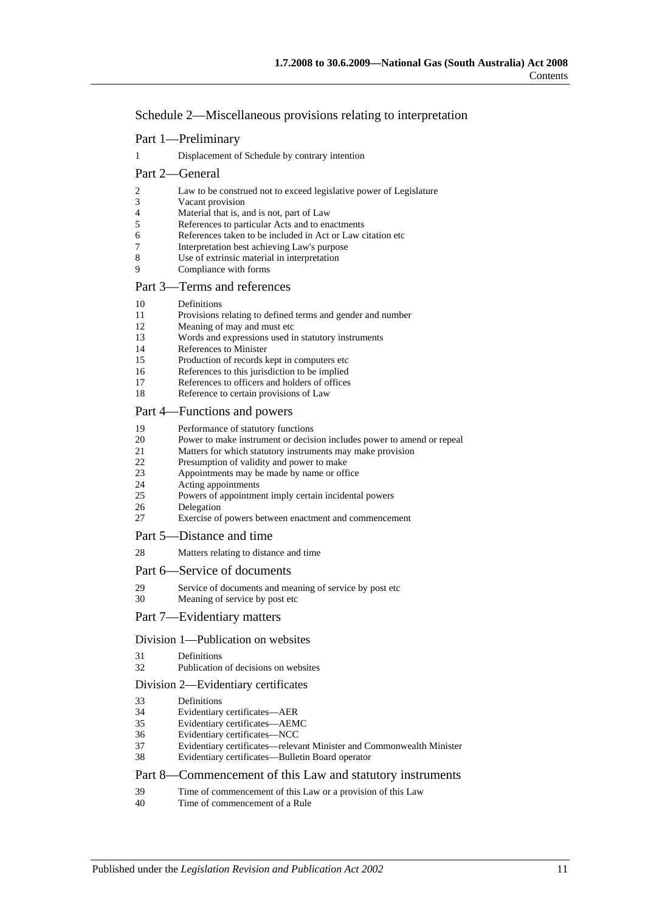## Schedule 2—Miscellaneous provisions relating to interpretation

### Part 1—Preliminary

1 Displacement of Schedule by contrary intention

### Part 2—General

2 Law to be construed not to exceed legislative power of Legislature
3 Vacant provision
4 Material that is, and is not, part of Law
5 References to particular Acts and to enactments
6 References taken to be included in Act or Law citation etc
7 Interpretation best achieving Law's purpose
8 Use of extrinsic material in interpretation
9 Compliance with forms

### Part 3—Terms and references

10 Definitions
11 Provisions relating to defined terms and gender and number
12 Meaning of may and must etc
13 Words and expressions used in statutory instruments
14 References to Minister
15 Production of records kept in computers etc
16 References to this jurisdiction to be implied
17 References to officers and holders of offices
18 Reference to certain provisions of Law

### Part 4—Functions and powers

19 Performance of statutory functions
20 Power to make instrument or decision includes power to amend or repeal
21 Matters for which statutory instruments may make provision
22 Presumption of validity and power to make
23 Appointments may be made by name or office
24 Acting appointments
25 Powers of appointment imply certain incidental powers
26 Delegation
27 Exercise of powers between enactment and commencement

### Part 5—Distance and time

28 Matters relating to distance and time

### Part 6—Service of documents

29 Service of documents and meaning of service by post etc
30 Meaning of service by post etc

### Part 7—Evidentiary matters

#### Division 1—Publication on websites

31 Definitions
32 Publication of decisions on websites

#### Division 2—Evidentiary certificates

33 Definitions
34 Evidentiary certificates—AER
35 Evidentiary certificates—AEMC
36 Evidentiary certificates—NCC
37 Evidentiary certificates—relevant Minister and Commonwealth Minister
38 Evidentiary certificates—Bulletin Board operator

### Part 8—Commencement of this Law and statutory instruments

39 Time of commencement of this Law or a provision of this Law
40 Time of commencement of a Rule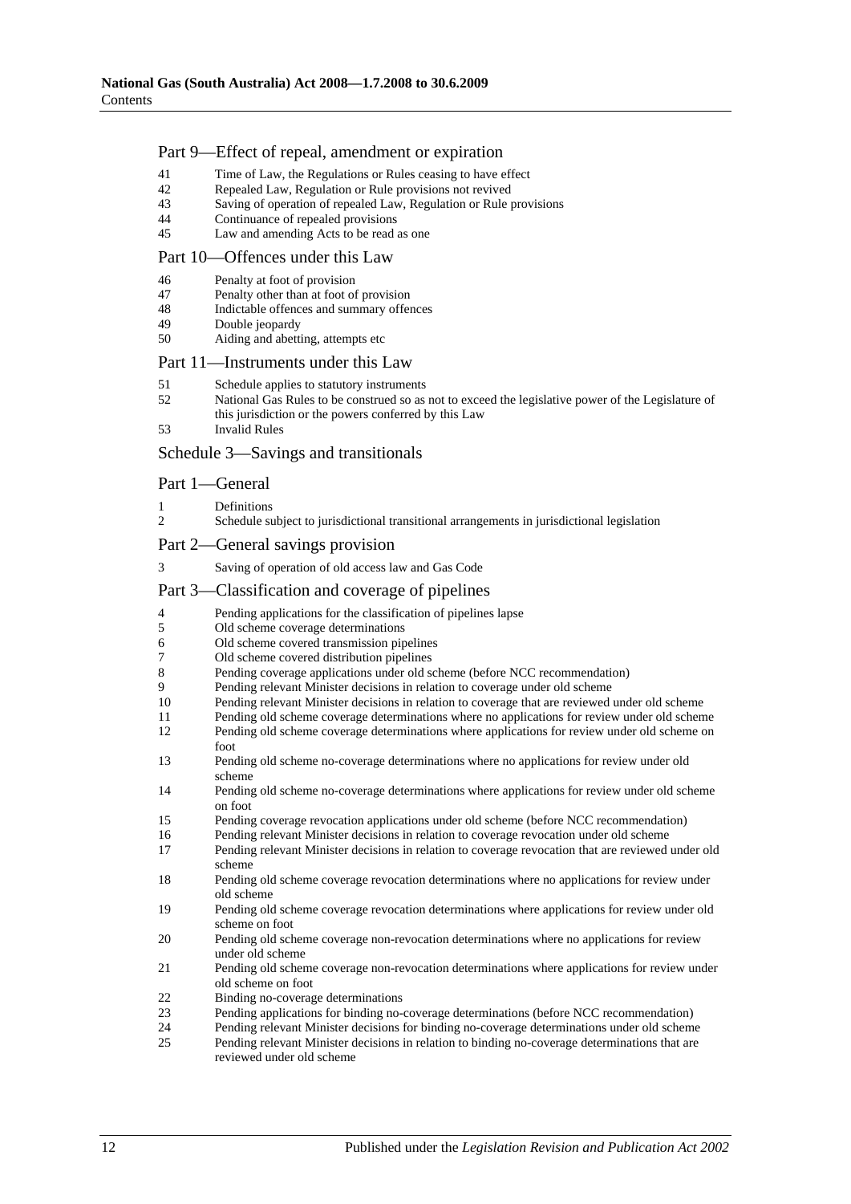## Part 9—Effect of repeal, amendment or expiration

41 Time of Law, the Regulations or Rules ceasing to have effect
42 Repealed Law, Regulation or Rule provisions not revived
43 Saving of operation of repealed Law, Regulation or Rule provisions
44 Continuance of repealed provisions
45 Law and amending Acts to be read as one

## Part 10—Offences under this Law

46 Penalty at foot of provision
47 Penalty other than at foot of provision
48 Indictable offences and summary offences
49 Double jeopardy
50 Aiding and abetting, attempts etc

## Part 11—Instruments under this Law

51 Schedule applies to statutory instruments
52 National Gas Rules to be construed so as not to exceed the legislative power of the Legislature of this jurisdiction or the powers conferred by this Law
53 Invalid Rules

## Schedule 3—Savings and transitionals

## Part 1—General

1 Definitions
2 Schedule subject to jurisdictional transitional arrangements in jurisdictional legislation

## Part 2—General savings provision

3 Saving of operation of old access law and Gas Code

## Part 3—Classification and coverage of pipelines

4 Pending applications for the classification of pipelines lapse
5 Old scheme coverage determinations
6 Old scheme covered transmission pipelines
7 Old scheme covered distribution pipelines
8 Pending coverage applications under old scheme (before NCC recommendation)
9 Pending relevant Minister decisions in relation to coverage under old scheme
10 Pending relevant Minister decisions in relation to coverage that are reviewed under old scheme
11 Pending old scheme coverage determinations where no applications for review under old scheme
12 Pending old scheme coverage determinations where applications for review under old scheme on foot
13 Pending old scheme no-coverage determinations where no applications for review under old scheme
14 Pending old scheme no-coverage determinations where applications for review under old scheme on foot
15 Pending coverage revocation applications under old scheme (before NCC recommendation)
16 Pending relevant Minister decisions in relation to coverage revocation under old scheme
17 Pending relevant Minister decisions in relation to coverage revocation that are reviewed under old scheme
18 Pending old scheme coverage revocation determinations where no applications for review under old scheme
19 Pending old scheme coverage revocation determinations where applications for review under old scheme on foot
20 Pending old scheme coverage non-revocation determinations where no applications for review under old scheme
21 Pending old scheme coverage non-revocation determinations where applications for review under old scheme on foot
22 Binding no-coverage determinations
23 Pending applications for binding no-coverage determinations (before NCC recommendation)
24 Pending relevant Minister decisions for binding no-coverage determinations under old scheme
25 Pending relevant Minister decisions in relation to binding no-coverage determinations that are reviewed under old scheme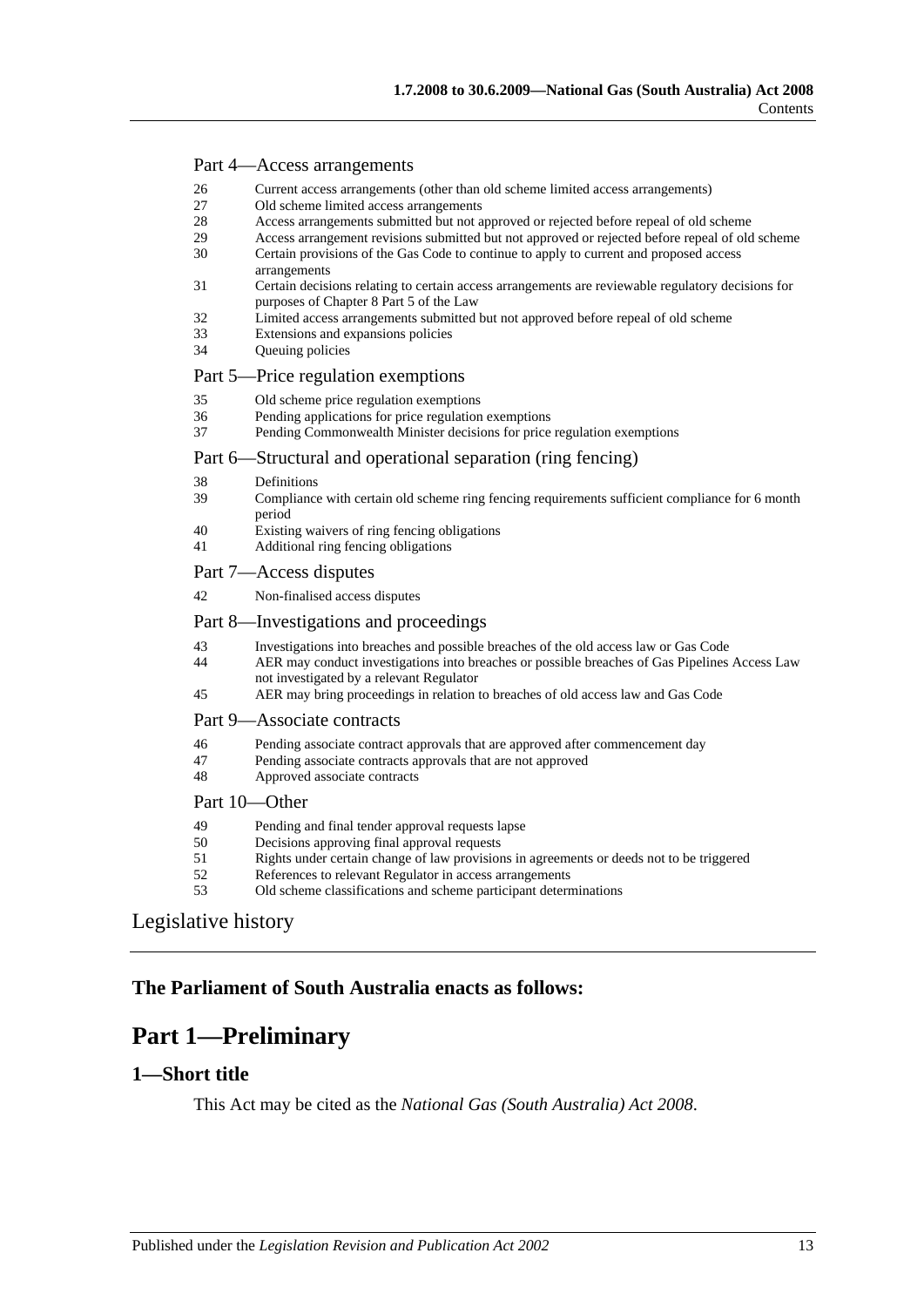Part 4—Access arrangements

26 Current access arrangements (other than old scheme limited access arrangements)
27 Old scheme limited access arrangements
28 Access arrangements submitted but not approved or rejected before repeal of old scheme
29 Access arrangement revisions submitted but not approved or rejected before repeal of old scheme
30 Certain provisions of the Gas Code to continue to apply to current and proposed access arrangements
31 Certain decisions relating to certain access arrangements are reviewable regulatory decisions for purposes of Chapter 8 Part 5 of the Law
32 Limited access arrangements submitted but not approved before repeal of old scheme
33 Extensions and expansions policies
34 Queuing policies

Part 5—Price regulation exemptions

35 Old scheme price regulation exemptions
36 Pending applications for price regulation exemptions
37 Pending Commonwealth Minister decisions for price regulation exemptions

Part 6—Structural and operational separation (ring fencing)

38 Definitions
39 Compliance with certain old scheme ring fencing requirements sufficient compliance for 6 month period
40 Existing waivers of ring fencing obligations
41 Additional ring fencing obligations

Part 7—Access disputes

42 Non-finalised access disputes

Part 8—Investigations and proceedings

43 Investigations into breaches and possible breaches of the old access law or Gas Code
44 AER may conduct investigations into breaches or possible breaches of Gas Pipelines Access Law not investigated by a relevant Regulator
45 AER may bring proceedings in relation to breaches of old access law and Gas Code

Part 9—Associate contracts

46 Pending associate contract approvals that are approved after commencement day
47 Pending associate contracts approvals that are not approved
48 Approved associate contracts

Part 10—Other

49 Pending and final tender approval requests lapse
50 Decisions approving final approval requests
51 Rights under certain change of law provisions in agreements or deeds not to be triggered
52 References to relevant Regulator in access arrangements
53 Old scheme classifications and scheme participant determinations

Legislative history

**The Parliament of South Australia enacts as follows:**

# Part 1—Preliminary

## 1—Short title

This Act may be cited as the *National Gas (South Australia) Act 2008*.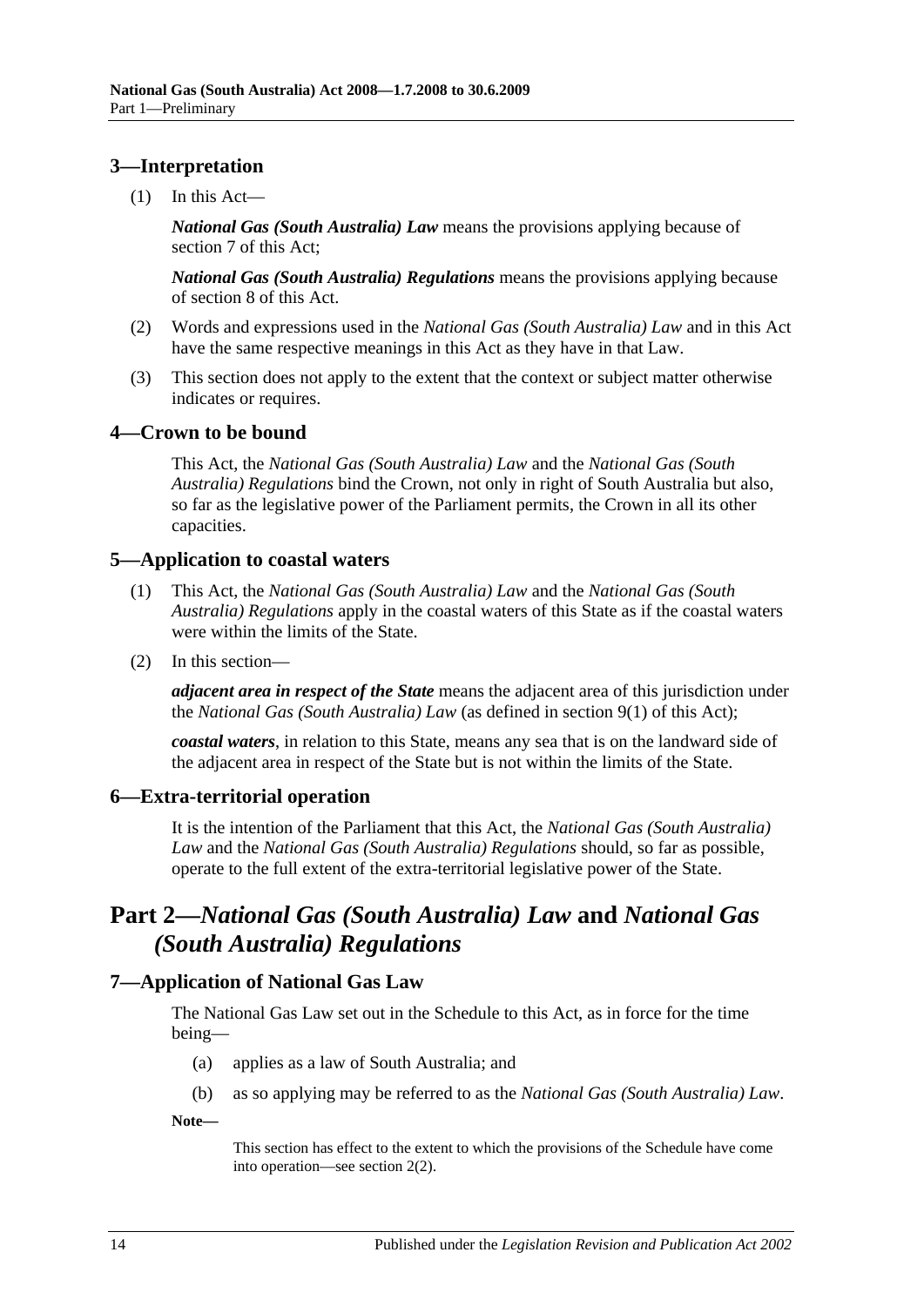### 3—Interpretation

(1) In this Act—

***National Gas (South Australia) Law*** means the provisions applying because of section 7 of this Act;

***National Gas (South Australia) Regulations*** means the provisions applying because of section 8 of this Act.

(2) Words and expressions used in the *National Gas (South Australia) Law* and in this Act have the same respective meanings in this Act as they have in that Law.

(3) This section does not apply to the extent that the context or subject matter otherwise indicates or requires.

### 4—Crown to be bound

This Act, the *National Gas (South Australia) Law* and the *National Gas (South Australia) Regulations* bind the Crown, not only in right of South Australia but also, so far as the legislative power of the Parliament permits, the Crown in all its other capacities.

### 5—Application to coastal waters

(1) This Act, the *National Gas (South Australia) Law* and the *National Gas (South Australia) Regulations* apply in the coastal waters of this State as if the coastal waters were within the limits of the State.

(2) In this section—

***adjacent area in respect of the State*** means the adjacent area of this jurisdiction under the *National Gas (South Australia) Law* (as defined in section 9(1) of this Act);

***coastal waters***, in relation to this State, means any sea that is on the landward side of the adjacent area in respect of the State but is not within the limits of the State.

### 6—Extra-territorial operation

It is the intention of the Parliament that this Act, the *National Gas (South Australia) Law* and the *National Gas (South Australia) Regulations* should, so far as possible, operate to the full extent of the extra-territorial legislative power of the State.

## Part 2—*National Gas (South Australia) Law* and *National Gas (South Australia) Regulations*

### 7—Application of National Gas Law

The National Gas Law set out in the Schedule to this Act, as in force for the time being—

(a) applies as a law of South Australia; and

(b) as so applying may be referred to as the *National Gas (South Australia) Law*.

**Note—**

This section has effect to the extent to which the provisions of the Schedule have come into operation—see section 2(2).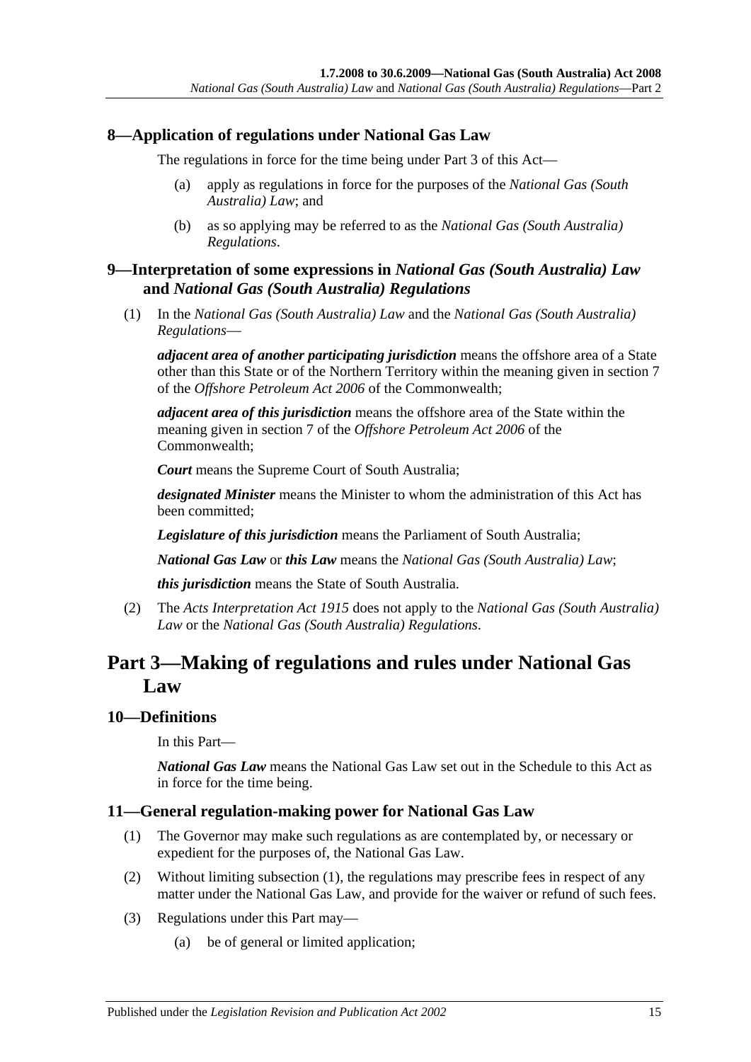### 8—Application of regulations under National Gas Law

The regulations in force for the time being under Part 3 of this Act—

(a) apply as regulations in force for the purposes of the *National Gas (South Australia) Law*; and

(b) as so applying may be referred to as the *National Gas (South Australia) Regulations*.

### 9—Interpretation of some expressions in *National Gas (South Australia) Law* and *National Gas (South Australia) Regulations*

(1) In the *National Gas (South Australia) Law* and the *National Gas (South Australia) Regulations*—

***adjacent area of another participating jurisdiction*** means the offshore area of a State other than this State or of the Northern Territory within the meaning given in section 7 of the *Offshore Petroleum Act 2006* of the Commonwealth;

***adjacent area of this jurisdiction*** means the offshore area of the State within the meaning given in section 7 of the *Offshore Petroleum Act 2006* of the Commonwealth;

***Court*** means the Supreme Court of South Australia;

***designated Minister*** means the Minister to whom the administration of this Act has been committed;

***Legislature of this jurisdiction*** means the Parliament of South Australia;

***National Gas Law*** or ***this Law*** means the *National Gas (South Australia) Law*;

***this jurisdiction*** means the State of South Australia.

(2) The *Acts Interpretation Act 1915* does not apply to the *National Gas (South Australia) Law* or the *National Gas (South Australia) Regulations*.

## Part 3—Making of regulations and rules under National Gas Law

### 10—Definitions

In this Part—

***National Gas Law*** means the National Gas Law set out in the Schedule to this Act as in force for the time being.

### 11—General regulation-making power for National Gas Law

(1) The Governor may make such regulations as are contemplated by, or necessary or expedient for the purposes of, the National Gas Law.

(2) Without limiting subsection (1), the regulations may prescribe fees in respect of any matter under the National Gas Law, and provide for the waiver or refund of such fees.

(3) Regulations under this Part may—

(a) be of general or limited application;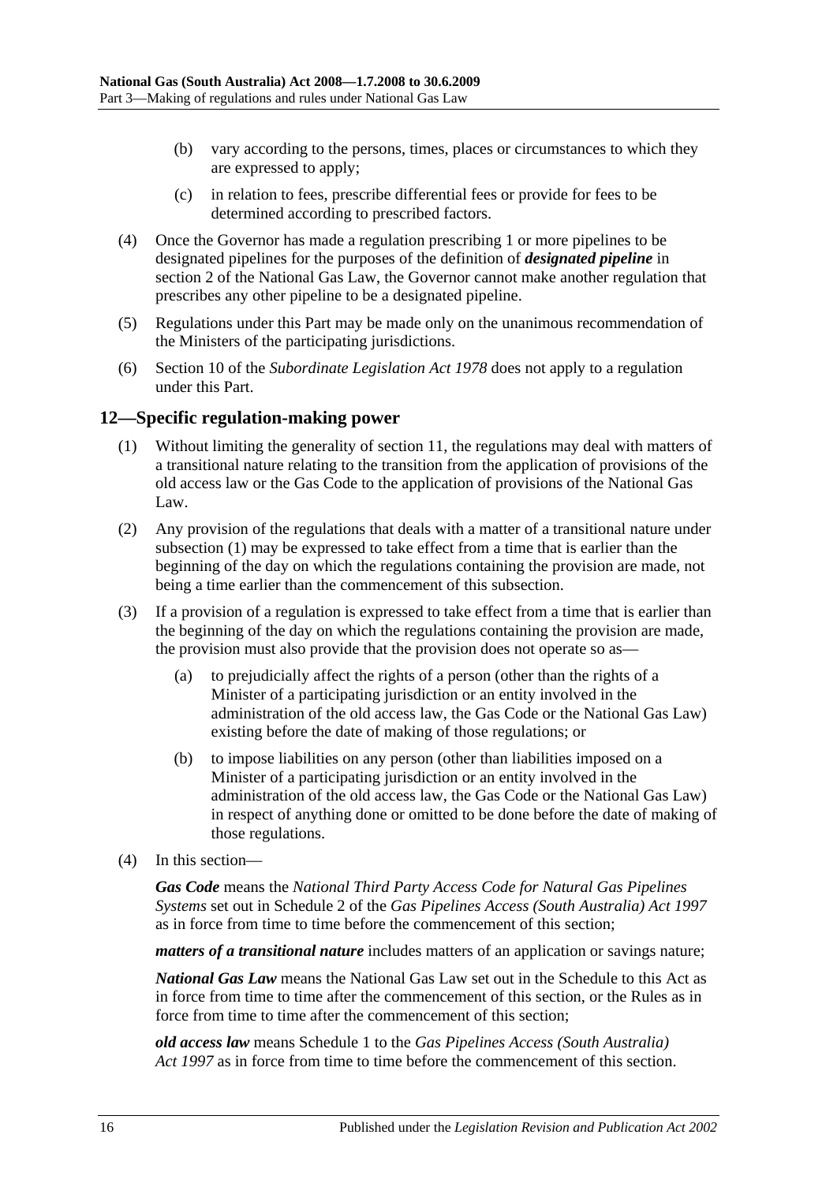(b) vary according to the persons, times, places or circumstances to which they are expressed to apply;

(c) in relation to fees, prescribe differential fees or provide for fees to be determined according to prescribed factors.

(4) Once the Governor has made a regulation prescribing 1 or more pipelines to be designated pipelines for the purposes of the definition of ***designated pipeline*** in section 2 of the National Gas Law, the Governor cannot make another regulation that prescribes any other pipeline to be a designated pipeline.

(5) Regulations under this Part may be made only on the unanimous recommendation of the Ministers of the participating jurisdictions.

(6) Section 10 of the *Subordinate Legislation Act 1978* does not apply to a regulation under this Part.

## 12—Specific regulation-making power

(1) Without limiting the generality of section 11, the regulations may deal with matters of a transitional nature relating to the transition from the application of provisions of the old access law or the Gas Code to the application of provisions of the National Gas Law.

(2) Any provision of the regulations that deals with a matter of a transitional nature under subsection (1) may be expressed to take effect from a time that is earlier than the beginning of the day on which the regulations containing the provision are made, not being a time earlier than the commencement of this subsection.

(3) If a provision of a regulation is expressed to take effect from a time that is earlier than the beginning of the day on which the regulations containing the provision are made, the provision must also provide that the provision does not operate so as—

(a) to prejudicially affect the rights of a person (other than the rights of a Minister of a participating jurisdiction or an entity involved in the administration of the old access law, the Gas Code or the National Gas Law) existing before the date of making of those regulations; or

(b) to impose liabilities on any person (other than liabilities imposed on a Minister of a participating jurisdiction or an entity involved in the administration of the old access law, the Gas Code or the National Gas Law) in respect of anything done or omitted to be done before the date of making of those regulations.

(4) In this section—

***Gas Code*** means the *National Third Party Access Code for Natural Gas Pipelines Systems* set out in Schedule 2 of the *Gas Pipelines Access (South Australia) Act 1997* as in force from time to time before the commencement of this section;

***matters of a transitional nature*** includes matters of an application or savings nature;

***National Gas Law*** means the National Gas Law set out in the Schedule to this Act as in force from time to time after the commencement of this section, or the Rules as in force from time to time after the commencement of this section;

***old access law*** means Schedule 1 to the *Gas Pipelines Access (South Australia) Act 1997* as in force from time to time before the commencement of this section.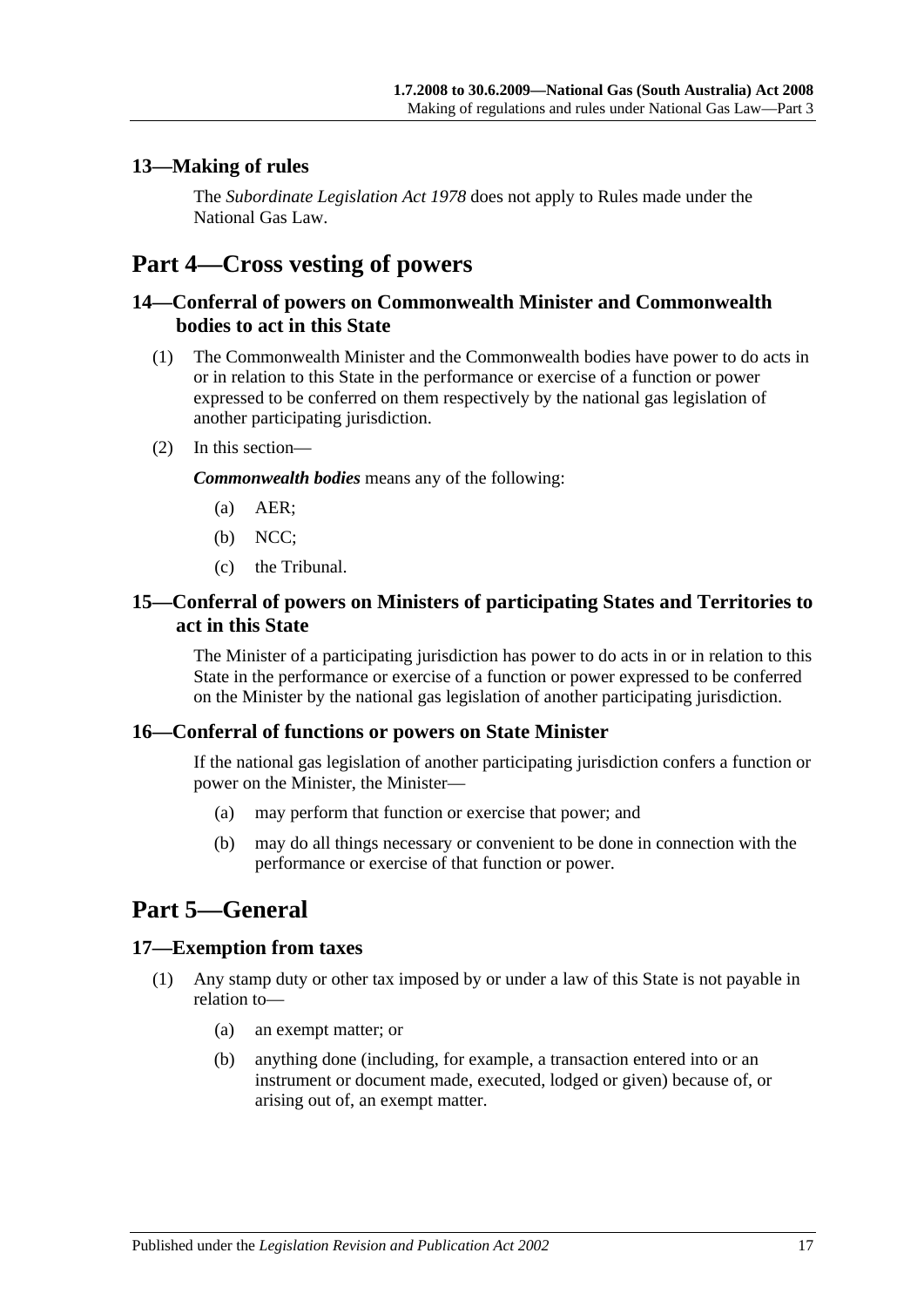### 13—Making of rules

The *Subordinate Legislation Act 1978* does not apply to Rules made under the National Gas Law.

## Part 4—Cross vesting of powers

### 14—Conferral of powers on Commonwealth Minister and Commonwealth bodies to act in this State

(1) The Commonwealth Minister and the Commonwealth bodies have power to do acts in or in relation to this State in the performance or exercise of a function or power expressed to be conferred on them respectively by the national gas legislation of another participating jurisdiction.

(2) In this section—

***Commonwealth bodies*** means any of the following:

(a) AER;

(b) NCC;

(c) the Tribunal.

### 15—Conferral of powers on Ministers of participating States and Territories to act in this State

The Minister of a participating jurisdiction has power to do acts in or in relation to this State in the performance or exercise of a function or power expressed to be conferred on the Minister by the national gas legislation of another participating jurisdiction.

### 16—Conferral of functions or powers on State Minister

If the national gas legislation of another participating jurisdiction confers a function or power on the Minister, the Minister—

(a) may perform that function or exercise that power; and

(b) may do all things necessary or convenient to be done in connection with the performance or exercise of that function or power.

## Part 5—General

### 17—Exemption from taxes

(1) Any stamp duty or other tax imposed by or under a law of this State is not payable in relation to—

(a) an exempt matter; or

(b) anything done (including, for example, a transaction entered into or an instrument or document made, executed, lodged or given) because of, or arising out of, an exempt matter.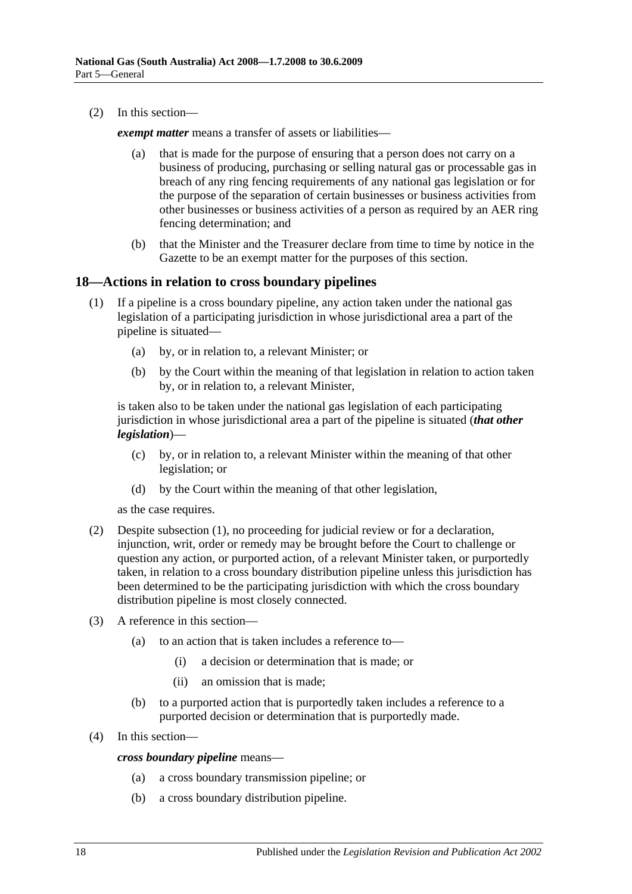(2) In this section—

***exempt matter*** means a transfer of assets or liabilities—

(a) that is made for the purpose of ensuring that a person does not carry on a business of producing, purchasing or selling natural gas or processable gas in breach of any ring fencing requirements of any national gas legislation or for the purpose of the separation of certain businesses or business activities from other businesses or business activities of a person as required by an AER ring fencing determination; and

(b) that the Minister and the Treasurer declare from time to time by notice in the Gazette to be an exempt matter for the purposes of this section.

## 18—Actions in relation to cross boundary pipelines

(1) If a pipeline is a cross boundary pipeline, any action taken under the national gas legislation of a participating jurisdiction in whose jurisdictional area a part of the pipeline is situated—

(a) by, or in relation to, a relevant Minister; or

(b) by the Court within the meaning of that legislation in relation to action taken by, or in relation to, a relevant Minister,

is taken also to be taken under the national gas legislation of each participating jurisdiction in whose jurisdictional area a part of the pipeline is situated (***that other legislation***)—

(c) by, or in relation to, a relevant Minister within the meaning of that other legislation; or

(d) by the Court within the meaning of that other legislation,

as the case requires.

(2) Despite subsection (1), no proceeding for judicial review or for a declaration, injunction, writ, order or remedy may be brought before the Court to challenge or question any action, or purported action, of a relevant Minister taken, or purportedly taken, in relation to a cross boundary distribution pipeline unless this jurisdiction has been determined to be the participating jurisdiction with which the cross boundary distribution pipeline is most closely connected.

(3) A reference in this section—

(a) to an action that is taken includes a reference to—

(i) a decision or determination that is made; or

(ii) an omission that is made;

(b) to a purported action that is purportedly taken includes a reference to a purported decision or determination that is purportedly made.

(4) In this section—

***cross boundary pipeline*** means—

(a) a cross boundary transmission pipeline; or

(b) a cross boundary distribution pipeline.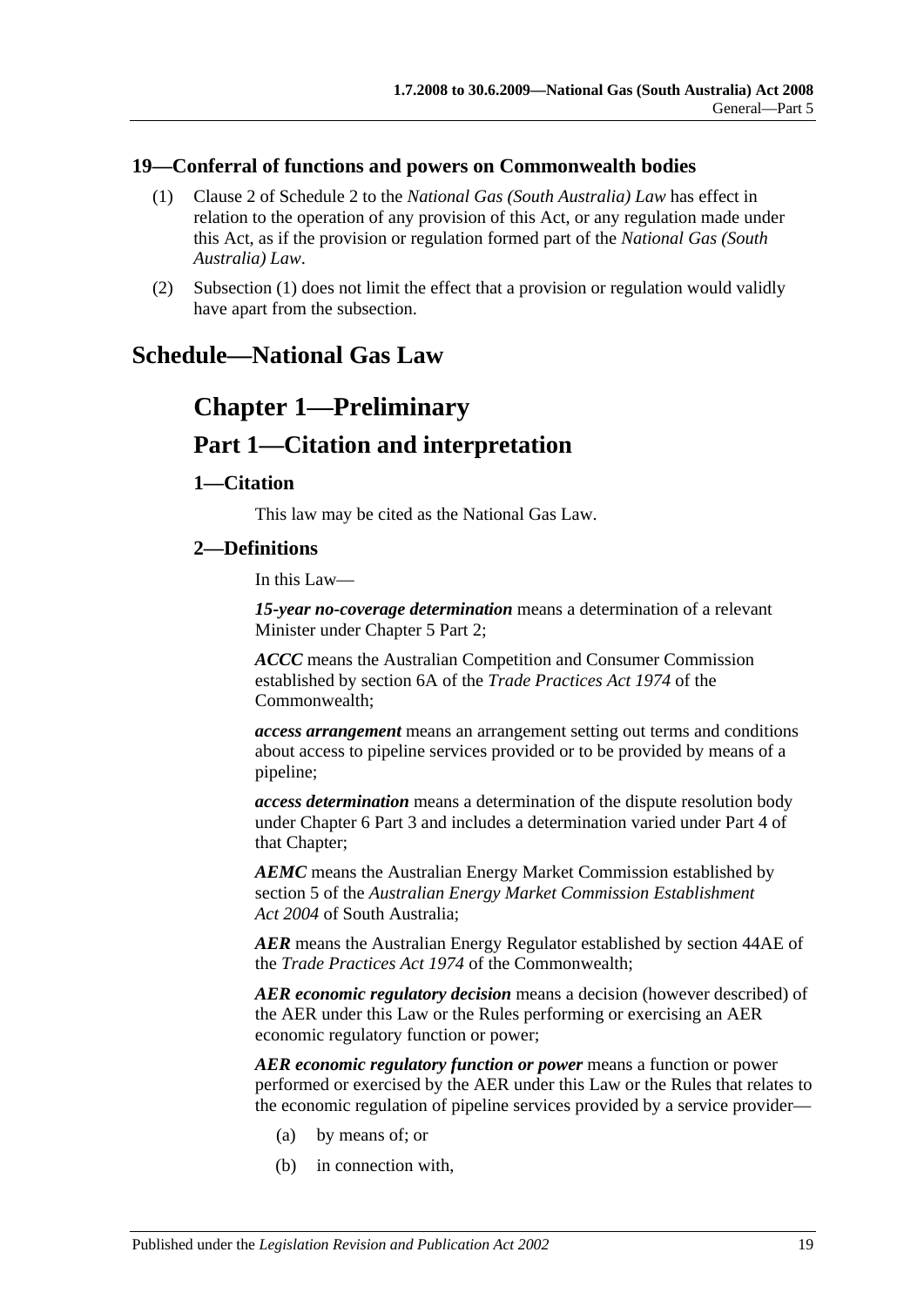### 19—Conferral of functions and powers on Commonwealth bodies

(1) Clause 2 of Schedule 2 to the *National Gas (South Australia) Law* has effect in relation to the operation of any provision of this Act, or any regulation made under this Act, as if the provision or regulation formed part of the *National Gas (South Australia) Law*.

(2) Subsection (1) does not limit the effect that a provision or regulation would validly have apart from the subsection.

## Schedule—National Gas Law

# Chapter 1—Preliminary

# Part 1—Citation and interpretation

### 1—Citation

This law may be cited as the National Gas Law.

### 2—Definitions

In this Law—

***15-year no-coverage determination*** means a determination of a relevant Minister under Chapter 5 Part 2;

***ACCC*** means the Australian Competition and Consumer Commission established by section 6A of the *Trade Practices Act 1974* of the Commonwealth;

***access arrangement*** means an arrangement setting out terms and conditions about access to pipeline services provided or to be provided by means of a pipeline;

***access determination*** means a determination of the dispute resolution body under Chapter 6 Part 3 and includes a determination varied under Part 4 of that Chapter;

***AEMC*** means the Australian Energy Market Commission established by section 5 of the *Australian Energy Market Commission Establishment Act 2004* of South Australia;

***AER*** means the Australian Energy Regulator established by section 44AE of the *Trade Practices Act 1974* of the Commonwealth;

***AER economic regulatory decision*** means a decision (however described) of the AER under this Law or the Rules performing or exercising an AER economic regulatory function or power;

***AER economic regulatory function or power*** means a function or power performed or exercised by the AER under this Law or the Rules that relates to the economic regulation of pipeline services provided by a service provider—

(a) by means of; or

(b) in connection with,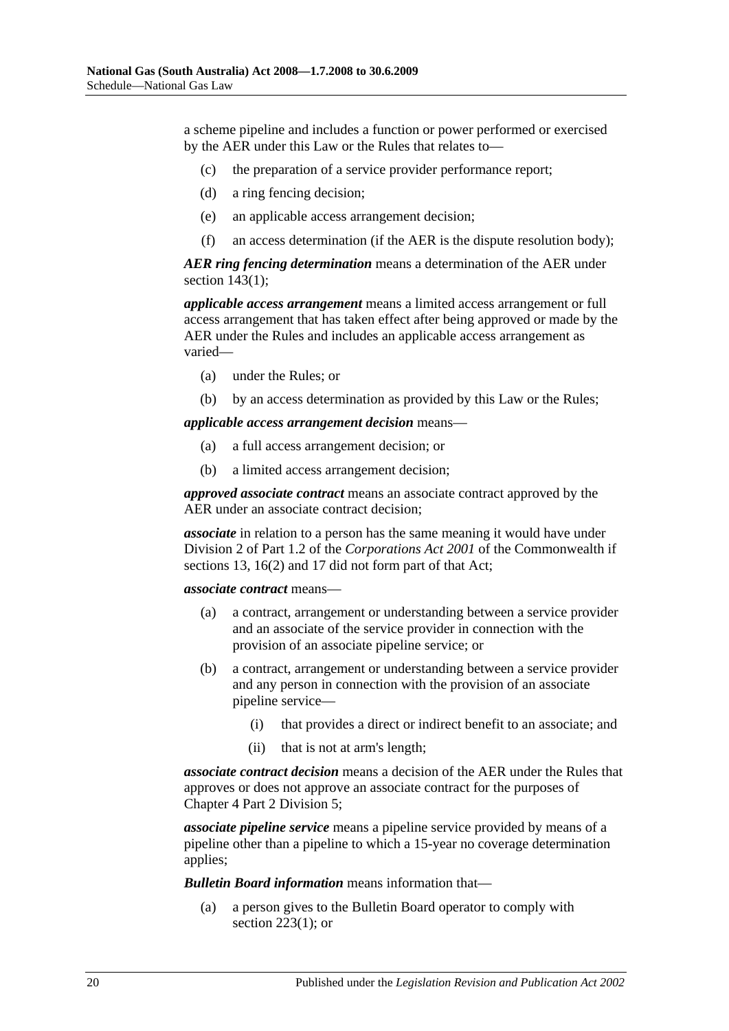a scheme pipeline and includes a function or power performed or exercised by the AER under this Law or the Rules that relates to—

(c) the preparation of a service provider performance report;

(d) a ring fencing decision;

(e) an applicable access arrangement decision;

(f) an access determination (if the AER is the dispute resolution body);

***AER ring fencing determination*** means a determination of the AER under section 143(1);

***applicable access arrangement*** means a limited access arrangement or full access arrangement that has taken effect after being approved or made by the AER under the Rules and includes an applicable access arrangement as varied—

(a) under the Rules; or

(b) by an access determination as provided by this Law or the Rules;

***applicable access arrangement decision*** means—

(a) a full access arrangement decision; or

(b) a limited access arrangement decision;

***approved associate contract*** means an associate contract approved by the AER under an associate contract decision;

***associate*** in relation to a person has the same meaning it would have under Division 2 of Part 1.2 of the *Corporations Act 2001* of the Commonwealth if sections 13, 16(2) and 17 did not form part of that Act;

***associate contract*** means—

(a) a contract, arrangement or understanding between a service provider and an associate of the service provider in connection with the provision of an associate pipeline service; or

(b) a contract, arrangement or understanding between a service provider and any person in connection with the provision of an associate pipeline service—

(i) that provides a direct or indirect benefit to an associate; and

(ii) that is not at arm's length;

***associate contract decision*** means a decision of the AER under the Rules that approves or does not approve an associate contract for the purposes of Chapter 4 Part 2 Division 5;

***associate pipeline service*** means a pipeline service provided by means of a pipeline other than a pipeline to which a 15-year no coverage determination applies;

***Bulletin Board information*** means information that—

(a) a person gives to the Bulletin Board operator to comply with section 223(1); or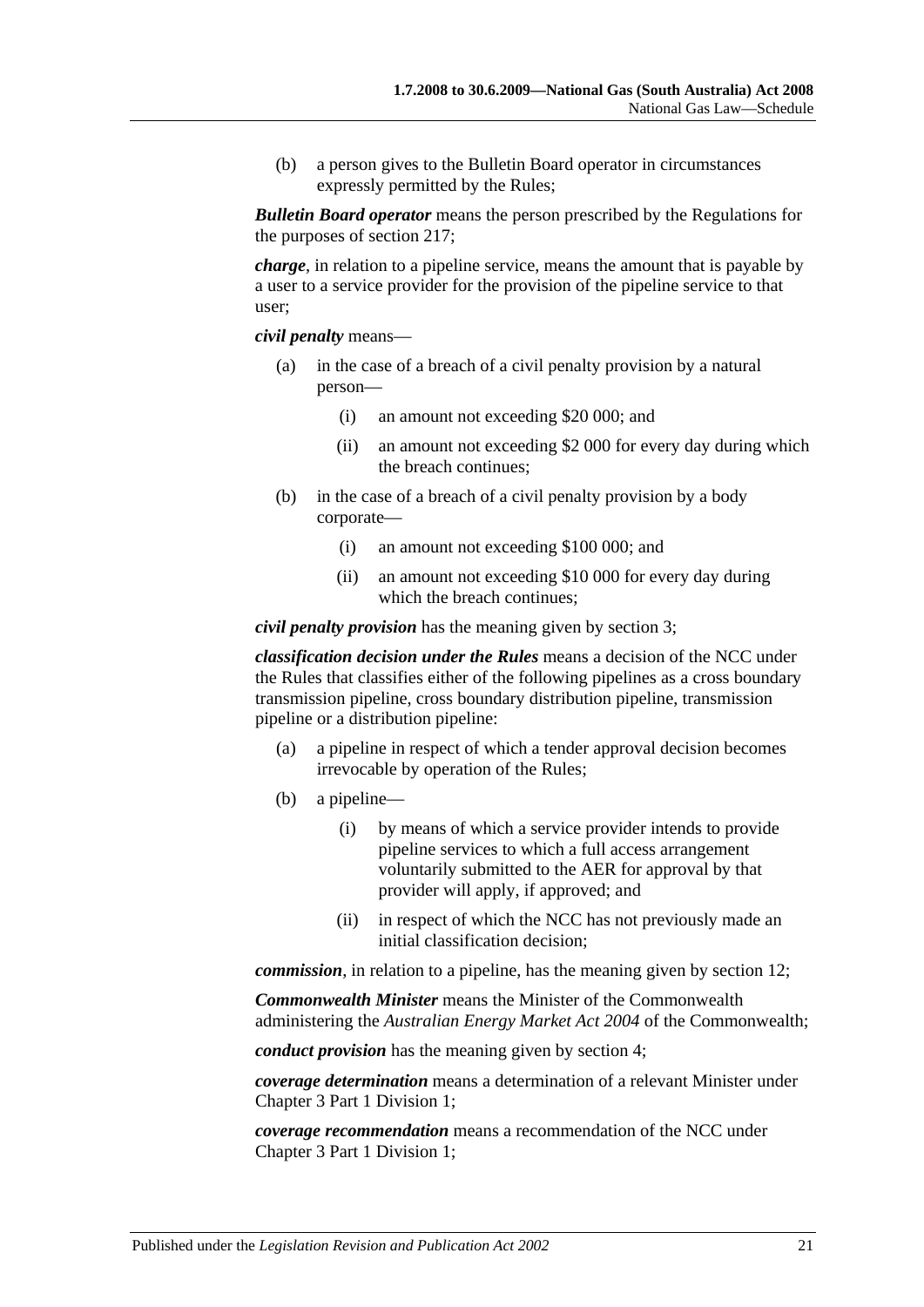(b) a person gives to the Bulletin Board operator in circumstances expressly permitted by the Rules;

***Bulletin Board operator*** means the person prescribed by the Regulations for the purposes of section 217;

***charge***, in relation to a pipeline service, means the amount that is payable by a user to a service provider for the provision of the pipeline service to that user;

***civil penalty*** means—

- (a) in the case of a breach of a civil penalty provision by a natural person—
  - (i) an amount not exceeding $20 000; and
  - (ii) an amount not exceeding $2 000 for every day during which the breach continues;
- (b) in the case of a breach of a civil penalty provision by a body corporate—
  - (i) an amount not exceeding $100 000; and
  - (ii) an amount not exceeding $10 000 for every day during which the breach continues;

***civil penalty provision*** has the meaning given by section 3;

***classification decision under the Rules*** means a decision of the NCC under the Rules that classifies either of the following pipelines as a cross boundary transmission pipeline, cross boundary distribution pipeline, transmission pipeline or a distribution pipeline:

- (a) a pipeline in respect of which a tender approval decision becomes irrevocable by operation of the Rules;
- (b) a pipeline—
  - (i) by means of which a service provider intends to provide pipeline services to which a full access arrangement voluntarily submitted to the AER for approval by that provider will apply, if approved; and
  - (ii) in respect of which the NCC has not previously made an initial classification decision;

***commission***, in relation to a pipeline, has the meaning given by section 12;

***Commonwealth Minister*** means the Minister of the Commonwealth administering the *Australian Energy Market Act 2004* of the Commonwealth;

***conduct provision*** has the meaning given by section 4;

***coverage determination*** means a determination of a relevant Minister under Chapter 3 Part 1 Division 1;

***coverage recommendation*** means a recommendation of the NCC under Chapter 3 Part 1 Division 1;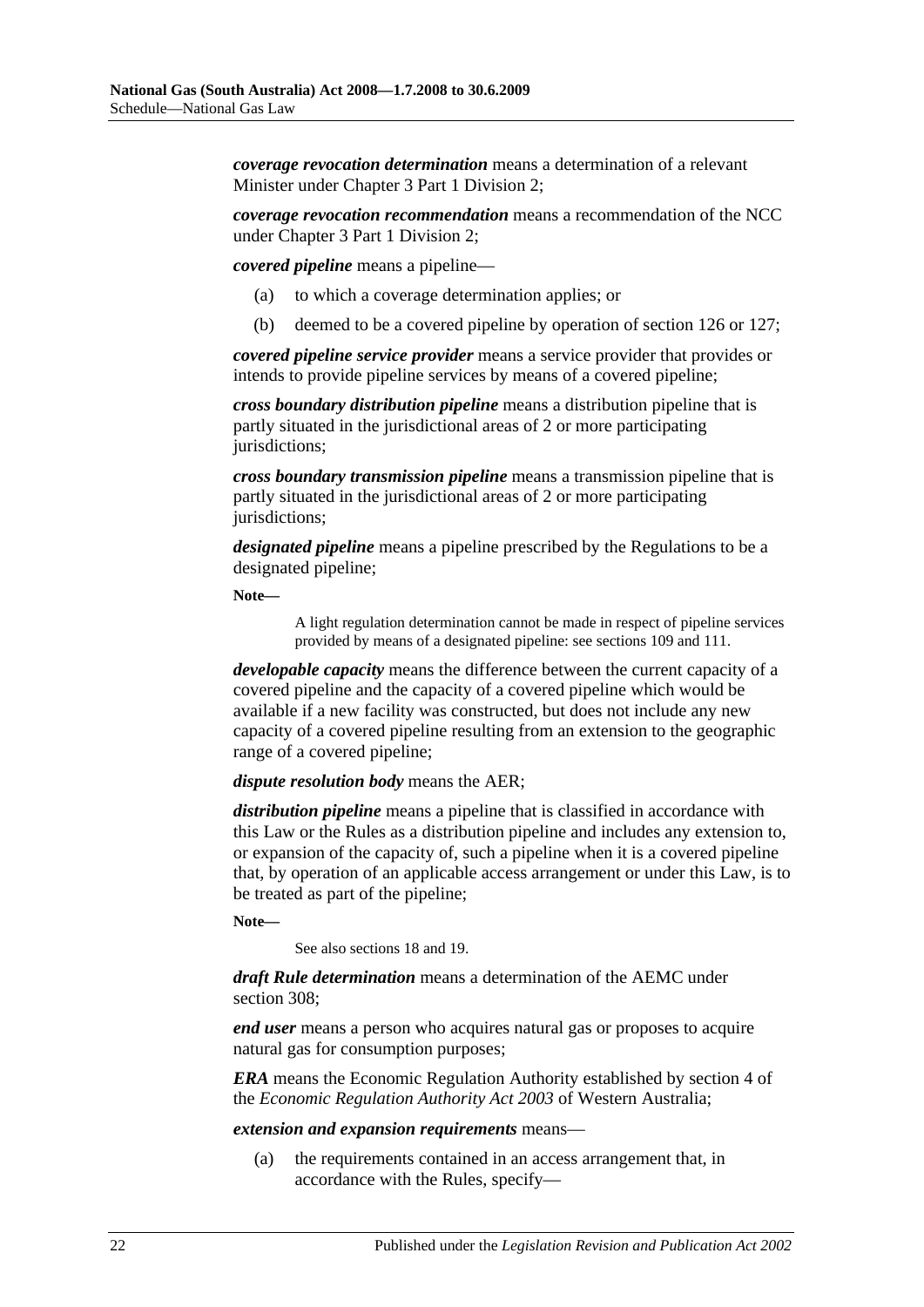***coverage revocation determination*** means a determination of a relevant Minister under Chapter 3 Part 1 Division 2;

***coverage revocation recommendation*** means a recommendation of the NCC under Chapter 3 Part 1 Division 2;

***covered pipeline*** means a pipeline—

(a) to which a coverage determination applies; or

(b) deemed to be a covered pipeline by operation of section 126 or 127;

***covered pipeline service provider*** means a service provider that provides or intends to provide pipeline services by means of a covered pipeline;

***cross boundary distribution pipeline*** means a distribution pipeline that is partly situated in the jurisdictional areas of 2 or more participating jurisdictions;

***cross boundary transmission pipeline*** means a transmission pipeline that is partly situated in the jurisdictional areas of 2 or more participating jurisdictions;

***designated pipeline*** means a pipeline prescribed by the Regulations to be a designated pipeline;

**Note—**

A light regulation determination cannot be made in respect of pipeline services provided by means of a designated pipeline: see sections 109 and 111.

***developable capacity*** means the difference between the current capacity of a covered pipeline and the capacity of a covered pipeline which would be available if a new facility was constructed, but does not include any new capacity of a covered pipeline resulting from an extension to the geographic range of a covered pipeline;

***dispute resolution body*** means the AER;

***distribution pipeline*** means a pipeline that is classified in accordance with this Law or the Rules as a distribution pipeline and includes any extension to, or expansion of the capacity of, such a pipeline when it is a covered pipeline that, by operation of an applicable access arrangement or under this Law, is to be treated as part of the pipeline;

**Note—**

See also sections 18 and 19.

***draft Rule determination*** means a determination of the AEMC under section 308;

***end user*** means a person who acquires natural gas or proposes to acquire natural gas for consumption purposes;

***ERA*** means the Economic Regulation Authority established by section 4 of the *Economic Regulation Authority Act 2003* of Western Australia;

***extension and expansion requirements*** means—

(a) the requirements contained in an access arrangement that, in accordance with the Rules, specify—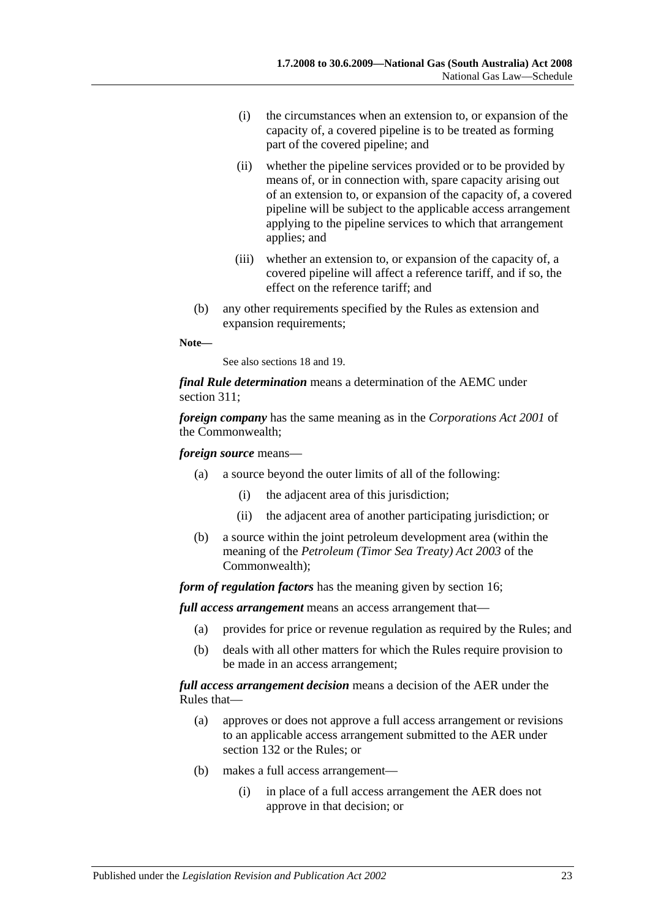(i) the circumstances when an extension to, or expansion of the capacity of, a covered pipeline is to be treated as forming part of the covered pipeline; and

(ii) whether the pipeline services provided or to be provided by means of, or in connection with, spare capacity arising out of an extension to, or expansion of the capacity of, a covered pipeline will be subject to the applicable access arrangement applying to the pipeline services to which that arrangement applies; and

(iii) whether an extension to, or expansion of the capacity of, a covered pipeline will affect a reference tariff, and if so, the effect on the reference tariff; and

(b) any other requirements specified by the Rules as extension and expansion requirements;

**Note—**

See also sections 18 and 19.

***final Rule determination*** means a determination of the AEMC under section 311;

***foreign company*** has the same meaning as in the *Corporations Act 2001* of the Commonwealth;

***foreign source*** means—

(a) a source beyond the outer limits of all of the following:

(i) the adjacent area of this jurisdiction;

(ii) the adjacent area of another participating jurisdiction; or

(b) a source within the joint petroleum development area (within the meaning of the *Petroleum (Timor Sea Treaty) Act 2003* of the Commonwealth);

***form of regulation factors*** has the meaning given by section 16;

***full access arrangement*** means an access arrangement that—

(a) provides for price or revenue regulation as required by the Rules; and

(b) deals with all other matters for which the Rules require provision to be made in an access arrangement;

***full access arrangement decision*** means a decision of the AER under the Rules that—

(a) approves or does not approve a full access arrangement or revisions to an applicable access arrangement submitted to the AER under section 132 or the Rules; or

(b) makes a full access arrangement—

(i) in place of a full access arrangement the AER does not approve in that decision; or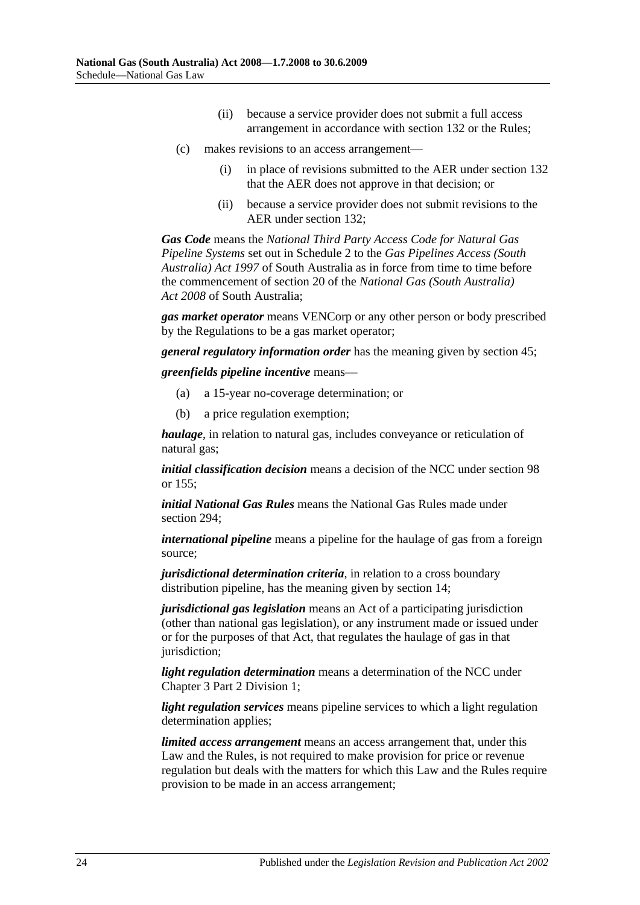(ii) because a service provider does not submit a full access arrangement in accordance with section 132 or the Rules;

(c) makes revisions to an access arrangement—

(i) in place of revisions submitted to the AER under section 132 that the AER does not approve in that decision; or

(ii) because a service provider does not submit revisions to the AER under section 132;

***Gas Code*** means the *National Third Party Access Code for Natural Gas Pipeline Systems* set out in Schedule 2 to the *Gas Pipelines Access (South Australia) Act 1997* of South Australia as in force from time to time before the commencement of section 20 of the *National Gas (South Australia) Act 2008* of South Australia;

***gas market operator*** means VENCorp or any other person or body prescribed by the Regulations to be a gas market operator;

***general regulatory information order*** has the meaning given by section 45;

***greenfields pipeline incentive*** means—

(a) a 15-year no-coverage determination; or

(b) a price regulation exemption;

***haulage***, in relation to natural gas, includes conveyance or reticulation of natural gas;

***initial classification decision*** means a decision of the NCC under section 98 or 155;

***initial National Gas Rules*** means the National Gas Rules made under section 294;

***international pipeline*** means a pipeline for the haulage of gas from a foreign source;

***jurisdictional determination criteria***, in relation to a cross boundary distribution pipeline, has the meaning given by section 14;

***jurisdictional gas legislation*** means an Act of a participating jurisdiction (other than national gas legislation), or any instrument made or issued under or for the purposes of that Act, that regulates the haulage of gas in that jurisdiction;

***light regulation determination*** means a determination of the NCC under Chapter 3 Part 2 Division 1;

***light regulation services*** means pipeline services to which a light regulation determination applies;

***limited access arrangement*** means an access arrangement that, under this Law and the Rules, is not required to make provision for price or revenue regulation but deals with the matters for which this Law and the Rules require provision to be made in an access arrangement;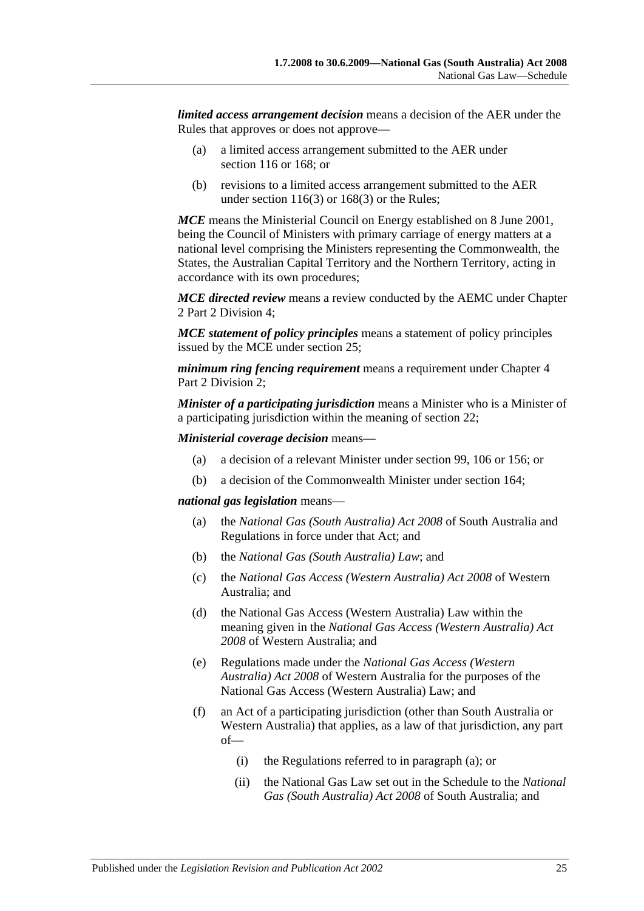***limited access arrangement decision*** means a decision of the AER under the Rules that approves or does not approve—

(a) a limited access arrangement submitted to the AER under section 116 or 168; or

(b) revisions to a limited access arrangement submitted to the AER under section 116(3) or 168(3) or the Rules;

***MCE*** means the Ministerial Council on Energy established on 8 June 2001, being the Council of Ministers with primary carriage of energy matters at a national level comprising the Ministers representing the Commonwealth, the States, the Australian Capital Territory and the Northern Territory, acting in accordance with its own procedures;

***MCE directed review*** means a review conducted by the AEMC under Chapter 2 Part 2 Division 4;

***MCE statement of policy principles*** means a statement of policy principles issued by the MCE under section 25;

***minimum ring fencing requirement*** means a requirement under Chapter 4 Part 2 Division 2;

***Minister of a participating jurisdiction*** means a Minister who is a Minister of a participating jurisdiction within the meaning of section 22;

***Ministerial coverage decision*** means—

(a) a decision of a relevant Minister under section 99, 106 or 156; or

(b) a decision of the Commonwealth Minister under section 164;

***national gas legislation*** means—

(a) the *National Gas (South Australia) Act 2008* of South Australia and Regulations in force under that Act; and

(b) the *National Gas (South Australia) Law*; and

(c) the *National Gas Access (Western Australia) Act 2008* of Western Australia; and

(d) the National Gas Access (Western Australia) Law within the meaning given in the *National Gas Access (Western Australia) Act 2008* of Western Australia; and

(e) Regulations made under the *National Gas Access (Western Australia) Act 2008* of Western Australia for the purposes of the National Gas Access (Western Australia) Law; and

(f) an Act of a participating jurisdiction (other than South Australia or Western Australia) that applies, as a law of that jurisdiction, any part of—

  (i) the Regulations referred to in paragraph (a); or

  (ii) the National Gas Law set out in the Schedule to the *National Gas (South Australia) Act 2008* of South Australia; and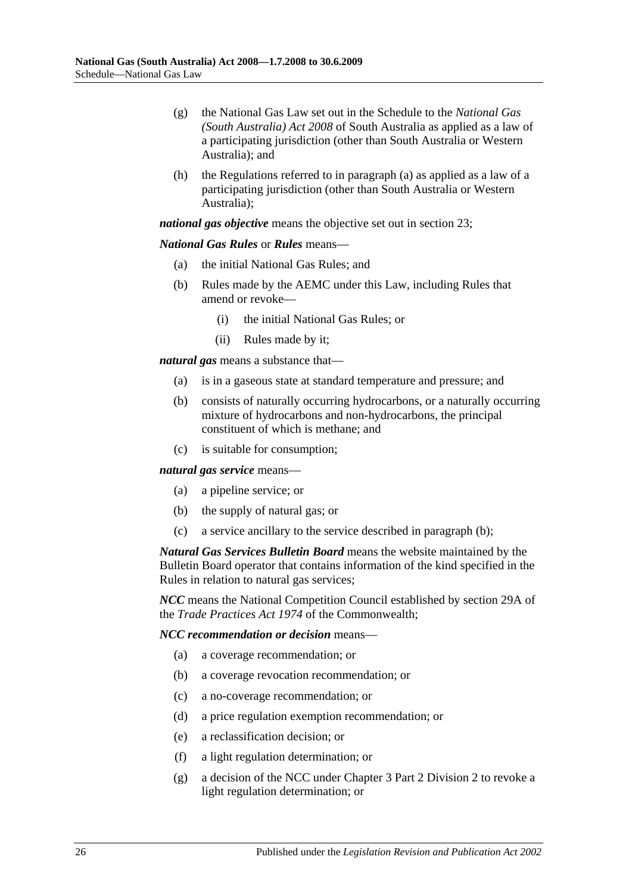(g) the National Gas Law set out in the Schedule to the *National Gas (South Australia) Act 2008* of South Australia as applied as a law of a participating jurisdiction (other than South Australia or Western Australia); and

(h) the Regulations referred to in paragraph (a) as applied as a law of a participating jurisdiction (other than South Australia or Western Australia);

***national gas objective*** means the objective set out in section 23;

***National Gas Rules*** or ***Rules*** means—

(a) the initial National Gas Rules; and

(b) Rules made by the AEMC under this Law, including Rules that amend or revoke—

(i) the initial National Gas Rules; or

(ii) Rules made by it;

***natural gas*** means a substance that—

(a) is in a gaseous state at standard temperature and pressure; and

(b) consists of naturally occurring hydrocarbons, or a naturally occurring mixture of hydrocarbons and non-hydrocarbons, the principal constituent of which is methane; and

(c) is suitable for consumption;

***natural gas service*** means—

(a) a pipeline service; or

(b) the supply of natural gas; or

(c) a service ancillary to the service described in paragraph (b);

***Natural Gas Services Bulletin Board*** means the website maintained by the Bulletin Board operator that contains information of the kind specified in the Rules in relation to natural gas services;

***NCC*** means the National Competition Council established by section 29A of the *Trade Practices Act 1974* of the Commonwealth;

***NCC recommendation or decision*** means—

(a) a coverage recommendation; or

(b) a coverage revocation recommendation; or

(c) a no-coverage recommendation; or

(d) a price regulation exemption recommendation; or

(e) a reclassification decision; or

(f) a light regulation determination; or

(g) a decision of the NCC under Chapter 3 Part 2 Division 2 to revoke a light regulation determination; or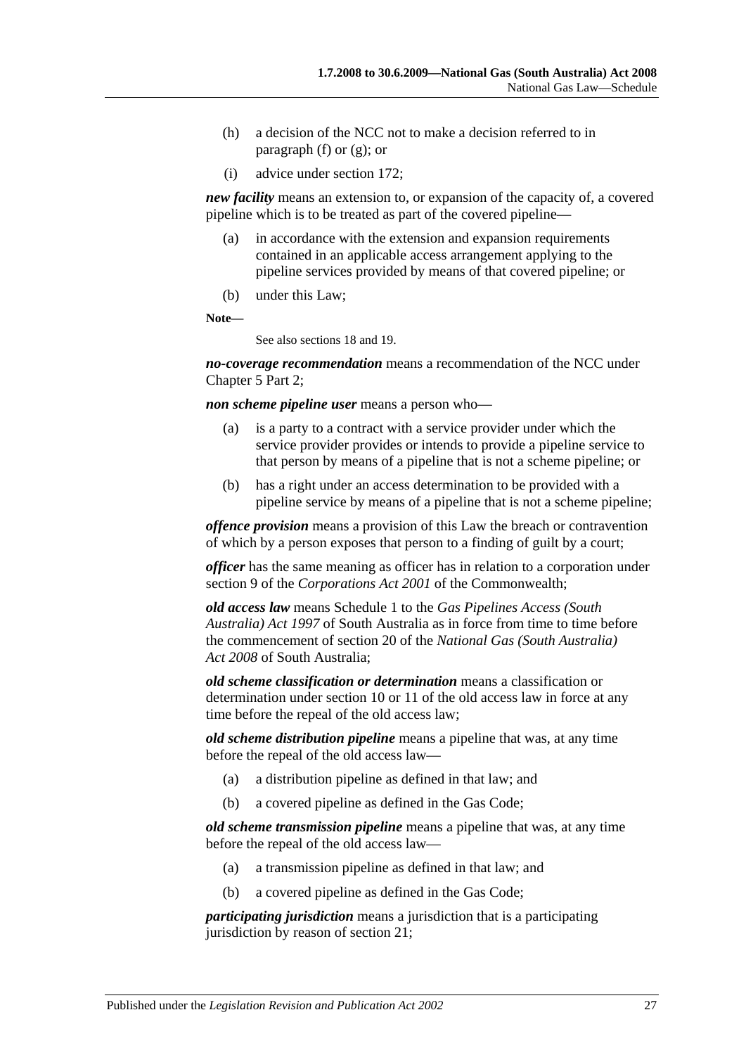(h) a decision of the NCC not to make a decision referred to in paragraph (f) or (g); or

(i) advice under section 172;

***new facility*** means an extension to, or expansion of the capacity of, a covered pipeline which is to be treated as part of the covered pipeline—

(a) in accordance with the extension and expansion requirements contained in an applicable access arrangement applying to the pipeline services provided by means of that covered pipeline; or

(b) under this Law;

**Note—**

See also sections 18 and 19.

***no-coverage recommendation*** means a recommendation of the NCC under Chapter 5 Part 2;

***non scheme pipeline user*** means a person who—

(a) is a party to a contract with a service provider under which the service provider provides or intends to provide a pipeline service to that person by means of a pipeline that is not a scheme pipeline; or

(b) has a right under an access determination to be provided with a pipeline service by means of a pipeline that is not a scheme pipeline;

***offence provision*** means a provision of this Law the breach or contravention of which by a person exposes that person to a finding of guilt by a court;

***officer*** has the same meaning as officer has in relation to a corporation under section 9 of the *Corporations Act 2001* of the Commonwealth;

***old access law*** means Schedule 1 to the *Gas Pipelines Access (South Australia) Act 1997* of South Australia as in force from time to time before the commencement of section 20 of the *National Gas (South Australia) Act 2008* of South Australia;

***old scheme classification or determination*** means a classification or determination under section 10 or 11 of the old access law in force at any time before the repeal of the old access law;

***old scheme distribution pipeline*** means a pipeline that was, at any time before the repeal of the old access law—

(a) a distribution pipeline as defined in that law; and

(b) a covered pipeline as defined in the Gas Code;

***old scheme transmission pipeline*** means a pipeline that was, at any time before the repeal of the old access law—

(a) a transmission pipeline as defined in that law; and

(b) a covered pipeline as defined in the Gas Code;

***participating jurisdiction*** means a jurisdiction that is a participating jurisdiction by reason of section 21;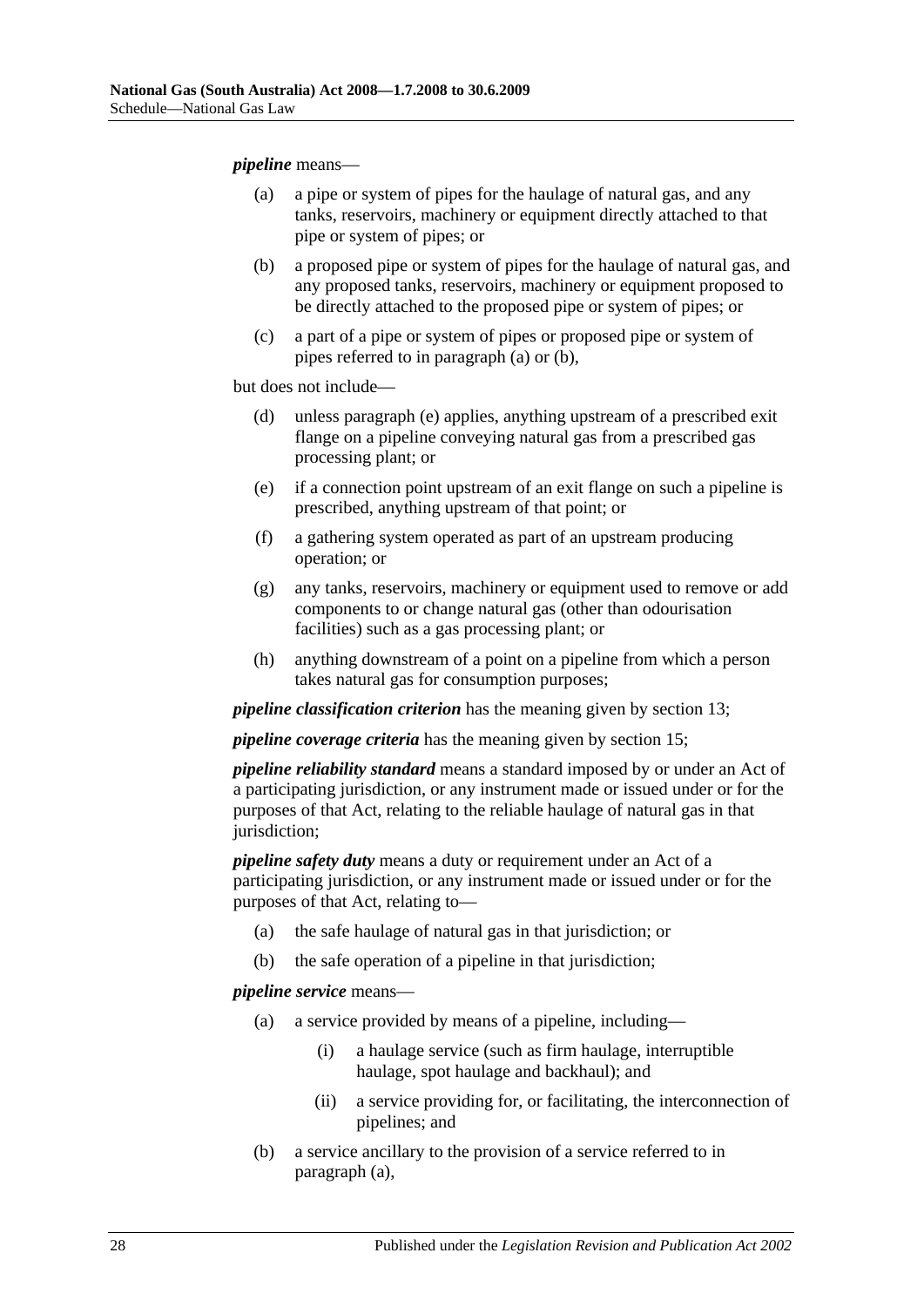***pipeline*** means—

(a) a pipe or system of pipes for the haulage of natural gas, and any tanks, reservoirs, machinery or equipment directly attached to that pipe or system of pipes; or

(b) a proposed pipe or system of pipes for the haulage of natural gas, and any proposed tanks, reservoirs, machinery or equipment proposed to be directly attached to the proposed pipe or system of pipes; or

(c) a part of a pipe or system of pipes or proposed pipe or system of pipes referred to in paragraph (a) or (b),

but does not include—

(d) unless paragraph (e) applies, anything upstream of a prescribed exit flange on a pipeline conveying natural gas from a prescribed gas processing plant; or

(e) if a connection point upstream of an exit flange on such a pipeline is prescribed, anything upstream of that point; or

(f) a gathering system operated as part of an upstream producing operation; or

(g) any tanks, reservoirs, machinery or equipment used to remove or add components to or change natural gas (other than odourisation facilities) such as a gas processing plant; or

(h) anything downstream of a point on a pipeline from which a person takes natural gas for consumption purposes;

***pipeline classification criterion*** has the meaning given by section 13;

***pipeline coverage criteria*** has the meaning given by section 15;

***pipeline reliability standard*** means a standard imposed by or under an Act of a participating jurisdiction, or any instrument made or issued under or for the purposes of that Act, relating to the reliable haulage of natural gas in that jurisdiction;

***pipeline safety duty*** means a duty or requirement under an Act of a participating jurisdiction, or any instrument made or issued under or for the purposes of that Act, relating to—

(a) the safe haulage of natural gas in that jurisdiction; or

(b) the safe operation of a pipeline in that jurisdiction;

***pipeline service*** means—

(a) a service provided by means of a pipeline, including—

  (i) a haulage service (such as firm haulage, interruptible haulage, spot haulage and backhaul); and

  (ii) a service providing for, or facilitating, the interconnection of pipelines; and

(b) a service ancillary to the provision of a service referred to in paragraph (a),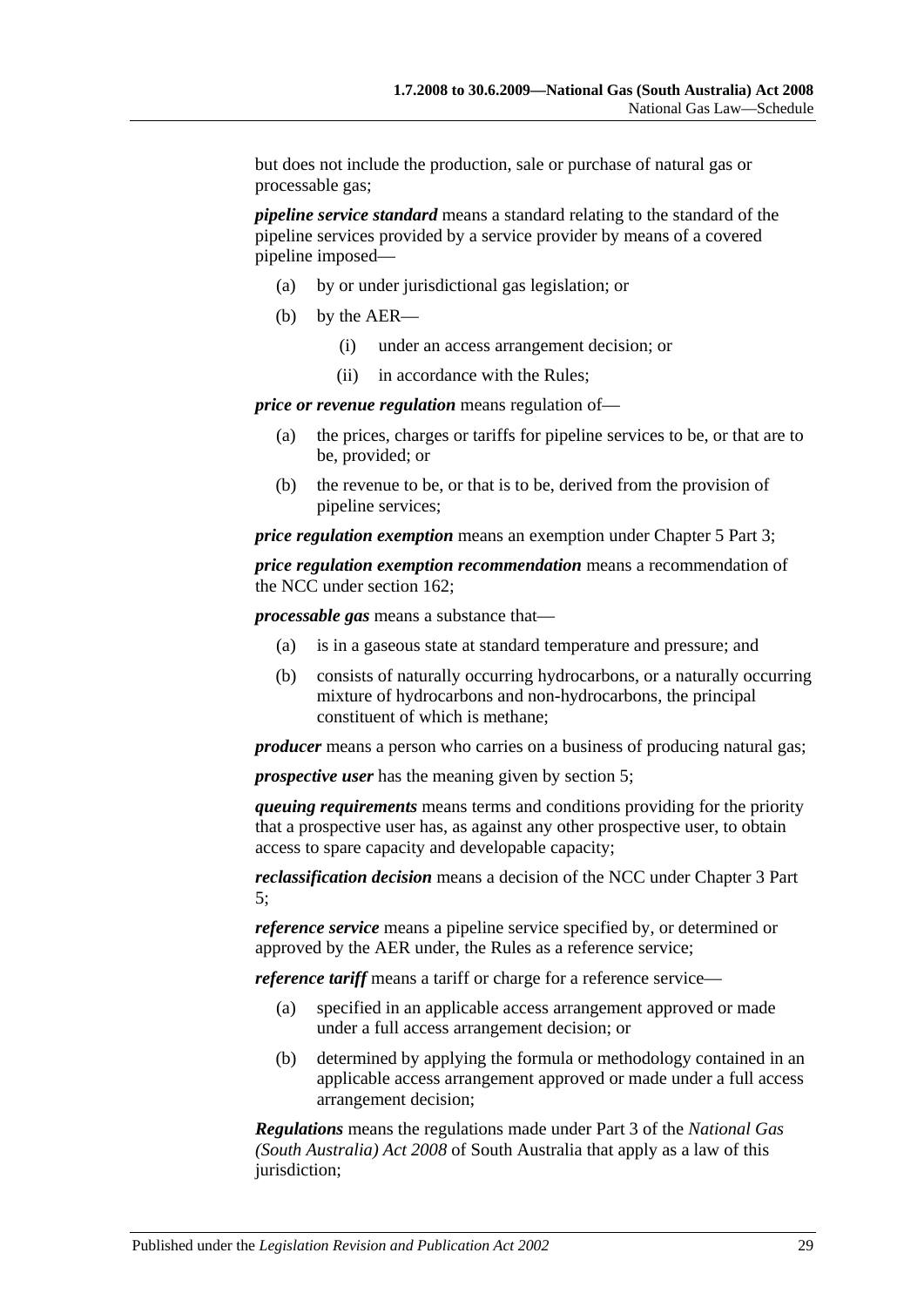but does not include the production, sale or purchase of natural gas or processable gas;

***pipeline service standard*** means a standard relating to the standard of the pipeline services provided by a service provider by means of a covered pipeline imposed—

- (a) by or under jurisdictional gas legislation; or
- (b) by the AER—
  - (i) under an access arrangement decision; or
  - (ii) in accordance with the Rules;

***price or revenue regulation*** means regulation of—

- (a) the prices, charges or tariffs for pipeline services to be, or that are to be, provided; or
- (b) the revenue to be, or that is to be, derived from the provision of pipeline services;

***price regulation exemption*** means an exemption under Chapter 5 Part 3;

***price regulation exemption recommendation*** means a recommendation of the NCC under section 162;

***processable gas*** means a substance that—

- (a) is in a gaseous state at standard temperature and pressure; and
- (b) consists of naturally occurring hydrocarbons, or a naturally occurring mixture of hydrocarbons and non-hydrocarbons, the principal constituent of which is methane;

***producer*** means a person who carries on a business of producing natural gas;

***prospective user*** has the meaning given by section 5;

***queuing requirements*** means terms and conditions providing for the priority that a prospective user has, as against any other prospective user, to obtain access to spare capacity and developable capacity;

***reclassification decision*** means a decision of the NCC under Chapter 3 Part 5;

***reference service*** means a pipeline service specified by, or determined or approved by the AER under, the Rules as a reference service;

***reference tariff*** means a tariff or charge for a reference service—

- (a) specified in an applicable access arrangement approved or made under a full access arrangement decision; or
- (b) determined by applying the formula or methodology contained in an applicable access arrangement approved or made under a full access arrangement decision;

***Regulations*** means the regulations made under Part 3 of the *National Gas (South Australia) Act 2008* of South Australia that apply as a law of this jurisdiction;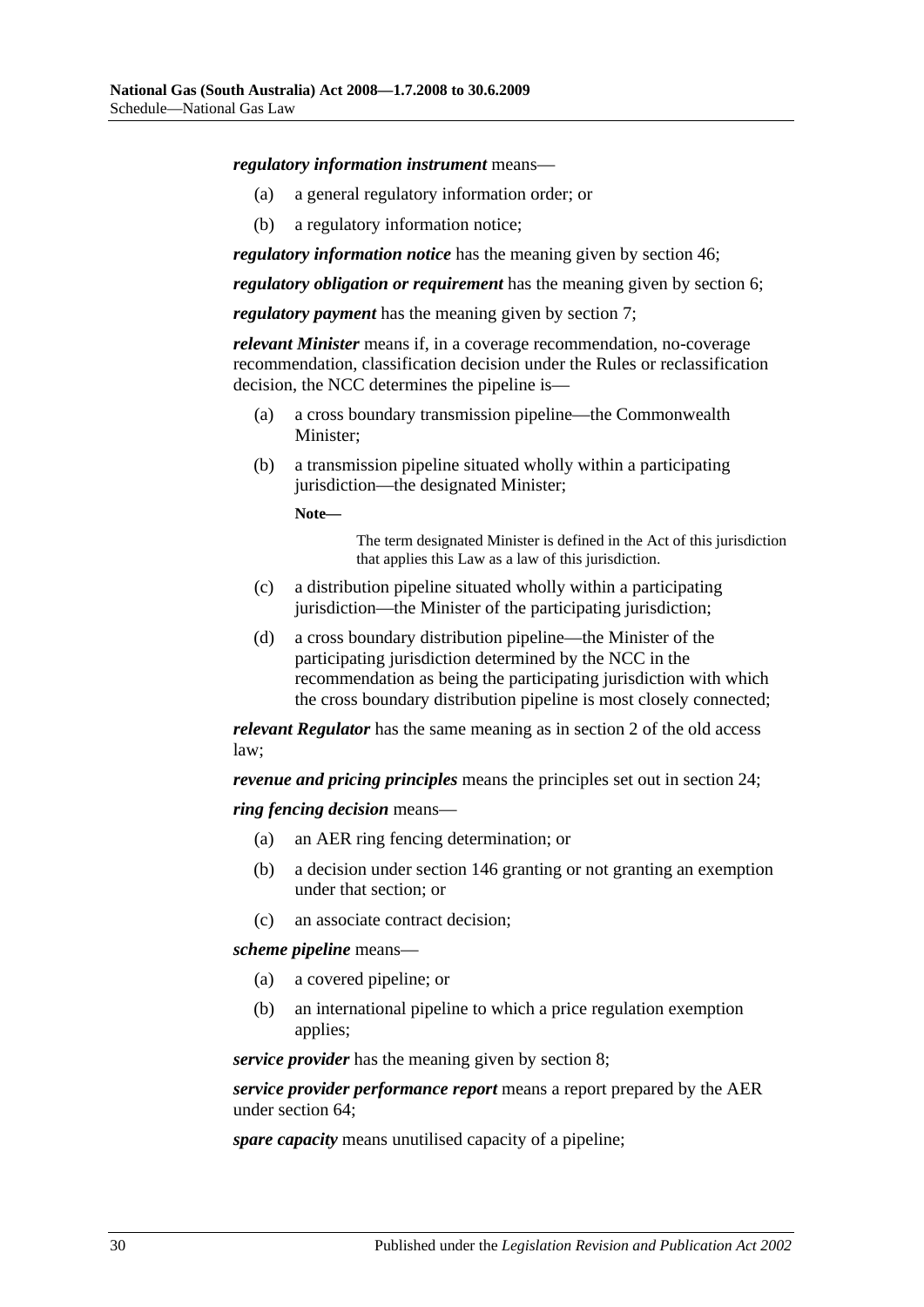***regulatory information instrument*** means—

(a) a general regulatory information order; or

(b) a regulatory information notice;

***regulatory information notice*** has the meaning given by section 46;

***regulatory obligation or requirement*** has the meaning given by section 6;

***regulatory payment*** has the meaning given by section 7;

***relevant Minister*** means if, in a coverage recommendation, no-coverage recommendation, classification decision under the Rules or reclassification decision, the NCC determines the pipeline is—

(a) a cross boundary transmission pipeline—the Commonwealth Minister;

(b) a transmission pipeline situated wholly within a participating jurisdiction—the designated Minister;

**Note—**

The term designated Minister is defined in the Act of this jurisdiction that applies this Law as a law of this jurisdiction.

(c) a distribution pipeline situated wholly within a participating jurisdiction—the Minister of the participating jurisdiction;

(d) a cross boundary distribution pipeline—the Minister of the participating jurisdiction determined by the NCC in the recommendation as being the participating jurisdiction with which the cross boundary distribution pipeline is most closely connected;

***relevant Regulator*** has the same meaning as in section 2 of the old access law;

***revenue and pricing principles*** means the principles set out in section 24;

***ring fencing decision*** means—

(a) an AER ring fencing determination; or

(b) a decision under section 146 granting or not granting an exemption under that section; or

(c) an associate contract decision;

***scheme pipeline*** means—

(a) a covered pipeline; or

(b) an international pipeline to which a price regulation exemption applies;

***service provider*** has the meaning given by section 8;

***service provider performance report*** means a report prepared by the AER under section 64;

***spare capacity*** means unutilised capacity of a pipeline;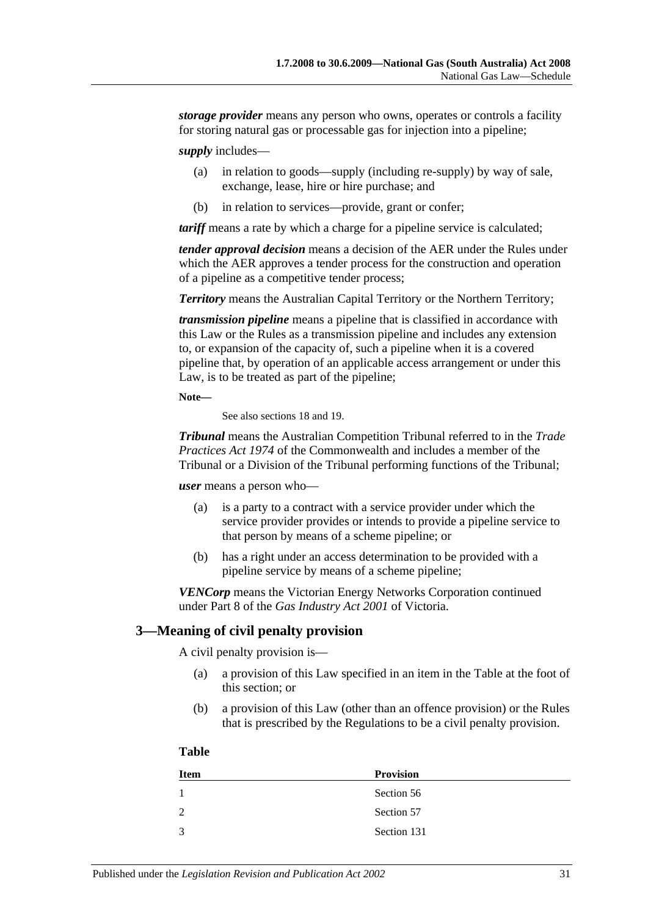***storage provider*** means any person who owns, operates or controls a facility for storing natural gas or processable gas for injection into a pipeline;

***supply*** includes—

(a) in relation to goods—supply (including re-supply) by way of sale, exchange, lease, hire or hire purchase; and

(b) in relation to services—provide, grant or confer;

***tariff*** means a rate by which a charge for a pipeline service is calculated;

***tender approval decision*** means a decision of the AER under the Rules under which the AER approves a tender process for the construction and operation of a pipeline as a competitive tender process;

***Territory*** means the Australian Capital Territory or the Northern Territory;

***transmission pipeline*** means a pipeline that is classified in accordance with this Law or the Rules as a transmission pipeline and includes any extension to, or expansion of the capacity of, such a pipeline when it is a covered pipeline that, by operation of an applicable access arrangement or under this Law, is to be treated as part of the pipeline;

**Note—**

See also sections 18 and 19.

***Tribunal*** means the Australian Competition Tribunal referred to in the *Trade Practices Act 1974* of the Commonwealth and includes a member of the Tribunal or a Division of the Tribunal performing functions of the Tribunal;

***user*** means a person who—

(a) is a party to a contract with a service provider under which the service provider provides or intends to provide a pipeline service to that person by means of a scheme pipeline; or

(b) has a right under an access determination to be provided with a pipeline service by means of a scheme pipeline;

***VENCorp*** means the Victorian Energy Networks Corporation continued under Part 8 of the *Gas Industry Act 2001* of Victoria.

## 3—Meaning of civil penalty provision

A civil penalty provision is—

(a) a provision of this Law specified in an item in the Table at the foot of this section; or

(b) a provision of this Law (other than an offence provision) or the Rules that is prescribed by the Regulations to be a civil penalty provision.

**Table**

| Item | Provision |
|---|---|
| 1 | Section 56 |
| 2 | Section 57 |
| 3 | Section 131 |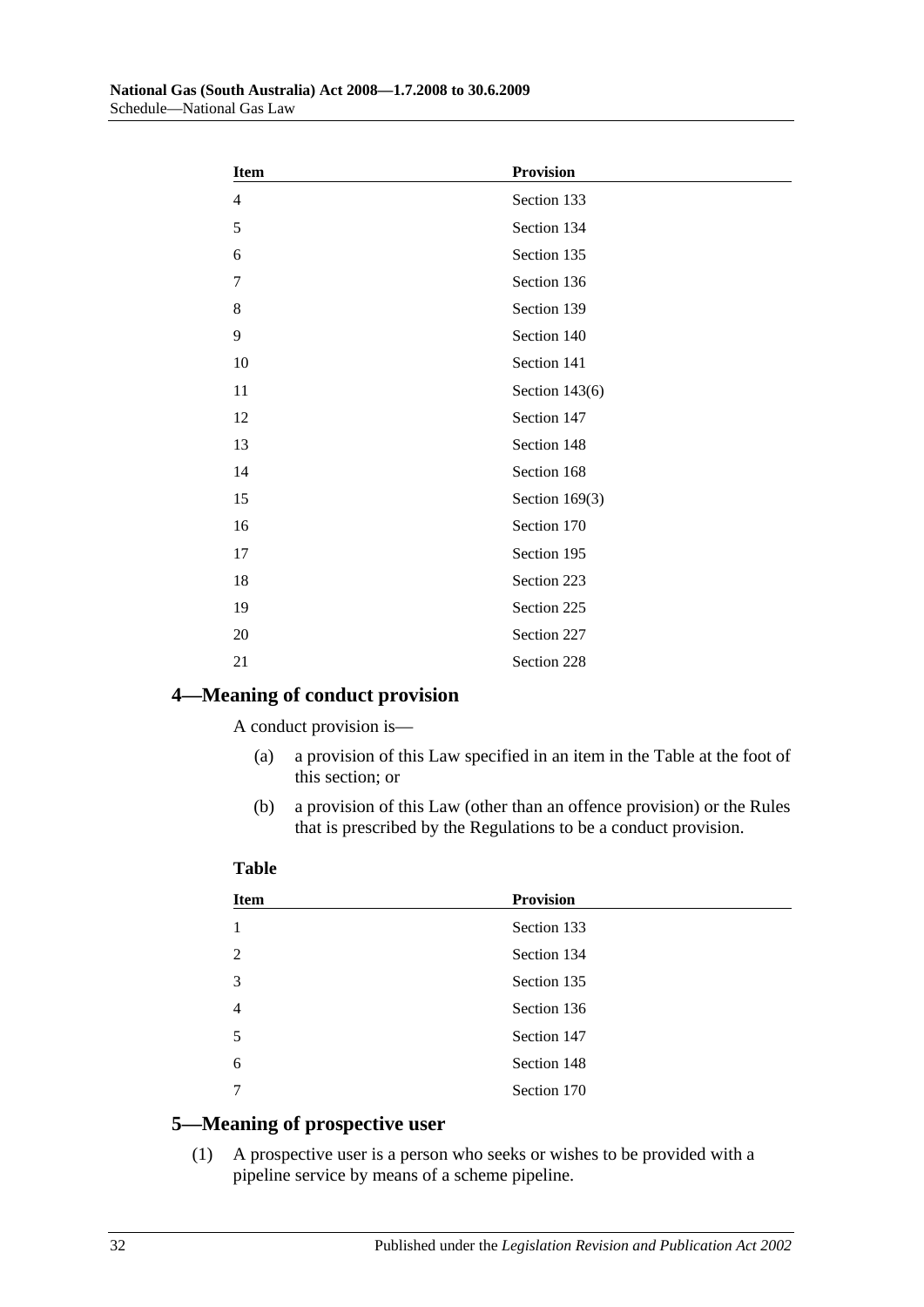| Item | Provision |
|---|---|
| 4 | Section 133 |
| 5 | Section 134 |
| 6 | Section 135 |
| 7 | Section 136 |
| 8 | Section 139 |
| 9 | Section 140 |
| 10 | Section 141 |
| 11 | Section 143(6) |
| 12 | Section 147 |
| 13 | Section 148 |
| 14 | Section 168 |
| 15 | Section 169(3) |
| 16 | Section 170 |
| 17 | Section 195 |
| 18 | Section 223 |
| 19 | Section 225 |
| 20 | Section 227 |
| 21 | Section 228 |

## 4—Meaning of conduct provision

A conduct provision is—

(a) a provision of this Law specified in an item in the Table at the foot of this section; or

(b) a provision of this Law (other than an offence provision) or the Rules that is prescribed by the Regulations to be a conduct provision.

**Table**

| Item | Provision |
|---|---|
| 1 | Section 133 |
| 2 | Section 134 |
| 3 | Section 135 |
| 4 | Section 136 |
| 5 | Section 147 |
| 6 | Section 148 |
| 7 | Section 170 |

## 5—Meaning of prospective user

(1) A prospective user is a person who seeks or wishes to be provided with a pipeline service by means of a scheme pipeline.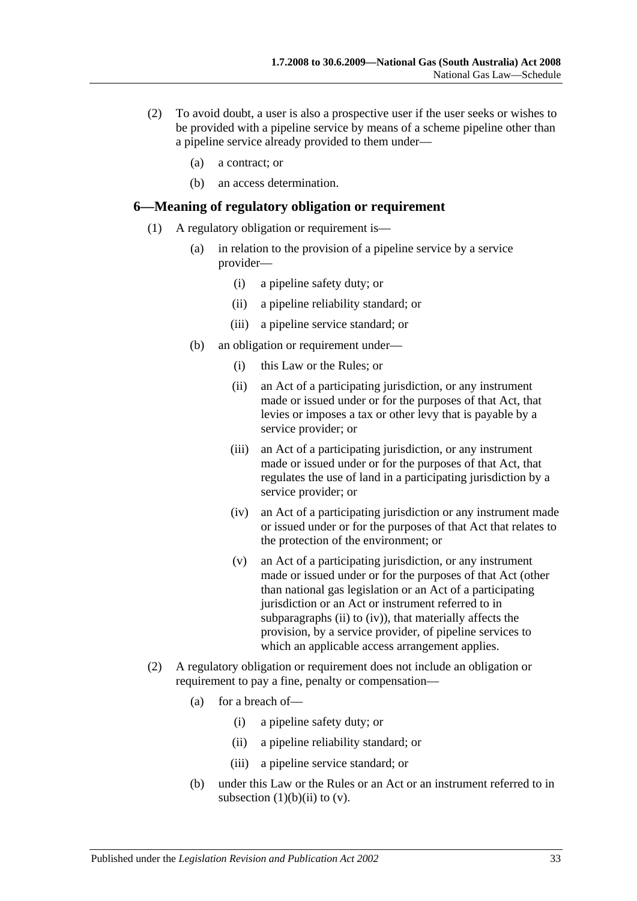(2) To avoid doubt, a user is also a prospective user if the user seeks or wishes to be provided with a pipeline service by means of a scheme pipeline other than a pipeline service already provided to them under—

(a) a contract; or

(b) an access determination.

## 6—Meaning of regulatory obligation or requirement

(1) A regulatory obligation or requirement is—

(a) in relation to the provision of a pipeline service by a service provider—

(i) a pipeline safety duty; or

(ii) a pipeline reliability standard; or

(iii) a pipeline service standard; or

(b) an obligation or requirement under—

(i) this Law or the Rules; or

(ii) an Act of a participating jurisdiction, or any instrument made or issued under or for the purposes of that Act, that levies or imposes a tax or other levy that is payable by a service provider; or

(iii) an Act of a participating jurisdiction, or any instrument made or issued under or for the purposes of that Act, that regulates the use of land in a participating jurisdiction by a service provider; or

(iv) an Act of a participating jurisdiction or any instrument made or issued under or for the purposes of that Act that relates to the protection of the environment; or

(v) an Act of a participating jurisdiction, or any instrument made or issued under or for the purposes of that Act (other than national gas legislation or an Act of a participating jurisdiction or an Act or instrument referred to in subparagraphs (ii) to (iv)), that materially affects the provision, by a service provider, of pipeline services to which an applicable access arrangement applies.

(2) A regulatory obligation or requirement does not include an obligation or requirement to pay a fine, penalty or compensation—

(a) for a breach of—

(i) a pipeline safety duty; or

(ii) a pipeline reliability standard; or

(iii) a pipeline service standard; or

(b) under this Law or the Rules or an Act or an instrument referred to in subsection (1)(b)(ii) to (v).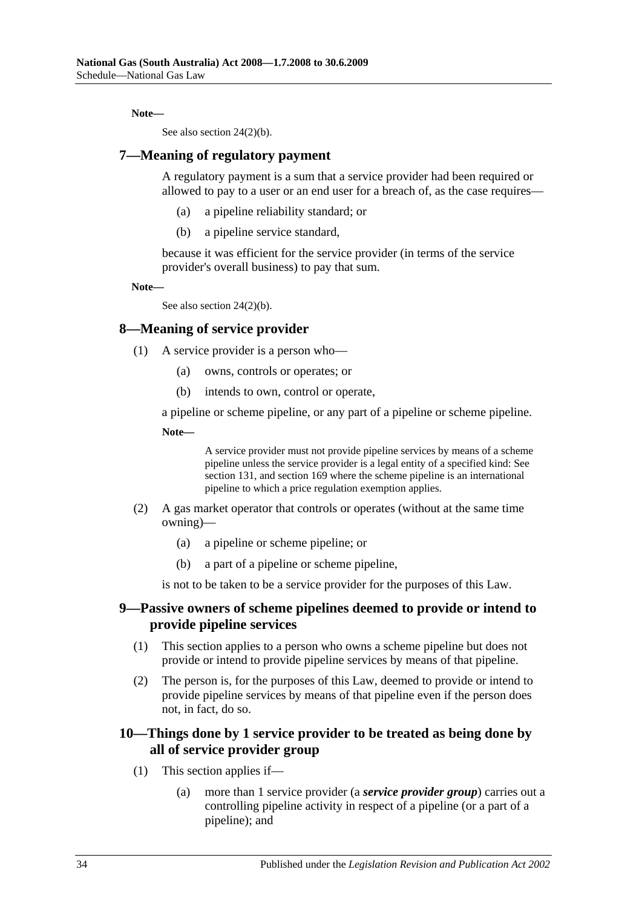**Note—**

See also section 24(2)(b).

## 7—Meaning of regulatory payment

A regulatory payment is a sum that a service provider had been required or allowed to pay to a user or an end user for a breach of, as the case requires—

- (a) a pipeline reliability standard; or
- (b) a pipeline service standard,

because it was efficient for the service provider (in terms of the service provider's overall business) to pay that sum.

**Note—**

See also section 24(2)(b).

## 8—Meaning of service provider

(1) A service provider is a person who—

- (a) owns, controls or operates; or
- (b) intends to own, control or operate,

a pipeline or scheme pipeline, or any part of a pipeline or scheme pipeline.

**Note—**

A service provider must not provide pipeline services by means of a scheme pipeline unless the service provider is a legal entity of a specified kind: See section 131, and section 169 where the scheme pipeline is an international pipeline to which a price regulation exemption applies.

(2) A gas market operator that controls or operates (without at the same time owning)—

- (a) a pipeline or scheme pipeline; or
- (b) a part of a pipeline or scheme pipeline,

is not to be taken to be a service provider for the purposes of this Law.

## 9—Passive owners of scheme pipelines deemed to provide or intend to provide pipeline services

(1) This section applies to a person who owns a scheme pipeline but does not provide or intend to provide pipeline services by means of that pipeline.

(2) The person is, for the purposes of this Law, deemed to provide or intend to provide pipeline services by means of that pipeline even if the person does not, in fact, do so.

## 10—Things done by 1 service provider to be treated as being done by all of service provider group

(1) This section applies if—

- (a) more than 1 service provider (a ***service provider group***) carries out a controlling pipeline activity in respect of a pipeline (or a part of a pipeline); and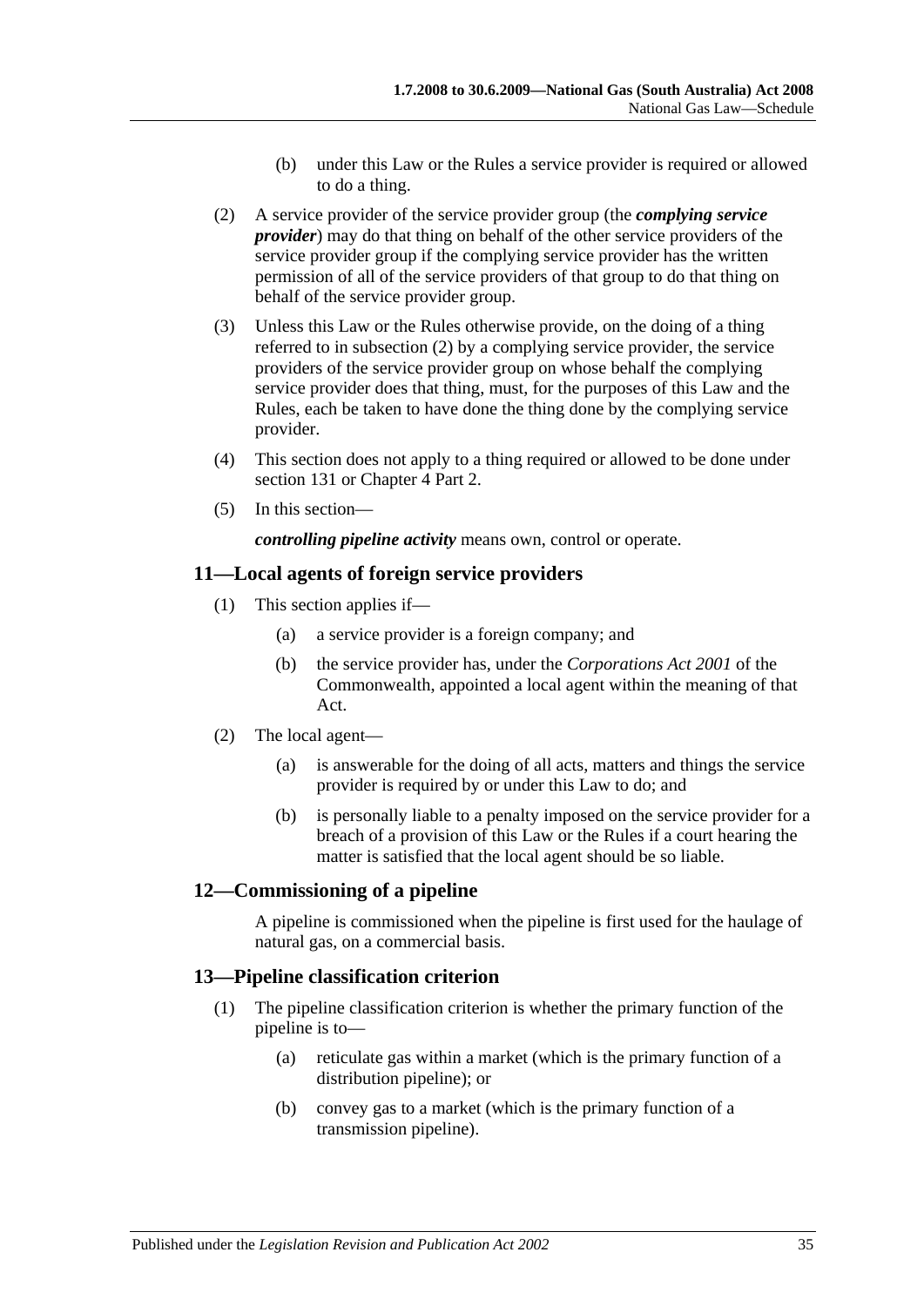(b) under this Law or the Rules a service provider is required or allowed to do a thing.

(2) A service provider of the service provider group (the ***complying service provider***) may do that thing on behalf of the other service providers of the service provider group if the complying service provider has the written permission of all of the service providers of that group to do that thing on behalf of the service provider group.

(3) Unless this Law or the Rules otherwise provide, on the doing of a thing referred to in subsection (2) by a complying service provider, the service providers of the service provider group on whose behalf the complying service provider does that thing, must, for the purposes of this Law and the Rules, each be taken to have done the thing done by the complying service provider.

(4) This section does not apply to a thing required or allowed to be done under section 131 or Chapter 4 Part 2.

(5) In this section—

***controlling pipeline activity*** means own, control or operate.

## 11—Local agents of foreign service providers

(1) This section applies if—

(a) a service provider is a foreign company; and

(b) the service provider has, under the *Corporations Act 2001* of the Commonwealth, appointed a local agent within the meaning of that Act.

(2) The local agent—

(a) is answerable for the doing of all acts, matters and things the service provider is required by or under this Law to do; and

(b) is personally liable to a penalty imposed on the service provider for a breach of a provision of this Law or the Rules if a court hearing the matter is satisfied that the local agent should be so liable.

## 12—Commissioning of a pipeline

A pipeline is commissioned when the pipeline is first used for the haulage of natural gas, on a commercial basis.

## 13—Pipeline classification criterion

(1) The pipeline classification criterion is whether the primary function of the pipeline is to—

(a) reticulate gas within a market (which is the primary function of a distribution pipeline); or

(b) convey gas to a market (which is the primary function of a transmission pipeline).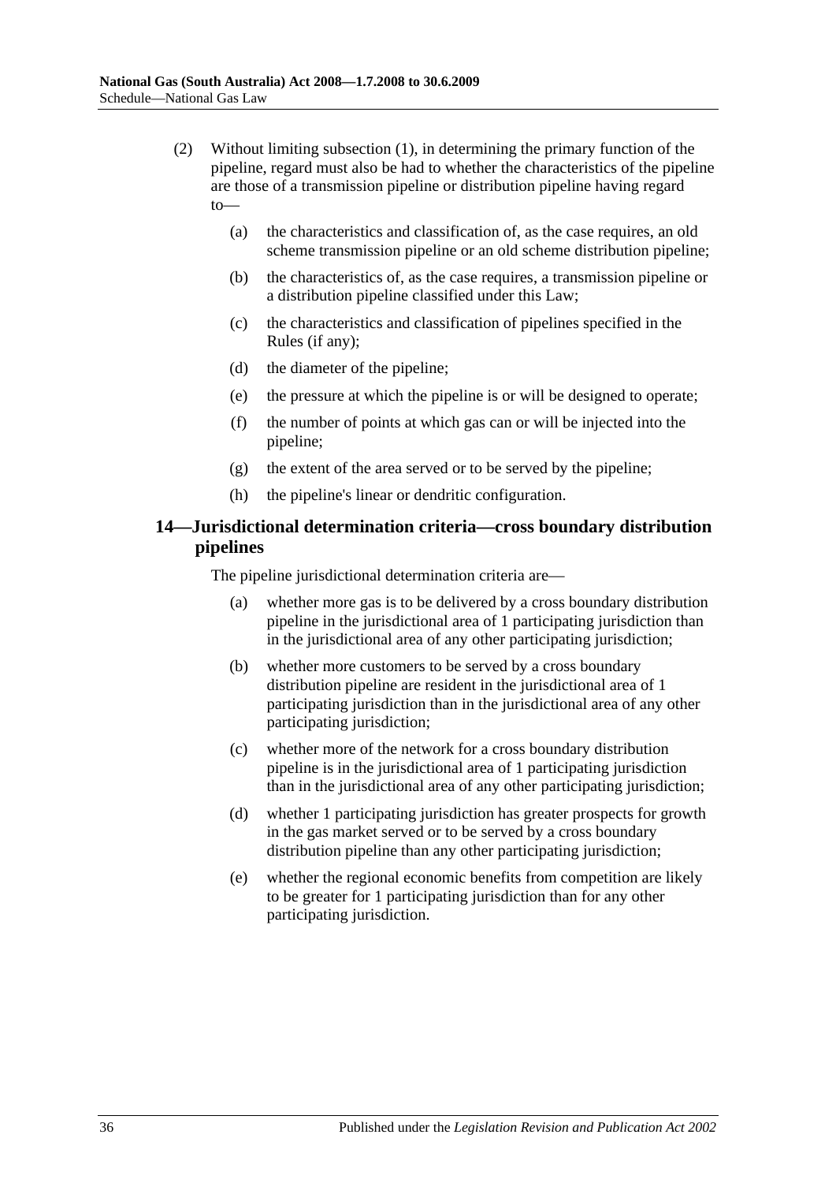(2) Without limiting subsection (1), in determining the primary function of the pipeline, regard must also be had to whether the characteristics of the pipeline are those of a transmission pipeline or distribution pipeline having regard to—

(a) the characteristics and classification of, as the case requires, an old scheme transmission pipeline or an old scheme distribution pipeline;

(b) the characteristics of, as the case requires, a transmission pipeline or a distribution pipeline classified under this Law;

(c) the characteristics and classification of pipelines specified in the Rules (if any);

(d) the diameter of the pipeline;

(e) the pressure at which the pipeline is or will be designed to operate;

(f) the number of points at which gas can or will be injected into the pipeline;

(g) the extent of the area served or to be served by the pipeline;

(h) the pipeline's linear or dendritic configuration.

## 14—Jurisdictional determination criteria—cross boundary distribution pipelines

The pipeline jurisdictional determination criteria are—

(a) whether more gas is to be delivered by a cross boundary distribution pipeline in the jurisdictional area of 1 participating jurisdiction than in the jurisdictional area of any other participating jurisdiction;

(b) whether more customers to be served by a cross boundary distribution pipeline are resident in the jurisdictional area of 1 participating jurisdiction than in the jurisdictional area of any other participating jurisdiction;

(c) whether more of the network for a cross boundary distribution pipeline is in the jurisdictional area of 1 participating jurisdiction than in the jurisdictional area of any other participating jurisdiction;

(d) whether 1 participating jurisdiction has greater prospects for growth in the gas market served or to be served by a cross boundary distribution pipeline than any other participating jurisdiction;

(e) whether the regional economic benefits from competition are likely to be greater for 1 participating jurisdiction than for any other participating jurisdiction.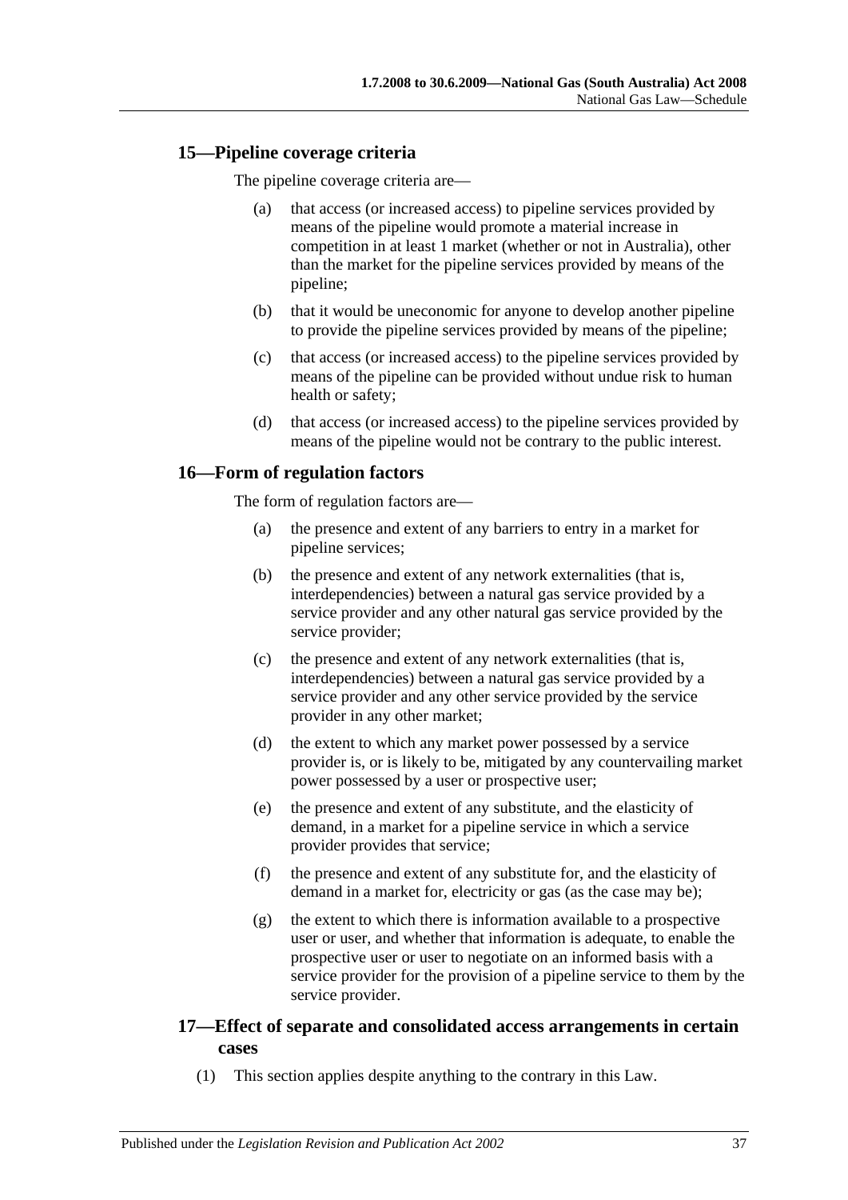## 15—Pipeline coverage criteria

The pipeline coverage criteria are—

(a) that access (or increased access) to pipeline services provided by means of the pipeline would promote a material increase in competition in at least 1 market (whether or not in Australia), other than the market for the pipeline services provided by means of the pipeline;

(b) that it would be uneconomic for anyone to develop another pipeline to provide the pipeline services provided by means of the pipeline;

(c) that access (or increased access) to the pipeline services provided by means of the pipeline can be provided without undue risk to human health or safety;

(d) that access (or increased access) to the pipeline services provided by means of the pipeline would not be contrary to the public interest.

## 16—Form of regulation factors

The form of regulation factors are—

(a) the presence and extent of any barriers to entry in a market for pipeline services;

(b) the presence and extent of any network externalities (that is, interdependencies) between a natural gas service provided by a service provider and any other natural gas service provided by the service provider;

(c) the presence and extent of any network externalities (that is, interdependencies) between a natural gas service provided by a service provider and any other service provided by the service provider in any other market;

(d) the extent to which any market power possessed by a service provider is, or is likely to be, mitigated by any countervailing market power possessed by a user or prospective user;

(e) the presence and extent of any substitute, and the elasticity of demand, in a market for a pipeline service in which a service provider provides that service;

(f) the presence and extent of any substitute for, and the elasticity of demand in a market for, electricity or gas (as the case may be);

(g) the extent to which there is information available to a prospective user or user, and whether that information is adequate, to enable the prospective user or user to negotiate on an informed basis with a service provider for the provision of a pipeline service to them by the service provider.

## 17—Effect of separate and consolidated access arrangements in certain cases

(1) This section applies despite anything to the contrary in this Law.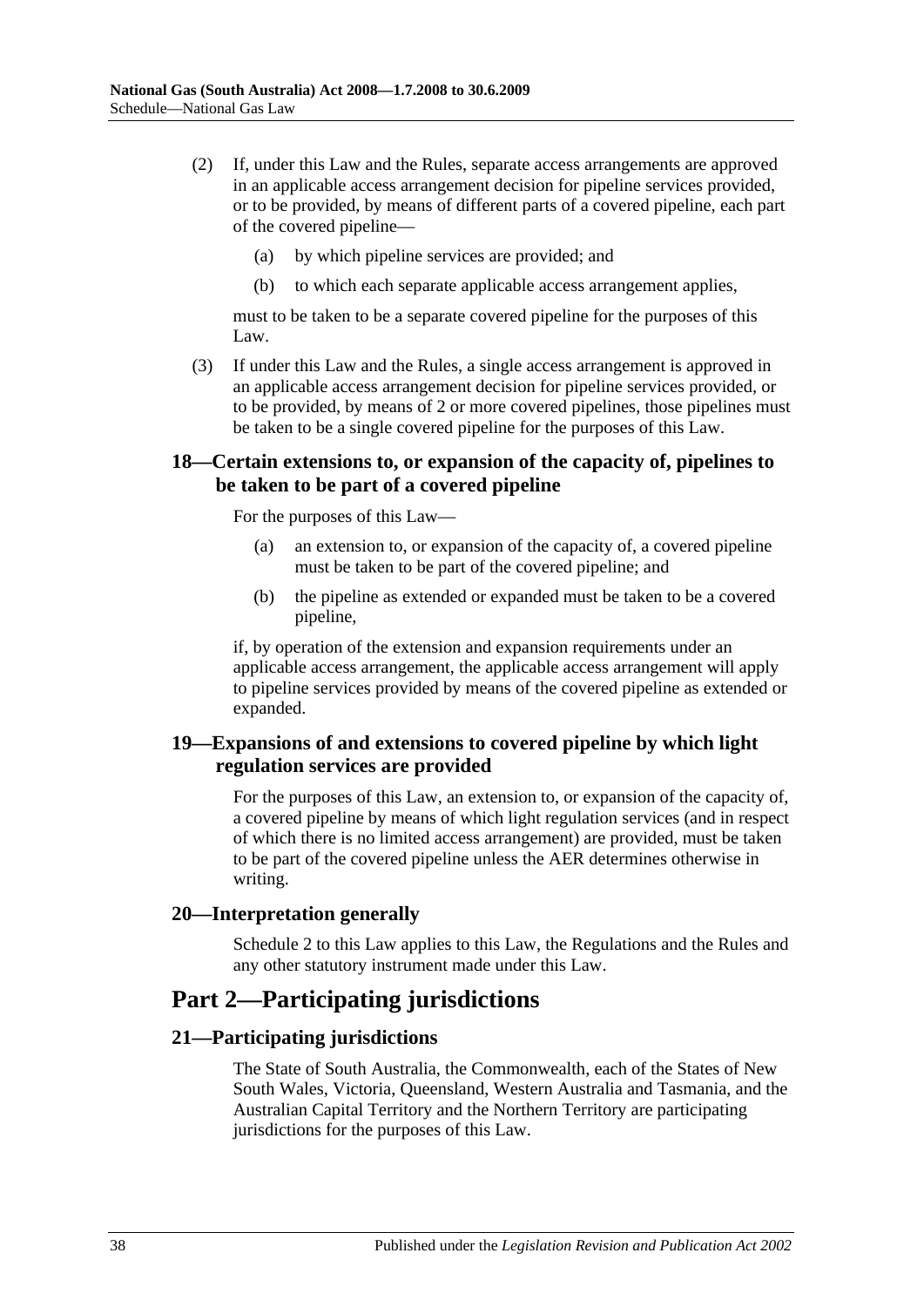(2) If, under this Law and the Rules, separate access arrangements are approved in an applicable access arrangement decision for pipeline services provided, or to be provided, by means of different parts of a covered pipeline, each part of the covered pipeline—

(a) by which pipeline services are provided; and

(b) to which each separate applicable access arrangement applies,

must to be taken to be a separate covered pipeline for the purposes of this Law.

(3) If under this Law and the Rules, a single access arrangement is approved in an applicable access arrangement decision for pipeline services provided, or to be provided, by means of 2 or more covered pipelines, those pipelines must be taken to be a single covered pipeline for the purposes of this Law.

### 18—Certain extensions to, or expansion of the capacity of, pipelines to be taken to be part of a covered pipeline

For the purposes of this Law—

(a) an extension to, or expansion of the capacity of, a covered pipeline must be taken to be part of the covered pipeline; and

(b) the pipeline as extended or expanded must be taken to be a covered pipeline,

if, by operation of the extension and expansion requirements under an applicable access arrangement, the applicable access arrangement will apply to pipeline services provided by means of the covered pipeline as extended or expanded.

### 19—Expansions of and extensions to covered pipeline by which light regulation services are provided

For the purposes of this Law, an extension to, or expansion of the capacity of, a covered pipeline by means of which light regulation services (and in respect of which there is no limited access arrangement) are provided, must be taken to be part of the covered pipeline unless the AER determines otherwise in writing.

### 20—Interpretation generally

Schedule 2 to this Law applies to this Law, the Regulations and the Rules and any other statutory instrument made under this Law.

## Part 2—Participating jurisdictions

### 21—Participating jurisdictions

The State of South Australia, the Commonwealth, each of the States of New South Wales, Victoria, Queensland, Western Australia and Tasmania, and the Australian Capital Territory and the Northern Territory are participating jurisdictions for the purposes of this Law.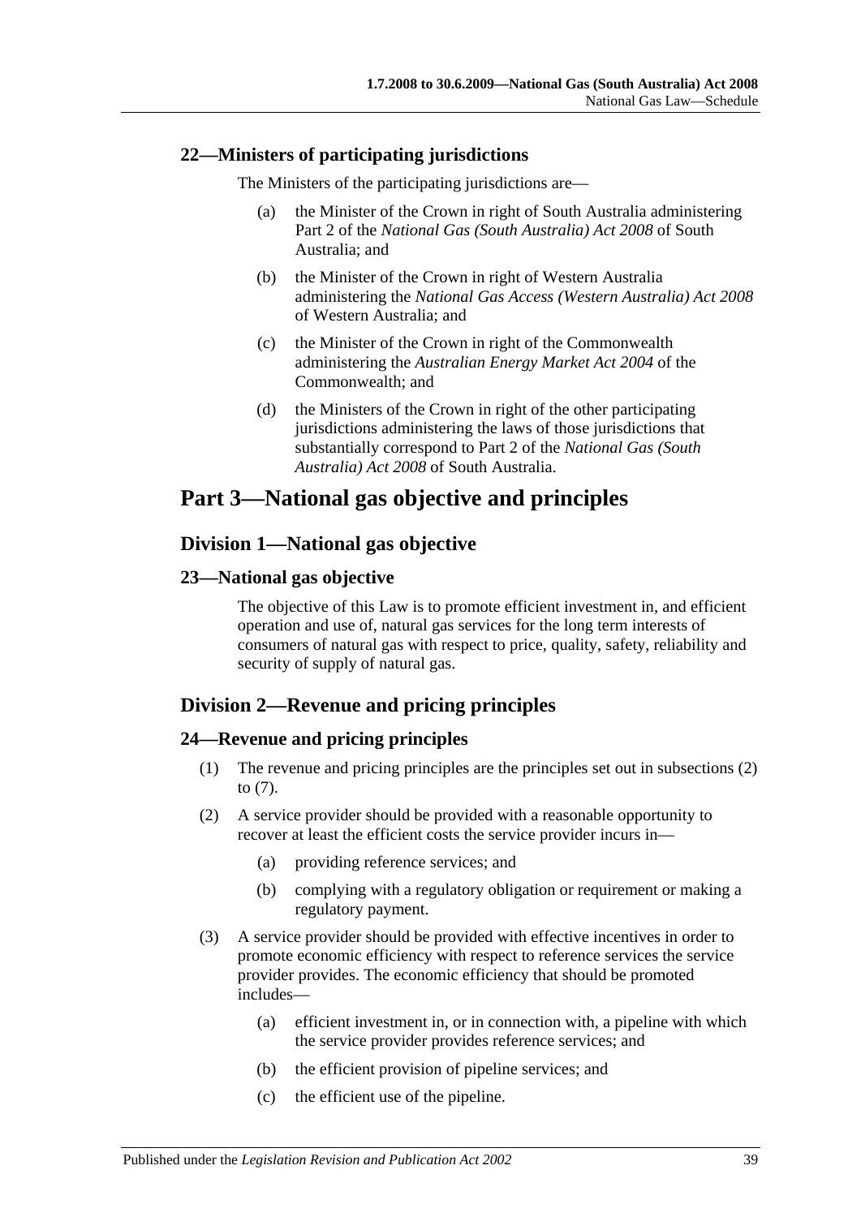### 22—Ministers of participating jurisdictions

The Ministers of the participating jurisdictions are—

(a) the Minister of the Crown in right of South Australia administering Part 2 of the *National Gas (South Australia) Act 2008* of South Australia; and

(b) the Minister of the Crown in right of Western Australia administering the *National Gas Access (Western Australia) Act 2008* of Western Australia; and

(c) the Minister of the Crown in right of the Commonwealth administering the *Australian Energy Market Act 2004* of the Commonwealth; and

(d) the Ministers of the Crown in right of the other participating jurisdictions administering the laws of those jurisdictions that substantially correspond to Part 2 of the *National Gas (South Australia) Act 2008* of South Australia.

# Part 3—National gas objective and principles

## Division 1—National gas objective

### 23—National gas objective

The objective of this Law is to promote efficient investment in, and efficient operation and use of, natural gas services for the long term interests of consumers of natural gas with respect to price, quality, safety, reliability and security of supply of natural gas.

## Division 2—Revenue and pricing principles

### 24—Revenue and pricing principles

(1) The revenue and pricing principles are the principles set out in subsections (2) to (7).

(2) A service provider should be provided with a reasonable opportunity to recover at least the efficient costs the service provider incurs in—

(a) providing reference services; and

(b) complying with a regulatory obligation or requirement or making a regulatory payment.

(3) A service provider should be provided with effective incentives in order to promote economic efficiency with respect to reference services the service provider provides. The economic efficiency that should be promoted includes—

(a) efficient investment in, or in connection with, a pipeline with which the service provider provides reference services; and

(b) the efficient provision of pipeline services; and

(c) the efficient use of the pipeline.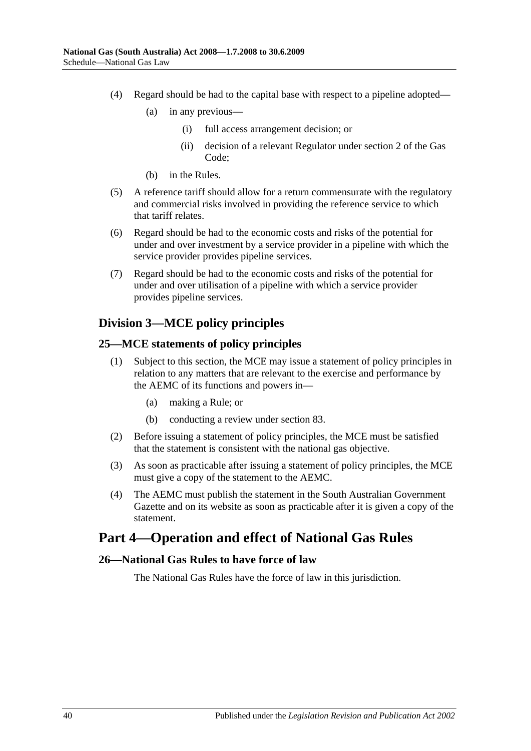(4) Regard should be had to the capital base with respect to a pipeline adopted—

(a) in any previous—

(i) full access arrangement decision; or

(ii) decision of a relevant Regulator under section 2 of the Gas Code;

(b) in the Rules.

(5) A reference tariff should allow for a return commensurate with the regulatory and commercial risks involved in providing the reference service to which that tariff relates.

(6) Regard should be had to the economic costs and risks of the potential for under and over investment by a service provider in a pipeline with which the service provider provides pipeline services.

(7) Regard should be had to the economic costs and risks of the potential for under and over utilisation of a pipeline with which a service provider provides pipeline services.

## Division 3—MCE policy principles

### 25—MCE statements of policy principles

(1) Subject to this section, the MCE may issue a statement of policy principles in relation to any matters that are relevant to the exercise and performance by the AEMC of its functions and powers in—

(a) making a Rule; or

(b) conducting a review under section 83.

(2) Before issuing a statement of policy principles, the MCE must be satisfied that the statement is consistent with the national gas objective.

(3) As soon as practicable after issuing a statement of policy principles, the MCE must give a copy of the statement to the AEMC.

(4) The AEMC must publish the statement in the South Australian Government Gazette and on its website as soon as practicable after it is given a copy of the statement.

# Part 4—Operation and effect of National Gas Rules

### 26—National Gas Rules to have force of law

The National Gas Rules have the force of law in this jurisdiction.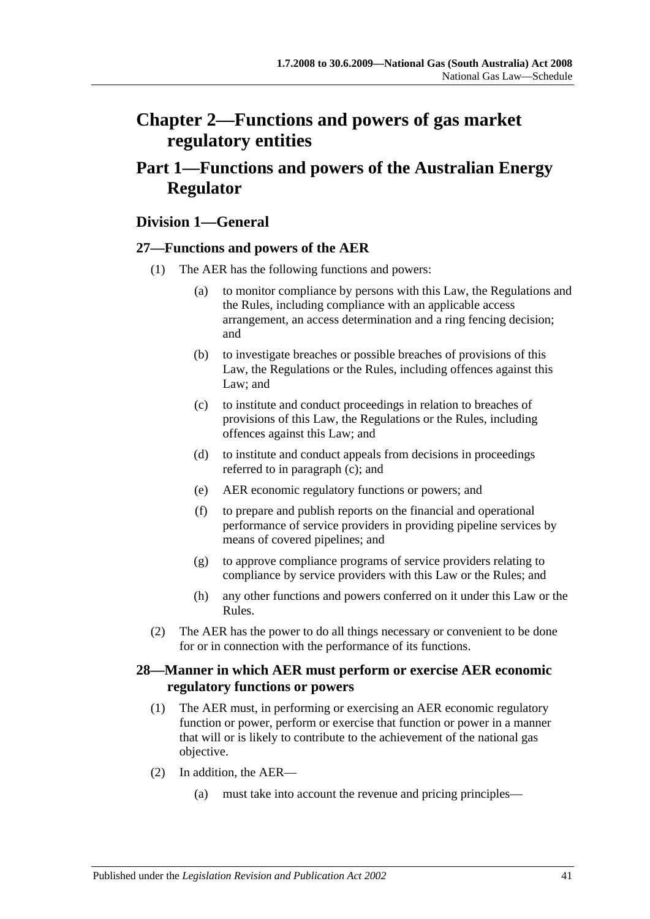# Chapter 2—Functions and powers of gas market regulatory entities

## Part 1—Functions and powers of the Australian Energy Regulator

### Division 1—General

#### 27—Functions and powers of the AER

(1) The AER has the following functions and powers:

- (a) to monitor compliance by persons with this Law, the Regulations and the Rules, including compliance with an applicable access arrangement, an access determination and a ring fencing decision; and
- (b) to investigate breaches or possible breaches of provisions of this Law, the Regulations or the Rules, including offences against this Law; and
- (c) to institute and conduct proceedings in relation to breaches of provisions of this Law, the Regulations or the Rules, including offences against this Law; and
- (d) to institute and conduct appeals from decisions in proceedings referred to in paragraph (c); and
- (e) AER economic regulatory functions or powers; and
- (f) to prepare and publish reports on the financial and operational performance of service providers in providing pipeline services by means of covered pipelines; and
- (g) to approve compliance programs of service providers relating to compliance by service providers with this Law or the Rules; and
- (h) any other functions and powers conferred on it under this Law or the Rules.

(2) The AER has the power to do all things necessary or convenient to be done for or in connection with the performance of its functions.

#### 28—Manner in which AER must perform or exercise AER economic regulatory functions or powers

(1) The AER must, in performing or exercising an AER economic regulatory function or power, perform or exercise that function or power in a manner that will or is likely to contribute to the achievement of the national gas objective.

(2) In addition, the AER—

- (a) must take into account the revenue and pricing principles—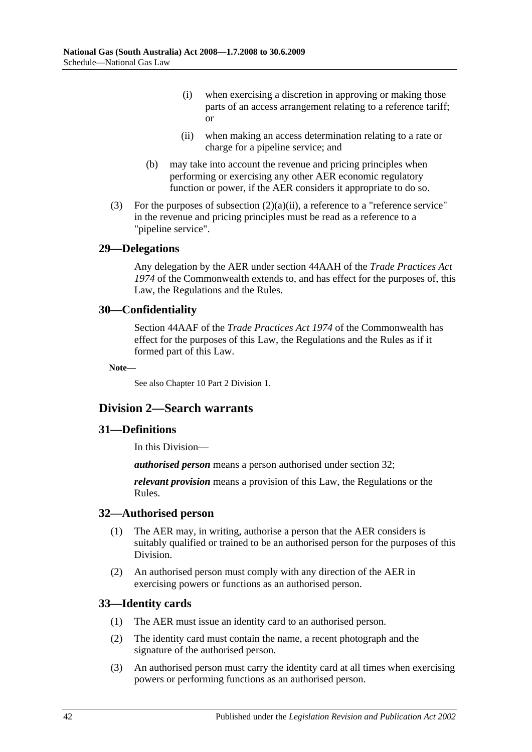(i) when exercising a discretion in approving or making those parts of an access arrangement relating to a reference tariff; or

(ii) when making an access determination relating to a rate or charge for a pipeline service; and

(b) may take into account the revenue and pricing principles when performing or exercising any other AER economic regulatory function or power, if the AER considers it appropriate to do so.

(3) For the purposes of subsection (2)(a)(ii), a reference to a "reference service" in the revenue and pricing principles must be read as a reference to a "pipeline service".

### 29—Delegations

Any delegation by the AER under section 44AAH of the *Trade Practices Act 1974* of the Commonwealth extends to, and has effect for the purposes of, this Law, the Regulations and the Rules.

### 30—Confidentiality

Section 44AAF of the *Trade Practices Act 1974* of the Commonwealth has effect for the purposes of this Law, the Regulations and the Rules as if it formed part of this Law.

**Note—**

See also Chapter 10 Part 2 Division 1.

## Division 2—Search warrants

### 31—Definitions

In this Division—

***authorised person*** means a person authorised under section 32;

***relevant provision*** means a provision of this Law, the Regulations or the Rules.

### 32—Authorised person

(1) The AER may, in writing, authorise a person that the AER considers is suitably qualified or trained to be an authorised person for the purposes of this Division.

(2) An authorised person must comply with any direction of the AER in exercising powers or functions as an authorised person.

### 33—Identity cards

(1) The AER must issue an identity card to an authorised person.

(2) The identity card must contain the name, a recent photograph and the signature of the authorised person.

(3) An authorised person must carry the identity card at all times when exercising powers or performing functions as an authorised person.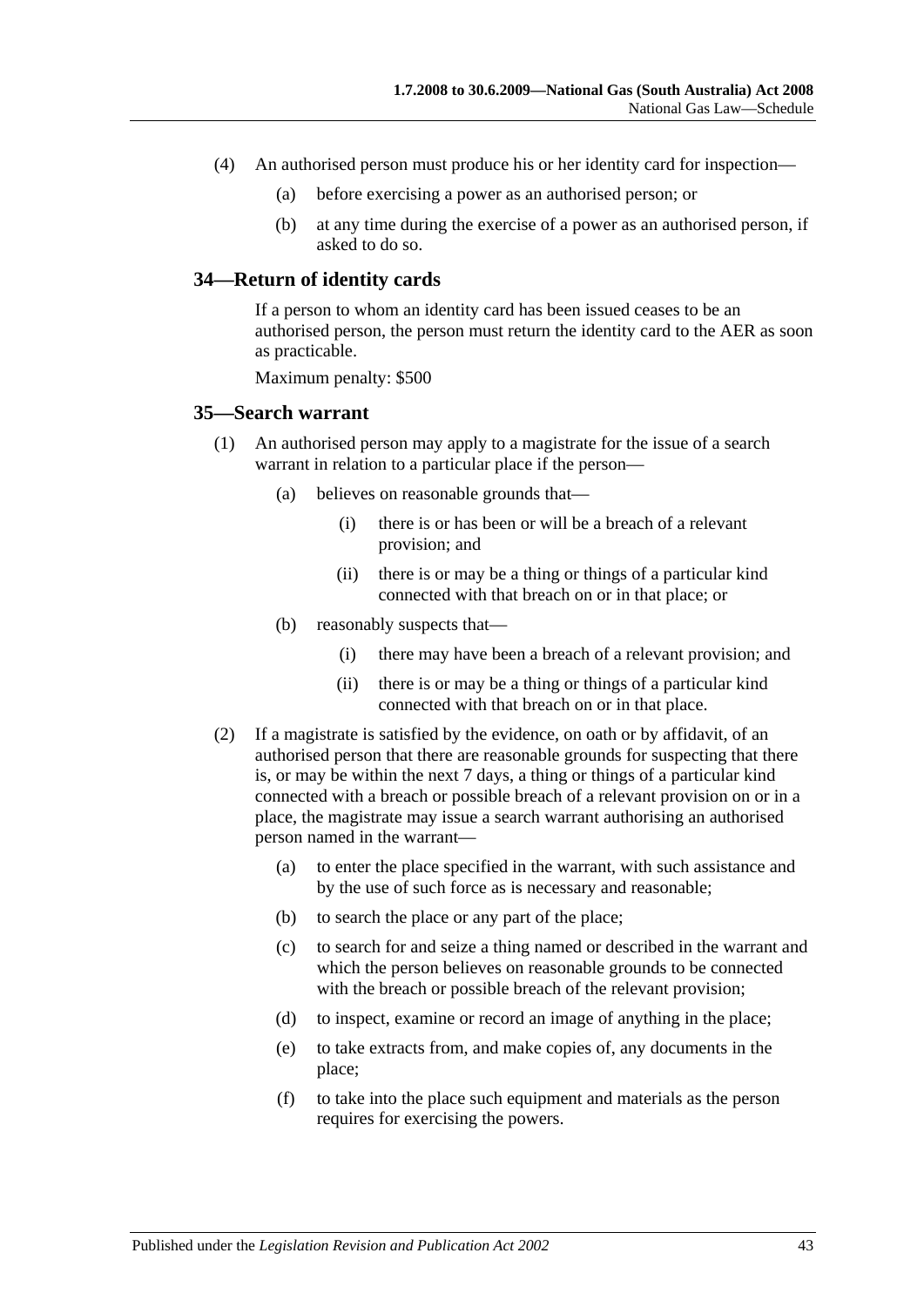(4) An authorised person must produce his or her identity card for inspection—

   (a) before exercising a power as an authorised person; or

   (b) at any time during the exercise of a power as an authorised person, if asked to do so.

### 34—Return of identity cards

If a person to whom an identity card has been issued ceases to be an authorised person, the person must return the identity card to the AER as soon as practicable.

Maximum penalty: $500

### 35—Search warrant

(1) An authorised person may apply to a magistrate for the issue of a search warrant in relation to a particular place if the person—

   (a) believes on reasonable grounds that—

      (i) there is or has been or will be a breach of a relevant provision; and

      (ii) there is or may be a thing or things of a particular kind connected with that breach on or in that place; or

   (b) reasonably suspects that—

      (i) there may have been a breach of a relevant provision; and

      (ii) there is or may be a thing or things of a particular kind connected with that breach on or in that place.

(2) If a magistrate is satisfied by the evidence, on oath or by affidavit, of an authorised person that there are reasonable grounds for suspecting that there is, or may be within the next 7 days, a thing or things of a particular kind connected with a breach or possible breach of a relevant provision on or in a place, the magistrate may issue a search warrant authorising an authorised person named in the warrant—

   (a) to enter the place specified in the warrant, with such assistance and by the use of such force as is necessary and reasonable;

   (b) to search the place or any part of the place;

   (c) to search for and seize a thing named or described in the warrant and which the person believes on reasonable grounds to be connected with the breach or possible breach of the relevant provision;

   (d) to inspect, examine or record an image of anything in the place;

   (e) to take extracts from, and make copies of, any documents in the place;

   (f) to take into the place such equipment and materials as the person requires for exercising the powers.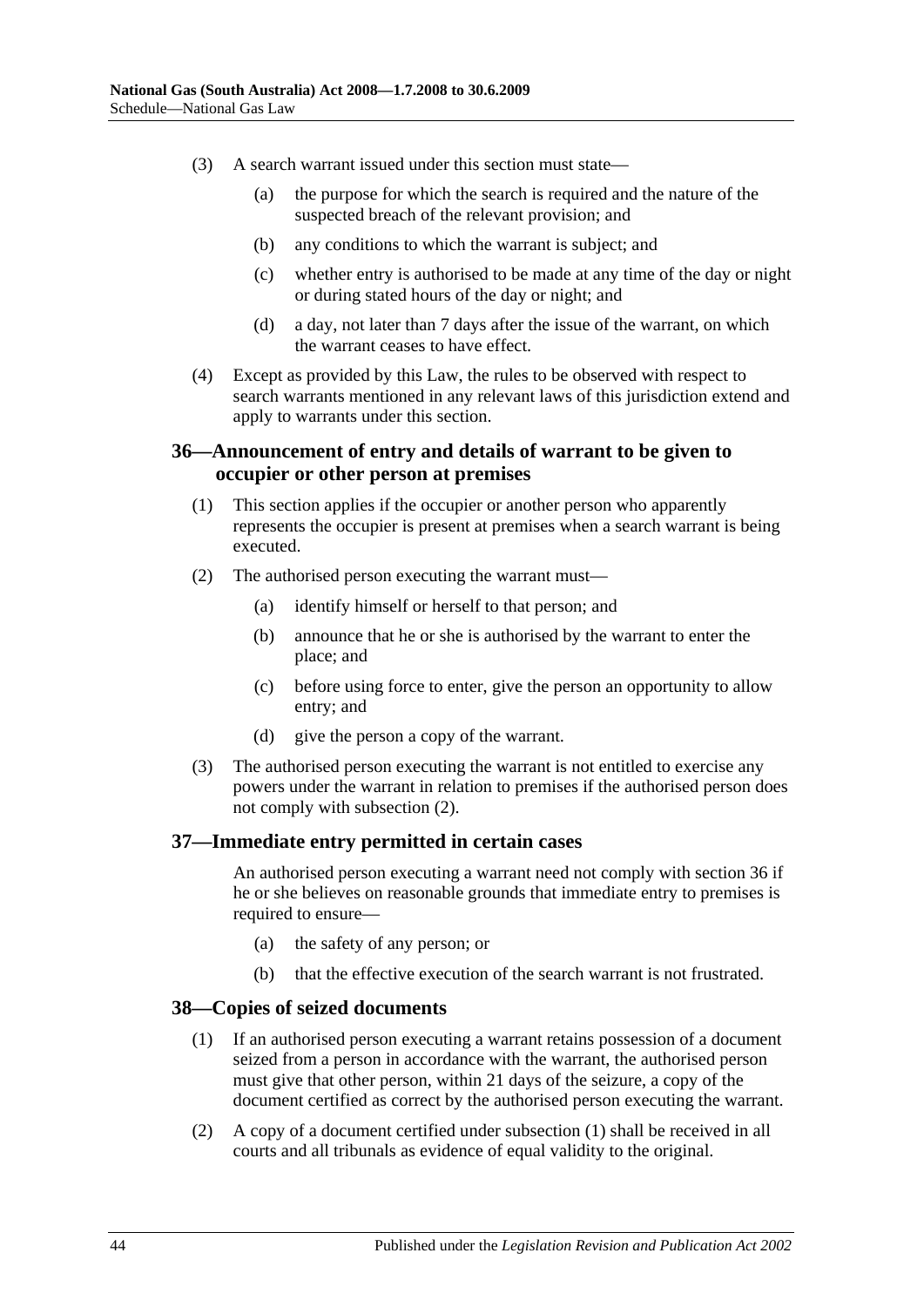(3) A search warrant issued under this section must state—

(a) the purpose for which the search is required and the nature of the suspected breach of the relevant provision; and

(b) any conditions to which the warrant is subject; and

(c) whether entry is authorised to be made at any time of the day or night or during stated hours of the day or night; and

(d) a day, not later than 7 days after the issue of the warrant, on which the warrant ceases to have effect.

(4) Except as provided by this Law, the rules to be observed with respect to search warrants mentioned in any relevant laws of this jurisdiction extend and apply to warrants under this section.

## 36—Announcement of entry and details of warrant to be given to occupier or other person at premises

(1) This section applies if the occupier or another person who apparently represents the occupier is present at premises when a search warrant is being executed.

(2) The authorised person executing the warrant must—

(a) identify himself or herself to that person; and

(b) announce that he or she is authorised by the warrant to enter the place; and

(c) before using force to enter, give the person an opportunity to allow entry; and

(d) give the person a copy of the warrant.

(3) The authorised person executing the warrant is not entitled to exercise any powers under the warrant in relation to premises if the authorised person does not comply with subsection (2).

## 37—Immediate entry permitted in certain cases

An authorised person executing a warrant need not comply with section 36 if he or she believes on reasonable grounds that immediate entry to premises is required to ensure—

(a) the safety of any person; or

(b) that the effective execution of the search warrant is not frustrated.

## 38—Copies of seized documents

(1) If an authorised person executing a warrant retains possession of a document seized from a person in accordance with the warrant, the authorised person must give that other person, within 21 days of the seizure, a copy of the document certified as correct by the authorised person executing the warrant.

(2) A copy of a document certified under subsection (1) shall be received in all courts and all tribunals as evidence of equal validity to the original.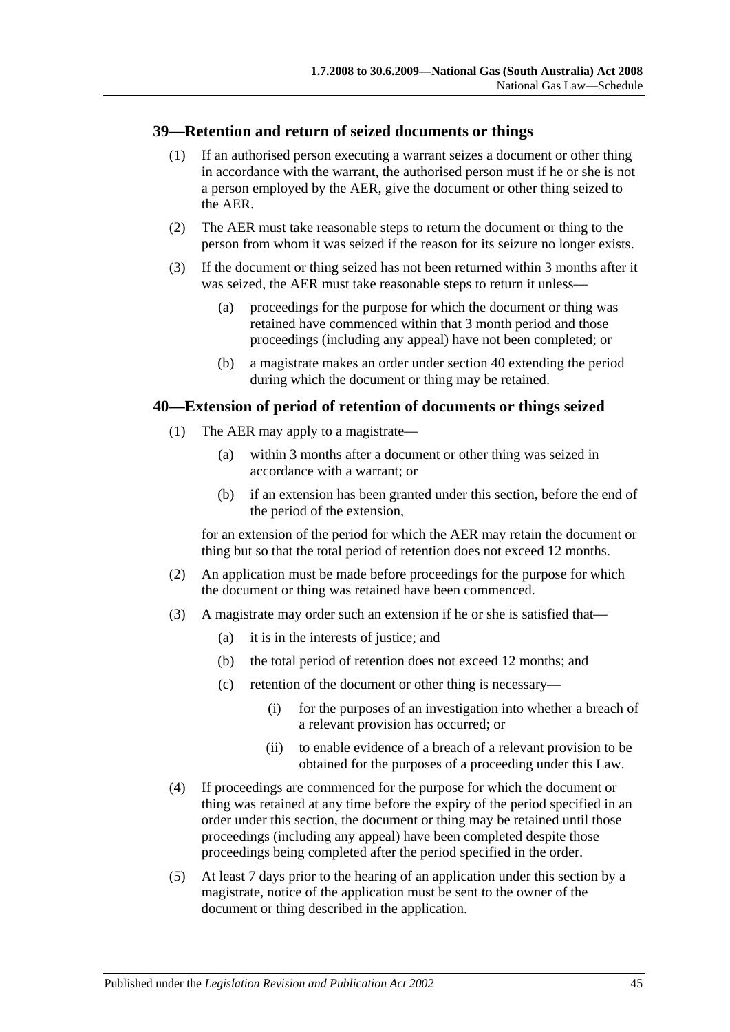## 39—Retention and return of seized documents or things

(1) If an authorised person executing a warrant seizes a document or other thing in accordance with the warrant, the authorised person must if he or she is not a person employed by the AER, give the document or other thing seized to the AER.

(2) The AER must take reasonable steps to return the document or thing to the person from whom it was seized if the reason for its seizure no longer exists.

(3) If the document or thing seized has not been returned within 3 months after it was seized, the AER must take reasonable steps to return it unless—

- (a) proceedings for the purpose for which the document or thing was retained have commenced within that 3 month period and those proceedings (including any appeal) have not been completed; or
- (b) a magistrate makes an order under section 40 extending the period during which the document or thing may be retained.

## 40—Extension of period of retention of documents or things seized

(1) The AER may apply to a magistrate—

- (a) within 3 months after a document or other thing was seized in accordance with a warrant; or
- (b) if an extension has been granted under this section, before the end of the period of the extension,

for an extension of the period for which the AER may retain the document or thing but so that the total period of retention does not exceed 12 months.

(2) An application must be made before proceedings for the purpose for which the document or thing was retained have been commenced.

(3) A magistrate may order such an extension if he or she is satisfied that—

- (a) it is in the interests of justice; and
- (b) the total period of retention does not exceed 12 months; and
- (c) retention of the document or other thing is necessary—
  - (i) for the purposes of an investigation into whether a breach of a relevant provision has occurred; or
  - (ii) to enable evidence of a breach of a relevant provision to be obtained for the purposes of a proceeding under this Law.

(4) If proceedings are commenced for the purpose for which the document or thing was retained at any time before the expiry of the period specified in an order under this section, the document or thing may be retained until those proceedings (including any appeal) have been completed despite those proceedings being completed after the period specified in the order.

(5) At least 7 days prior to the hearing of an application under this section by a magistrate, notice of the application must be sent to the owner of the document or thing described in the application.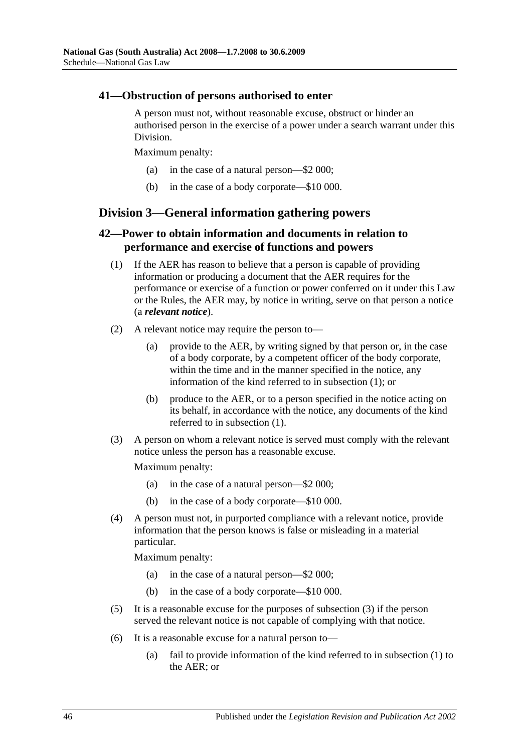### 41—Obstruction of persons authorised to enter

A person must not, without reasonable excuse, obstruct or hinder an authorised person in the exercise of a power under a search warrant under this Division.

Maximum penalty:

(a) in the case of a natural person—$2 000;

(b) in the case of a body corporate—$10 000.

## Division 3—General information gathering powers

### 42—Power to obtain information and documents in relation to performance and exercise of functions and powers

(1) If the AER has reason to believe that a person is capable of providing information or producing a document that the AER requires for the performance or exercise of a function or power conferred on it under this Law or the Rules, the AER may, by notice in writing, serve on that person a notice (a ***relevant notice***).

(2) A relevant notice may require the person to—

(a) provide to the AER, by writing signed by that person or, in the case of a body corporate, by a competent officer of the body corporate, within the time and in the manner specified in the notice, any information of the kind referred to in subsection (1); or

(b) produce to the AER, or to a person specified in the notice acting on its behalf, in accordance with the notice, any documents of the kind referred to in subsection (1).

(3) A person on whom a relevant notice is served must comply with the relevant notice unless the person has a reasonable excuse.

Maximum penalty:

(a) in the case of a natural person—$2 000;

(b) in the case of a body corporate—$10 000.

(4) A person must not, in purported compliance with a relevant notice, provide information that the person knows is false or misleading in a material particular.

Maximum penalty:

(a) in the case of a natural person—$2 000;

(b) in the case of a body corporate—$10 000.

(5) It is a reasonable excuse for the purposes of subsection (3) if the person served the relevant notice is not capable of complying with that notice.

(6) It is a reasonable excuse for a natural person to—

(a) fail to provide information of the kind referred to in subsection (1) to the AER; or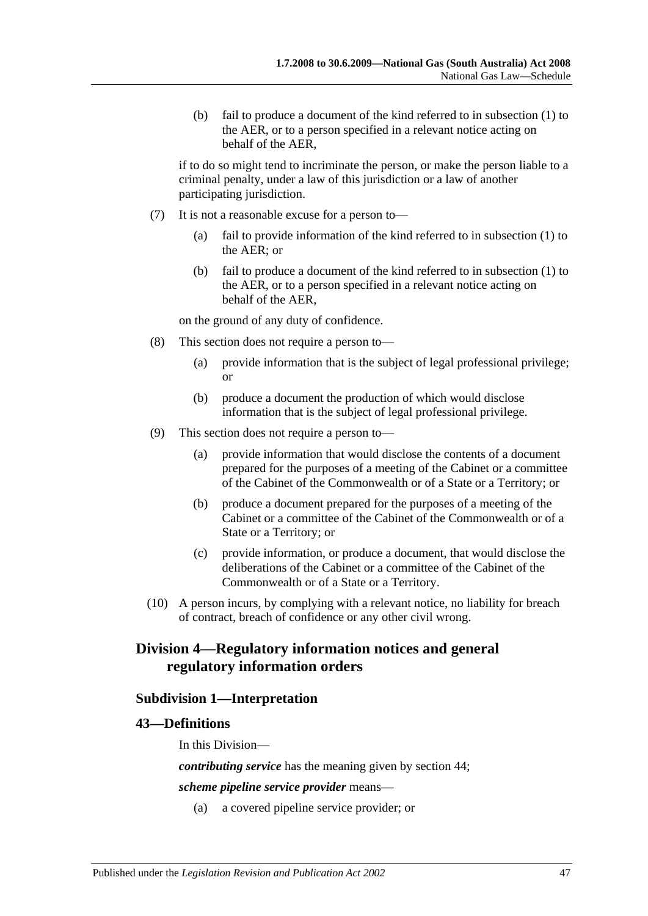(b) fail to produce a document of the kind referred to in subsection (1) to the AER, or to a person specified in a relevant notice acting on behalf of the AER,

if to do so might tend to incriminate the person, or make the person liable to a criminal penalty, under a law of this jurisdiction or a law of another participating jurisdiction.

(7) It is not a reasonable excuse for a person to—

(a) fail to provide information of the kind referred to in subsection (1) to the AER; or

(b) fail to produce a document of the kind referred to in subsection (1) to the AER, or to a person specified in a relevant notice acting on behalf of the AER,

on the ground of any duty of confidence.

(8) This section does not require a person to—

(a) provide information that is the subject of legal professional privilege; or

(b) produce a document the production of which would disclose information that is the subject of legal professional privilege.

(9) This section does not require a person to—

(a) provide information that would disclose the contents of a document prepared for the purposes of a meeting of the Cabinet or a committee of the Cabinet of the Commonwealth or of a State or a Territory; or

(b) produce a document prepared for the purposes of a meeting of the Cabinet or a committee of the Cabinet of the Commonwealth or of a State or a Territory; or

(c) provide information, or produce a document, that would disclose the deliberations of the Cabinet or a committee of the Cabinet of the Commonwealth or of a State or a Territory.

(10) A person incurs, by complying with a relevant notice, no liability for breach of contract, breach of confidence or any other civil wrong.

## Division 4—Regulatory information notices and general regulatory information orders

### Subdivision 1—Interpretation

### 43—Definitions

In this Division—

***contributing service*** has the meaning given by section 44;

***scheme pipeline service provider*** means—

(a) a covered pipeline service provider; or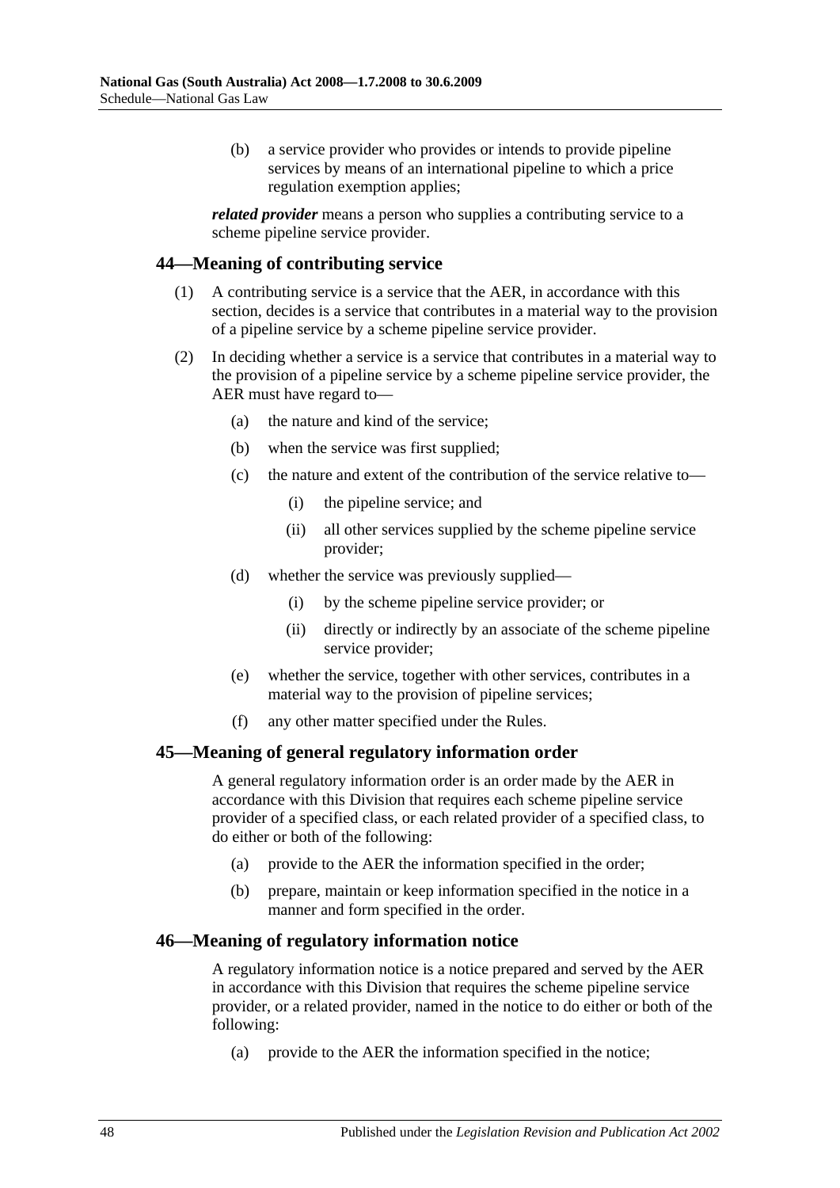(b) a service provider who provides or intends to provide pipeline services by means of an international pipeline to which a price regulation exemption applies;

***related provider*** means a person who supplies a contributing service to a scheme pipeline service provider.

## 44—Meaning of contributing service

(1) A contributing service is a service that the AER, in accordance with this section, decides is a service that contributes in a material way to the provision of a pipeline service by a scheme pipeline service provider.

(2) In deciding whether a service is a service that contributes in a material way to the provision of a pipeline service by a scheme pipeline service provider, the AER must have regard to—

- (a) the nature and kind of the service;
- (b) when the service was first supplied;
- (c) the nature and extent of the contribution of the service relative to—
  - (i) the pipeline service; and
  - (ii) all other services supplied by the scheme pipeline service provider;
- (d) whether the service was previously supplied—
  - (i) by the scheme pipeline service provider; or
  - (ii) directly or indirectly by an associate of the scheme pipeline service provider;
- (e) whether the service, together with other services, contributes in a material way to the provision of pipeline services;
- (f) any other matter specified under the Rules.

## 45—Meaning of general regulatory information order

A general regulatory information order is an order made by the AER in accordance with this Division that requires each scheme pipeline service provider of a specified class, or each related provider of a specified class, to do either or both of the following:

- (a) provide to the AER the information specified in the order;
- (b) prepare, maintain or keep information specified in the notice in a manner and form specified in the order.

## 46—Meaning of regulatory information notice

A regulatory information notice is a notice prepared and served by the AER in accordance with this Division that requires the scheme pipeline service provider, or a related provider, named in the notice to do either or both of the following:

- (a) provide to the AER the information specified in the notice;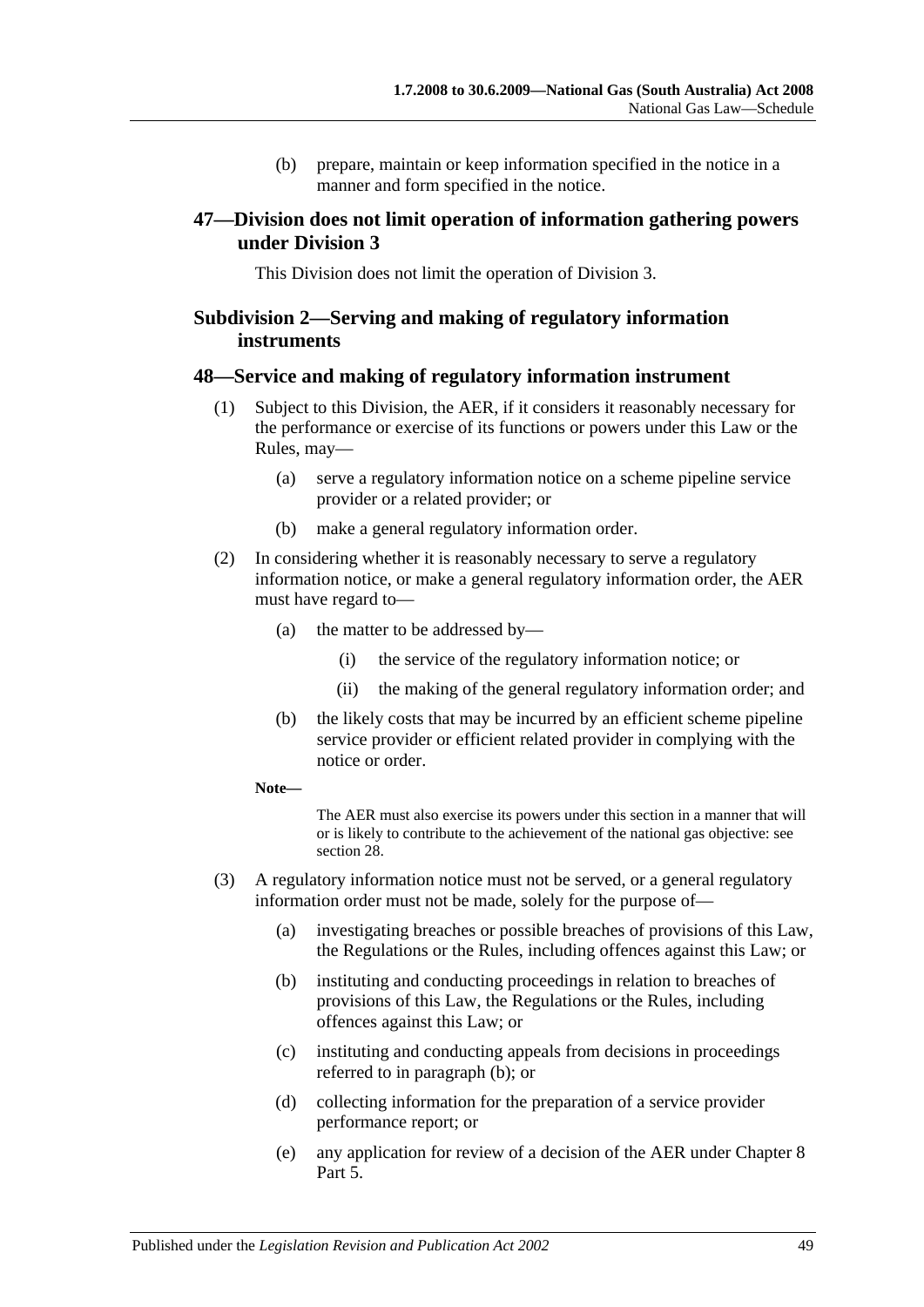(b) prepare, maintain or keep information specified in the notice in a manner and form specified in the notice.

## 47—Division does not limit operation of information gathering powers under Division 3

This Division does not limit the operation of Division 3.

## Subdivision 2—Serving and making of regulatory information instruments

## 48—Service and making of regulatory information instrument

(1) Subject to this Division, the AER, if it considers it reasonably necessary for the performance or exercise of its functions or powers under this Law or the Rules, may—

(a) serve a regulatory information notice on a scheme pipeline service provider or a related provider; or

(b) make a general regulatory information order.

(2) In considering whether it is reasonably necessary to serve a regulatory information notice, or make a general regulatory information order, the AER must have regard to—

(a) the matter to be addressed by—

(i) the service of the regulatory information notice; or

(ii) the making of the general regulatory information order; and

(b) the likely costs that may be incurred by an efficient scheme pipeline service provider or efficient related provider in complying with the notice or order.

**Note—**

The AER must also exercise its powers under this section in a manner that will or is likely to contribute to the achievement of the national gas objective: see section 28.

(3) A regulatory information notice must not be served, or a general regulatory information order must not be made, solely for the purpose of—

(a) investigating breaches or possible breaches of provisions of this Law, the Regulations or the Rules, including offences against this Law; or

(b) instituting and conducting proceedings in relation to breaches of provisions of this Law, the Regulations or the Rules, including offences against this Law; or

(c) instituting and conducting appeals from decisions in proceedings referred to in paragraph (b); or

(d) collecting information for the preparation of a service provider performance report; or

(e) any application for review of a decision of the AER under Chapter 8 Part 5.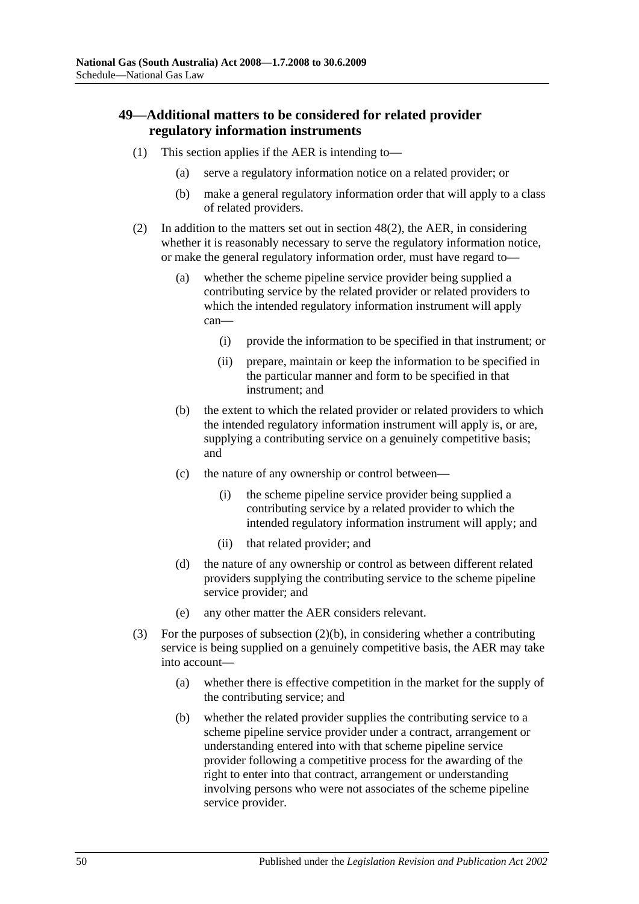## 49—Additional matters to be considered for related provider regulatory information instruments

(1) This section applies if the AER is intending to—

(a) serve a regulatory information notice on a related provider; or

(b) make a general regulatory information order that will apply to a class of related providers.

(2) In addition to the matters set out in section 48(2), the AER, in considering whether it is reasonably necessary to serve the regulatory information notice, or make the general regulatory information order, must have regard to—

(a) whether the scheme pipeline service provider being supplied a contributing service by the related provider or related providers to which the intended regulatory information instrument will apply can—

(i) provide the information to be specified in that instrument; or

(ii) prepare, maintain or keep the information to be specified in the particular manner and form to be specified in that instrument; and

(b) the extent to which the related provider or related providers to which the intended regulatory information instrument will apply is, or are, supplying a contributing service on a genuinely competitive basis; and

(c) the nature of any ownership or control between—

(i) the scheme pipeline service provider being supplied a contributing service by a related provider to which the intended regulatory information instrument will apply; and

(ii) that related provider; and

(d) the nature of any ownership or control as between different related providers supplying the contributing service to the scheme pipeline service provider; and

(e) any other matter the AER considers relevant.

(3) For the purposes of subsection (2)(b), in considering whether a contributing service is being supplied on a genuinely competitive basis, the AER may take into account—

(a) whether there is effective competition in the market for the supply of the contributing service; and

(b) whether the related provider supplies the contributing service to a scheme pipeline service provider under a contract, arrangement or understanding entered into with that scheme pipeline service provider following a competitive process for the awarding of the right to enter into that contract, arrangement or understanding involving persons who were not associates of the scheme pipeline service provider.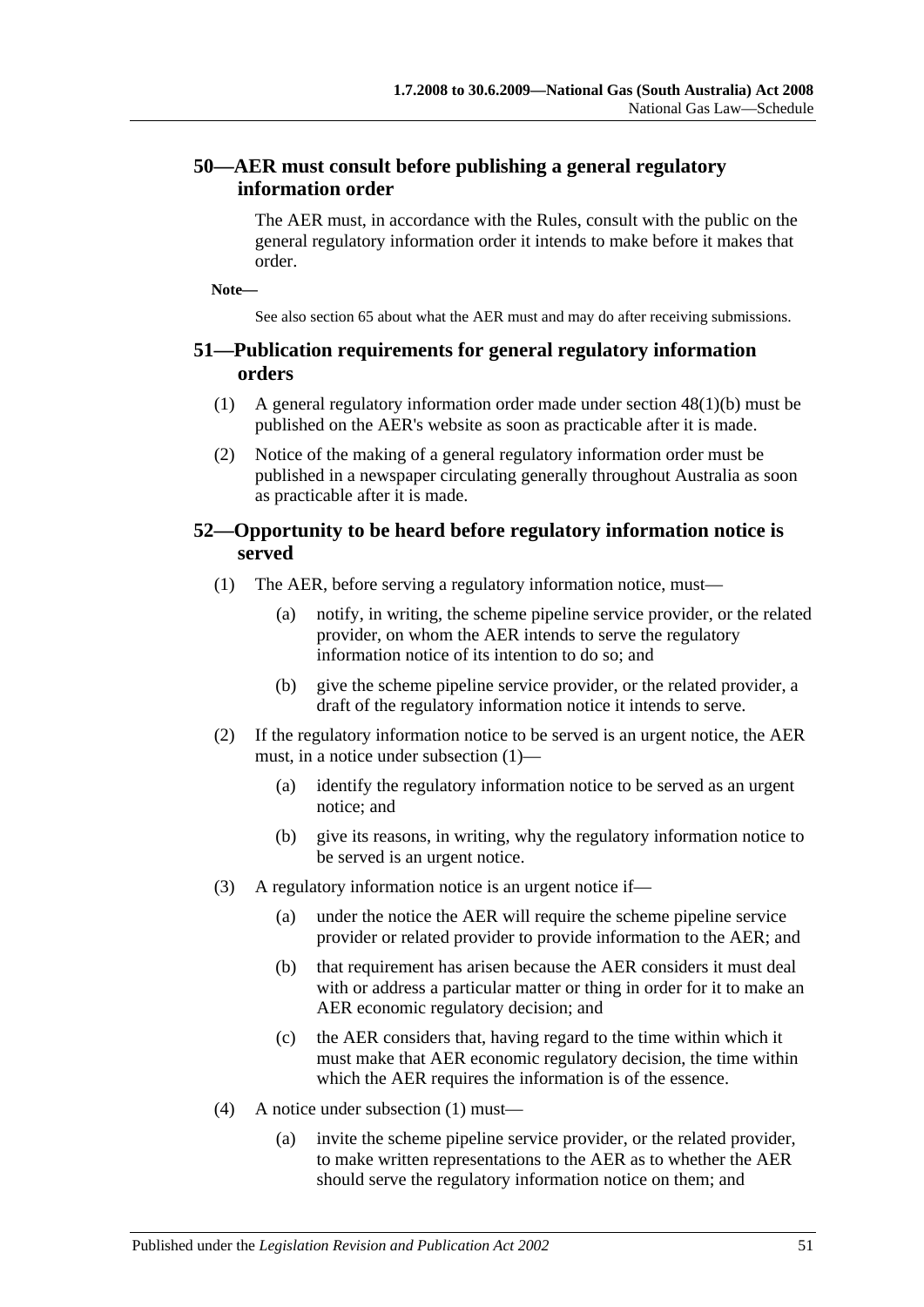## 50—AER must consult before publishing a general regulatory information order

The AER must, in accordance with the Rules, consult with the public on the general regulatory information order it intends to make before it makes that order.

**Note—**

See also section 65 about what the AER must and may do after receiving submissions.

## 51—Publication requirements for general regulatory information orders

(1) A general regulatory information order made under section 48(1)(b) must be published on the AER's website as soon as practicable after it is made.

(2) Notice of the making of a general regulatory information order must be published in a newspaper circulating generally throughout Australia as soon as practicable after it is made.

## 52—Opportunity to be heard before regulatory information notice is served

(1) The AER, before serving a regulatory information notice, must—

(a) notify, in writing, the scheme pipeline service provider, or the related provider, on whom the AER intends to serve the regulatory information notice of its intention to do so; and

(b) give the scheme pipeline service provider, or the related provider, a draft of the regulatory information notice it intends to serve.

(2) If the regulatory information notice to be served is an urgent notice, the AER must, in a notice under subsection (1)—

(a) identify the regulatory information notice to be served as an urgent notice; and

(b) give its reasons, in writing, why the regulatory information notice to be served is an urgent notice.

(3) A regulatory information notice is an urgent notice if—

(a) under the notice the AER will require the scheme pipeline service provider or related provider to provide information to the AER; and

(b) that requirement has arisen because the AER considers it must deal with or address a particular matter or thing in order for it to make an AER economic regulatory decision; and

(c) the AER considers that, having regard to the time within which it must make that AER economic regulatory decision, the time within which the AER requires the information is of the essence.

(4) A notice under subsection (1) must—

(a) invite the scheme pipeline service provider, or the related provider, to make written representations to the AER as to whether the AER should serve the regulatory information notice on them; and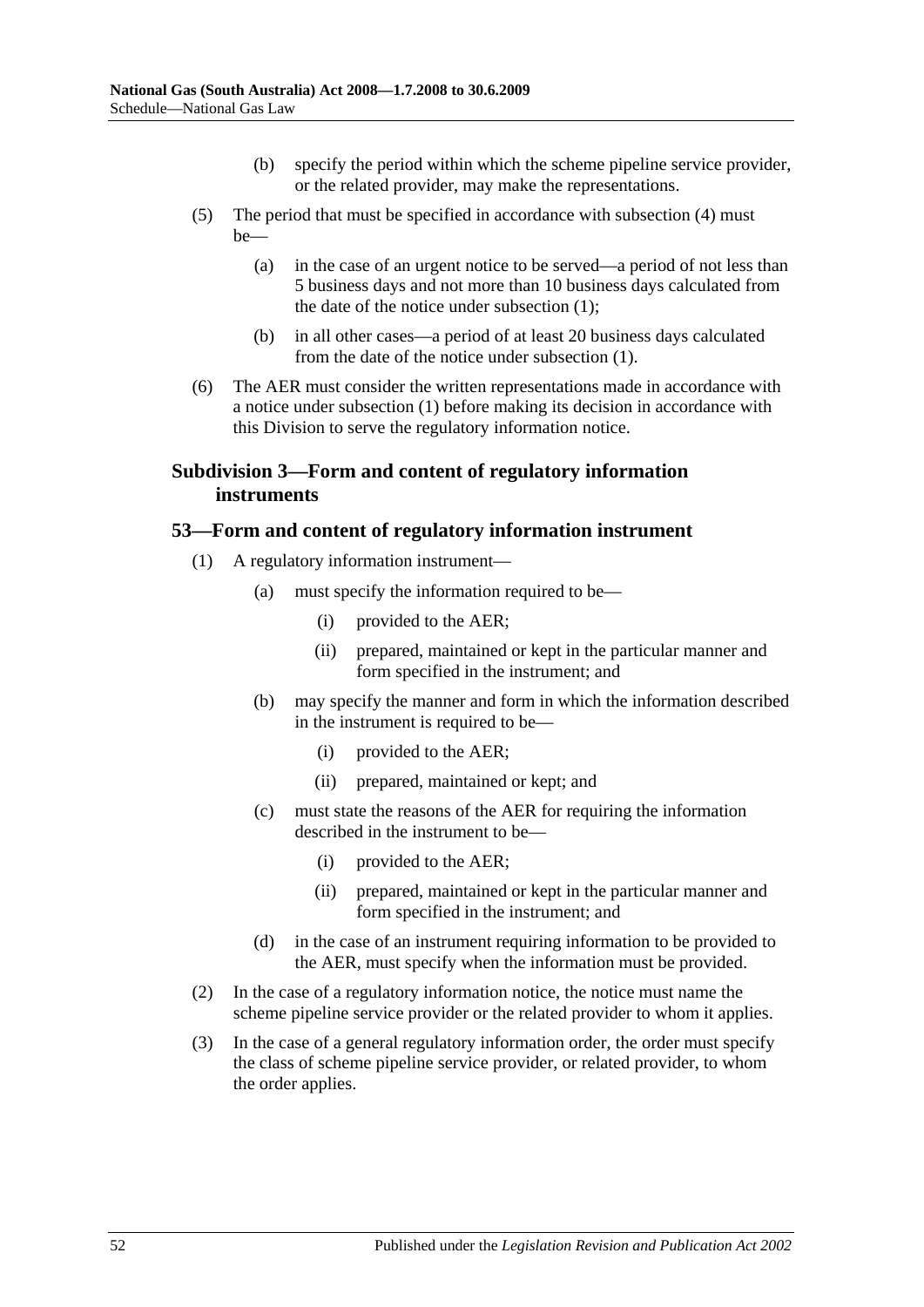(b) specify the period within which the scheme pipeline service provider, or the related provider, may make the representations.

(5) The period that must be specified in accordance with subsection (4) must be—

(a) in the case of an urgent notice to be served—a period of not less than 5 business days and not more than 10 business days calculated from the date of the notice under subsection (1);

(b) in all other cases—a period of at least 20 business days calculated from the date of the notice under subsection (1).

(6) The AER must consider the written representations made in accordance with a notice under subsection (1) before making its decision in accordance with this Division to serve the regulatory information notice.

## Subdivision 3—Form and content of regulatory information instruments

### 53—Form and content of regulatory information instrument

(1) A regulatory information instrument—

(a) must specify the information required to be—

(i) provided to the AER;

(ii) prepared, maintained or kept in the particular manner and form specified in the instrument; and

(b) may specify the manner and form in which the information described in the instrument is required to be—

(i) provided to the AER;

(ii) prepared, maintained or kept; and

(c) must state the reasons of the AER for requiring the information described in the instrument to be—

(i) provided to the AER;

(ii) prepared, maintained or kept in the particular manner and form specified in the instrument; and

(d) in the case of an instrument requiring information to be provided to the AER, must specify when the information must be provided.

(2) In the case of a regulatory information notice, the notice must name the scheme pipeline service provider or the related provider to whom it applies.

(3) In the case of a general regulatory information order, the order must specify the class of scheme pipeline service provider, or related provider, to whom the order applies.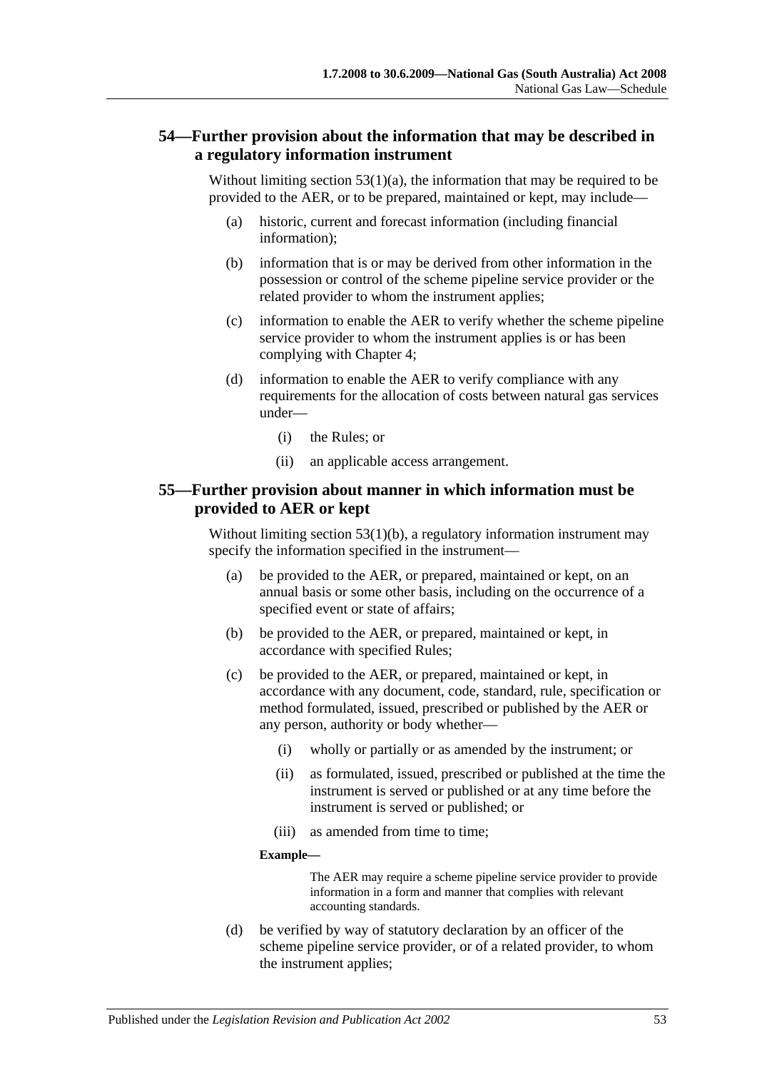## 54—Further provision about the information that may be described in a regulatory information instrument

Without limiting section 53(1)(a), the information that may be required to be provided to the AER, or to be prepared, maintained or kept, may include—

(a) historic, current and forecast information (including financial information);

(b) information that is or may be derived from other information in the possession or control of the scheme pipeline service provider or the related provider to whom the instrument applies;

(c) information to enable the AER to verify whether the scheme pipeline service provider to whom the instrument applies is or has been complying with Chapter 4;

(d) information to enable the AER to verify compliance with any requirements for the allocation of costs between natural gas services under—

(i) the Rules; or

(ii) an applicable access arrangement.

## 55—Further provision about manner in which information must be provided to AER or kept

Without limiting section 53(1)(b), a regulatory information instrument may specify the information specified in the instrument—

(a) be provided to the AER, or prepared, maintained or kept, on an annual basis or some other basis, including on the occurrence of a specified event or state of affairs;

(b) be provided to the AER, or prepared, maintained or kept, in accordance with specified Rules;

(c) be provided to the AER, or prepared, maintained or kept, in accordance with any document, code, standard, rule, specification or method formulated, issued, prescribed or published by the AER or any person, authority or body whether—

(i) wholly or partially or as amended by the instrument; or

(ii) as formulated, issued, prescribed or published at the time the instrument is served or published or at any time before the instrument is served or published; or

(iii) as amended from time to time;

**Example—**

The AER may require a scheme pipeline service provider to provide information in a form and manner that complies with relevant accounting standards.

(d) be verified by way of statutory declaration by an officer of the scheme pipeline service provider, or of a related provider, to whom the instrument applies;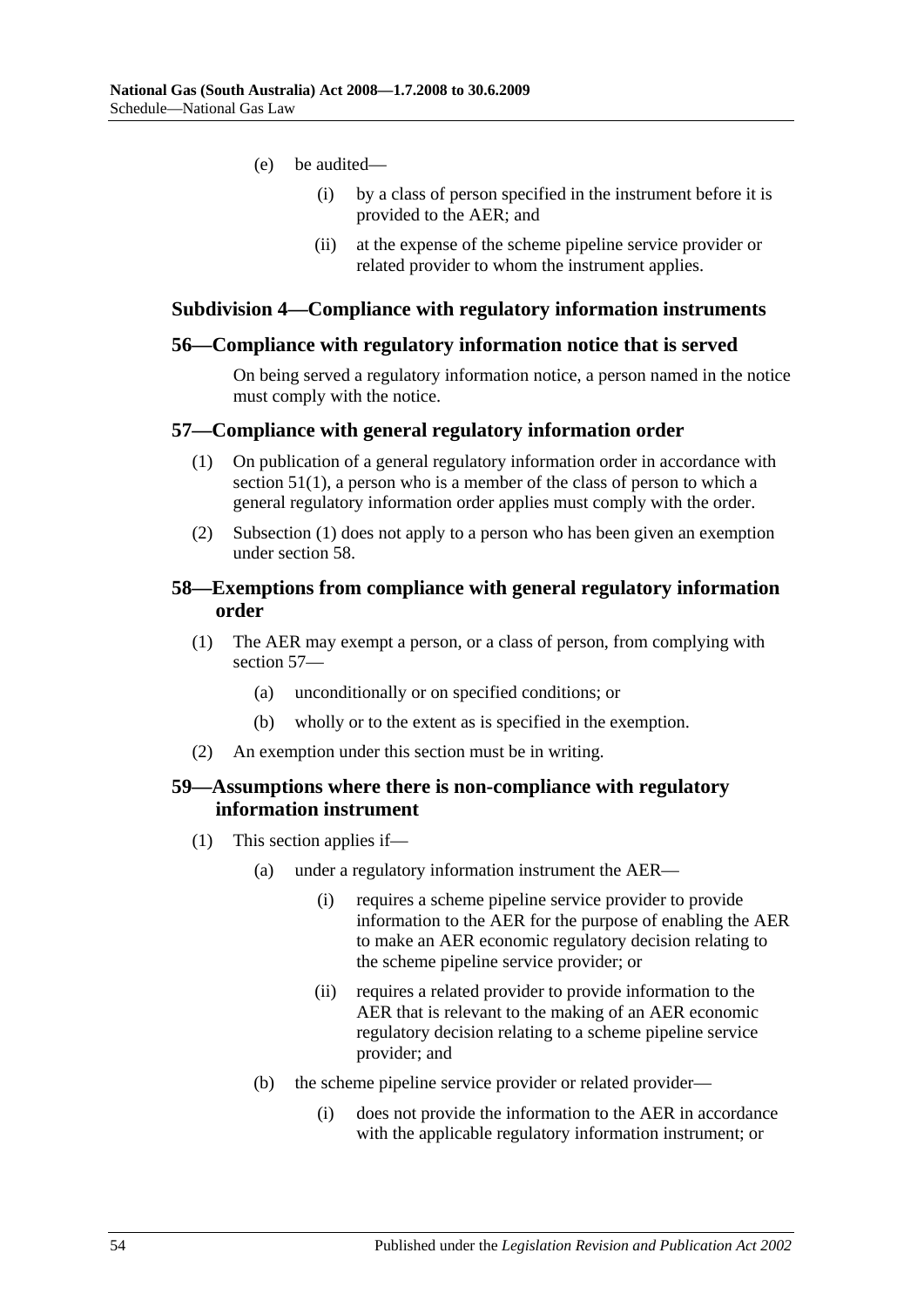(e) be audited—

(i) by a class of person specified in the instrument before it is provided to the AER; and

(ii) at the expense of the scheme pipeline service provider or related provider to whom the instrument applies.

### Subdivision 4—Compliance with regulatory information instruments

#### 56—Compliance with regulatory information notice that is served

On being served a regulatory information notice, a person named in the notice must comply with the notice.

#### 57—Compliance with general regulatory information order

(1) On publication of a general regulatory information order in accordance with section 51(1), a person who is a member of the class of person to which a general regulatory information order applies must comply with the order.

(2) Subsection (1) does not apply to a person who has been given an exemption under section 58.

#### 58—Exemptions from compliance with general regulatory information order

(1) The AER may exempt a person, or a class of person, from complying with section 57—

(a) unconditionally or on specified conditions; or

(b) wholly or to the extent as is specified in the exemption.

(2) An exemption under this section must be in writing.

#### 59—Assumptions where there is non-compliance with regulatory information instrument

(1) This section applies if—

(a) under a regulatory information instrument the AER—

(i) requires a scheme pipeline service provider to provide information to the AER for the purpose of enabling the AER to make an AER economic regulatory decision relating to the scheme pipeline service provider; or

(ii) requires a related provider to provide information to the AER that is relevant to the making of an AER economic regulatory decision relating to a scheme pipeline service provider; and

(b) the scheme pipeline service provider or related provider—

(i) does not provide the information to the AER in accordance with the applicable regulatory information instrument; or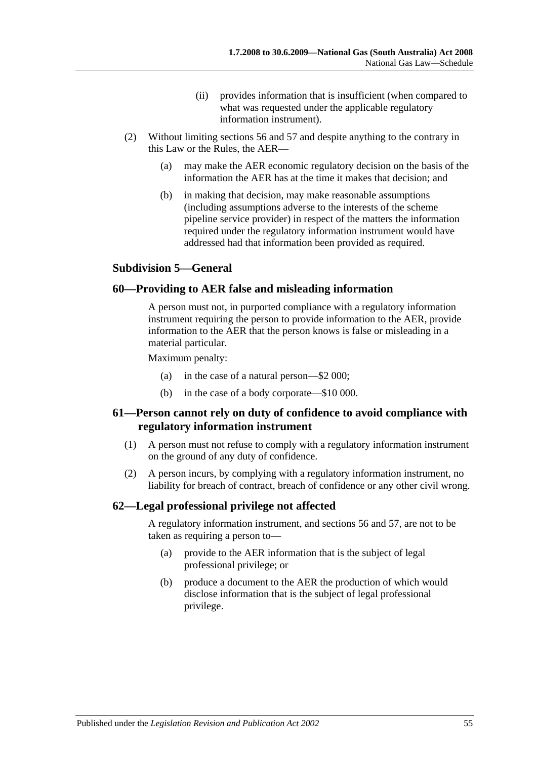(ii) provides information that is insufficient (when compared to what was requested under the applicable regulatory information instrument).

(2) Without limiting sections 56 and 57 and despite anything to the contrary in this Law or the Rules, the AER—

(a) may make the AER economic regulatory decision on the basis of the information the AER has at the time it makes that decision; and

(b) in making that decision, may make reasonable assumptions (including assumptions adverse to the interests of the scheme pipeline service provider) in respect of the matters the information required under the regulatory information instrument would have addressed had that information been provided as required.

### Subdivision 5—General

### 60—Providing to AER false and misleading information

A person must not, in purported compliance with a regulatory information instrument requiring the person to provide information to the AER, provide information to the AER that the person knows is false or misleading in a material particular.

Maximum penalty:

(a) in the case of a natural person—$2 000;

(b) in the case of a body corporate—$10 000.

### 61—Person cannot rely on duty of confidence to avoid compliance with regulatory information instrument

(1) A person must not refuse to comply with a regulatory information instrument on the ground of any duty of confidence.

(2) A person incurs, by complying with a regulatory information instrument, no liability for breach of contract, breach of confidence or any other civil wrong.

### 62—Legal professional privilege not affected

A regulatory information instrument, and sections 56 and 57, are not to be taken as requiring a person to—

(a) provide to the AER information that is the subject of legal professional privilege; or

(b) produce a document to the AER the production of which would disclose information that is the subject of legal professional privilege.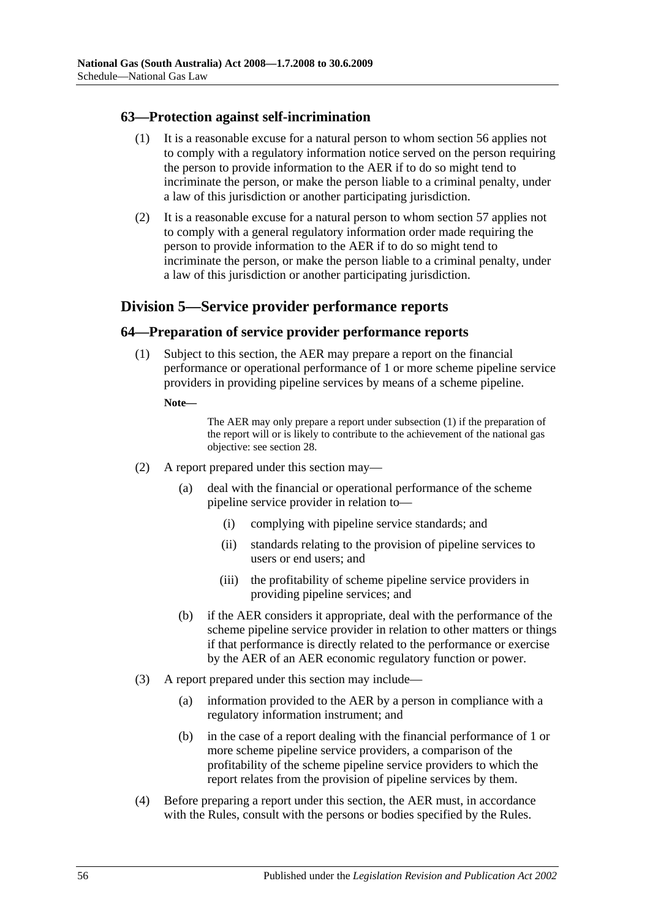## 63—Protection against self-incrimination

(1) It is a reasonable excuse for a natural person to whom section 56 applies not to comply with a regulatory information notice served on the person requiring the person to provide information to the AER if to do so might tend to incriminate the person, or make the person liable to a criminal penalty, under a law of this jurisdiction or another participating jurisdiction.

(2) It is a reasonable excuse for a natural person to whom section 57 applies not to comply with a general regulatory information order made requiring the person to provide information to the AER if to do so might tend to incriminate the person, or make the person liable to a criminal penalty, under a law of this jurisdiction or another participating jurisdiction.

# Division 5—Service provider performance reports

## 64—Preparation of service provider performance reports

(1) Subject to this section, the AER may prepare a report on the financial performance or operational performance of 1 or more scheme pipeline service providers in providing pipeline services by means of a scheme pipeline.

**Note—**

The AER may only prepare a report under subsection (1) if the preparation of the report will or is likely to contribute to the achievement of the national gas objective: see section 28.

(2) A report prepared under this section may—

(a) deal with the financial or operational performance of the scheme pipeline service provider in relation to—

(i) complying with pipeline service standards; and

(ii) standards relating to the provision of pipeline services to users or end users; and

(iii) the profitability of scheme pipeline service providers in providing pipeline services; and

(b) if the AER considers it appropriate, deal with the performance of the scheme pipeline service provider in relation to other matters or things if that performance is directly related to the performance or exercise by the AER of an AER economic regulatory function or power.

(3) A report prepared under this section may include—

(a) information provided to the AER by a person in compliance with a regulatory information instrument; and

(b) in the case of a report dealing with the financial performance of 1 or more scheme pipeline service providers, a comparison of the profitability of the scheme pipeline service providers to which the report relates from the provision of pipeline services by them.

(4) Before preparing a report under this section, the AER must, in accordance with the Rules, consult with the persons or bodies specified by the Rules.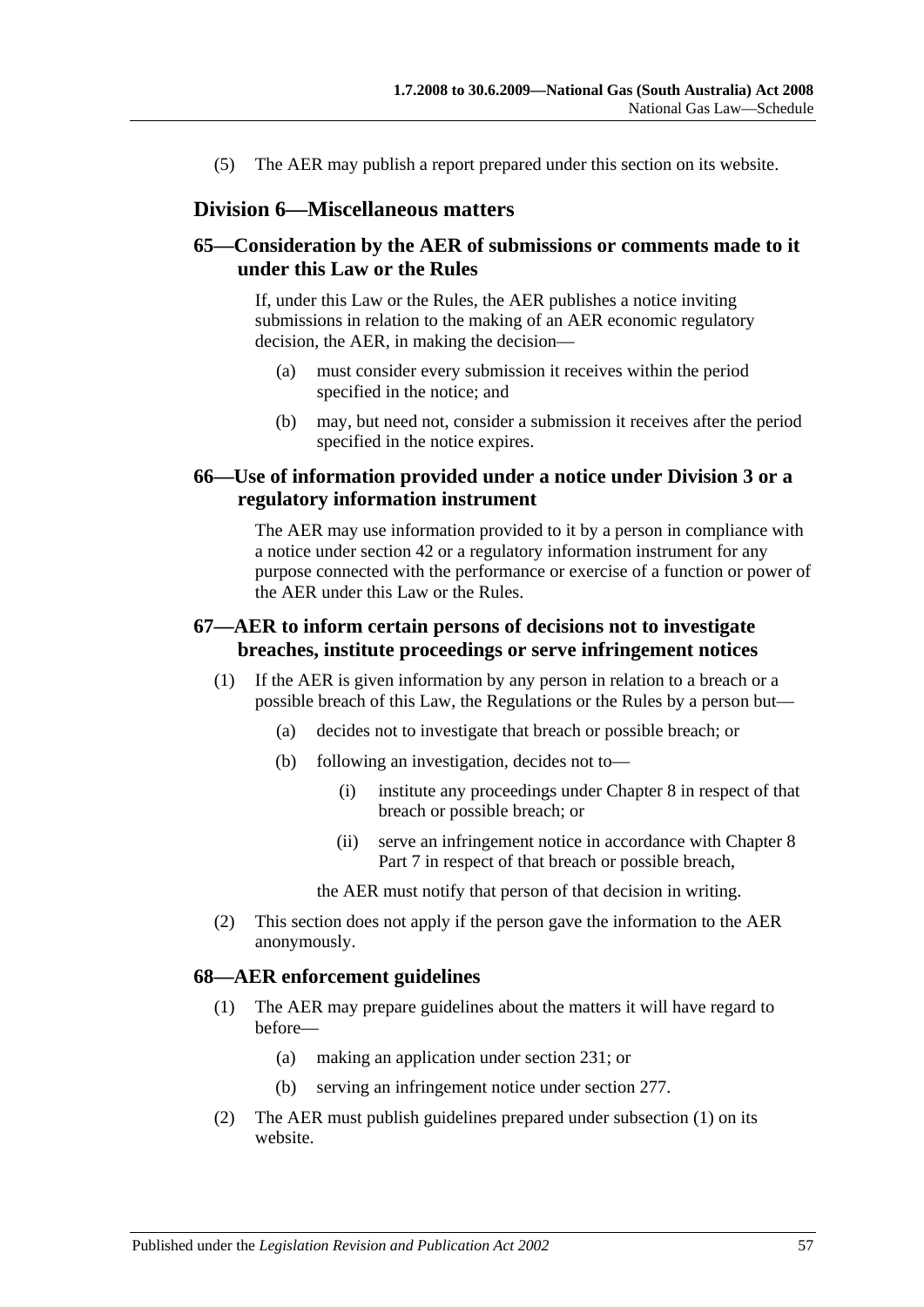(5) The AER may publish a report prepared under this section on its website.

## Division 6—Miscellaneous matters

### 65—Consideration by the AER of submissions or comments made to it under this Law or the Rules

If, under this Law or the Rules, the AER publishes a notice inviting submissions in relation to the making of an AER economic regulatory decision, the AER, in making the decision—

(a) must consider every submission it receives within the period specified in the notice; and

(b) may, but need not, consider a submission it receives after the period specified in the notice expires.

### 66—Use of information provided under a notice under Division 3 or a regulatory information instrument

The AER may use information provided to it by a person in compliance with a notice under section 42 or a regulatory information instrument for any purpose connected with the performance or exercise of a function or power of the AER under this Law or the Rules.

### 67—AER to inform certain persons of decisions not to investigate breaches, institute proceedings or serve infringement notices

(1) If the AER is given information by any person in relation to a breach or a possible breach of this Law, the Regulations or the Rules by a person but—

(a) decides not to investigate that breach or possible breach; or

(b) following an investigation, decides not to—

(i) institute any proceedings under Chapter 8 in respect of that breach or possible breach; or

(ii) serve an infringement notice in accordance with Chapter 8 Part 7 in respect of that breach or possible breach,

the AER must notify that person of that decision in writing.

(2) This section does not apply if the person gave the information to the AER anonymously.

### 68—AER enforcement guidelines

(1) The AER may prepare guidelines about the matters it will have regard to before—

(a) making an application under section 231; or

(b) serving an infringement notice under section 277.

(2) The AER must publish guidelines prepared under subsection (1) on its website.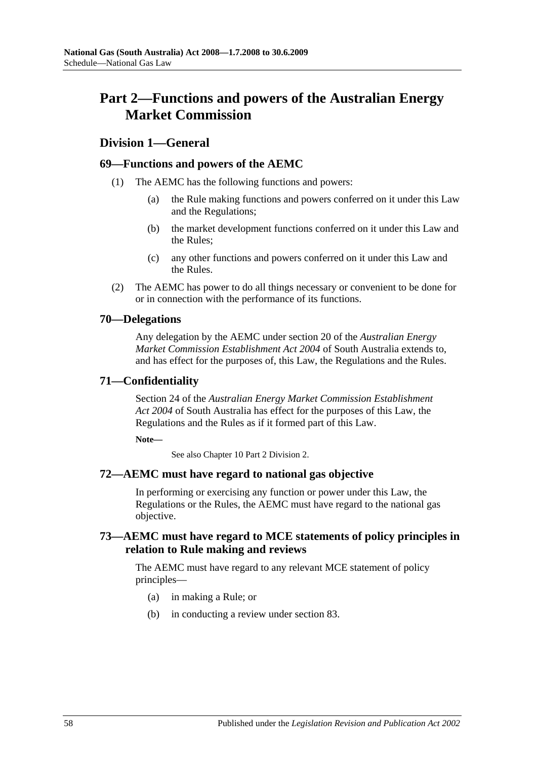# Part 2—Functions and powers of the Australian Energy Market Commission

## Division 1—General

### 69—Functions and powers of the AEMC

(1) The AEMC has the following functions and powers:

(a) the Rule making functions and powers conferred on it under this Law and the Regulations;

(b) the market development functions conferred on it under this Law and the Rules;

(c) any other functions and powers conferred on it under this Law and the Rules.

(2) The AEMC has power to do all things necessary or convenient to be done for or in connection with the performance of its functions.

### 70—Delegations

Any delegation by the AEMC under section 20 of the *Australian Energy Market Commission Establishment Act 2004* of South Australia extends to, and has effect for the purposes of, this Law, the Regulations and the Rules.

### 71—Confidentiality

Section 24 of the *Australian Energy Market Commission Establishment Act 2004* of South Australia has effect for the purposes of this Law, the Regulations and the Rules as if it formed part of this Law.

**Note—**

See also Chapter 10 Part 2 Division 2.

### 72—AEMC must have regard to national gas objective

In performing or exercising any function or power under this Law, the Regulations or the Rules, the AEMC must have regard to the national gas objective.

### 73—AEMC must have regard to MCE statements of policy principles in relation to Rule making and reviews

The AEMC must have regard to any relevant MCE statement of policy principles—

(a) in making a Rule; or

(b) in conducting a review under section 83.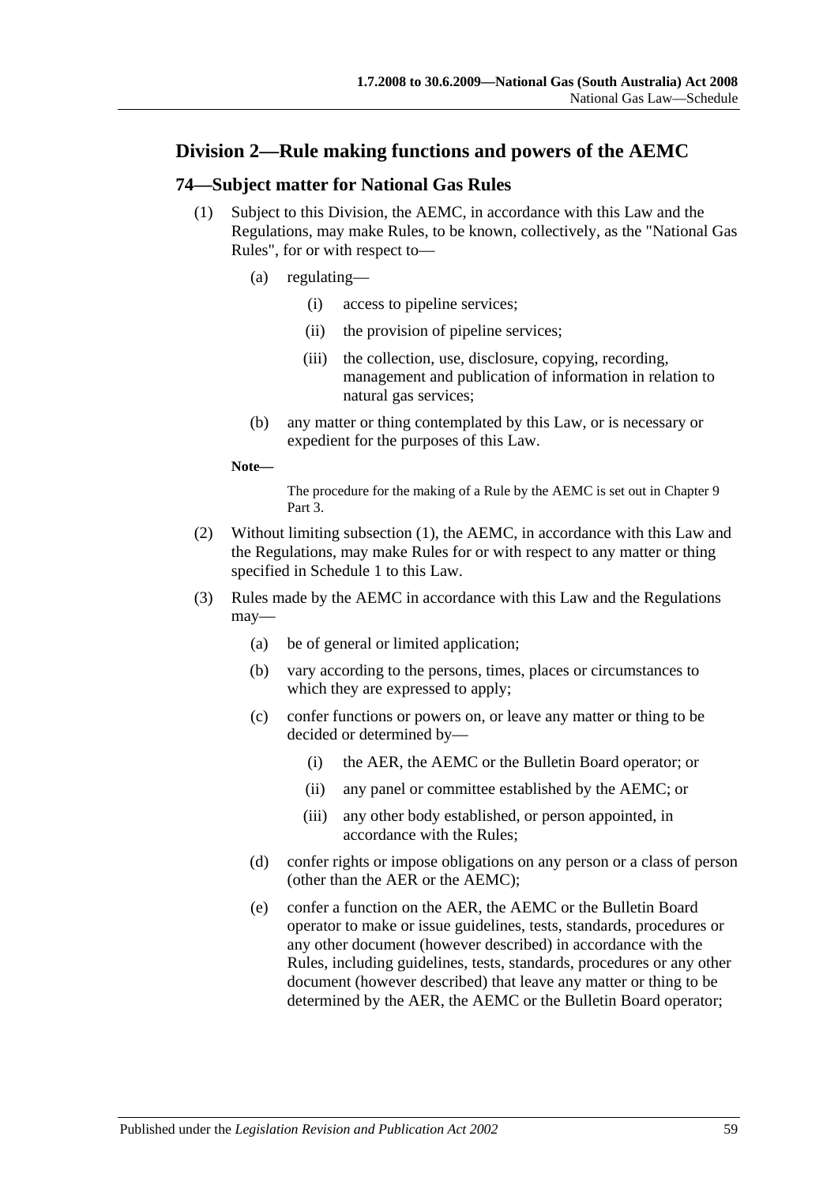## Division 2—Rule making functions and powers of the AEMC

### 74—Subject matter for National Gas Rules

(1) Subject to this Division, the AEMC, in accordance with this Law and the Regulations, may make Rules, to be known, collectively, as the "National Gas Rules", for or with respect to—

(a) regulating—

(i) access to pipeline services;

(ii) the provision of pipeline services;

(iii) the collection, use, disclosure, copying, recording, management and publication of information in relation to natural gas services;

(b) any matter or thing contemplated by this Law, or is necessary or expedient for the purposes of this Law.

**Note—**

The procedure for the making of a Rule by the AEMC is set out in Chapter 9 Part 3.

(2) Without limiting subsection (1), the AEMC, in accordance with this Law and the Regulations, may make Rules for or with respect to any matter or thing specified in Schedule 1 to this Law.

(3) Rules made by the AEMC in accordance with this Law and the Regulations may—

(a) be of general or limited application;

(b) vary according to the persons, times, places or circumstances to which they are expressed to apply;

(c) confer functions or powers on, or leave any matter or thing to be decided or determined by—

(i) the AER, the AEMC or the Bulletin Board operator; or

(ii) any panel or committee established by the AEMC; or

(iii) any other body established, or person appointed, in accordance with the Rules;

(d) confer rights or impose obligations on any person or a class of person (other than the AER or the AEMC);

(e) confer a function on the AER, the AEMC or the Bulletin Board operator to make or issue guidelines, tests, standards, procedures or any other document (however described) in accordance with the Rules, including guidelines, tests, standards, procedures or any other document (however described) that leave any matter or thing to be determined by the AER, the AEMC or the Bulletin Board operator;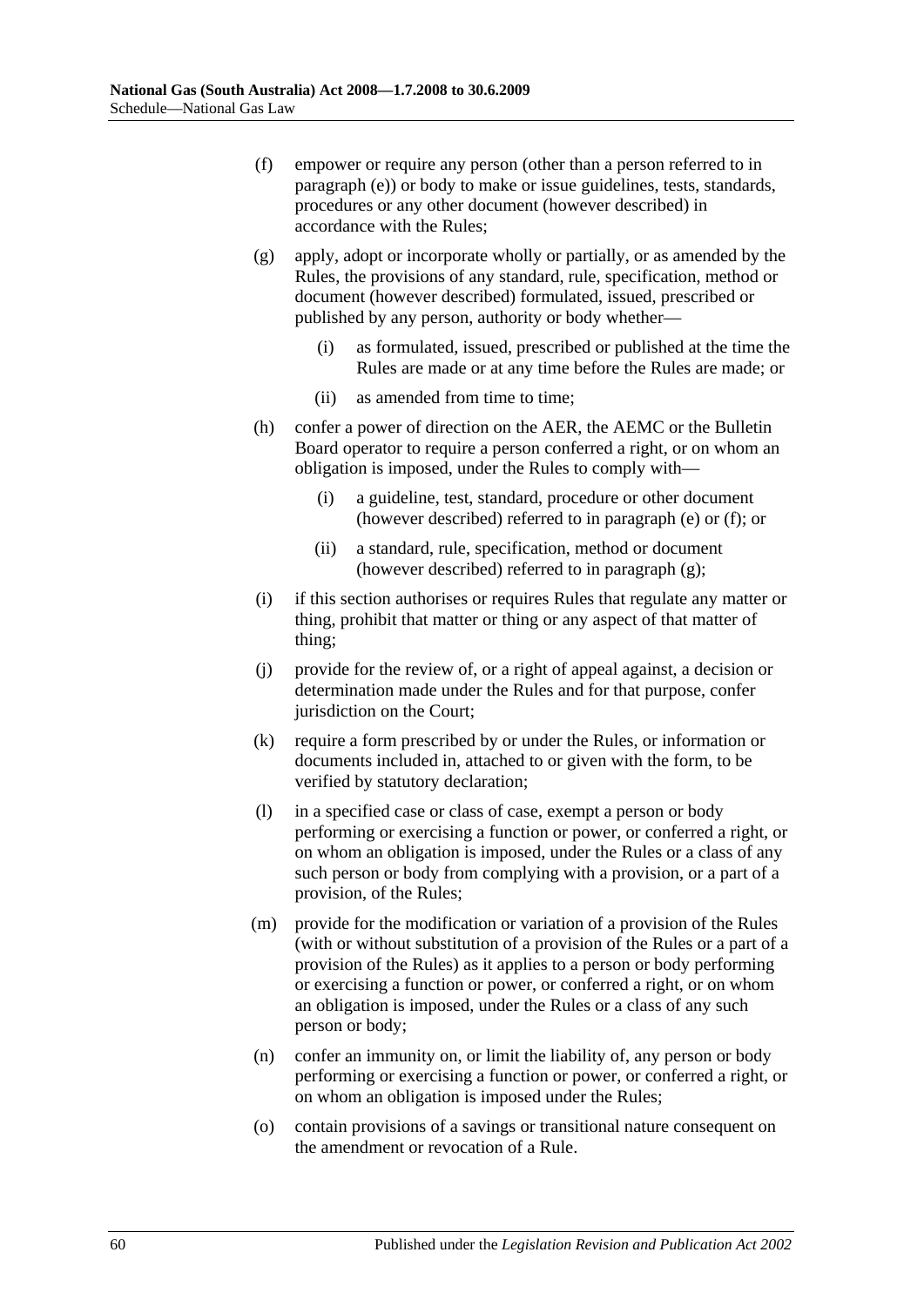(f) empower or require any person (other than a person referred to in paragraph (e)) or body to make or issue guidelines, tests, standards, procedures or any other document (however described) in accordance with the Rules;

(g) apply, adopt or incorporate wholly or partially, or as amended by the Rules, the provisions of any standard, rule, specification, method or document (however described) formulated, issued, prescribed or published by any person, authority or body whether—

  (i) as formulated, issued, prescribed or published at the time the Rules are made or at any time before the Rules are made; or

  (ii) as amended from time to time;

(h) confer a power of direction on the AER, the AEMC or the Bulletin Board operator to require a person conferred a right, or on whom an obligation is imposed, under the Rules to comply with—

  (i) a guideline, test, standard, procedure or other document (however described) referred to in paragraph (e) or (f); or

  (ii) a standard, rule, specification, method or document (however described) referred to in paragraph (g);

(i) if this section authorises or requires Rules that regulate any matter or thing, prohibit that matter or thing or any aspect of that matter of thing;

(j) provide for the review of, or a right of appeal against, a decision or determination made under the Rules and for that purpose, confer jurisdiction on the Court;

(k) require a form prescribed by or under the Rules, or information or documents included in, attached to or given with the form, to be verified by statutory declaration;

(l) in a specified case or class of case, exempt a person or body performing or exercising a function or power, or conferred a right, or on whom an obligation is imposed, under the Rules or a class of any such person or body from complying with a provision, or a part of a provision, of the Rules;

(m) provide for the modification or variation of a provision of the Rules (with or without substitution of a provision of the Rules or a part of a provision of the Rules) as it applies to a person or body performing or exercising a function or power, or conferred a right, or on whom an obligation is imposed, under the Rules or a class of any such person or body;

(n) confer an immunity on, or limit the liability of, any person or body performing or exercising a function or power, or conferred a right, or on whom an obligation is imposed under the Rules;

(o) contain provisions of a savings or transitional nature consequent on the amendment or revocation of a Rule.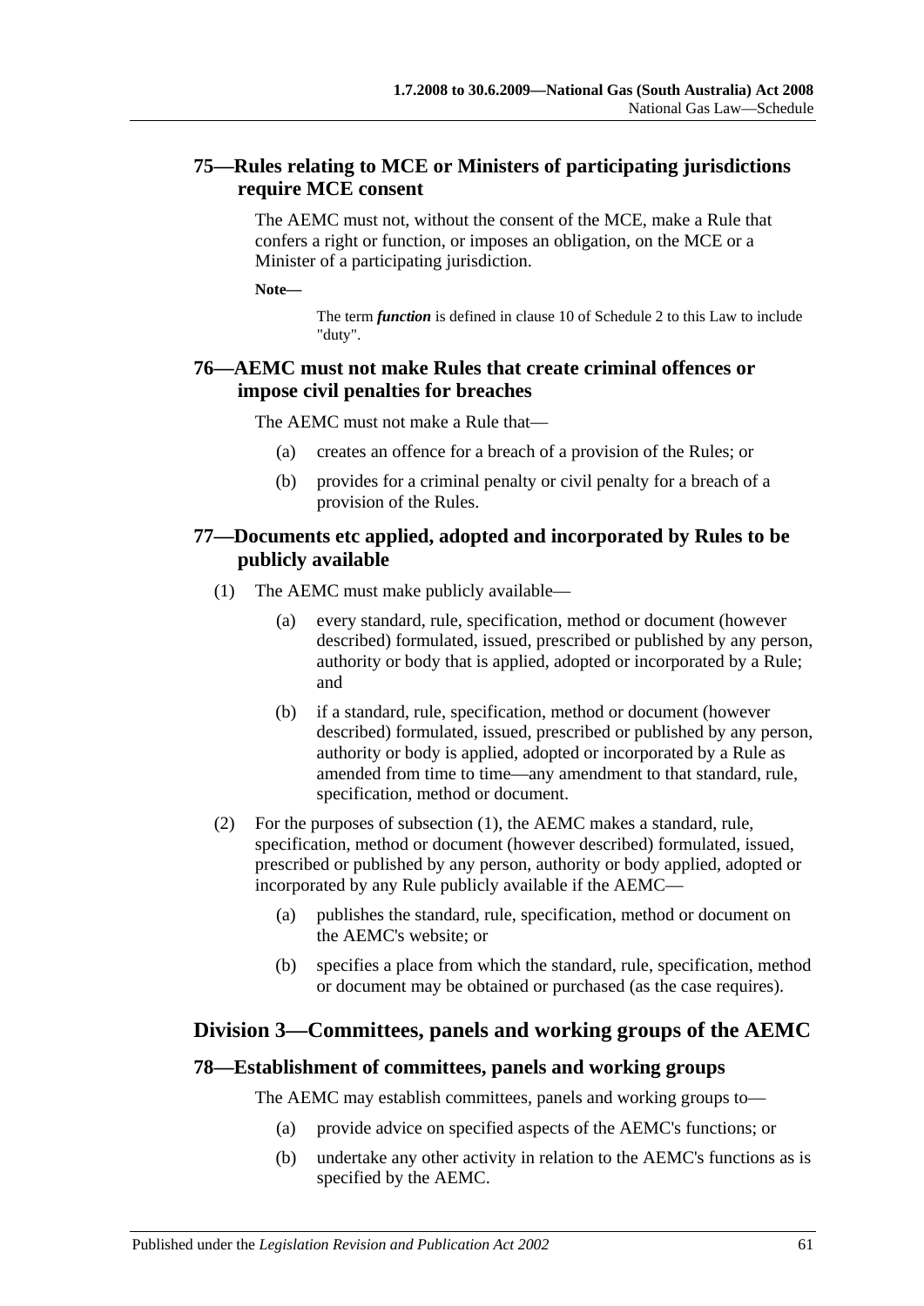### 75—Rules relating to MCE or Ministers of participating jurisdictions require MCE consent

The AEMC must not, without the consent of the MCE, make a Rule that confers a right or function, or imposes an obligation, on the MCE or a Minister of a participating jurisdiction.

**Note—**

The term ***function*** is defined in clause 10 of Schedule 2 to this Law to include "duty".

### 76—AEMC must not make Rules that create criminal offences or impose civil penalties for breaches

The AEMC must not make a Rule that—

(a) creates an offence for a breach of a provision of the Rules; or

(b) provides for a criminal penalty or civil penalty for a breach of a provision of the Rules.

### 77—Documents etc applied, adopted and incorporated by Rules to be publicly available

(1) The AEMC must make publicly available—

(a) every standard, rule, specification, method or document (however described) formulated, issued, prescribed or published by any person, authority or body that is applied, adopted or incorporated by a Rule; and

(b) if a standard, rule, specification, method or document (however described) formulated, issued, prescribed or published by any person, authority or body is applied, adopted or incorporated by a Rule as amended from time to time—any amendment to that standard, rule, specification, method or document.

(2) For the purposes of subsection (1), the AEMC makes a standard, rule, specification, method or document (however described) formulated, issued, prescribed or published by any person, authority or body applied, adopted or incorporated by any Rule publicly available if the AEMC—

(a) publishes the standard, rule, specification, method or document on the AEMC's website; or

(b) specifies a place from which the standard, rule, specification, method or document may be obtained or purchased (as the case requires).

## Division 3—Committees, panels and working groups of the AEMC

### 78—Establishment of committees, panels and working groups

The AEMC may establish committees, panels and working groups to—

(a) provide advice on specified aspects of the AEMC's functions; or

(b) undertake any other activity in relation to the AEMC's functions as is specified by the AEMC.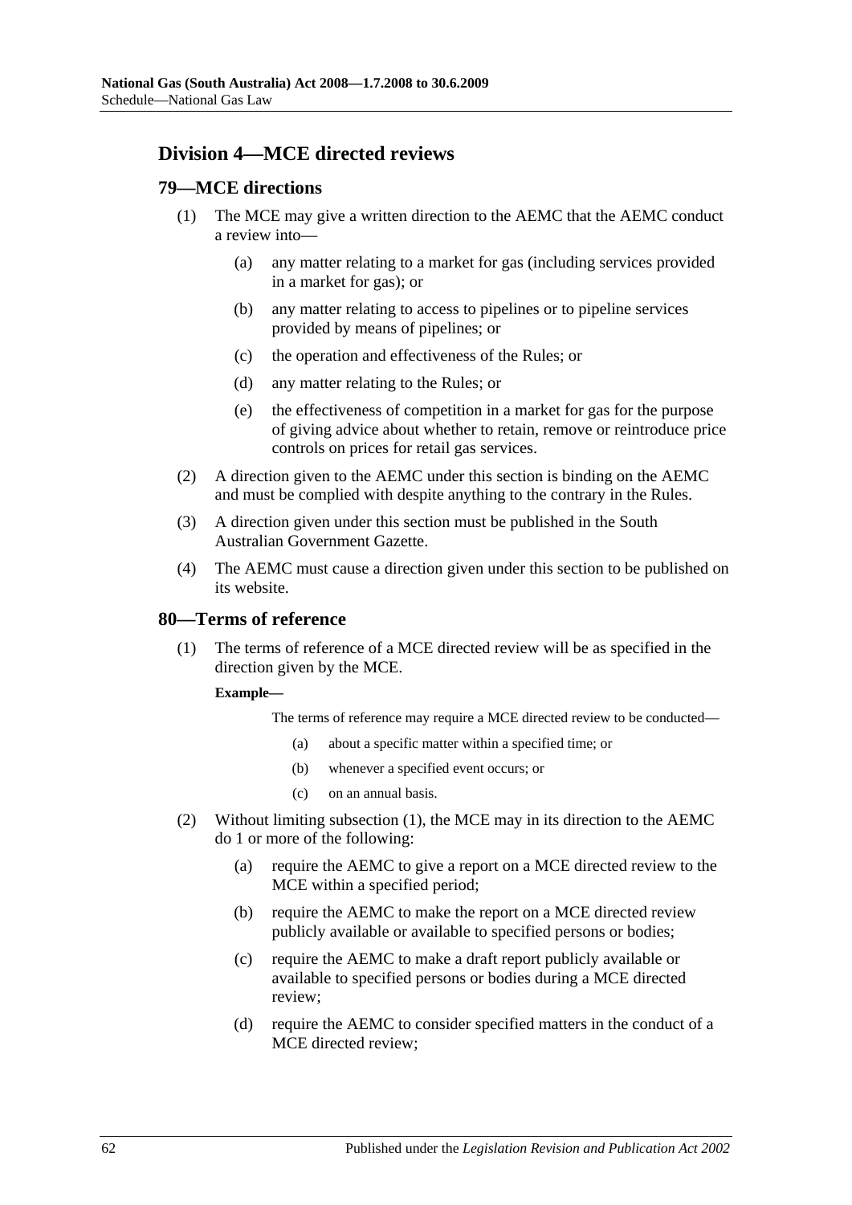## Division 4—MCE directed reviews

### 79—MCE directions

(1) The MCE may give a written direction to the AEMC that the AEMC conduct a review into—

- (a) any matter relating to a market for gas (including services provided in a market for gas); or
- (b) any matter relating to access to pipelines or to pipeline services provided by means of pipelines; or
- (c) the operation and effectiveness of the Rules; or
- (d) any matter relating to the Rules; or
- (e) the effectiveness of competition in a market for gas for the purpose of giving advice about whether to retain, remove or reintroduce price controls on prices for retail gas services.

(2) A direction given to the AEMC under this section is binding on the AEMC and must be complied with despite anything to the contrary in the Rules.

(3) A direction given under this section must be published in the South Australian Government Gazette.

(4) The AEMC must cause a direction given under this section to be published on its website.

### 80—Terms of reference

(1) The terms of reference of a MCE directed review will be as specified in the direction given by the MCE.

**Example—**

The terms of reference may require a MCE directed review to be conducted—

- (a) about a specific matter within a specified time; or
- (b) whenever a specified event occurs; or
- (c) on an annual basis.

(2) Without limiting subsection (1), the MCE may in its direction to the AEMC do 1 or more of the following:

- (a) require the AEMC to give a report on a MCE directed review to the MCE within a specified period;
- (b) require the AEMC to make the report on a MCE directed review publicly available or available to specified persons or bodies;
- (c) require the AEMC to make a draft report publicly available or available to specified persons or bodies during a MCE directed review;
- (d) require the AEMC to consider specified matters in the conduct of a MCE directed review;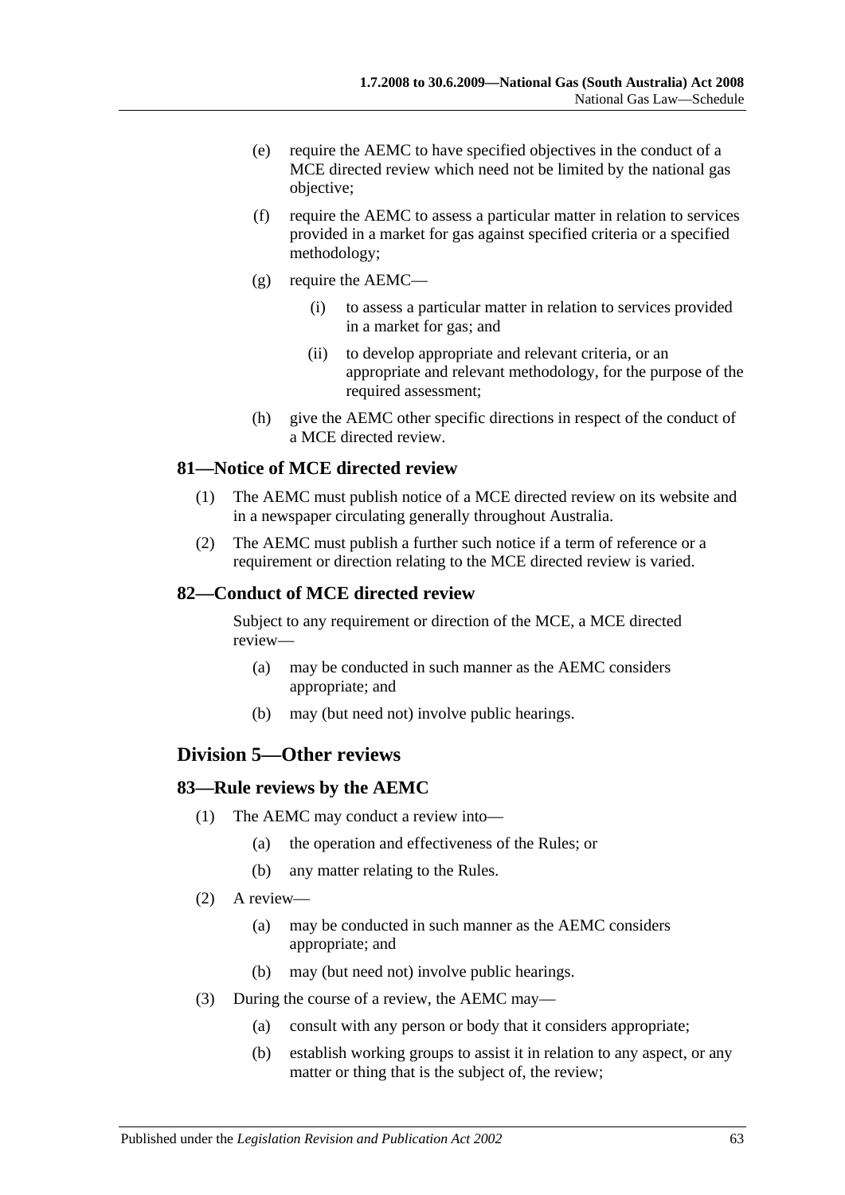(e) require the AEMC to have specified objectives in the conduct of a MCE directed review which need not be limited by the national gas objective;

(f) require the AEMC to assess a particular matter in relation to services provided in a market for gas against specified criteria or a specified methodology;

(g) require the AEMC—

  (i) to assess a particular matter in relation to services provided in a market for gas; and

  (ii) to develop appropriate and relevant criteria, or an appropriate and relevant methodology, for the purpose of the required assessment;

(h) give the AEMC other specific directions in respect of the conduct of a MCE directed review.

### 81—Notice of MCE directed review

(1) The AEMC must publish notice of a MCE directed review on its website and in a newspaper circulating generally throughout Australia.

(2) The AEMC must publish a further such notice if a term of reference or a requirement or direction relating to the MCE directed review is varied.

### 82—Conduct of MCE directed review

Subject to any requirement or direction of the MCE, a MCE directed review—

(a) may be conducted in such manner as the AEMC considers appropriate; and

(b) may (but need not) involve public hearings.

## Division 5—Other reviews

### 83—Rule reviews by the AEMC

(1) The AEMC may conduct a review into—

  (a) the operation and effectiveness of the Rules; or

  (b) any matter relating to the Rules.

(2) A review—

  (a) may be conducted in such manner as the AEMC considers appropriate; and

  (b) may (but need not) involve public hearings.

(3) During the course of a review, the AEMC may—

  (a) consult with any person or body that it considers appropriate;

  (b) establish working groups to assist it in relation to any aspect, or any matter or thing that is the subject of, the review;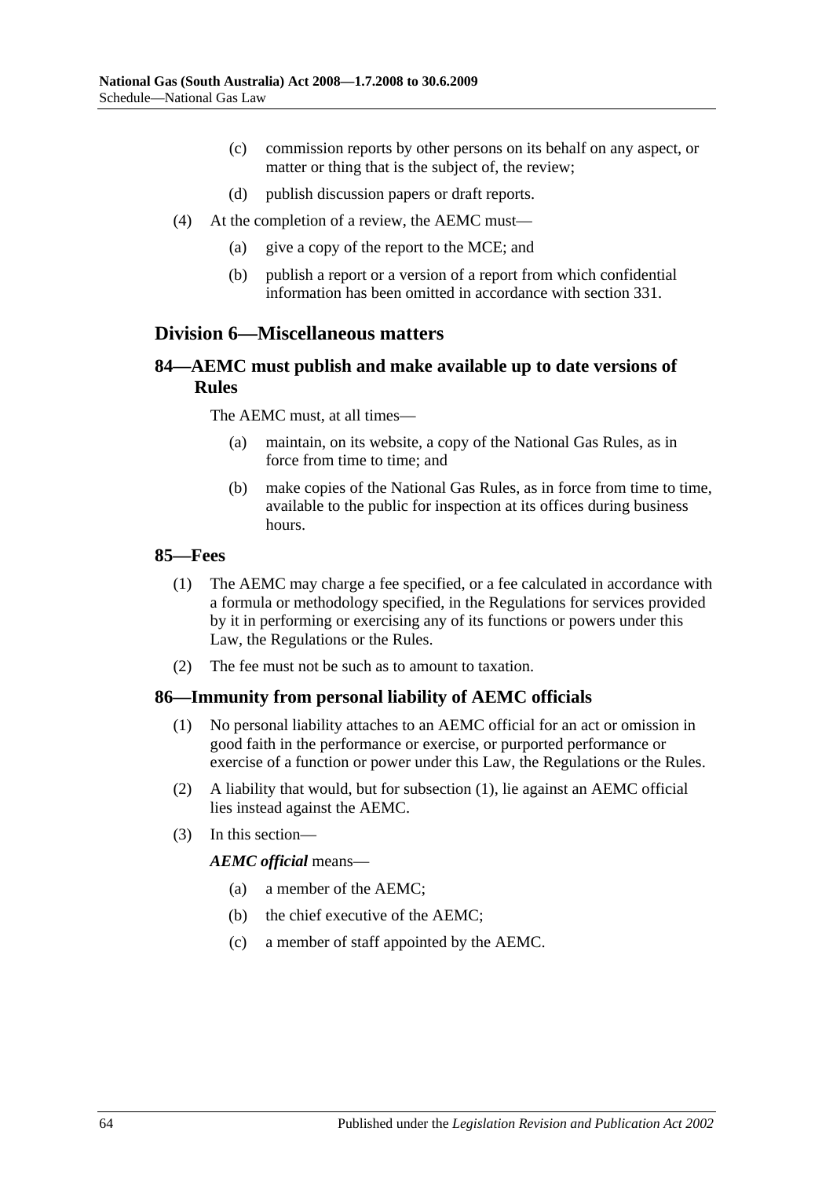(c) commission reports by other persons on its behalf on any aspect, or matter or thing that is the subject of, the review;

(d) publish discussion papers or draft reports.

(4) At the completion of a review, the AEMC must—

(a) give a copy of the report to the MCE; and

(b) publish a report or a version of a report from which confidential information has been omitted in accordance with section 331.

## Division 6—Miscellaneous matters

### 84—AEMC must publish and make available up to date versions of Rules

The AEMC must, at all times—

(a) maintain, on its website, a copy of the National Gas Rules, as in force from time to time; and

(b) make copies of the National Gas Rules, as in force from time to time, available to the public for inspection at its offices during business hours.

### 85—Fees

(1) The AEMC may charge a fee specified, or a fee calculated in accordance with a formula or methodology specified, in the Regulations for services provided by it in performing or exercising any of its functions or powers under this Law, the Regulations or the Rules.

(2) The fee must not be such as to amount to taxation.

### 86—Immunity from personal liability of AEMC officials

(1) No personal liability attaches to an AEMC official for an act or omission in good faith in the performance or exercise, or purported performance or exercise of a function or power under this Law, the Regulations or the Rules.

(2) A liability that would, but for subsection (1), lie against an AEMC official lies instead against the AEMC.

(3) In this section—

***AEMC official*** means—

(a) a member of the AEMC;

(b) the chief executive of the AEMC;

(c) a member of staff appointed by the AEMC.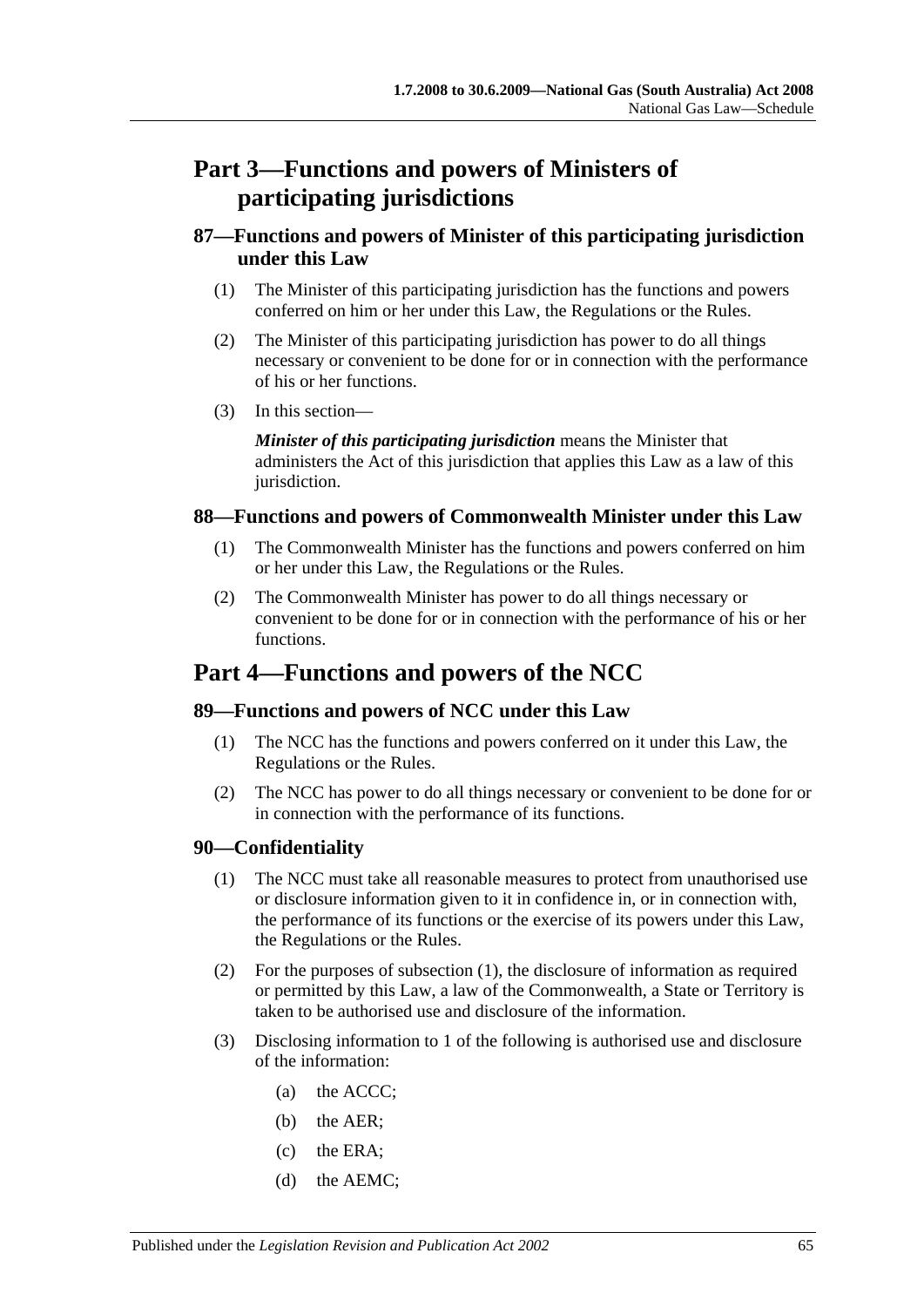# Part 3—Functions and powers of Ministers of participating jurisdictions

## 87—Functions and powers of Minister of this participating jurisdiction under this Law

(1) The Minister of this participating jurisdiction has the functions and powers conferred on him or her under this Law, the Regulations or the Rules.

(2) The Minister of this participating jurisdiction has power to do all things necessary or convenient to be done for or in connection with the performance of his or her functions.

(3) In this section—

***Minister of this participating jurisdiction*** means the Minister that administers the Act of this jurisdiction that applies this Law as a law of this jurisdiction.

## 88—Functions and powers of Commonwealth Minister under this Law

(1) The Commonwealth Minister has the functions and powers conferred on him or her under this Law, the Regulations or the Rules.

(2) The Commonwealth Minister has power to do all things necessary or convenient to be done for or in connection with the performance of his or her functions.

# Part 4—Functions and powers of the NCC

## 89—Functions and powers of NCC under this Law

(1) The NCC has the functions and powers conferred on it under this Law, the Regulations or the Rules.

(2) The NCC has power to do all things necessary or convenient to be done for or in connection with the performance of its functions.

## 90—Confidentiality

(1) The NCC must take all reasonable measures to protect from unauthorised use or disclosure information given to it in confidence in, or in connection with, the performance of its functions or the exercise of its powers under this Law, the Regulations or the Rules.

(2) For the purposes of subsection (1), the disclosure of information as required or permitted by this Law, a law of the Commonwealth, a State or Territory is taken to be authorised use and disclosure of the information.

(3) Disclosing information to 1 of the following is authorised use and disclosure of the information:

(a) the ACCC;

(b) the AER;

(c) the ERA;

(d) the AEMC;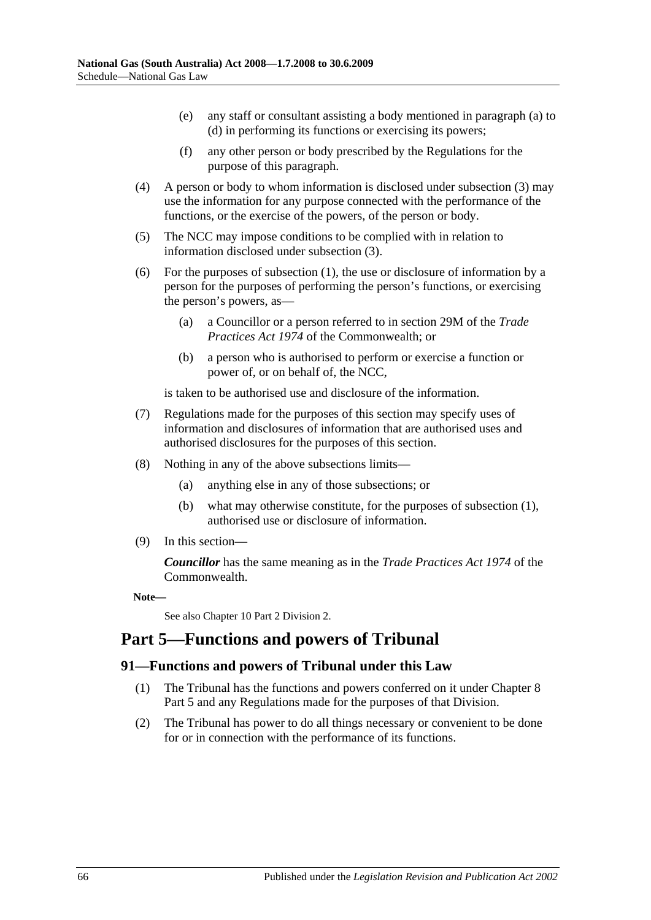(e) any staff or consultant assisting a body mentioned in paragraph (a) to (d) in performing its functions or exercising its powers;

(f) any other person or body prescribed by the Regulations for the purpose of this paragraph.

(4) A person or body to whom information is disclosed under subsection (3) may use the information for any purpose connected with the performance of the functions, or the exercise of the powers, of the person or body.

(5) The NCC may impose conditions to be complied with in relation to information disclosed under subsection (3).

(6) For the purposes of subsection (1), the use or disclosure of information by a person for the purposes of performing the person's functions, or exercising the person's powers, as—

(a) a Councillor or a person referred to in section 29M of the *Trade Practices Act 1974* of the Commonwealth; or

(b) a person who is authorised to perform or exercise a function or power of, or on behalf of, the NCC,

is taken to be authorised use and disclosure of the information.

(7) Regulations made for the purposes of this section may specify uses of information and disclosures of information that are authorised uses and authorised disclosures for the purposes of this section.

(8) Nothing in any of the above subsections limits—

(a) anything else in any of those subsections; or

(b) what may otherwise constitute, for the purposes of subsection (1), authorised use or disclosure of information.

(9) In this section—

***Councillor*** has the same meaning as in the *Trade Practices Act 1974* of the Commonwealth.

**Note—**

See also Chapter 10 Part 2 Division 2.

## Part 5—Functions and powers of Tribunal

### 91—Functions and powers of Tribunal under this Law

(1) The Tribunal has the functions and powers conferred on it under Chapter 8 Part 5 and any Regulations made for the purposes of that Division.

(2) The Tribunal has power to do all things necessary or convenient to be done for or in connection with the performance of its functions.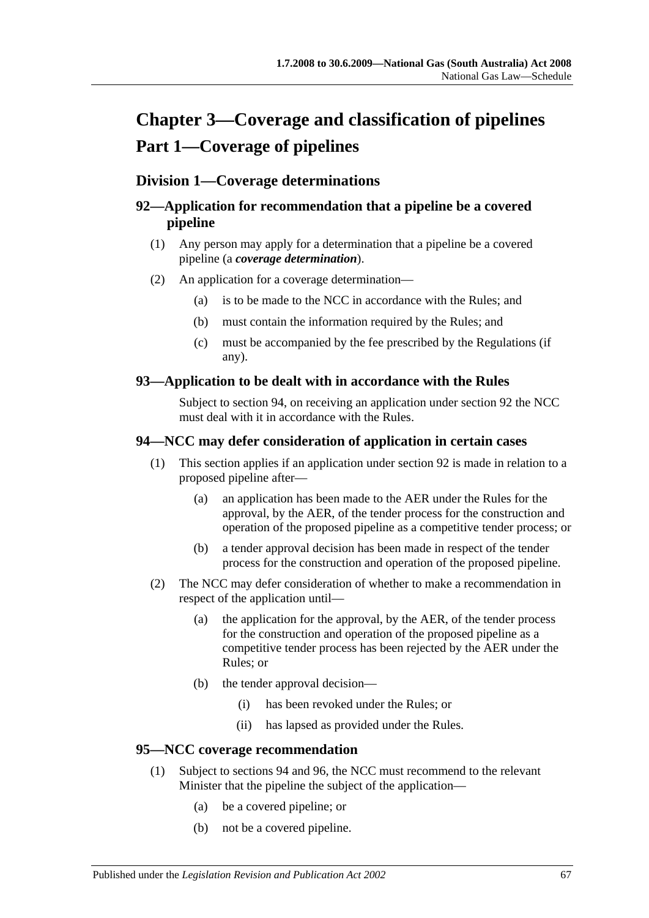# Chapter 3—Coverage and classification of pipelines

## Part 1—Coverage of pipelines

### Division 1—Coverage determinations

#### 92—Application for recommendation that a pipeline be a covered pipeline

(1) Any person may apply for a determination that a pipeline be a covered pipeline (a ***coverage determination***).

(2) An application for a coverage determination—

- (a) is to be made to the NCC in accordance with the Rules; and
- (b) must contain the information required by the Rules; and
- (c) must be accompanied by the fee prescribed by the Regulations (if any).

#### 93—Application to be dealt with in accordance with the Rules

Subject to section 94, on receiving an application under section 92 the NCC must deal with it in accordance with the Rules.

#### 94—NCC may defer consideration of application in certain cases

(1) This section applies if an application under section 92 is made in relation to a proposed pipeline after—

- (a) an application has been made to the AER under the Rules for the approval, by the AER, of the tender process for the construction and operation of the proposed pipeline as a competitive tender process; or
- (b) a tender approval decision has been made in respect of the tender process for the construction and operation of the proposed pipeline.

(2) The NCC may defer consideration of whether to make a recommendation in respect of the application until—

- (a) the application for the approval, by the AER, of the tender process for the construction and operation of the proposed pipeline as a competitive tender process has been rejected by the AER under the Rules; or
- (b) the tender approval decision—
  - (i) has been revoked under the Rules; or
  - (ii) has lapsed as provided under the Rules.

#### 95—NCC coverage recommendation

(1) Subject to sections 94 and 96, the NCC must recommend to the relevant Minister that the pipeline the subject of the application—

- (a) be a covered pipeline; or
- (b) not be a covered pipeline.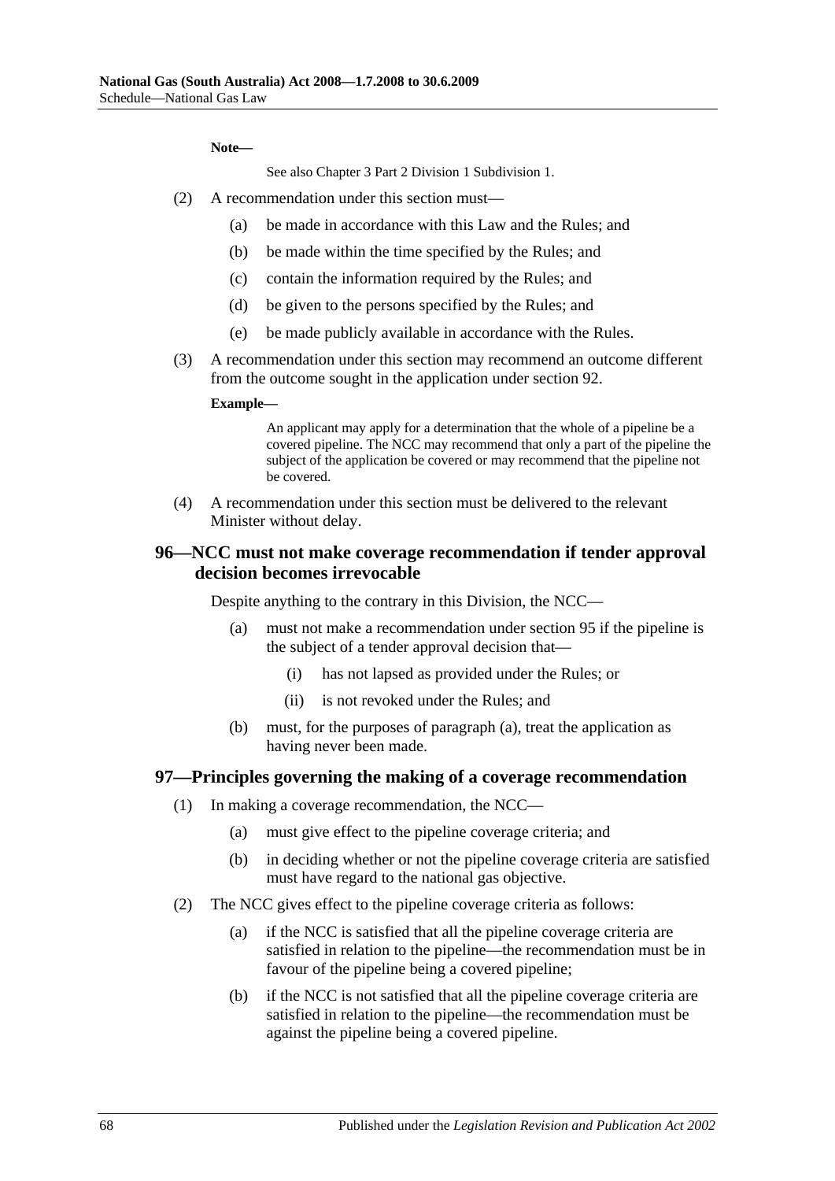**Note—**

See also Chapter 3 Part 2 Division 1 Subdivision 1.

(2) A recommendation under this section must—

(a) be made in accordance with this Law and the Rules; and

(b) be made within the time specified by the Rules; and

(c) contain the information required by the Rules; and

(d) be given to the persons specified by the Rules; and

(e) be made publicly available in accordance with the Rules.

(3) A recommendation under this section may recommend an outcome different from the outcome sought in the application under section 92.

**Example—**

An applicant may apply for a determination that the whole of a pipeline be a covered pipeline. The NCC may recommend that only a part of the pipeline the subject of the application be covered or may recommend that the pipeline not be covered.

(4) A recommendation under this section must be delivered to the relevant Minister without delay.

## 96—NCC must not make coverage recommendation if tender approval decision becomes irrevocable

Despite anything to the contrary in this Division, the NCC—

(a) must not make a recommendation under section 95 if the pipeline is the subject of a tender approval decision that—

(i) has not lapsed as provided under the Rules; or

(ii) is not revoked under the Rules; and

(b) must, for the purposes of paragraph (a), treat the application as having never been made.

## 97—Principles governing the making of a coverage recommendation

(1) In making a coverage recommendation, the NCC—

(a) must give effect to the pipeline coverage criteria; and

(b) in deciding whether or not the pipeline coverage criteria are satisfied must have regard to the national gas objective.

(2) The NCC gives effect to the pipeline coverage criteria as follows:

(a) if the NCC is satisfied that all the pipeline coverage criteria are satisfied in relation to the pipeline—the recommendation must be in favour of the pipeline being a covered pipeline;

(b) if the NCC is not satisfied that all the pipeline coverage criteria are satisfied in relation to the pipeline—the recommendation must be against the pipeline being a covered pipeline.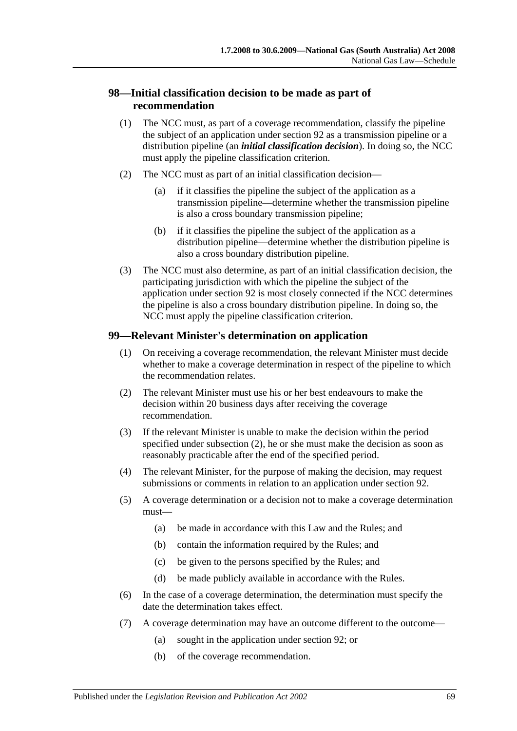## 98—Initial classification decision to be made as part of recommendation

(1) The NCC must, as part of a coverage recommendation, classify the pipeline the subject of an application under section 92 as a transmission pipeline or a distribution pipeline (an ***initial classification decision***). In doing so, the NCC must apply the pipeline classification criterion.

(2) The NCC must as part of an initial classification decision—

(a) if it classifies the pipeline the subject of the application as a transmission pipeline—determine whether the transmission pipeline is also a cross boundary transmission pipeline;

(b) if it classifies the pipeline the subject of the application as a distribution pipeline—determine whether the distribution pipeline is also a cross boundary distribution pipeline.

(3) The NCC must also determine, as part of an initial classification decision, the participating jurisdiction with which the pipeline the subject of the application under section 92 is most closely connected if the NCC determines the pipeline is also a cross boundary distribution pipeline. In doing so, the NCC must apply the pipeline classification criterion.

## 99—Relevant Minister's determination on application

(1) On receiving a coverage recommendation, the relevant Minister must decide whether to make a coverage determination in respect of the pipeline to which the recommendation relates.

(2) The relevant Minister must use his or her best endeavours to make the decision within 20 business days after receiving the coverage recommendation.

(3) If the relevant Minister is unable to make the decision within the period specified under subsection (2), he or she must make the decision as soon as reasonably practicable after the end of the specified period.

(4) The relevant Minister, for the purpose of making the decision, may request submissions or comments in relation to an application under section 92.

(5) A coverage determination or a decision not to make a coverage determination must—

(a) be made in accordance with this Law and the Rules; and

(b) contain the information required by the Rules; and

(c) be given to the persons specified by the Rules; and

(d) be made publicly available in accordance with the Rules.

(6) In the case of a coverage determination, the determination must specify the date the determination takes effect.

(7) A coverage determination may have an outcome different to the outcome—

(a) sought in the application under section 92; or

(b) of the coverage recommendation.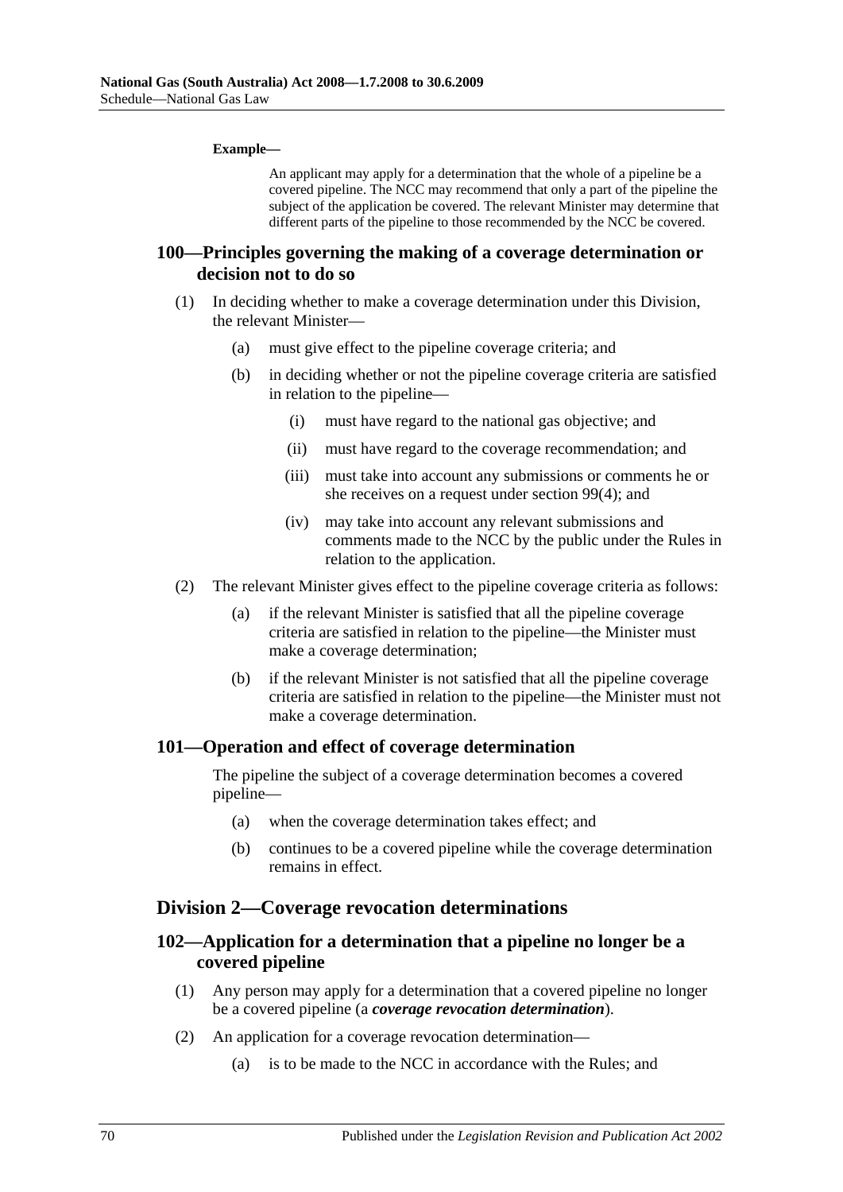**Example—**

An applicant may apply for a determination that the whole of a pipeline be a covered pipeline. The NCC may recommend that only a part of the pipeline the subject of the application be covered. The relevant Minister may determine that different parts of the pipeline to those recommended by the NCC be covered.

### 100—Principles governing the making of a coverage determination or decision not to do so

(1) In deciding whether to make a coverage determination under this Division, the relevant Minister—

(a) must give effect to the pipeline coverage criteria; and

(b) in deciding whether or not the pipeline coverage criteria are satisfied in relation to the pipeline—

(i) must have regard to the national gas objective; and

(ii) must have regard to the coverage recommendation; and

(iii) must take into account any submissions or comments he or she receives on a request under section 99(4); and

(iv) may take into account any relevant submissions and comments made to the NCC by the public under the Rules in relation to the application.

(2) The relevant Minister gives effect to the pipeline coverage criteria as follows:

(a) if the relevant Minister is satisfied that all the pipeline coverage criteria are satisfied in relation to the pipeline—the Minister must make a coverage determination;

(b) if the relevant Minister is not satisfied that all the pipeline coverage criteria are satisfied in relation to the pipeline—the Minister must not make a coverage determination.

### 101—Operation and effect of coverage determination

The pipeline the subject of a coverage determination becomes a covered pipeline—

(a) when the coverage determination takes effect; and

(b) continues to be a covered pipeline while the coverage determination remains in effect.

## Division 2—Coverage revocation determinations

### 102—Application for a determination that a pipeline no longer be a covered pipeline

(1) Any person may apply for a determination that a covered pipeline no longer be a covered pipeline (a ***coverage revocation determination***).

(2) An application for a coverage revocation determination—

(a) is to be made to the NCC in accordance with the Rules; and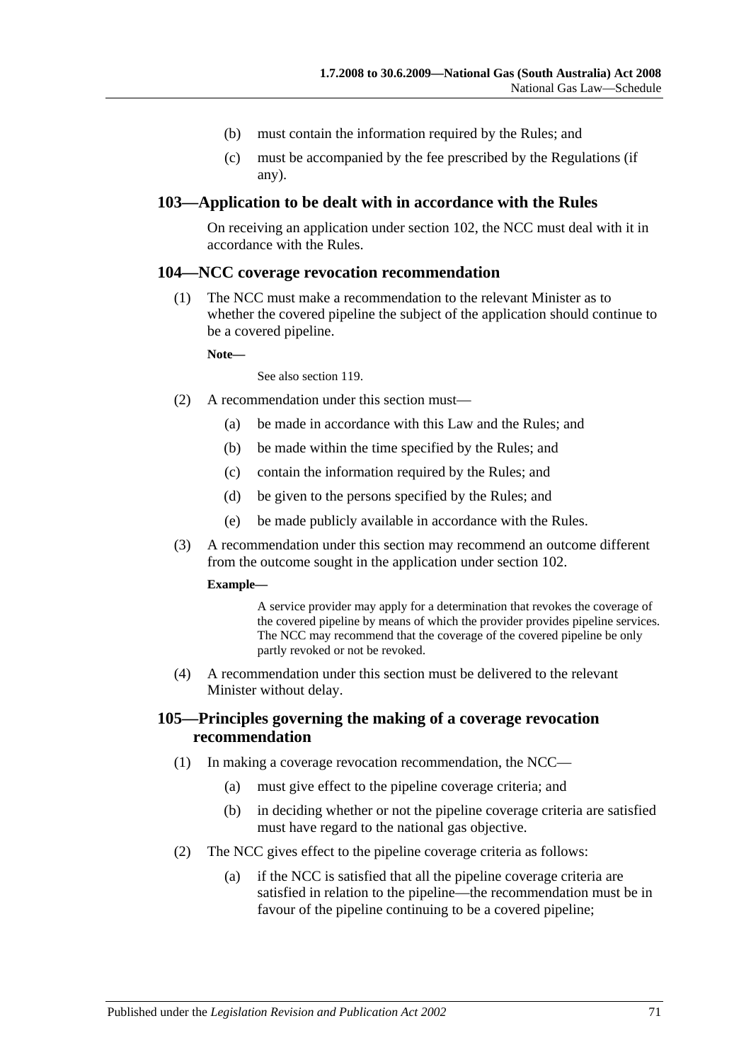(b) must contain the information required by the Rules; and

(c) must be accompanied by the fee prescribed by the Regulations (if any).

## 103—Application to be dealt with in accordance with the Rules

On receiving an application under section 102, the NCC must deal with it in accordance with the Rules.

## 104—NCC coverage revocation recommendation

(1) The NCC must make a recommendation to the relevant Minister as to whether the covered pipeline the subject of the application should continue to be a covered pipeline.

**Note—**

See also section 119.

(2) A recommendation under this section must—

(a) be made in accordance with this Law and the Rules; and

(b) be made within the time specified by the Rules; and

(c) contain the information required by the Rules; and

(d) be given to the persons specified by the Rules; and

(e) be made publicly available in accordance with the Rules.

(3) A recommendation under this section may recommend an outcome different from the outcome sought in the application under section 102.

**Example—**

A service provider may apply for a determination that revokes the coverage of the covered pipeline by means of which the provider provides pipeline services. The NCC may recommend that the coverage of the covered pipeline be only partly revoked or not be revoked.

(4) A recommendation under this section must be delivered to the relevant Minister without delay.

## 105—Principles governing the making of a coverage revocation recommendation

(1) In making a coverage revocation recommendation, the NCC—

(a) must give effect to the pipeline coverage criteria; and

(b) in deciding whether or not the pipeline coverage criteria are satisfied must have regard to the national gas objective.

(2) The NCC gives effect to the pipeline coverage criteria as follows:

(a) if the NCC is satisfied that all the pipeline coverage criteria are satisfied in relation to the pipeline—the recommendation must be in favour of the pipeline continuing to be a covered pipeline;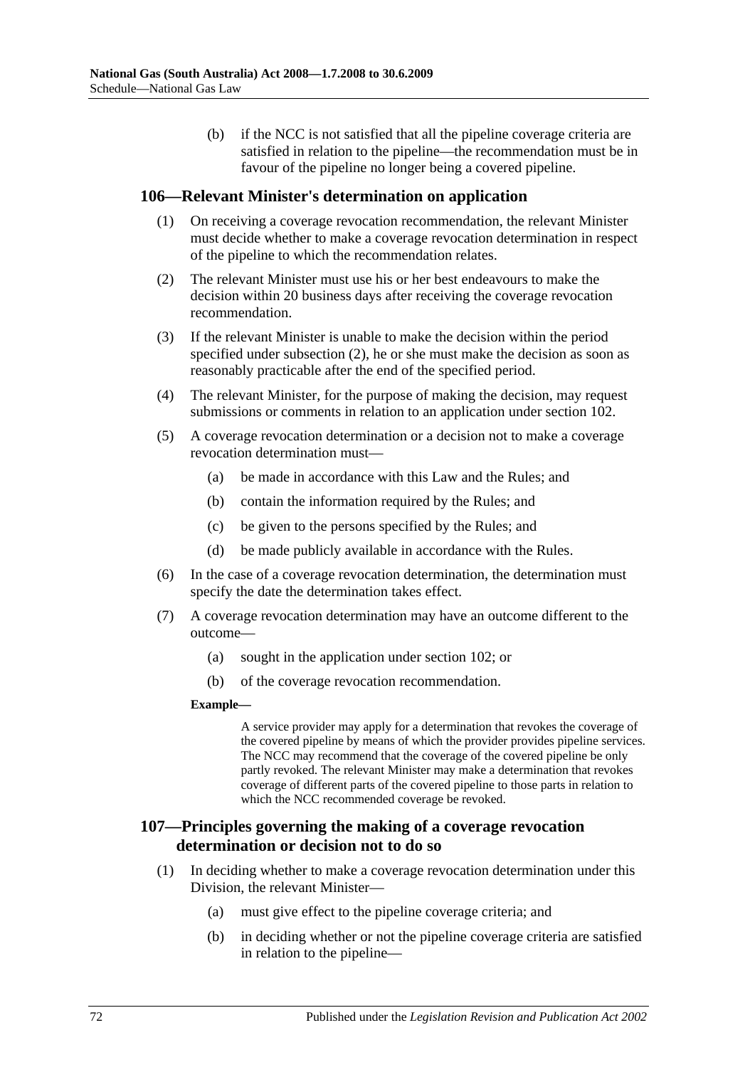(b) if the NCC is not satisfied that all the pipeline coverage criteria are satisfied in relation to the pipeline—the recommendation must be in favour of the pipeline no longer being a covered pipeline.

## 106—Relevant Minister's determination on application

(1) On receiving a coverage revocation recommendation, the relevant Minister must decide whether to make a coverage revocation determination in respect of the pipeline to which the recommendation relates.

(2) The relevant Minister must use his or her best endeavours to make the decision within 20 business days after receiving the coverage revocation recommendation.

(3) If the relevant Minister is unable to make the decision within the period specified under subsection (2), he or she must make the decision as soon as reasonably practicable after the end of the specified period.

(4) The relevant Minister, for the purpose of making the decision, may request submissions or comments in relation to an application under section 102.

(5) A coverage revocation determination or a decision not to make a coverage revocation determination must—

(a) be made in accordance with this Law and the Rules; and

(b) contain the information required by the Rules; and

(c) be given to the persons specified by the Rules; and

(d) be made publicly available in accordance with the Rules.

(6) In the case of a coverage revocation determination, the determination must specify the date the determination takes effect.

(7) A coverage revocation determination may have an outcome different to the outcome—

(a) sought in the application under section 102; or

(b) of the coverage revocation recommendation.

**Example—**

A service provider may apply for a determination that revokes the coverage of the covered pipeline by means of which the provider provides pipeline services. The NCC may recommend that the coverage of the covered pipeline be only partly revoked. The relevant Minister may make a determination that revokes coverage of different parts of the covered pipeline to those parts in relation to which the NCC recommended coverage be revoked.

## 107—Principles governing the making of a coverage revocation determination or decision not to do so

(1) In deciding whether to make a coverage revocation determination under this Division, the relevant Minister—

(a) must give effect to the pipeline coverage criteria; and

(b) in deciding whether or not the pipeline coverage criteria are satisfied in relation to the pipeline—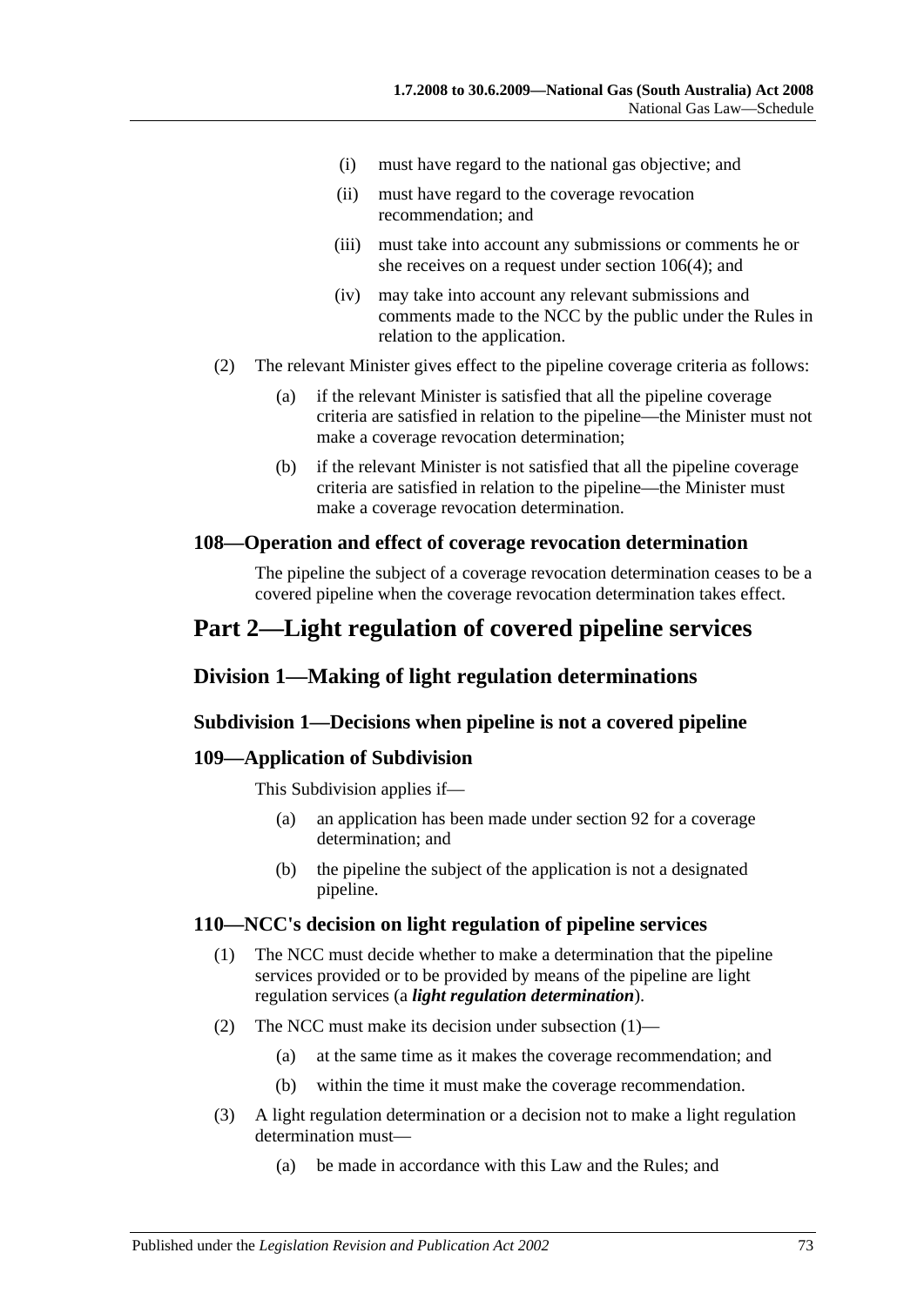(i) must have regard to the national gas objective; and

(ii) must have regard to the coverage revocation recommendation; and

(iii) must take into account any submissions or comments he or she receives on a request under section 106(4); and

(iv) may take into account any relevant submissions and comments made to the NCC by the public under the Rules in relation to the application.

(2) The relevant Minister gives effect to the pipeline coverage criteria as follows:

(a) if the relevant Minister is satisfied that all the pipeline coverage criteria are satisfied in relation to the pipeline—the Minister must not make a coverage revocation determination;

(b) if the relevant Minister is not satisfied that all the pipeline coverage criteria are satisfied in relation to the pipeline—the Minister must make a coverage revocation determination.

### 108—Operation and effect of coverage revocation determination

The pipeline the subject of a coverage revocation determination ceases to be a covered pipeline when the coverage revocation determination takes effect.

# Part 2—Light regulation of covered pipeline services

## Division 1—Making of light regulation determinations

### Subdivision 1—Decisions when pipeline is not a covered pipeline

### 109—Application of Subdivision

This Subdivision applies if—

(a) an application has been made under section 92 for a coverage determination; and

(b) the pipeline the subject of the application is not a designated pipeline.

### 110—NCC's decision on light regulation of pipeline services

(1) The NCC must decide whether to make a determination that the pipeline services provided or to be provided by means of the pipeline are light regulation services (a ***light regulation determination***).

(2) The NCC must make its decision under subsection (1)—

(a) at the same time as it makes the coverage recommendation; and

(b) within the time it must make the coverage recommendation.

(3) A light regulation determination or a decision not to make a light regulation determination must—

(a) be made in accordance with this Law and the Rules; and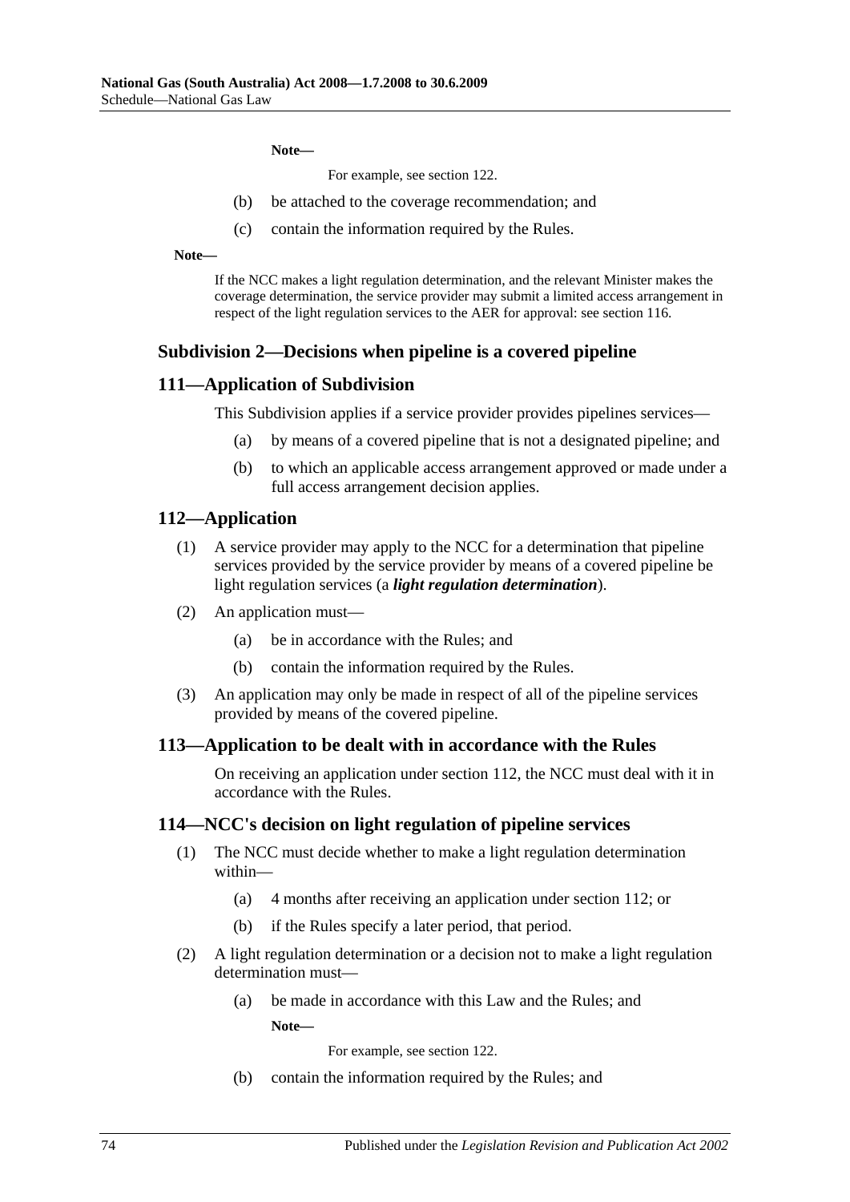**Note—**

For example, see section 122.

(b) be attached to the coverage recommendation; and

(c) contain the information required by the Rules.

**Note—**

If the NCC makes a light regulation determination, and the relevant Minister makes the coverage determination, the service provider may submit a limited access arrangement in respect of the light regulation services to the AER for approval: see section 116.

## Subdivision 2—Decisions when pipeline is a covered pipeline

### 111—Application of Subdivision

This Subdivision applies if a service provider provides pipelines services—

(a) by means of a covered pipeline that is not a designated pipeline; and

(b) to which an applicable access arrangement approved or made under a full access arrangement decision applies.

### 112—Application

(1) A service provider may apply to the NCC for a determination that pipeline services provided by the service provider by means of a covered pipeline be light regulation services (a ***light regulation determination***).

(2) An application must—

(a) be in accordance with the Rules; and

(b) contain the information required by the Rules.

(3) An application may only be made in respect of all of the pipeline services provided by means of the covered pipeline.

### 113—Application to be dealt with in accordance with the Rules

On receiving an application under section 112, the NCC must deal with it in accordance with the Rules.

### 114—NCC's decision on light regulation of pipeline services

(1) The NCC must decide whether to make a light regulation determination within—

(a) 4 months after receiving an application under section 112; or

(b) if the Rules specify a later period, that period.

(2) A light regulation determination or a decision not to make a light regulation determination must—

(a) be made in accordance with this Law and the Rules; and

**Note—**

For example, see section 122.

(b) contain the information required by the Rules; and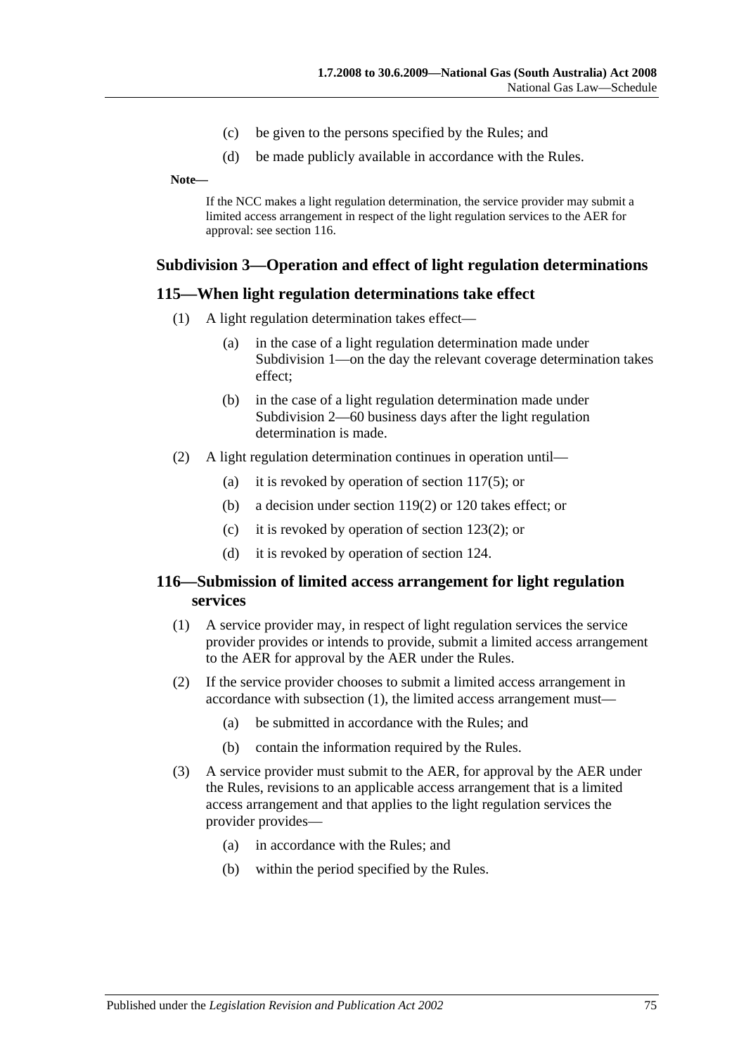(c) be given to the persons specified by the Rules; and

(d) be made publicly available in accordance with the Rules.

**Note—**

If the NCC makes a light regulation determination, the service provider may submit a limited access arrangement in respect of the light regulation services to the AER for approval: see section 116.

## Subdivision 3—Operation and effect of light regulation determinations

### 115—When light regulation determinations take effect

(1) A light regulation determination takes effect—

(a) in the case of a light regulation determination made under Subdivision 1—on the day the relevant coverage determination takes effect;

(b) in the case of a light regulation determination made under Subdivision 2—60 business days after the light regulation determination is made.

(2) A light regulation determination continues in operation until—

(a) it is revoked by operation of section 117(5); or

(b) a decision under section 119(2) or 120 takes effect; or

(c) it is revoked by operation of section 123(2); or

(d) it is revoked by operation of section 124.

### 116—Submission of limited access arrangement for light regulation services

(1) A service provider may, in respect of light regulation services the service provider provides or intends to provide, submit a limited access arrangement to the AER for approval by the AER under the Rules.

(2) If the service provider chooses to submit a limited access arrangement in accordance with subsection (1), the limited access arrangement must—

(a) be submitted in accordance with the Rules; and

(b) contain the information required by the Rules.

(3) A service provider must submit to the AER, for approval by the AER under the Rules, revisions to an applicable access arrangement that is a limited access arrangement and that applies to the light regulation services the provider provides—

(a) in accordance with the Rules; and

(b) within the period specified by the Rules.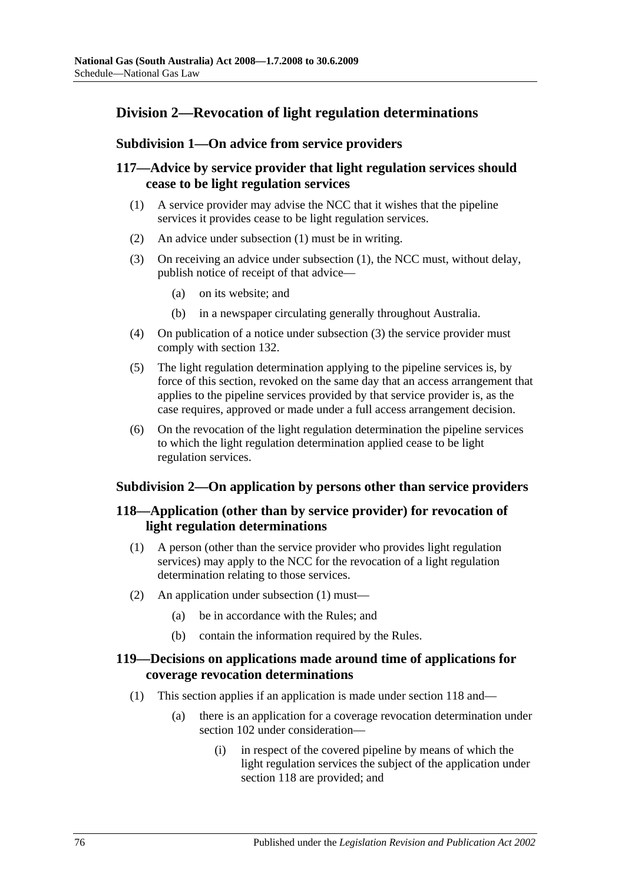## Division 2—Revocation of light regulation determinations

### Subdivision 1—On advice from service providers

### 117—Advice by service provider that light regulation services should cease to be light regulation services

(1) A service provider may advise the NCC that it wishes that the pipeline services it provides cease to be light regulation services.

(2) An advice under subsection (1) must be in writing.

(3) On receiving an advice under subsection (1), the NCC must, without delay, publish notice of receipt of that advice—

(a) on its website; and

(b) in a newspaper circulating generally throughout Australia.

(4) On publication of a notice under subsection (3) the service provider must comply with section 132.

(5) The light regulation determination applying to the pipeline services is, by force of this section, revoked on the same day that an access arrangement that applies to the pipeline services provided by that service provider is, as the case requires, approved or made under a full access arrangement decision.

(6) On the revocation of the light regulation determination the pipeline services to which the light regulation determination applied cease to be light regulation services.

### Subdivision 2—On application by persons other than service providers

### 118—Application (other than by service provider) for revocation of light regulation determinations

(1) A person (other than the service provider who provides light regulation services) may apply to the NCC for the revocation of a light regulation determination relating to those services.

(2) An application under subsection (1) must—

(a) be in accordance with the Rules; and

(b) contain the information required by the Rules.

### 119—Decisions on applications made around time of applications for coverage revocation determinations

(1) This section applies if an application is made under section 118 and—

(a) there is an application for a coverage revocation determination under section 102 under consideration—

(i) in respect of the covered pipeline by means of which the light regulation services the subject of the application under section 118 are provided; and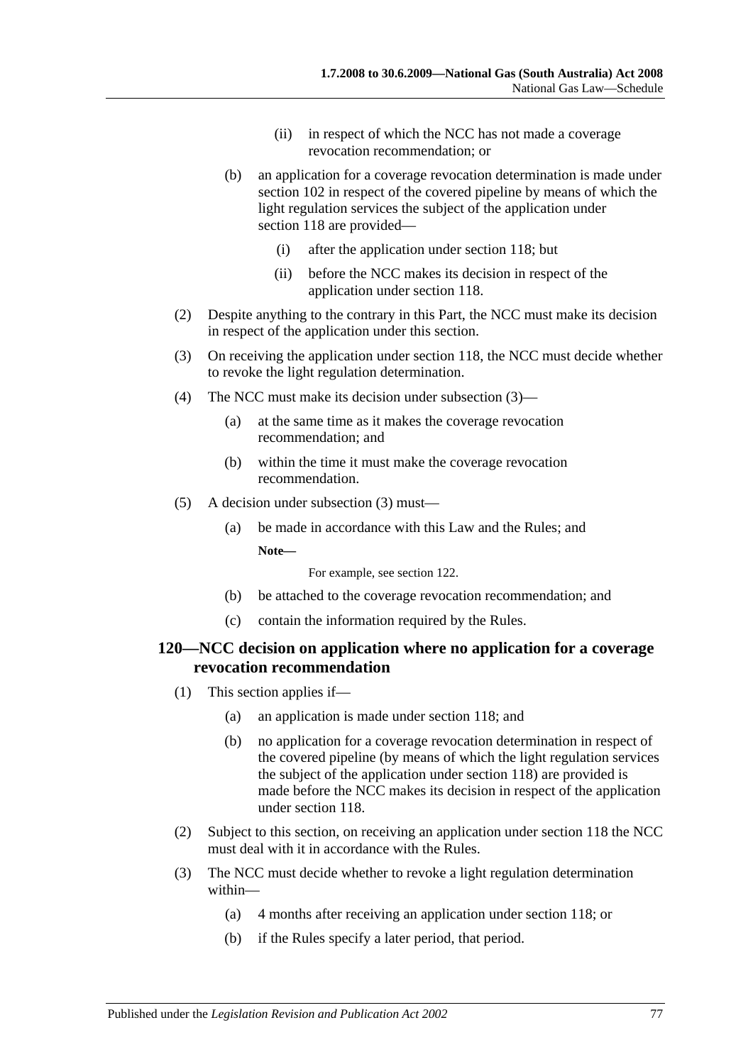(ii) in respect of which the NCC has not made a coverage revocation recommendation; or

(b) an application for a coverage revocation determination is made under section 102 in respect of the covered pipeline by means of which the light regulation services the subject of the application under section 118 are provided—

(i) after the application under section 118; but

(ii) before the NCC makes its decision in respect of the application under section 118.

(2) Despite anything to the contrary in this Part, the NCC must make its decision in respect of the application under this section.

(3) On receiving the application under section 118, the NCC must decide whether to revoke the light regulation determination.

(4) The NCC must make its decision under subsection (3)—

(a) at the same time as it makes the coverage revocation recommendation; and

(b) within the time it must make the coverage revocation recommendation.

(5) A decision under subsection (3) must—

(a) be made in accordance with this Law and the Rules; and

**Note—**

For example, see section 122.

(b) be attached to the coverage revocation recommendation; and

(c) contain the information required by the Rules.

### 120—NCC decision on application where no application for a coverage revocation recommendation

(1) This section applies if—

(a) an application is made under section 118; and

(b) no application for a coverage revocation determination in respect of the covered pipeline (by means of which the light regulation services the subject of the application under section 118) are provided is made before the NCC makes its decision in respect of the application under section 118.

(2) Subject to this section, on receiving an application under section 118 the NCC must deal with it in accordance with the Rules.

(3) The NCC must decide whether to revoke a light regulation determination within—

(a) 4 months after receiving an application under section 118; or

(b) if the Rules specify a later period, that period.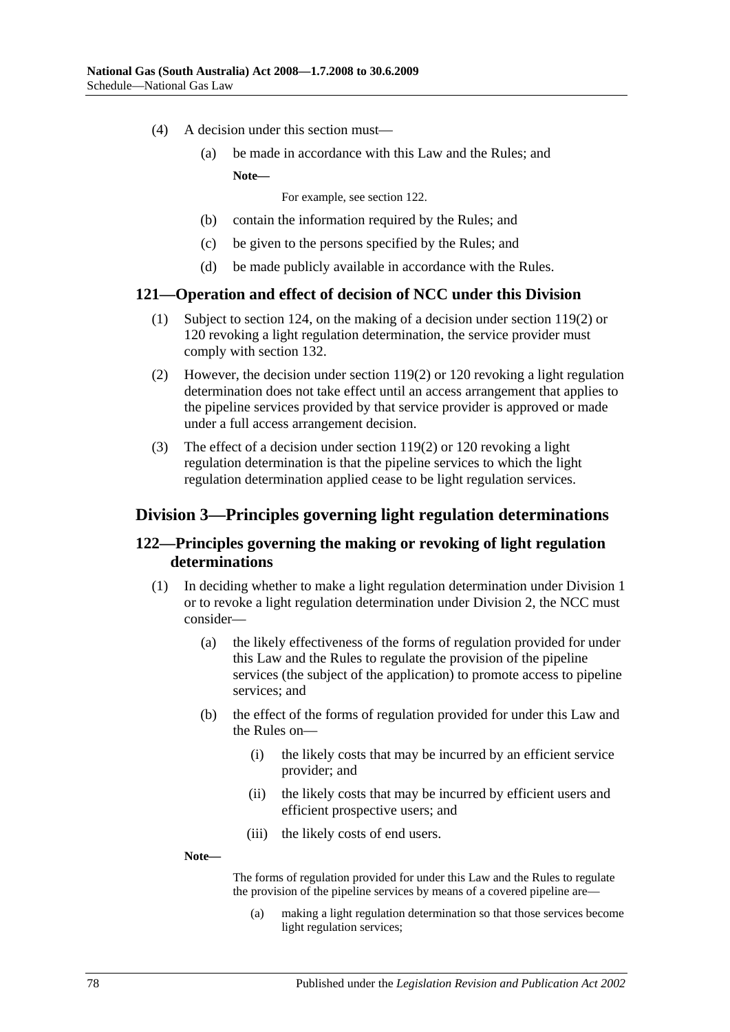(4) A decision under this section must—

  (a) be made in accordance with this Law and the Rules; and

  **Note—**

  For example, see section 122.

  (b) contain the information required by the Rules; and

  (c) be given to the persons specified by the Rules; and

  (d) be made publicly available in accordance with the Rules.

### 121—Operation and effect of decision of NCC under this Division

(1) Subject to section 124, on the making of a decision under section 119(2) or 120 revoking a light regulation determination, the service provider must comply with section 132.

(2) However, the decision under section 119(2) or 120 revoking a light regulation determination does not take effect until an access arrangement that applies to the pipeline services provided by that service provider is approved or made under a full access arrangement decision.

(3) The effect of a decision under section 119(2) or 120 revoking a light regulation determination is that the pipeline services to which the light regulation determination applied cease to be light regulation services.

## Division 3—Principles governing light regulation determinations

### 122—Principles governing the making or revoking of light regulation determinations

(1) In deciding whether to make a light regulation determination under Division 1 or to revoke a light regulation determination under Division 2, the NCC must consider—

  (a) the likely effectiveness of the forms of regulation provided for under this Law and the Rules to regulate the provision of the pipeline services (the subject of the application) to promote access to pipeline services; and

  (b) the effect of the forms of regulation provided for under this Law and the Rules on—

    (i) the likely costs that may be incurred by an efficient service provider; and

    (ii) the likely costs that may be incurred by efficient users and efficient prospective users; and

    (iii) the likely costs of end users.

**Note—**

The forms of regulation provided for under this Law and the Rules to regulate the provision of the pipeline services by means of a covered pipeline are—

  (a) making a light regulation determination so that those services become light regulation services;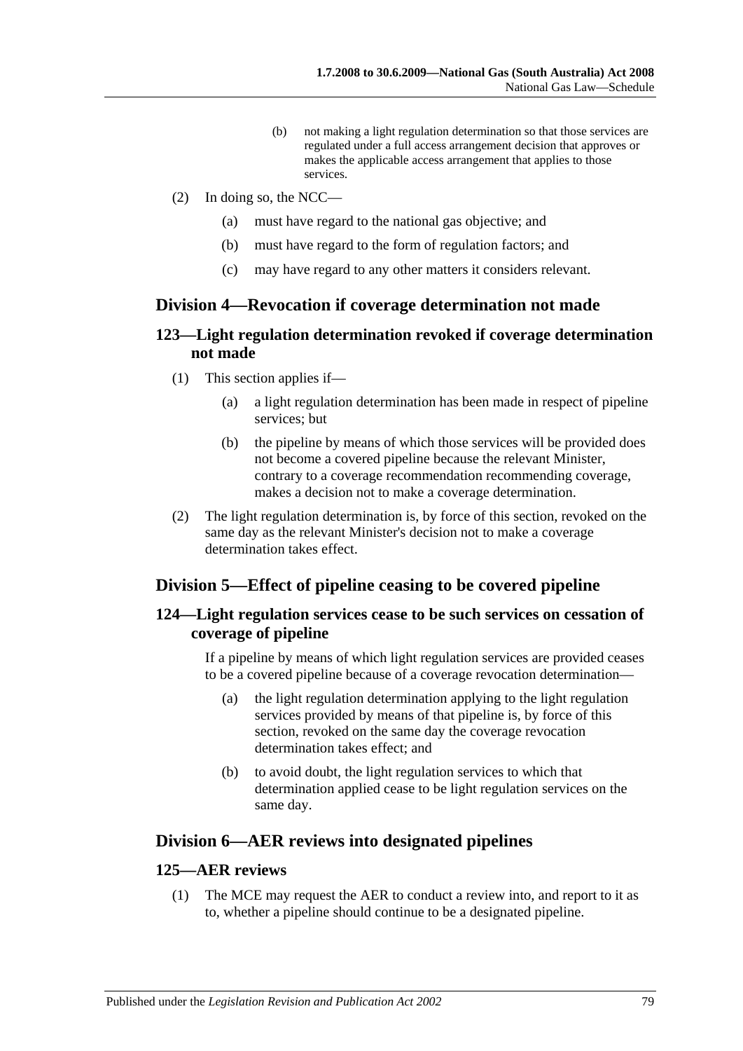(b) not making a light regulation determination so that those services are regulated under a full access arrangement decision that approves or makes the applicable access arrangement that applies to those services.

(2) In doing so, the NCC—

(a) must have regard to the national gas objective; and

(b) must have regard to the form of regulation factors; and

(c) may have regard to any other matters it considers relevant.

## Division 4—Revocation if coverage determination not made

### 123—Light regulation determination revoked if coverage determination not made

(1) This section applies if—

(a) a light regulation determination has been made in respect of pipeline services; but

(b) the pipeline by means of which those services will be provided does not become a covered pipeline because the relevant Minister, contrary to a coverage recommendation recommending coverage, makes a decision not to make a coverage determination.

(2) The light regulation determination is, by force of this section, revoked on the same day as the relevant Minister's decision not to make a coverage determination takes effect.

## Division 5—Effect of pipeline ceasing to be covered pipeline

### 124—Light regulation services cease to be such services on cessation of coverage of pipeline

If a pipeline by means of which light regulation services are provided ceases to be a covered pipeline because of a coverage revocation determination—

(a) the light regulation determination applying to the light regulation services provided by means of that pipeline is, by force of this section, revoked on the same day the coverage revocation determination takes effect; and

(b) to avoid doubt, the light regulation services to which that determination applied cease to be light regulation services on the same day.

## Division 6—AER reviews into designated pipelines

### 125—AER reviews

(1) The MCE may request the AER to conduct a review into, and report to it as to, whether a pipeline should continue to be a designated pipeline.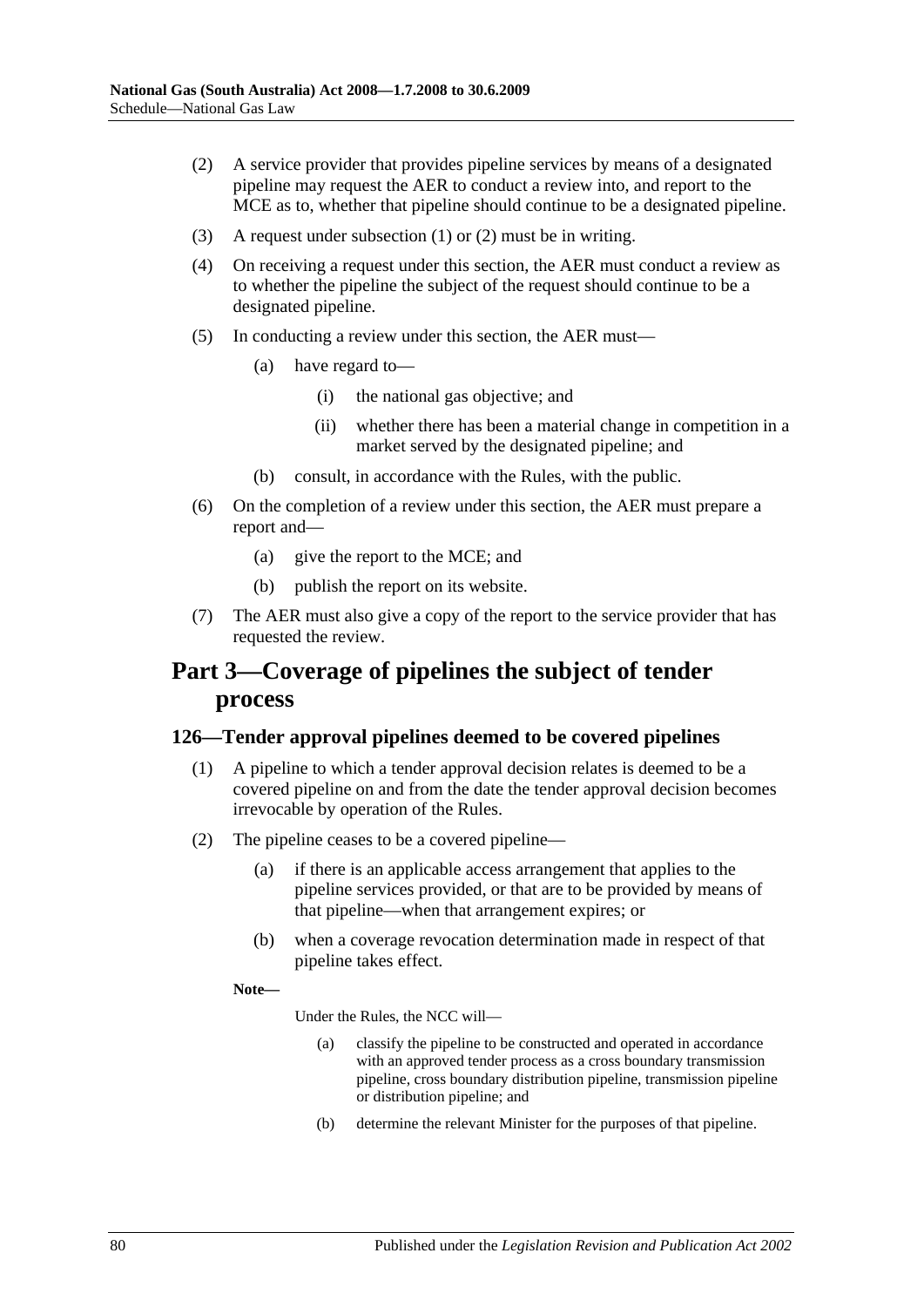(2) A service provider that provides pipeline services by means of a designated pipeline may request the AER to conduct a review into, and report to the MCE as to, whether that pipeline should continue to be a designated pipeline.

(3) A request under subsection (1) or (2) must be in writing.

(4) On receiving a request under this section, the AER must conduct a review as to whether the pipeline the subject of the request should continue to be a designated pipeline.

(5) In conducting a review under this section, the AER must—

(a) have regard to—

(i) the national gas objective; and

(ii) whether there has been a material change in competition in a market served by the designated pipeline; and

(b) consult, in accordance with the Rules, with the public.

(6) On the completion of a review under this section, the AER must prepare a report and—

(a) give the report to the MCE; and

(b) publish the report on its website.

(7) The AER must also give a copy of the report to the service provider that has requested the review.

# Part 3—Coverage of pipelines the subject of tender process

## 126—Tender approval pipelines deemed to be covered pipelines

(1) A pipeline to which a tender approval decision relates is deemed to be a covered pipeline on and from the date the tender approval decision becomes irrevocable by operation of the Rules.

(2) The pipeline ceases to be a covered pipeline—

(a) if there is an applicable access arrangement that applies to the pipeline services provided, or that are to be provided by means of that pipeline—when that arrangement expires; or

(b) when a coverage revocation determination made in respect of that pipeline takes effect.

**Note—**

Under the Rules, the NCC will—

(a) classify the pipeline to be constructed and operated in accordance with an approved tender process as a cross boundary transmission pipeline, cross boundary distribution pipeline, transmission pipeline or distribution pipeline; and

(b) determine the relevant Minister for the purposes of that pipeline.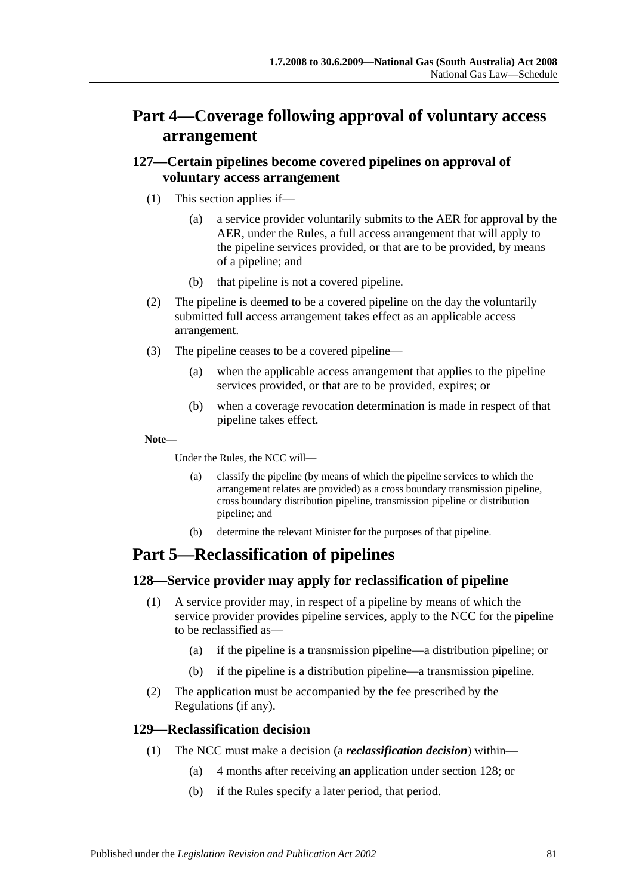# Part 4—Coverage following approval of voluntary access arrangement

## 127—Certain pipelines become covered pipelines on approval of voluntary access arrangement

(1) This section applies if—

(a) a service provider voluntarily submits to the AER for approval by the AER, under the Rules, a full access arrangement that will apply to the pipeline services provided, or that are to be provided, by means of a pipeline; and

(b) that pipeline is not a covered pipeline.

(2) The pipeline is deemed to be a covered pipeline on the day the voluntarily submitted full access arrangement takes effect as an applicable access arrangement.

(3) The pipeline ceases to be a covered pipeline—

(a) when the applicable access arrangement that applies to the pipeline services provided, or that are to be provided, expires; or

(b) when a coverage revocation determination is made in respect of that pipeline takes effect.

**Note—**

Under the Rules, the NCC will—

(a) classify the pipeline (by means of which the pipeline services to which the arrangement relates are provided) as a cross boundary transmission pipeline, cross boundary distribution pipeline, transmission pipeline or distribution pipeline; and

(b) determine the relevant Minister for the purposes of that pipeline.

# Part 5—Reclassification of pipelines

## 128—Service provider may apply for reclassification of pipeline

(1) A service provider may, in respect of a pipeline by means of which the service provider provides pipeline services, apply to the NCC for the pipeline to be reclassified as—

(a) if the pipeline is a transmission pipeline—a distribution pipeline; or

(b) if the pipeline is a distribution pipeline—a transmission pipeline.

(2) The application must be accompanied by the fee prescribed by the Regulations (if any).

## 129—Reclassification decision

(1) The NCC must make a decision (a ***reclassification decision***) within—

(a) 4 months after receiving an application under section 128; or

(b) if the Rules specify a later period, that period.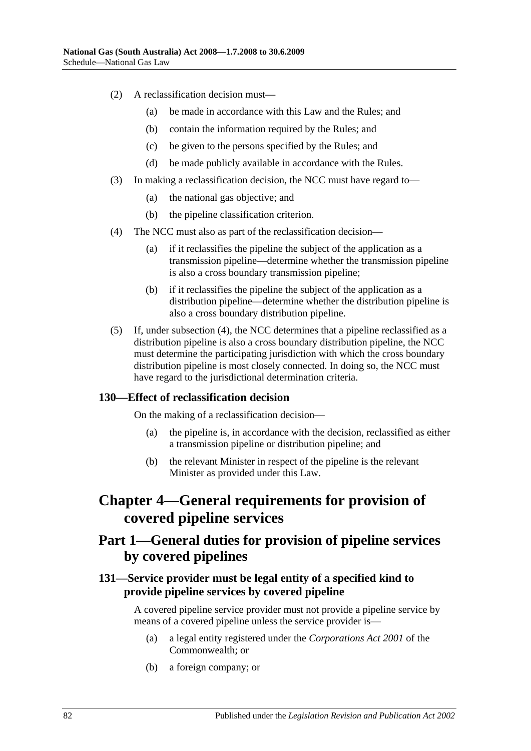(2) A reclassification decision must—

(a) be made in accordance with this Law and the Rules; and

(b) contain the information required by the Rules; and

(c) be given to the persons specified by the Rules; and

(d) be made publicly available in accordance with the Rules.

(3) In making a reclassification decision, the NCC must have regard to—

(a) the national gas objective; and

(b) the pipeline classification criterion.

(4) The NCC must also as part of the reclassification decision—

(a) if it reclassifies the pipeline the subject of the application as a transmission pipeline—determine whether the transmission pipeline is also a cross boundary transmission pipeline;

(b) if it reclassifies the pipeline the subject of the application as a distribution pipeline—determine whether the distribution pipeline is also a cross boundary distribution pipeline.

(5) If, under subsection (4), the NCC determines that a pipeline reclassified as a distribution pipeline is also a cross boundary distribution pipeline, the NCC must determine the participating jurisdiction with which the cross boundary distribution pipeline is most closely connected. In doing so, the NCC must have regard to the jurisdictional determination criteria.

### 130—Effect of reclassification decision

On the making of a reclassification decision—

(a) the pipeline is, in accordance with the decision, reclassified as either a transmission pipeline or distribution pipeline; and

(b) the relevant Minister in respect of the pipeline is the relevant Minister as provided under this Law.

# Chapter 4—General requirements for provision of covered pipeline services

## Part 1—General duties for provision of pipeline services by covered pipelines

### 131—Service provider must be legal entity of a specified kind to provide pipeline services by covered pipeline

A covered pipeline service provider must not provide a pipeline service by means of a covered pipeline unless the service provider is—

(a) a legal entity registered under the *Corporations Act 2001* of the Commonwealth; or

(b) a foreign company; or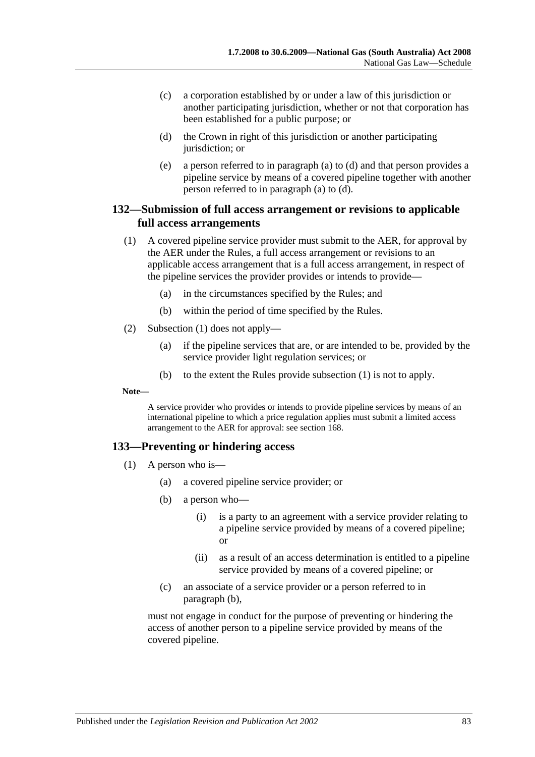(c) a corporation established by or under a law of this jurisdiction or another participating jurisdiction, whether or not that corporation has been established for a public purpose; or

(d) the Crown in right of this jurisdiction or another participating jurisdiction; or

(e) a person referred to in paragraph (a) to (d) and that person provides a pipeline service by means of a covered pipeline together with another person referred to in paragraph (a) to (d).

## 132—Submission of full access arrangement or revisions to applicable full access arrangements

(1) A covered pipeline service provider must submit to the AER, for approval by the AER under the Rules, a full access arrangement or revisions to an applicable access arrangement that is a full access arrangement, in respect of the pipeline services the provider provides or intends to provide—

(a) in the circumstances specified by the Rules; and

(b) within the period of time specified by the Rules.

(2) Subsection (1) does not apply—

(a) if the pipeline services that are, or are intended to be, provided by the service provider light regulation services; or

(b) to the extent the Rules provide subsection (1) is not to apply.

**Note—**

A service provider who provides or intends to provide pipeline services by means of an international pipeline to which a price regulation applies must submit a limited access arrangement to the AER for approval: see section 168.

## 133—Preventing or hindering access

(1) A person who is—

(a) a covered pipeline service provider; or

(b) a person who—

(i) is a party to an agreement with a service provider relating to a pipeline service provided by means of a covered pipeline; or

(ii) as a result of an access determination is entitled to a pipeline service provided by means of a covered pipeline; or

(c) an associate of a service provider or a person referred to in paragraph (b),

must not engage in conduct for the purpose of preventing or hindering the access of another person to a pipeline service provided by means of the covered pipeline.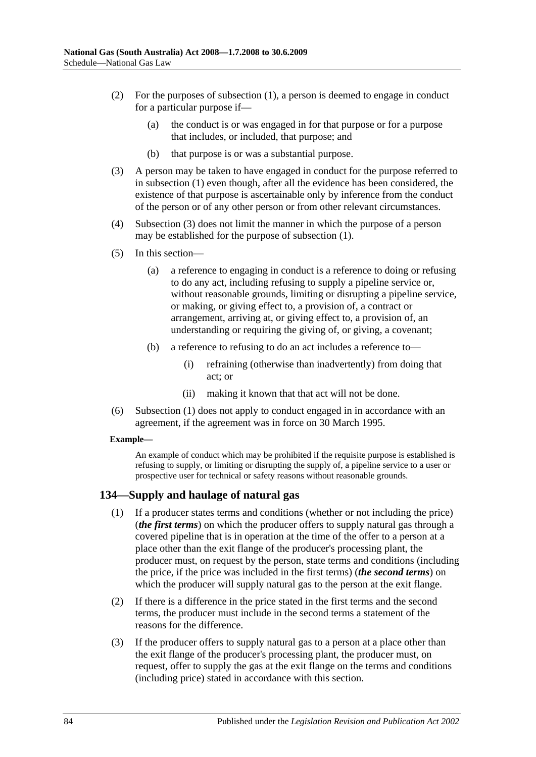(2) For the purposes of subsection (1), a person is deemed to engage in conduct for a particular purpose if—

(a) the conduct is or was engaged in for that purpose or for a purpose that includes, or included, that purpose; and

(b) that purpose is or was a substantial purpose.

(3) A person may be taken to have engaged in conduct for the purpose referred to in subsection (1) even though, after all the evidence has been considered, the existence of that purpose is ascertainable only by inference from the conduct of the person or of any other person or from other relevant circumstances.

(4) Subsection (3) does not limit the manner in which the purpose of a person may be established for the purpose of subsection (1).

(5) In this section—

(a) a reference to engaging in conduct is a reference to doing or refusing to do any act, including refusing to supply a pipeline service or, without reasonable grounds, limiting or disrupting a pipeline service, or making, or giving effect to, a provision of, a contract or arrangement, arriving at, or giving effect to, a provision of, an understanding or requiring the giving of, or giving, a covenant;

(b) a reference to refusing to do an act includes a reference to—

(i) refraining (otherwise than inadvertently) from doing that act; or

(ii) making it known that that act will not be done.

(6) Subsection (1) does not apply to conduct engaged in in accordance with an agreement, if the agreement was in force on 30 March 1995.

**Example—**

An example of conduct which may be prohibited if the requisite purpose is established is refusing to supply, or limiting or disrupting the supply of, a pipeline service to a user or prospective user for technical or safety reasons without reasonable grounds.

## 134—Supply and haulage of natural gas

(1) If a producer states terms and conditions (whether or not including the price) (***the first terms***) on which the producer offers to supply natural gas through a covered pipeline that is in operation at the time of the offer to a person at a place other than the exit flange of the producer's processing plant, the producer must, on request by the person, state terms and conditions (including the price, if the price was included in the first terms) (***the second terms***) on which the producer will supply natural gas to the person at the exit flange.

(2) If there is a difference in the price stated in the first terms and the second terms, the producer must include in the second terms a statement of the reasons for the difference.

(3) If the producer offers to supply natural gas to a person at a place other than the exit flange of the producer's processing plant, the producer must, on request, offer to supply the gas at the exit flange on the terms and conditions (including price) stated in accordance with this section.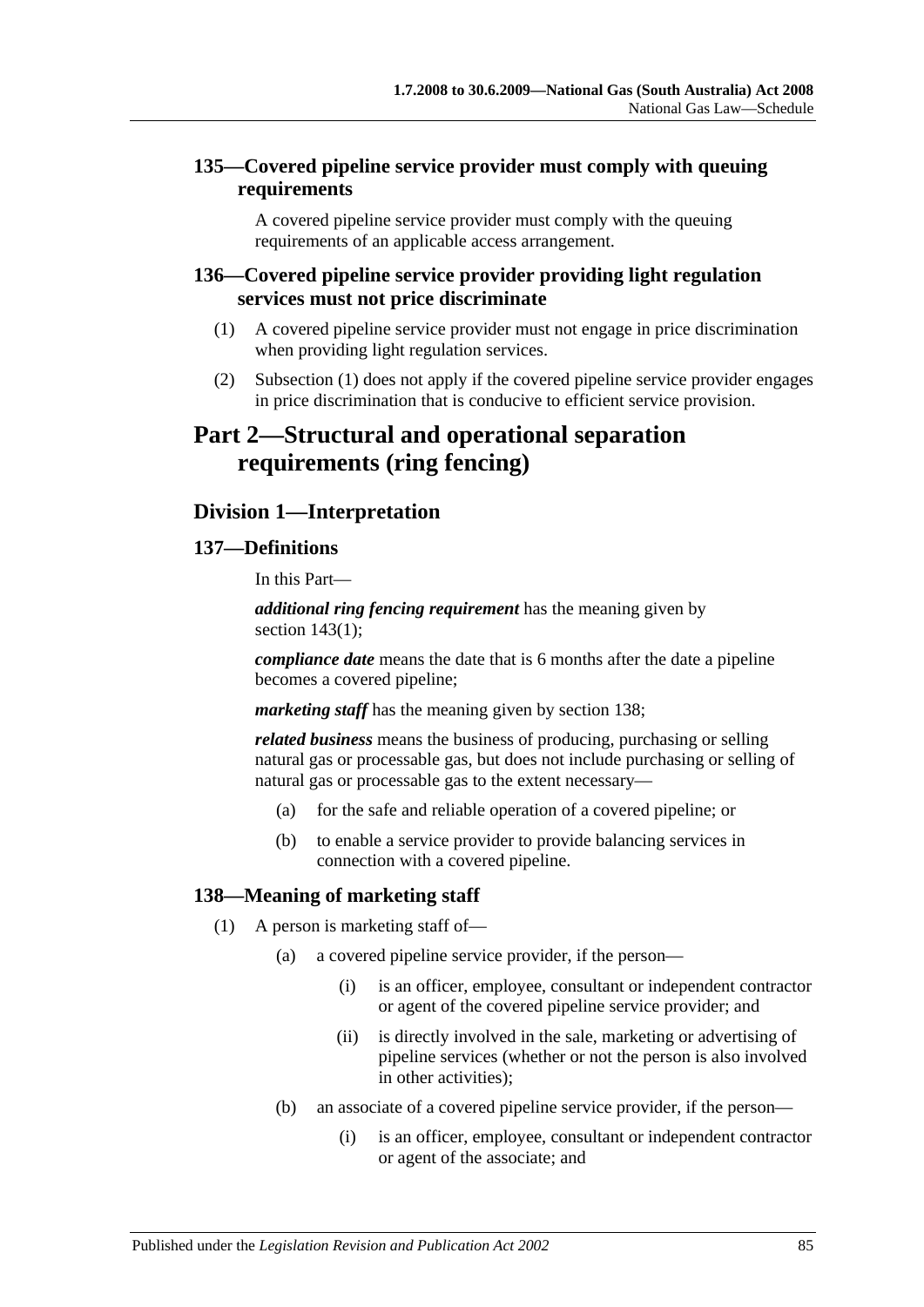### 135—Covered pipeline service provider must comply with queuing requirements

A covered pipeline service provider must comply with the queuing requirements of an applicable access arrangement.

### 136—Covered pipeline service provider providing light regulation services must not price discriminate

(1) A covered pipeline service provider must not engage in price discrimination when providing light regulation services.

(2) Subsection (1) does not apply if the covered pipeline service provider engages in price discrimination that is conducive to efficient service provision.

# Part 2—Structural and operational separation requirements (ring fencing)

## Division 1—Interpretation

### 137—Definitions

In this Part—

***additional ring fencing requirement*** has the meaning given by section 143(1);

***compliance date*** means the date that is 6 months after the date a pipeline becomes a covered pipeline;

***marketing staff*** has the meaning given by section 138;

***related business*** means the business of producing, purchasing or selling natural gas or processable gas, but does not include purchasing or selling of natural gas or processable gas to the extent necessary—

- (a) for the safe and reliable operation of a covered pipeline; or
- (b) to enable a service provider to provide balancing services in connection with a covered pipeline.

### 138—Meaning of marketing staff

(1) A person is marketing staff of—

- (a) a covered pipeline service provider, if the person—
  - (i) is an officer, employee, consultant or independent contractor or agent of the covered pipeline service provider; and
  - (ii) is directly involved in the sale, marketing or advertising of pipeline services (whether or not the person is also involved in other activities);
- (b) an associate of a covered pipeline service provider, if the person—
  - (i) is an officer, employee, consultant or independent contractor or agent of the associate; and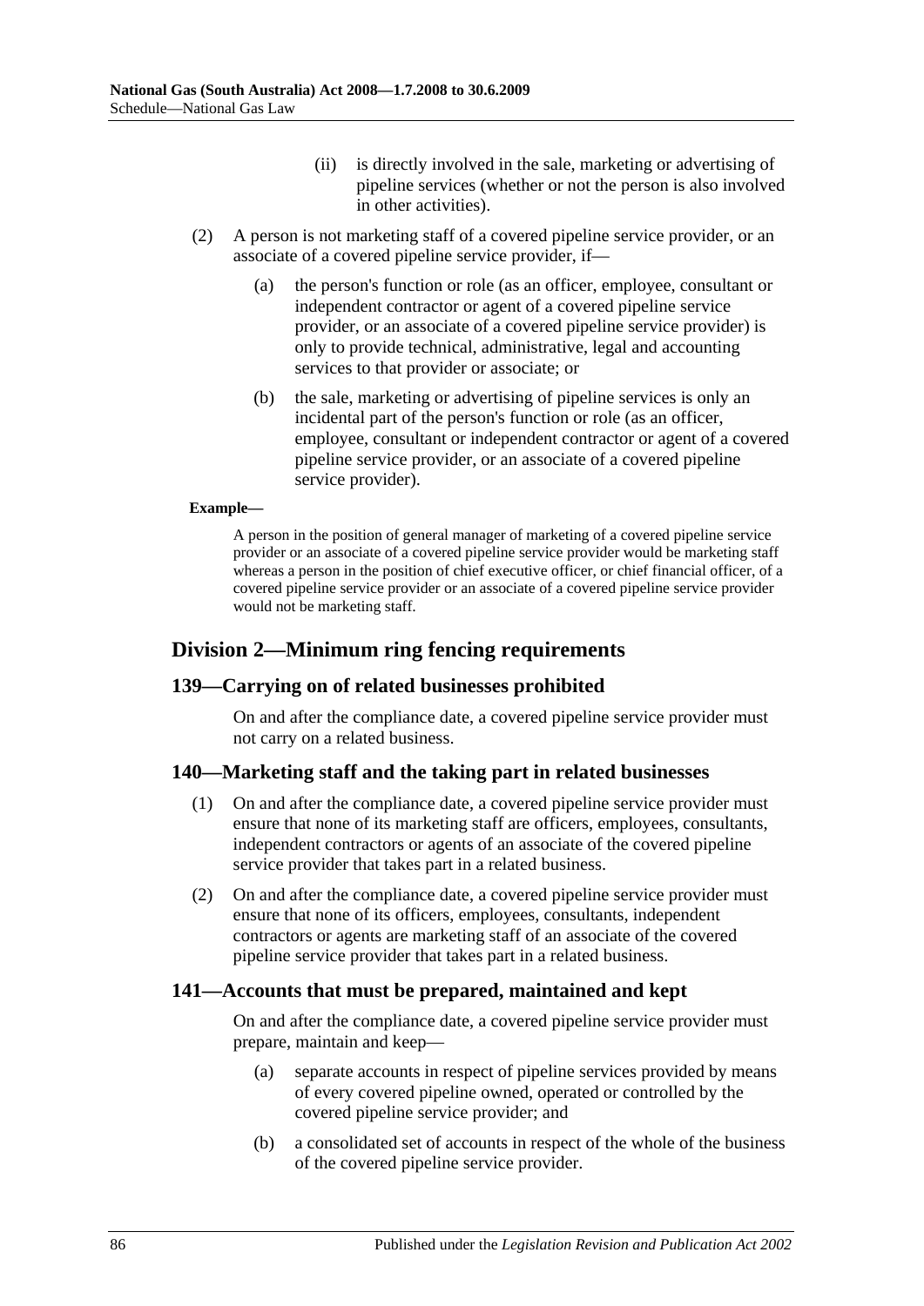(ii) is directly involved in the sale, marketing or advertising of pipeline services (whether or not the person is also involved in other activities).

(2) A person is not marketing staff of a covered pipeline service provider, or an associate of a covered pipeline service provider, if—

(a) the person's function or role (as an officer, employee, consultant or independent contractor or agent of a covered pipeline service provider, or an associate of a covered pipeline service provider) is only to provide technical, administrative, legal and accounting services to that provider or associate; or

(b) the sale, marketing or advertising of pipeline services is only an incidental part of the person's function or role (as an officer, employee, consultant or independent contractor or agent of a covered pipeline service provider, or an associate of a covered pipeline service provider).

**Example—**

A person in the position of general manager of marketing of a covered pipeline service provider or an associate of a covered pipeline service provider would be marketing staff whereas a person in the position of chief executive officer, or chief financial officer, of a covered pipeline service provider or an associate of a covered pipeline service provider would not be marketing staff.

## Division 2—Minimum ring fencing requirements

### 139—Carrying on of related businesses prohibited

On and after the compliance date, a covered pipeline service provider must not carry on a related business.

### 140—Marketing staff and the taking part in related businesses

(1) On and after the compliance date, a covered pipeline service provider must ensure that none of its marketing staff are officers, employees, consultants, independent contractors or agents of an associate of the covered pipeline service provider that takes part in a related business.

(2) On and after the compliance date, a covered pipeline service provider must ensure that none of its officers, employees, consultants, independent contractors or agents are marketing staff of an associate of the covered pipeline service provider that takes part in a related business.

### 141—Accounts that must be prepared, maintained and kept

On and after the compliance date, a covered pipeline service provider must prepare, maintain and keep—

(a) separate accounts in respect of pipeline services provided by means of every covered pipeline owned, operated or controlled by the covered pipeline service provider; and

(b) a consolidated set of accounts in respect of the whole of the business of the covered pipeline service provider.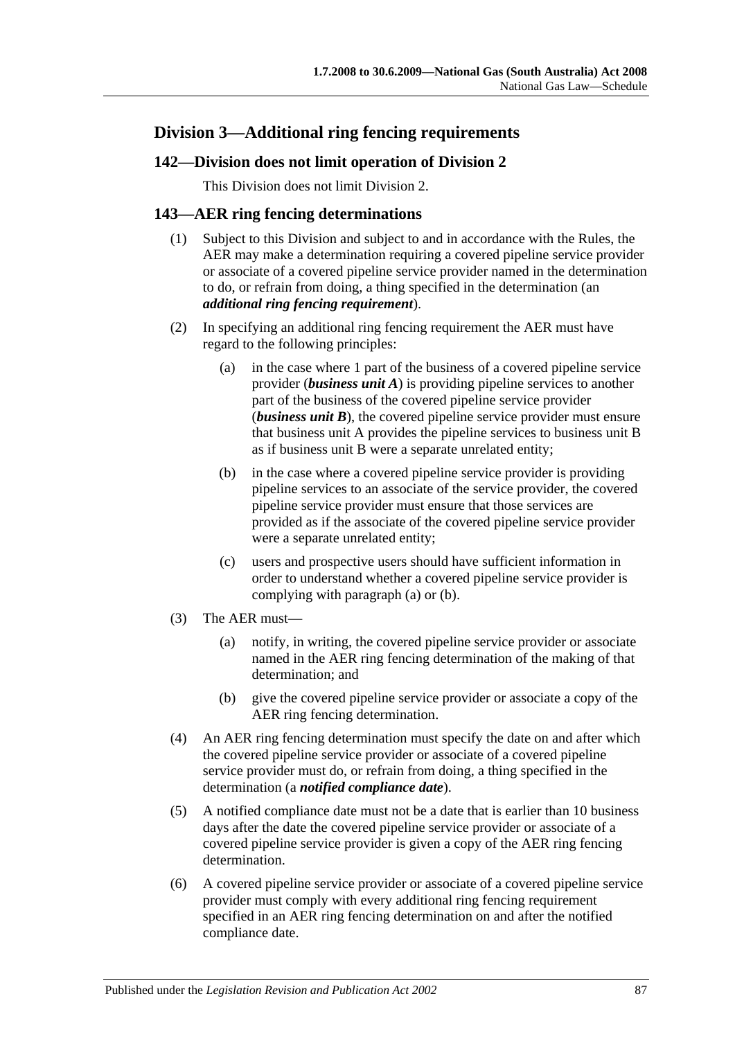## Division 3—Additional ring fencing requirements

### 142—Division does not limit operation of Division 2

This Division does not limit Division 2.

### 143—AER ring fencing determinations

(1) Subject to this Division and subject to and in accordance with the Rules, the AER may make a determination requiring a covered pipeline service provider or associate of a covered pipeline service provider named in the determination to do, or refrain from doing, a thing specified in the determination (an ***additional ring fencing requirement***).

(2) In specifying an additional ring fencing requirement the AER must have regard to the following principles:

- (a) in the case where 1 part of the business of a covered pipeline service provider (***business unit A***) is providing pipeline services to another part of the business of the covered pipeline service provider (***business unit B***), the covered pipeline service provider must ensure that business unit A provides the pipeline services to business unit B as if business unit B were a separate unrelated entity;
- (b) in the case where a covered pipeline service provider is providing pipeline services to an associate of the service provider, the covered pipeline service provider must ensure that those services are provided as if the associate of the covered pipeline service provider were a separate unrelated entity;
- (c) users and prospective users should have sufficient information in order to understand whether a covered pipeline service provider is complying with paragraph (a) or (b).

(3) The AER must—

- (a) notify, in writing, the covered pipeline service provider or associate named in the AER ring fencing determination of the making of that determination; and
- (b) give the covered pipeline service provider or associate a copy of the AER ring fencing determination.

(4) An AER ring fencing determination must specify the date on and after which the covered pipeline service provider or associate of a covered pipeline service provider must do, or refrain from doing, a thing specified in the determination (a ***notified compliance date***).

(5) A notified compliance date must not be a date that is earlier than 10 business days after the date the covered pipeline service provider or associate of a covered pipeline service provider is given a copy of the AER ring fencing determination.

(6) A covered pipeline service provider or associate of a covered pipeline service provider must comply with every additional ring fencing requirement specified in an AER ring fencing determination on and after the notified compliance date.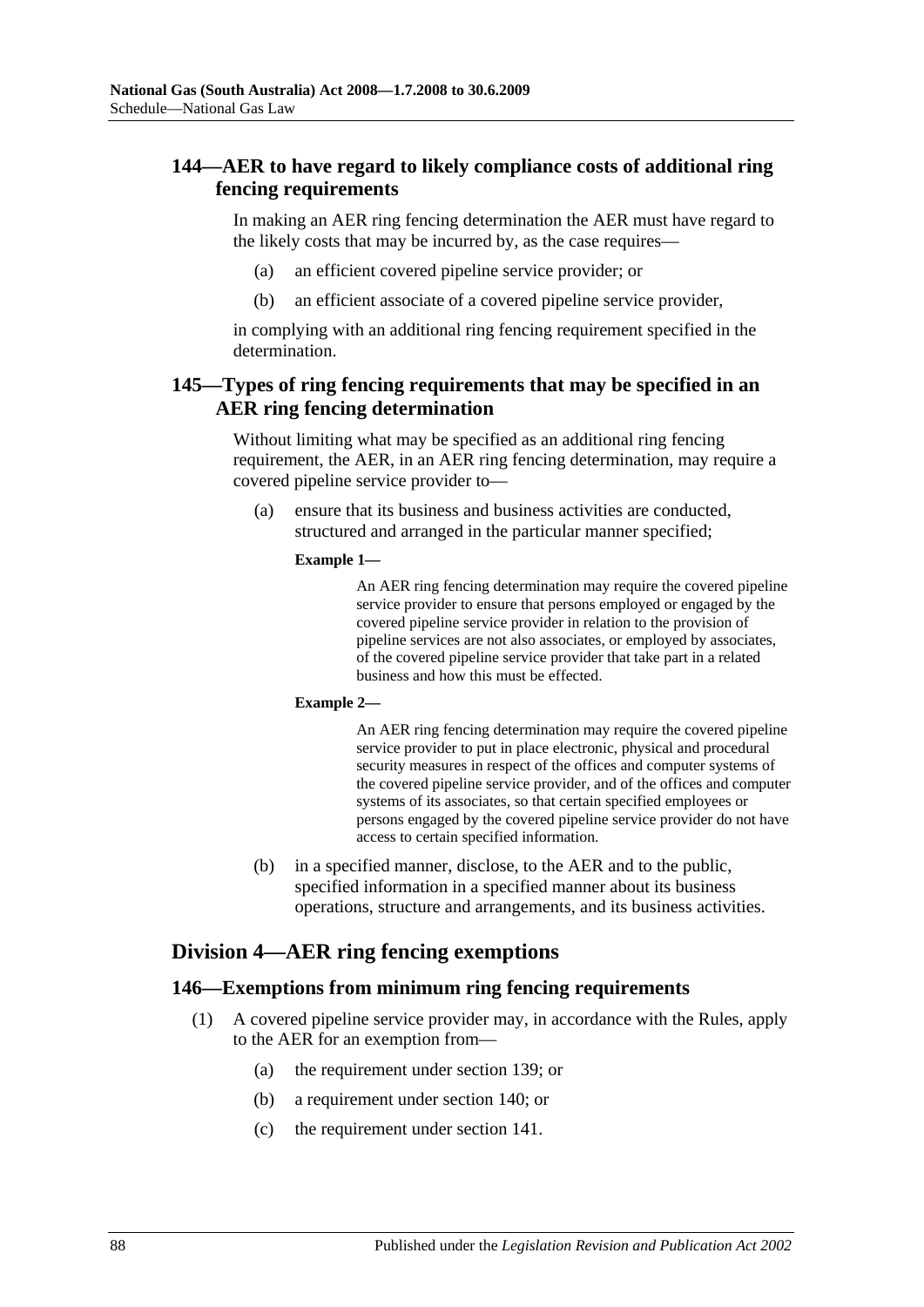### 144—AER to have regard to likely compliance costs of additional ring fencing requirements

In making an AER ring fencing determination the AER must have regard to the likely costs that may be incurred by, as the case requires—

(a) an efficient covered pipeline service provider; or

(b) an efficient associate of a covered pipeline service provider,

in complying with an additional ring fencing requirement specified in the determination.

### 145—Types of ring fencing requirements that may be specified in an AER ring fencing determination

Without limiting what may be specified as an additional ring fencing requirement, the AER, in an AER ring fencing determination, may require a covered pipeline service provider to—

(a) ensure that its business and business activities are conducted, structured and arranged in the particular manner specified;

**Example 1—**

An AER ring fencing determination may require the covered pipeline service provider to ensure that persons employed or engaged by the covered pipeline service provider in relation to the provision of pipeline services are not also associates, or employed by associates, of the covered pipeline service provider that take part in a related business and how this must be effected.

**Example 2—**

An AER ring fencing determination may require the covered pipeline service provider to put in place electronic, physical and procedural security measures in respect of the offices and computer systems of the covered pipeline service provider, and of the offices and computer systems of its associates, so that certain specified employees or persons engaged by the covered pipeline service provider do not have access to certain specified information.

(b) in a specified manner, disclose, to the AER and to the public, specified information in a specified manner about its business operations, structure and arrangements, and its business activities.

## Division 4—AER ring fencing exemptions

### 146—Exemptions from minimum ring fencing requirements

(1) A covered pipeline service provider may, in accordance with the Rules, apply to the AER for an exemption from—

(a) the requirement under section 139; or

(b) a requirement under section 140; or

(c) the requirement under section 141.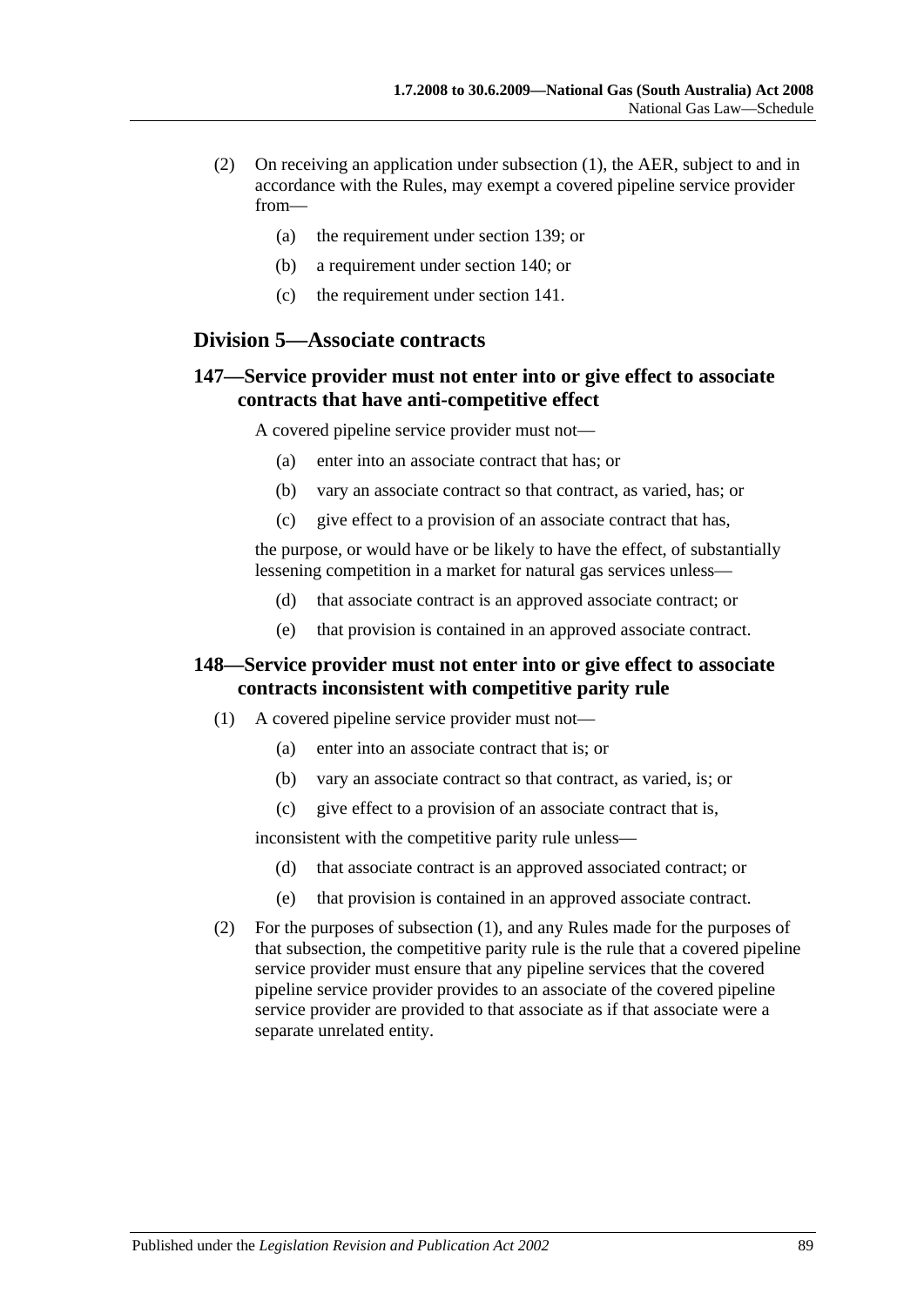(2) On receiving an application under subsection (1), the AER, subject to and in accordance with the Rules, may exempt a covered pipeline service provider from—

(a) the requirement under section 139; or

(b) a requirement under section 140; or

(c) the requirement under section 141.

## Division 5—Associate contracts

### 147—Service provider must not enter into or give effect to associate contracts that have anti-competitive effect

A covered pipeline service provider must not—

(a) enter into an associate contract that has; or

(b) vary an associate contract so that contract, as varied, has; or

(c) give effect to a provision of an associate contract that has,

the purpose, or would have or be likely to have the effect, of substantially lessening competition in a market for natural gas services unless—

(d) that associate contract is an approved associate contract; or

(e) that provision is contained in an approved associate contract.

### 148—Service provider must not enter into or give effect to associate contracts inconsistent with competitive parity rule

(1) A covered pipeline service provider must not—

(a) enter into an associate contract that is; or

(b) vary an associate contract so that contract, as varied, is; or

(c) give effect to a provision of an associate contract that is,

inconsistent with the competitive parity rule unless—

(d) that associate contract is an approved associated contract; or

(e) that provision is contained in an approved associate contract.

(2) For the purposes of subsection (1), and any Rules made for the purposes of that subsection, the competitive parity rule is the rule that a covered pipeline service provider must ensure that any pipeline services that the covered pipeline service provider provides to an associate of the covered pipeline service provider are provided to that associate as if that associate were a separate unrelated entity.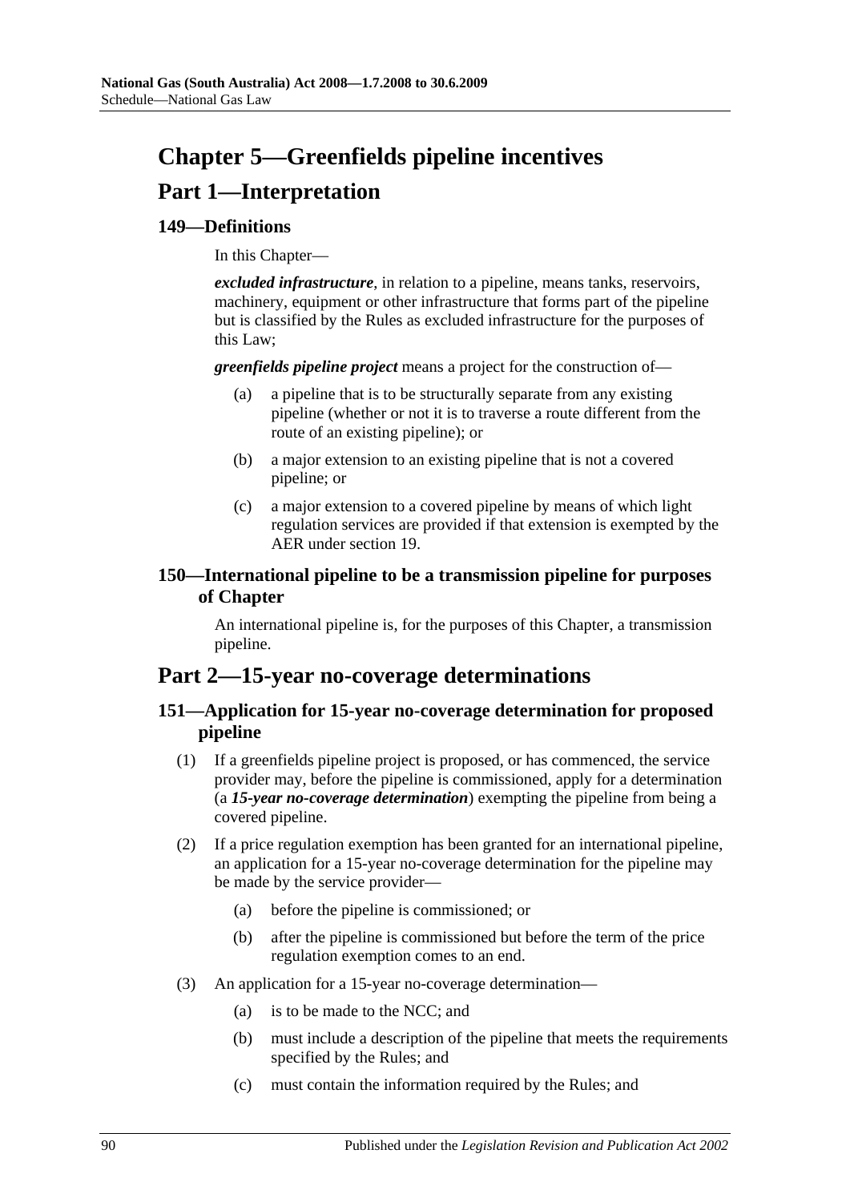# Chapter 5—Greenfields pipeline incentives

## Part 1—Interpretation

### 149—Definitions

In this Chapter—

***excluded infrastructure***, in relation to a pipeline, means tanks, reservoirs, machinery, equipment or other infrastructure that forms part of the pipeline but is classified by the Rules as excluded infrastructure for the purposes of this Law;

***greenfields pipeline project*** means a project for the construction of—

- (a) a pipeline that is to be structurally separate from any existing pipeline (whether or not it is to traverse a route different from the route of an existing pipeline); or
- (b) a major extension to an existing pipeline that is not a covered pipeline; or
- (c) a major extension to a covered pipeline by means of which light regulation services are provided if that extension is exempted by the AER under section 19.

### 150—International pipeline to be a transmission pipeline for purposes of Chapter

An international pipeline is, for the purposes of this Chapter, a transmission pipeline.

## Part 2—15-year no-coverage determinations

### 151—Application for 15-year no-coverage determination for proposed pipeline

(1) If a greenfields pipeline project is proposed, or has commenced, the service provider may, before the pipeline is commissioned, apply for a determination (a ***15-year no-coverage determination***) exempting the pipeline from being a covered pipeline.

(2) If a price regulation exemption has been granted for an international pipeline, an application for a 15-year no-coverage determination for the pipeline may be made by the service provider—

- (a) before the pipeline is commissioned; or
- (b) after the pipeline is commissioned but before the term of the price regulation exemption comes to an end.

(3) An application for a 15-year no-coverage determination—

- (a) is to be made to the NCC; and
- (b) must include a description of the pipeline that meets the requirements specified by the Rules; and
- (c) must contain the information required by the Rules; and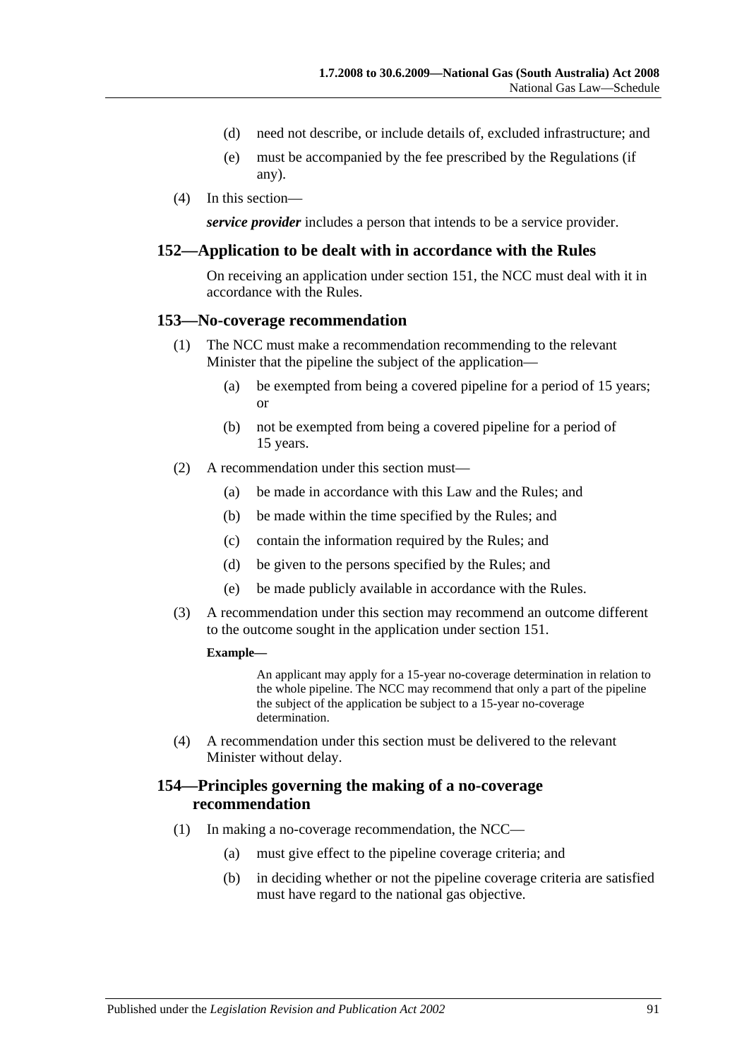(d) need not describe, or include details of, excluded infrastructure; and

(e) must be accompanied by the fee prescribed by the Regulations (if any).

(4) In this section—

***service provider*** includes a person that intends to be a service provider.

## 152—Application to be dealt with in accordance with the Rules

On receiving an application under section 151, the NCC must deal with it in accordance with the Rules.

## 153—No-coverage recommendation

(1) The NCC must make a recommendation recommending to the relevant Minister that the pipeline the subject of the application—

(a) be exempted from being a covered pipeline for a period of 15 years; or

(b) not be exempted from being a covered pipeline for a period of 15 years.

(2) A recommendation under this section must—

(a) be made in accordance with this Law and the Rules; and

(b) be made within the time specified by the Rules; and

(c) contain the information required by the Rules; and

(d) be given to the persons specified by the Rules; and

(e) be made publicly available in accordance with the Rules.

(3) A recommendation under this section may recommend an outcome different to the outcome sought in the application under section 151.

**Example—**

An applicant may apply for a 15-year no-coverage determination in relation to the whole pipeline. The NCC may recommend that only a part of the pipeline the subject of the application be subject to a 15-year no-coverage determination.

(4) A recommendation under this section must be delivered to the relevant Minister without delay.

## 154—Principles governing the making of a no-coverage recommendation

(1) In making a no-coverage recommendation, the NCC—

(a) must give effect to the pipeline coverage criteria; and

(b) in deciding whether or not the pipeline coverage criteria are satisfied must have regard to the national gas objective.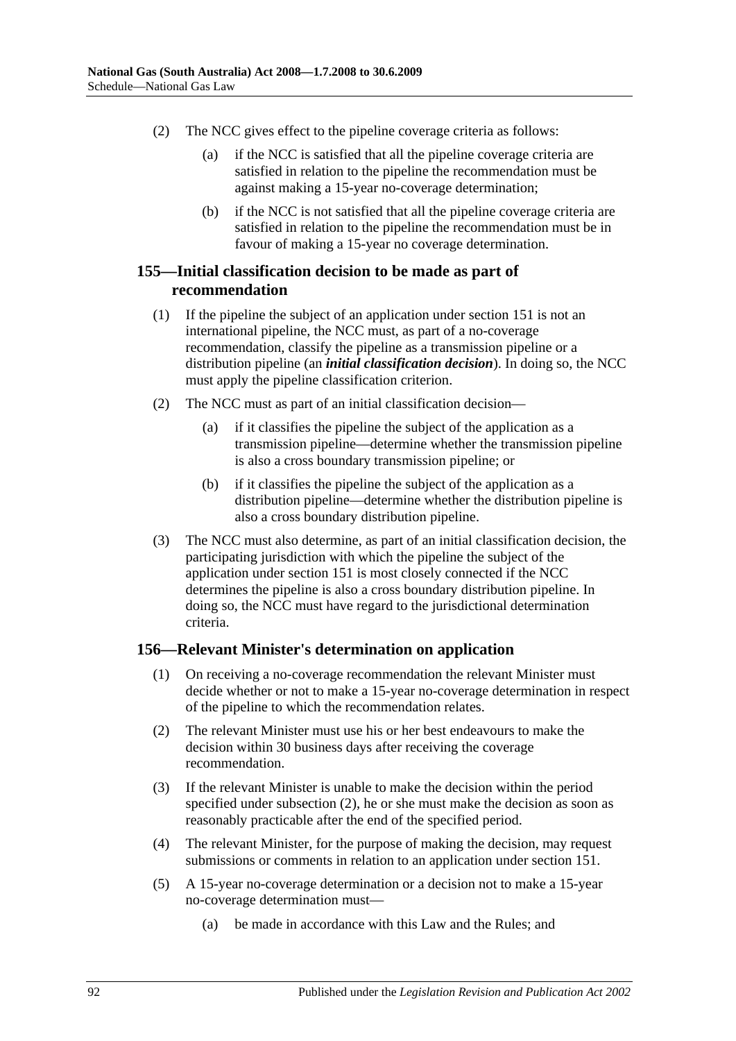(2) The NCC gives effect to the pipeline coverage criteria as follows:

(a) if the NCC is satisfied that all the pipeline coverage criteria are satisfied in relation to the pipeline the recommendation must be against making a 15-year no-coverage determination;

(b) if the NCC is not satisfied that all the pipeline coverage criteria are satisfied in relation to the pipeline the recommendation must be in favour of making a 15-year no coverage determination.

## 155—Initial classification decision to be made as part of recommendation

(1) If the pipeline the subject of an application under section 151 is not an international pipeline, the NCC must, as part of a no-coverage recommendation, classify the pipeline as a transmission pipeline or a distribution pipeline (an ***initial classification decision***). In doing so, the NCC must apply the pipeline classification criterion.

(2) The NCC must as part of an initial classification decision—

(a) if it classifies the pipeline the subject of the application as a transmission pipeline—determine whether the transmission pipeline is also a cross boundary transmission pipeline; or

(b) if it classifies the pipeline the subject of the application as a distribution pipeline—determine whether the distribution pipeline is also a cross boundary distribution pipeline.

(3) The NCC must also determine, as part of an initial classification decision, the participating jurisdiction with which the pipeline the subject of the application under section 151 is most closely connected if the NCC determines the pipeline is also a cross boundary distribution pipeline. In doing so, the NCC must have regard to the jurisdictional determination criteria.

## 156—Relevant Minister's determination on application

(1) On receiving a no-coverage recommendation the relevant Minister must decide whether or not to make a 15-year no-coverage determination in respect of the pipeline to which the recommendation relates.

(2) The relevant Minister must use his or her best endeavours to make the decision within 30 business days after receiving the coverage recommendation.

(3) If the relevant Minister is unable to make the decision within the period specified under subsection (2), he or she must make the decision as soon as reasonably practicable after the end of the specified period.

(4) The relevant Minister, for the purpose of making the decision, may request submissions or comments in relation to an application under section 151.

(5) A 15-year no-coverage determination or a decision not to make a 15-year no-coverage determination must—

(a) be made in accordance with this Law and the Rules; and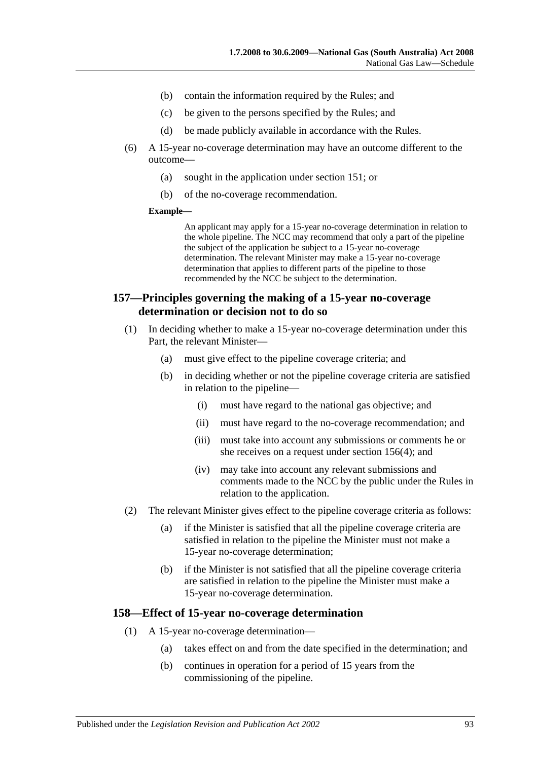(b) contain the information required by the Rules; and

(c) be given to the persons specified by the Rules; and

(d) be made publicly available in accordance with the Rules.

(6) A 15-year no-coverage determination may have an outcome different to the outcome—

(a) sought in the application under section 151; or

(b) of the no-coverage recommendation.

**Example—**

An applicant may apply for a 15-year no-coverage determination in relation to the whole pipeline. The NCC may recommend that only a part of the pipeline the subject of the application be subject to a 15-year no-coverage determination. The relevant Minister may make a 15-year no-coverage determination that applies to different parts of the pipeline to those recommended by the NCC be subject to the determination.

## 157—Principles governing the making of a 15-year no-coverage determination or decision not to do so

(1) In deciding whether to make a 15-year no-coverage determination under this Part, the relevant Minister—

(a) must give effect to the pipeline coverage criteria; and

(b) in deciding whether or not the pipeline coverage criteria are satisfied in relation to the pipeline—

(i) must have regard to the national gas objective; and

(ii) must have regard to the no-coverage recommendation; and

(iii) must take into account any submissions or comments he or she receives on a request under section 156(4); and

(iv) may take into account any relevant submissions and comments made to the NCC by the public under the Rules in relation to the application.

(2) The relevant Minister gives effect to the pipeline coverage criteria as follows:

(a) if the Minister is satisfied that all the pipeline coverage criteria are satisfied in relation to the pipeline the Minister must not make a 15-year no-coverage determination;

(b) if the Minister is not satisfied that all the pipeline coverage criteria are satisfied in relation to the pipeline the Minister must make a 15-year no-coverage determination.

## 158—Effect of 15-year no-coverage determination

(1) A 15-year no-coverage determination—

(a) takes effect on and from the date specified in the determination; and

(b) continues in operation for a period of 15 years from the commissioning of the pipeline.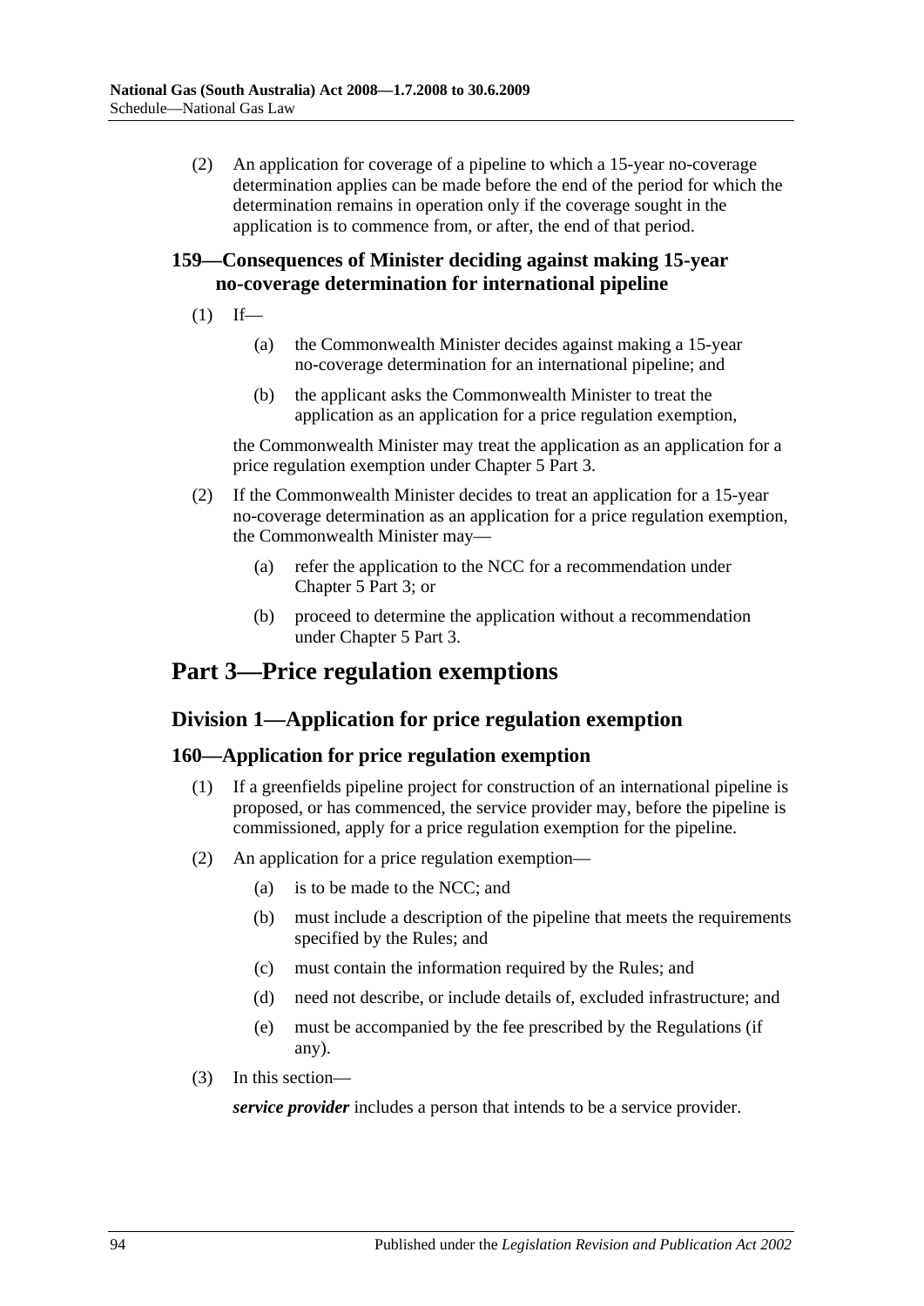(2) An application for coverage of a pipeline to which a 15-year no-coverage determination applies can be made before the end of the period for which the determination remains in operation only if the coverage sought in the application is to commence from, or after, the end of that period.

### 159—Consequences of Minister deciding against making 15-year no-coverage determination for international pipeline

(1) If—

(a) the Commonwealth Minister decides against making a 15-year no-coverage determination for an international pipeline; and

(b) the applicant asks the Commonwealth Minister to treat the application as an application for a price regulation exemption,

the Commonwealth Minister may treat the application as an application for a price regulation exemption under Chapter 5 Part 3.

(2) If the Commonwealth Minister decides to treat an application for a 15-year no-coverage determination as an application for a price regulation exemption, the Commonwealth Minister may—

(a) refer the application to the NCC for a recommendation under Chapter 5 Part 3; or

(b) proceed to determine the application without a recommendation under Chapter 5 Part 3.

# Part 3—Price regulation exemptions

## Division 1—Application for price regulation exemption

### 160—Application for price regulation exemption

(1) If a greenfields pipeline project for construction of an international pipeline is proposed, or has commenced, the service provider may, before the pipeline is commissioned, apply for a price regulation exemption for the pipeline.

(2) An application for a price regulation exemption—

(a) is to be made to the NCC; and

(b) must include a description of the pipeline that meets the requirements specified by the Rules; and

(c) must contain the information required by the Rules; and

(d) need not describe, or include details of, excluded infrastructure; and

(e) must be accompanied by the fee prescribed by the Regulations (if any).

(3) In this section—

***service provider*** includes a person that intends to be a service provider.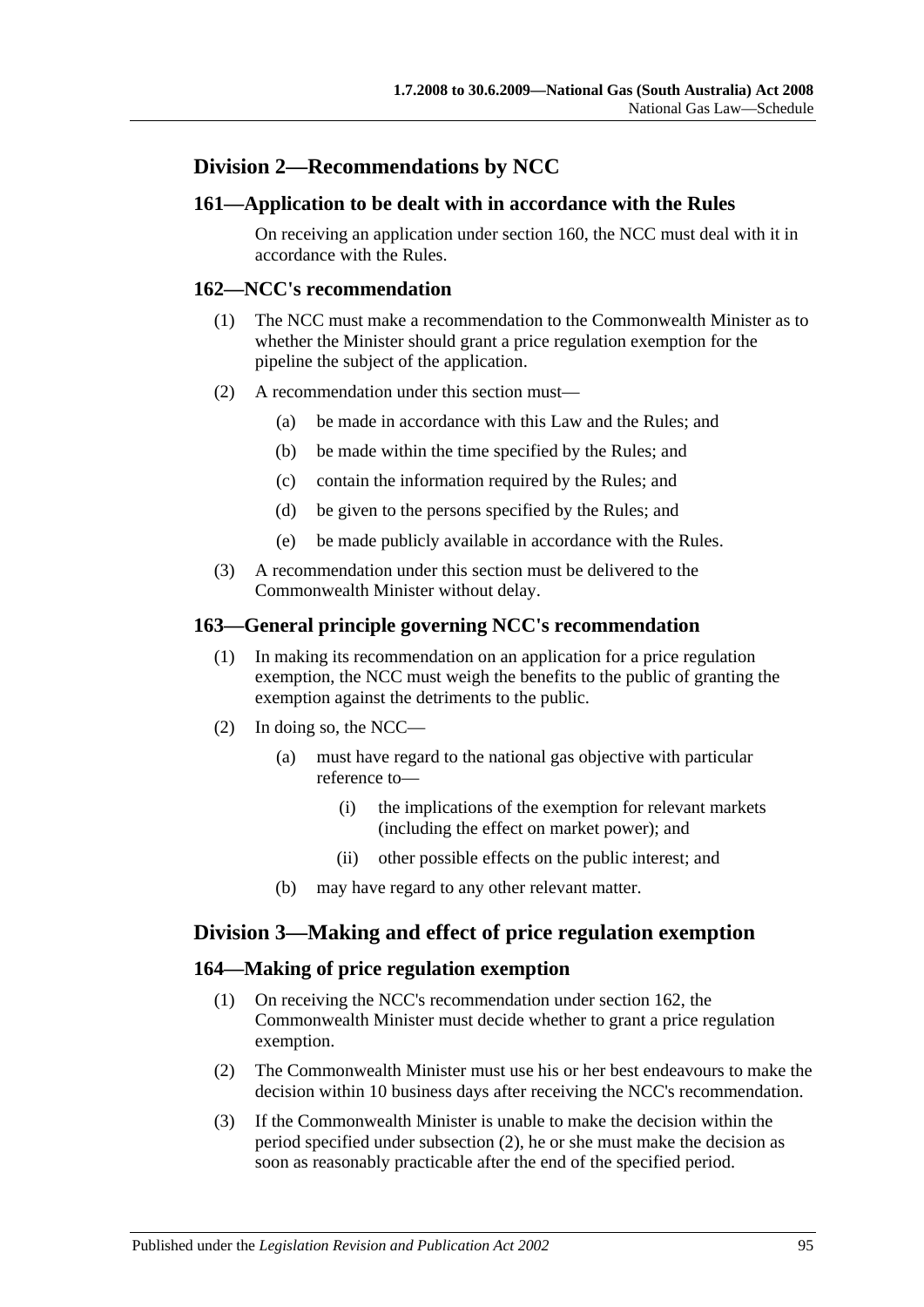## Division 2—Recommendations by NCC

### 161—Application to be dealt with in accordance with the Rules

On receiving an application under section 160, the NCC must deal with it in accordance with the Rules.

### 162—NCC's recommendation

(1) The NCC must make a recommendation to the Commonwealth Minister as to whether the Minister should grant a price regulation exemption for the pipeline the subject of the application.

(2) A recommendation under this section must—

- (a) be made in accordance with this Law and the Rules; and
- (b) be made within the time specified by the Rules; and
- (c) contain the information required by the Rules; and
- (d) be given to the persons specified by the Rules; and
- (e) be made publicly available in accordance with the Rules.

(3) A recommendation under this section must be delivered to the Commonwealth Minister without delay.

### 163—General principle governing NCC's recommendation

(1) In making its recommendation on an application for a price regulation exemption, the NCC must weigh the benefits to the public of granting the exemption against the detriments to the public.

(2) In doing so, the NCC—

- (a) must have regard to the national gas objective with particular reference to—
  - (i) the implications of the exemption for relevant markets (including the effect on market power); and
  - (ii) other possible effects on the public interest; and
- (b) may have regard to any other relevant matter.

## Division 3—Making and effect of price regulation exemption

### 164—Making of price regulation exemption

(1) On receiving the NCC's recommendation under section 162, the Commonwealth Minister must decide whether to grant a price regulation exemption.

(2) The Commonwealth Minister must use his or her best endeavours to make the decision within 10 business days after receiving the NCC's recommendation.

(3) If the Commonwealth Minister is unable to make the decision within the period specified under subsection (2), he or she must make the decision as soon as reasonably practicable after the end of the specified period.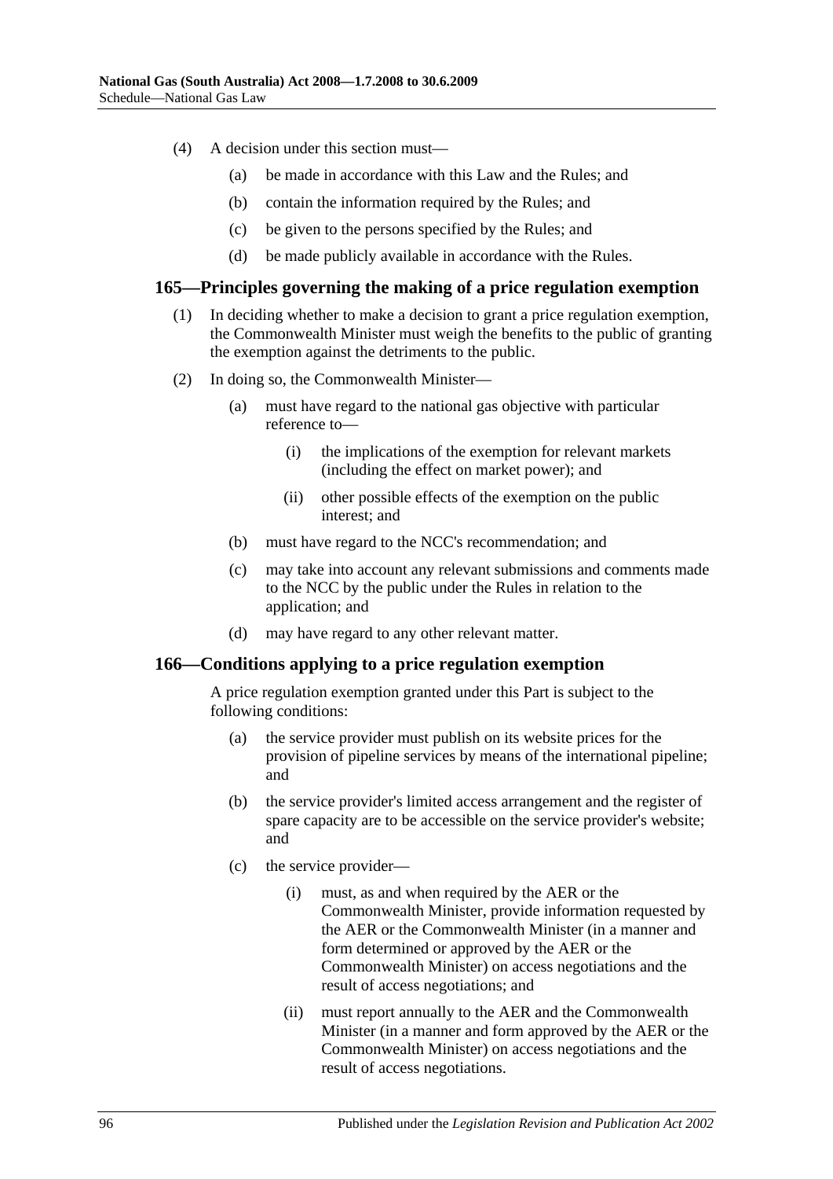(4) A decision under this section must—

(a) be made in accordance with this Law and the Rules; and

(b) contain the information required by the Rules; and

(c) be given to the persons specified by the Rules; and

(d) be made publicly available in accordance with the Rules.

## 165—Principles governing the making of a price regulation exemption

(1) In deciding whether to make a decision to grant a price regulation exemption, the Commonwealth Minister must weigh the benefits to the public of granting the exemption against the detriments to the public.

(2) In doing so, the Commonwealth Minister—

(a) must have regard to the national gas objective with particular reference to—

(i) the implications of the exemption for relevant markets (including the effect on market power); and

(ii) other possible effects of the exemption on the public interest; and

(b) must have regard to the NCC's recommendation; and

(c) may take into account any relevant submissions and comments made to the NCC by the public under the Rules in relation to the application; and

(d) may have regard to any other relevant matter.

## 166—Conditions applying to a price regulation exemption

A price regulation exemption granted under this Part is subject to the following conditions:

(a) the service provider must publish on its website prices for the provision of pipeline services by means of the international pipeline; and

(b) the service provider's limited access arrangement and the register of spare capacity are to be accessible on the service provider's website; and

(c) the service provider—

(i) must, as and when required by the AER or the Commonwealth Minister, provide information requested by the AER or the Commonwealth Minister (in a manner and form determined or approved by the AER or the Commonwealth Minister) on access negotiations and the result of access negotiations; and

(ii) must report annually to the AER and the Commonwealth Minister (in a manner and form approved by the AER or the Commonwealth Minister) on access negotiations and the result of access negotiations.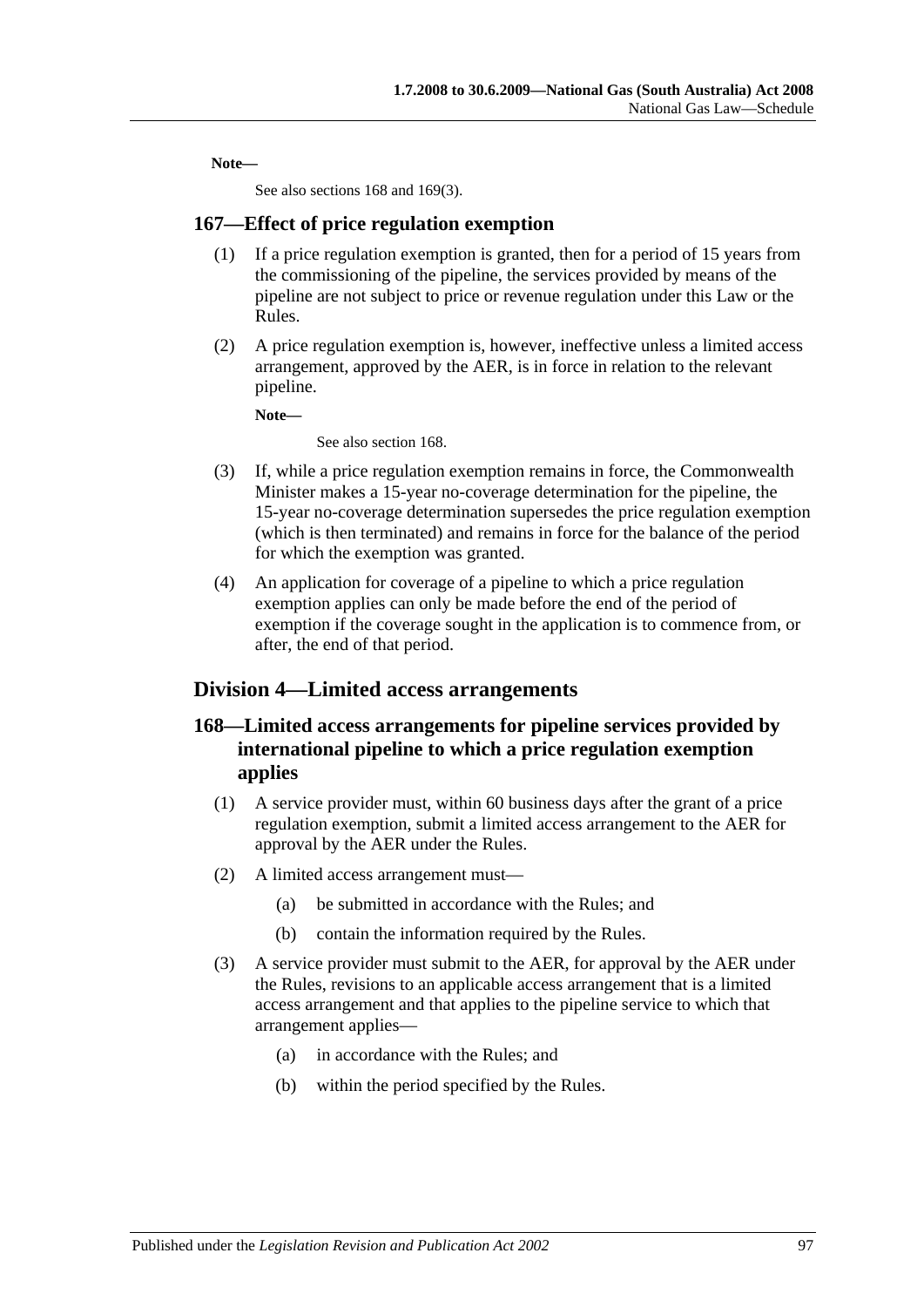**Note—**

See also sections 168 and 169(3).

## 167—Effect of price regulation exemption

(1) If a price regulation exemption is granted, then for a period of 15 years from the commissioning of the pipeline, the services provided by means of the pipeline are not subject to price or revenue regulation under this Law or the Rules.

(2) A price regulation exemption is, however, ineffective unless a limited access arrangement, approved by the AER, is in force in relation to the relevant pipeline.

**Note—**

See also section 168.

(3) If, while a price regulation exemption remains in force, the Commonwealth Minister makes a 15-year no-coverage determination for the pipeline, the 15-year no-coverage determination supersedes the price regulation exemption (which is then terminated) and remains in force for the balance of the period for which the exemption was granted.

(4) An application for coverage of a pipeline to which a price regulation exemption applies can only be made before the end of the period of exemption if the coverage sought in the application is to commence from, or after, the end of that period.

# Division 4—Limited access arrangements

## 168—Limited access arrangements for pipeline services provided by international pipeline to which a price regulation exemption applies

(1) A service provider must, within 60 business days after the grant of a price regulation exemption, submit a limited access arrangement to the AER for approval by the AER under the Rules.

(2) A limited access arrangement must—

(a) be submitted in accordance with the Rules; and

(b) contain the information required by the Rules.

(3) A service provider must submit to the AER, for approval by the AER under the Rules, revisions to an applicable access arrangement that is a limited access arrangement and that applies to the pipeline service to which that arrangement applies—

(a) in accordance with the Rules; and

(b) within the period specified by the Rules.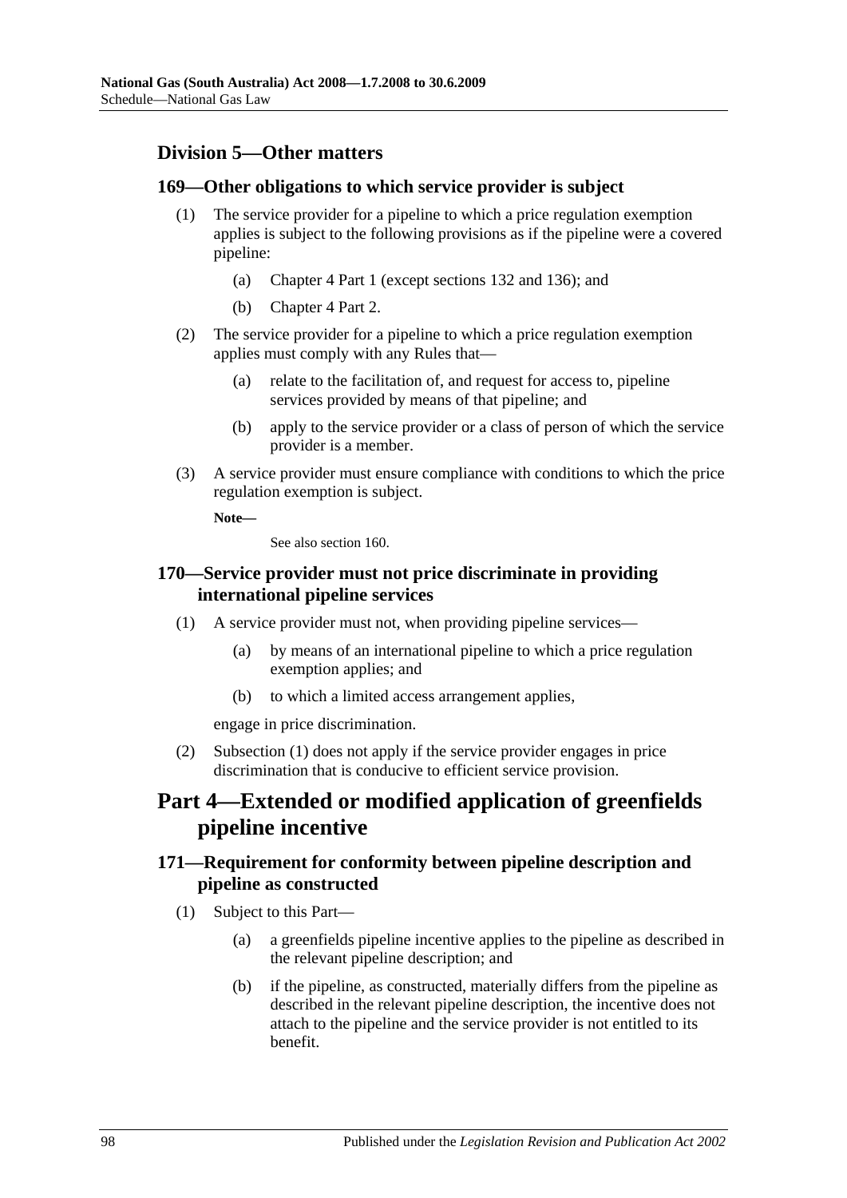## Division 5—Other matters

### 169—Other obligations to which service provider is subject

(1) The service provider for a pipeline to which a price regulation exemption applies is subject to the following provisions as if the pipeline were a covered pipeline:

- (a) Chapter 4 Part 1 (except sections 132 and 136); and
- (b) Chapter 4 Part 2.

(2) The service provider for a pipeline to which a price regulation exemption applies must comply with any Rules that—

- (a) relate to the facilitation of, and request for access to, pipeline services provided by means of that pipeline; and
- (b) apply to the service provider or a class of person of which the service provider is a member.

(3) A service provider must ensure compliance with conditions to which the price regulation exemption is subject.

**Note—**

See also section 160.

### 170—Service provider must not price discriminate in providing international pipeline services

(1) A service provider must not, when providing pipeline services—

- (a) by means of an international pipeline to which a price regulation exemption applies; and
- (b) to which a limited access arrangement applies,

engage in price discrimination.

(2) Subsection (1) does not apply if the service provider engages in price discrimination that is conducive to efficient service provision.

# Part 4—Extended or modified application of greenfields pipeline incentive

### 171—Requirement for conformity between pipeline description and pipeline as constructed

(1) Subject to this Part—

- (a) a greenfields pipeline incentive applies to the pipeline as described in the relevant pipeline description; and
- (b) if the pipeline, as constructed, materially differs from the pipeline as described in the relevant pipeline description, the incentive does not attach to the pipeline and the service provider is not entitled to its benefit.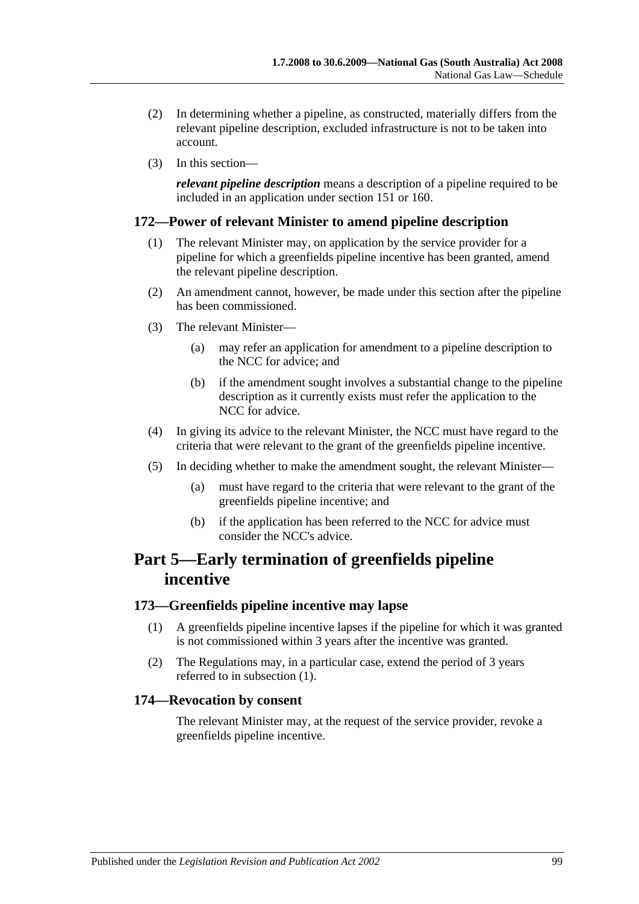(2) In determining whether a pipeline, as constructed, materially differs from the relevant pipeline description, excluded infrastructure is not to be taken into account.

(3) In this section—

***relevant pipeline description*** means a description of a pipeline required to be included in an application under section 151 or 160.

### 172—Power of relevant Minister to amend pipeline description

(1) The relevant Minister may, on application by the service provider for a pipeline for which a greenfields pipeline incentive has been granted, amend the relevant pipeline description.

(2) An amendment cannot, however, be made under this section after the pipeline has been commissioned.

(3) The relevant Minister—

(a) may refer an application for amendment to a pipeline description to the NCC for advice; and

(b) if the amendment sought involves a substantial change to the pipeline description as it currently exists must refer the application to the NCC for advice.

(4) In giving its advice to the relevant Minister, the NCC must have regard to the criteria that were relevant to the grant of the greenfields pipeline incentive.

(5) In deciding whether to make the amendment sought, the relevant Minister—

(a) must have regard to the criteria that were relevant to the grant of the greenfields pipeline incentive; and

(b) if the application has been referred to the NCC for advice must consider the NCC's advice.

## Part 5—Early termination of greenfields pipeline incentive

### 173—Greenfields pipeline incentive may lapse

(1) A greenfields pipeline incentive lapses if the pipeline for which it was granted is not commissioned within 3 years after the incentive was granted.

(2) The Regulations may, in a particular case, extend the period of 3 years referred to in subsection (1).

### 174—Revocation by consent

The relevant Minister may, at the request of the service provider, revoke a greenfields pipeline incentive.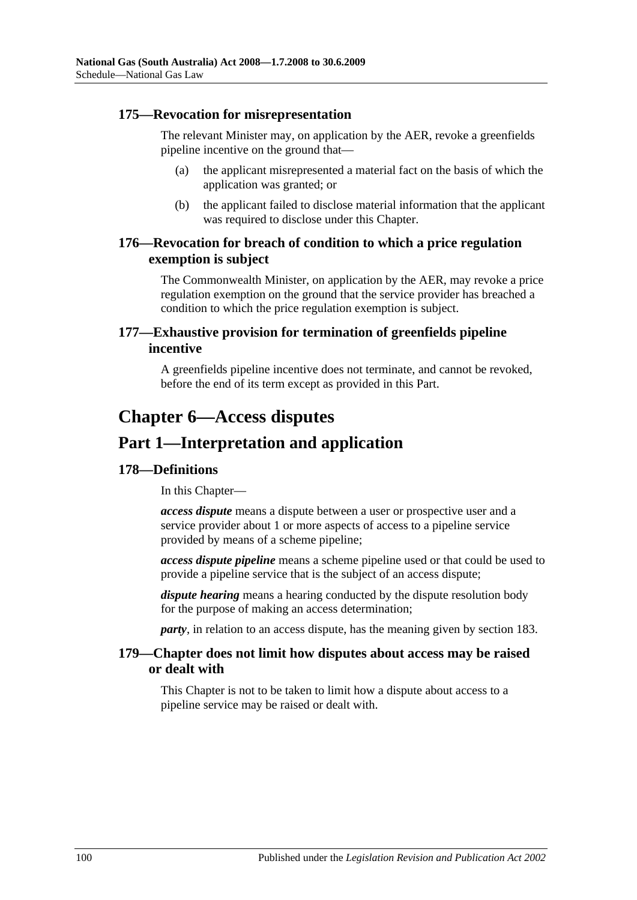### 175—Revocation for misrepresentation

The relevant Minister may, on application by the AER, revoke a greenfields pipeline incentive on the ground that—

(a) the applicant misrepresented a material fact on the basis of which the application was granted; or

(b) the applicant failed to disclose material information that the applicant was required to disclose under this Chapter.

### 176—Revocation for breach of condition to which a price regulation exemption is subject

The Commonwealth Minister, on application by the AER, may revoke a price regulation exemption on the ground that the service provider has breached a condition to which the price regulation exemption is subject.

### 177—Exhaustive provision for termination of greenfields pipeline incentive

A greenfields pipeline incentive does not terminate, and cannot be revoked, before the end of its term except as provided in this Part.

# Chapter 6—Access disputes

## Part 1—Interpretation and application

### 178—Definitions

In this Chapter—

***access dispute*** means a dispute between a user or prospective user and a service provider about 1 or more aspects of access to a pipeline service provided by means of a scheme pipeline;

***access dispute pipeline*** means a scheme pipeline used or that could be used to provide a pipeline service that is the subject of an access dispute;

***dispute hearing*** means a hearing conducted by the dispute resolution body for the purpose of making an access determination;

***party***, in relation to an access dispute, has the meaning given by section 183.

### 179—Chapter does not limit how disputes about access may be raised or dealt with

This Chapter is not to be taken to limit how a dispute about access to a pipeline service may be raised or dealt with.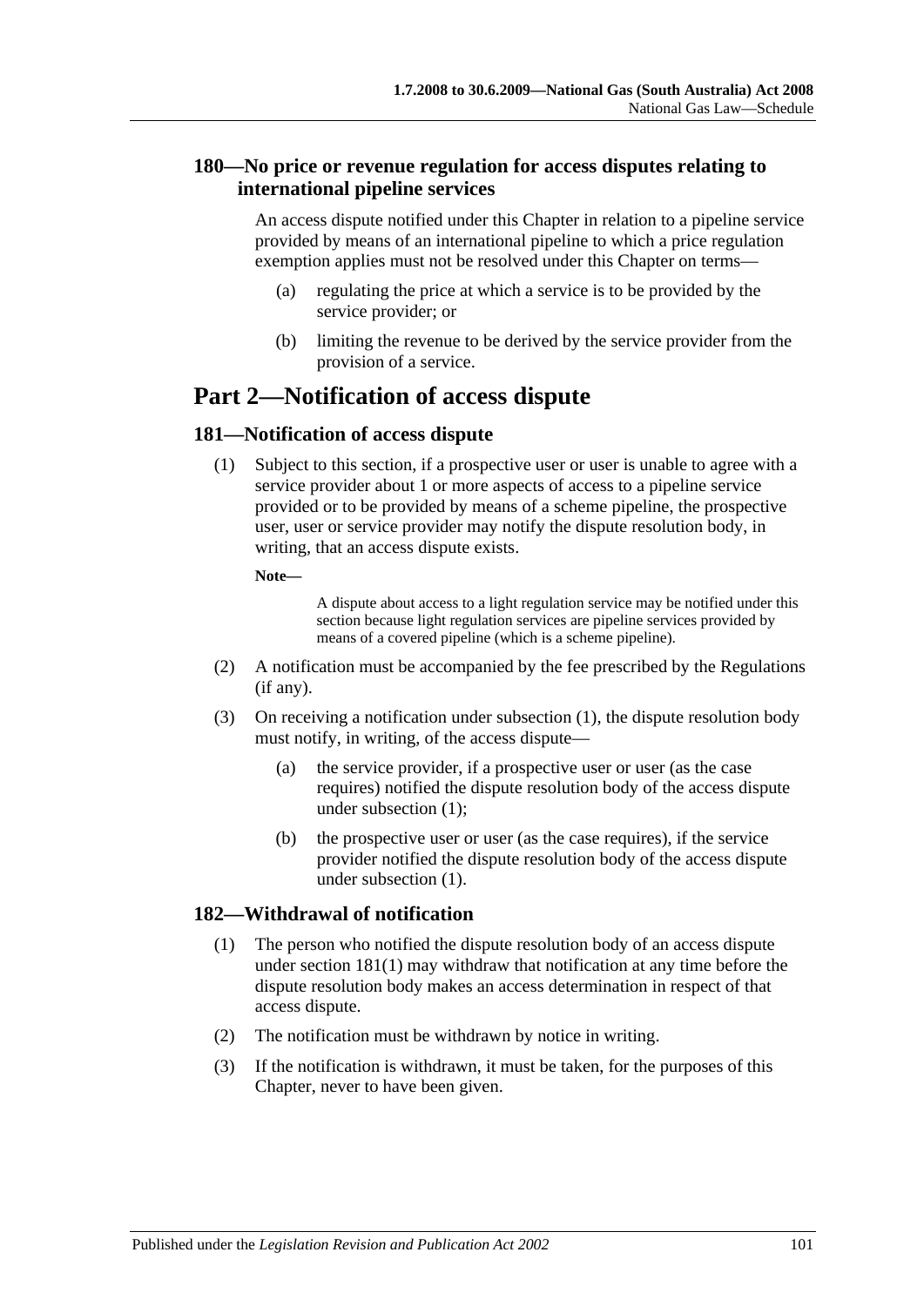### 180—No price or revenue regulation for access disputes relating to international pipeline services

An access dispute notified under this Chapter in relation to a pipeline service provided by means of an international pipeline to which a price regulation exemption applies must not be resolved under this Chapter on terms—

(a) regulating the price at which a service is to be provided by the service provider; or

(b) limiting the revenue to be derived by the service provider from the provision of a service.

## Part 2—Notification of access dispute

### 181—Notification of access dispute

(1) Subject to this section, if a prospective user or user is unable to agree with a service provider about 1 or more aspects of access to a pipeline service provided or to be provided by means of a scheme pipeline, the prospective user, user or service provider may notify the dispute resolution body, in writing, that an access dispute exists.

**Note—**

A dispute about access to a light regulation service may be notified under this section because light regulation services are pipeline services provided by means of a covered pipeline (which is a scheme pipeline).

(2) A notification must be accompanied by the fee prescribed by the Regulations (if any).

(3) On receiving a notification under subsection (1), the dispute resolution body must notify, in writing, of the access dispute—

(a) the service provider, if a prospective user or user (as the case requires) notified the dispute resolution body of the access dispute under subsection (1);

(b) the prospective user or user (as the case requires), if the service provider notified the dispute resolution body of the access dispute under subsection (1).

### 182—Withdrawal of notification

(1) The person who notified the dispute resolution body of an access dispute under section 181(1) may withdraw that notification at any time before the dispute resolution body makes an access determination in respect of that access dispute.

(2) The notification must be withdrawn by notice in writing.

(3) If the notification is withdrawn, it must be taken, for the purposes of this Chapter, never to have been given.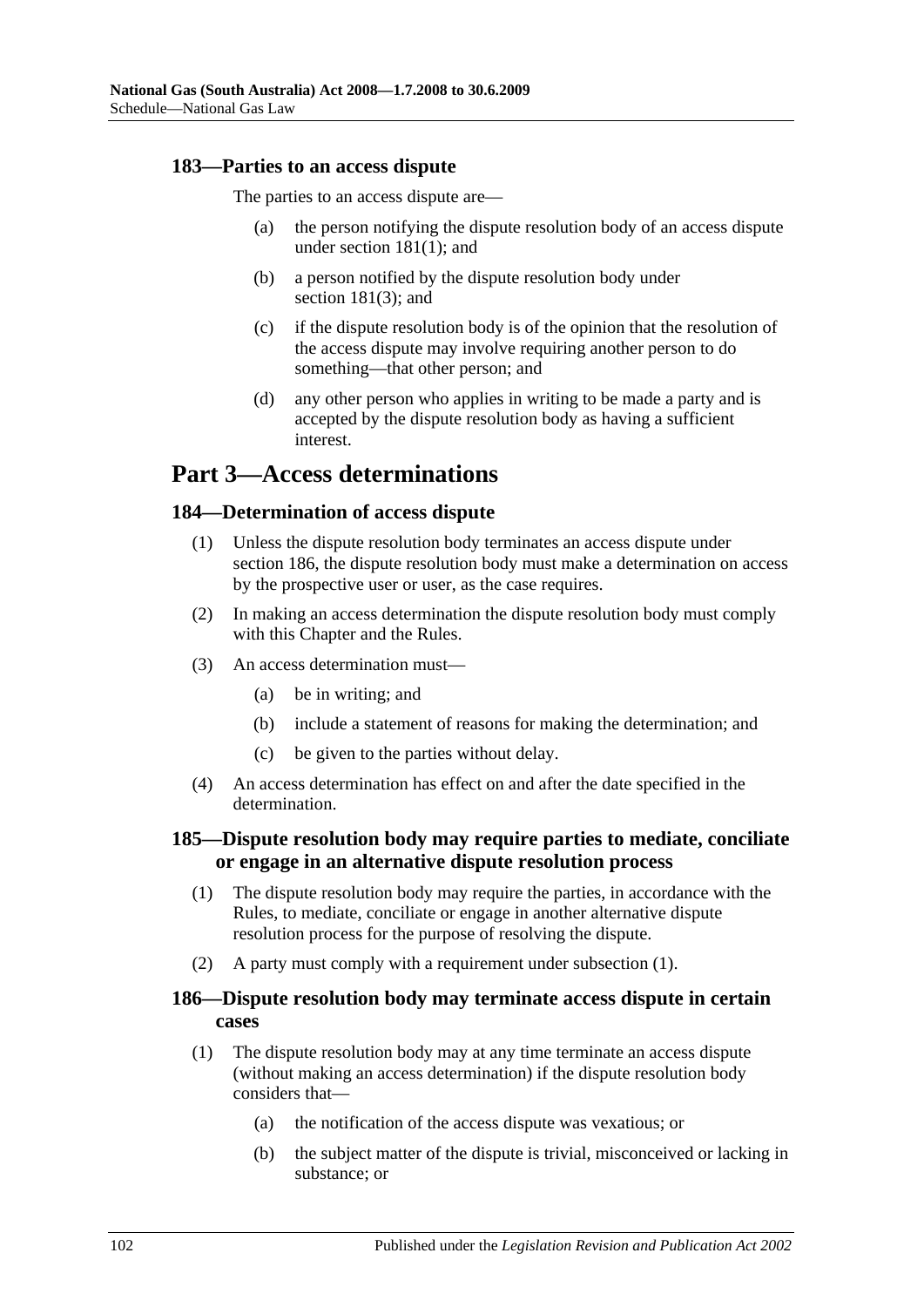### 183—Parties to an access dispute

The parties to an access dispute are—

(a) the person notifying the dispute resolution body of an access dispute under section 181(1); and

(b) a person notified by the dispute resolution body under section 181(3); and

(c) if the dispute resolution body is of the opinion that the resolution of the access dispute may involve requiring another person to do something—that other person; and

(d) any other person who applies in writing to be made a party and is accepted by the dispute resolution body as having a sufficient interest.

## Part 3—Access determinations

### 184—Determination of access dispute

(1) Unless the dispute resolution body terminates an access dispute under section 186, the dispute resolution body must make a determination on access by the prospective user or user, as the case requires.

(2) In making an access determination the dispute resolution body must comply with this Chapter and the Rules.

(3) An access determination must—

(a) be in writing; and

(b) include a statement of reasons for making the determination; and

(c) be given to the parties without delay.

(4) An access determination has effect on and after the date specified in the determination.

### 185—Dispute resolution body may require parties to mediate, conciliate or engage in an alternative dispute resolution process

(1) The dispute resolution body may require the parties, in accordance with the Rules, to mediate, conciliate or engage in another alternative dispute resolution process for the purpose of resolving the dispute.

(2) A party must comply with a requirement under subsection (1).

### 186—Dispute resolution body may terminate access dispute in certain cases

(1) The dispute resolution body may at any time terminate an access dispute (without making an access determination) if the dispute resolution body considers that—

(a) the notification of the access dispute was vexatious; or

(b) the subject matter of the dispute is trivial, misconceived or lacking in substance; or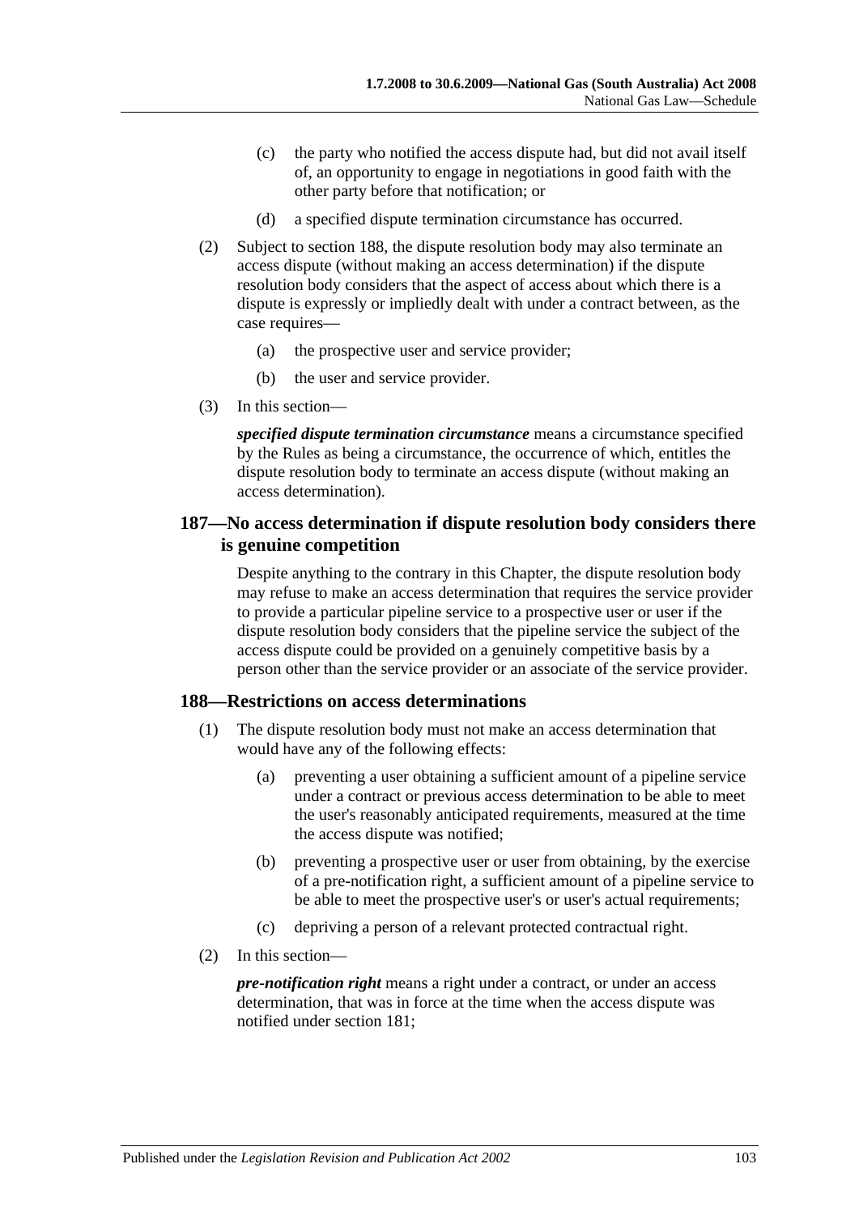(c) the party who notified the access dispute had, but did not avail itself of, an opportunity to engage in negotiations in good faith with the other party before that notification; or

(d) a specified dispute termination circumstance has occurred.

(2) Subject to section 188, the dispute resolution body may also terminate an access dispute (without making an access determination) if the dispute resolution body considers that the aspect of access about which there is a dispute is expressly or impliedly dealt with under a contract between, as the case requires—

(a) the prospective user and service provider;

(b) the user and service provider.

(3) In this section—

***specified dispute termination circumstance*** means a circumstance specified by the Rules as being a circumstance, the occurrence of which, entitles the dispute resolution body to terminate an access dispute (without making an access determination).

## 187—No access determination if dispute resolution body considers there is genuine competition

Despite anything to the contrary in this Chapter, the dispute resolution body may refuse to make an access determination that requires the service provider to provide a particular pipeline service to a prospective user or user if the dispute resolution body considers that the pipeline service the subject of the access dispute could be provided on a genuinely competitive basis by a person other than the service provider or an associate of the service provider.

## 188—Restrictions on access determinations

(1) The dispute resolution body must not make an access determination that would have any of the following effects:

(a) preventing a user obtaining a sufficient amount of a pipeline service under a contract or previous access determination to be able to meet the user's reasonably anticipated requirements, measured at the time the access dispute was notified;

(b) preventing a prospective user or user from obtaining, by the exercise of a pre-notification right, a sufficient amount of a pipeline service to be able to meet the prospective user's or user's actual requirements;

(c) depriving a person of a relevant protected contractual right.

(2) In this section—

***pre-notification right*** means a right under a contract, or under an access determination, that was in force at the time when the access dispute was notified under section 181;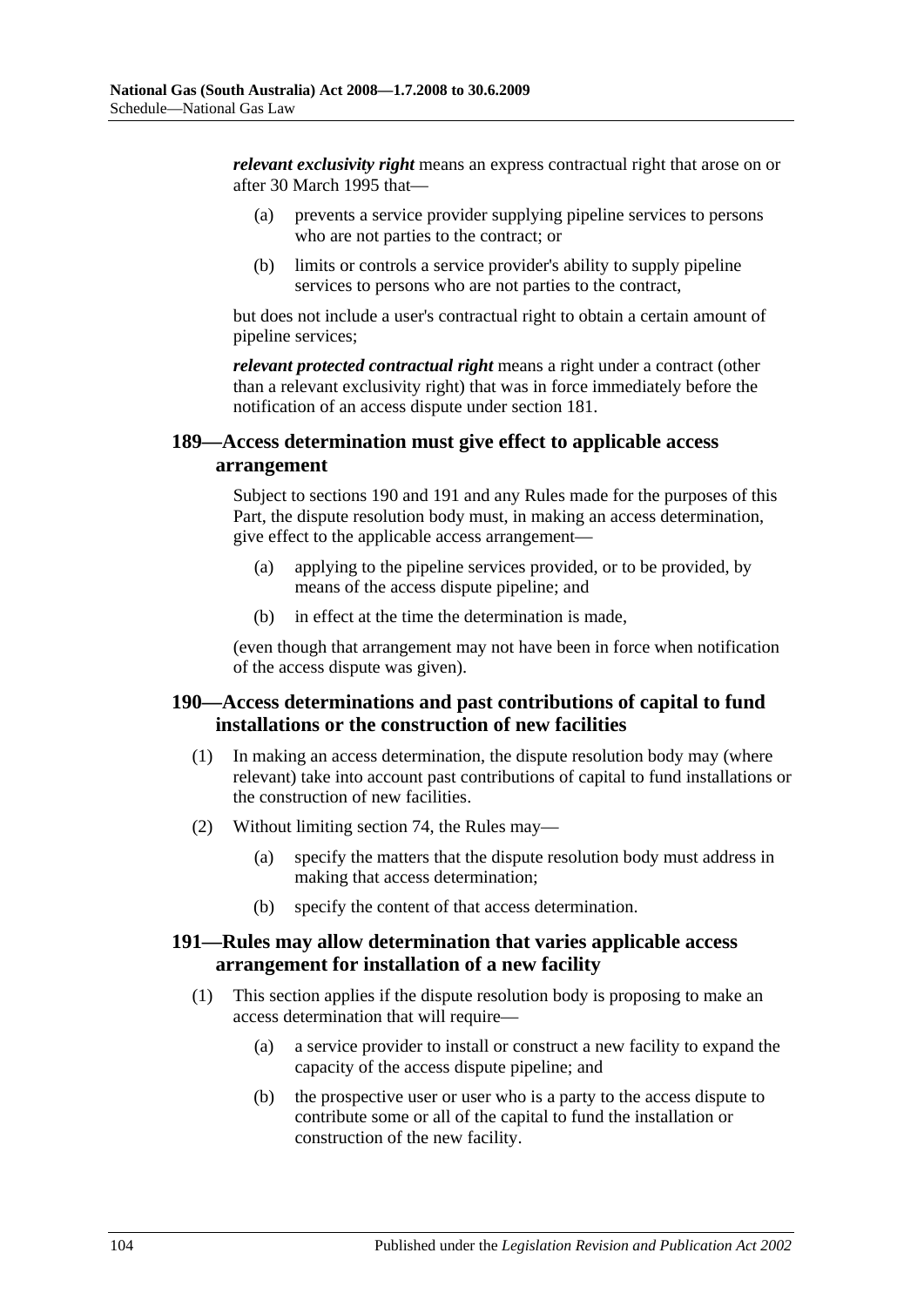***relevant exclusivity right*** means an express contractual right that arose on or after 30 March 1995 that—

(a) prevents a service provider supplying pipeline services to persons who are not parties to the contract; or

(b) limits or controls a service provider's ability to supply pipeline services to persons who are not parties to the contract,

but does not include a user's contractual right to obtain a certain amount of pipeline services;

***relevant protected contractual right*** means a right under a contract (other than a relevant exclusivity right) that was in force immediately before the notification of an access dispute under section 181.

## 189—Access determination must give effect to applicable access arrangement

Subject to sections 190 and 191 and any Rules made for the purposes of this Part, the dispute resolution body must, in making an access determination, give effect to the applicable access arrangement—

(a) applying to the pipeline services provided, or to be provided, by means of the access dispute pipeline; and

(b) in effect at the time the determination is made,

(even though that arrangement may not have been in force when notification of the access dispute was given).

## 190—Access determinations and past contributions of capital to fund installations or the construction of new facilities

(1) In making an access determination, the dispute resolution body may (where relevant) take into account past contributions of capital to fund installations or the construction of new facilities.

(2) Without limiting section 74, the Rules may—

(a) specify the matters that the dispute resolution body must address in making that access determination;

(b) specify the content of that access determination.

## 191—Rules may allow determination that varies applicable access arrangement for installation of a new facility

(1) This section applies if the dispute resolution body is proposing to make an access determination that will require—

(a) a service provider to install or construct a new facility to expand the capacity of the access dispute pipeline; and

(b) the prospective user or user who is a party to the access dispute to contribute some or all of the capital to fund the installation or construction of the new facility.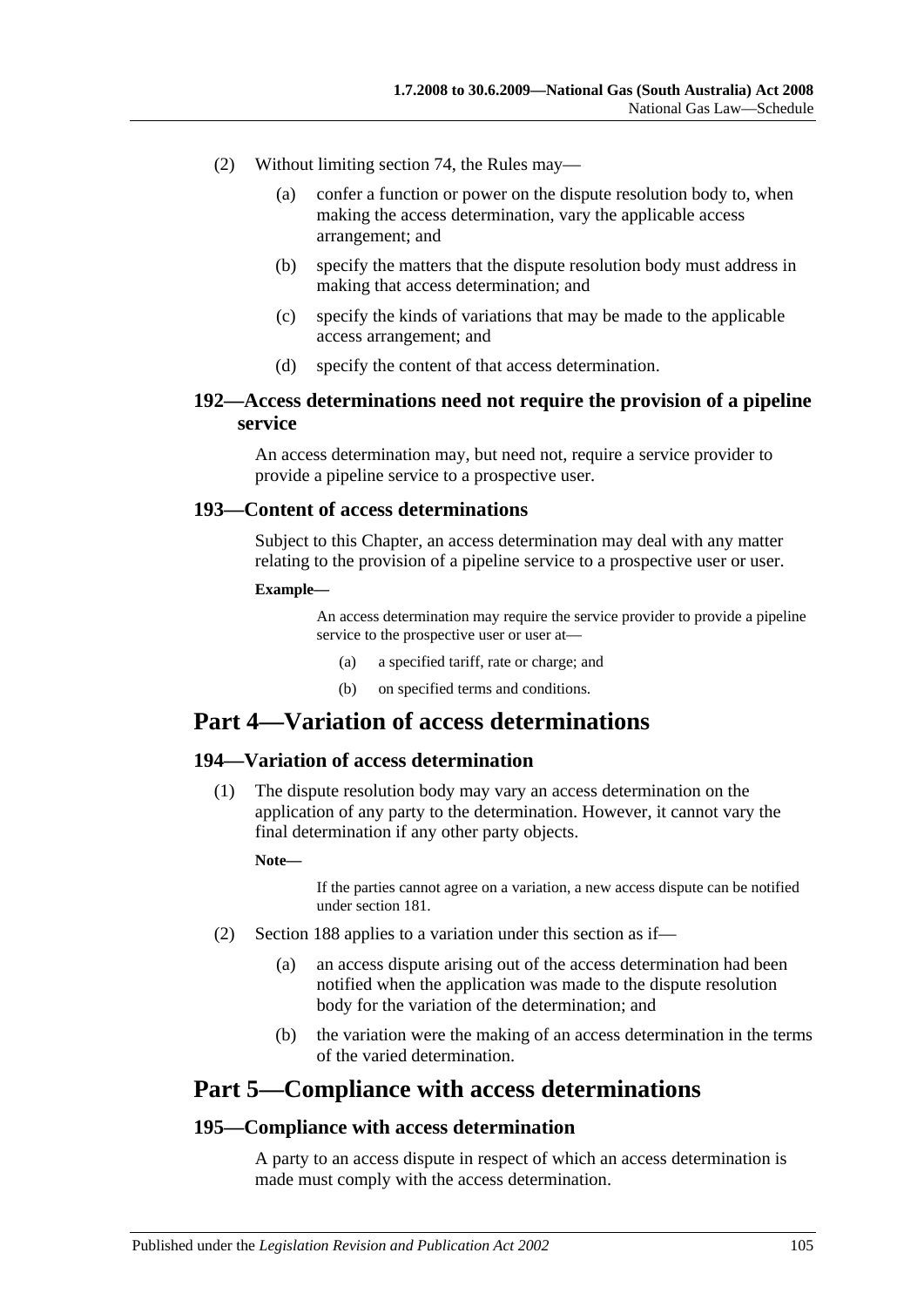(2) Without limiting section 74, the Rules may—

(a) confer a function or power on the dispute resolution body to, when making the access determination, vary the applicable access arrangement; and

(b) specify the matters that the dispute resolution body must address in making that access determination; and

(c) specify the kinds of variations that may be made to the applicable access arrangement; and

(d) specify the content of that access determination.

### 192—Access determinations need not require the provision of a pipeline service

An access determination may, but need not, require a service provider to provide a pipeline service to a prospective user.

### 193—Content of access determinations

Subject to this Chapter, an access determination may deal with any matter relating to the provision of a pipeline service to a prospective user or user.

**Example—**

An access determination may require the service provider to provide a pipeline service to the prospective user or user at—

(a) a specified tariff, rate or charge; and

(b) on specified terms and conditions.

## Part 4—Variation of access determinations

### 194—Variation of access determination

(1) The dispute resolution body may vary an access determination on the application of any party to the determination. However, it cannot vary the final determination if any other party objects.

**Note—**

If the parties cannot agree on a variation, a new access dispute can be notified under section 181.

(2) Section 188 applies to a variation under this section as if—

(a) an access dispute arising out of the access determination had been notified when the application was made to the dispute resolution body for the variation of the determination; and

(b) the variation were the making of an access determination in the terms of the varied determination.

## Part 5—Compliance with access determinations

### 195—Compliance with access determination

A party to an access dispute in respect of which an access determination is made must comply with the access determination.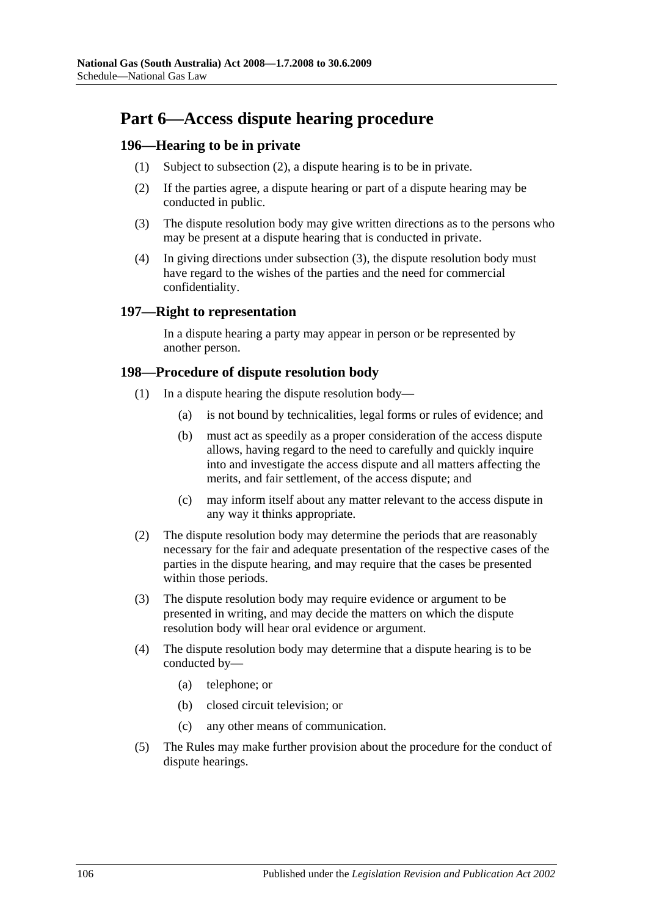## Part 6—Access dispute hearing procedure

### 196—Hearing to be in private

(1) Subject to subsection (2), a dispute hearing is to be in private.

(2) If the parties agree, a dispute hearing or part of a dispute hearing may be conducted in public.

(3) The dispute resolution body may give written directions as to the persons who may be present at a dispute hearing that is conducted in private.

(4) In giving directions under subsection (3), the dispute resolution body must have regard to the wishes of the parties and the need for commercial confidentiality.

### 197—Right to representation

In a dispute hearing a party may appear in person or be represented by another person.

### 198—Procedure of dispute resolution body

(1) In a dispute hearing the dispute resolution body—

(a) is not bound by technicalities, legal forms or rules of evidence; and

(b) must act as speedily as a proper consideration of the access dispute allows, having regard to the need to carefully and quickly inquire into and investigate the access dispute and all matters affecting the merits, and fair settlement, of the access dispute; and

(c) may inform itself about any matter relevant to the access dispute in any way it thinks appropriate.

(2) The dispute resolution body may determine the periods that are reasonably necessary for the fair and adequate presentation of the respective cases of the parties in the dispute hearing, and may require that the cases be presented within those periods.

(3) The dispute resolution body may require evidence or argument to be presented in writing, and may decide the matters on which the dispute resolution body will hear oral evidence or argument.

(4) The dispute resolution body may determine that a dispute hearing is to be conducted by—

(a) telephone; or

(b) closed circuit television; or

(c) any other means of communication.

(5) The Rules may make further provision about the procedure for the conduct of dispute hearings.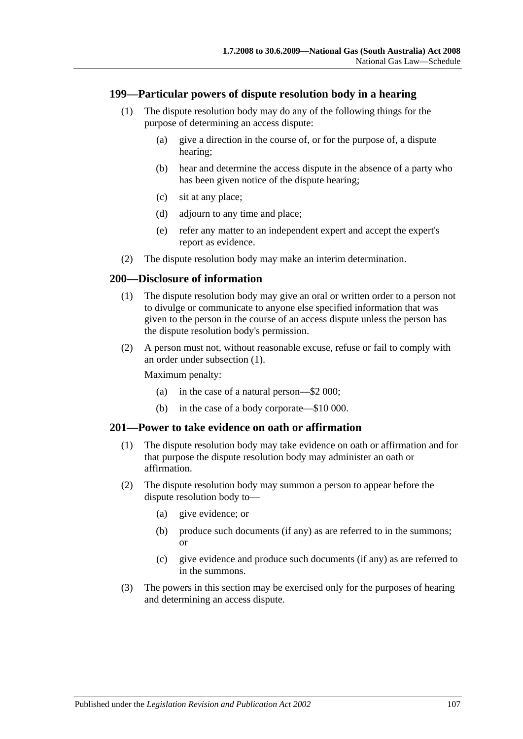## 199—Particular powers of dispute resolution body in a hearing

(1) The dispute resolution body may do any of the following things for the purpose of determining an access dispute:

- (a) give a direction in the course of, or for the purpose of, a dispute hearing;
- (b) hear and determine the access dispute in the absence of a party who has been given notice of the dispute hearing;
- (c) sit at any place;
- (d) adjourn to any time and place;
- (e) refer any matter to an independent expert and accept the expert's report as evidence.

(2) The dispute resolution body may make an interim determination.

## 200—Disclosure of information

(1) The dispute resolution body may give an oral or written order to a person not to divulge or communicate to anyone else specified information that was given to the person in the course of an access dispute unless the person has the dispute resolution body's permission.

(2) A person must not, without reasonable excuse, refuse or fail to comply with an order under subsection (1).

Maximum penalty:

- (a) in the case of a natural person—$2 000;
- (b) in the case of a body corporate—$10 000.

## 201—Power to take evidence on oath or affirmation

(1) The dispute resolution body may take evidence on oath or affirmation and for that purpose the dispute resolution body may administer an oath or affirmation.

(2) The dispute resolution body may summon a person to appear before the dispute resolution body to—

- (a) give evidence; or
- (b) produce such documents (if any) as are referred to in the summons; or
- (c) give evidence and produce such documents (if any) as are referred to in the summons.

(3) The powers in this section may be exercised only for the purposes of hearing and determining an access dispute.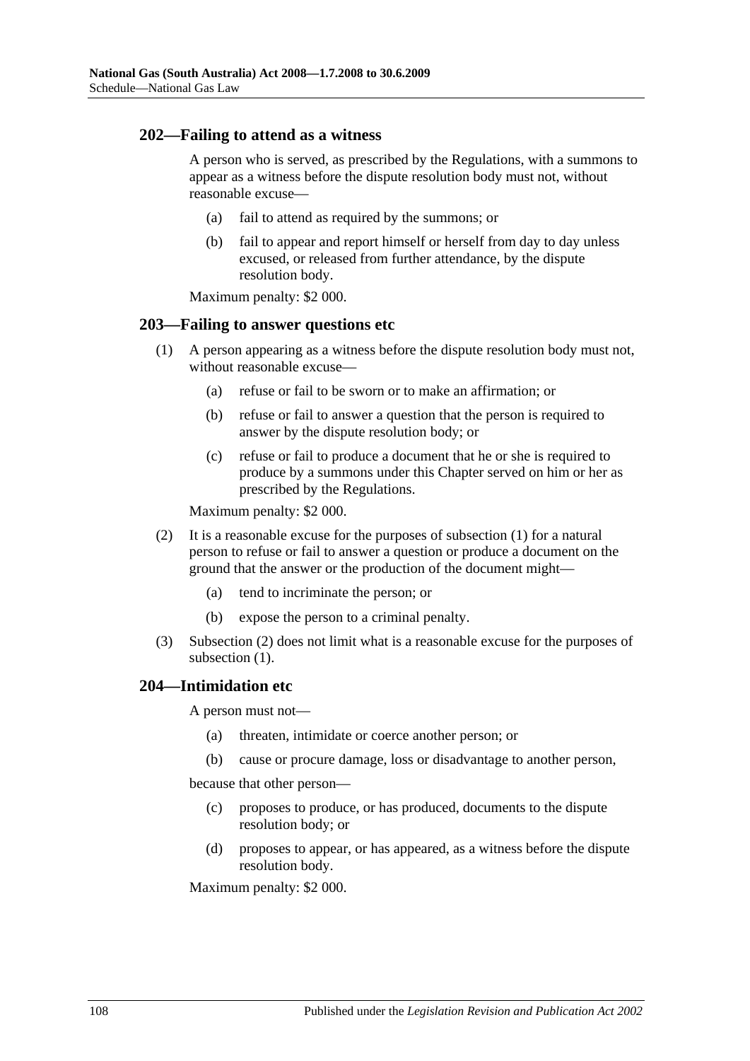## 202—Failing to attend as a witness

A person who is served, as prescribed by the Regulations, with a summons to appear as a witness before the dispute resolution body must not, without reasonable excuse—

- (a) fail to attend as required by the summons; or
- (b) fail to appear and report himself or herself from day to day unless excused, or released from further attendance, by the dispute resolution body.

Maximum penalty: $2 000.

## 203—Failing to answer questions etc

(1) A person appearing as a witness before the dispute resolution body must not, without reasonable excuse—

- (a) refuse or fail to be sworn or to make an affirmation; or
- (b) refuse or fail to answer a question that the person is required to answer by the dispute resolution body; or
- (c) refuse or fail to produce a document that he or she is required to produce by a summons under this Chapter served on him or her as prescribed by the Regulations.

Maximum penalty: $2 000.

(2) It is a reasonable excuse for the purposes of subsection (1) for a natural person to refuse or fail to answer a question or produce a document on the ground that the answer or the production of the document might—

- (a) tend to incriminate the person; or
- (b) expose the person to a criminal penalty.

(3) Subsection (2) does not limit what is a reasonable excuse for the purposes of subsection (1).

## 204—Intimidation etc

A person must not—

- (a) threaten, intimidate or coerce another person; or
- (b) cause or procure damage, loss or disadvantage to another person,

because that other person—

- (c) proposes to produce, or has produced, documents to the dispute resolution body; or
- (d) proposes to appear, or has appeared, as a witness before the dispute resolution body.

Maximum penalty: $2 000.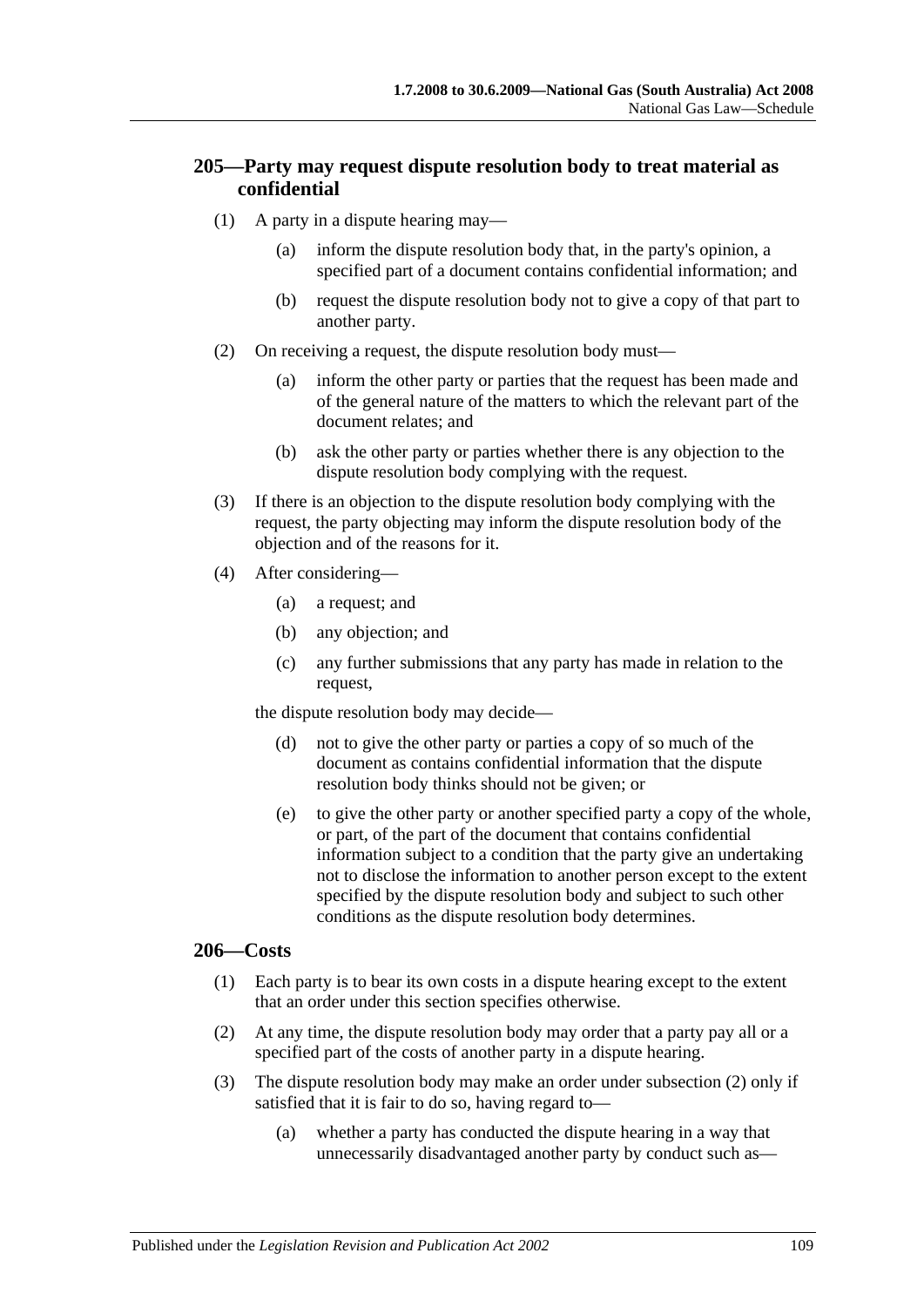## 205—Party may request dispute resolution body to treat material as confidential

(1) A party in a dispute hearing may—

(a) inform the dispute resolution body that, in the party's opinion, a specified part of a document contains confidential information; and

(b) request the dispute resolution body not to give a copy of that part to another party.

(2) On receiving a request, the dispute resolution body must—

(a) inform the other party or parties that the request has been made and of the general nature of the matters to which the relevant part of the document relates; and

(b) ask the other party or parties whether there is any objection to the dispute resolution body complying with the request.

(3) If there is an objection to the dispute resolution body complying with the request, the party objecting may inform the dispute resolution body of the objection and of the reasons for it.

(4) After considering—

(a) a request; and

(b) any objection; and

(c) any further submissions that any party has made in relation to the request,

the dispute resolution body may decide—

(d) not to give the other party or parties a copy of so much of the document as contains confidential information that the dispute resolution body thinks should not be given; or

(e) to give the other party or another specified party a copy of the whole, or part, of the part of the document that contains confidential information subject to a condition that the party give an undertaking not to disclose the information to another person except to the extent specified by the dispute resolution body and subject to such other conditions as the dispute resolution body determines.

## 206—Costs

(1) Each party is to bear its own costs in a dispute hearing except to the extent that an order under this section specifies otherwise.

(2) At any time, the dispute resolution body may order that a party pay all or a specified part of the costs of another party in a dispute hearing.

(3) The dispute resolution body may make an order under subsection (2) only if satisfied that it is fair to do so, having regard to—

(a) whether a party has conducted the dispute hearing in a way that unnecessarily disadvantaged another party by conduct such as—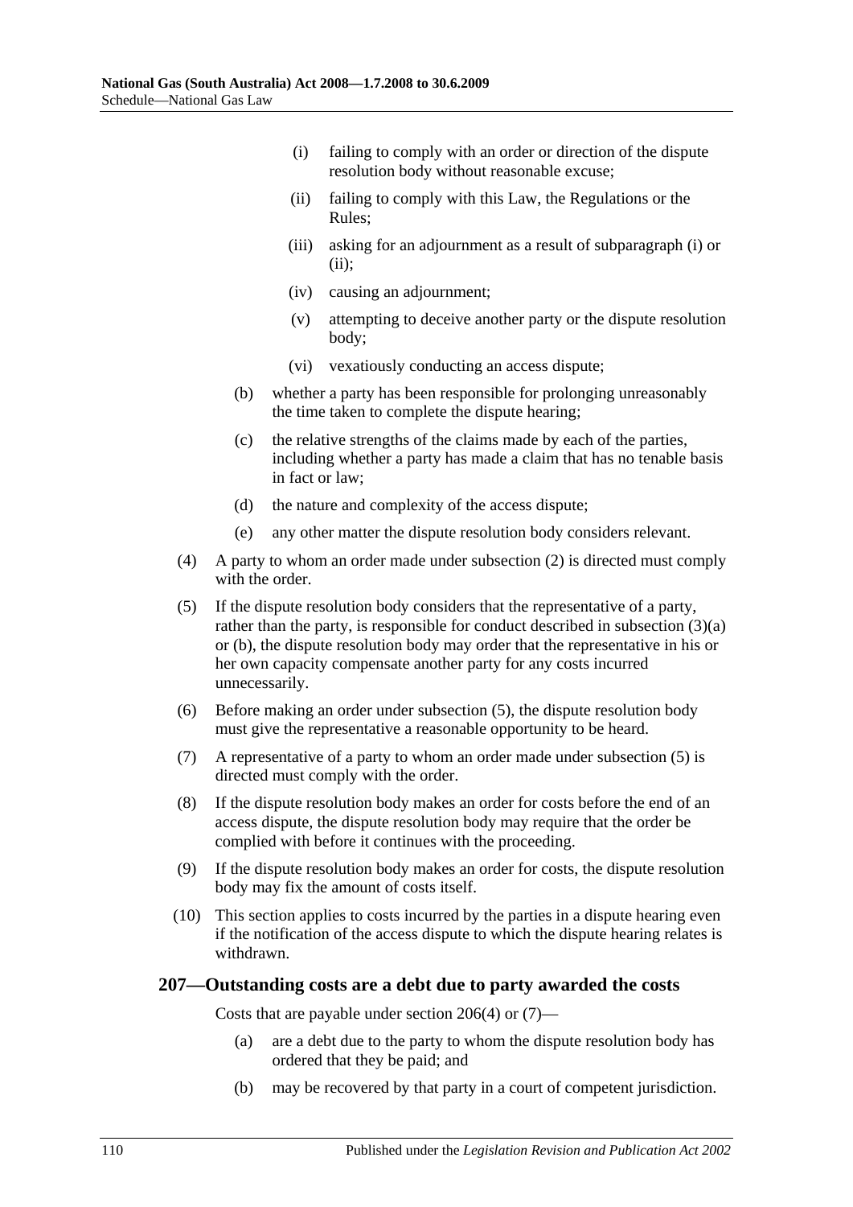(i) failing to comply with an order or direction of the dispute resolution body without reasonable excuse;

(ii) failing to comply with this Law, the Regulations or the Rules;

(iii) asking for an adjournment as a result of subparagraph (i) or (ii);

(iv) causing an adjournment;

(v) attempting to deceive another party or the dispute resolution body;

(vi) vexatiously conducting an access dispute;

(b) whether a party has been responsible for prolonging unreasonably the time taken to complete the dispute hearing;

(c) the relative strengths of the claims made by each of the parties, including whether a party has made a claim that has no tenable basis in fact or law;

(d) the nature and complexity of the access dispute;

(e) any other matter the dispute resolution body considers relevant.

(4) A party to whom an order made under subsection (2) is directed must comply with the order.

(5) If the dispute resolution body considers that the representative of a party, rather than the party, is responsible for conduct described in subsection (3)(a) or (b), the dispute resolution body may order that the representative in his or her own capacity compensate another party for any costs incurred unnecessarily.

(6) Before making an order under subsection (5), the dispute resolution body must give the representative a reasonable opportunity to be heard.

(7) A representative of a party to whom an order made under subsection (5) is directed must comply with the order.

(8) If the dispute resolution body makes an order for costs before the end of an access dispute, the dispute resolution body may require that the order be complied with before it continues with the proceeding.

(9) If the dispute resolution body makes an order for costs, the dispute resolution body may fix the amount of costs itself.

(10) This section applies to costs incurred by the parties in a dispute hearing even if the notification of the access dispute to which the dispute hearing relates is withdrawn.

### 207—Outstanding costs are a debt due to party awarded the costs

Costs that are payable under section 206(4) or (7)—

(a) are a debt due to the party to whom the dispute resolution body has ordered that they be paid; and

(b) may be recovered by that party in a court of competent jurisdiction.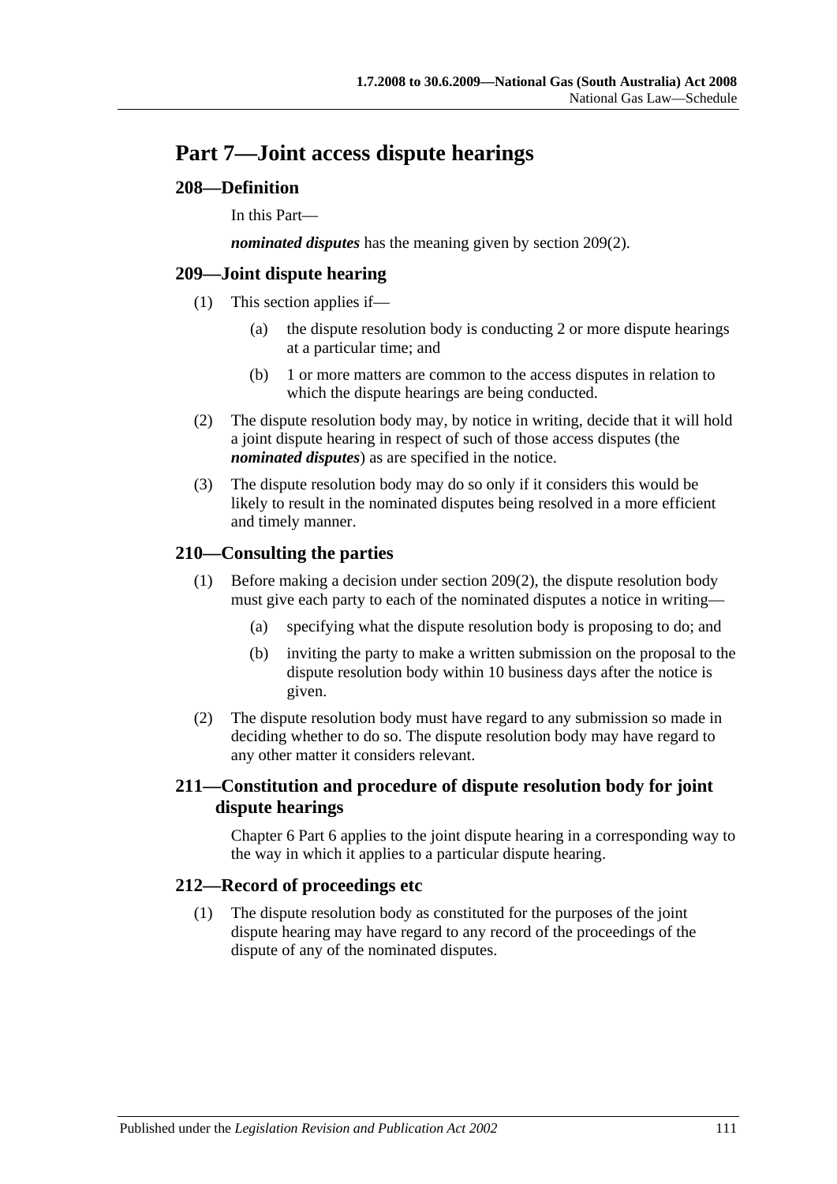# Part 7—Joint access dispute hearings

## 208—Definition

In this Part—

***nominated disputes*** has the meaning given by section 209(2).

## 209—Joint dispute hearing

(1) This section applies if—

- (a) the dispute resolution body is conducting 2 or more dispute hearings at a particular time; and
- (b) 1 or more matters are common to the access disputes in relation to which the dispute hearings are being conducted.

(2) The dispute resolution body may, by notice in writing, decide that it will hold a joint dispute hearing in respect of such of those access disputes (the ***nominated disputes***) as are specified in the notice.

(3) The dispute resolution body may do so only if it considers this would be likely to result in the nominated disputes being resolved in a more efficient and timely manner.

## 210—Consulting the parties

(1) Before making a decision under section 209(2), the dispute resolution body must give each party to each of the nominated disputes a notice in writing—

- (a) specifying what the dispute resolution body is proposing to do; and
- (b) inviting the party to make a written submission on the proposal to the dispute resolution body within 10 business days after the notice is given.

(2) The dispute resolution body must have regard to any submission so made in deciding whether to do so. The dispute resolution body may have regard to any other matter it considers relevant.

## 211—Constitution and procedure of dispute resolution body for joint dispute hearings

Chapter 6 Part 6 applies to the joint dispute hearing in a corresponding way to the way in which it applies to a particular dispute hearing.

## 212—Record of proceedings etc

(1) The dispute resolution body as constituted for the purposes of the joint dispute hearing may have regard to any record of the proceedings of the dispute of any of the nominated disputes.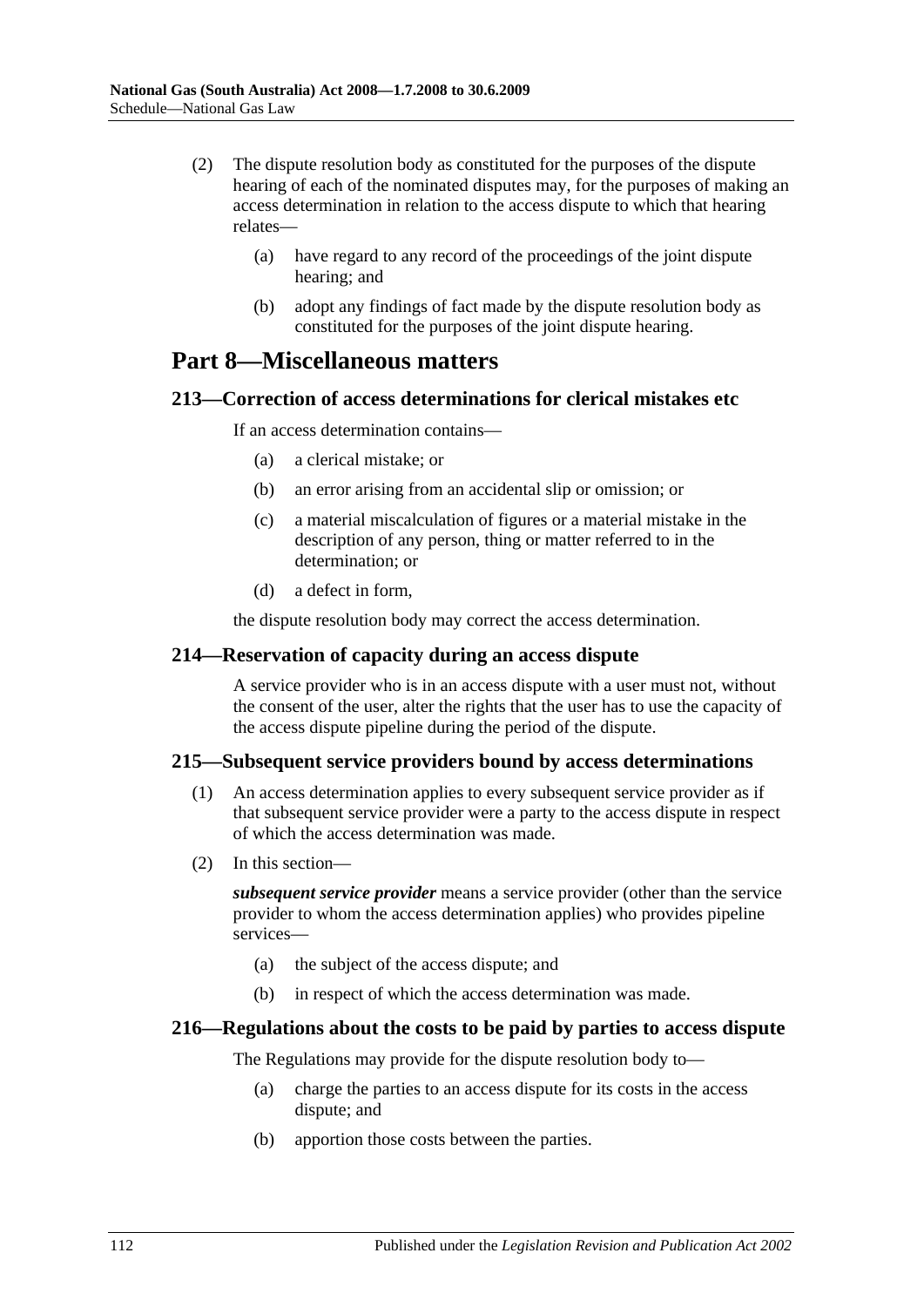(2) The dispute resolution body as constituted for the purposes of the dispute hearing of each of the nominated disputes may, for the purposes of making an access determination in relation to the access dispute to which that hearing relates—

(a) have regard to any record of the proceedings of the joint dispute hearing; and

(b) adopt any findings of fact made by the dispute resolution body as constituted for the purposes of the joint dispute hearing.

# Part 8—Miscellaneous matters

## 213—Correction of access determinations for clerical mistakes etc

If an access determination contains—

(a) a clerical mistake; or

(b) an error arising from an accidental slip or omission; or

(c) a material miscalculation of figures or a material mistake in the description of any person, thing or matter referred to in the determination; or

(d) a defect in form,

the dispute resolution body may correct the access determination.

## 214—Reservation of capacity during an access dispute

A service provider who is in an access dispute with a user must not, without the consent of the user, alter the rights that the user has to use the capacity of the access dispute pipeline during the period of the dispute.

## 215—Subsequent service providers bound by access determinations

(1) An access determination applies to every subsequent service provider as if that subsequent service provider were a party to the access dispute in respect of which the access determination was made.

(2) In this section—

***subsequent service provider*** means a service provider (other than the service provider to whom the access determination applies) who provides pipeline services—

(a) the subject of the access dispute; and

(b) in respect of which the access determination was made.

## 216—Regulations about the costs to be paid by parties to access dispute

The Regulations may provide for the dispute resolution body to—

(a) charge the parties to an access dispute for its costs in the access dispute; and

(b) apportion those costs between the parties.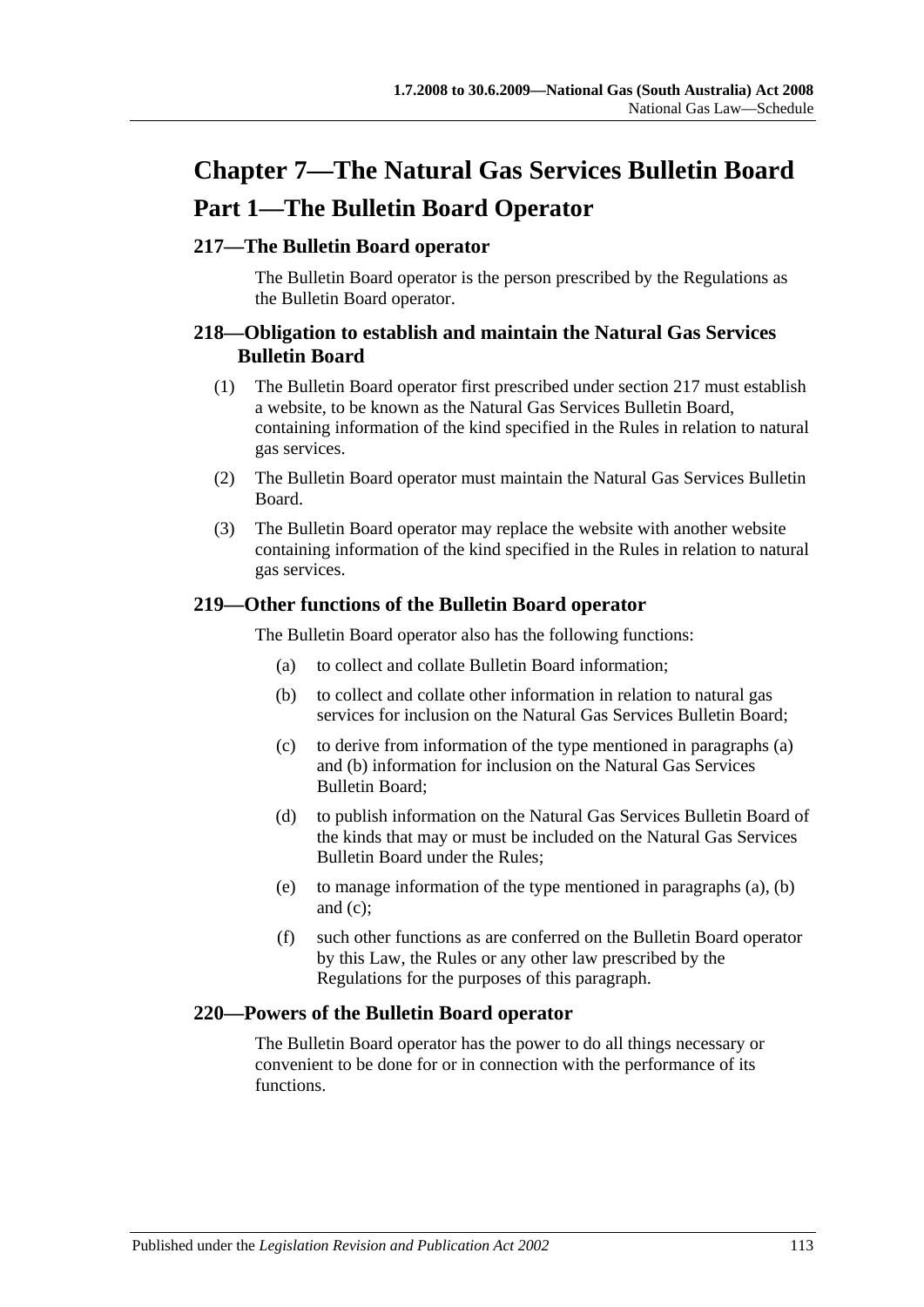# Chapter 7—The Natural Gas Services Bulletin Board

## Part 1—The Bulletin Board Operator

### 217—The Bulletin Board operator

The Bulletin Board operator is the person prescribed by the Regulations as the Bulletin Board operator.

### 218—Obligation to establish and maintain the Natural Gas Services Bulletin Board

(1) The Bulletin Board operator first prescribed under section 217 must establish a website, to be known as the Natural Gas Services Bulletin Board, containing information of the kind specified in the Rules in relation to natural gas services.

(2) The Bulletin Board operator must maintain the Natural Gas Services Bulletin Board.

(3) The Bulletin Board operator may replace the website with another website containing information of the kind specified in the Rules in relation to natural gas services.

### 219—Other functions of the Bulletin Board operator

The Bulletin Board operator also has the following functions:

(a) to collect and collate Bulletin Board information;

(b) to collect and collate other information in relation to natural gas services for inclusion on the Natural Gas Services Bulletin Board;

(c) to derive from information of the type mentioned in paragraphs (a) and (b) information for inclusion on the Natural Gas Services Bulletin Board;

(d) to publish information on the Natural Gas Services Bulletin Board of the kinds that may or must be included on the Natural Gas Services Bulletin Board under the Rules;

(e) to manage information of the type mentioned in paragraphs (a), (b) and (c);

(f) such other functions as are conferred on the Bulletin Board operator by this Law, the Rules or any other law prescribed by the Regulations for the purposes of this paragraph.

### 220—Powers of the Bulletin Board operator

The Bulletin Board operator has the power to do all things necessary or convenient to be done for or in connection with the performance of its functions.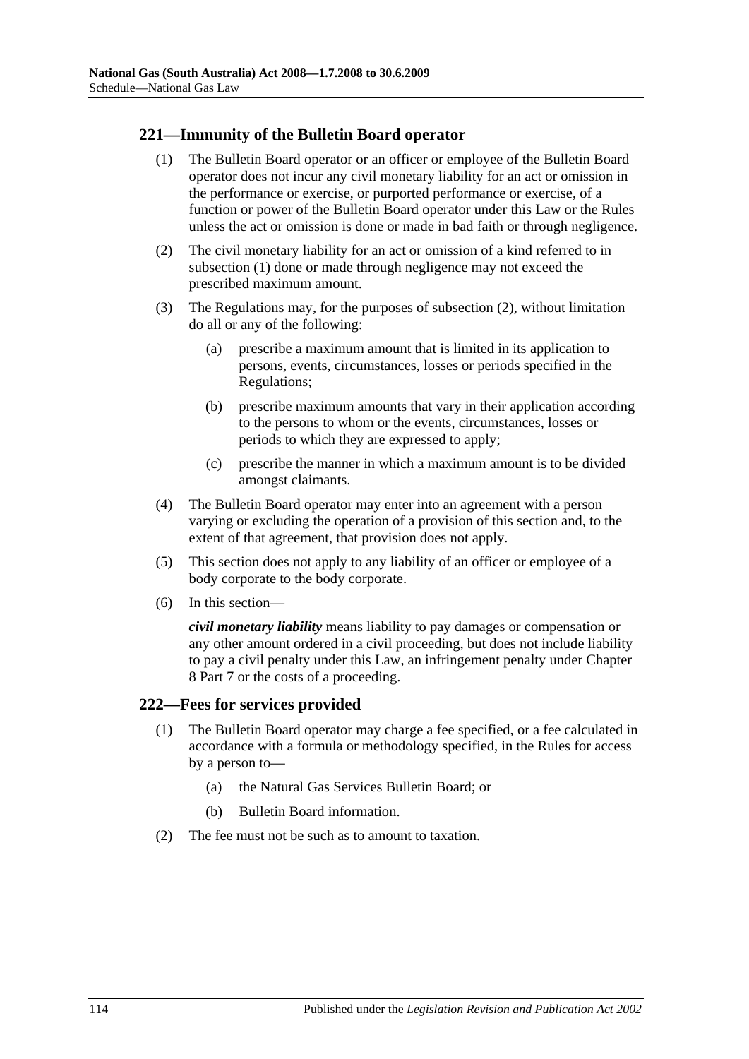## 221—Immunity of the Bulletin Board operator

(1) The Bulletin Board operator or an officer or employee of the Bulletin Board operator does not incur any civil monetary liability for an act or omission in the performance or exercise, or purported performance or exercise, of a function or power of the Bulletin Board operator under this Law or the Rules unless the act or omission is done or made in bad faith or through negligence.

(2) The civil monetary liability for an act or omission of a kind referred to in subsection (1) done or made through negligence may not exceed the prescribed maximum amount.

(3) The Regulations may, for the purposes of subsection (2), without limitation do all or any of the following:

(a) prescribe a maximum amount that is limited in its application to persons, events, circumstances, losses or periods specified in the Regulations;

(b) prescribe maximum amounts that vary in their application according to the persons to whom or the events, circumstances, losses or periods to which they are expressed to apply;

(c) prescribe the manner in which a maximum amount is to be divided amongst claimants.

(4) The Bulletin Board operator may enter into an agreement with a person varying or excluding the operation of a provision of this section and, to the extent of that agreement, that provision does not apply.

(5) This section does not apply to any liability of an officer or employee of a body corporate to the body corporate.

(6) In this section—

***civil monetary liability*** means liability to pay damages or compensation or any other amount ordered in a civil proceeding, but does not include liability to pay a civil penalty under this Law, an infringement penalty under Chapter 8 Part 7 or the costs of a proceeding.

## 222—Fees for services provided

(1) The Bulletin Board operator may charge a fee specified, or a fee calculated in accordance with a formula or methodology specified, in the Rules for access by a person to—

(a) the Natural Gas Services Bulletin Board; or

(b) Bulletin Board information.

(2) The fee must not be such as to amount to taxation.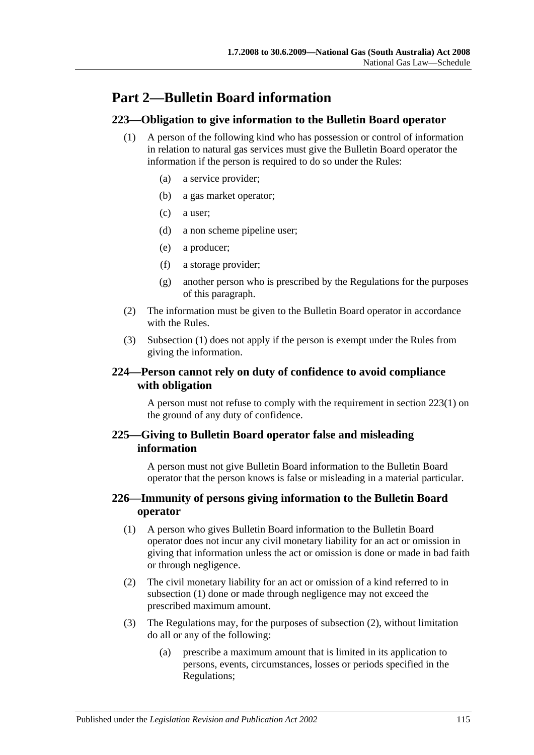# Part 2—Bulletin Board information

## 223—Obligation to give information to the Bulletin Board operator

(1) A person of the following kind who has possession or control of information in relation to natural gas services must give the Bulletin Board operator the information if the person is required to do so under the Rules:

(a) a service provider;

(b) a gas market operator;

(c) a user;

(d) a non scheme pipeline user;

(e) a producer;

(f) a storage provider;

(g) another person who is prescribed by the Regulations for the purposes of this paragraph.

(2) The information must be given to the Bulletin Board operator in accordance with the Rules.

(3) Subsection (1) does not apply if the person is exempt under the Rules from giving the information.

## 224—Person cannot rely on duty of confidence to avoid compliance with obligation

A person must not refuse to comply with the requirement in section 223(1) on the ground of any duty of confidence.

## 225—Giving to Bulletin Board operator false and misleading information

A person must not give Bulletin Board information to the Bulletin Board operator that the person knows is false or misleading in a material particular.

## 226—Immunity of persons giving information to the Bulletin Board operator

(1) A person who gives Bulletin Board information to the Bulletin Board operator does not incur any civil monetary liability for an act or omission in giving that information unless the act or omission is done or made in bad faith or through negligence.

(2) The civil monetary liability for an act or omission of a kind referred to in subsection (1) done or made through negligence may not exceed the prescribed maximum amount.

(3) The Regulations may, for the purposes of subsection (2), without limitation do all or any of the following:

(a) prescribe a maximum amount that is limited in its application to persons, events, circumstances, losses or periods specified in the Regulations;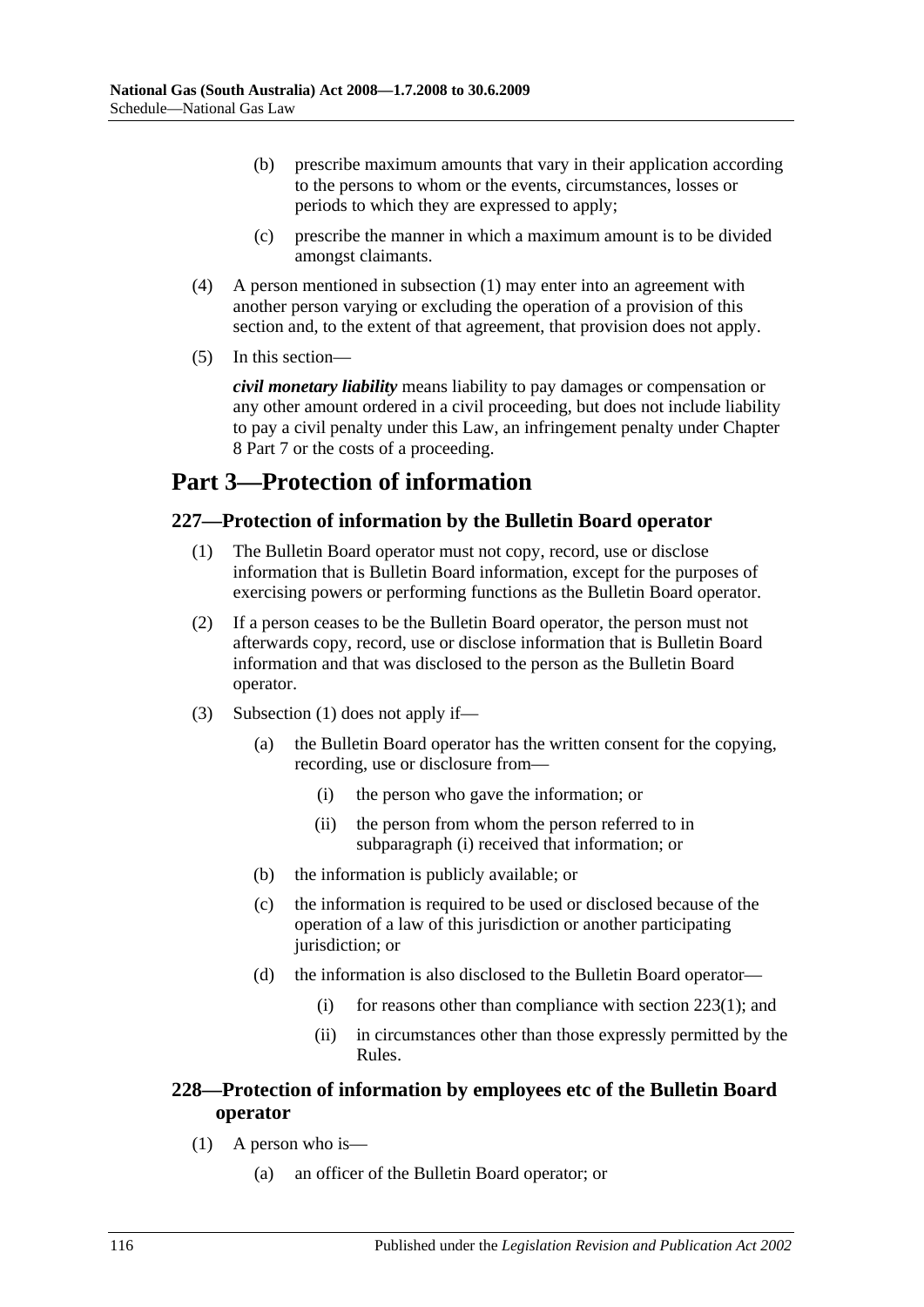(b) prescribe maximum amounts that vary in their application according to the persons to whom or the events, circumstances, losses or periods to which they are expressed to apply;

(c) prescribe the manner in which a maximum amount is to be divided amongst claimants.

(4) A person mentioned in subsection (1) may enter into an agreement with another person varying or excluding the operation of a provision of this section and, to the extent of that agreement, that provision does not apply.

(5) In this section—

***civil monetary liability*** means liability to pay damages or compensation or any other amount ordered in a civil proceeding, but does not include liability to pay a civil penalty under this Law, an infringement penalty under Chapter 8 Part 7 or the costs of a proceeding.

# Part 3—Protection of information

## 227—Protection of information by the Bulletin Board operator

(1) The Bulletin Board operator must not copy, record, use or disclose information that is Bulletin Board information, except for the purposes of exercising powers or performing functions as the Bulletin Board operator.

(2) If a person ceases to be the Bulletin Board operator, the person must not afterwards copy, record, use or disclose information that is Bulletin Board information and that was disclosed to the person as the Bulletin Board operator.

(3) Subsection (1) does not apply if—

(a) the Bulletin Board operator has the written consent for the copying, recording, use or disclosure from—

(i) the person who gave the information; or

(ii) the person from whom the person referred to in subparagraph (i) received that information; or

(b) the information is publicly available; or

(c) the information is required to be used or disclosed because of the operation of a law of this jurisdiction or another participating jurisdiction; or

(d) the information is also disclosed to the Bulletin Board operator—

(i) for reasons other than compliance with section 223(1); and

(ii) in circumstances other than those expressly permitted by the Rules.

## 228—Protection of information by employees etc of the Bulletin Board operator

(1) A person who is—

(a) an officer of the Bulletin Board operator; or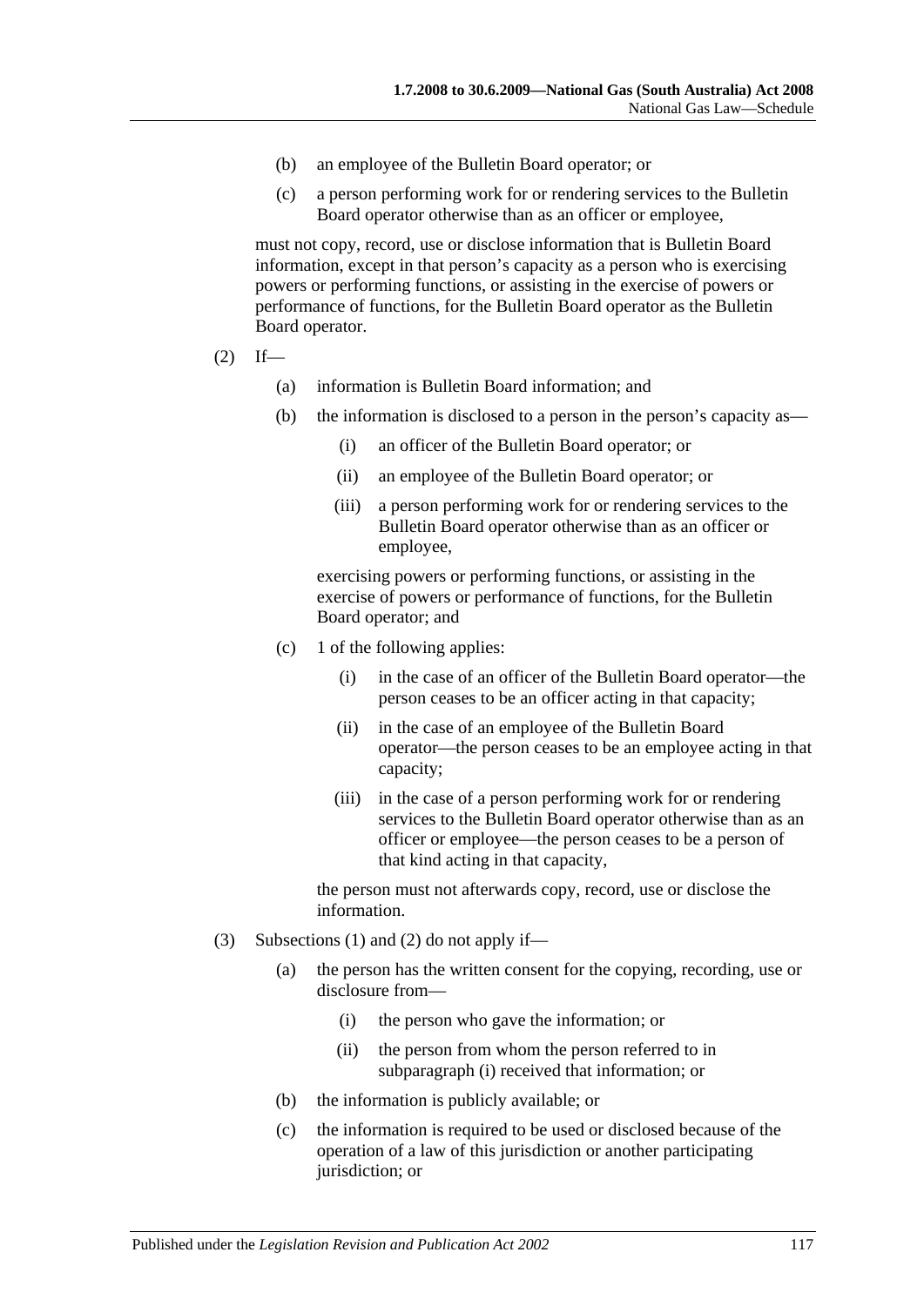(b) an employee of the Bulletin Board operator; or

(c) a person performing work for or rendering services to the Bulletin Board operator otherwise than as an officer or employee,

must not copy, record, use or disclose information that is Bulletin Board information, except in that person's capacity as a person who is exercising powers or performing functions, or assisting in the exercise of powers or performance of functions, for the Bulletin Board operator as the Bulletin Board operator.

(2) If—

(a) information is Bulletin Board information; and

(b) the information is disclosed to a person in the person's capacity as—

(i) an officer of the Bulletin Board operator; or

(ii) an employee of the Bulletin Board operator; or

(iii) a person performing work for or rendering services to the Bulletin Board operator otherwise than as an officer or employee,

exercising powers or performing functions, or assisting in the exercise of powers or performance of functions, for the Bulletin Board operator; and

(c) 1 of the following applies:

(i) in the case of an officer of the Bulletin Board operator—the person ceases to be an officer acting in that capacity;

(ii) in the case of an employee of the Bulletin Board operator—the person ceases to be an employee acting in that capacity;

(iii) in the case of a person performing work for or rendering services to the Bulletin Board operator otherwise than as an officer or employee—the person ceases to be a person of that kind acting in that capacity,

the person must not afterwards copy, record, use or disclose the information.

(3) Subsections (1) and (2) do not apply if—

(a) the person has the written consent for the copying, recording, use or disclosure from—

(i) the person who gave the information; or

(ii) the person from whom the person referred to in subparagraph (i) received that information; or

(b) the information is publicly available; or

(c) the information is required to be used or disclosed because of the operation of a law of this jurisdiction or another participating jurisdiction; or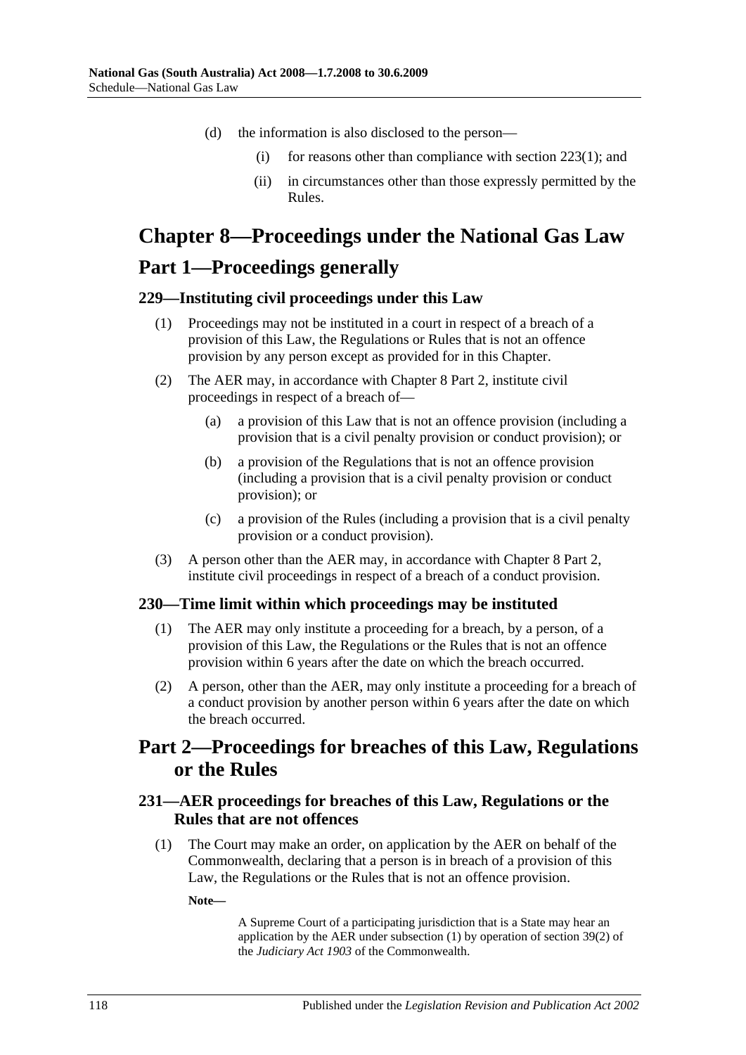(d) the information is also disclosed to the person—

 (i) for reasons other than compliance with section 223(1); and

 (ii) in circumstances other than those expressly permitted by the Rules.

# Chapter 8—Proceedings under the National Gas Law

## Part 1—Proceedings generally

### 229—Instituting civil proceedings under this Law

(1) Proceedings may not be instituted in a court in respect of a breach of a provision of this Law, the Regulations or Rules that is not an offence provision by any person except as provided for in this Chapter.

(2) The AER may, in accordance with Chapter 8 Part 2, institute civil proceedings in respect of a breach of—

 (a) a provision of this Law that is not an offence provision (including a provision that is a civil penalty provision or conduct provision); or

 (b) a provision of the Regulations that is not an offence provision (including a provision that is a civil penalty provision or conduct provision); or

 (c) a provision of the Rules (including a provision that is a civil penalty provision or a conduct provision).

(3) A person other than the AER may, in accordance with Chapter 8 Part 2, institute civil proceedings in respect of a breach of a conduct provision.

### 230—Time limit within which proceedings may be instituted

(1) The AER may only institute a proceeding for a breach, by a person, of a provision of this Law, the Regulations or the Rules that is not an offence provision within 6 years after the date on which the breach occurred.

(2) A person, other than the AER, may only institute a proceeding for a breach of a conduct provision by another person within 6 years after the date on which the breach occurred.

## Part 2—Proceedings for breaches of this Law, Regulations or the Rules

### 231—AER proceedings for breaches of this Law, Regulations or the Rules that are not offences

(1) The Court may make an order, on application by the AER on behalf of the Commonwealth, declaring that a person is in breach of a provision of this Law, the Regulations or the Rules that is not an offence provision.

**Note—**

A Supreme Court of a participating jurisdiction that is a State may hear an application by the AER under subsection (1) by operation of section 39(2) of the *Judiciary Act 1903* of the Commonwealth.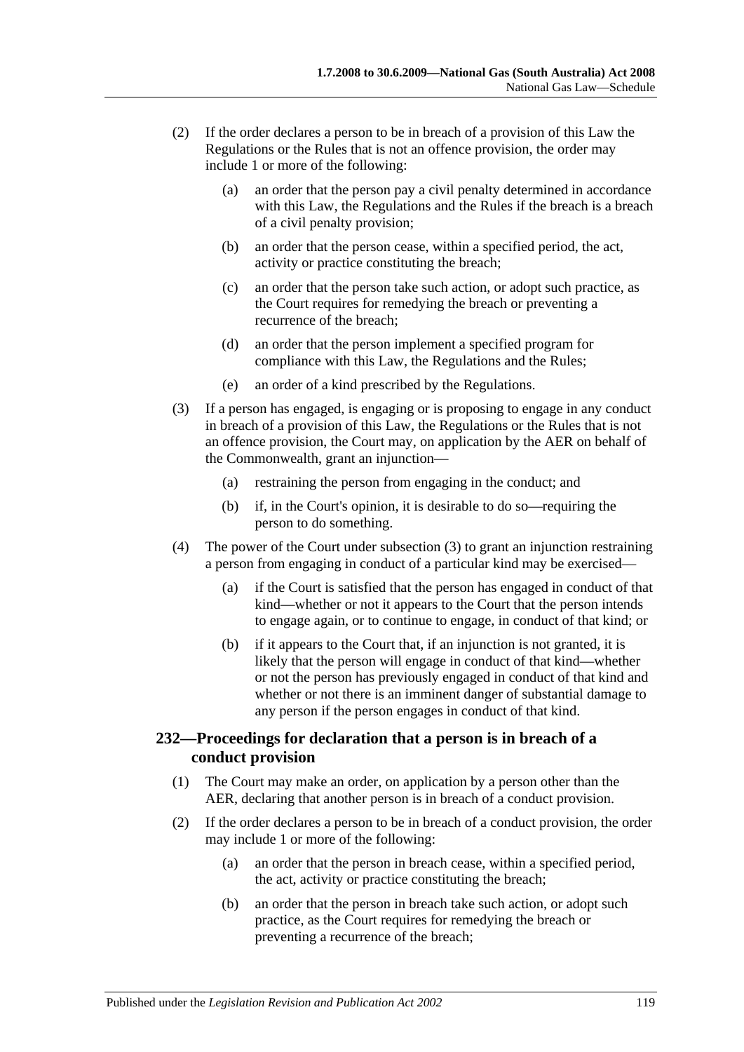(2) If the order declares a person to be in breach of a provision of this Law the Regulations or the Rules that is not an offence provision, the order may include 1 or more of the following:

  (a) an order that the person pay a civil penalty determined in accordance with this Law, the Regulations and the Rules if the breach is a breach of a civil penalty provision;

  (b) an order that the person cease, within a specified period, the act, activity or practice constituting the breach;

  (c) an order that the person take such action, or adopt such practice, as the Court requires for remedying the breach or preventing a recurrence of the breach;

  (d) an order that the person implement a specified program for compliance with this Law, the Regulations and the Rules;

  (e) an order of a kind prescribed by the Regulations.

(3) If a person has engaged, is engaging or is proposing to engage in any conduct in breach of a provision of this Law, the Regulations or the Rules that is not an offence provision, the Court may, on application by the AER on behalf of the Commonwealth, grant an injunction—

  (a) restraining the person from engaging in the conduct; and

  (b) if, in the Court's opinion, it is desirable to do so—requiring the person to do something.

(4) The power of the Court under subsection (3) to grant an injunction restraining a person from engaging in conduct of a particular kind may be exercised—

  (a) if the Court is satisfied that the person has engaged in conduct of that kind—whether or not it appears to the Court that the person intends to engage again, or to continue to engage, in conduct of that kind; or

  (b) if it appears to the Court that, if an injunction is not granted, it is likely that the person will engage in conduct of that kind—whether or not the person has previously engaged in conduct of that kind and whether or not there is an imminent danger of substantial damage to any person if the person engages in conduct of that kind.

## 232—Proceedings for declaration that a person is in breach of a conduct provision

(1) The Court may make an order, on application by a person other than the AER, declaring that another person is in breach of a conduct provision.

(2) If the order declares a person to be in breach of a conduct provision, the order may include 1 or more of the following:

  (a) an order that the person in breach cease, within a specified period, the act, activity or practice constituting the breach;

  (b) an order that the person in breach take such action, or adopt such practice, as the Court requires for remedying the breach or preventing a recurrence of the breach;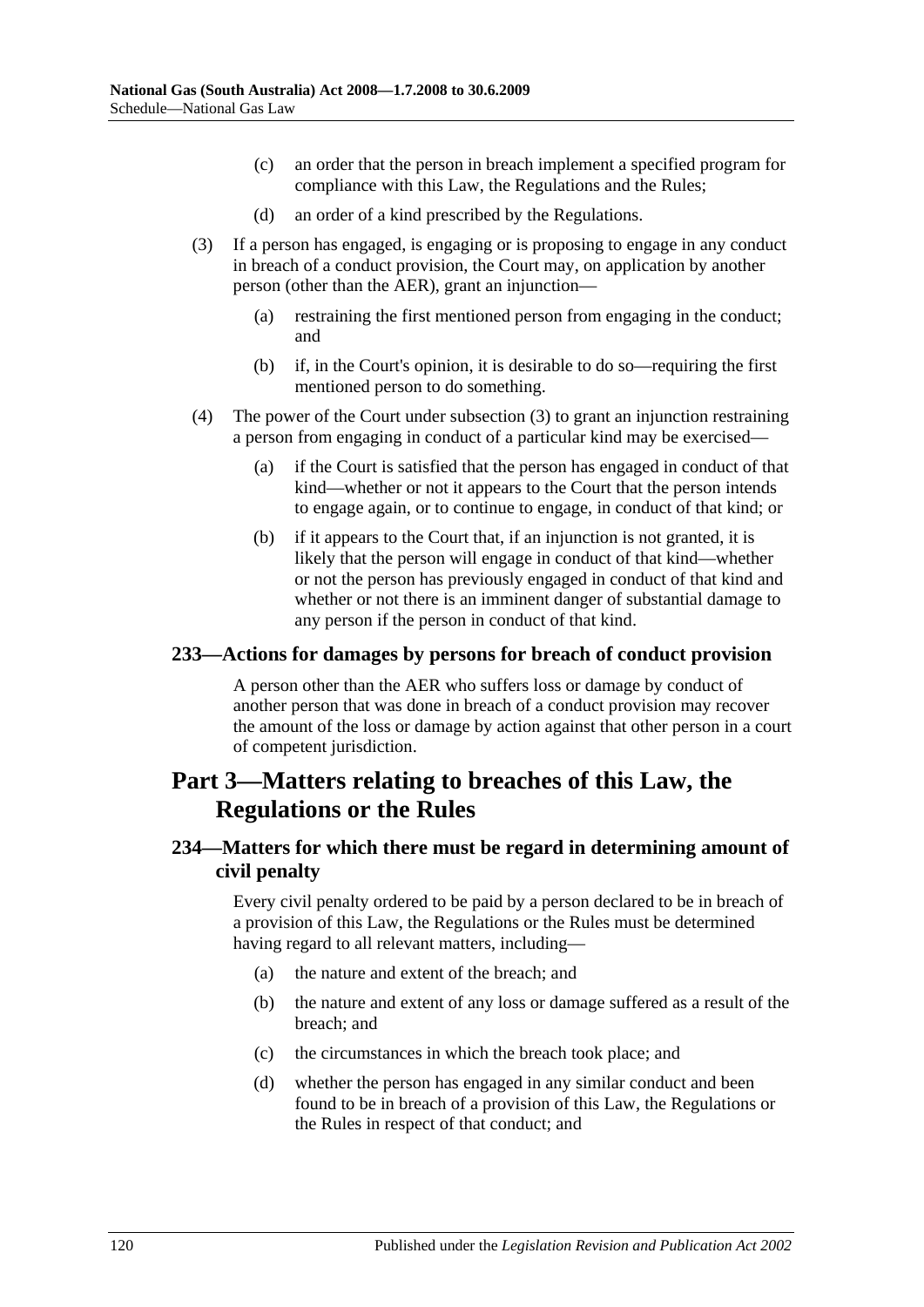(c) an order that the person in breach implement a specified program for compliance with this Law, the Regulations and the Rules;

(d) an order of a kind prescribed by the Regulations.

(3) If a person has engaged, is engaging or is proposing to engage in any conduct in breach of a conduct provision, the Court may, on application by another person (other than the AER), grant an injunction—

(a) restraining the first mentioned person from engaging in the conduct; and

(b) if, in the Court's opinion, it is desirable to do so—requiring the first mentioned person to do something.

(4) The power of the Court under subsection (3) to grant an injunction restraining a person from engaging in conduct of a particular kind may be exercised—

(a) if the Court is satisfied that the person has engaged in conduct of that kind—whether or not it appears to the Court that the person intends to engage again, or to continue to engage, in conduct of that kind; or

(b) if it appears to the Court that, if an injunction is not granted, it is likely that the person will engage in conduct of that kind—whether or not the person has previously engaged in conduct of that kind and whether or not there is an imminent danger of substantial damage to any person if the person in conduct of that kind.

### 233—Actions for damages by persons for breach of conduct provision

A person other than the AER who suffers loss or damage by conduct of another person that was done in breach of a conduct provision may recover the amount of the loss or damage by action against that other person in a court of competent jurisdiction.

## Part 3—Matters relating to breaches of this Law, the Regulations or the Rules

### 234—Matters for which there must be regard in determining amount of civil penalty

Every civil penalty ordered to be paid by a person declared to be in breach of a provision of this Law, the Regulations or the Rules must be determined having regard to all relevant matters, including—

(a) the nature and extent of the breach; and

(b) the nature and extent of any loss or damage suffered as a result of the breach; and

(c) the circumstances in which the breach took place; and

(d) whether the person has engaged in any similar conduct and been found to be in breach of a provision of this Law, the Regulations or the Rules in respect of that conduct; and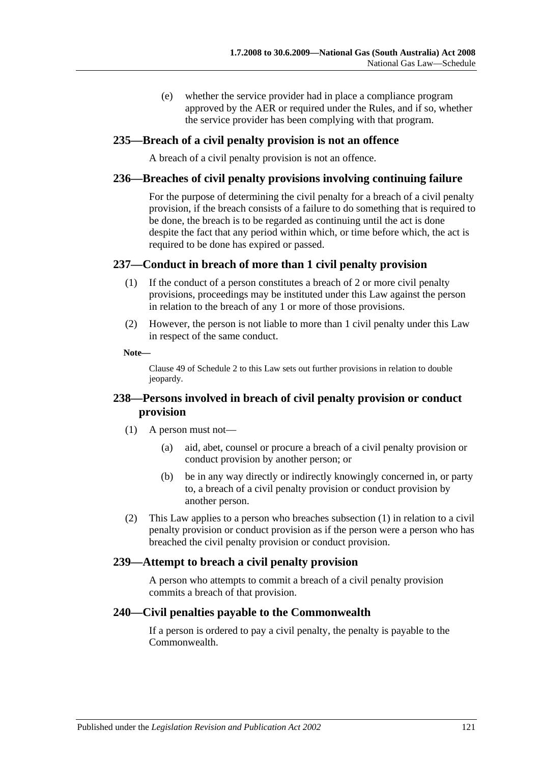(e) whether the service provider had in place a compliance program approved by the AER or required under the Rules, and if so, whether the service provider has been complying with that program.

## 235—Breach of a civil penalty provision is not an offence

A breach of a civil penalty provision is not an offence.

## 236—Breaches of civil penalty provisions involving continuing failure

For the purpose of determining the civil penalty for a breach of a civil penalty provision, if the breach consists of a failure to do something that is required to be done, the breach is to be regarded as continuing until the act is done despite the fact that any period within which, or time before which, the act is required to be done has expired or passed.

## 237—Conduct in breach of more than 1 civil penalty provision

(1) If the conduct of a person constitutes a breach of 2 or more civil penalty provisions, proceedings may be instituted under this Law against the person in relation to the breach of any 1 or more of those provisions.

(2) However, the person is not liable to more than 1 civil penalty under this Law in respect of the same conduct.

**Note—**

Clause 49 of Schedule 2 to this Law sets out further provisions in relation to double jeopardy.

## 238—Persons involved in breach of civil penalty provision or conduct provision

(1) A person must not—

(a) aid, abet, counsel or procure a breach of a civil penalty provision or conduct provision by another person; or

(b) be in any way directly or indirectly knowingly concerned in, or party to, a breach of a civil penalty provision or conduct provision by another person.

(2) This Law applies to a person who breaches subsection (1) in relation to a civil penalty provision or conduct provision as if the person were a person who has breached the civil penalty provision or conduct provision.

## 239—Attempt to breach a civil penalty provision

A person who attempts to commit a breach of a civil penalty provision commits a breach of that provision.

## 240—Civil penalties payable to the Commonwealth

If a person is ordered to pay a civil penalty, the penalty is payable to the Commonwealth.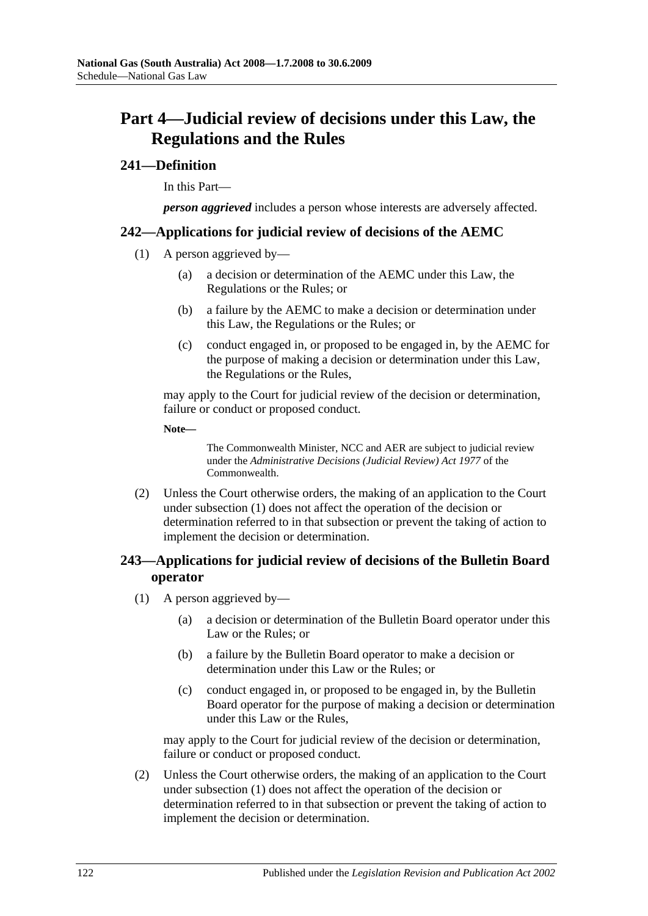# Part 4—Judicial review of decisions under this Law, the Regulations and the Rules

## 241—Definition

In this Part—

***person aggrieved*** includes a person whose interests are adversely affected.

## 242—Applications for judicial review of decisions of the AEMC

(1) A person aggrieved by—

(a) a decision or determination of the AEMC under this Law, the Regulations or the Rules; or

(b) a failure by the AEMC to make a decision or determination under this Law, the Regulations or the Rules; or

(c) conduct engaged in, or proposed to be engaged in, by the AEMC for the purpose of making a decision or determination under this Law, the Regulations or the Rules,

may apply to the Court for judicial review of the decision or determination, failure or conduct or proposed conduct.

**Note—**

The Commonwealth Minister, NCC and AER are subject to judicial review under the *Administrative Decisions (Judicial Review) Act 1977* of the Commonwealth.

(2) Unless the Court otherwise orders, the making of an application to the Court under subsection (1) does not affect the operation of the decision or determination referred to in that subsection or prevent the taking of action to implement the decision or determination.

## 243—Applications for judicial review of decisions of the Bulletin Board operator

(1) A person aggrieved by—

(a) a decision or determination of the Bulletin Board operator under this Law or the Rules; or

(b) a failure by the Bulletin Board operator to make a decision or determination under this Law or the Rules; or

(c) conduct engaged in, or proposed to be engaged in, by the Bulletin Board operator for the purpose of making a decision or determination under this Law or the Rules,

may apply to the Court for judicial review of the decision or determination, failure or conduct or proposed conduct.

(2) Unless the Court otherwise orders, the making of an application to the Court under subsection (1) does not affect the operation of the decision or determination referred to in that subsection or prevent the taking of action to implement the decision or determination.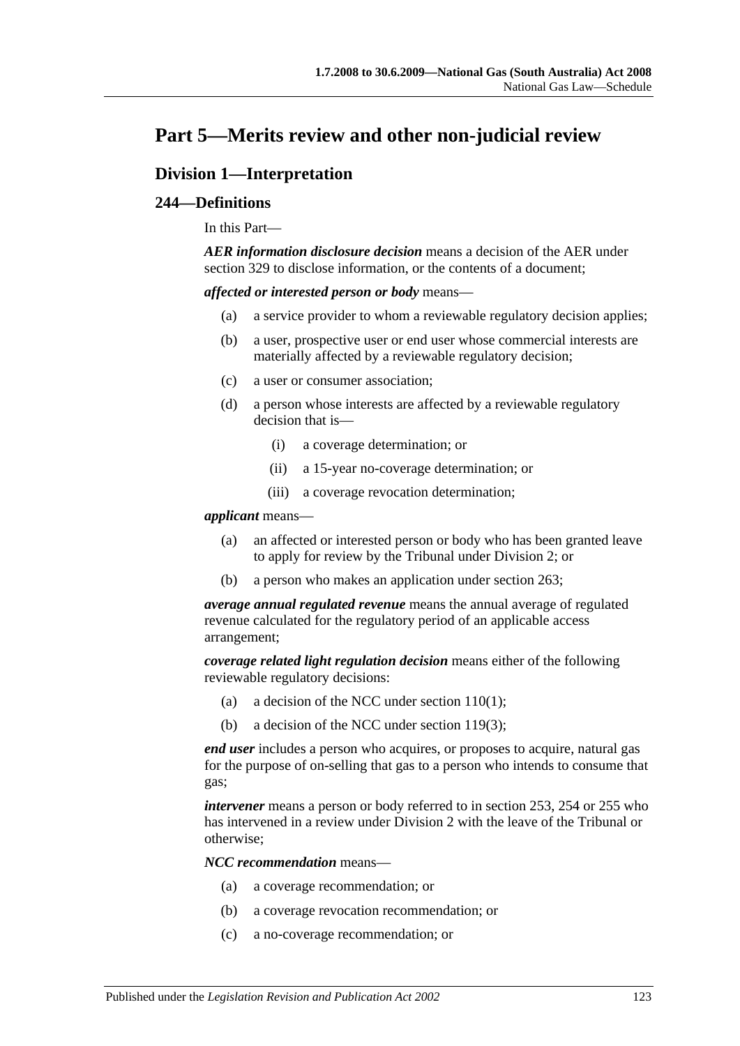# Part 5—Merits review and other non-judicial review

## Division 1—Interpretation

### 244—Definitions

In this Part—

***AER information disclosure decision*** means a decision of the AER under section 329 to disclose information, or the contents of a document;

***affected or interested person or body*** means—

- (a) a service provider to whom a reviewable regulatory decision applies;
- (b) a user, prospective user or end user whose commercial interests are materially affected by a reviewable regulatory decision;
- (c) a user or consumer association;
- (d) a person whose interests are affected by a reviewable regulatory decision that is—
  - (i) a coverage determination; or
  - (ii) a 15-year no-coverage determination; or
  - (iii) a coverage revocation determination;

***applicant*** means—

- (a) an affected or interested person or body who has been granted leave to apply for review by the Tribunal under Division 2; or
- (b) a person who makes an application under section 263;

***average annual regulated revenue*** means the annual average of regulated revenue calculated for the regulatory period of an applicable access arrangement;

***coverage related light regulation decision*** means either of the following reviewable regulatory decisions:

- (a) a decision of the NCC under section 110(1);
- (b) a decision of the NCC under section 119(3);

***end user*** includes a person who acquires, or proposes to acquire, natural gas for the purpose of on-selling that gas to a person who intends to consume that gas;

***intervener*** means a person or body referred to in section 253, 254 or 255 who has intervened in a review under Division 2 with the leave of the Tribunal or otherwise;

***NCC recommendation*** means—

- (a) a coverage recommendation; or
- (b) a coverage revocation recommendation; or
- (c) a no-coverage recommendation; or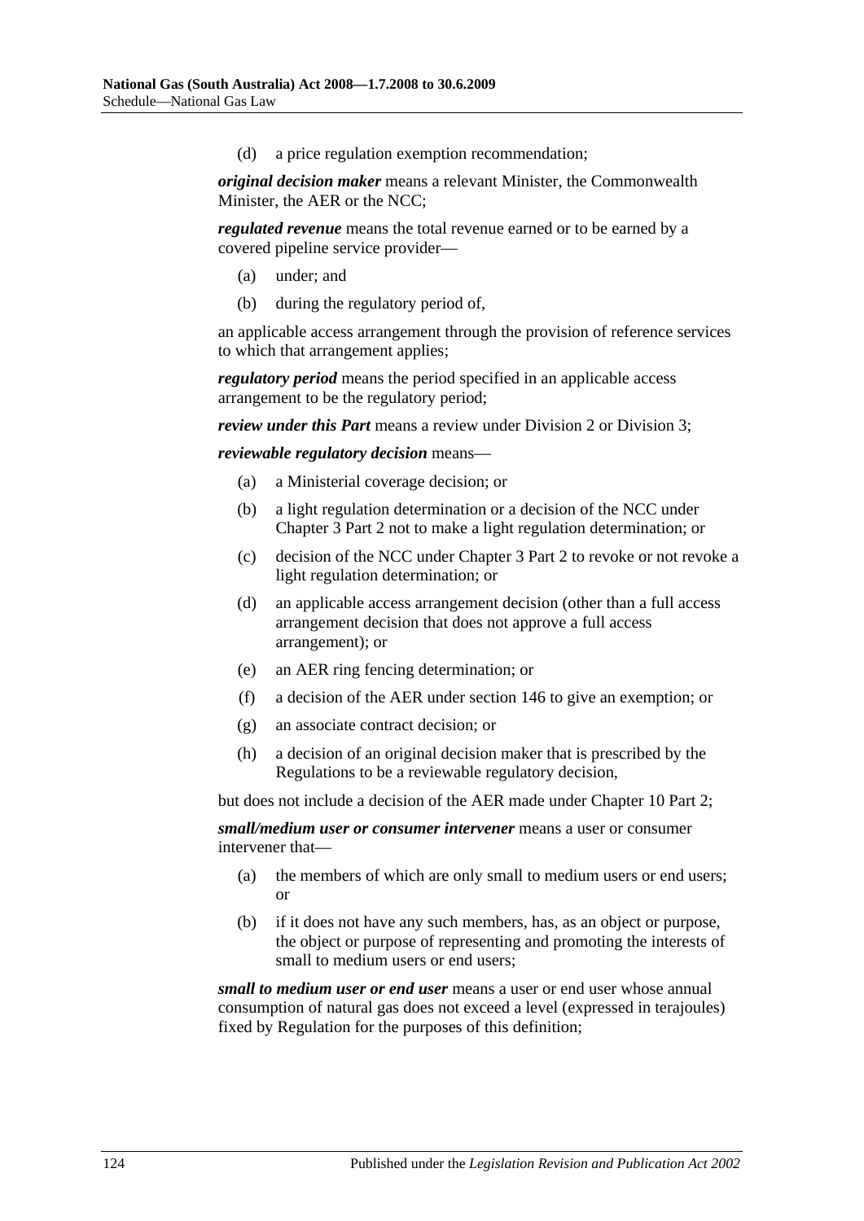(d) a price regulation exemption recommendation;

***original decision maker*** means a relevant Minister, the Commonwealth Minister, the AER or the NCC;

***regulated revenue*** means the total revenue earned or to be earned by a covered pipeline service provider—

(a) under; and

(b) during the regulatory period of,

an applicable access arrangement through the provision of reference services to which that arrangement applies;

***regulatory period*** means the period specified in an applicable access arrangement to be the regulatory period;

***review under this Part*** means a review under Division 2 or Division 3;

***reviewable regulatory decision*** means—

(a) a Ministerial coverage decision; or

(b) a light regulation determination or a decision of the NCC under Chapter 3 Part 2 not to make a light regulation determination; or

(c) decision of the NCC under Chapter 3 Part 2 to revoke or not revoke a light regulation determination; or

(d) an applicable access arrangement decision (other than a full access arrangement decision that does not approve a full access arrangement); or

(e) an AER ring fencing determination; or

(f) a decision of the AER under section 146 to give an exemption; or

(g) an associate contract decision; or

(h) a decision of an original decision maker that is prescribed by the Regulations to be a reviewable regulatory decision,

but does not include a decision of the AER made under Chapter 10 Part 2;

***small/medium user or consumer intervener*** means a user or consumer intervener that—

(a) the members of which are only small to medium users or end users; or

(b) if it does not have any such members, has, as an object or purpose, the object or purpose of representing and promoting the interests of small to medium users or end users;

***small to medium user or end user*** means a user or end user whose annual consumption of natural gas does not exceed a level (expressed in terajoules) fixed by Regulation for the purposes of this definition;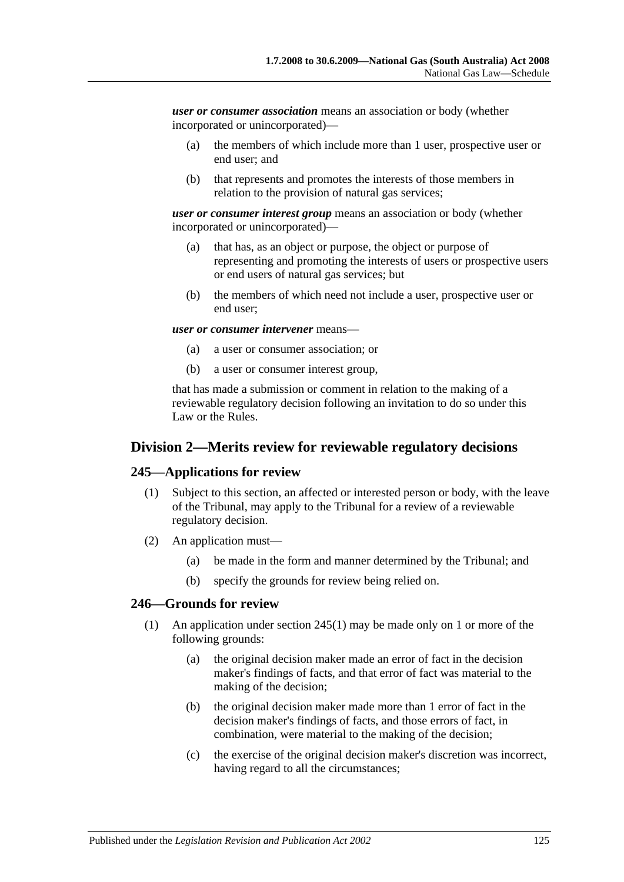***user or consumer association*** means an association or body (whether incorporated or unincorporated)—

(a) the members of which include more than 1 user, prospective user or end user; and

(b) that represents and promotes the interests of those members in relation to the provision of natural gas services;

***user or consumer interest group*** means an association or body (whether incorporated or unincorporated)—

(a) that has, as an object or purpose, the object or purpose of representing and promoting the interests of users or prospective users or end users of natural gas services; but

(b) the members of which need not include a user, prospective user or end user;

***user or consumer intervener*** means—

(a) a user or consumer association; or

(b) a user or consumer interest group,

that has made a submission or comment in relation to the making of a reviewable regulatory decision following an invitation to do so under this Law or the Rules.

## Division 2—Merits review for reviewable regulatory decisions

### 245—Applications for review

(1) Subject to this section, an affected or interested person or body, with the leave of the Tribunal, may apply to the Tribunal for a review of a reviewable regulatory decision.

(2) An application must—

(a) be made in the form and manner determined by the Tribunal; and

(b) specify the grounds for review being relied on.

### 246—Grounds for review

(1) An application under section 245(1) may be made only on 1 or more of the following grounds:

(a) the original decision maker made an error of fact in the decision maker's findings of facts, and that error of fact was material to the making of the decision;

(b) the original decision maker made more than 1 error of fact in the decision maker's findings of facts, and those errors of fact, in combination, were material to the making of the decision;

(c) the exercise of the original decision maker's discretion was incorrect, having regard to all the circumstances;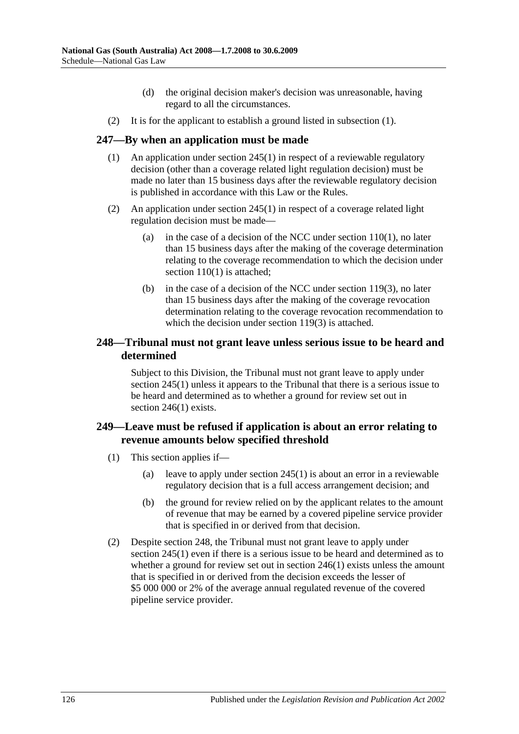(d) the original decision maker's decision was unreasonable, having regard to all the circumstances.

(2) It is for the applicant to establish a ground listed in subsection (1).

## 247—By when an application must be made

(1) An application under section 245(1) in respect of a reviewable regulatory decision (other than a coverage related light regulation decision) must be made no later than 15 business days after the reviewable regulatory decision is published in accordance with this Law or the Rules.

(2) An application under section 245(1) in respect of a coverage related light regulation decision must be made—

(a) in the case of a decision of the NCC under section 110(1), no later than 15 business days after the making of the coverage determination relating to the coverage recommendation to which the decision under section 110(1) is attached;

(b) in the case of a decision of the NCC under section 119(3), no later than 15 business days after the making of the coverage revocation determination relating to the coverage revocation recommendation to which the decision under section 119(3) is attached.

## 248—Tribunal must not grant leave unless serious issue to be heard and determined

Subject to this Division, the Tribunal must not grant leave to apply under section 245(1) unless it appears to the Tribunal that there is a serious issue to be heard and determined as to whether a ground for review set out in section 246(1) exists.

## 249—Leave must be refused if application is about an error relating to revenue amounts below specified threshold

(1) This section applies if—

(a) leave to apply under section 245(1) is about an error in a reviewable regulatory decision that is a full access arrangement decision; and

(b) the ground for review relied on by the applicant relates to the amount of revenue that may be earned by a covered pipeline service provider that is specified in or derived from that decision.

(2) Despite section 248, the Tribunal must not grant leave to apply under section 245(1) even if there is a serious issue to be heard and determined as to whether a ground for review set out in section 246(1) exists unless the amount that is specified in or derived from the decision exceeds the lesser of $5 000 000 or 2% of the average annual regulated revenue of the covered pipeline service provider.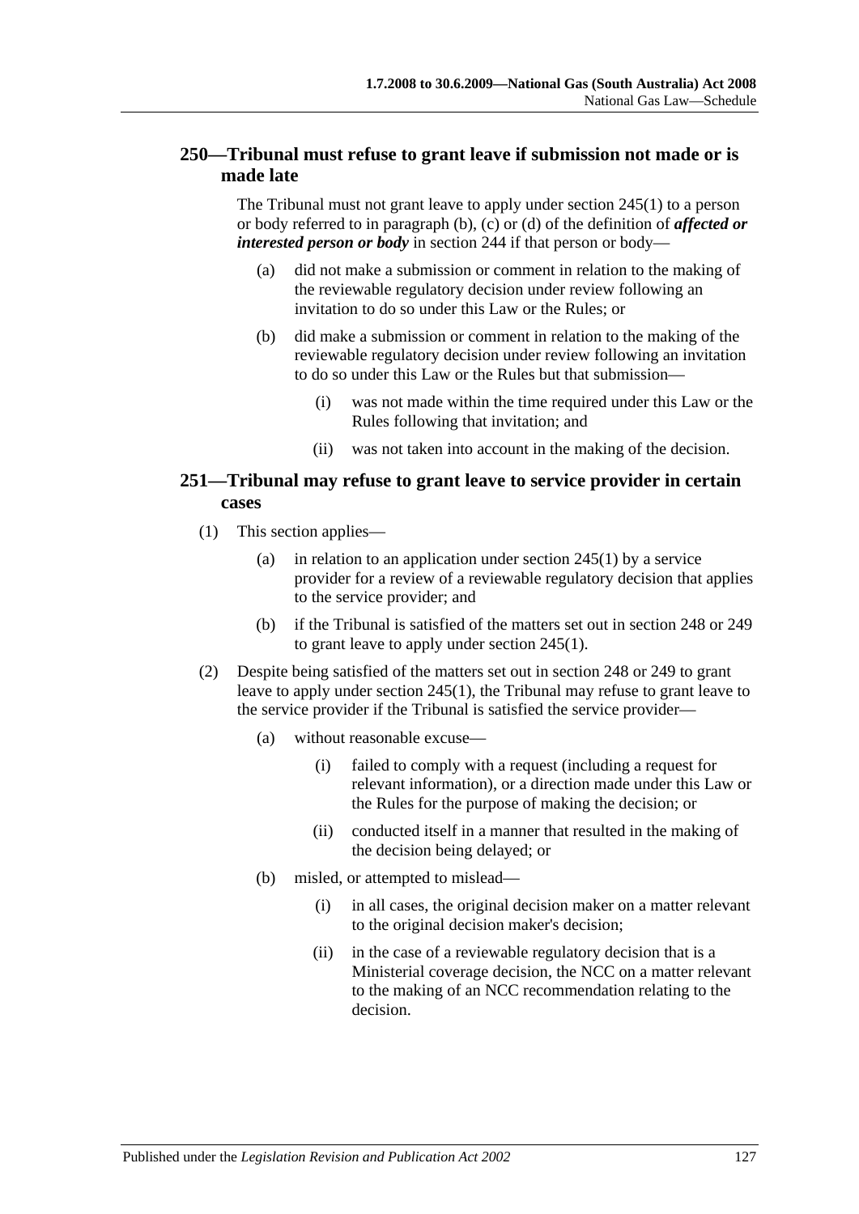## 250—Tribunal must refuse to grant leave if submission not made or is made late

The Tribunal must not grant leave to apply under section 245(1) to a person or body referred to in paragraph (b), (c) or (d) of the definition of ***affected or interested person or body*** in section 244 if that person or body—

(a) did not make a submission or comment in relation to the making of the reviewable regulatory decision under review following an invitation to do so under this Law or the Rules; or

(b) did make a submission or comment in relation to the making of the reviewable regulatory decision under review following an invitation to do so under this Law or the Rules but that submission—

(i) was not made within the time required under this Law or the Rules following that invitation; and

(ii) was not taken into account in the making of the decision.

## 251—Tribunal may refuse to grant leave to service provider in certain cases

(1) This section applies—

(a) in relation to an application under section 245(1) by a service provider for a review of a reviewable regulatory decision that applies to the service provider; and

(b) if the Tribunal is satisfied of the matters set out in section 248 or 249 to grant leave to apply under section 245(1).

(2) Despite being satisfied of the matters set out in section 248 or 249 to grant leave to apply under section 245(1), the Tribunal may refuse to grant leave to the service provider if the Tribunal is satisfied the service provider—

(a) without reasonable excuse—

(i) failed to comply with a request (including a request for relevant information), or a direction made under this Law or the Rules for the purpose of making the decision; or

(ii) conducted itself in a manner that resulted in the making of the decision being delayed; or

(b) misled, or attempted to mislead—

(i) in all cases, the original decision maker on a matter relevant to the original decision maker's decision;

(ii) in the case of a reviewable regulatory decision that is a Ministerial coverage decision, the NCC on a matter relevant to the making of an NCC recommendation relating to the decision.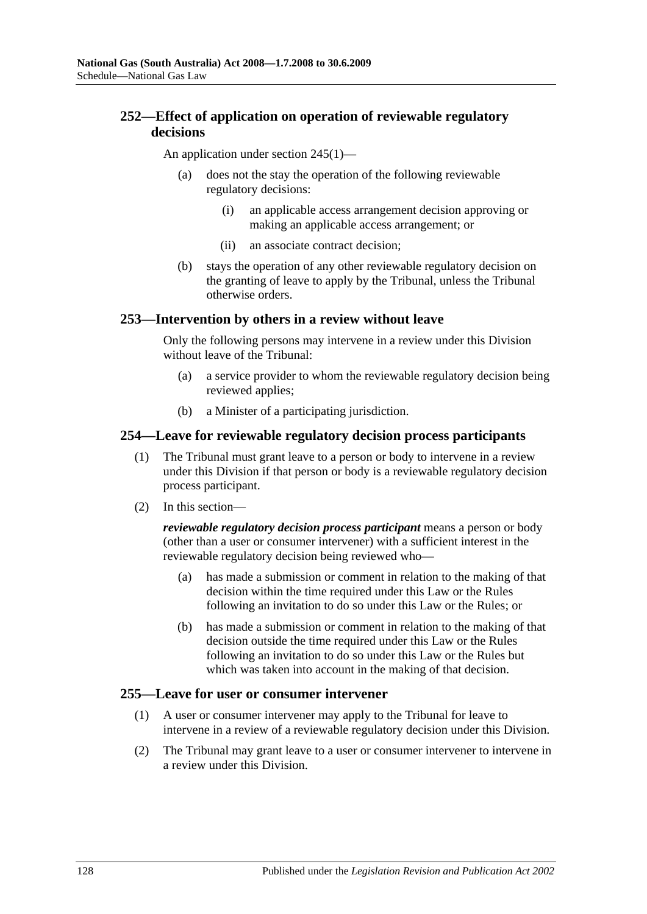## 252—Effect of application on operation of reviewable regulatory decisions

An application under section 245(1)—

- (a) does not the stay the operation of the following reviewable regulatory decisions:
  - (i) an applicable access arrangement decision approving or making an applicable access arrangement; or
  - (ii) an associate contract decision;
- (b) stays the operation of any other reviewable regulatory decision on the granting of leave to apply by the Tribunal, unless the Tribunal otherwise orders.

## 253—Intervention by others in a review without leave

Only the following persons may intervene in a review under this Division without leave of the Tribunal:

- (a) a service provider to whom the reviewable regulatory decision being reviewed applies;
- (b) a Minister of a participating jurisdiction.

## 254—Leave for reviewable regulatory decision process participants

(1) The Tribunal must grant leave to a person or body to intervene in a review under this Division if that person or body is a reviewable regulatory decision process participant.

(2) In this section—

***reviewable regulatory decision process participant*** means a person or body (other than a user or consumer intervener) with a sufficient interest in the reviewable regulatory decision being reviewed who—

- (a) has made a submission or comment in relation to the making of that decision within the time required under this Law or the Rules following an invitation to do so under this Law or the Rules; or
- (b) has made a submission or comment in relation to the making of that decision outside the time required under this Law or the Rules following an invitation to do so under this Law or the Rules but which was taken into account in the making of that decision.

## 255—Leave for user or consumer intervener

(1) A user or consumer intervener may apply to the Tribunal for leave to intervene in a review of a reviewable regulatory decision under this Division.

(2) The Tribunal may grant leave to a user or consumer intervener to intervene in a review under this Division.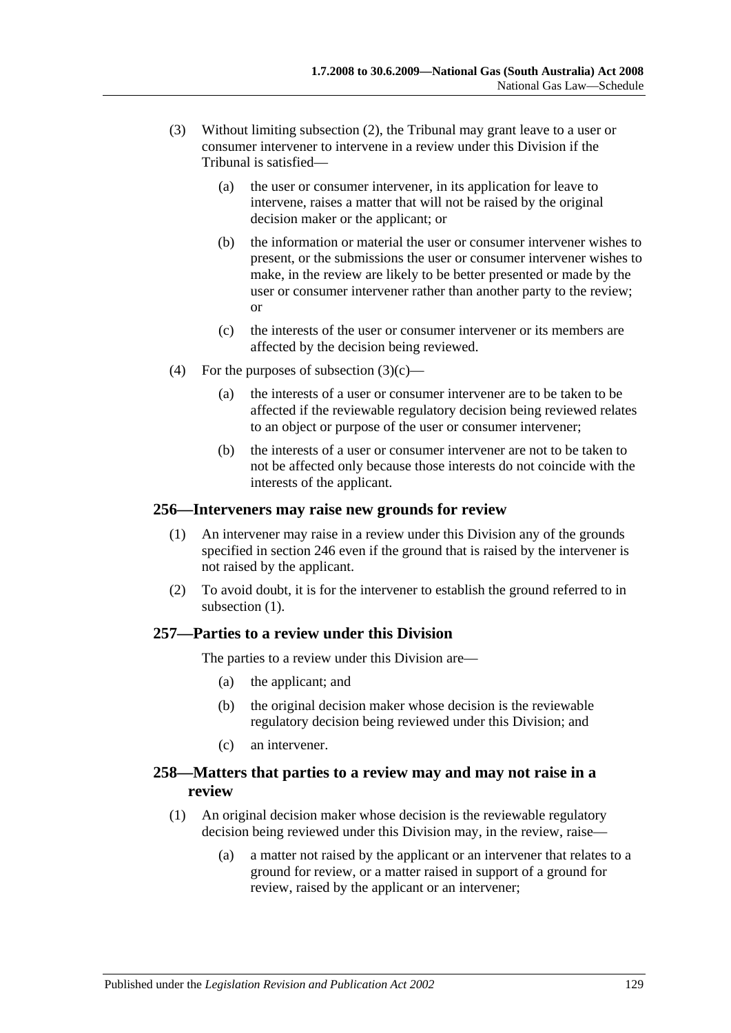(3) Without limiting subsection (2), the Tribunal may grant leave to a user or consumer intervener to intervene in a review under this Division if the Tribunal is satisfied—

(a) the user or consumer intervener, in its application for leave to intervene, raises a matter that will not be raised by the original decision maker or the applicant; or

(b) the information or material the user or consumer intervener wishes to present, or the submissions the user or consumer intervener wishes to make, in the review are likely to be better presented or made by the user or consumer intervener rather than another party to the review; or

(c) the interests of the user or consumer intervener or its members are affected by the decision being reviewed.

(4) For the purposes of subsection (3)(c)—

(a) the interests of a user or consumer intervener are to be taken to be affected if the reviewable regulatory decision being reviewed relates to an object or purpose of the user or consumer intervener;

(b) the interests of a user or consumer intervener are not to be taken to not be affected only because those interests do not coincide with the interests of the applicant.

## 256—Interveners may raise new grounds for review

(1) An intervener may raise in a review under this Division any of the grounds specified in section 246 even if the ground that is raised by the intervener is not raised by the applicant.

(2) To avoid doubt, it is for the intervener to establish the ground referred to in subsection (1).

## 257—Parties to a review under this Division

The parties to a review under this Division are—

(a) the applicant; and

(b) the original decision maker whose decision is the reviewable regulatory decision being reviewed under this Division; and

(c) an intervener.

## 258—Matters that parties to a review may and may not raise in a review

(1) An original decision maker whose decision is the reviewable regulatory decision being reviewed under this Division may, in the review, raise—

(a) a matter not raised by the applicant or an intervener that relates to a ground for review, or a matter raised in support of a ground for review, raised by the applicant or an intervener;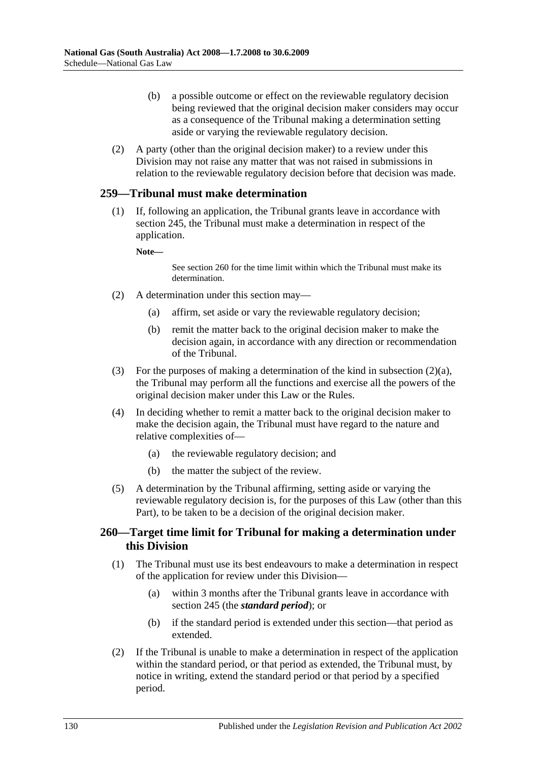(b) a possible outcome or effect on the reviewable regulatory decision being reviewed that the original decision maker considers may occur as a consequence of the Tribunal making a determination setting aside or varying the reviewable regulatory decision.

(2) A party (other than the original decision maker) to a review under this Division may not raise any matter that was not raised in submissions in relation to the reviewable regulatory decision before that decision was made.

## 259—Tribunal must make determination

(1) If, following an application, the Tribunal grants leave in accordance with section 245, the Tribunal must make a determination in respect of the application.

**Note—**

See section 260 for the time limit within which the Tribunal must make its determination.

(2) A determination under this section may—

(a) affirm, set aside or vary the reviewable regulatory decision;

(b) remit the matter back to the original decision maker to make the decision again, in accordance with any direction or recommendation of the Tribunal.

(3) For the purposes of making a determination of the kind in subsection (2)(a), the Tribunal may perform all the functions and exercise all the powers of the original decision maker under this Law or the Rules.

(4) In deciding whether to remit a matter back to the original decision maker to make the decision again, the Tribunal must have regard to the nature and relative complexities of—

(a) the reviewable regulatory decision; and

(b) the matter the subject of the review.

(5) A determination by the Tribunal affirming, setting aside or varying the reviewable regulatory decision is, for the purposes of this Law (other than this Part), to be taken to be a decision of the original decision maker.

## 260—Target time limit for Tribunal for making a determination under this Division

(1) The Tribunal must use its best endeavours to make a determination in respect of the application for review under this Division—

(a) within 3 months after the Tribunal grants leave in accordance with section 245 (the ***standard period***); or

(b) if the standard period is extended under this section—that period as extended.

(2) If the Tribunal is unable to make a determination in respect of the application within the standard period, or that period as extended, the Tribunal must, by notice in writing, extend the standard period or that period by a specified period.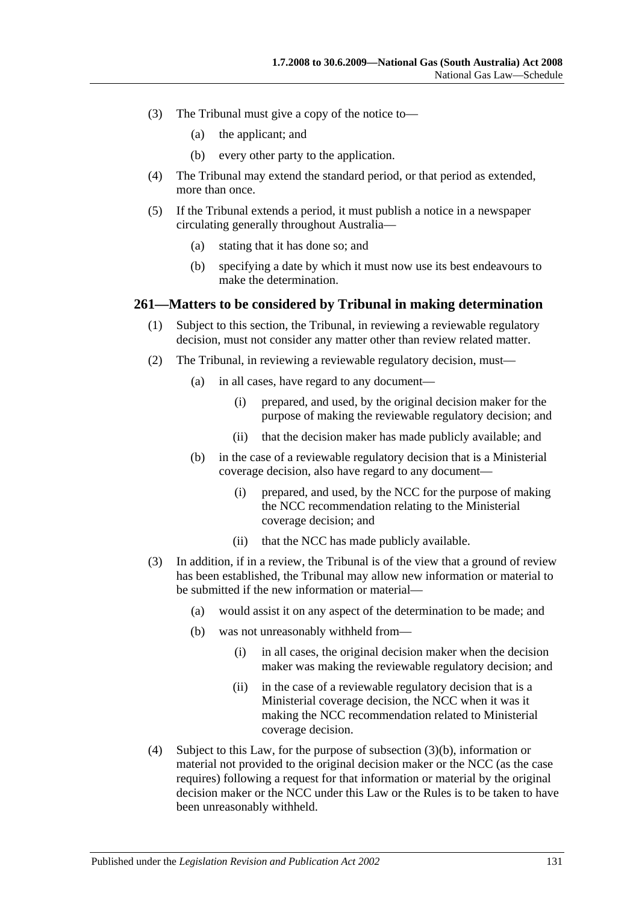(3) The Tribunal must give a copy of the notice to—

(a) the applicant; and

(b) every other party to the application.

(4) The Tribunal may extend the standard period, or that period as extended, more than once.

(5) If the Tribunal extends a period, it must publish a notice in a newspaper circulating generally throughout Australia—

(a) stating that it has done so; and

(b) specifying a date by which it must now use its best endeavours to make the determination.

## 261—Matters to be considered by Tribunal in making determination

(1) Subject to this section, the Tribunal, in reviewing a reviewable regulatory decision, must not consider any matter other than review related matter.

(2) The Tribunal, in reviewing a reviewable regulatory decision, must—

(a) in all cases, have regard to any document—

(i) prepared, and used, by the original decision maker for the purpose of making the reviewable regulatory decision; and

(ii) that the decision maker has made publicly available; and

(b) in the case of a reviewable regulatory decision that is a Ministerial coverage decision, also have regard to any document—

(i) prepared, and used, by the NCC for the purpose of making the NCC recommendation relating to the Ministerial coverage decision; and

(ii) that the NCC has made publicly available.

(3) In addition, if in a review, the Tribunal is of the view that a ground of review has been established, the Tribunal may allow new information or material to be submitted if the new information or material—

(a) would assist it on any aspect of the determination to be made; and

(b) was not unreasonably withheld from—

(i) in all cases, the original decision maker when the decision maker was making the reviewable regulatory decision; and

(ii) in the case of a reviewable regulatory decision that is a Ministerial coverage decision, the NCC when it was it making the NCC recommendation related to Ministerial coverage decision.

(4) Subject to this Law, for the purpose of subsection (3)(b), information or material not provided to the original decision maker or the NCC (as the case requires) following a request for that information or material by the original decision maker or the NCC under this Law or the Rules is to be taken to have been unreasonably withheld.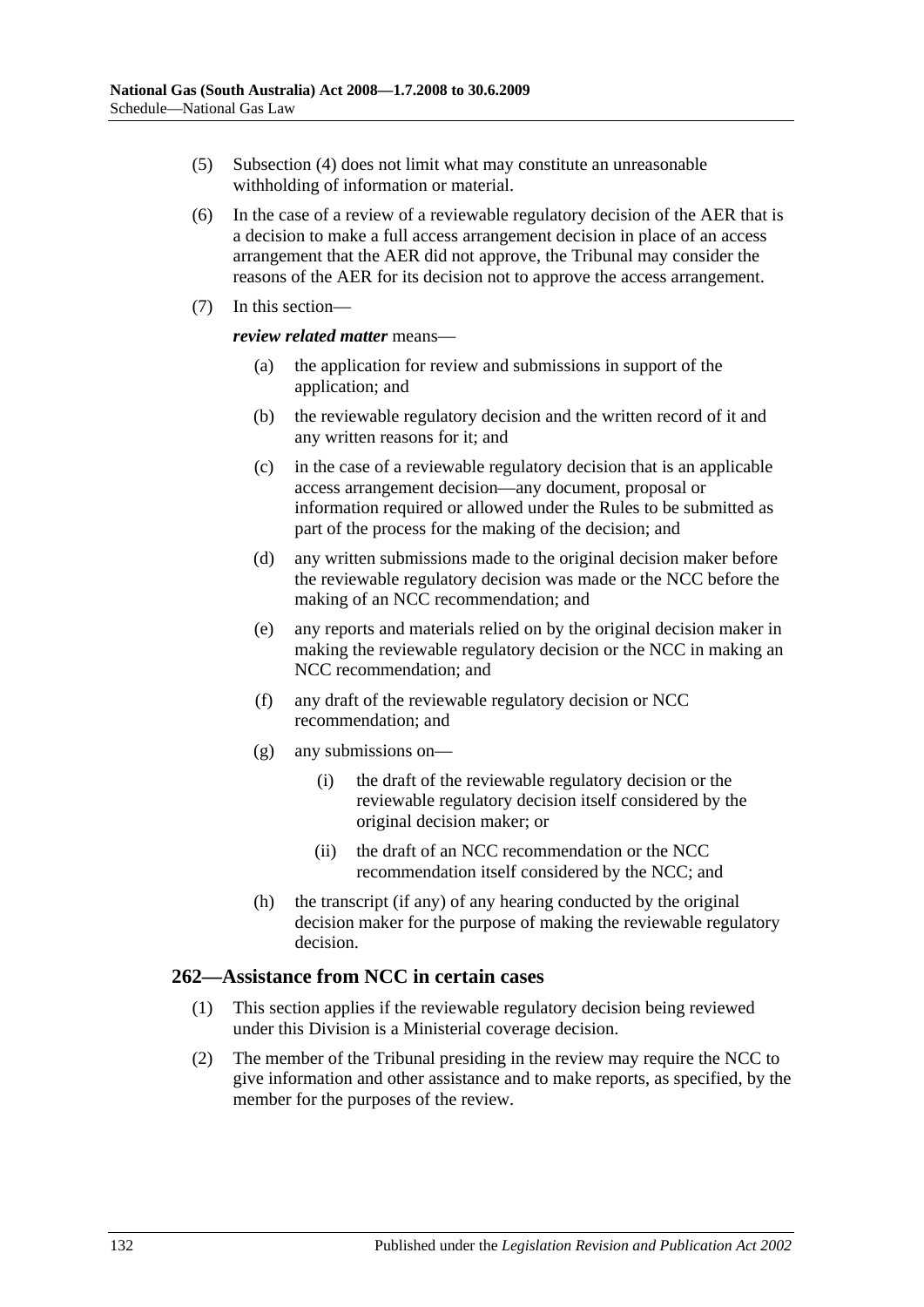(5) Subsection (4) does not limit what may constitute an unreasonable withholding of information or material.

(6) In the case of a review of a reviewable regulatory decision of the AER that is a decision to make a full access arrangement decision in place of an access arrangement that the AER did not approve, the Tribunal may consider the reasons of the AER for its decision not to approve the access arrangement.

(7) In this section—

***review related matter*** means—

(a) the application for review and submissions in support of the application; and

(b) the reviewable regulatory decision and the written record of it and any written reasons for it; and

(c) in the case of a reviewable regulatory decision that is an applicable access arrangement decision—any document, proposal or information required or allowed under the Rules to be submitted as part of the process for the making of the decision; and

(d) any written submissions made to the original decision maker before the reviewable regulatory decision was made or the NCC before the making of an NCC recommendation; and

(e) any reports and materials relied on by the original decision maker in making the reviewable regulatory decision or the NCC in making an NCC recommendation; and

(f) any draft of the reviewable regulatory decision or NCC recommendation; and

(g) any submissions on—

(i) the draft of the reviewable regulatory decision or the reviewable regulatory decision itself considered by the original decision maker; or

(ii) the draft of an NCC recommendation or the NCC recommendation itself considered by the NCC; and

(h) the transcript (if any) of any hearing conducted by the original decision maker for the purpose of making the reviewable regulatory decision.

## 262—Assistance from NCC in certain cases

(1) This section applies if the reviewable regulatory decision being reviewed under this Division is a Ministerial coverage decision.

(2) The member of the Tribunal presiding in the review may require the NCC to give information and other assistance and to make reports, as specified, by the member for the purposes of the review.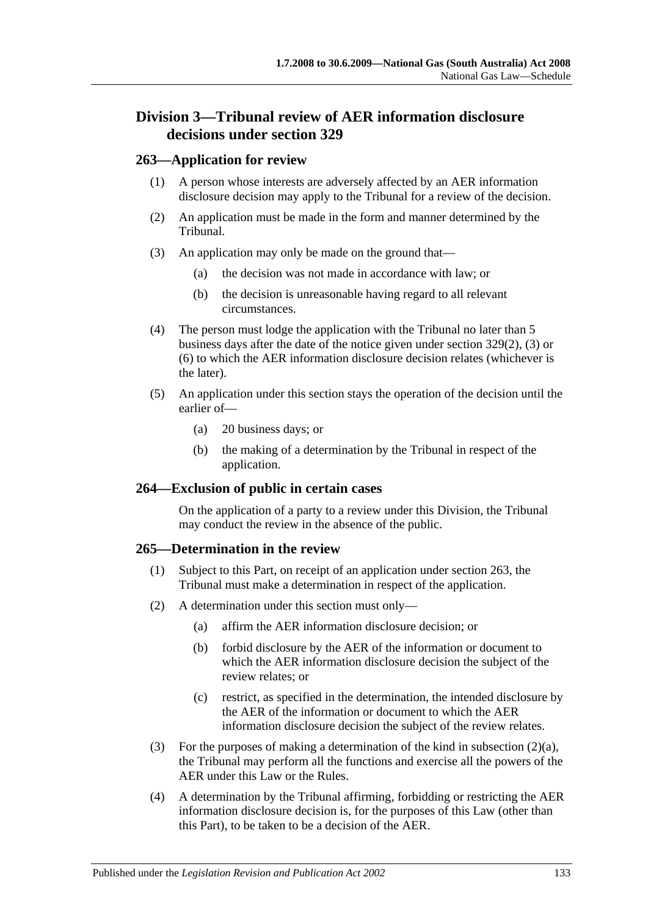## Division 3—Tribunal review of AER information disclosure decisions under section 329

### 263—Application for review

(1) A person whose interests are adversely affected by an AER information disclosure decision may apply to the Tribunal for a review of the decision.

(2) An application must be made in the form and manner determined by the Tribunal.

(3) An application may only be made on the ground that—

- (a) the decision was not made in accordance with law; or
- (b) the decision is unreasonable having regard to all relevant circumstances.

(4) The person must lodge the application with the Tribunal no later than 5 business days after the date of the notice given under section 329(2), (3) or (6) to which the AER information disclosure decision relates (whichever is the later).

(5) An application under this section stays the operation of the decision until the earlier of—

- (a) 20 business days; or
- (b) the making of a determination by the Tribunal in respect of the application.

### 264—Exclusion of public in certain cases

On the application of a party to a review under this Division, the Tribunal may conduct the review in the absence of the public.

### 265—Determination in the review

(1) Subject to this Part, on receipt of an application under section 263, the Tribunal must make a determination in respect of the application.

(2) A determination under this section must only—

- (a) affirm the AER information disclosure decision; or
- (b) forbid disclosure by the AER of the information or document to which the AER information disclosure decision the subject of the review relates; or
- (c) restrict, as specified in the determination, the intended disclosure by the AER of the information or document to which the AER information disclosure decision the subject of the review relates.

(3) For the purposes of making a determination of the kind in subsection (2)(a), the Tribunal may perform all the functions and exercise all the powers of the AER under this Law or the Rules.

(4) A determination by the Tribunal affirming, forbidding or restricting the AER information disclosure decision is, for the purposes of this Law (other than this Part), to be taken to be a decision of the AER.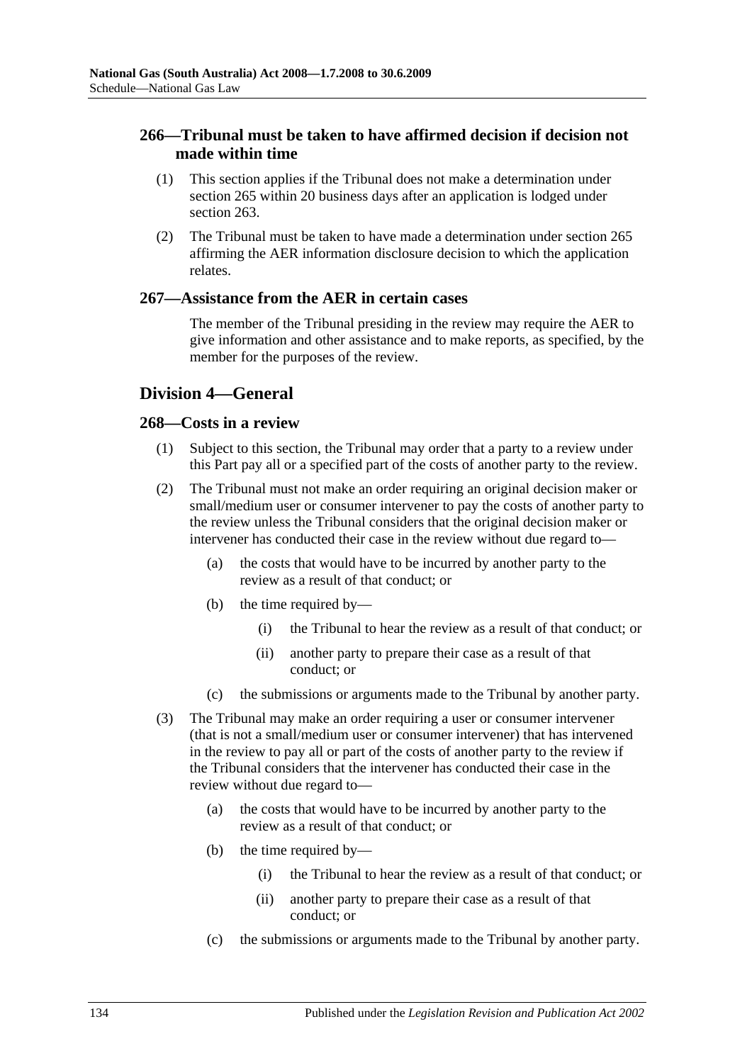### 266—Tribunal must be taken to have affirmed decision if decision not made within time

(1) This section applies if the Tribunal does not make a determination under section 265 within 20 business days after an application is lodged under section 263.

(2) The Tribunal must be taken to have made a determination under section 265 affirming the AER information disclosure decision to which the application relates.

### 267—Assistance from the AER in certain cases

The member of the Tribunal presiding in the review may require the AER to give information and other assistance and to make reports, as specified, by the member for the purposes of the review.

## Division 4—General

### 268—Costs in a review

(1) Subject to this section, the Tribunal may order that a party to a review under this Part pay all or a specified part of the costs of another party to the review.

(2) The Tribunal must not make an order requiring an original decision maker or small/medium user or consumer intervener to pay the costs of another party to the review unless the Tribunal considers that the original decision maker or intervener has conducted their case in the review without due regard to—

- (a) the costs that would have to be incurred by another party to the review as a result of that conduct; or
- (b) the time required by—
  - (i) the Tribunal to hear the review as a result of that conduct; or
  - (ii) another party to prepare their case as a result of that conduct; or
- (c) the submissions or arguments made to the Tribunal by another party.

(3) The Tribunal may make an order requiring a user or consumer intervener (that is not a small/medium user or consumer intervener) that has intervened in the review to pay all or part of the costs of another party to the review if the Tribunal considers that the intervener has conducted their case in the review without due regard to—

- (a) the costs that would have to be incurred by another party to the review as a result of that conduct; or
- (b) the time required by—
  - (i) the Tribunal to hear the review as a result of that conduct; or
  - (ii) another party to prepare their case as a result of that conduct; or
- (c) the submissions or arguments made to the Tribunal by another party.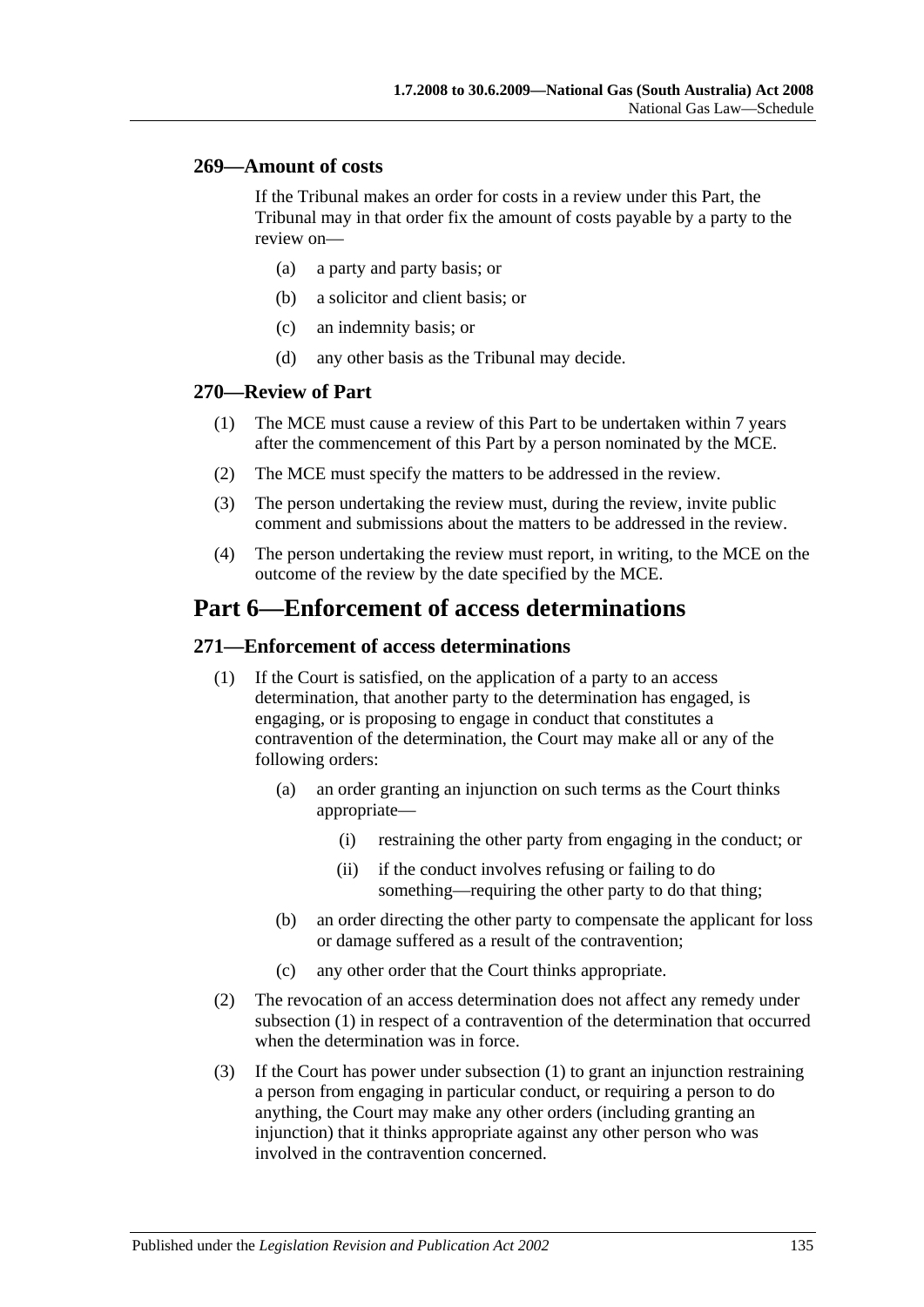### 269—Amount of costs

If the Tribunal makes an order for costs in a review under this Part, the Tribunal may in that order fix the amount of costs payable by a party to the review on—

(a) a party and party basis; or

(b) a solicitor and client basis; or

(c) an indemnity basis; or

(d) any other basis as the Tribunal may decide.

### 270—Review of Part

(1) The MCE must cause a review of this Part to be undertaken within 7 years after the commencement of this Part by a person nominated by the MCE.

(2) The MCE must specify the matters to be addressed in the review.

(3) The person undertaking the review must, during the review, invite public comment and submissions about the matters to be addressed in the review.

(4) The person undertaking the review must report, in writing, to the MCE on the outcome of the review by the date specified by the MCE.

## Part 6—Enforcement of access determinations

### 271—Enforcement of access determinations

(1) If the Court is satisfied, on the application of a party to an access determination, that another party to the determination has engaged, is engaging, or is proposing to engage in conduct that constitutes a contravention of the determination, the Court may make all or any of the following orders:

(a) an order granting an injunction on such terms as the Court thinks appropriate—

(i) restraining the other party from engaging in the conduct; or

(ii) if the conduct involves refusing or failing to do something—requiring the other party to do that thing;

(b) an order directing the other party to compensate the applicant for loss or damage suffered as a result of the contravention;

(c) any other order that the Court thinks appropriate.

(2) The revocation of an access determination does not affect any remedy under subsection (1) in respect of a contravention of the determination that occurred when the determination was in force.

(3) If the Court has power under subsection (1) to grant an injunction restraining a person from engaging in particular conduct, or requiring a person to do anything, the Court may make any other orders (including granting an injunction) that it thinks appropriate against any other person who was involved in the contravention concerned.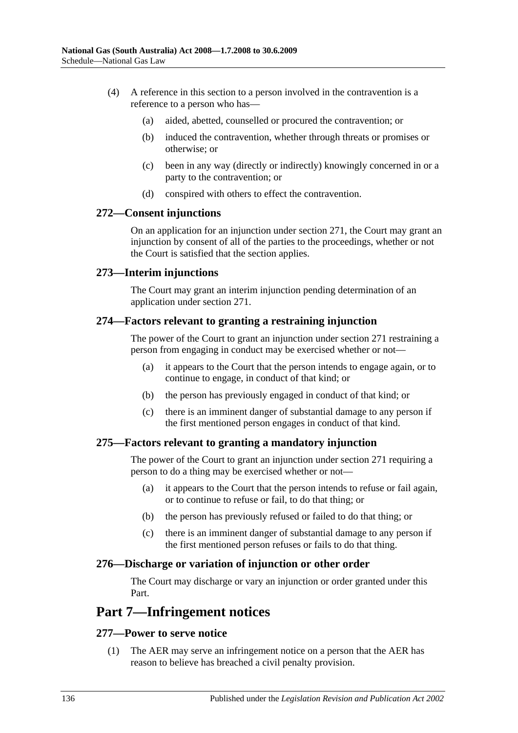(4) A reference in this section to a person involved in the contravention is a reference to a person who has—

(a) aided, abetted, counselled or procured the contravention; or

(b) induced the contravention, whether through threats or promises or otherwise; or

(c) been in any way (directly or indirectly) knowingly concerned in or a party to the contravention; or

(d) conspired with others to effect the contravention.

### 272—Consent injunctions

On an application for an injunction under section 271, the Court may grant an injunction by consent of all of the parties to the proceedings, whether or not the Court is satisfied that the section applies.

### 273—Interim injunctions

The Court may grant an interim injunction pending determination of an application under section 271.

### 274—Factors relevant to granting a restraining injunction

The power of the Court to grant an injunction under section 271 restraining a person from engaging in conduct may be exercised whether or not—

(a) it appears to the Court that the person intends to engage again, or to continue to engage, in conduct of that kind; or

(b) the person has previously engaged in conduct of that kind; or

(c) there is an imminent danger of substantial damage to any person if the first mentioned person engages in conduct of that kind.

### 275—Factors relevant to granting a mandatory injunction

The power of the Court to grant an injunction under section 271 requiring a person to do a thing may be exercised whether or not—

(a) it appears to the Court that the person intends to refuse or fail again, or to continue to refuse or fail, to do that thing; or

(b) the person has previously refused or failed to do that thing; or

(c) there is an imminent danger of substantial damage to any person if the first mentioned person refuses or fails to do that thing.

### 276—Discharge or variation of injunction or other order

The Court may discharge or vary an injunction or order granted under this Part.

## Part 7—Infringement notices

### 277—Power to serve notice

(1) The AER may serve an infringement notice on a person that the AER has reason to believe has breached a civil penalty provision.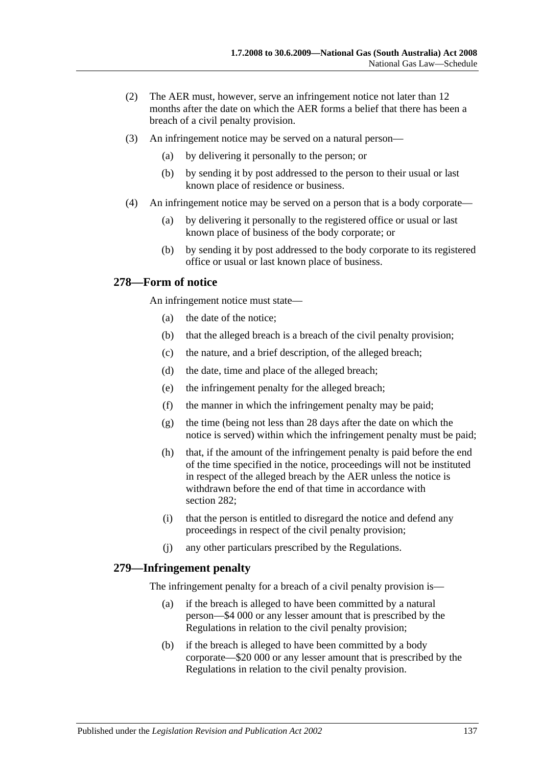(2) The AER must, however, serve an infringement notice not later than 12 months after the date on which the AER forms a belief that there has been a breach of a civil penalty provision.

(3) An infringement notice may be served on a natural person—

(a) by delivering it personally to the person; or

(b) by sending it by post addressed to the person to their usual or last known place of residence or business.

(4) An infringement notice may be served on a person that is a body corporate—

(a) by delivering it personally to the registered office or usual or last known place of business of the body corporate; or

(b) by sending it by post addressed to the body corporate to its registered office or usual or last known place of business.

### 278—Form of notice

An infringement notice must state—

(a) the date of the notice;

(b) that the alleged breach is a breach of the civil penalty provision;

(c) the nature, and a brief description, of the alleged breach;

(d) the date, time and place of the alleged breach;

(e) the infringement penalty for the alleged breach;

(f) the manner in which the infringement penalty may be paid;

(g) the time (being not less than 28 days after the date on which the notice is served) within which the infringement penalty must be paid;

(h) that, if the amount of the infringement penalty is paid before the end of the time specified in the notice, proceedings will not be instituted in respect of the alleged breach by the AER unless the notice is withdrawn before the end of that time in accordance with section 282;

(i) that the person is entitled to disregard the notice and defend any proceedings in respect of the civil penalty provision;

(j) any other particulars prescribed by the Regulations.

### 279—Infringement penalty

The infringement penalty for a breach of a civil penalty provision is—

(a) if the breach is alleged to have been committed by a natural person—$4 000 or any lesser amount that is prescribed by the Regulations in relation to the civil penalty provision;

(b) if the breach is alleged to have been committed by a body corporate—$20 000 or any lesser amount that is prescribed by the Regulations in relation to the civil penalty provision.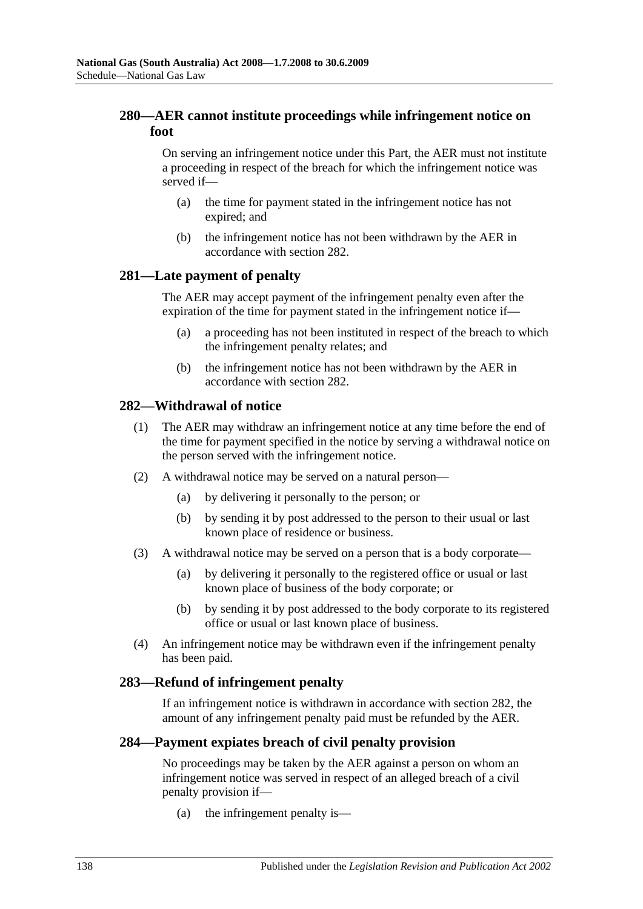## 280—AER cannot institute proceedings while infringement notice on foot

On serving an infringement notice under this Part, the AER must not institute a proceeding in respect of the breach for which the infringement notice was served if—

(a) the time for payment stated in the infringement notice has not expired; and

(b) the infringement notice has not been withdrawn by the AER in accordance with section 282.

## 281—Late payment of penalty

The AER may accept payment of the infringement penalty even after the expiration of the time for payment stated in the infringement notice if—

(a) a proceeding has not been instituted in respect of the breach to which the infringement penalty relates; and

(b) the infringement notice has not been withdrawn by the AER in accordance with section 282.

## 282—Withdrawal of notice

(1) The AER may withdraw an infringement notice at any time before the end of the time for payment specified in the notice by serving a withdrawal notice on the person served with the infringement notice.

(2) A withdrawal notice may be served on a natural person—

(a) by delivering it personally to the person; or

(b) by sending it by post addressed to the person to their usual or last known place of residence or business.

(3) A withdrawal notice may be served on a person that is a body corporate—

(a) by delivering it personally to the registered office or usual or last known place of business of the body corporate; or

(b) by sending it by post addressed to the body corporate to its registered office or usual or last known place of business.

(4) An infringement notice may be withdrawn even if the infringement penalty has been paid.

## 283—Refund of infringement penalty

If an infringement notice is withdrawn in accordance with section 282, the amount of any infringement penalty paid must be refunded by the AER.

## 284—Payment expiates breach of civil penalty provision

No proceedings may be taken by the AER against a person on whom an infringement notice was served in respect of an alleged breach of a civil penalty provision if—

(a) the infringement penalty is—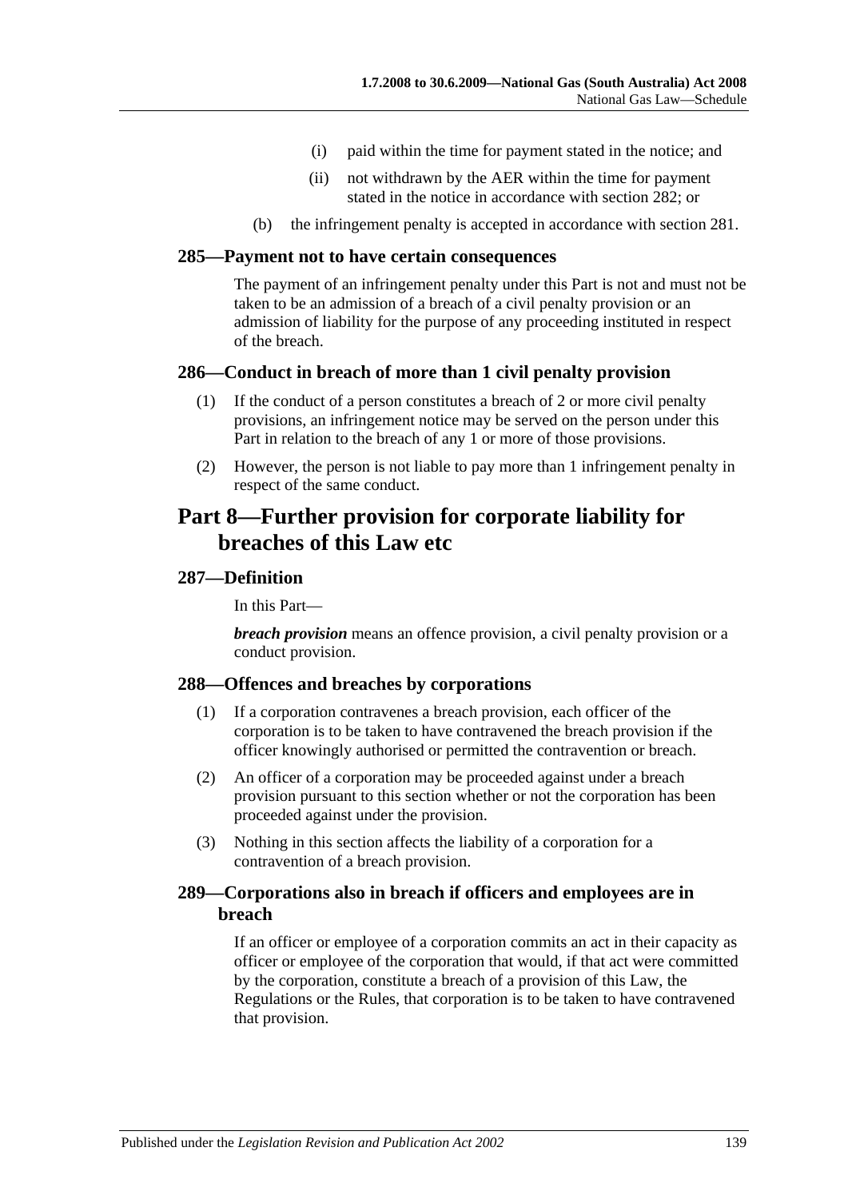(i) paid within the time for payment stated in the notice; and

(ii) not withdrawn by the AER within the time for payment stated in the notice in accordance with section 282; or

(b) the infringement penalty is accepted in accordance with section 281.

### 285—Payment not to have certain consequences

The payment of an infringement penalty under this Part is not and must not be taken to be an admission of a breach of a civil penalty provision or an admission of liability for the purpose of any proceeding instituted in respect of the breach.

### 286—Conduct in breach of more than 1 civil penalty provision

(1) If the conduct of a person constitutes a breach of 2 or more civil penalty provisions, an infringement notice may be served on the person under this Part in relation to the breach of any 1 or more of those provisions.

(2) However, the person is not liable to pay more than 1 infringement penalty in respect of the same conduct.

## Part 8—Further provision for corporate liability for breaches of this Law etc

### 287—Definition

In this Part—

***breach provision*** means an offence provision, a civil penalty provision or a conduct provision.

### 288—Offences and breaches by corporations

(1) If a corporation contravenes a breach provision, each officer of the corporation is to be taken to have contravened the breach provision if the officer knowingly authorised or permitted the contravention or breach.

(2) An officer of a corporation may be proceeded against under a breach provision pursuant to this section whether or not the corporation has been proceeded against under the provision.

(3) Nothing in this section affects the liability of a corporation for a contravention of a breach provision.

### 289—Corporations also in breach if officers and employees are in breach

If an officer or employee of a corporation commits an act in their capacity as officer or employee of the corporation that would, if that act were committed by the corporation, constitute a breach of a provision of this Law, the Regulations or the Rules, that corporation is to be taken to have contravened that provision.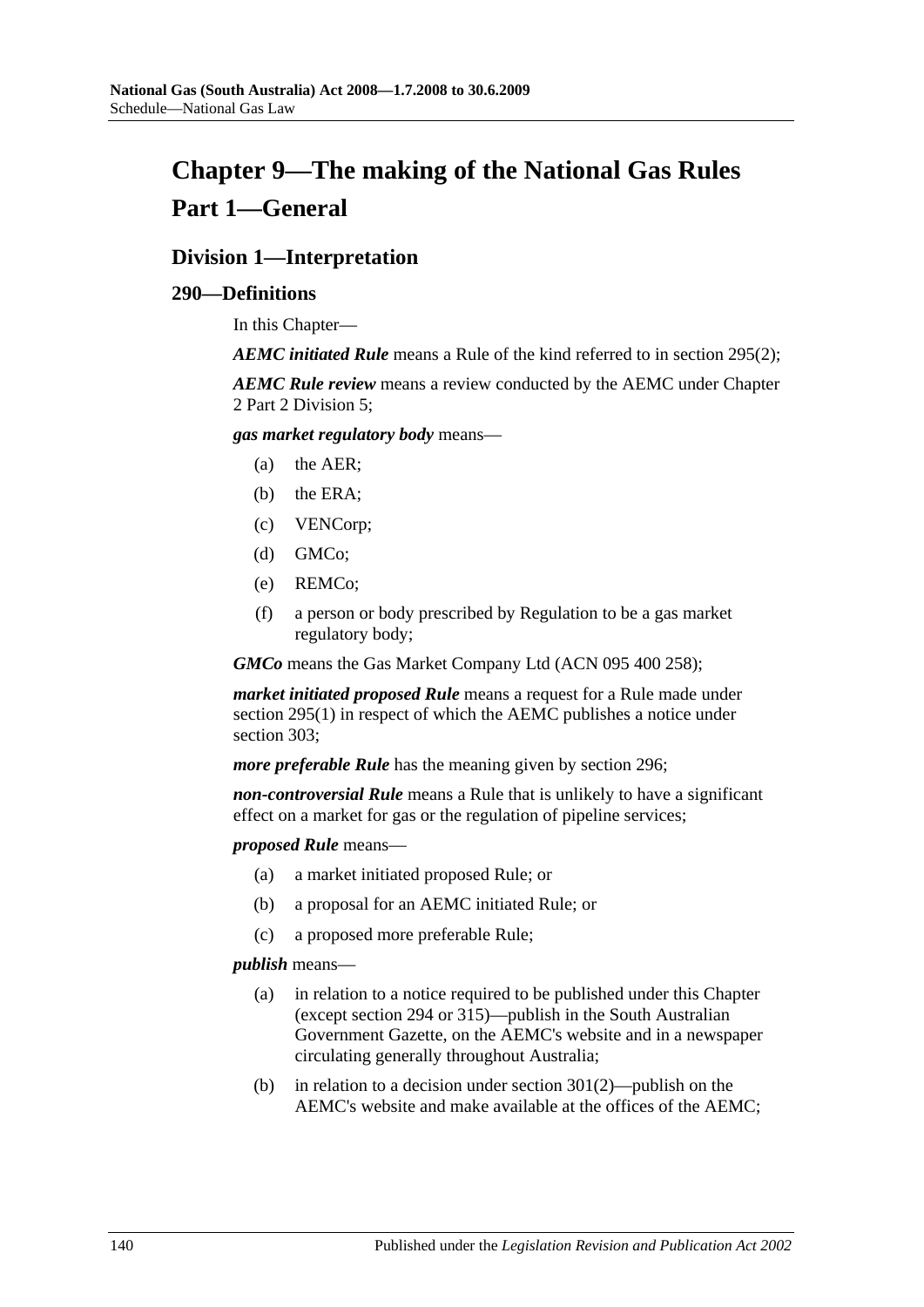# Chapter 9—The making of the National Gas Rules

# Part 1—General

## Division 1—Interpretation

### 290—Definitions

In this Chapter—

***AEMC initiated Rule*** means a Rule of the kind referred to in section 295(2);

***AEMC Rule review*** means a review conducted by the AEMC under Chapter 2 Part 2 Division 5;

***gas market regulatory body*** means—

- (a) the AER;
- (b) the ERA;
- (c) VENCorp;
- (d) GMCo;
- (e) REMCo;
- (f) a person or body prescribed by Regulation to be a gas market regulatory body;

***GMCo*** means the Gas Market Company Ltd (ACN 095 400 258);

***market initiated proposed Rule*** means a request for a Rule made under section 295(1) in respect of which the AEMC publishes a notice under section 303;

***more preferable Rule*** has the meaning given by section 296;

***non-controversial Rule*** means a Rule that is unlikely to have a significant effect on a market for gas or the regulation of pipeline services;

***proposed Rule*** means—

- (a) a market initiated proposed Rule; or
- (b) a proposal for an AEMC initiated Rule; or
- (c) a proposed more preferable Rule;

***publish*** means—

- (a) in relation to a notice required to be published under this Chapter (except section 294 or 315)—publish in the South Australian Government Gazette, on the AEMC's website and in a newspaper circulating generally throughout Australia;
- (b) in relation to a decision under section 301(2)—publish on the AEMC's website and make available at the offices of the AEMC;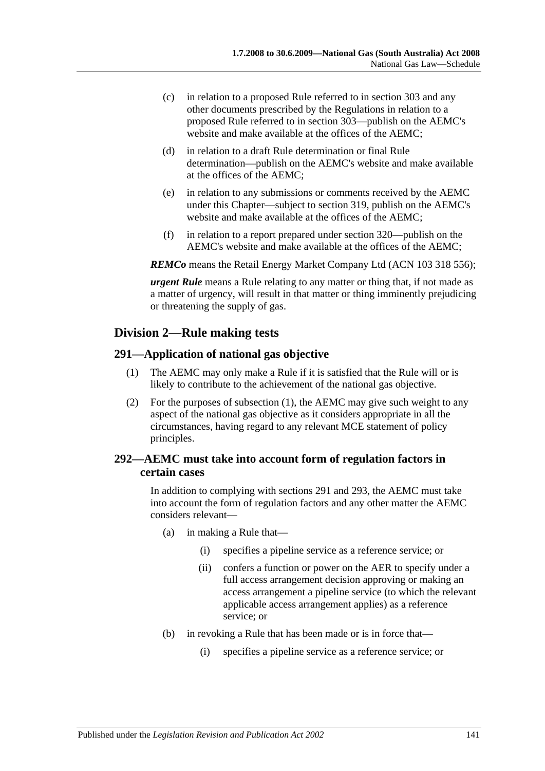(c) in relation to a proposed Rule referred to in section 303 and any other documents prescribed by the Regulations in relation to a proposed Rule referred to in section 303—publish on the AEMC's website and make available at the offices of the AEMC;

(d) in relation to a draft Rule determination or final Rule determination—publish on the AEMC's website and make available at the offices of the AEMC;

(e) in relation to any submissions or comments received by the AEMC under this Chapter—subject to section 319, publish on the AEMC's website and make available at the offices of the AEMC;

(f) in relation to a report prepared under section 320—publish on the AEMC's website and make available at the offices of the AEMC;

***REMCo*** means the Retail Energy Market Company Ltd (ACN 103 318 556);

***urgent Rule*** means a Rule relating to any matter or thing that, if not made as a matter of urgency, will result in that matter or thing imminently prejudicing or threatening the supply of gas.

## Division 2—Rule making tests

### 291—Application of national gas objective

(1) The AEMC may only make a Rule if it is satisfied that the Rule will or is likely to contribute to the achievement of the national gas objective.

(2) For the purposes of subsection (1), the AEMC may give such weight to any aspect of the national gas objective as it considers appropriate in all the circumstances, having regard to any relevant MCE statement of policy principles.

### 292—AEMC must take into account form of regulation factors in certain cases

In addition to complying with sections 291 and 293, the AEMC must take into account the form of regulation factors and any other matter the AEMC considers relevant—

(a) in making a Rule that—

(i) specifies a pipeline service as a reference service; or

(ii) confers a function or power on the AER to specify under a full access arrangement decision approving or making an access arrangement a pipeline service (to which the relevant applicable access arrangement applies) as a reference service; or

(b) in revoking a Rule that has been made or is in force that—

(i) specifies a pipeline service as a reference service; or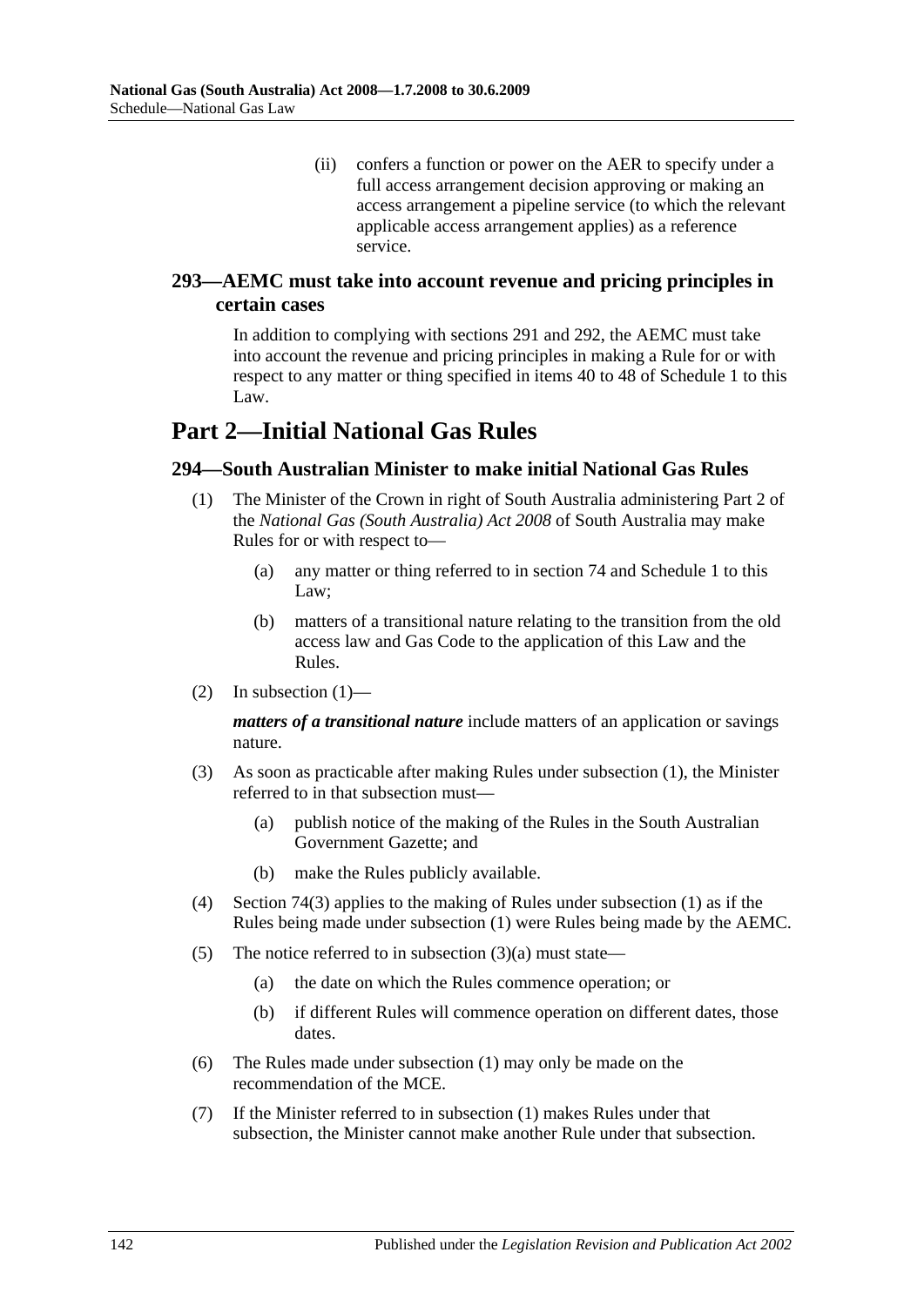(ii) confers a function or power on the AER to specify under a full access arrangement decision approving or making an access arrangement a pipeline service (to which the relevant applicable access arrangement applies) as a reference service.

### 293—AEMC must take into account revenue and pricing principles in certain cases

In addition to complying with sections 291 and 292, the AEMC must take into account the revenue and pricing principles in making a Rule for or with respect to any matter or thing specified in items 40 to 48 of Schedule 1 to this Law.

## Part 2—Initial National Gas Rules

### 294—South Australian Minister to make initial National Gas Rules

(1) The Minister of the Crown in right of South Australia administering Part 2 of the *National Gas (South Australia) Act 2008* of South Australia may make Rules for or with respect to—

(a) any matter or thing referred to in section 74 and Schedule 1 to this Law;

(b) matters of a transitional nature relating to the transition from the old access law and Gas Code to the application of this Law and the Rules.

(2) In subsection (1)—

***matters of a transitional nature*** include matters of an application or savings nature.

(3) As soon as practicable after making Rules under subsection (1), the Minister referred to in that subsection must—

(a) publish notice of the making of the Rules in the South Australian Government Gazette; and

(b) make the Rules publicly available.

(4) Section 74(3) applies to the making of Rules under subsection (1) as if the Rules being made under subsection (1) were Rules being made by the AEMC.

(5) The notice referred to in subsection (3)(a) must state—

(a) the date on which the Rules commence operation; or

(b) if different Rules will commence operation on different dates, those dates.

(6) The Rules made under subsection (1) may only be made on the recommendation of the MCE.

(7) If the Minister referred to in subsection (1) makes Rules under that subsection, the Minister cannot make another Rule under that subsection.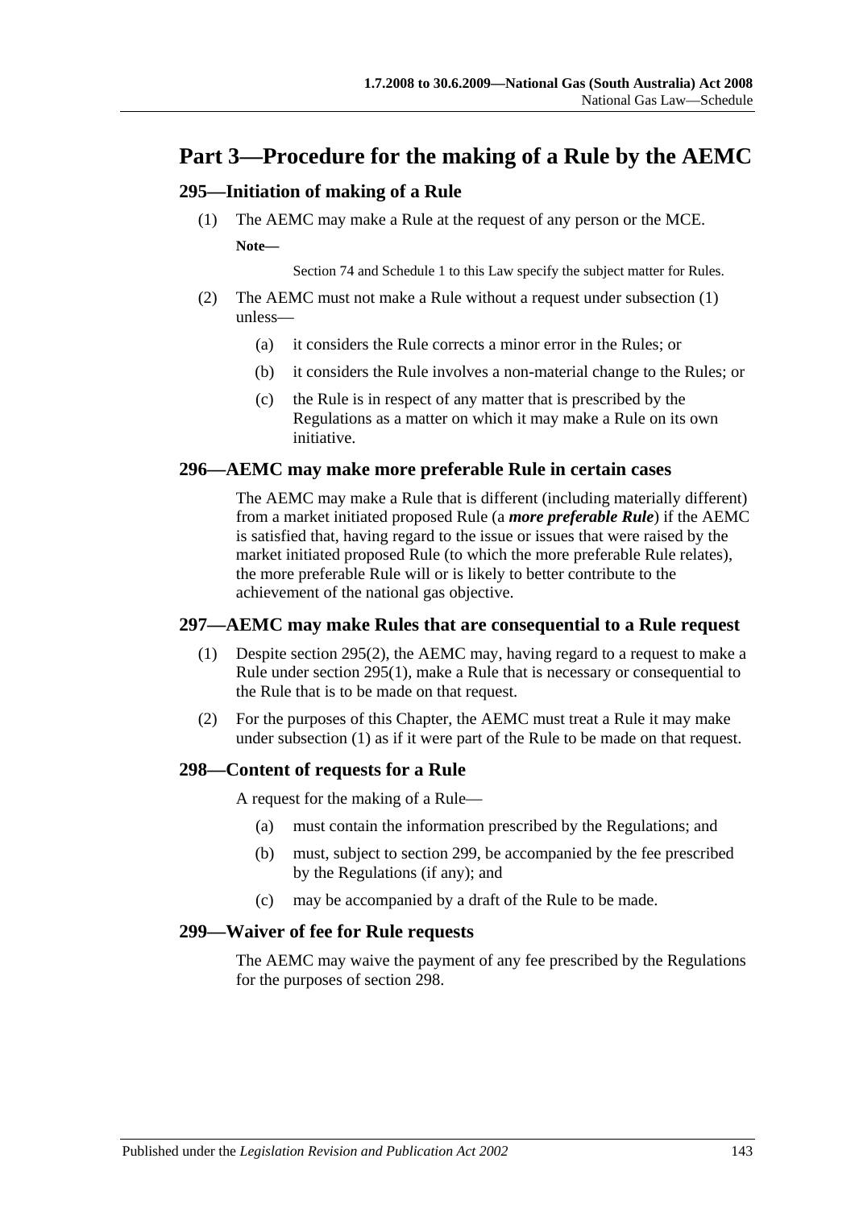# Part 3—Procedure for the making of a Rule by the AEMC

## 295—Initiation of making of a Rule

(1) The AEMC may make a Rule at the request of any person or the MCE.

**Note—**

Section 74 and Schedule 1 to this Law specify the subject matter for Rules.

(2) The AEMC must not make a Rule without a request under subsection (1) unless—

(a) it considers the Rule corrects a minor error in the Rules; or

(b) it considers the Rule involves a non-material change to the Rules; or

(c) the Rule is in respect of any matter that is prescribed by the Regulations as a matter on which it may make a Rule on its own initiative.

## 296—AEMC may make more preferable Rule in certain cases

The AEMC may make a Rule that is different (including materially different) from a market initiated proposed Rule (a ***more preferable Rule***) if the AEMC is satisfied that, having regard to the issue or issues that were raised by the market initiated proposed Rule (to which the more preferable Rule relates), the more preferable Rule will or is likely to better contribute to the achievement of the national gas objective.

## 297—AEMC may make Rules that are consequential to a Rule request

(1) Despite section 295(2), the AEMC may, having regard to a request to make a Rule under section 295(1), make a Rule that is necessary or consequential to the Rule that is to be made on that request.

(2) For the purposes of this Chapter, the AEMC must treat a Rule it may make under subsection (1) as if it were part of the Rule to be made on that request.

## 298—Content of requests for a Rule

A request for the making of a Rule—

(a) must contain the information prescribed by the Regulations; and

(b) must, subject to section 299, be accompanied by the fee prescribed by the Regulations (if any); and

(c) may be accompanied by a draft of the Rule to be made.

## 299—Waiver of fee for Rule requests

The AEMC may waive the payment of any fee prescribed by the Regulations for the purposes of section 298.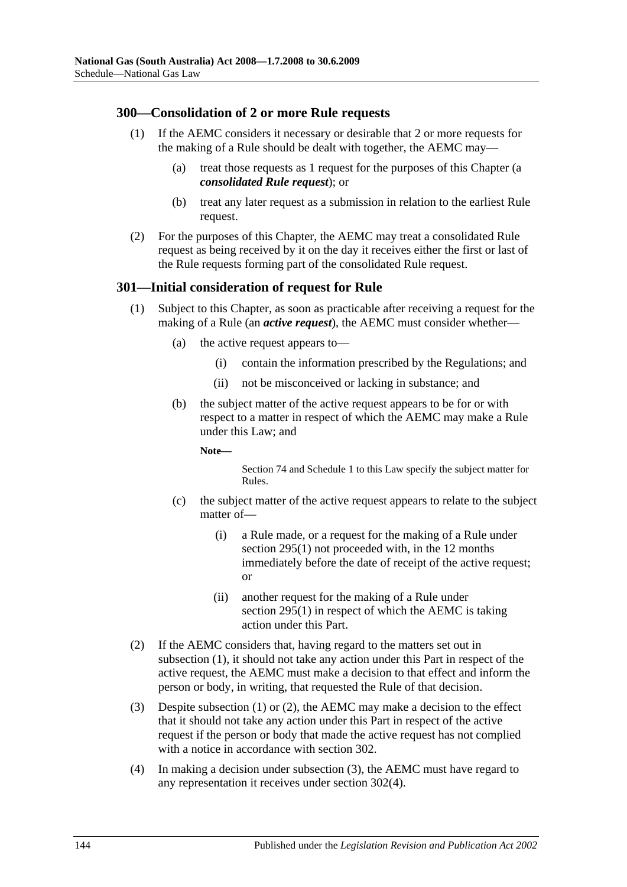## 300—Consolidation of 2 or more Rule requests

(1) If the AEMC considers it necessary or desirable that 2 or more requests for the making of a Rule should be dealt with together, the AEMC may—

(a) treat those requests as 1 request for the purposes of this Chapter (a ***consolidated Rule request***); or

(b) treat any later request as a submission in relation to the earliest Rule request.

(2) For the purposes of this Chapter, the AEMC may treat a consolidated Rule request as being received by it on the day it receives either the first or last of the Rule requests forming part of the consolidated Rule request.

## 301—Initial consideration of request for Rule

(1) Subject to this Chapter, as soon as practicable after receiving a request for the making of a Rule (an ***active request***), the AEMC must consider whether—

(a) the active request appears to—

(i) contain the information prescribed by the Regulations; and

(ii) not be misconceived or lacking in substance; and

(b) the subject matter of the active request appears to be for or with respect to a matter in respect of which the AEMC may make a Rule under this Law; and

**Note—**

Section 74 and Schedule 1 to this Law specify the subject matter for Rules.

(c) the subject matter of the active request appears to relate to the subject matter of—

(i) a Rule made, or a request for the making of a Rule under section 295(1) not proceeded with, in the 12 months immediately before the date of receipt of the active request; or

(ii) another request for the making of a Rule under section 295(1) in respect of which the AEMC is taking action under this Part.

(2) If the AEMC considers that, having regard to the matters set out in subsection (1), it should not take any action under this Part in respect of the active request, the AEMC must make a decision to that effect and inform the person or body, in writing, that requested the Rule of that decision.

(3) Despite subsection (1) or (2), the AEMC may make a decision to the effect that it should not take any action under this Part in respect of the active request if the person or body that made the active request has not complied with a notice in accordance with section 302.

(4) In making a decision under subsection (3), the AEMC must have regard to any representation it receives under section 302(4).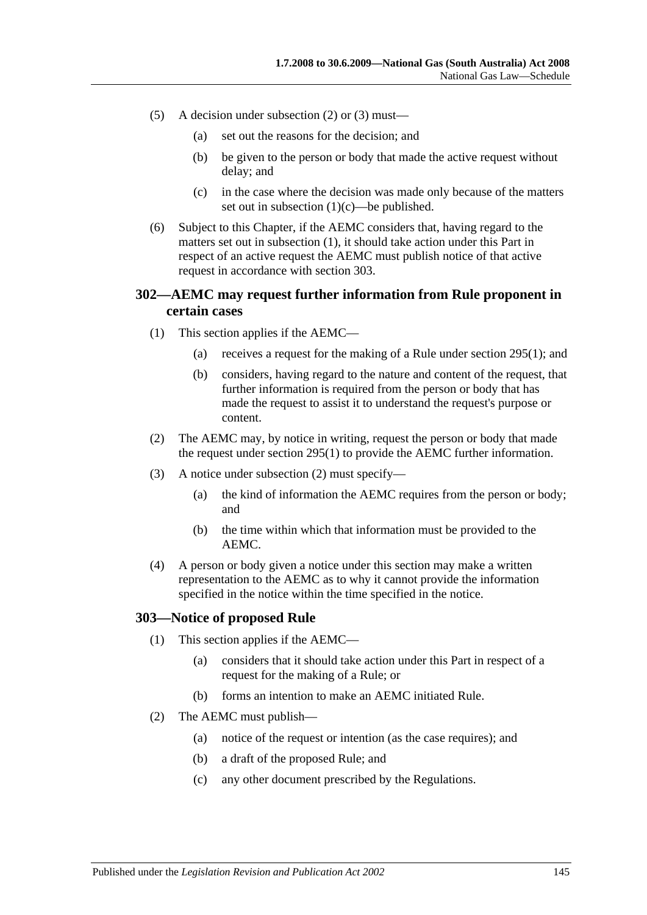(5) A decision under subsection (2) or (3) must—

 (a) set out the reasons for the decision; and

 (b) be given to the person or body that made the active request without delay; and

 (c) in the case where the decision was made only because of the matters set out in subsection (1)(c)—be published.

(6) Subject to this Chapter, if the AEMC considers that, having regard to the matters set out in subsection (1), it should take action under this Part in respect of an active request the AEMC must publish notice of that active request in accordance with section 303.

### 302—AEMC may request further information from Rule proponent in certain cases

(1) This section applies if the AEMC—

 (a) receives a request for the making of a Rule under section 295(1); and

 (b) considers, having regard to the nature and content of the request, that further information is required from the person or body that has made the request to assist it to understand the request's purpose or content.

(2) The AEMC may, by notice in writing, request the person or body that made the request under section 295(1) to provide the AEMC further information.

(3) A notice under subsection (2) must specify—

 (a) the kind of information the AEMC requires from the person or body; and

 (b) the time within which that information must be provided to the AEMC.

(4) A person or body given a notice under this section may make a written representation to the AEMC as to why it cannot provide the information specified in the notice within the time specified in the notice.

### 303—Notice of proposed Rule

(1) This section applies if the AEMC—

 (a) considers that it should take action under this Part in respect of a request for the making of a Rule; or

 (b) forms an intention to make an AEMC initiated Rule.

(2) The AEMC must publish—

 (a) notice of the request or intention (as the case requires); and

 (b) a draft of the proposed Rule; and

 (c) any other document prescribed by the Regulations.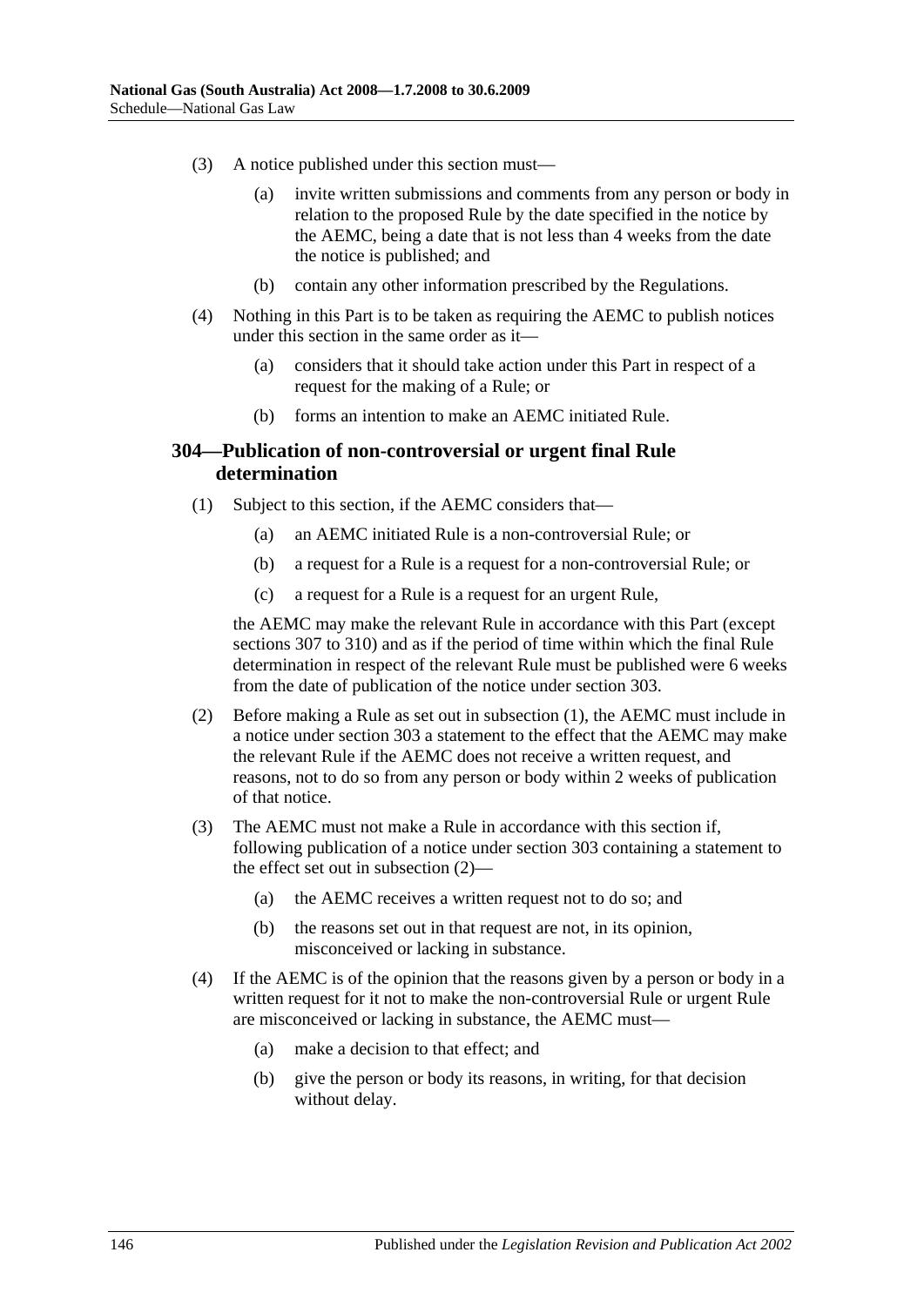(3) A notice published under this section must—

(a) invite written submissions and comments from any person or body in relation to the proposed Rule by the date specified in the notice by the AEMC, being a date that is not less than 4 weeks from the date the notice is published; and

(b) contain any other information prescribed by the Regulations.

(4) Nothing in this Part is to be taken as requiring the AEMC to publish notices under this section in the same order as it—

(a) considers that it should take action under this Part in respect of a request for the making of a Rule; or

(b) forms an intention to make an AEMC initiated Rule.

## 304—Publication of non-controversial or urgent final Rule determination

(1) Subject to this section, if the AEMC considers that—

(a) an AEMC initiated Rule is a non-controversial Rule; or

(b) a request for a Rule is a request for a non-controversial Rule; or

(c) a request for a Rule is a request for an urgent Rule,

the AEMC may make the relevant Rule in accordance with this Part (except sections 307 to 310) and as if the period of time within which the final Rule determination in respect of the relevant Rule must be published were 6 weeks from the date of publication of the notice under section 303.

(2) Before making a Rule as set out in subsection (1), the AEMC must include in a notice under section 303 a statement to the effect that the AEMC may make the relevant Rule if the AEMC does not receive a written request, and reasons, not to do so from any person or body within 2 weeks of publication of that notice.

(3) The AEMC must not make a Rule in accordance with this section if, following publication of a notice under section 303 containing a statement to the effect set out in subsection (2)—

(a) the AEMC receives a written request not to do so; and

(b) the reasons set out in that request are not, in its opinion, misconceived or lacking in substance.

(4) If the AEMC is of the opinion that the reasons given by a person or body in a written request for it not to make the non-controversial Rule or urgent Rule are misconceived or lacking in substance, the AEMC must—

(a) make a decision to that effect; and

(b) give the person or body its reasons, in writing, for that decision without delay.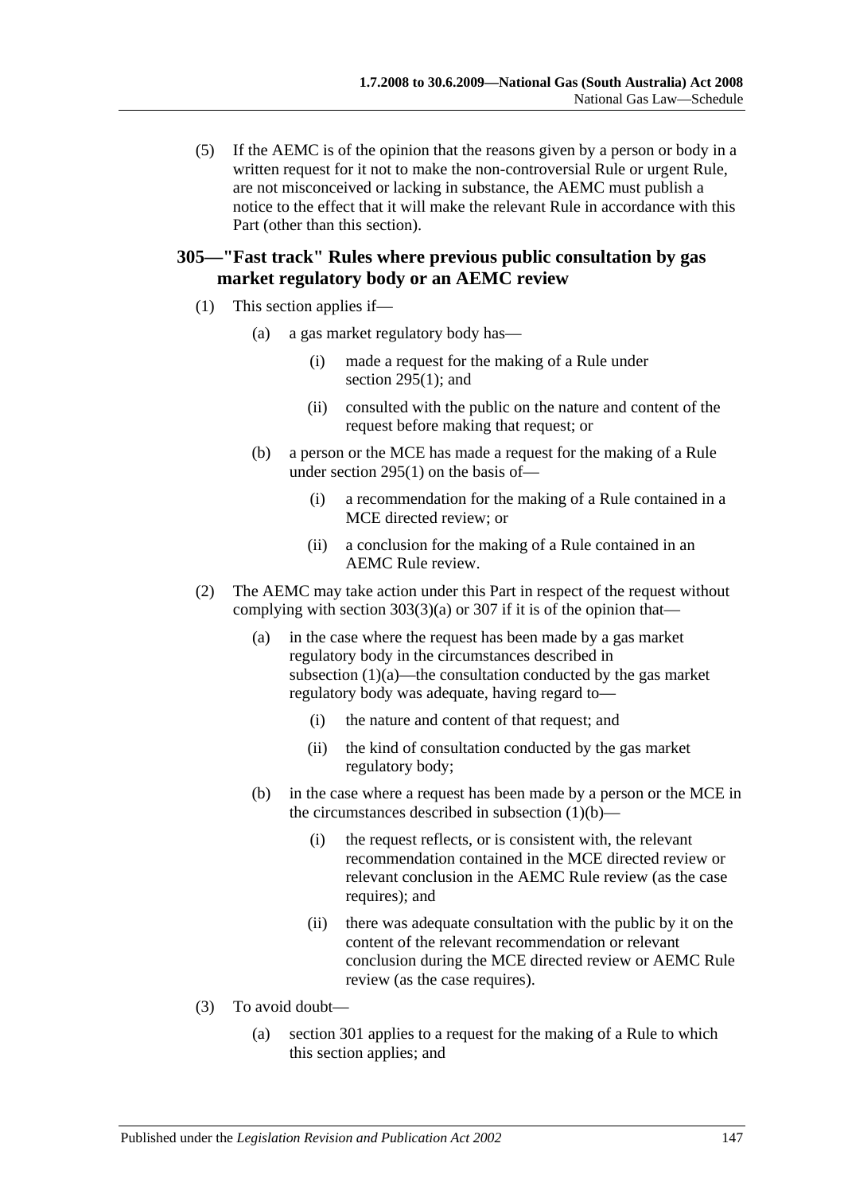(5) If the AEMC is of the opinion that the reasons given by a person or body in a written request for it not to make the non-controversial Rule or urgent Rule, are not misconceived or lacking in substance, the AEMC must publish a notice to the effect that it will make the relevant Rule in accordance with this Part (other than this section).

## 305—"Fast track" Rules where previous public consultation by gas market regulatory body or an AEMC review

(1) This section applies if—

- (a) a gas market regulatory body has—
  - (i) made a request for the making of a Rule under section 295(1); and
  - (ii) consulted with the public on the nature and content of the request before making that request; or
- (b) a person or the MCE has made a request for the making of a Rule under section 295(1) on the basis of—
  - (i) a recommendation for the making of a Rule contained in a MCE directed review; or
  - (ii) a conclusion for the making of a Rule contained in an AEMC Rule review.

(2) The AEMC may take action under this Part in respect of the request without complying with section 303(3)(a) or 307 if it is of the opinion that—

- (a) in the case where the request has been made by a gas market regulatory body in the circumstances described in subsection (1)(a)—the consultation conducted by the gas market regulatory body was adequate, having regard to—
  - (i) the nature and content of that request; and
  - (ii) the kind of consultation conducted by the gas market regulatory body;
- (b) in the case where a request has been made by a person or the MCE in the circumstances described in subsection (1)(b)—
  - (i) the request reflects, or is consistent with, the relevant recommendation contained in the MCE directed review or relevant conclusion in the AEMC Rule review (as the case requires); and
  - (ii) there was adequate consultation with the public by it on the content of the relevant recommendation or relevant conclusion during the MCE directed review or AEMC Rule review (as the case requires).

(3) To avoid doubt—

- (a) section 301 applies to a request for the making of a Rule to which this section applies; and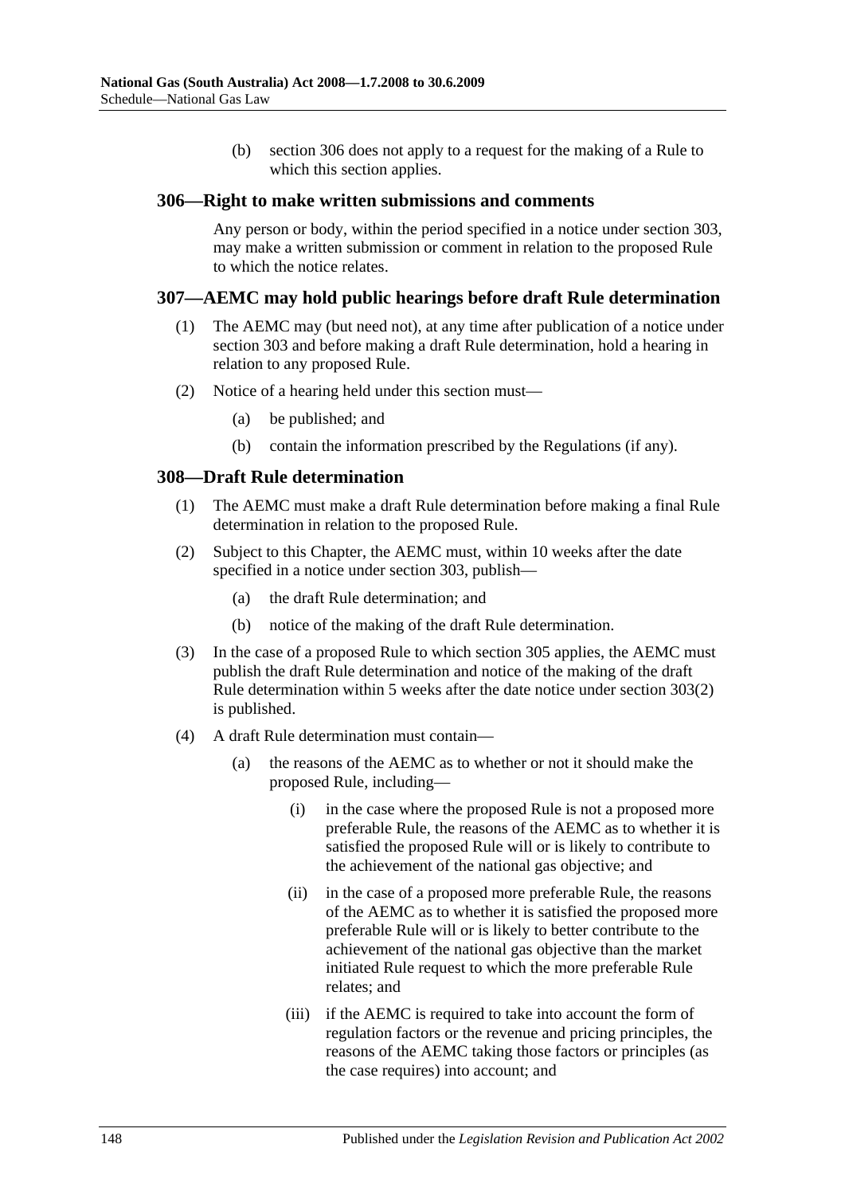(b) section 306 does not apply to a request for the making of a Rule to which this section applies.

## 306—Right to make written submissions and comments

Any person or body, within the period specified in a notice under section 303, may make a written submission or comment in relation to the proposed Rule to which the notice relates.

## 307—AEMC may hold public hearings before draft Rule determination

(1) The AEMC may (but need not), at any time after publication of a notice under section 303 and before making a draft Rule determination, hold a hearing in relation to any proposed Rule.

(2) Notice of a hearing held under this section must—

(a) be published; and

(b) contain the information prescribed by the Regulations (if any).

## 308—Draft Rule determination

(1) The AEMC must make a draft Rule determination before making a final Rule determination in relation to the proposed Rule.

(2) Subject to this Chapter, the AEMC must, within 10 weeks after the date specified in a notice under section 303, publish—

(a) the draft Rule determination; and

(b) notice of the making of the draft Rule determination.

(3) In the case of a proposed Rule to which section 305 applies, the AEMC must publish the draft Rule determination and notice of the making of the draft Rule determination within 5 weeks after the date notice under section 303(2) is published.

(4) A draft Rule determination must contain—

(a) the reasons of the AEMC as to whether or not it should make the proposed Rule, including—

(i) in the case where the proposed Rule is not a proposed more preferable Rule, the reasons of the AEMC as to whether it is satisfied the proposed Rule will or is likely to contribute to the achievement of the national gas objective; and

(ii) in the case of a proposed more preferable Rule, the reasons of the AEMC as to whether it is satisfied the proposed more preferable Rule will or is likely to better contribute to the achievement of the national gas objective than the market initiated Rule request to which the more preferable Rule relates; and

(iii) if the AEMC is required to take into account the form of regulation factors or the revenue and pricing principles, the reasons of the AEMC taking those factors or principles (as the case requires) into account; and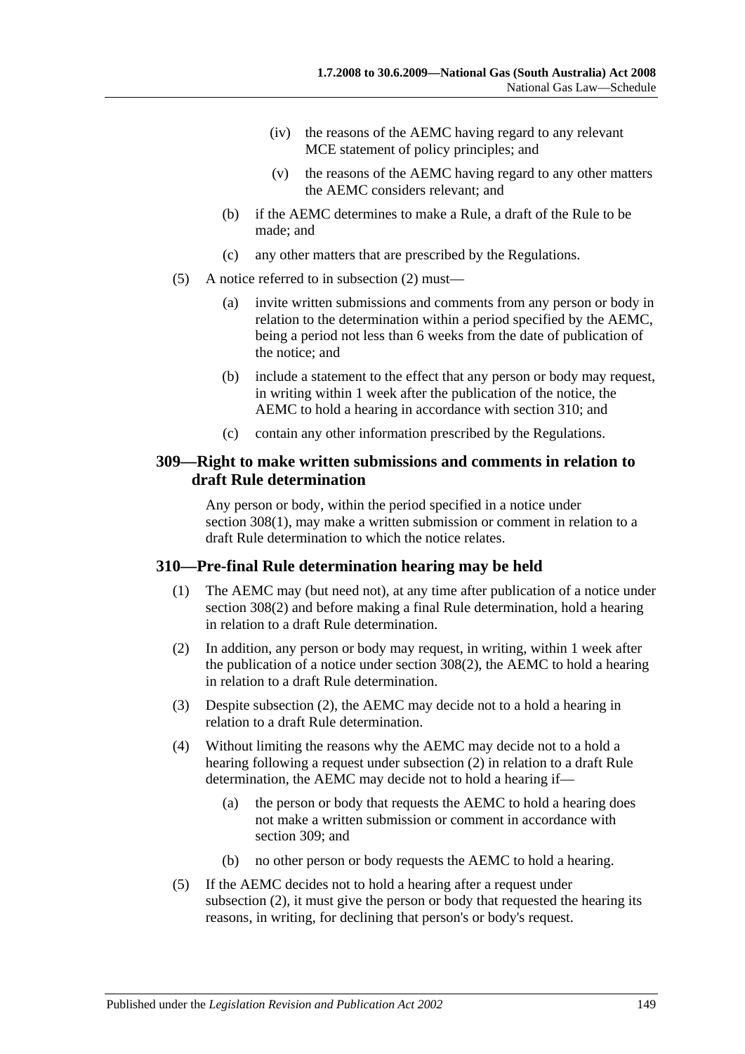(iv) the reasons of the AEMC having regard to any relevant MCE statement of policy principles; and

(v) the reasons of the AEMC having regard to any other matters the AEMC considers relevant; and

(b) if the AEMC determines to make a Rule, a draft of the Rule to be made; and

(c) any other matters that are prescribed by the Regulations.

(5) A notice referred to in subsection (2) must—

(a) invite written submissions and comments from any person or body in relation to the determination within a period specified by the AEMC, being a period not less than 6 weeks from the date of publication of the notice; and

(b) include a statement to the effect that any person or body may request, in writing within 1 week after the publication of the notice, the AEMC to hold a hearing in accordance with section 310; and

(c) contain any other information prescribed by the Regulations.

### 309—Right to make written submissions and comments in relation to draft Rule determination

Any person or body, within the period specified in a notice under section 308(1), may make a written submission or comment in relation to a draft Rule determination to which the notice relates.

### 310—Pre-final Rule determination hearing may be held

(1) The AEMC may (but need not), at any time after publication of a notice under section 308(2) and before making a final Rule determination, hold a hearing in relation to a draft Rule determination.

(2) In addition, any person or body may request, in writing, within 1 week after the publication of a notice under section 308(2), the AEMC to hold a hearing in relation to a draft Rule determination.

(3) Despite subsection (2), the AEMC may decide not to a hold a hearing in relation to a draft Rule determination.

(4) Without limiting the reasons why the AEMC may decide not to a hold a hearing following a request under subsection (2) in relation to a draft Rule determination, the AEMC may decide not to hold a hearing if—

(a) the person or body that requests the AEMC to hold a hearing does not make a written submission or comment in accordance with section 309; and

(b) no other person or body requests the AEMC to hold a hearing.

(5) If the AEMC decides not to hold a hearing after a request under subsection (2), it must give the person or body that requested the hearing its reasons, in writing, for declining that person's or body's request.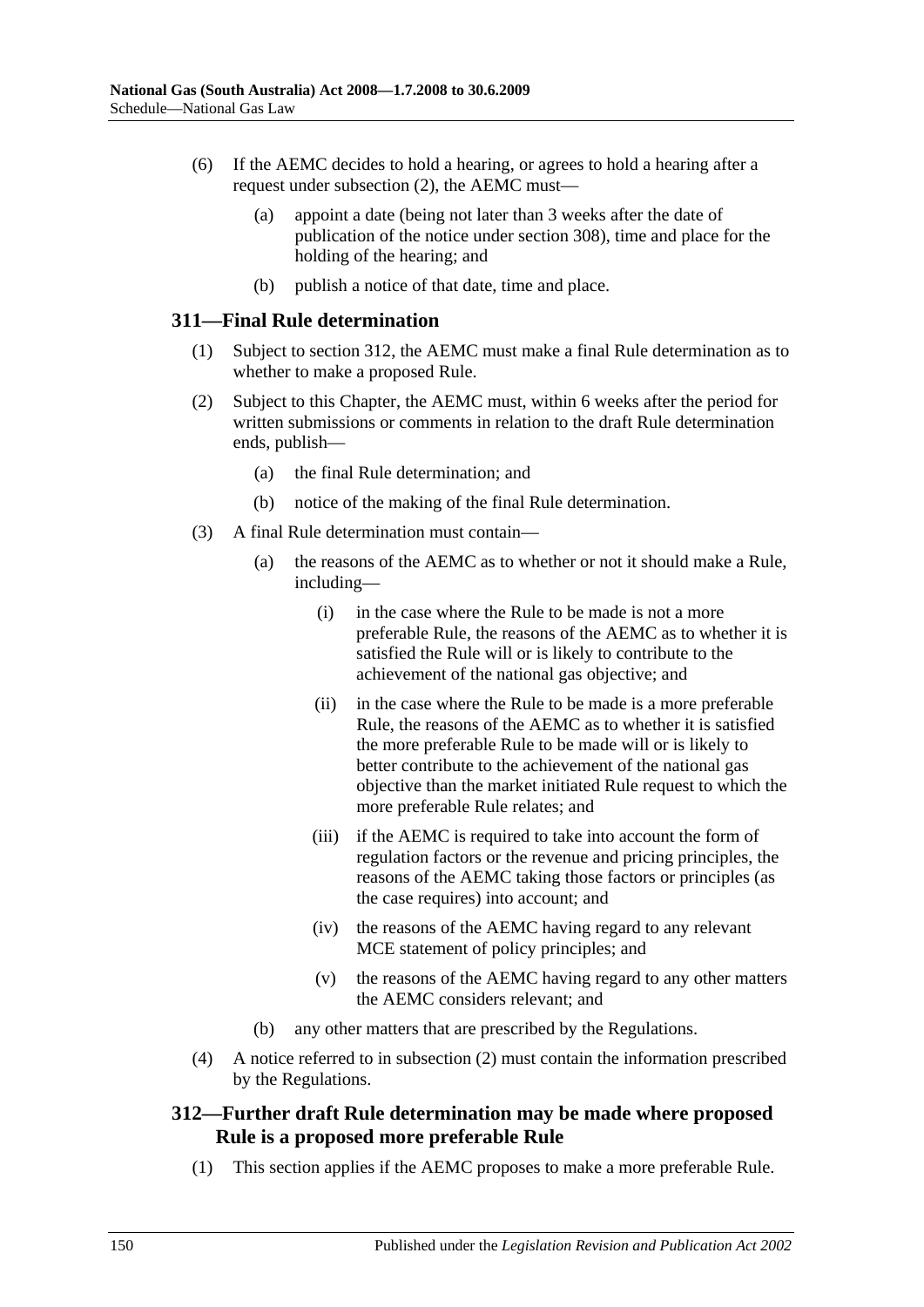(6) If the AEMC decides to hold a hearing, or agrees to hold a hearing after a request under subsection (2), the AEMC must—

(a) appoint a date (being not later than 3 weeks after the date of publication of the notice under section 308), time and place for the holding of the hearing; and

(b) publish a notice of that date, time and place.

## 311—Final Rule determination

(1) Subject to section 312, the AEMC must make a final Rule determination as to whether to make a proposed Rule.

(2) Subject to this Chapter, the AEMC must, within 6 weeks after the period for written submissions or comments in relation to the draft Rule determination ends, publish—

(a) the final Rule determination; and

(b) notice of the making of the final Rule determination.

(3) A final Rule determination must contain—

(a) the reasons of the AEMC as to whether or not it should make a Rule, including—

(i) in the case where the Rule to be made is not a more preferable Rule, the reasons of the AEMC as to whether it is satisfied the Rule will or is likely to contribute to the achievement of the national gas objective; and

(ii) in the case where the Rule to be made is a more preferable Rule, the reasons of the AEMC as to whether it is satisfied the more preferable Rule to be made will or is likely to better contribute to the achievement of the national gas objective than the market initiated Rule request to which the more preferable Rule relates; and

(iii) if the AEMC is required to take into account the form of regulation factors or the revenue and pricing principles, the reasons of the AEMC taking those factors or principles (as the case requires) into account; and

(iv) the reasons of the AEMC having regard to any relevant MCE statement of policy principles; and

(v) the reasons of the AEMC having regard to any other matters the AEMC considers relevant; and

(b) any other matters that are prescribed by the Regulations.

(4) A notice referred to in subsection (2) must contain the information prescribed by the Regulations.

## 312—Further draft Rule determination may be made where proposed Rule is a proposed more preferable Rule

(1) This section applies if the AEMC proposes to make a more preferable Rule.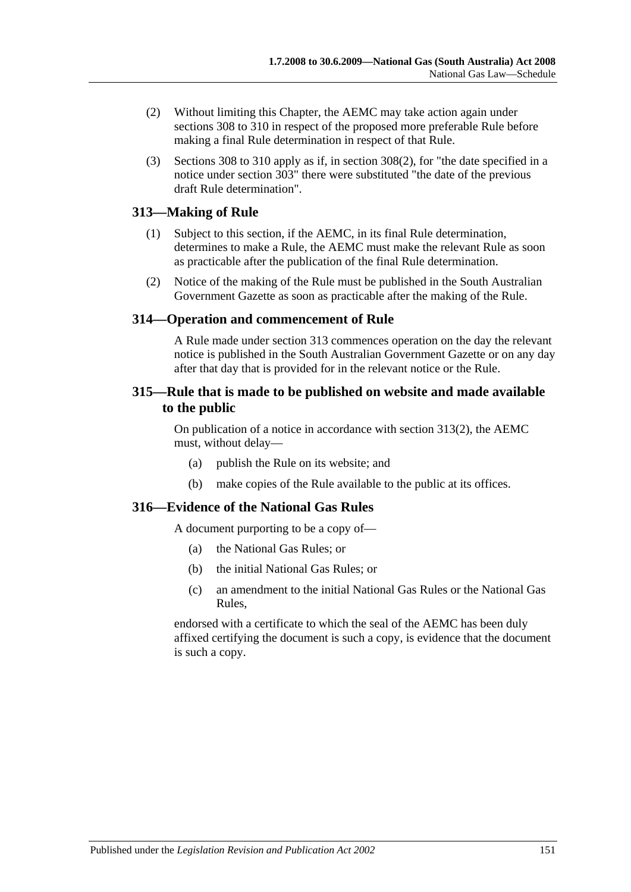(2) Without limiting this Chapter, the AEMC may take action again under sections 308 to 310 in respect of the proposed more preferable Rule before making a final Rule determination in respect of that Rule.

(3) Sections 308 to 310 apply as if, in section 308(2), for "the date specified in a notice under section 303" there were substituted "the date of the previous draft Rule determination".

## 313—Making of Rule

(1) Subject to this section, if the AEMC, in its final Rule determination, determines to make a Rule, the AEMC must make the relevant Rule as soon as practicable after the publication of the final Rule determination.

(2) Notice of the making of the Rule must be published in the South Australian Government Gazette as soon as practicable after the making of the Rule.

## 314—Operation and commencement of Rule

A Rule made under section 313 commences operation on the day the relevant notice is published in the South Australian Government Gazette or on any day after that day that is provided for in the relevant notice or the Rule.

## 315—Rule that is made to be published on website and made available to the public

On publication of a notice in accordance with section 313(2), the AEMC must, without delay—

(a) publish the Rule on its website; and

(b) make copies of the Rule available to the public at its offices.

## 316—Evidence of the National Gas Rules

A document purporting to be a copy of—

(a) the National Gas Rules; or

(b) the initial National Gas Rules; or

(c) an amendment to the initial National Gas Rules or the National Gas Rules,

endorsed with a certificate to which the seal of the AEMC has been duly affixed certifying the document is such a copy, is evidence that the document is such a copy.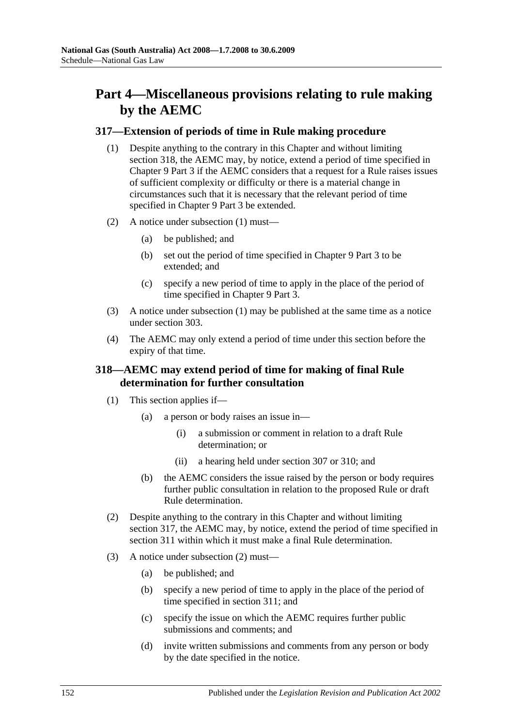# Part 4—Miscellaneous provisions relating to rule making by the AEMC

## 317—Extension of periods of time in Rule making procedure

(1) Despite anything to the contrary in this Chapter and without limiting section 318, the AEMC may, by notice, extend a period of time specified in Chapter 9 Part 3 if the AEMC considers that a request for a Rule raises issues of sufficient complexity or difficulty or there is a material change in circumstances such that it is necessary that the relevant period of time specified in Chapter 9 Part 3 be extended.

(2) A notice under subsection (1) must—

- (a) be published; and
- (b) set out the period of time specified in Chapter 9 Part 3 to be extended; and
- (c) specify a new period of time to apply in the place of the period of time specified in Chapter 9 Part 3.

(3) A notice under subsection (1) may be published at the same time as a notice under section 303.

(4) The AEMC may only extend a period of time under this section before the expiry of that time.

## 318—AEMC may extend period of time for making of final Rule determination for further consultation

(1) This section applies if—

- (a) a person or body raises an issue in—
  - (i) a submission or comment in relation to a draft Rule determination; or
  - (ii) a hearing held under section 307 or 310; and
- (b) the AEMC considers the issue raised by the person or body requires further public consultation in relation to the proposed Rule or draft Rule determination.

(2) Despite anything to the contrary in this Chapter and without limiting section 317, the AEMC may, by notice, extend the period of time specified in section 311 within which it must make a final Rule determination.

(3) A notice under subsection (2) must—

- (a) be published; and
- (b) specify a new period of time to apply in the place of the period of time specified in section 311; and
- (c) specify the issue on which the AEMC requires further public submissions and comments; and
- (d) invite written submissions and comments from any person or body by the date specified in the notice.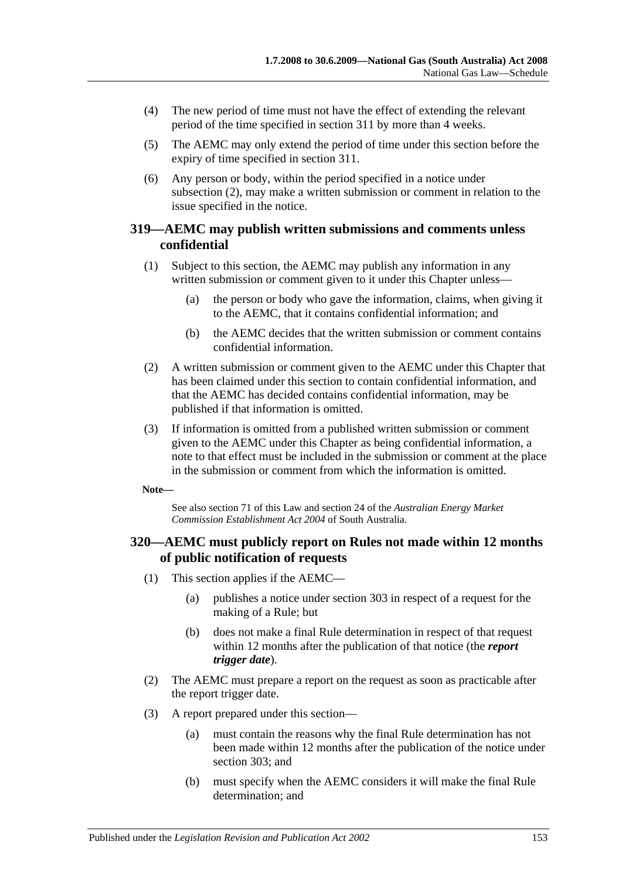(4) The new period of time must not have the effect of extending the relevant period of the time specified in section 311 by more than 4 weeks.

(5) The AEMC may only extend the period of time under this section before the expiry of time specified in section 311.

(6) Any person or body, within the period specified in a notice under subsection (2), may make a written submission or comment in relation to the issue specified in the notice.

## 319—AEMC may publish written submissions and comments unless confidential

(1) Subject to this section, the AEMC may publish any information in any written submission or comment given to it under this Chapter unless—

(a) the person or body who gave the information, claims, when giving it to the AEMC, that it contains confidential information; and

(b) the AEMC decides that the written submission or comment contains confidential information.

(2) A written submission or comment given to the AEMC under this Chapter that has been claimed under this section to contain confidential information, and that the AEMC has decided contains confidential information, may be published if that information is omitted.

(3) If information is omitted from a published written submission or comment given to the AEMC under this Chapter as being confidential information, a note to that effect must be included in the submission or comment at the place in the submission or comment from which the information is omitted.

**Note—**

See also section 71 of this Law and section 24 of the *Australian Energy Market Commission Establishment Act 2004* of South Australia.

## 320—AEMC must publicly report on Rules not made within 12 months of public notification of requests

(1) This section applies if the AEMC—

(a) publishes a notice under section 303 in respect of a request for the making of a Rule; but

(b) does not make a final Rule determination in respect of that request within 12 months after the publication of that notice (the ***report trigger date***).

(2) The AEMC must prepare a report on the request as soon as practicable after the report trigger date.

(3) A report prepared under this section—

(a) must contain the reasons why the final Rule determination has not been made within 12 months after the publication of the notice under section 303; and

(b) must specify when the AEMC considers it will make the final Rule determination; and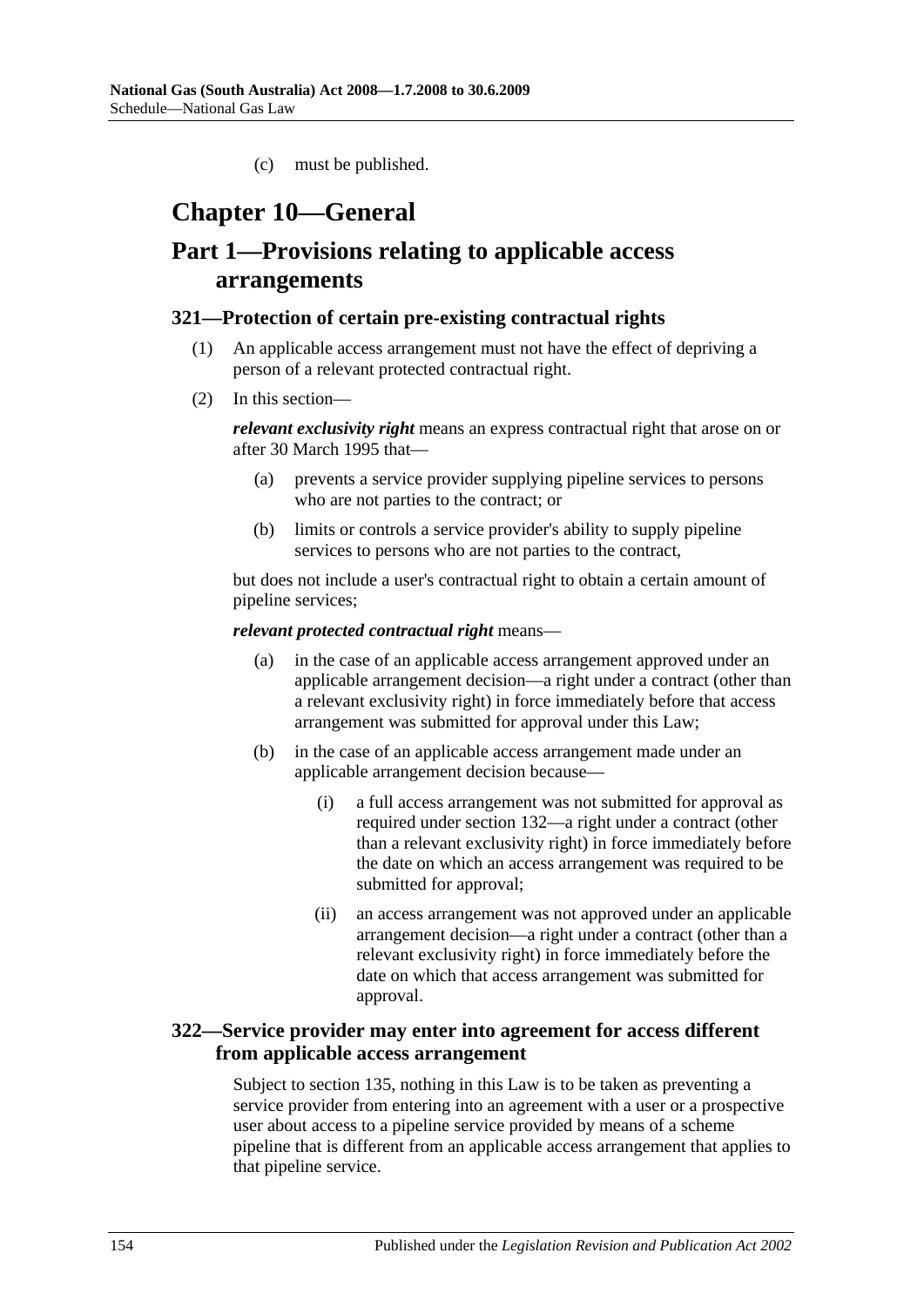(c) must be published.

# Chapter 10—General

## Part 1—Provisions relating to applicable access arrangements

### 321—Protection of certain pre-existing contractual rights

(1) An applicable access arrangement must not have the effect of depriving a person of a relevant protected contractual right.

(2) In this section—

***relevant exclusivity right*** means an express contractual right that arose on or after 30 March 1995 that—

(a) prevents a service provider supplying pipeline services to persons who are not parties to the contract; or

(b) limits or controls a service provider's ability to supply pipeline services to persons who are not parties to the contract,

but does not include a user's contractual right to obtain a certain amount of pipeline services;

***relevant protected contractual right*** means—

(a) in the case of an applicable access arrangement approved under an applicable arrangement decision—a right under a contract (other than a relevant exclusivity right) in force immediately before that access arrangement was submitted for approval under this Law;

(b) in the case of an applicable access arrangement made under an applicable arrangement decision because—

(i) a full access arrangement was not submitted for approval as required under section 132—a right under a contract (other than a relevant exclusivity right) in force immediately before the date on which an access arrangement was required to be submitted for approval;

(ii) an access arrangement was not approved under an applicable arrangement decision—a right under a contract (other than a relevant exclusivity right) in force immediately before the date on which that access arrangement was submitted for approval.

### 322—Service provider may enter into agreement for access different from applicable access arrangement

Subject to section 135, nothing in this Law is to be taken as preventing a service provider from entering into an agreement with a user or a prospective user about access to a pipeline service provided by means of a scheme pipeline that is different from an applicable access arrangement that applies to that pipeline service.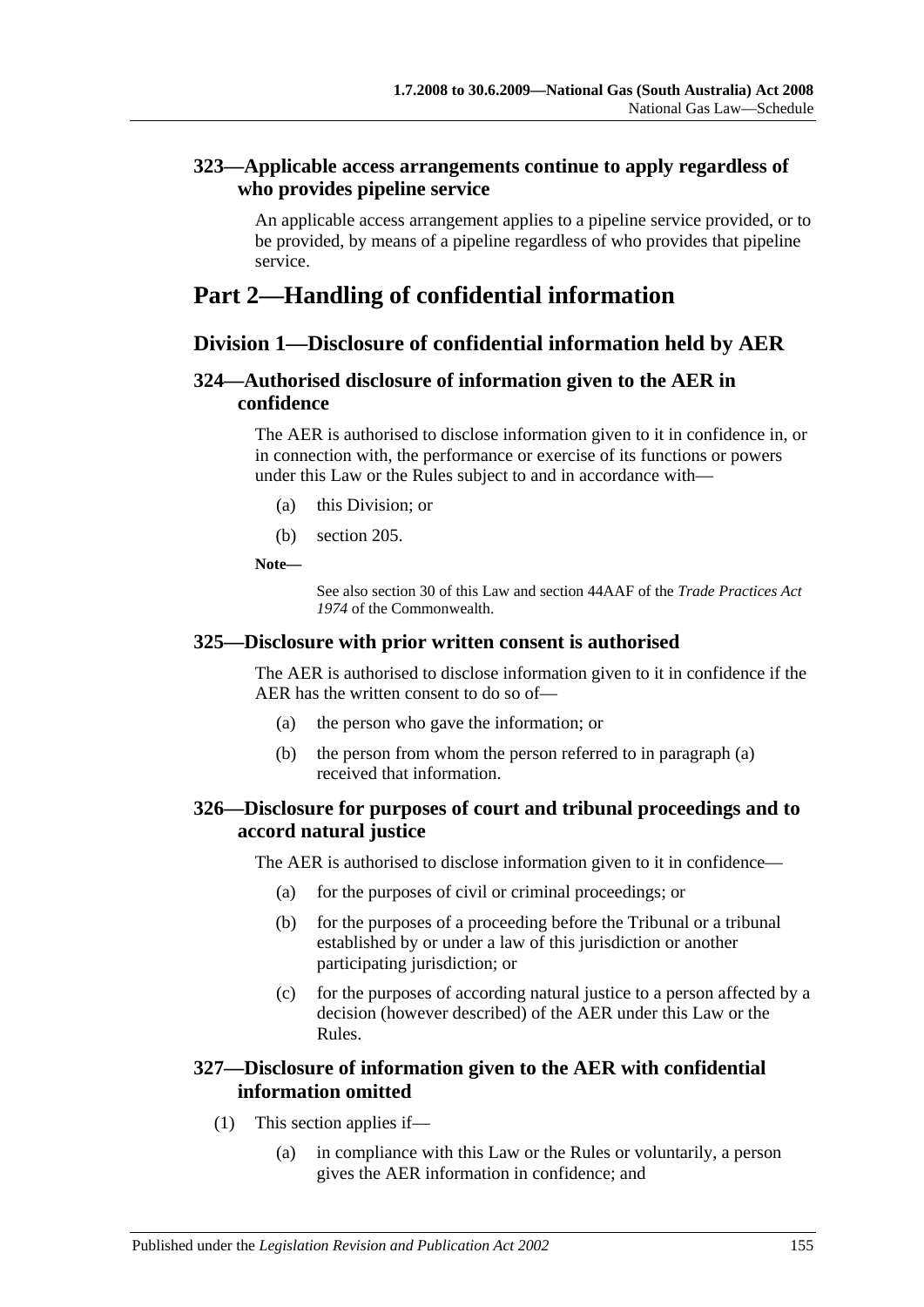### 323—Applicable access arrangements continue to apply regardless of who provides pipeline service

An applicable access arrangement applies to a pipeline service provided, or to be provided, by means of a pipeline regardless of who provides that pipeline service.

# Part 2—Handling of confidential information

## Division 1—Disclosure of confidential information held by AER

### 324—Authorised disclosure of information given to the AER in confidence

The AER is authorised to disclose information given to it in confidence in, or in connection with, the performance or exercise of its functions or powers under this Law or the Rules subject to and in accordance with—

(a) this Division; or

(b) section 205.

**Note—**

See also section 30 of this Law and section 44AAF of the *Trade Practices Act 1974* of the Commonwealth.

### 325—Disclosure with prior written consent is authorised

The AER is authorised to disclose information given to it in confidence if the AER has the written consent to do so of—

(a) the person who gave the information; or

(b) the person from whom the person referred to in paragraph (a) received that information.

### 326—Disclosure for purposes of court and tribunal proceedings and to accord natural justice

The AER is authorised to disclose information given to it in confidence—

(a) for the purposes of civil or criminal proceedings; or

(b) for the purposes of a proceeding before the Tribunal or a tribunal established by or under a law of this jurisdiction or another participating jurisdiction; or

(c) for the purposes of according natural justice to a person affected by a decision (however described) of the AER under this Law or the Rules.

### 327—Disclosure of information given to the AER with confidential information omitted

(1) This section applies if—

(a) in compliance with this Law or the Rules or voluntarily, a person gives the AER information in confidence; and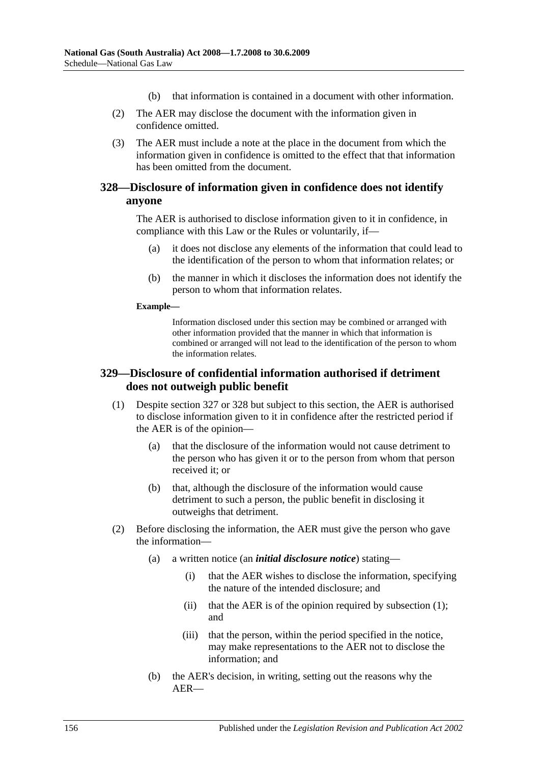(b) that information is contained in a document with other information.

(2) The AER may disclose the document with the information given in confidence omitted.

(3) The AER must include a note at the place in the document from which the information given in confidence is omitted to the effect that that information has been omitted from the document.

## 328—Disclosure of information given in confidence does not identify anyone

The AER is authorised to disclose information given to it in confidence, in compliance with this Law or the Rules or voluntarily, if—

(a) it does not disclose any elements of the information that could lead to the identification of the person to whom that information relates; or

(b) the manner in which it discloses the information does not identify the person to whom that information relates.

**Example—**

Information disclosed under this section may be combined or arranged with other information provided that the manner in which that information is combined or arranged will not lead to the identification of the person to whom the information relates.

## 329—Disclosure of confidential information authorised if detriment does not outweigh public benefit

(1) Despite section 327 or 328 but subject to this section, the AER is authorised to disclose information given to it in confidence after the restricted period if the AER is of the opinion—

(a) that the disclosure of the information would not cause detriment to the person who has given it or to the person from whom that person received it; or

(b) that, although the disclosure of the information would cause detriment to such a person, the public benefit in disclosing it outweighs that detriment.

(2) Before disclosing the information, the AER must give the person who gave the information—

(a) a written notice (an ***initial disclosure notice***) stating—

(i) that the AER wishes to disclose the information, specifying the nature of the intended disclosure; and

(ii) that the AER is of the opinion required by subsection (1); and

(iii) that the person, within the period specified in the notice, may make representations to the AER not to disclose the information; and

(b) the AER's decision, in writing, setting out the reasons why the AER—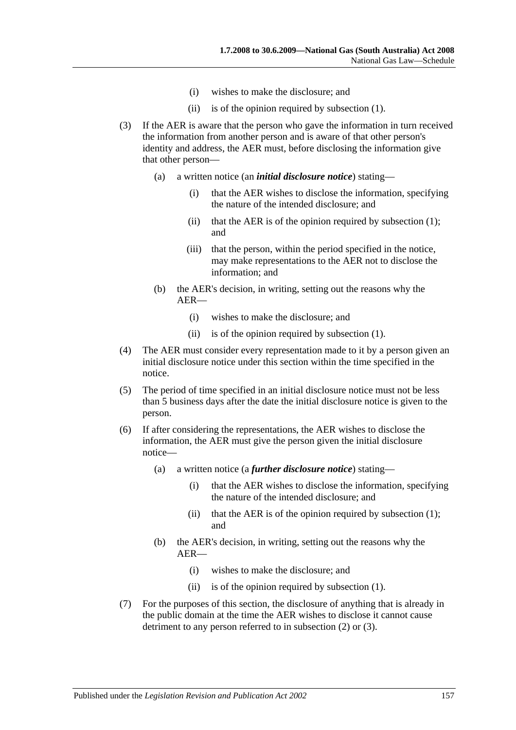(i) wishes to make the disclosure; and

(ii) is of the opinion required by subsection (1).

(3) If the AER is aware that the person who gave the information in turn received the information from another person and is aware of that other person's identity and address, the AER must, before disclosing the information give that other person—

(a) a written notice (an ***initial disclosure notice***) stating—

(i) that the AER wishes to disclose the information, specifying the nature of the intended disclosure; and

(ii) that the AER is of the opinion required by subsection (1); and

(iii) that the person, within the period specified in the notice, may make representations to the AER not to disclose the information; and

(b) the AER's decision, in writing, setting out the reasons why the AER—

(i) wishes to make the disclosure; and

(ii) is of the opinion required by subsection (1).

(4) The AER must consider every representation made to it by a person given an initial disclosure notice under this section within the time specified in the notice.

(5) The period of time specified in an initial disclosure notice must not be less than 5 business days after the date the initial disclosure notice is given to the person.

(6) If after considering the representations, the AER wishes to disclose the information, the AER must give the person given the initial disclosure notice—

(a) a written notice (a ***further disclosure notice***) stating—

(i) that the AER wishes to disclose the information, specifying the nature of the intended disclosure; and

(ii) that the AER is of the opinion required by subsection (1); and

(b) the AER's decision, in writing, setting out the reasons why the AER—

(i) wishes to make the disclosure; and

(ii) is of the opinion required by subsection (1).

(7) For the purposes of this section, the disclosure of anything that is already in the public domain at the time the AER wishes to disclose it cannot cause detriment to any person referred to in subsection (2) or (3).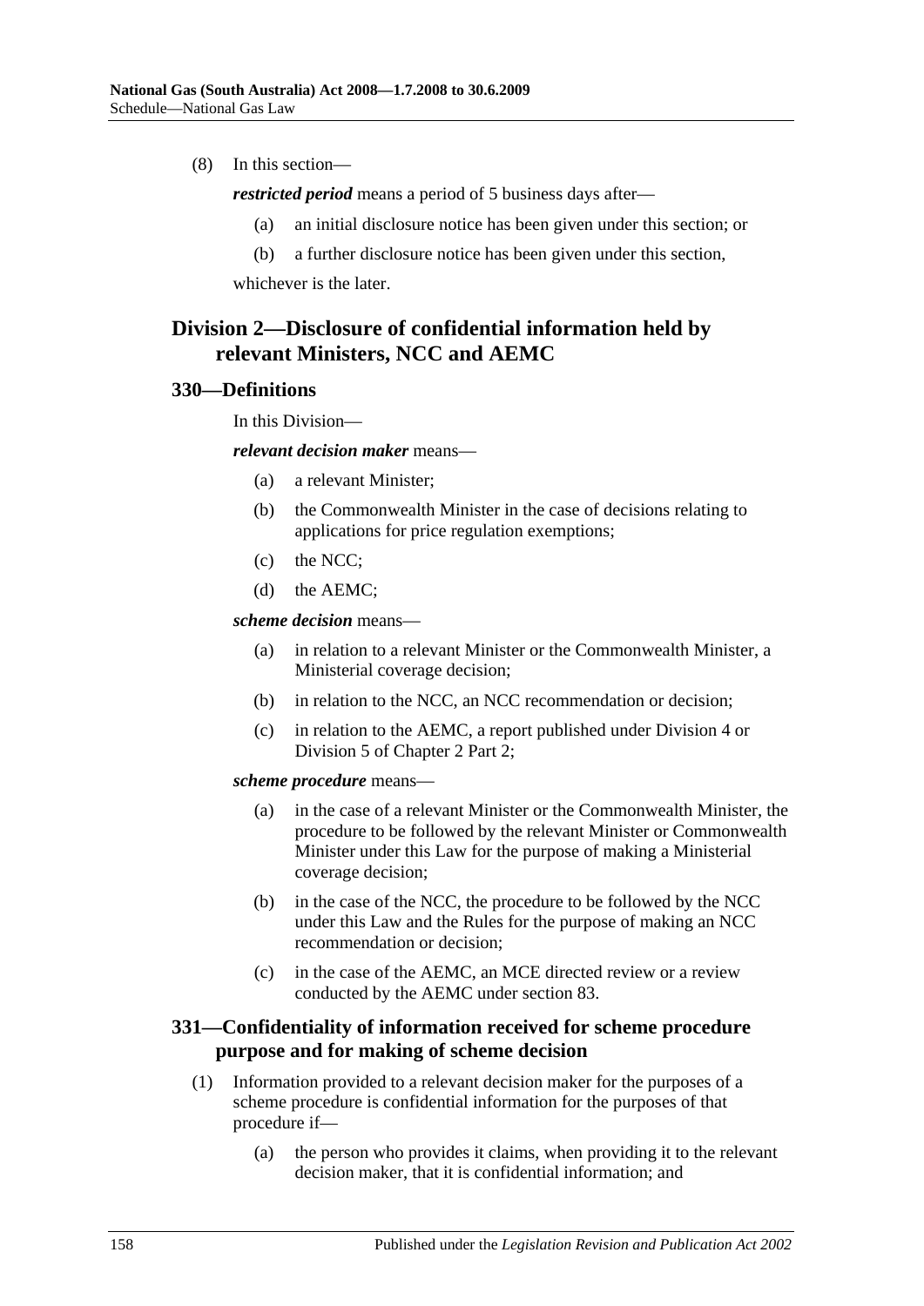(8) In this section—

*restricted period* means a period of 5 business days after—

(a) an initial disclosure notice has been given under this section; or

(b) a further disclosure notice has been given under this section,

whichever is the later.

## Division 2—Disclosure of confidential information held by relevant Ministers, NCC and AEMC

### 330—Definitions

In this Division—

*relevant decision maker* means—

(a) a relevant Minister;

(b) the Commonwealth Minister in the case of decisions relating to applications for price regulation exemptions;

(c) the NCC;

(d) the AEMC;

*scheme decision* means—

(a) in relation to a relevant Minister or the Commonwealth Minister, a Ministerial coverage decision;

(b) in relation to the NCC, an NCC recommendation or decision;

(c) in relation to the AEMC, a report published under Division 4 or Division 5 of Chapter 2 Part 2;

*scheme procedure* means—

(a) in the case of a relevant Minister or the Commonwealth Minister, the procedure to be followed by the relevant Minister or Commonwealth Minister under this Law for the purpose of making a Ministerial coverage decision;

(b) in the case of the NCC, the procedure to be followed by the NCC under this Law and the Rules for the purpose of making an NCC recommendation or decision;

(c) in the case of the AEMC, an MCE directed review or a review conducted by the AEMC under section 83.

### 331—Confidentiality of information received for scheme procedure purpose and for making of scheme decision

(1) Information provided to a relevant decision maker for the purposes of a scheme procedure is confidential information for the purposes of that procedure if—

(a) the person who provides it claims, when providing it to the relevant decision maker, that it is confidential information; and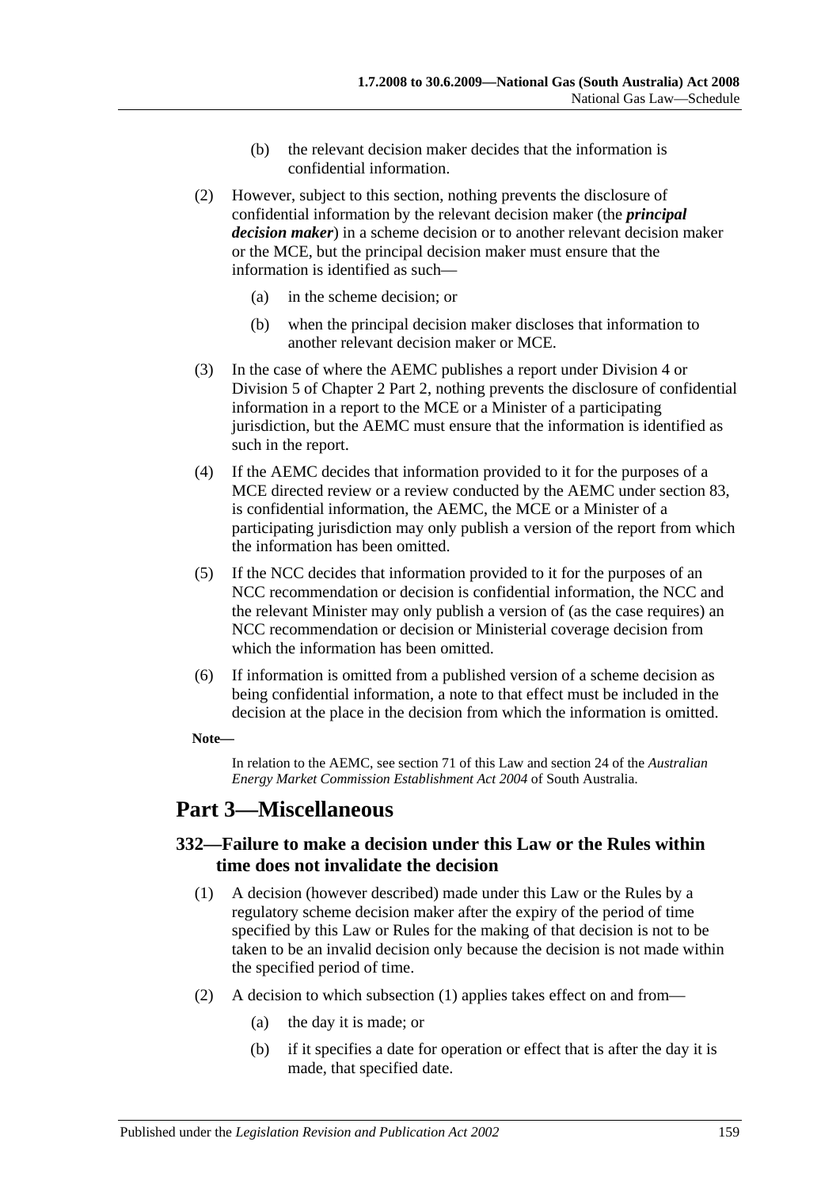(b) the relevant decision maker decides that the information is confidential information.

(2) However, subject to this section, nothing prevents the disclosure of confidential information by the relevant decision maker (the ***principal decision maker***) in a scheme decision or to another relevant decision maker or the MCE, but the principal decision maker must ensure that the information is identified as such—

(a) in the scheme decision; or

(b) when the principal decision maker discloses that information to another relevant decision maker or MCE.

(3) In the case of where the AEMC publishes a report under Division 4 or Division 5 of Chapter 2 Part 2, nothing prevents the disclosure of confidential information in a report to the MCE or a Minister of a participating jurisdiction, but the AEMC must ensure that the information is identified as such in the report.

(4) If the AEMC decides that information provided to it for the purposes of a MCE directed review or a review conducted by the AEMC under section 83, is confidential information, the AEMC, the MCE or a Minister of a participating jurisdiction may only publish a version of the report from which the information has been omitted.

(5) If the NCC decides that information provided to it for the purposes of an NCC recommendation or decision is confidential information, the NCC and the relevant Minister may only publish a version of (as the case requires) an NCC recommendation or decision or Ministerial coverage decision from which the information has been omitted.

(6) If information is omitted from a published version of a scheme decision as being confidential information, a note to that effect must be included in the decision at the place in the decision from which the information is omitted.

**Note—**

In relation to the AEMC, see section 71 of this Law and section 24 of the *Australian Energy Market Commission Establishment Act 2004* of South Australia.

# Part 3—Miscellaneous

## 332—Failure to make a decision under this Law or the Rules within time does not invalidate the decision

(1) A decision (however described) made under this Law or the Rules by a regulatory scheme decision maker after the expiry of the period of time specified by this Law or Rules for the making of that decision is not to be taken to be an invalid decision only because the decision is not made within the specified period of time.

(2) A decision to which subsection (1) applies takes effect on and from—

(a) the day it is made; or

(b) if it specifies a date for operation or effect that is after the day it is made, that specified date.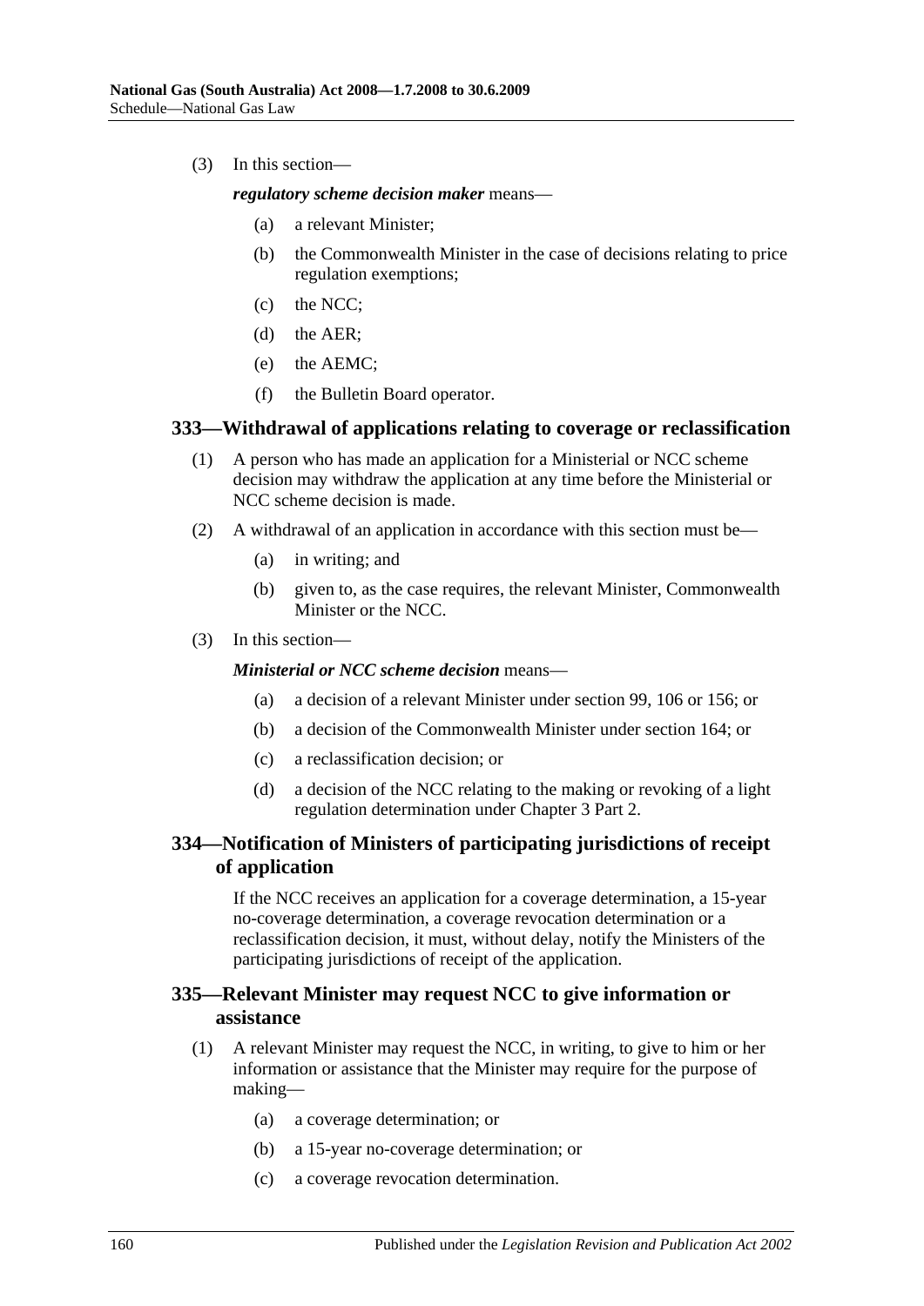(3) In this section—

***regulatory scheme decision maker*** means—

(a) a relevant Minister;

(b) the Commonwealth Minister in the case of decisions relating to price regulation exemptions;

(c) the NCC;

(d) the AER;

(e) the AEMC;

(f) the Bulletin Board operator.

## 333—Withdrawal of applications relating to coverage or reclassification

(1) A person who has made an application for a Ministerial or NCC scheme decision may withdraw the application at any time before the Ministerial or NCC scheme decision is made.

(2) A withdrawal of an application in accordance with this section must be—

(a) in writing; and

(b) given to, as the case requires, the relevant Minister, Commonwealth Minister or the NCC.

(3) In this section—

***Ministerial or NCC scheme decision*** means—

(a) a decision of a relevant Minister under section 99, 106 or 156; or

(b) a decision of the Commonwealth Minister under section 164; or

(c) a reclassification decision; or

(d) a decision of the NCC relating to the making or revoking of a light regulation determination under Chapter 3 Part 2.

## 334—Notification of Ministers of participating jurisdictions of receipt of application

If the NCC receives an application for a coverage determination, a 15-year no-coverage determination, a coverage revocation determination or a reclassification decision, it must, without delay, notify the Ministers of the participating jurisdictions of receipt of the application.

## 335—Relevant Minister may request NCC to give information or assistance

(1) A relevant Minister may request the NCC, in writing, to give to him or her information or assistance that the Minister may require for the purpose of making—

(a) a coverage determination; or

(b) a 15-year no-coverage determination; or

(c) a coverage revocation determination.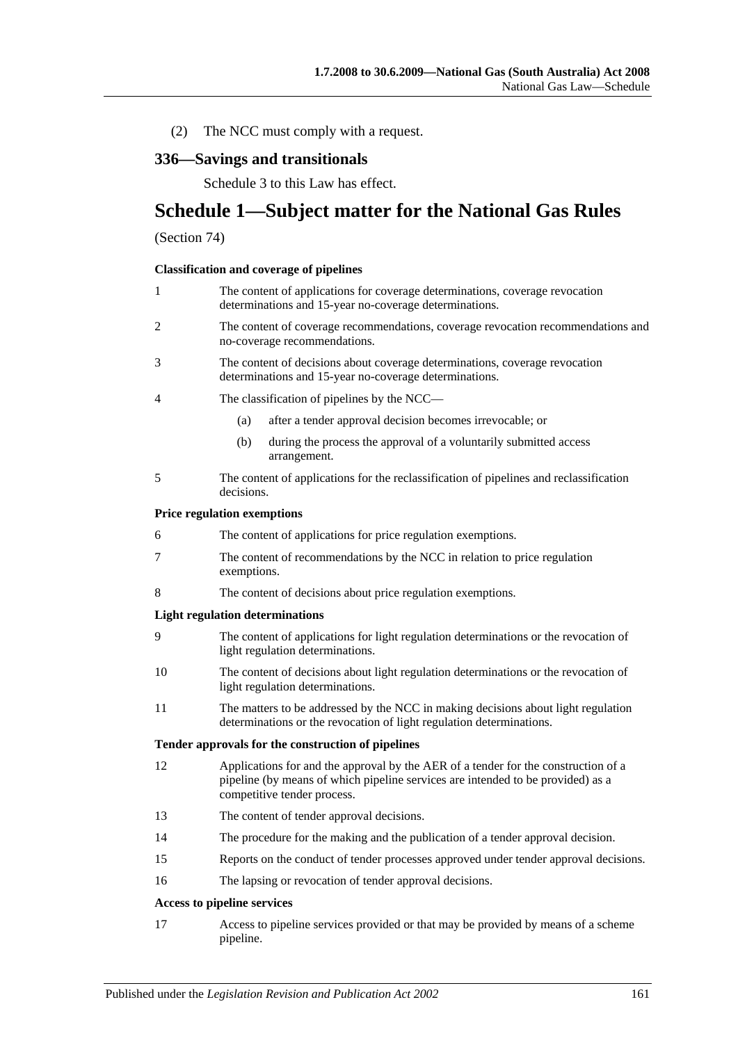(2) The NCC must comply with a request.

## 336—Savings and transitionals

Schedule 3 to this Law has effect.

# Schedule 1—Subject matter for the National Gas Rules

(Section 74)

**Classification and coverage of pipelines**

1 The content of applications for coverage determinations, coverage revocation determinations and 15-year no-coverage determinations.

2 The content of coverage recommendations, coverage revocation recommendations and no-coverage recommendations.

3 The content of decisions about coverage determinations, coverage revocation determinations and 15-year no-coverage determinations.

4 The classification of pipelines by the NCC—

(a) after a tender approval decision becomes irrevocable; or

(b) during the process the approval of a voluntarily submitted access arrangement.

5 The content of applications for the reclassification of pipelines and reclassification decisions.

**Price regulation exemptions**

6 The content of applications for price regulation exemptions.

7 The content of recommendations by the NCC in relation to price regulation exemptions.

8 The content of decisions about price regulation exemptions.

**Light regulation determinations**

9 The content of applications for light regulation determinations or the revocation of light regulation determinations.

10 The content of decisions about light regulation determinations or the revocation of light regulation determinations.

11 The matters to be addressed by the NCC in making decisions about light regulation determinations or the revocation of light regulation determinations.

**Tender approvals for the construction of pipelines**

12 Applications for and the approval by the AER of a tender for the construction of a pipeline (by means of which pipeline services are intended to be provided) as a competitive tender process.

13 The content of tender approval decisions.

14 The procedure for the making and the publication of a tender approval decision.

15 Reports on the conduct of tender processes approved under tender approval decisions.

16 The lapsing or revocation of tender approval decisions.

**Access to pipeline services**

17 Access to pipeline services provided or that may be provided by means of a scheme pipeline.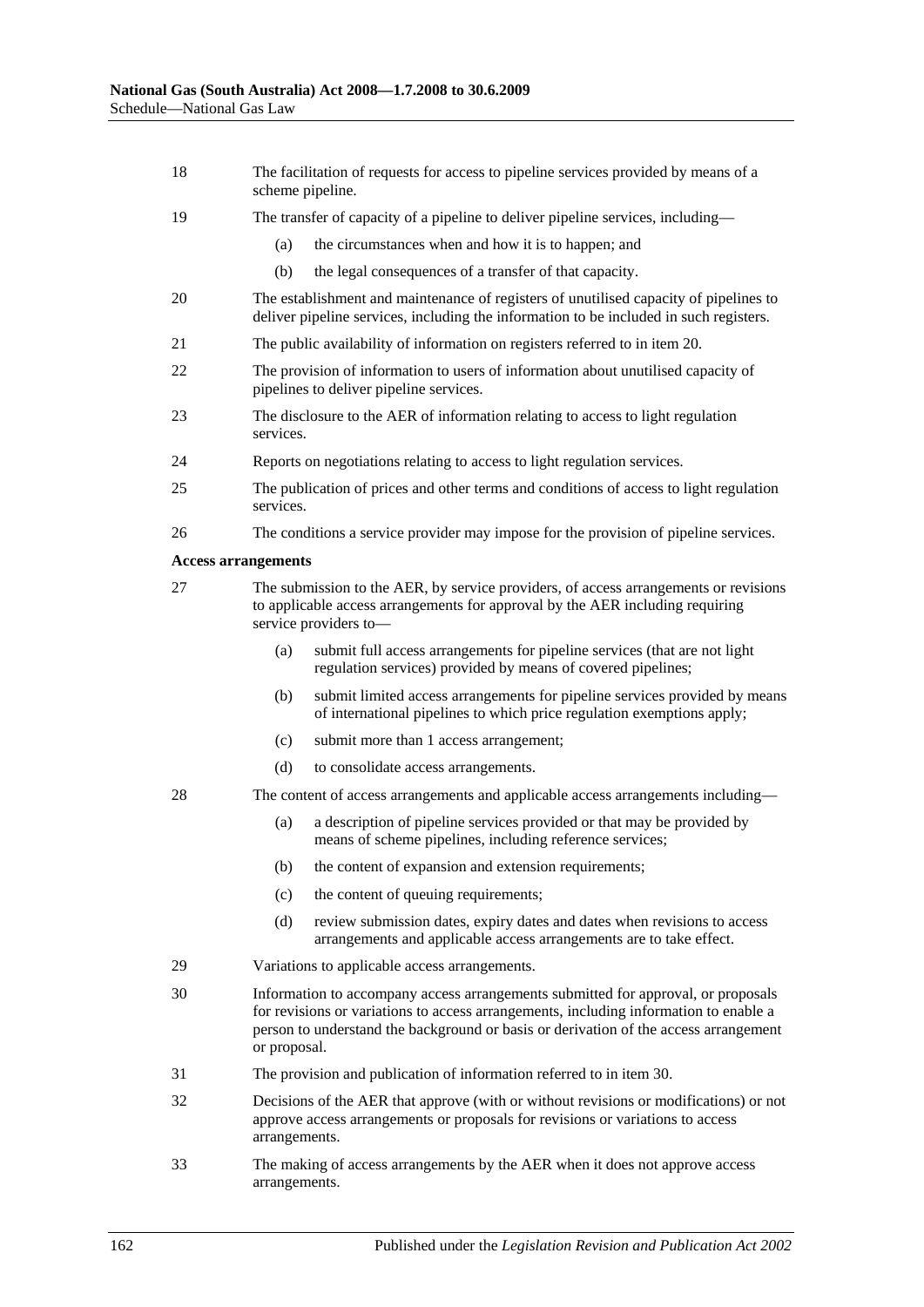18 The facilitation of requests for access to pipeline services provided by means of a scheme pipeline.

19 The transfer of capacity of a pipeline to deliver pipeline services, including—

- (a) the circumstances when and how it is to happen; and
- (b) the legal consequences of a transfer of that capacity.

20 The establishment and maintenance of registers of unutilised capacity of pipelines to deliver pipeline services, including the information to be included in such registers.

21 The public availability of information on registers referred to in item 20.

22 The provision of information to users of information about unutilised capacity of pipelines to deliver pipeline services.

23 The disclosure to the AER of information relating to access to light regulation services.

24 Reports on negotiations relating to access to light regulation services.

25 The publication of prices and other terms and conditions of access to light regulation services.

26 The conditions a service provider may impose for the provision of pipeline services.

**Access arrangements**

27 The submission to the AER, by service providers, of access arrangements or revisions to applicable access arrangements for approval by the AER including requiring service providers to—

- (a) submit full access arrangements for pipeline services (that are not light regulation services) provided by means of covered pipelines;
- (b) submit limited access arrangements for pipeline services provided by means of international pipelines to which price regulation exemptions apply;
- (c) submit more than 1 access arrangement;
- (d) to consolidate access arrangements.

28 The content of access arrangements and applicable access arrangements including—

- (a) a description of pipeline services provided or that may be provided by means of scheme pipelines, including reference services;
- (b) the content of expansion and extension requirements;
- (c) the content of queuing requirements;
- (d) review submission dates, expiry dates and dates when revisions to access arrangements and applicable access arrangements are to take effect.

29 Variations to applicable access arrangements.

30 Information to accompany access arrangements submitted for approval, or proposals for revisions or variations to access arrangements, including information to enable a person to understand the background or basis or derivation of the access arrangement or proposal.

31 The provision and publication of information referred to in item 30.

32 Decisions of the AER that approve (with or without revisions or modifications) or not approve access arrangements or proposals for revisions or variations to access arrangements.

33 The making of access arrangements by the AER when it does not approve access arrangements.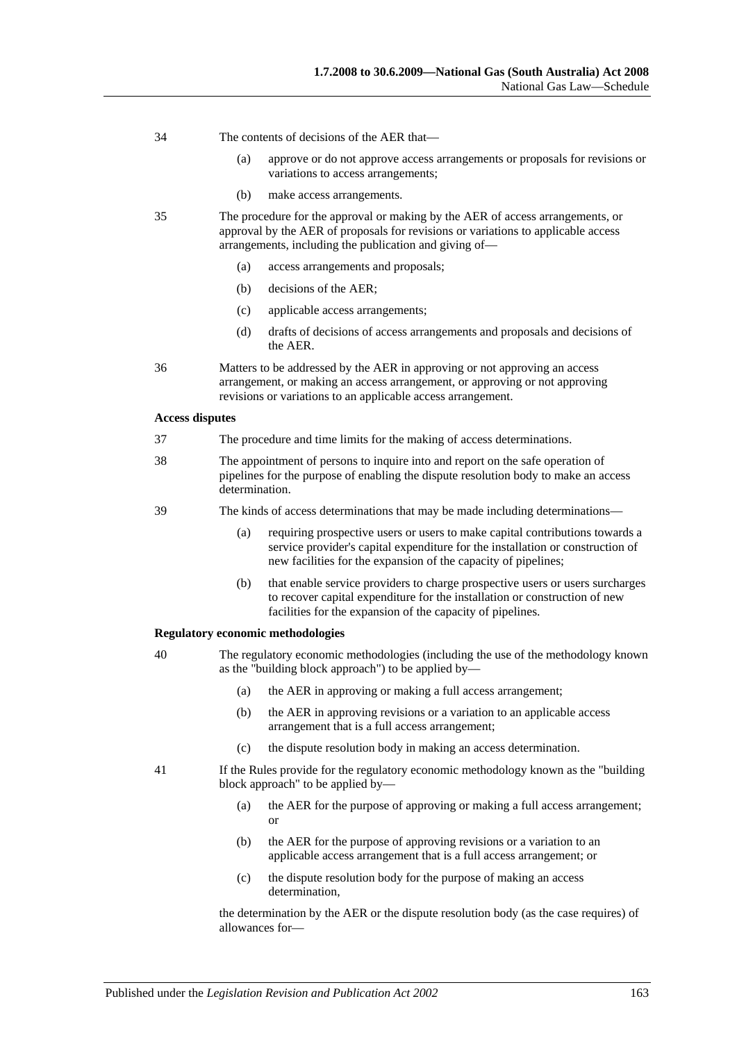34 The contents of decisions of the AER that—

- (a) approve or do not approve access arrangements or proposals for revisions or variations to access arrangements;
- (b) make access arrangements.

35 The procedure for the approval or making by the AER of access arrangements, or approval by the AER of proposals for revisions or variations to applicable access arrangements, including the publication and giving of—

- (a) access arrangements and proposals;
- (b) decisions of the AER;
- (c) applicable access arrangements;
- (d) drafts of decisions of access arrangements and proposals and decisions of the AER.

36 Matters to be addressed by the AER in approving or not approving an access arrangement, or making an access arrangement, or approving or not approving revisions or variations to an applicable access arrangement.

**Access disputes**

37 The procedure and time limits for the making of access determinations.

38 The appointment of persons to inquire into and report on the safe operation of pipelines for the purpose of enabling the dispute resolution body to make an access determination.

39 The kinds of access determinations that may be made including determinations—

- (a) requiring prospective users or users to make capital contributions towards a service provider's capital expenditure for the installation or construction of new facilities for the expansion of the capacity of pipelines;
- (b) that enable service providers to charge prospective users or users surcharges to recover capital expenditure for the installation or construction of new facilities for the expansion of the capacity of pipelines.

**Regulatory economic methodologies**

40 The regulatory economic methodologies (including the use of the methodology known as the "building block approach") to be applied by—

- (a) the AER in approving or making a full access arrangement;
- (b) the AER in approving revisions or a variation to an applicable access arrangement that is a full access arrangement;
- (c) the dispute resolution body in making an access determination.

41 If the Rules provide for the regulatory economic methodology known as the "building block approach" to be applied by—

- (a) the AER for the purpose of approving or making a full access arrangement; or
- (b) the AER for the purpose of approving revisions or a variation to an applicable access arrangement that is a full access arrangement; or
- (c) the dispute resolution body for the purpose of making an access determination,

the determination by the AER or the dispute resolution body (as the case requires) of allowances for—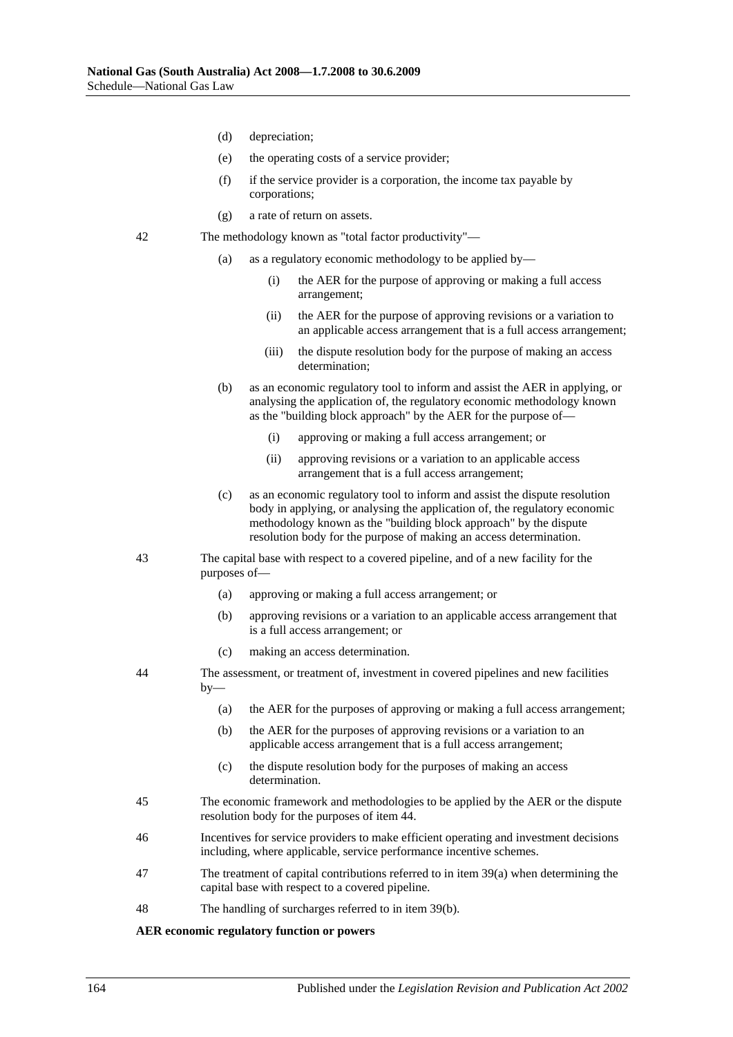(d) depreciation;

(e) the operating costs of a service provider;

(f) if the service provider is a corporation, the income tax payable by corporations;

(g) a rate of return on assets.

42 The methodology known as "total factor productivity"—

(a) as a regulatory economic methodology to be applied by—

(i) the AER for the purpose of approving or making a full access arrangement;

(ii) the AER for the purpose of approving revisions or a variation to an applicable access arrangement that is a full access arrangement;

(iii) the dispute resolution body for the purpose of making an access determination;

(b) as an economic regulatory tool to inform and assist the AER in applying, or analysing the application of, the regulatory economic methodology known as the "building block approach" by the AER for the purpose of—

(i) approving or making a full access arrangement; or

(ii) approving revisions or a variation to an applicable access arrangement that is a full access arrangement;

(c) as an economic regulatory tool to inform and assist the dispute resolution body in applying, or analysing the application of, the regulatory economic methodology known as the "building block approach" by the dispute resolution body for the purpose of making an access determination.

43 The capital base with respect to a covered pipeline, and of a new facility for the purposes of—

(a) approving or making a full access arrangement; or

(b) approving revisions or a variation to an applicable access arrangement that is a full access arrangement; or

(c) making an access determination.

44 The assessment, or treatment of, investment in covered pipelines and new facilities by—

(a) the AER for the purposes of approving or making a full access arrangement;

(b) the AER for the purposes of approving revisions or a variation to an applicable access arrangement that is a full access arrangement;

(c) the dispute resolution body for the purposes of making an access determination.

45 The economic framework and methodologies to be applied by the AER or the dispute resolution body for the purposes of item 44.

46 Incentives for service providers to make efficient operating and investment decisions including, where applicable, service performance incentive schemes.

47 The treatment of capital contributions referred to in item 39(a) when determining the capital base with respect to a covered pipeline.

48 The handling of surcharges referred to in item 39(b).

**AER economic regulatory function or powers**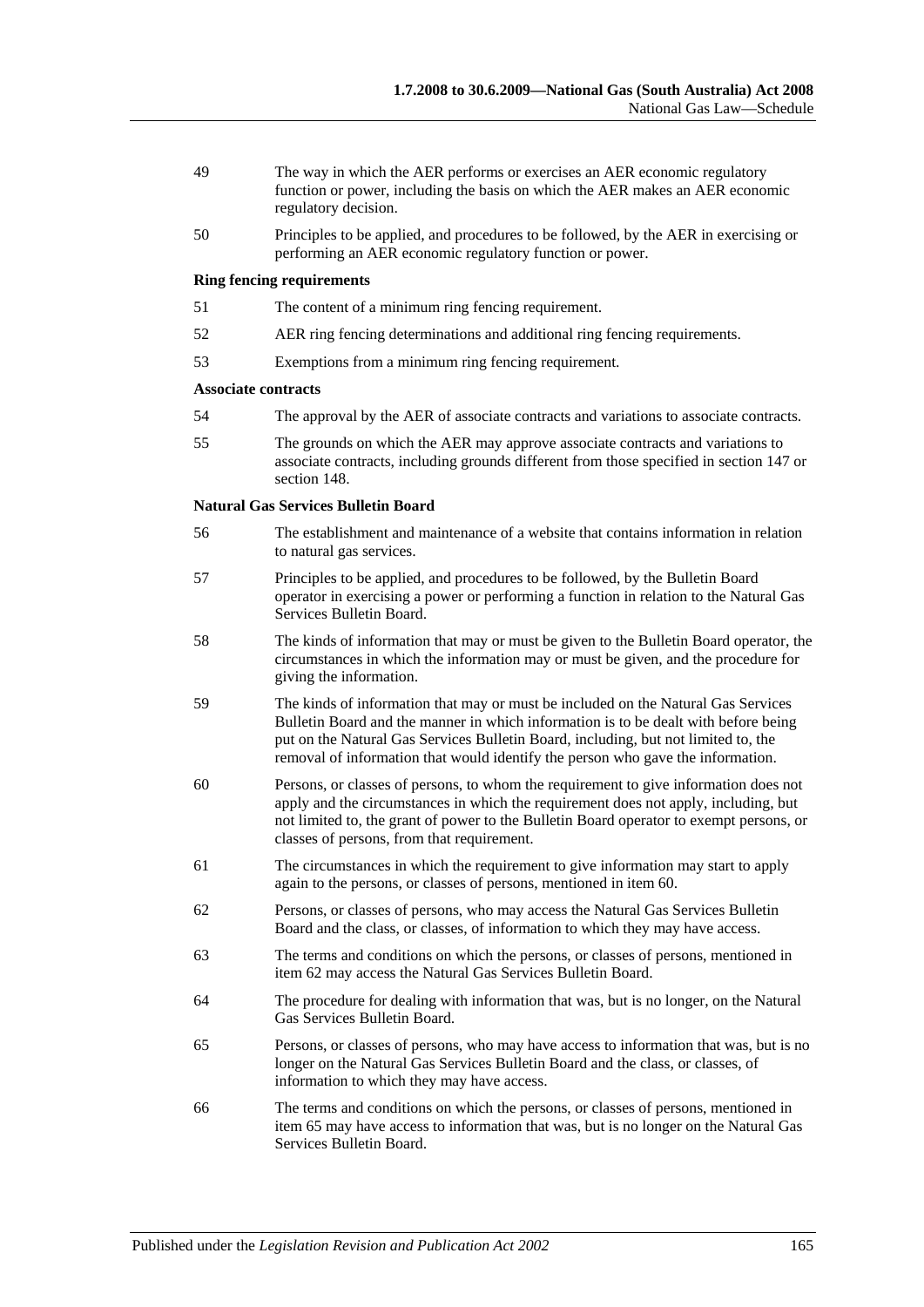49 The way in which the AER performs or exercises an AER economic regulatory function or power, including the basis on which the AER makes an AER economic regulatory decision.

50 Principles to be applied, and procedures to be followed, by the AER in exercising or performing an AER economic regulatory function or power.

**Ring fencing requirements**

51 The content of a minimum ring fencing requirement.

52 AER ring fencing determinations and additional ring fencing requirements.

53 Exemptions from a minimum ring fencing requirement.

**Associate contracts**

54 The approval by the AER of associate contracts and variations to associate contracts.

55 The grounds on which the AER may approve associate contracts and variations to associate contracts, including grounds different from those specified in section 147 or section 148.

**Natural Gas Services Bulletin Board**

56 The establishment and maintenance of a website that contains information in relation to natural gas services.

57 Principles to be applied, and procedures to be followed, by the Bulletin Board operator in exercising a power or performing a function in relation to the Natural Gas Services Bulletin Board.

58 The kinds of information that may or must be given to the Bulletin Board operator, the circumstances in which the information may or must be given, and the procedure for giving the information.

59 The kinds of information that may or must be included on the Natural Gas Services Bulletin Board and the manner in which information is to be dealt with before being put on the Natural Gas Services Bulletin Board, including, but not limited to, the removal of information that would identify the person who gave the information.

60 Persons, or classes of persons, to whom the requirement to give information does not apply and the circumstances in which the requirement does not apply, including, but not limited to, the grant of power to the Bulletin Board operator to exempt persons, or classes of persons, from that requirement.

61 The circumstances in which the requirement to give information may start to apply again to the persons, or classes of persons, mentioned in item 60.

62 Persons, or classes of persons, who may access the Natural Gas Services Bulletin Board and the class, or classes, of information to which they may have access.

63 The terms and conditions on which the persons, or classes of persons, mentioned in item 62 may access the Natural Gas Services Bulletin Board.

64 The procedure for dealing with information that was, but is no longer, on the Natural Gas Services Bulletin Board.

65 Persons, or classes of persons, who may have access to information that was, but is no longer on the Natural Gas Services Bulletin Board and the class, or classes, of information to which they may have access.

66 The terms and conditions on which the persons, or classes of persons, mentioned in item 65 may have access to information that was, but is no longer on the Natural Gas Services Bulletin Board.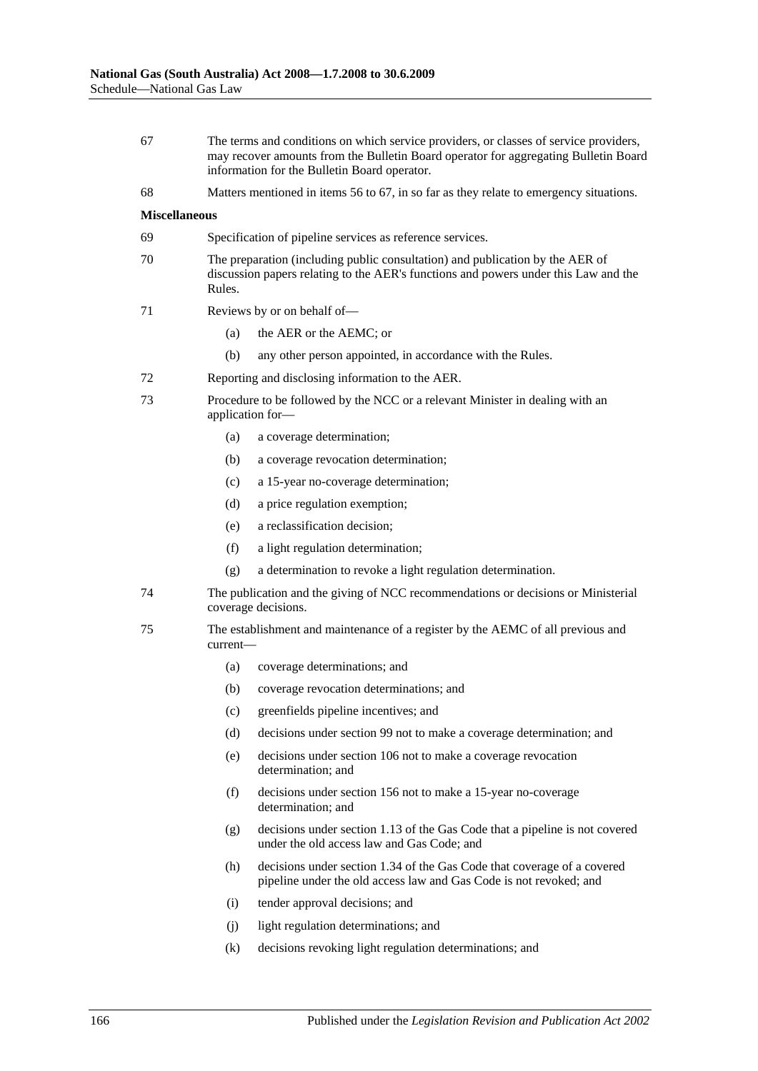67 The terms and conditions on which service providers, or classes of service providers, may recover amounts from the Bulletin Board operator for aggregating Bulletin Board information for the Bulletin Board operator.

68 Matters mentioned in items 56 to 67, in so far as they relate to emergency situations.

**Miscellaneous**

69 Specification of pipeline services as reference services.

70 The preparation (including public consultation) and publication by the AER of discussion papers relating to the AER's functions and powers under this Law and the Rules.

71 Reviews by or on behalf of—

- (a) the AER or the AEMC; or
- (b) any other person appointed, in accordance with the Rules.

72 Reporting and disclosing information to the AER.

73 Procedure to be followed by the NCC or a relevant Minister in dealing with an application for—

- (a) a coverage determination;
- (b) a coverage revocation determination;
- (c) a 15-year no-coverage determination;
- (d) a price regulation exemption;
- (e) a reclassification decision;
- (f) a light regulation determination;
- (g) a determination to revoke a light regulation determination.

74 The publication and the giving of NCC recommendations or decisions or Ministerial coverage decisions.

75 The establishment and maintenance of a register by the AEMC of all previous and current—

- (a) coverage determinations; and
- (b) coverage revocation determinations; and
- (c) greenfields pipeline incentives; and
- (d) decisions under section 99 not to make a coverage determination; and
- (e) decisions under section 106 not to make a coverage revocation determination; and
- (f) decisions under section 156 not to make a 15-year no-coverage determination; and
- (g) decisions under section 1.13 of the Gas Code that a pipeline is not covered under the old access law and Gas Code; and
- (h) decisions under section 1.34 of the Gas Code that coverage of a covered pipeline under the old access law and Gas Code is not revoked; and
- (i) tender approval decisions; and
- (j) light regulation determinations; and
- (k) decisions revoking light regulation determinations; and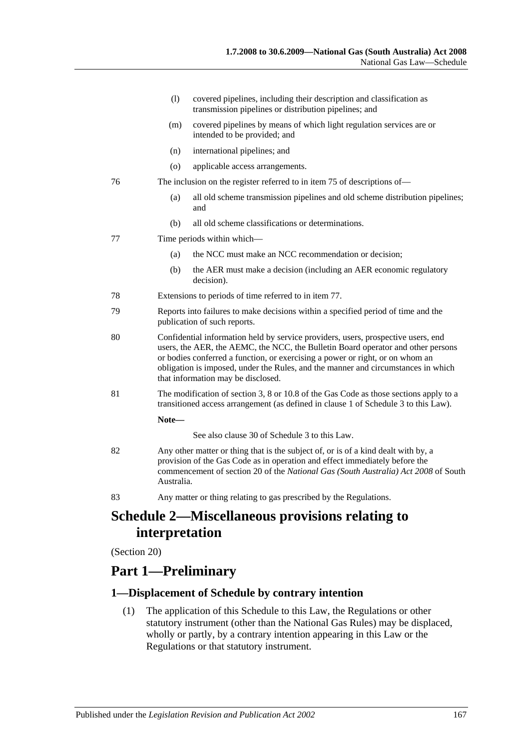(l) covered pipelines, including their description and classification as transmission pipelines or distribution pipelines; and

(m) covered pipelines by means of which light regulation services are or intended to be provided; and

(n) international pipelines; and

(o) applicable access arrangements.

76 The inclusion on the register referred to in item 75 of descriptions of—

(a) all old scheme transmission pipelines and old scheme distribution pipelines; and

(b) all old scheme classifications or determinations.

77 Time periods within which—

(a) the NCC must make an NCC recommendation or decision;

(b) the AER must make a decision (including an AER economic regulatory decision).

78 Extensions to periods of time referred to in item 77.

79 Reports into failures to make decisions within a specified period of time and the publication of such reports.

80 Confidential information held by service providers, users, prospective users, end users, the AER, the AEMC, the NCC, the Bulletin Board operator and other persons or bodies conferred a function, or exercising a power or right, or on whom an obligation is imposed, under the Rules, and the manner and circumstances in which that information may be disclosed.

81 The modification of section 3, 8 or 10.8 of the Gas Code as those sections apply to a transitioned access arrangement (as defined in clause 1 of Schedule 3 to this Law).

**Note—**

See also clause 30 of Schedule 3 to this Law.

82 Any other matter or thing that is the subject of, or is of a kind dealt with by, a provision of the Gas Code as in operation and effect immediately before the commencement of section 20 of the *National Gas (South Australia) Act 2008* of South Australia.

83 Any matter or thing relating to gas prescribed by the Regulations.

# Schedule 2—Miscellaneous provisions relating to interpretation

(Section 20)

## Part 1—Preliminary

### 1—Displacement of Schedule by contrary intention

(1) The application of this Schedule to this Law, the Regulations or other statutory instrument (other than the National Gas Rules) may be displaced, wholly or partly, by a contrary intention appearing in this Law or the Regulations or that statutory instrument.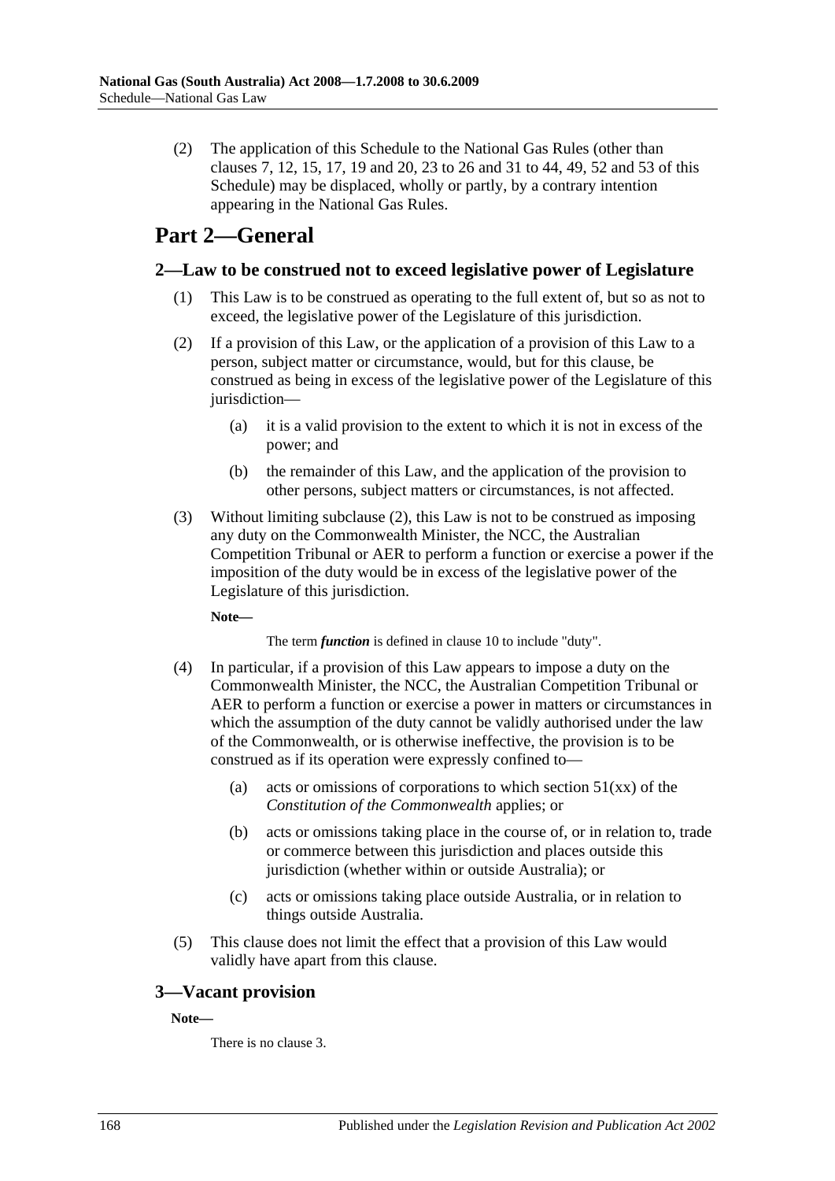(2) The application of this Schedule to the National Gas Rules (other than clauses 7, 12, 15, 17, 19 and 20, 23 to 26 and 31 to 44, 49, 52 and 53 of this Schedule) may be displaced, wholly or partly, by a contrary intention appearing in the National Gas Rules.

# Part 2—General

## 2—Law to be construed not to exceed legislative power of Legislature

(1) This Law is to be construed as operating to the full extent of, but so as not to exceed, the legislative power of the Legislature of this jurisdiction.

(2) If a provision of this Law, or the application of a provision of this Law to a person, subject matter or circumstance, would, but for this clause, be construed as being in excess of the legislative power of the Legislature of this jurisdiction—

(a) it is a valid provision to the extent to which it is not in excess of the power; and

(b) the remainder of this Law, and the application of the provision to other persons, subject matters or circumstances, is not affected.

(3) Without limiting subclause (2), this Law is not to be construed as imposing any duty on the Commonwealth Minister, the NCC, the Australian Competition Tribunal or AER to perform a function or exercise a power if the imposition of the duty would be in excess of the legislative power of the Legislature of this jurisdiction.

**Note—**

The term ***function*** is defined in clause 10 to include "duty".

(4) In particular, if a provision of this Law appears to impose a duty on the Commonwealth Minister, the NCC, the Australian Competition Tribunal or AER to perform a function or exercise a power in matters or circumstances in which the assumption of the duty cannot be validly authorised under the law of the Commonwealth, or is otherwise ineffective, the provision is to be construed as if its operation were expressly confined to—

(a) acts or omissions of corporations to which section 51(xx) of the *Constitution of the Commonwealth* applies; or

(b) acts or omissions taking place in the course of, or in relation to, trade or commerce between this jurisdiction and places outside this jurisdiction (whether within or outside Australia); or

(c) acts or omissions taking place outside Australia, or in relation to things outside Australia.

(5) This clause does not limit the effect that a provision of this Law would validly have apart from this clause.

## 3—Vacant provision

**Note—**

There is no clause 3.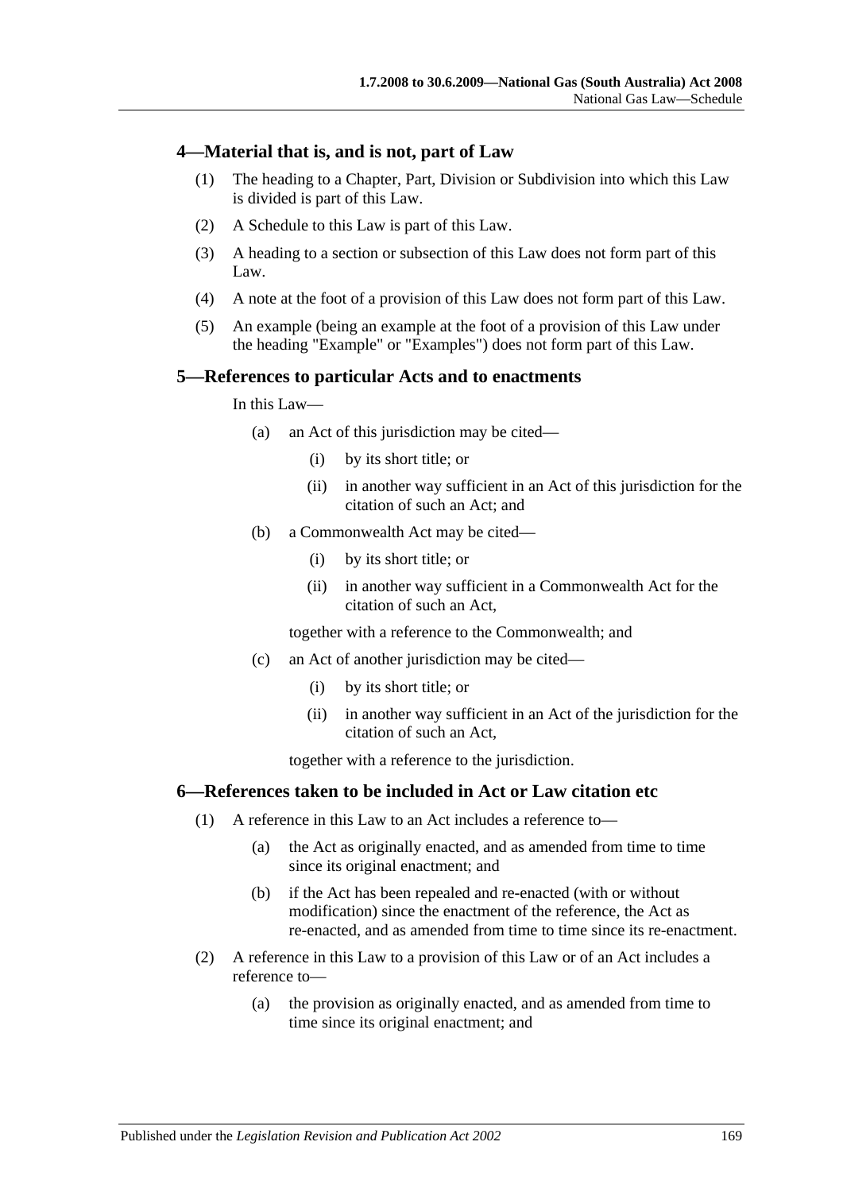## 4—Material that is, and is not, part of Law

(1) The heading to a Chapter, Part, Division or Subdivision into which this Law is divided is part of this Law.

(2) A Schedule to this Law is part of this Law.

(3) A heading to a section or subsection of this Law does not form part of this Law.

(4) A note at the foot of a provision of this Law does not form part of this Law.

(5) An example (being an example at the foot of a provision of this Law under the heading "Example" or "Examples") does not form part of this Law.

## 5—References to particular Acts and to enactments

In this Law—

(a) an Act of this jurisdiction may be cited—

(i) by its short title; or

(ii) in another way sufficient in an Act of this jurisdiction for the citation of such an Act; and

(b) a Commonwealth Act may be cited—

(i) by its short title; or

(ii) in another way sufficient in a Commonwealth Act for the citation of such an Act,

together with a reference to the Commonwealth; and

(c) an Act of another jurisdiction may be cited—

(i) by its short title; or

(ii) in another way sufficient in an Act of the jurisdiction for the citation of such an Act,

together with a reference to the jurisdiction.

## 6—References taken to be included in Act or Law citation etc

(1) A reference in this Law to an Act includes a reference to—

(a) the Act as originally enacted, and as amended from time to time since its original enactment; and

(b) if the Act has been repealed and re-enacted (with or without modification) since the enactment of the reference, the Act as re-enacted, and as amended from time to time since its re-enactment.

(2) A reference in this Law to a provision of this Law or of an Act includes a reference to—

(a) the provision as originally enacted, and as amended from time to time since its original enactment; and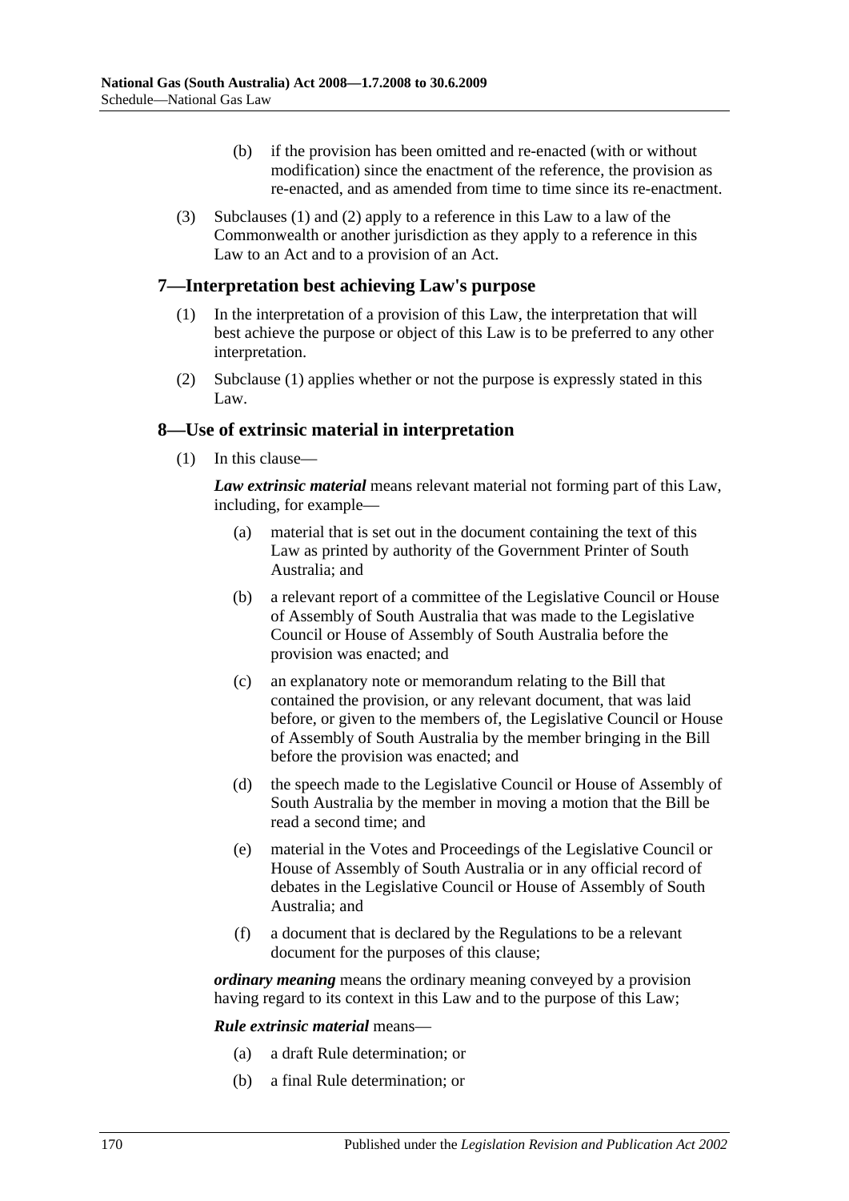(b) if the provision has been omitted and re-enacted (with or without modification) since the enactment of the reference, the provision as re-enacted, and as amended from time to time since its re-enactment.

(3) Subclauses (1) and (2) apply to a reference in this Law to a law of the Commonwealth or another jurisdiction as they apply to a reference in this Law to an Act and to a provision of an Act.

## 7—Interpretation best achieving Law's purpose

(1) In the interpretation of a provision of this Law, the interpretation that will best achieve the purpose or object of this Law is to be preferred to any other interpretation.

(2) Subclause (1) applies whether or not the purpose is expressly stated in this Law.

## 8—Use of extrinsic material in interpretation

(1) In this clause—

***Law extrinsic material*** means relevant material not forming part of this Law, including, for example—

(a) material that is set out in the document containing the text of this Law as printed by authority of the Government Printer of South Australia; and

(b) a relevant report of a committee of the Legislative Council or House of Assembly of South Australia that was made to the Legislative Council or House of Assembly of South Australia before the provision was enacted; and

(c) an explanatory note or memorandum relating to the Bill that contained the provision, or any relevant document, that was laid before, or given to the members of, the Legislative Council or House of Assembly of South Australia by the member bringing in the Bill before the provision was enacted; and

(d) the speech made to the Legislative Council or House of Assembly of South Australia by the member in moving a motion that the Bill be read a second time; and

(e) material in the Votes and Proceedings of the Legislative Council or House of Assembly of South Australia or in any official record of debates in the Legislative Council or House of Assembly of South Australia; and

(f) a document that is declared by the Regulations to be a relevant document for the purposes of this clause;

***ordinary meaning*** means the ordinary meaning conveyed by a provision having regard to its context in this Law and to the purpose of this Law;

***Rule extrinsic material*** means—

(a) a draft Rule determination; or

(b) a final Rule determination; or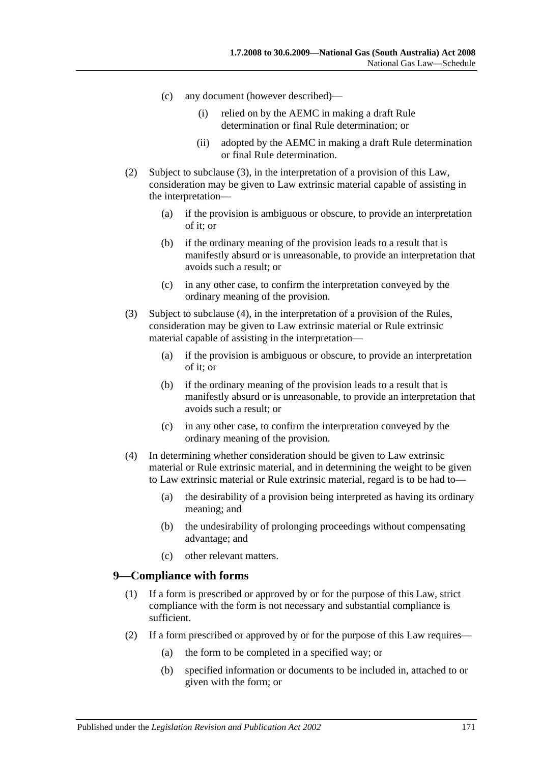(c) any document (however described)—

(i) relied on by the AEMC in making a draft Rule determination or final Rule determination; or

(ii) adopted by the AEMC in making a draft Rule determination or final Rule determination.

(2) Subject to subclause (3), in the interpretation of a provision of this Law, consideration may be given to Law extrinsic material capable of assisting in the interpretation—

(a) if the provision is ambiguous or obscure, to provide an interpretation of it; or

(b) if the ordinary meaning of the provision leads to a result that is manifestly absurd or is unreasonable, to provide an interpretation that avoids such a result; or

(c) in any other case, to confirm the interpretation conveyed by the ordinary meaning of the provision.

(3) Subject to subclause (4), in the interpretation of a provision of the Rules, consideration may be given to Law extrinsic material or Rule extrinsic material capable of assisting in the interpretation—

(a) if the provision is ambiguous or obscure, to provide an interpretation of it; or

(b) if the ordinary meaning of the provision leads to a result that is manifestly absurd or is unreasonable, to provide an interpretation that avoids such a result; or

(c) in any other case, to confirm the interpretation conveyed by the ordinary meaning of the provision.

(4) In determining whether consideration should be given to Law extrinsic material or Rule extrinsic material, and in determining the weight to be given to Law extrinsic material or Rule extrinsic material, regard is to be had to—

(a) the desirability of a provision being interpreted as having its ordinary meaning; and

(b) the undesirability of prolonging proceedings without compensating advantage; and

(c) other relevant matters.

## 9—Compliance with forms

(1) If a form is prescribed or approved by or for the purpose of this Law, strict compliance with the form is not necessary and substantial compliance is sufficient.

(2) If a form prescribed or approved by or for the purpose of this Law requires—

(a) the form to be completed in a specified way; or

(b) specified information or documents to be included in, attached to or given with the form; or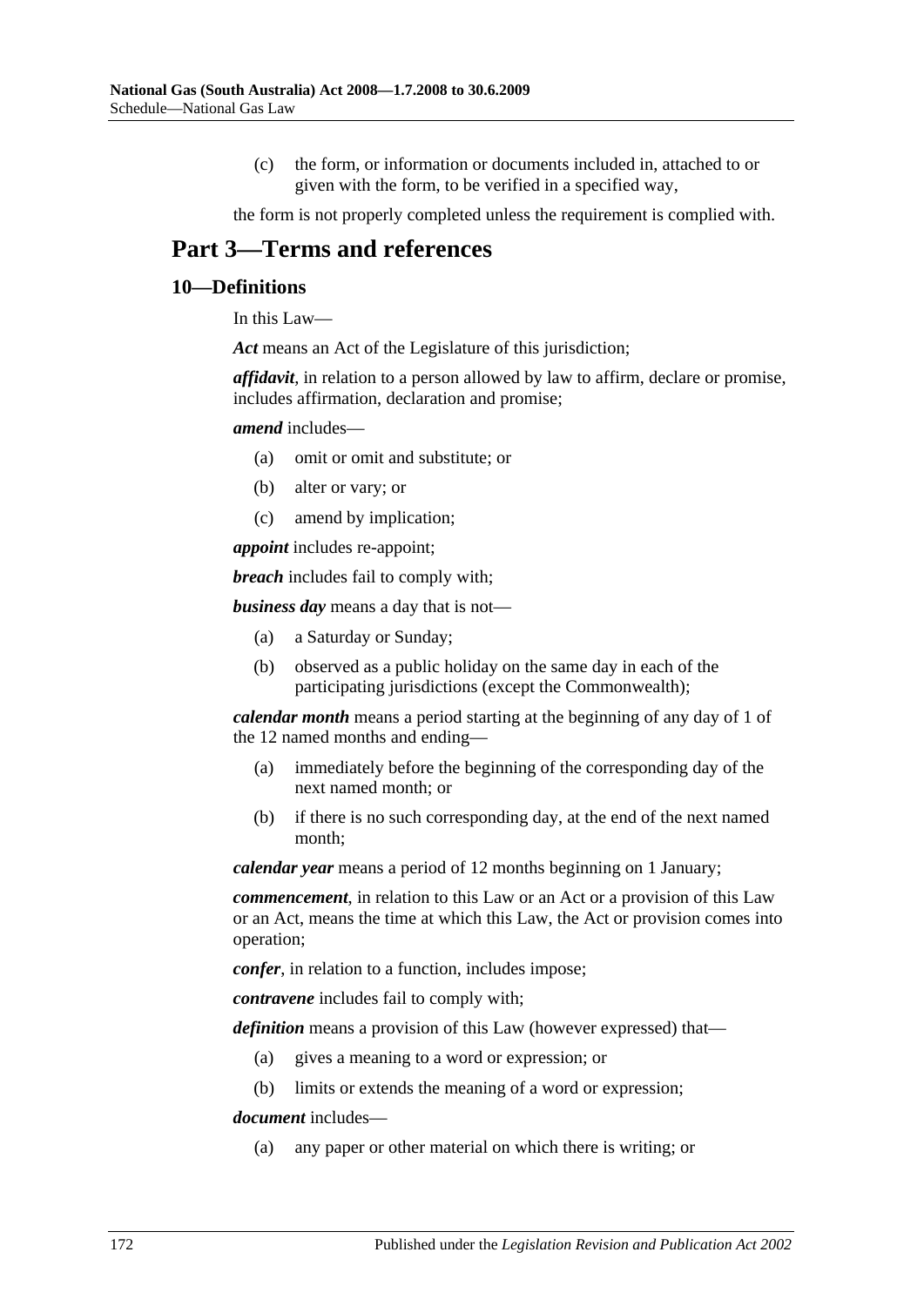(c) the form, or information or documents included in, attached to or given with the form, to be verified in a specified way,

the form is not properly completed unless the requirement is complied with.

## Part 3—Terms and references

### 10—Definitions

In this Law—

***Act*** means an Act of the Legislature of this jurisdiction;

***affidavit***, in relation to a person allowed by law to affirm, declare or promise, includes affirmation, declaration and promise;

***amend*** includes—

(a) omit or omit and substitute; or

(b) alter or vary; or

(c) amend by implication;

***appoint*** includes re-appoint;

***breach*** includes fail to comply with;

***business day*** means a day that is not—

(a) a Saturday or Sunday;

(b) observed as a public holiday on the same day in each of the participating jurisdictions (except the Commonwealth);

***calendar month*** means a period starting at the beginning of any day of 1 of the 12 named months and ending—

(a) immediately before the beginning of the corresponding day of the next named month; or

(b) if there is no such corresponding day, at the end of the next named month;

***calendar year*** means a period of 12 months beginning on 1 January;

***commencement***, in relation to this Law or an Act or a provision of this Law or an Act, means the time at which this Law, the Act or provision comes into operation;

***confer***, in relation to a function, includes impose;

***contravene*** includes fail to comply with;

***definition*** means a provision of this Law (however expressed) that—

(a) gives a meaning to a word or expression; or

(b) limits or extends the meaning of a word or expression;

***document*** includes—

(a) any paper or other material on which there is writing; or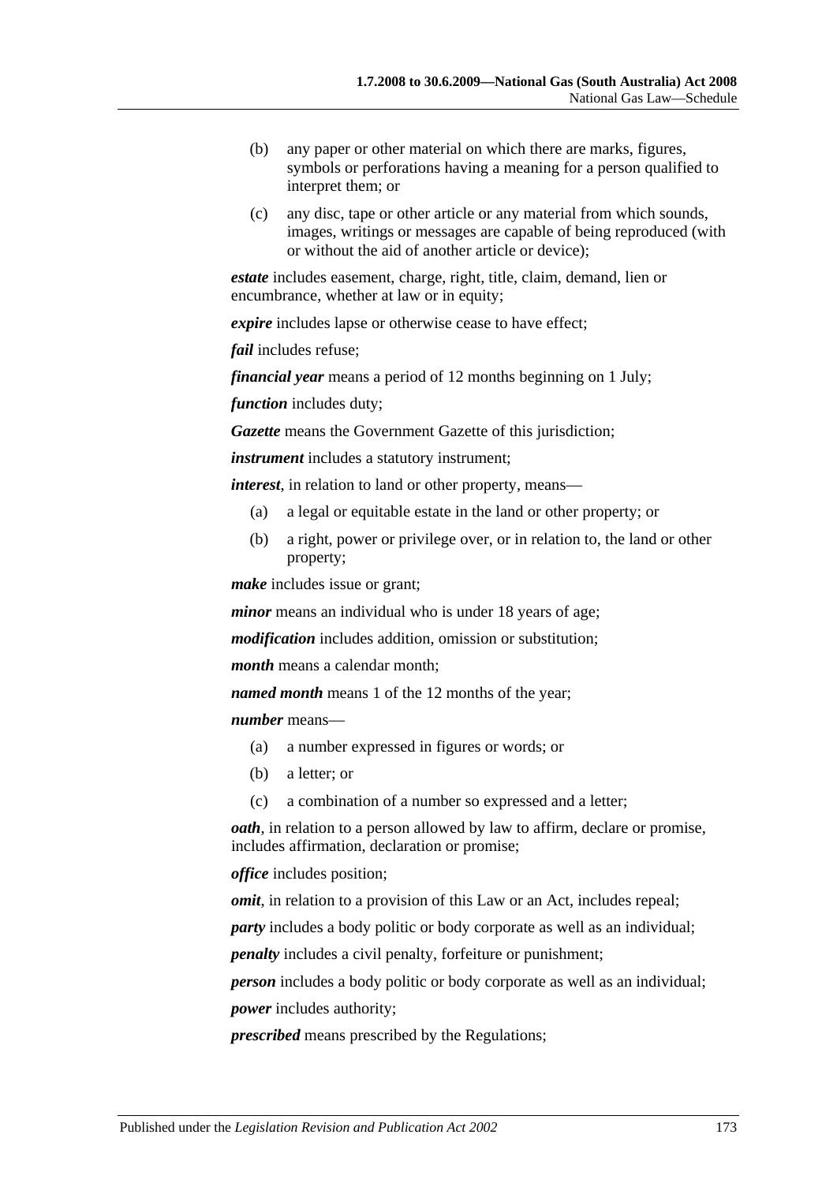(b) any paper or other material on which there are marks, figures, symbols or perforations having a meaning for a person qualified to interpret them; or

(c) any disc, tape or other article or any material from which sounds, images, writings or messages are capable of being reproduced (with or without the aid of another article or device);

***estate*** includes easement, charge, right, title, claim, demand, lien or encumbrance, whether at law or in equity;

***expire*** includes lapse or otherwise cease to have effect;

***fail*** includes refuse;

***financial year*** means a period of 12 months beginning on 1 July;

***function*** includes duty;

***Gazette*** means the Government Gazette of this jurisdiction;

***instrument*** includes a statutory instrument;

***interest***, in relation to land or other property, means—

(a) a legal or equitable estate in the land or other property; or

(b) a right, power or privilege over, or in relation to, the land or other property;

***make*** includes issue or grant;

***minor*** means an individual who is under 18 years of age;

***modification*** includes addition, omission or substitution;

***month*** means a calendar month;

***named month*** means 1 of the 12 months of the year;

***number*** means—

(a) a number expressed in figures or words; or

(b) a letter; or

(c) a combination of a number so expressed and a letter;

***oath***, in relation to a person allowed by law to affirm, declare or promise, includes affirmation, declaration or promise;

***office*** includes position;

***omit***, in relation to a provision of this Law or an Act, includes repeal;

***party*** includes a body politic or body corporate as well as an individual;

***penalty*** includes a civil penalty, forfeiture or punishment;

***person*** includes a body politic or body corporate as well as an individual;

***power*** includes authority;

***prescribed*** means prescribed by the Regulations;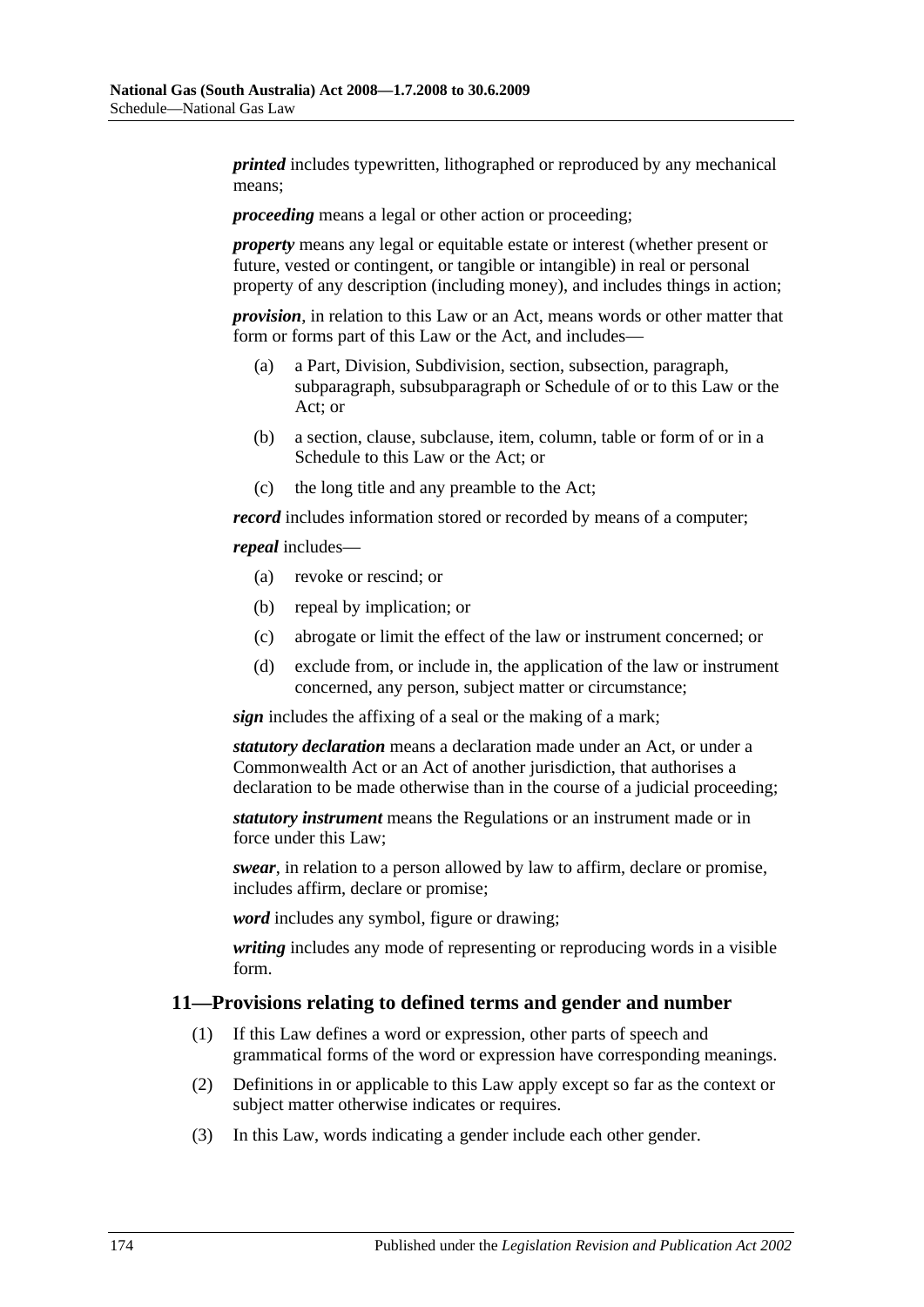***printed*** includes typewritten, lithographed or reproduced by any mechanical means;

***proceeding*** means a legal or other action or proceeding;

***property*** means any legal or equitable estate or interest (whether present or future, vested or contingent, or tangible or intangible) in real or personal property of any description (including money), and includes things in action;

***provision***, in relation to this Law or an Act, means words or other matter that form or forms part of this Law or the Act, and includes—

- (a) a Part, Division, Subdivision, section, subsection, paragraph, subparagraph, subsubparagraph or Schedule of or to this Law or the Act; or
- (b) a section, clause, subclause, item, column, table or form of or in a Schedule to this Law or the Act; or
- (c) the long title and any preamble to the Act;

***record*** includes information stored or recorded by means of a computer;

***repeal*** includes—

- (a) revoke or rescind; or
- (b) repeal by implication; or
- (c) abrogate or limit the effect of the law or instrument concerned; or
- (d) exclude from, or include in, the application of the law or instrument concerned, any person, subject matter or circumstance;

***sign*** includes the affixing of a seal or the making of a mark;

***statutory declaration*** means a declaration made under an Act, or under a Commonwealth Act or an Act of another jurisdiction, that authorises a declaration to be made otherwise than in the course of a judicial proceeding;

***statutory instrument*** means the Regulations or an instrument made or in force under this Law;

***swear***, in relation to a person allowed by law to affirm, declare or promise, includes affirm, declare or promise;

***word*** includes any symbol, figure or drawing;

***writing*** includes any mode of representing or reproducing words in a visible form.

## 11—Provisions relating to defined terms and gender and number

- (1) If this Law defines a word or expression, other parts of speech and grammatical forms of the word or expression have corresponding meanings.
- (2) Definitions in or applicable to this Law apply except so far as the context or subject matter otherwise indicates or requires.
- (3) In this Law, words indicating a gender include each other gender.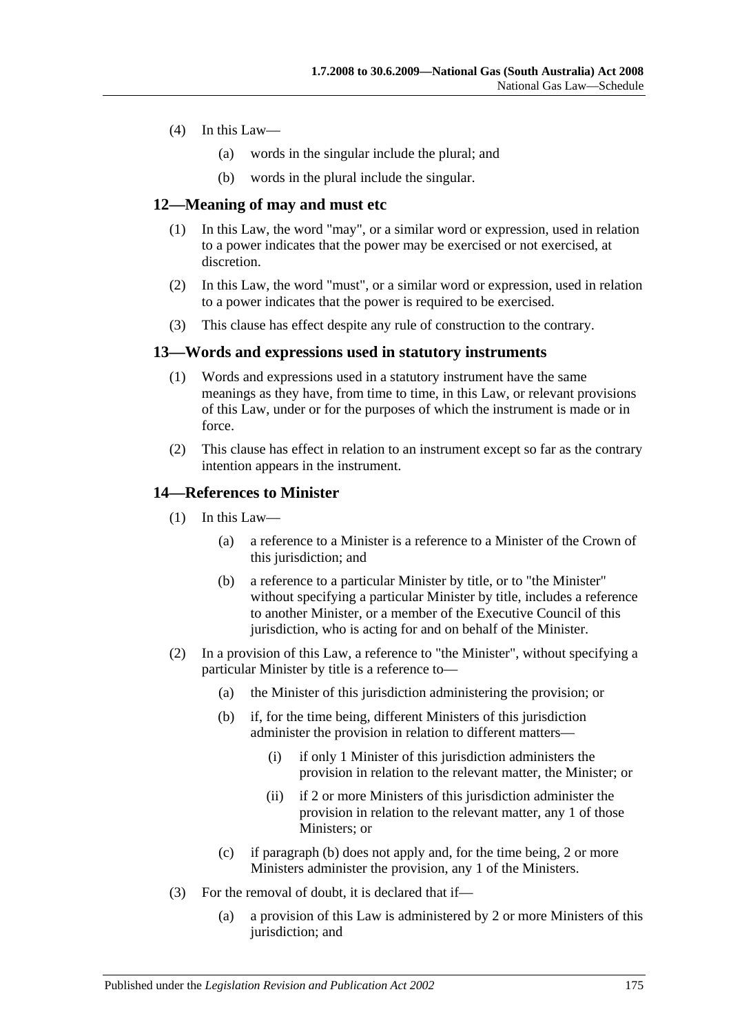(4) In this Law—

(a) words in the singular include the plural; and

(b) words in the plural include the singular.

## 12—Meaning of may and must etc

(1) In this Law, the word "may", or a similar word or expression, used in relation to a power indicates that the power may be exercised or not exercised, at discretion.

(2) In this Law, the word "must", or a similar word or expression, used in relation to a power indicates that the power is required to be exercised.

(3) This clause has effect despite any rule of construction to the contrary.

## 13—Words and expressions used in statutory instruments

(1) Words and expressions used in a statutory instrument have the same meanings as they have, from time to time, in this Law, or relevant provisions of this Law, under or for the purposes of which the instrument is made or in force.

(2) This clause has effect in relation to an instrument except so far as the contrary intention appears in the instrument.

## 14—References to Minister

(1) In this Law—

(a) a reference to a Minister is a reference to a Minister of the Crown of this jurisdiction; and

(b) a reference to a particular Minister by title, or to "the Minister" without specifying a particular Minister by title, includes a reference to another Minister, or a member of the Executive Council of this jurisdiction, who is acting for and on behalf of the Minister.

(2) In a provision of this Law, a reference to "the Minister", without specifying a particular Minister by title is a reference to—

(a) the Minister of this jurisdiction administering the provision; or

(b) if, for the time being, different Ministers of this jurisdiction administer the provision in relation to different matters—

(i) if only 1 Minister of this jurisdiction administers the provision in relation to the relevant matter, the Minister; or

(ii) if 2 or more Ministers of this jurisdiction administer the provision in relation to the relevant matter, any 1 of those Ministers; or

(c) if paragraph (b) does not apply and, for the time being, 2 or more Ministers administer the provision, any 1 of the Ministers.

(3) For the removal of doubt, it is declared that if—

(a) a provision of this Law is administered by 2 or more Ministers of this jurisdiction; and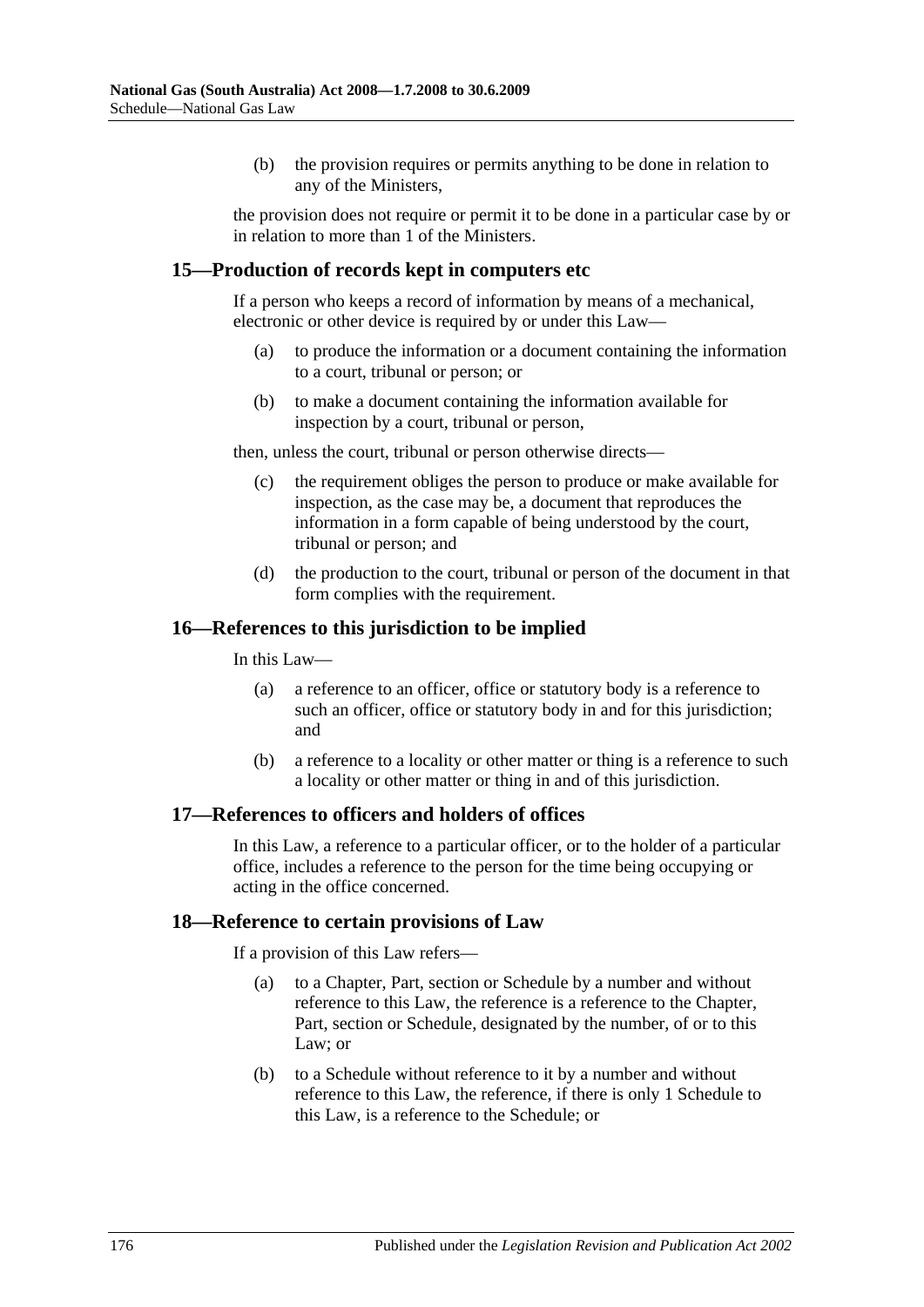(b) the provision requires or permits anything to be done in relation to any of the Ministers,

the provision does not require or permit it to be done in a particular case by or in relation to more than 1 of the Ministers.

## 15—Production of records kept in computers etc

If a person who keeps a record of information by means of a mechanical, electronic or other device is required by or under this Law—

(a) to produce the information or a document containing the information to a court, tribunal or person; or

(b) to make a document containing the information available for inspection by a court, tribunal or person,

then, unless the court, tribunal or person otherwise directs—

(c) the requirement obliges the person to produce or make available for inspection, as the case may be, a document that reproduces the information in a form capable of being understood by the court, tribunal or person; and

(d) the production to the court, tribunal or person of the document in that form complies with the requirement.

## 16—References to this jurisdiction to be implied

In this Law—

(a) a reference to an officer, office or statutory body is a reference to such an officer, office or statutory body in and for this jurisdiction; and

(b) a reference to a locality or other matter or thing is a reference to such a locality or other matter or thing in and of this jurisdiction.

## 17—References to officers and holders of offices

In this Law, a reference to a particular officer, or to the holder of a particular office, includes a reference to the person for the time being occupying or acting in the office concerned.

## 18—Reference to certain provisions of Law

If a provision of this Law refers—

(a) to a Chapter, Part, section or Schedule by a number and without reference to this Law, the reference is a reference to the Chapter, Part, section or Schedule, designated by the number, of or to this Law; or

(b) to a Schedule without reference to it by a number and without reference to this Law, the reference, if there is only 1 Schedule to this Law, is a reference to the Schedule; or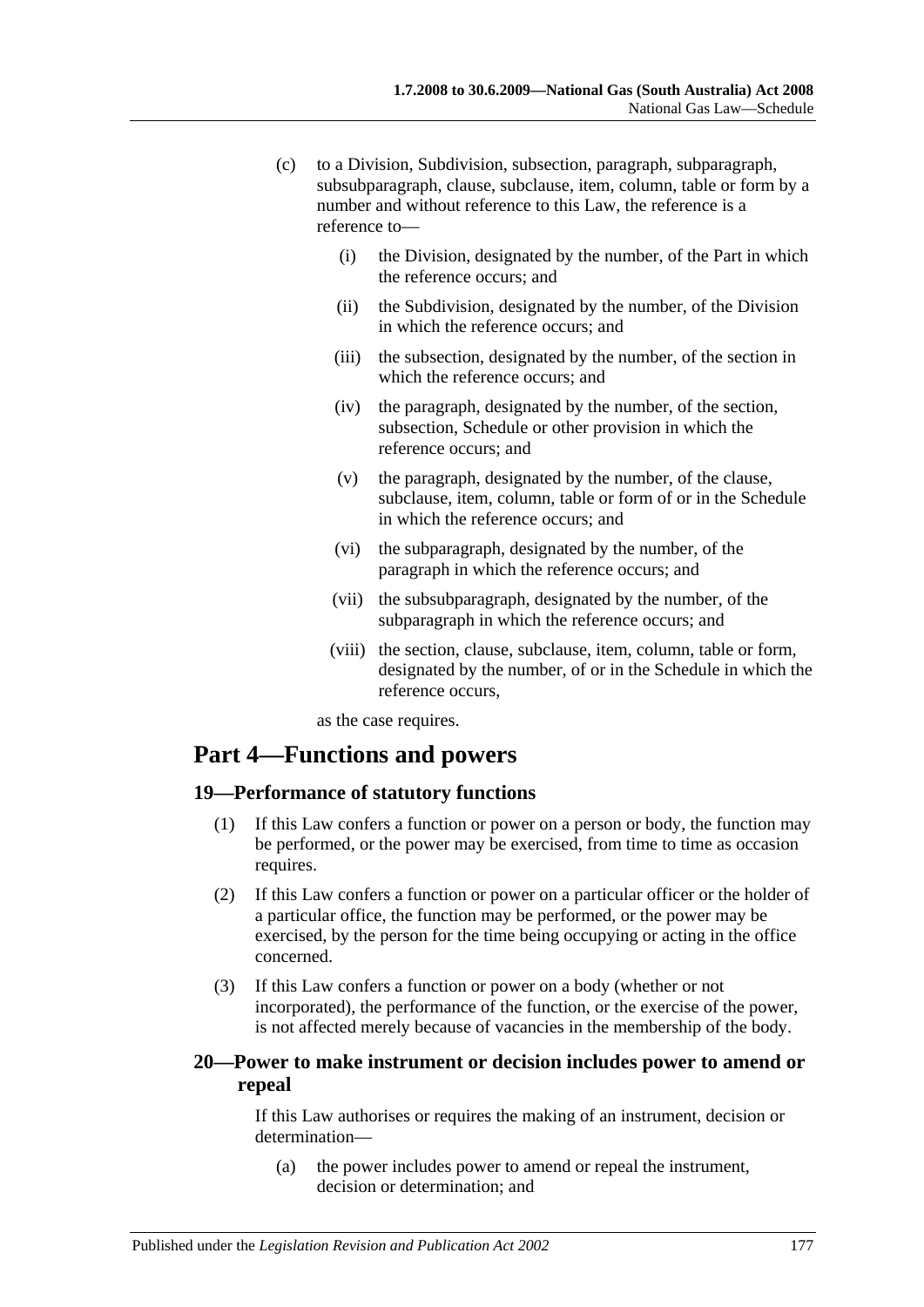(c) to a Division, Subdivision, subsection, paragraph, subparagraph, subsubparagraph, clause, subclause, item, column, table or form by a number and without reference to this Law, the reference is a reference to—

(i) the Division, designated by the number, of the Part in which the reference occurs; and

(ii) the Subdivision, designated by the number, of the Division in which the reference occurs; and

(iii) the subsection, designated by the number, of the section in which the reference occurs; and

(iv) the paragraph, designated by the number, of the section, subsection, Schedule or other provision in which the reference occurs; and

(v) the paragraph, designated by the number, of the clause, subclause, item, column, table or form of or in the Schedule in which the reference occurs; and

(vi) the subparagraph, designated by the number, of the paragraph in which the reference occurs; and

(vii) the subsubparagraph, designated by the number, of the subparagraph in which the reference occurs; and

(viii) the section, clause, subclause, item, column, table or form, designated by the number, of or in the Schedule in which the reference occurs,

as the case requires.

# Part 4—Functions and powers

## 19—Performance of statutory functions

(1) If this Law confers a function or power on a person or body, the function may be performed, or the power may be exercised, from time to time as occasion requires.

(2) If this Law confers a function or power on a particular officer or the holder of a particular office, the function may be performed, or the power may be exercised, by the person for the time being occupying or acting in the office concerned.

(3) If this Law confers a function or power on a body (whether or not incorporated), the performance of the function, or the exercise of the power, is not affected merely because of vacancies in the membership of the body.

## 20—Power to make instrument or decision includes power to amend or repeal

If this Law authorises or requires the making of an instrument, decision or determination—

(a) the power includes power to amend or repeal the instrument, decision or determination; and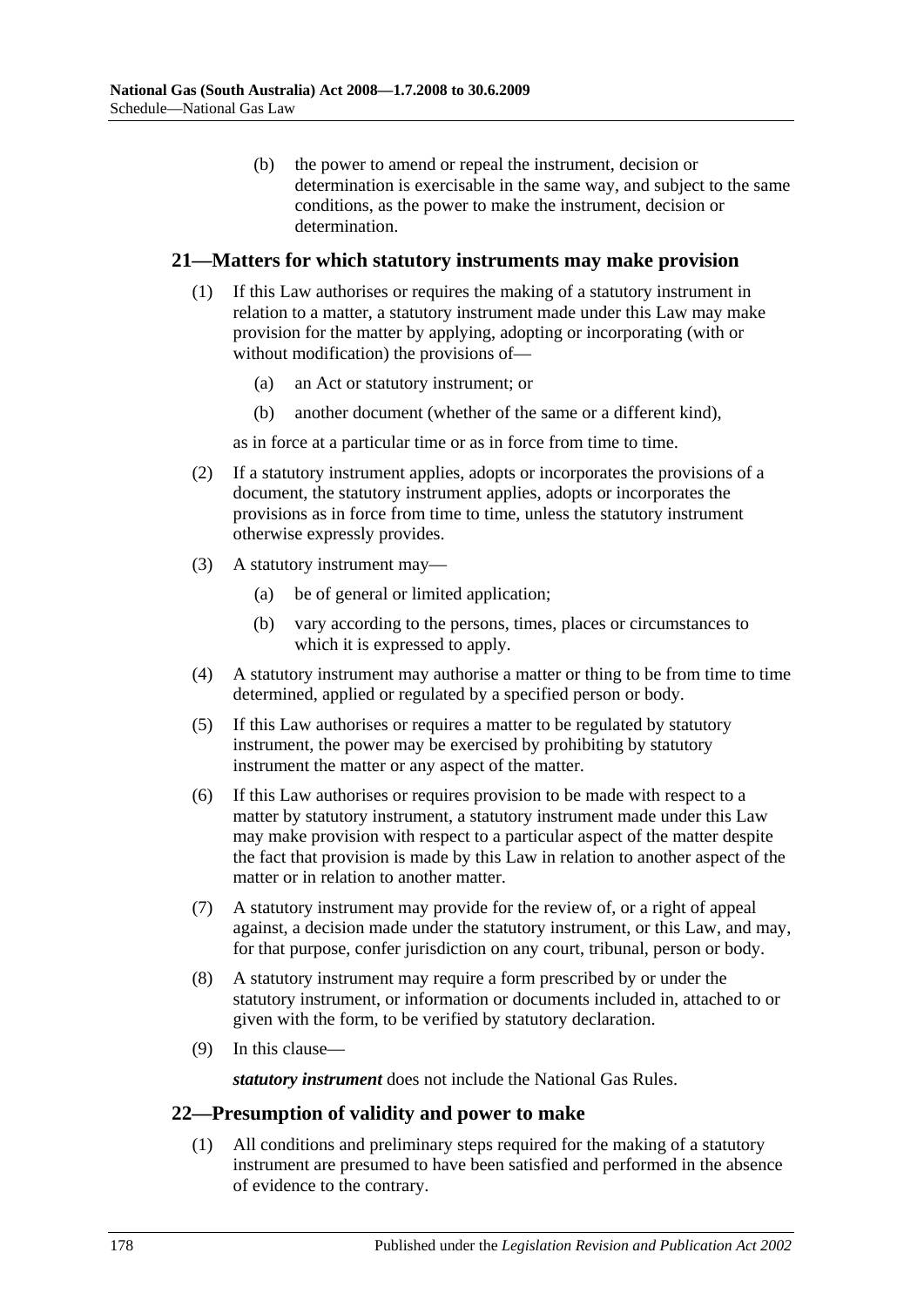(b) the power to amend or repeal the instrument, decision or determination is exercisable in the same way, and subject to the same conditions, as the power to make the instrument, decision or determination.

## 21—Matters for which statutory instruments may make provision

(1) If this Law authorises or requires the making of a statutory instrument in relation to a matter, a statutory instrument made under this Law may make provision for the matter by applying, adopting or incorporating (with or without modification) the provisions of—

- (a) an Act or statutory instrument; or
- (b) another document (whether of the same or a different kind),

as in force at a particular time or as in force from time to time.

(2) If a statutory instrument applies, adopts or incorporates the provisions of a document, the statutory instrument applies, adopts or incorporates the provisions as in force from time to time, unless the statutory instrument otherwise expressly provides.

(3) A statutory instrument may—

- (a) be of general or limited application;
- (b) vary according to the persons, times, places or circumstances to which it is expressed to apply.

(4) A statutory instrument may authorise a matter or thing to be from time to time determined, applied or regulated by a specified person or body.

(5) If this Law authorises or requires a matter to be regulated by statutory instrument, the power may be exercised by prohibiting by statutory instrument the matter or any aspect of the matter.

(6) If this Law authorises or requires provision to be made with respect to a matter by statutory instrument, a statutory instrument made under this Law may make provision with respect to a particular aspect of the matter despite the fact that provision is made by this Law in relation to another aspect of the matter or in relation to another matter.

(7) A statutory instrument may provide for the review of, or a right of appeal against, a decision made under the statutory instrument, or this Law, and may, for that purpose, confer jurisdiction on any court, tribunal, person or body.

(8) A statutory instrument may require a form prescribed by or under the statutory instrument, or information or documents included in, attached to or given with the form, to be verified by statutory declaration.

(9) In this clause—

***statutory instrument*** does not include the National Gas Rules.

## 22—Presumption of validity and power to make

(1) All conditions and preliminary steps required for the making of a statutory instrument are presumed to have been satisfied and performed in the absence of evidence to the contrary.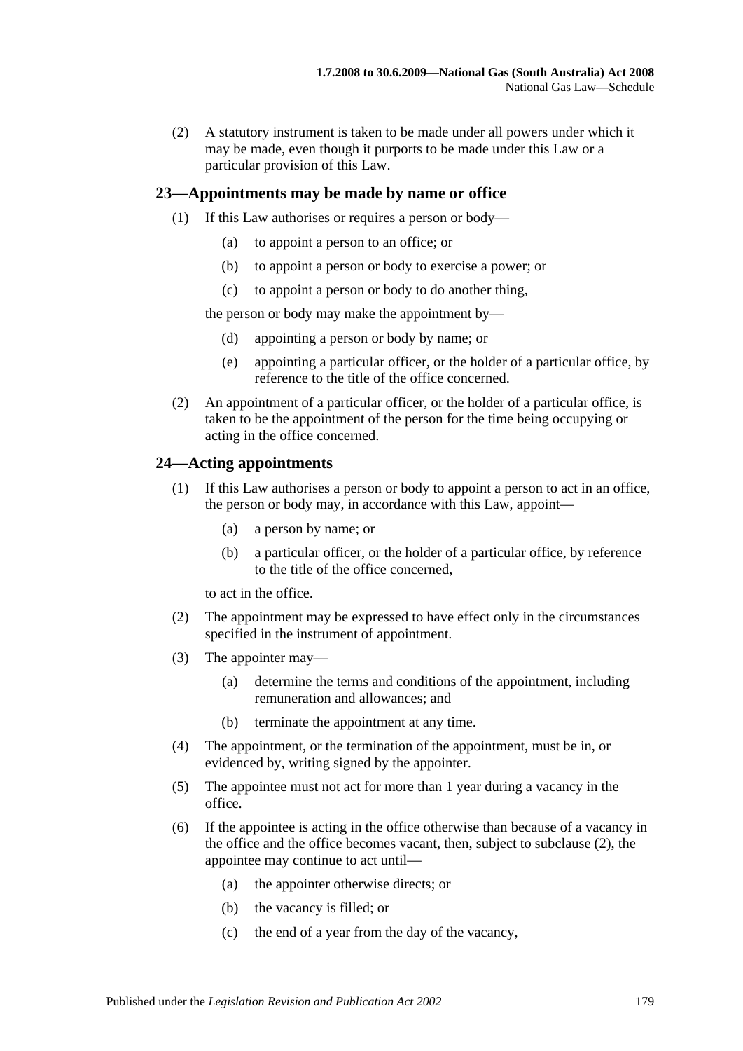(2) A statutory instrument is taken to be made under all powers under which it may be made, even though it purports to be made under this Law or a particular provision of this Law.

## 23—Appointments may be made by name or office

(1) If this Law authorises or requires a person or body—

(a) to appoint a person to an office; or

(b) to appoint a person or body to exercise a power; or

(c) to appoint a person or body to do another thing,

the person or body may make the appointment by—

(d) appointing a person or body by name; or

(e) appointing a particular officer, or the holder of a particular office, by reference to the title of the office concerned.

(2) An appointment of a particular officer, or the holder of a particular office, is taken to be the appointment of the person for the time being occupying or acting in the office concerned.

## 24—Acting appointments

(1) If this Law authorises a person or body to appoint a person to act in an office, the person or body may, in accordance with this Law, appoint—

(a) a person by name; or

(b) a particular officer, or the holder of a particular office, by reference to the title of the office concerned,

to act in the office.

(2) The appointment may be expressed to have effect only in the circumstances specified in the instrument of appointment.

(3) The appointer may—

(a) determine the terms and conditions of the appointment, including remuneration and allowances; and

(b) terminate the appointment at any time.

(4) The appointment, or the termination of the appointment, must be in, or evidenced by, writing signed by the appointer.

(5) The appointee must not act for more than 1 year during a vacancy in the office.

(6) If the appointee is acting in the office otherwise than because of a vacancy in the office and the office becomes vacant, then, subject to subclause (2), the appointee may continue to act until—

(a) the appointer otherwise directs; or

(b) the vacancy is filled; or

(c) the end of a year from the day of the vacancy,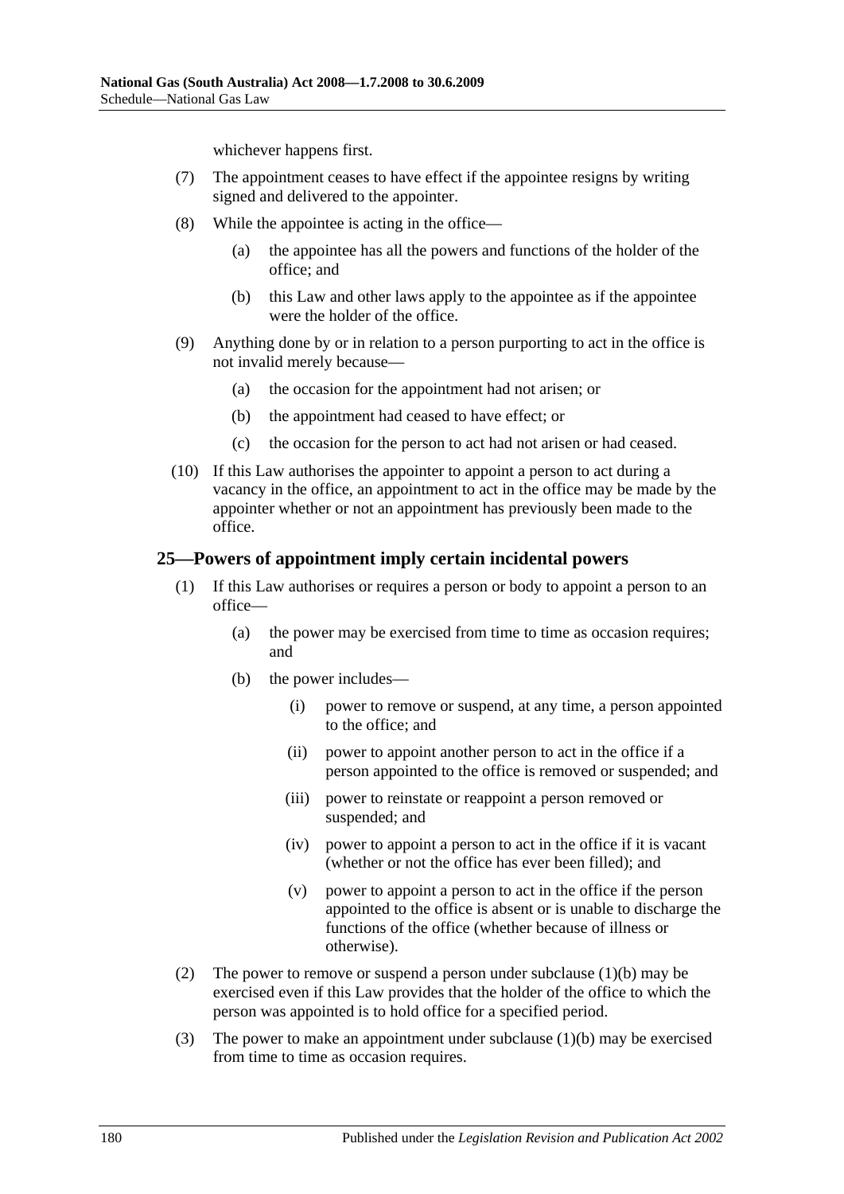whichever happens first.

(7) The appointment ceases to have effect if the appointee resigns by writing signed and delivered to the appointer.

(8) While the appointee is acting in the office—

(a) the appointee has all the powers and functions of the holder of the office; and

(b) this Law and other laws apply to the appointee as if the appointee were the holder of the office.

(9) Anything done by or in relation to a person purporting to act in the office is not invalid merely because—

(a) the occasion for the appointment had not arisen; or

(b) the appointment had ceased to have effect; or

(c) the occasion for the person to act had not arisen or had ceased.

(10) If this Law authorises the appointer to appoint a person to act during a vacancy in the office, an appointment to act in the office may be made by the appointer whether or not an appointment has previously been made to the office.

## 25—Powers of appointment imply certain incidental powers

(1) If this Law authorises or requires a person or body to appoint a person to an office—

(a) the power may be exercised from time to time as occasion requires; and

(b) the power includes—

(i) power to remove or suspend, at any time, a person appointed to the office; and

(ii) power to appoint another person to act in the office if a person appointed to the office is removed or suspended; and

(iii) power to reinstate or reappoint a person removed or suspended; and

(iv) power to appoint a person to act in the office if it is vacant (whether or not the office has ever been filled); and

(v) power to appoint a person to act in the office if the person appointed to the office is absent or is unable to discharge the functions of the office (whether because of illness or otherwise).

(2) The power to remove or suspend a person under subclause (1)(b) may be exercised even if this Law provides that the holder of the office to which the person was appointed is to hold office for a specified period.

(3) The power to make an appointment under subclause (1)(b) may be exercised from time to time as occasion requires.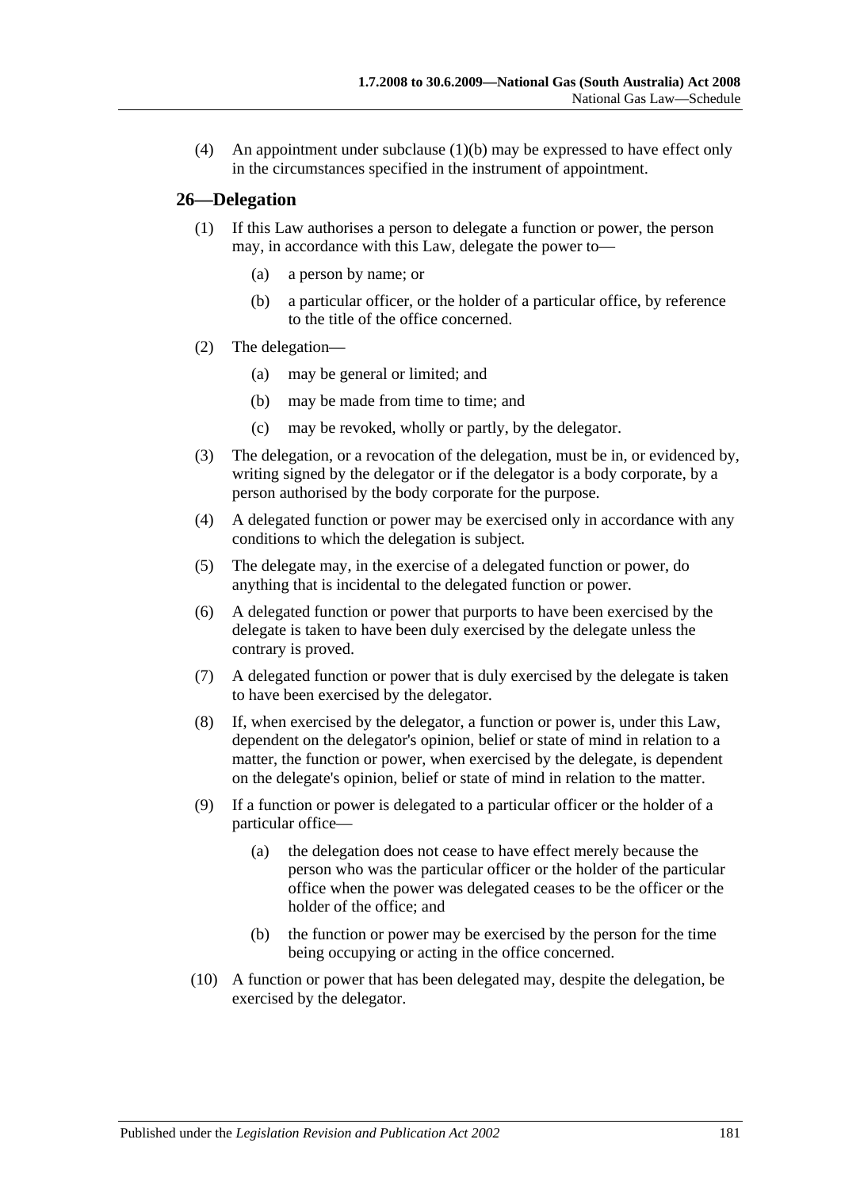(4) An appointment under subclause (1)(b) may be expressed to have effect only in the circumstances specified in the instrument of appointment.

## 26—Delegation

(1) If this Law authorises a person to delegate a function or power, the person may, in accordance with this Law, delegate the power to—

(a) a person by name; or

(b) a particular officer, or the holder of a particular office, by reference to the title of the office concerned.

(2) The delegation—

(a) may be general or limited; and

(b) may be made from time to time; and

(c) may be revoked, wholly or partly, by the delegator.

(3) The delegation, or a revocation of the delegation, must be in, or evidenced by, writing signed by the delegator or if the delegator is a body corporate, by a person authorised by the body corporate for the purpose.

(4) A delegated function or power may be exercised only in accordance with any conditions to which the delegation is subject.

(5) The delegate may, in the exercise of a delegated function or power, do anything that is incidental to the delegated function or power.

(6) A delegated function or power that purports to have been exercised by the delegate is taken to have been duly exercised by the delegate unless the contrary is proved.

(7) A delegated function or power that is duly exercised by the delegate is taken to have been exercised by the delegator.

(8) If, when exercised by the delegator, a function or power is, under this Law, dependent on the delegator's opinion, belief or state of mind in relation to a matter, the function or power, when exercised by the delegate, is dependent on the delegate's opinion, belief or state of mind in relation to the matter.

(9) If a function or power is delegated to a particular officer or the holder of a particular office—

(a) the delegation does not cease to have effect merely because the person who was the particular officer or the holder of the particular office when the power was delegated ceases to be the officer or the holder of the office; and

(b) the function or power may be exercised by the person for the time being occupying or acting in the office concerned.

(10) A function or power that has been delegated may, despite the delegation, be exercised by the delegator.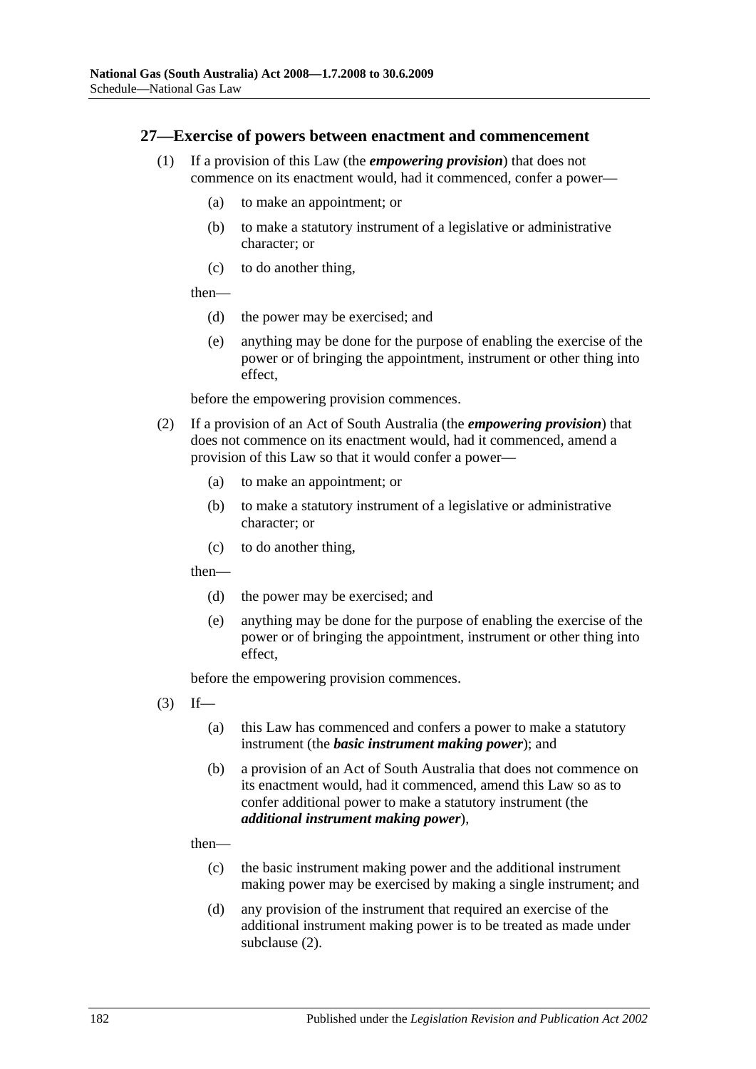## 27—Exercise of powers between enactment and commencement

(1) If a provision of this Law (the ***empowering provision***) that does not commence on its enactment would, had it commenced, confer a power—

(a) to make an appointment; or

(b) to make a statutory instrument of a legislative or administrative character; or

(c) to do another thing,

then—

(d) the power may be exercised; and

(e) anything may be done for the purpose of enabling the exercise of the power or of bringing the appointment, instrument or other thing into effect,

before the empowering provision commences.

(2) If a provision of an Act of South Australia (the ***empowering provision***) that does not commence on its enactment would, had it commenced, amend a provision of this Law so that it would confer a power—

(a) to make an appointment; or

(b) to make a statutory instrument of a legislative or administrative character; or

(c) to do another thing,

then—

(d) the power may be exercised; and

(e) anything may be done for the purpose of enabling the exercise of the power or of bringing the appointment, instrument or other thing into effect,

before the empowering provision commences.

(3) If—

(a) this Law has commenced and confers a power to make a statutory instrument (the ***basic instrument making power***); and

(b) a provision of an Act of South Australia that does not commence on its enactment would, had it commenced, amend this Law so as to confer additional power to make a statutory instrument (the ***additional instrument making power***),

then—

(c) the basic instrument making power and the additional instrument making power may be exercised by making a single instrument; and

(d) any provision of the instrument that required an exercise of the additional instrument making power is to be treated as made under subclause (2).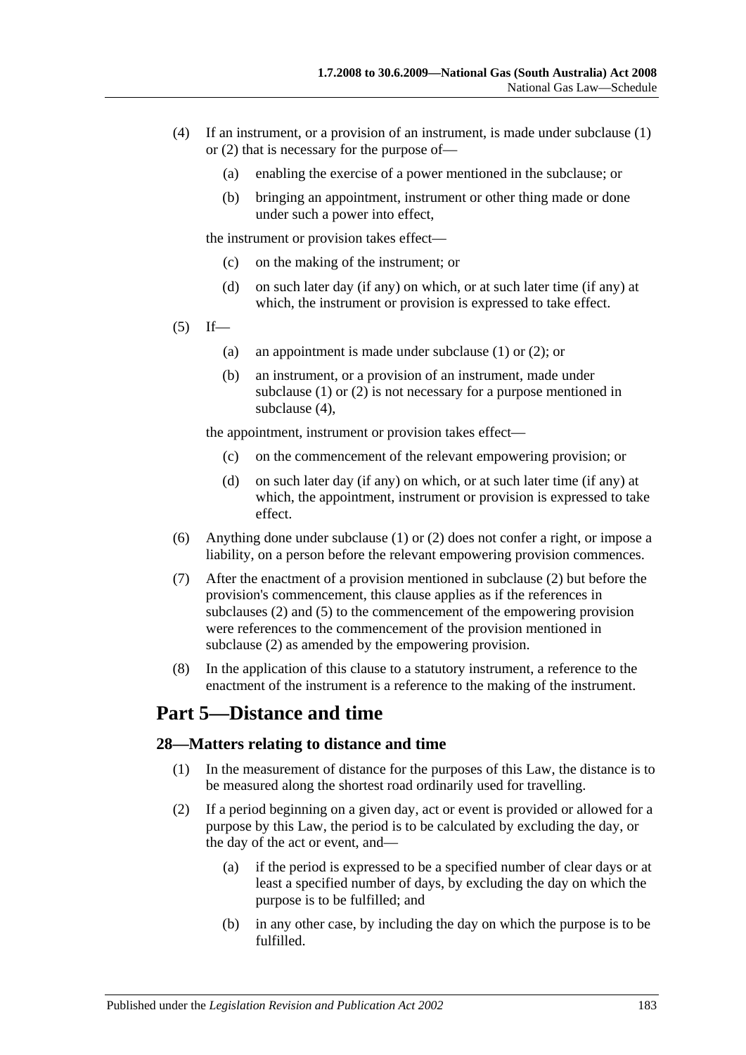(4) If an instrument, or a provision of an instrument, is made under subclause (1) or (2) that is necessary for the purpose of—

(a) enabling the exercise of a power mentioned in the subclause; or

(b) bringing an appointment, instrument or other thing made or done under such a power into effect,

the instrument or provision takes effect—

(c) on the making of the instrument; or

(d) on such later day (if any) on which, or at such later time (if any) at which, the instrument or provision is expressed to take effect.

(5) If—

(a) an appointment is made under subclause (1) or (2); or

(b) an instrument, or a provision of an instrument, made under subclause (1) or (2) is not necessary for a purpose mentioned in subclause (4),

the appointment, instrument or provision takes effect—

(c) on the commencement of the relevant empowering provision; or

(d) on such later day (if any) on which, or at such later time (if any) at which, the appointment, instrument or provision is expressed to take effect.

(6) Anything done under subclause (1) or (2) does not confer a right, or impose a liability, on a person before the relevant empowering provision commences.

(7) After the enactment of a provision mentioned in subclause (2) but before the provision's commencement, this clause applies as if the references in subclauses (2) and (5) to the commencement of the empowering provision were references to the commencement of the provision mentioned in subclause (2) as amended by the empowering provision.

(8) In the application of this clause to a statutory instrument, a reference to the enactment of the instrument is a reference to the making of the instrument.

# Part 5—Distance and time

## 28—Matters relating to distance and time

(1) In the measurement of distance for the purposes of this Law, the distance is to be measured along the shortest road ordinarily used for travelling.

(2) If a period beginning on a given day, act or event is provided or allowed for a purpose by this Law, the period is to be calculated by excluding the day, or the day of the act or event, and—

(a) if the period is expressed to be a specified number of clear days or at least a specified number of days, by excluding the day on which the purpose is to be fulfilled; and

(b) in any other case, by including the day on which the purpose is to be fulfilled.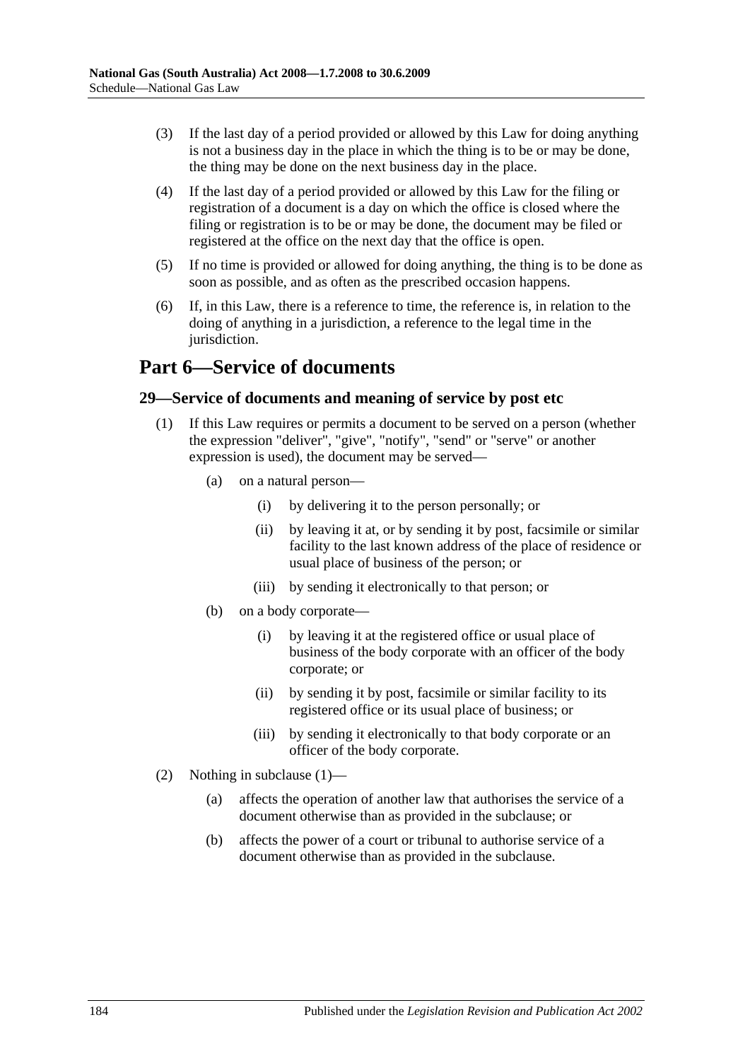(3) If the last day of a period provided or allowed by this Law for doing anything is not a business day in the place in which the thing is to be or may be done, the thing may be done on the next business day in the place.

(4) If the last day of a period provided or allowed by this Law for the filing or registration of a document is a day on which the office is closed where the filing or registration is to be or may be done, the document may be filed or registered at the office on the next day that the office is open.

(5) If no time is provided or allowed for doing anything, the thing is to be done as soon as possible, and as often as the prescribed occasion happens.

(6) If, in this Law, there is a reference to time, the reference is, in relation to the doing of anything in a jurisdiction, a reference to the legal time in the jurisdiction.

# Part 6—Service of documents

## 29—Service of documents and meaning of service by post etc

(1) If this Law requires or permits a document to be served on a person (whether the expression "deliver", "give", "notify", "send" or "serve" or another expression is used), the document may be served—

- (a) on a natural person—
  - (i) by delivering it to the person personally; or
  - (ii) by leaving it at, or by sending it by post, facsimile or similar facility to the last known address of the place of residence or usual place of business of the person; or
  - (iii) by sending it electronically to that person; or
- (b) on a body corporate—
  - (i) by leaving it at the registered office or usual place of business of the body corporate with an officer of the body corporate; or
  - (ii) by sending it by post, facsimile or similar facility to its registered office or its usual place of business; or
  - (iii) by sending it electronically to that body corporate or an officer of the body corporate.

(2) Nothing in subclause (1)—

- (a) affects the operation of another law that authorises the service of a document otherwise than as provided in the subclause; or
- (b) affects the power of a court or tribunal to authorise service of a document otherwise than as provided in the subclause.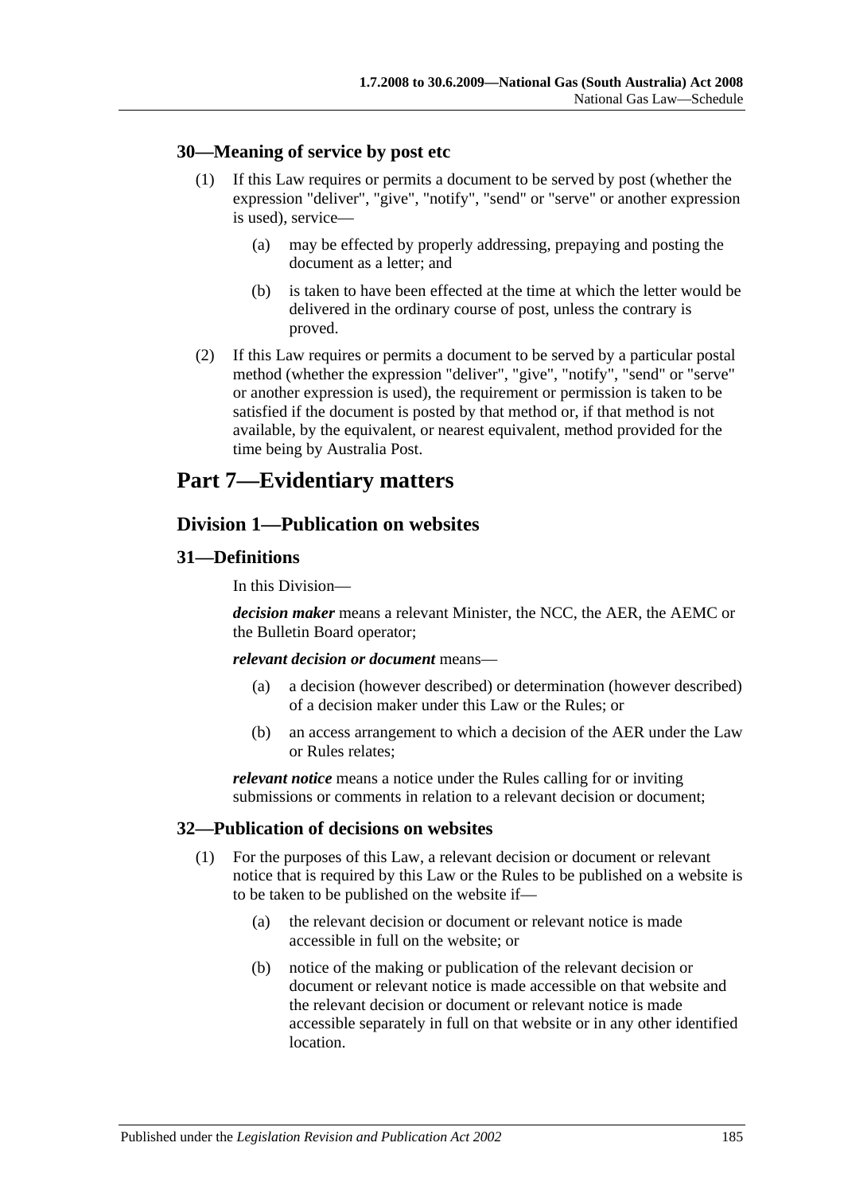### 30—Meaning of service by post etc

(1) If this Law requires or permits a document to be served by post (whether the expression "deliver", "give", "notify", "send" or "serve" or another expression is used), service—

(a) may be effected by properly addressing, prepaying and posting the document as a letter; and

(b) is taken to have been effected at the time at which the letter would be delivered in the ordinary course of post, unless the contrary is proved.

(2) If this Law requires or permits a document to be served by a particular postal method (whether the expression "deliver", "give", "notify", "send" or "serve" or another expression is used), the requirement or permission is taken to be satisfied if the document is posted by that method or, if that method is not available, by the equivalent, or nearest equivalent, method provided for the time being by Australia Post.

# Part 7—Evidentiary matters

## Division 1—Publication on websites

### 31—Definitions

In this Division—

***decision maker*** means a relevant Minister, the NCC, the AER, the AEMC or the Bulletin Board operator;

***relevant decision or document*** means—

(a) a decision (however described) or determination (however described) of a decision maker under this Law or the Rules; or

(b) an access arrangement to which a decision of the AER under the Law or Rules relates;

***relevant notice*** means a notice under the Rules calling for or inviting submissions or comments in relation to a relevant decision or document;

### 32—Publication of decisions on websites

(1) For the purposes of this Law, a relevant decision or document or relevant notice that is required by this Law or the Rules to be published on a website is to be taken to be published on the website if—

(a) the relevant decision or document or relevant notice is made accessible in full on the website; or

(b) notice of the making or publication of the relevant decision or document or relevant notice is made accessible on that website and the relevant decision or document or relevant notice is made accessible separately in full on that website or in any other identified location.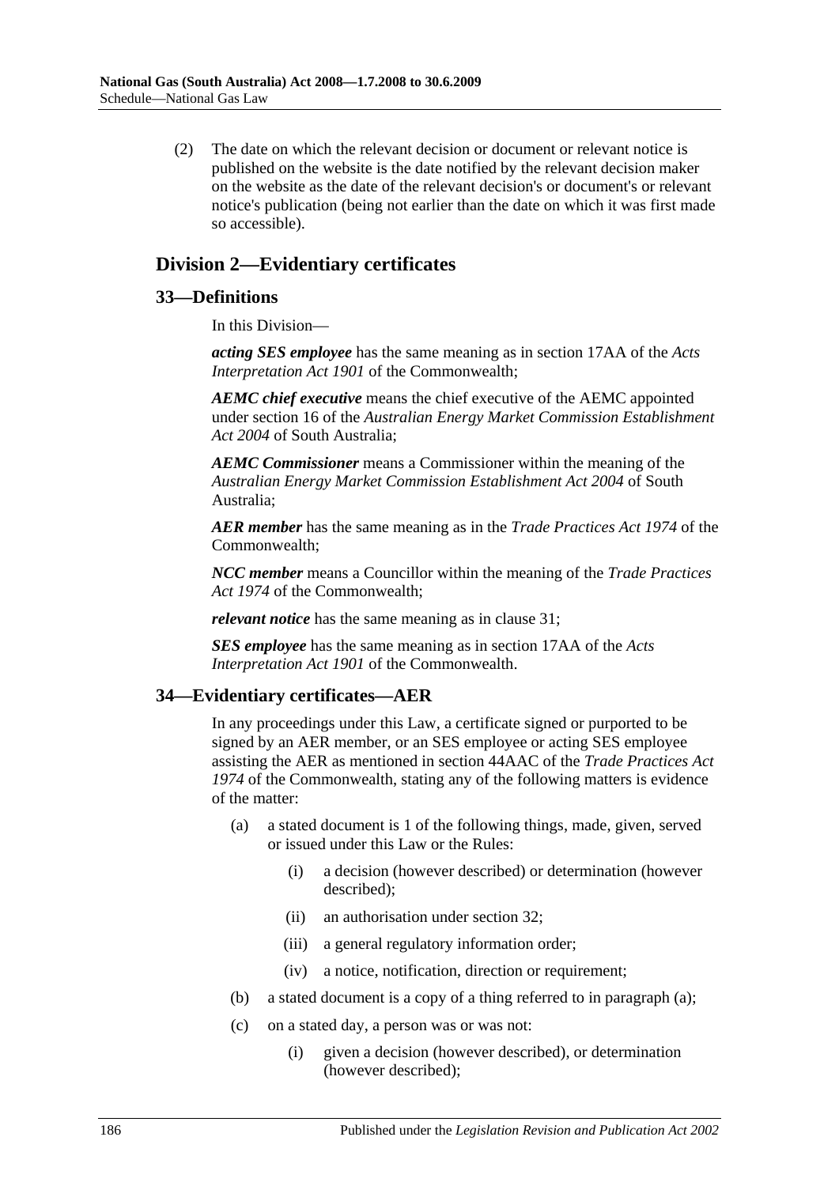(2) The date on which the relevant decision or document or relevant notice is published on the website is the date notified by the relevant decision maker on the website as the date of the relevant decision's or document's or relevant notice's publication (being not earlier than the date on which it was first made so accessible).

## Division 2—Evidentiary certificates

### 33—Definitions

In this Division—

***acting SES employee*** has the same meaning as in section 17AA of the *Acts Interpretation Act 1901* of the Commonwealth;

***AEMC chief executive*** means the chief executive of the AEMC appointed under section 16 of the *Australian Energy Market Commission Establishment Act 2004* of South Australia;

***AEMC Commissioner*** means a Commissioner within the meaning of the *Australian Energy Market Commission Establishment Act 2004* of South Australia;

***AER member*** has the same meaning as in the *Trade Practices Act 1974* of the Commonwealth;

***NCC member*** means a Councillor within the meaning of the *Trade Practices Act 1974* of the Commonwealth;

***relevant notice*** has the same meaning as in clause 31;

***SES employee*** has the same meaning as in section 17AA of the *Acts Interpretation Act 1901* of the Commonwealth.

### 34—Evidentiary certificates—AER

In any proceedings under this Law, a certificate signed or purported to be signed by an AER member, or an SES employee or acting SES employee assisting the AER as mentioned in section 44AAC of the *Trade Practices Act 1974* of the Commonwealth, stating any of the following matters is evidence of the matter:

(a) a stated document is 1 of the following things, made, given, served or issued under this Law or the Rules:

  (i) a decision (however described) or determination (however described);

  (ii) an authorisation under section 32;

  (iii) a general regulatory information order;

  (iv) a notice, notification, direction or requirement;

(b) a stated document is a copy of a thing referred to in paragraph (a);

(c) on a stated day, a person was or was not:

  (i) given a decision (however described), or determination (however described);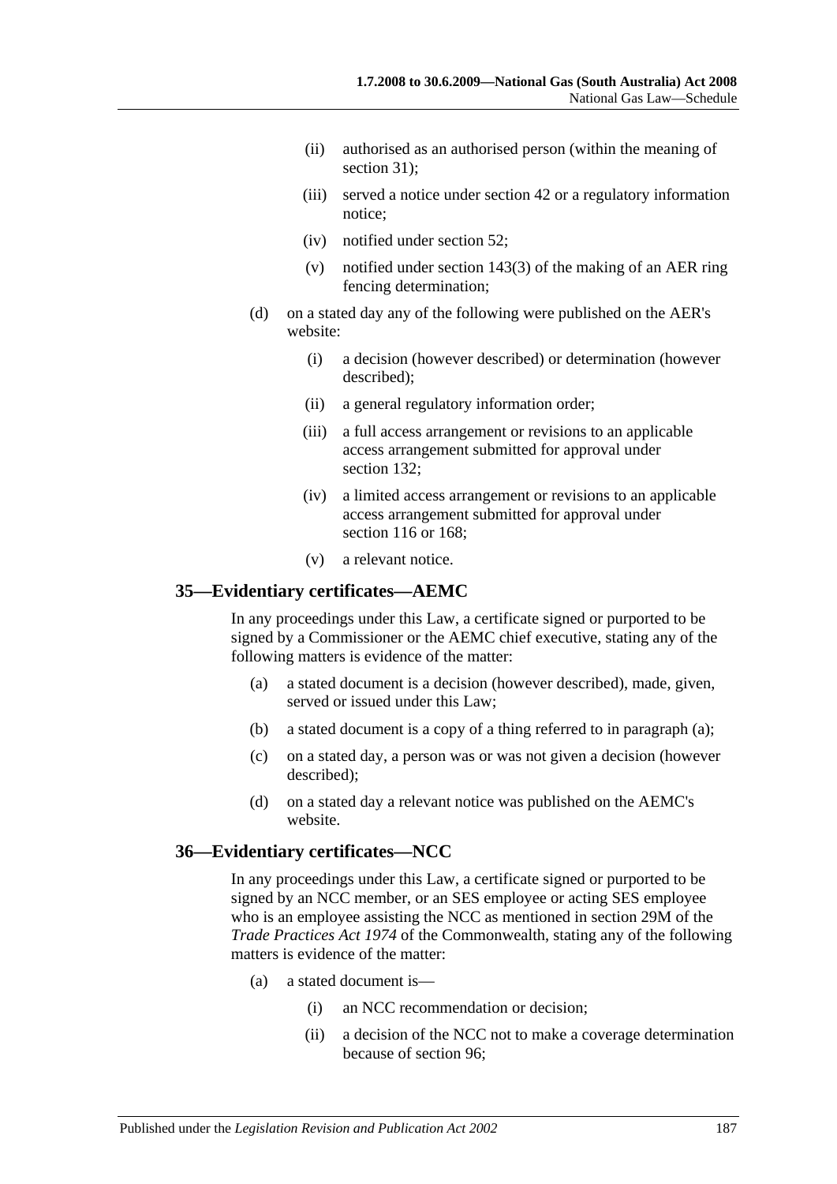(ii) authorised as an authorised person (within the meaning of section 31);

(iii) served a notice under section 42 or a regulatory information notice;

(iv) notified under section 52;

(v) notified under section 143(3) of the making of an AER ring fencing determination;

(d) on a stated day any of the following were published on the AER's website:

(i) a decision (however described) or determination (however described);

(ii) a general regulatory information order;

(iii) a full access arrangement or revisions to an applicable access arrangement submitted for approval under section 132;

(iv) a limited access arrangement or revisions to an applicable access arrangement submitted for approval under section 116 or 168;

(v) a relevant notice.

## 35—Evidentiary certificates—AEMC

In any proceedings under this Law, a certificate signed or purported to be signed by a Commissioner or the AEMC chief executive, stating any of the following matters is evidence of the matter:

(a) a stated document is a decision (however described), made, given, served or issued under this Law;

(b) a stated document is a copy of a thing referred to in paragraph (a);

(c) on a stated day, a person was or was not given a decision (however described);

(d) on a stated day a relevant notice was published on the AEMC's website.

## 36—Evidentiary certificates—NCC

In any proceedings under this Law, a certificate signed or purported to be signed by an NCC member, or an SES employee or acting SES employee who is an employee assisting the NCC as mentioned in section 29M of the *Trade Practices Act 1974* of the Commonwealth, stating any of the following matters is evidence of the matter:

(a) a stated document is—

(i) an NCC recommendation or decision;

(ii) a decision of the NCC not to make a coverage determination because of section 96;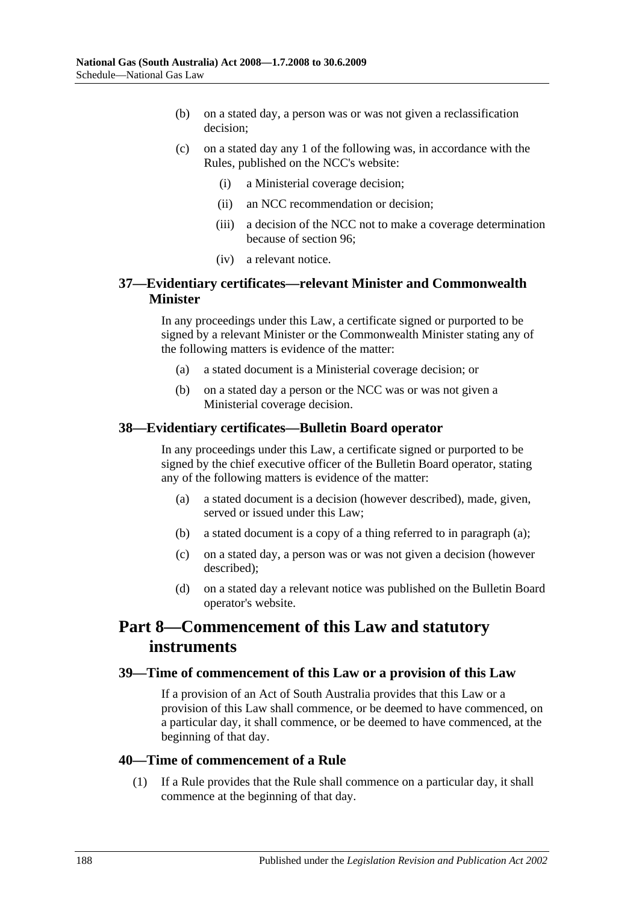(b) on a stated day, a person was or was not given a reclassification decision;

(c) on a stated day any 1 of the following was, in accordance with the Rules, published on the NCC's website:

(i) a Ministerial coverage decision;

(ii) an NCC recommendation or decision;

(iii) a decision of the NCC not to make a coverage determination because of section 96;

(iv) a relevant notice.

### 37—Evidentiary certificates—relevant Minister and Commonwealth Minister

In any proceedings under this Law, a certificate signed or purported to be signed by a relevant Minister or the Commonwealth Minister stating any of the following matters is evidence of the matter:

(a) a stated document is a Ministerial coverage decision; or

(b) on a stated day a person or the NCC was or was not given a Ministerial coverage decision.

### 38—Evidentiary certificates—Bulletin Board operator

In any proceedings under this Law, a certificate signed or purported to be signed by the chief executive officer of the Bulletin Board operator, stating any of the following matters is evidence of the matter:

(a) a stated document is a decision (however described), made, given, served or issued under this Law;

(b) a stated document is a copy of a thing referred to in paragraph (a);

(c) on a stated day, a person was or was not given a decision (however described);

(d) on a stated day a relevant notice was published on the Bulletin Board operator's website.

## Part 8—Commencement of this Law and statutory instruments

### 39—Time of commencement of this Law or a provision of this Law

If a provision of an Act of South Australia provides that this Law or a provision of this Law shall commence, or be deemed to have commenced, on a particular day, it shall commence, or be deemed to have commenced, at the beginning of that day.

### 40—Time of commencement of a Rule

(1) If a Rule provides that the Rule shall commence on a particular day, it shall commence at the beginning of that day.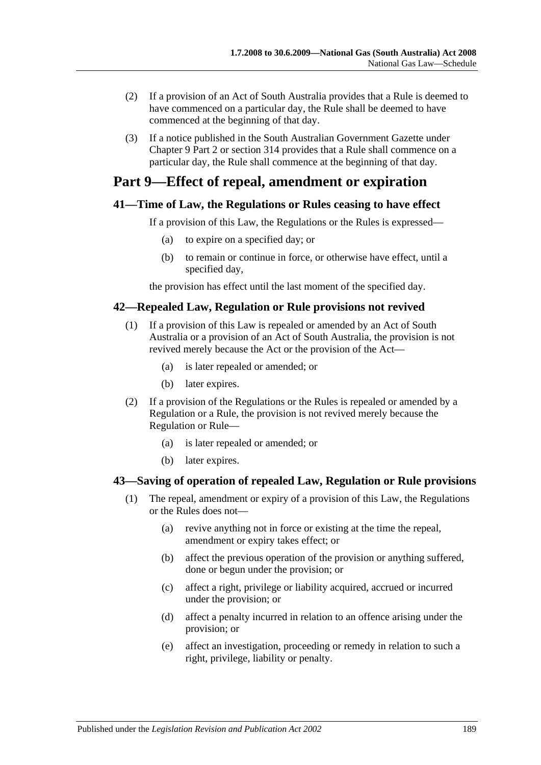(2) If a provision of an Act of South Australia provides that a Rule is deemed to have commenced on a particular day, the Rule shall be deemed to have commenced at the beginning of that day.

(3) If a notice published in the South Australian Government Gazette under Chapter 9 Part 2 or section 314 provides that a Rule shall commence on a particular day, the Rule shall commence at the beginning of that day.

# Part 9—Effect of repeal, amendment or expiration

## 41—Time of Law, the Regulations or Rules ceasing to have effect

If a provision of this Law, the Regulations or the Rules is expressed—

- (a) to expire on a specified day; or
- (b) to remain or continue in force, or otherwise have effect, until a specified day,

the provision has effect until the last moment of the specified day.

## 42—Repealed Law, Regulation or Rule provisions not revived

(1) If a provision of this Law is repealed or amended by an Act of South Australia or a provision of an Act of South Australia, the provision is not revived merely because the Act or the provision of the Act—

- (a) is later repealed or amended; or
- (b) later expires.

(2) If a provision of the Regulations or the Rules is repealed or amended by a Regulation or a Rule, the provision is not revived merely because the Regulation or Rule—

- (a) is later repealed or amended; or
- (b) later expires.

## 43—Saving of operation of repealed Law, Regulation or Rule provisions

(1) The repeal, amendment or expiry of a provision of this Law, the Regulations or the Rules does not—

- (a) revive anything not in force or existing at the time the repeal, amendment or expiry takes effect; or
- (b) affect the previous operation of the provision or anything suffered, done or begun under the provision; or
- (c) affect a right, privilege or liability acquired, accrued or incurred under the provision; or
- (d) affect a penalty incurred in relation to an offence arising under the provision; or
- (e) affect an investigation, proceeding or remedy in relation to such a right, privilege, liability or penalty.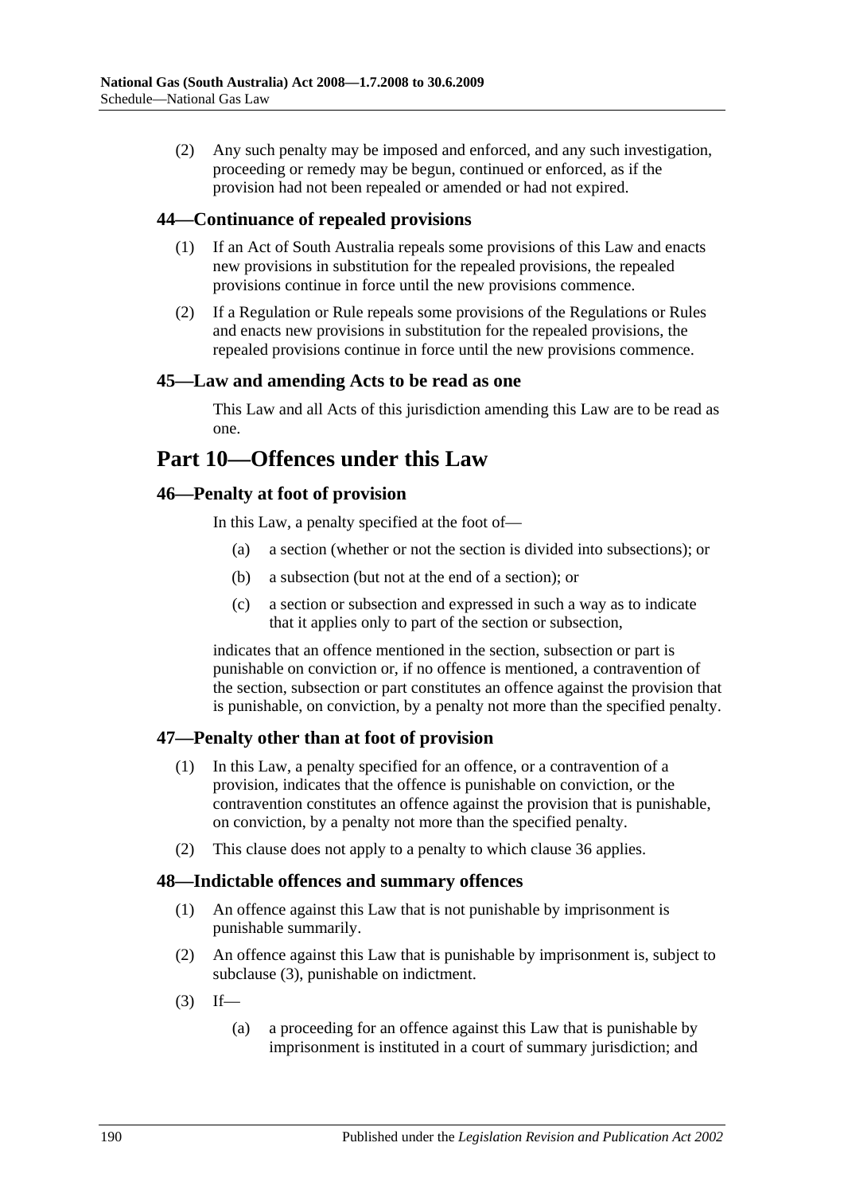(2) Any such penalty may be imposed and enforced, and any such investigation, proceeding or remedy may be begun, continued or enforced, as if the provision had not been repealed or amended or had not expired.

### 44—Continuance of repealed provisions

(1) If an Act of South Australia repeals some provisions of this Law and enacts new provisions in substitution for the repealed provisions, the repealed provisions continue in force until the new provisions commence.

(2) If a Regulation or Rule repeals some provisions of the Regulations or Rules and enacts new provisions in substitution for the repealed provisions, the repealed provisions continue in force until the new provisions commence.

### 45—Law and amending Acts to be read as one

This Law and all Acts of this jurisdiction amending this Law are to be read as one.

## Part 10—Offences under this Law

### 46—Penalty at foot of provision

In this Law, a penalty specified at the foot of—

(a) a section (whether or not the section is divided into subsections); or

(b) a subsection (but not at the end of a section); or

(c) a section or subsection and expressed in such a way as to indicate that it applies only to part of the section or subsection,

indicates that an offence mentioned in the section, subsection or part is punishable on conviction or, if no offence is mentioned, a contravention of the section, subsection or part constitutes an offence against the provision that is punishable, on conviction, by a penalty not more than the specified penalty.

### 47—Penalty other than at foot of provision

(1) In this Law, a penalty specified for an offence, or a contravention of a provision, indicates that the offence is punishable on conviction, or the contravention constitutes an offence against the provision that is punishable, on conviction, by a penalty not more than the specified penalty.

(2) This clause does not apply to a penalty to which clause 36 applies.

### 48—Indictable offences and summary offences

(1) An offence against this Law that is not punishable by imprisonment is punishable summarily.

(2) An offence against this Law that is punishable by imprisonment is, subject to subclause (3), punishable on indictment.

(3) If—

(a) a proceeding for an offence against this Law that is punishable by imprisonment is instituted in a court of summary jurisdiction; and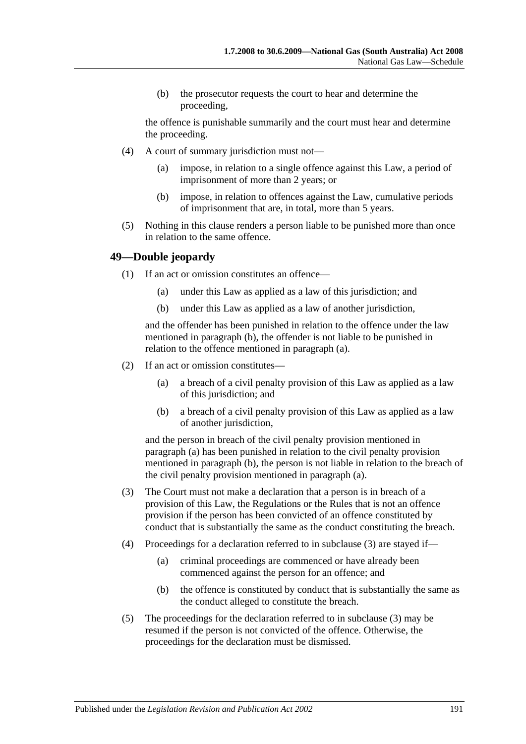(b) the prosecutor requests the court to hear and determine the proceeding,

the offence is punishable summarily and the court must hear and determine the proceeding.

(4) A court of summary jurisdiction must not—

(a) impose, in relation to a single offence against this Law, a period of imprisonment of more than 2 years; or

(b) impose, in relation to offences against the Law, cumulative periods of imprisonment that are, in total, more than 5 years.

(5) Nothing in this clause renders a person liable to be punished more than once in relation to the same offence.

## 49—Double jeopardy

(1) If an act or omission constitutes an offence—

(a) under this Law as applied as a law of this jurisdiction; and

(b) under this Law as applied as a law of another jurisdiction,

and the offender has been punished in relation to the offence under the law mentioned in paragraph (b), the offender is not liable to be punished in relation to the offence mentioned in paragraph (a).

(2) If an act or omission constitutes—

(a) a breach of a civil penalty provision of this Law as applied as a law of this jurisdiction; and

(b) a breach of a civil penalty provision of this Law as applied as a law of another jurisdiction,

and the person in breach of the civil penalty provision mentioned in paragraph (a) has been punished in relation to the civil penalty provision mentioned in paragraph (b), the person is not liable in relation to the breach of the civil penalty provision mentioned in paragraph (a).

(3) The Court must not make a declaration that a person is in breach of a provision of this Law, the Regulations or the Rules that is not an offence provision if the person has been convicted of an offence constituted by conduct that is substantially the same as the conduct constituting the breach.

(4) Proceedings for a declaration referred to in subclause (3) are stayed if—

(a) criminal proceedings are commenced or have already been commenced against the person for an offence; and

(b) the offence is constituted by conduct that is substantially the same as the conduct alleged to constitute the breach.

(5) The proceedings for the declaration referred to in subclause (3) may be resumed if the person is not convicted of the offence. Otherwise, the proceedings for the declaration must be dismissed.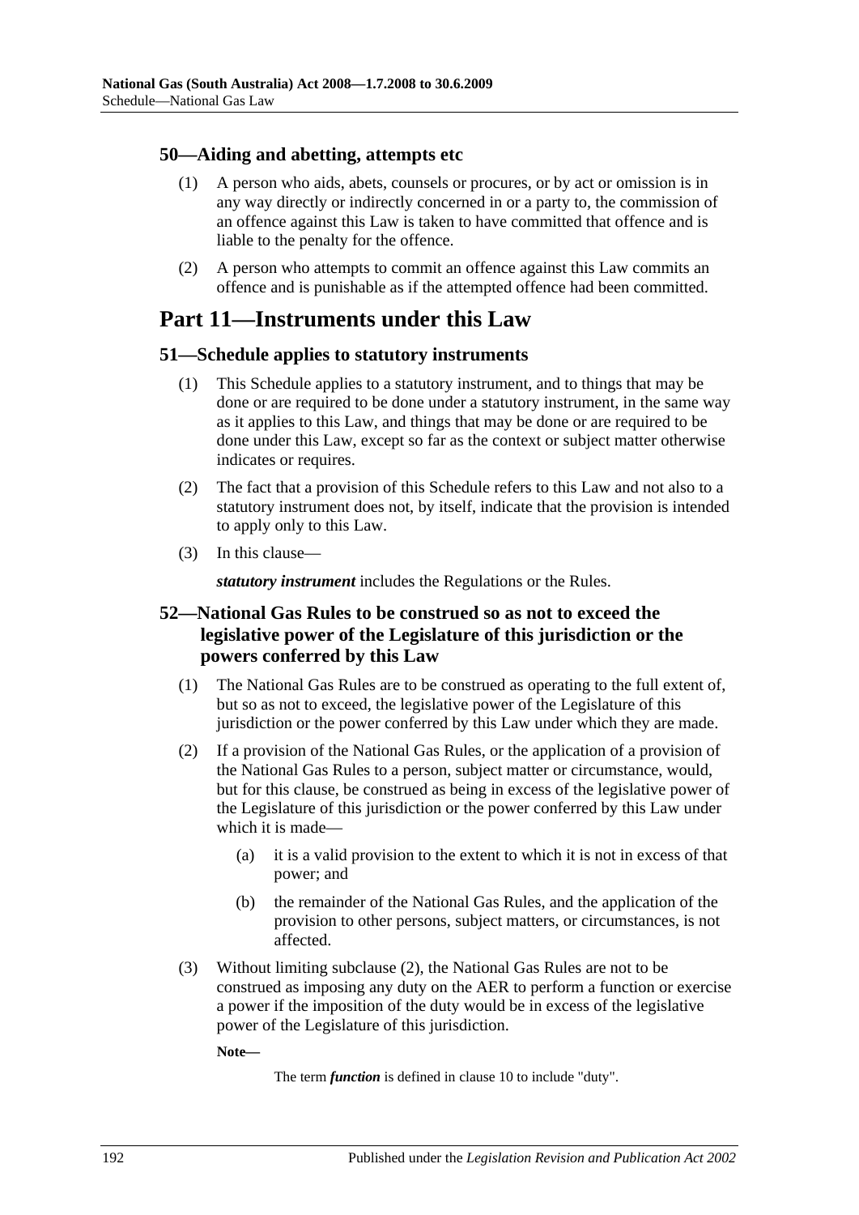### 50—Aiding and abetting, attempts etc

(1) A person who aids, abets, counsels or procures, or by act or omission is in any way directly or indirectly concerned in or a party to, the commission of an offence against this Law is taken to have committed that offence and is liable to the penalty for the offence.

(2) A person who attempts to commit an offence against this Law commits an offence and is punishable as if the attempted offence had been committed.

## Part 11—Instruments under this Law

### 51—Schedule applies to statutory instruments

(1) This Schedule applies to a statutory instrument, and to things that may be done or are required to be done under a statutory instrument, in the same way as it applies to this Law, and things that may be done or are required to be done under this Law, except so far as the context or subject matter otherwise indicates or requires.

(2) The fact that a provision of this Schedule refers to this Law and not also to a statutory instrument does not, by itself, indicate that the provision is intended to apply only to this Law.

(3) In this clause—

***statutory instrument*** includes the Regulations or the Rules.

### 52—National Gas Rules to be construed so as not to exceed the legislative power of the Legislature of this jurisdiction or the powers conferred by this Law

(1) The National Gas Rules are to be construed as operating to the full extent of, but so as not to exceed, the legislative power of the Legislature of this jurisdiction or the power conferred by this Law under which they are made.

(2) If a provision of the National Gas Rules, or the application of a provision of the National Gas Rules to a person, subject matter or circumstance, would, but for this clause, be construed as being in excess of the legislative power of the Legislature of this jurisdiction or the power conferred by this Law under which it is made—

(a) it is a valid provision to the extent to which it is not in excess of that power; and

(b) the remainder of the National Gas Rules, and the application of the provision to other persons, subject matters, or circumstances, is not affected.

(3) Without limiting subclause (2), the National Gas Rules are not to be construed as imposing any duty on the AER to perform a function or exercise a power if the imposition of the duty would be in excess of the legislative power of the Legislature of this jurisdiction.

**Note—**

The term ***function*** is defined in clause 10 to include "duty".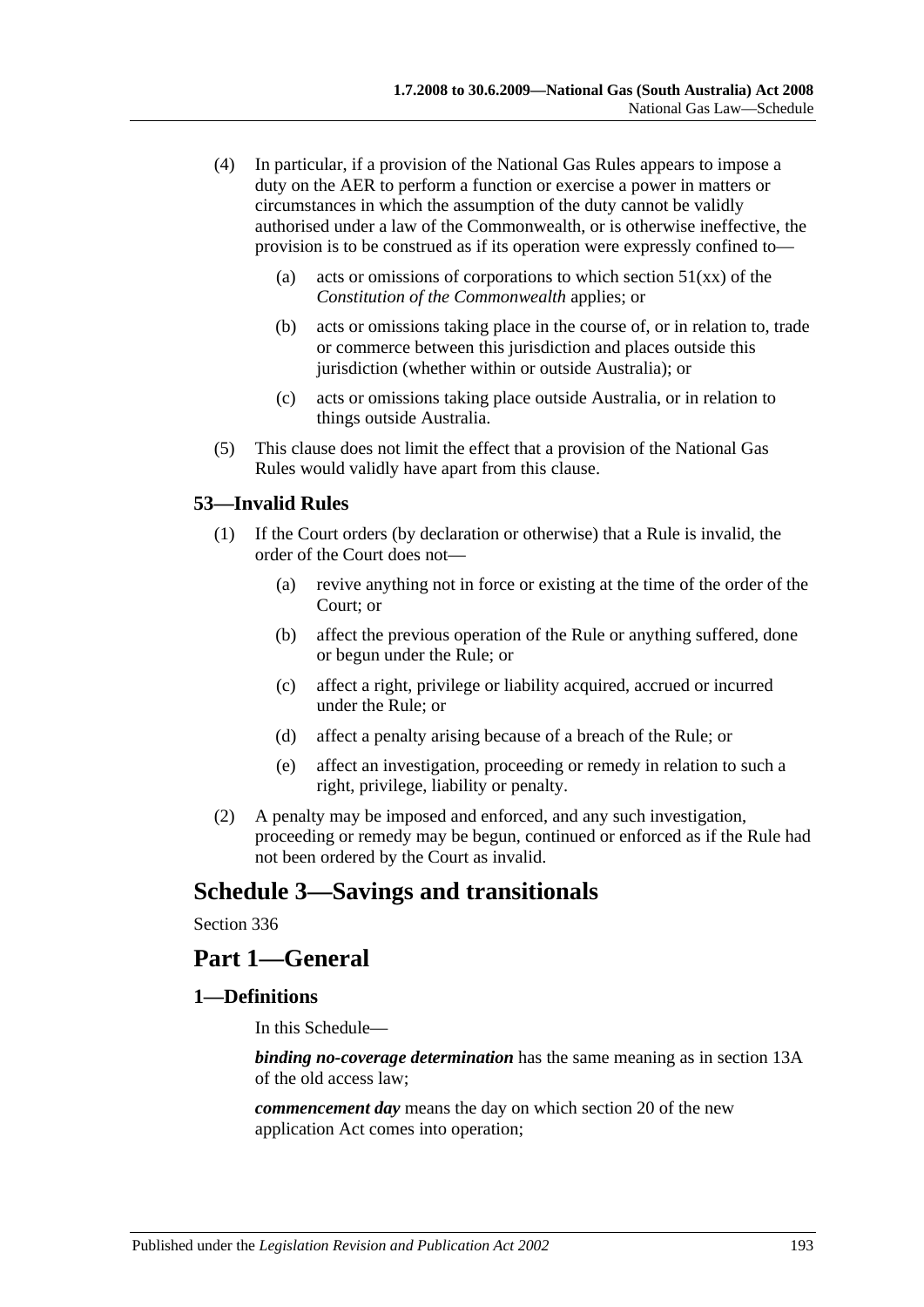(4) In particular, if a provision of the National Gas Rules appears to impose a duty on the AER to perform a function or exercise a power in matters or circumstances in which the assumption of the duty cannot be validly authorised under a law of the Commonwealth, or is otherwise ineffective, the provision is to be construed as if its operation were expressly confined to—

(a) acts or omissions of corporations to which section 51(xx) of the *Constitution of the Commonwealth* applies; or

(b) acts or omissions taking place in the course of, or in relation to, trade or commerce between this jurisdiction and places outside this jurisdiction (whether within or outside Australia); or

(c) acts or omissions taking place outside Australia, or in relation to things outside Australia.

(5) This clause does not limit the effect that a provision of the National Gas Rules would validly have apart from this clause.

### 53—Invalid Rules

(1) If the Court orders (by declaration or otherwise) that a Rule is invalid, the order of the Court does not—

(a) revive anything not in force or existing at the time of the order of the Court; or

(b) affect the previous operation of the Rule or anything suffered, done or begun under the Rule; or

(c) affect a right, privilege or liability acquired, accrued or incurred under the Rule; or

(d) affect a penalty arising because of a breach of the Rule; or

(e) affect an investigation, proceeding or remedy in relation to such a right, privilege, liability or penalty.

(2) A penalty may be imposed and enforced, and any such investigation, proceeding or remedy may be begun, continued or enforced as if the Rule had not been ordered by the Court as invalid.

# Schedule 3—Savings and transitionals

Section 336

# Part 1—General

### 1—Definitions

In this Schedule—

***binding no-coverage determination*** has the same meaning as in section 13A of the old access law;

***commencement day*** means the day on which section 20 of the new application Act comes into operation;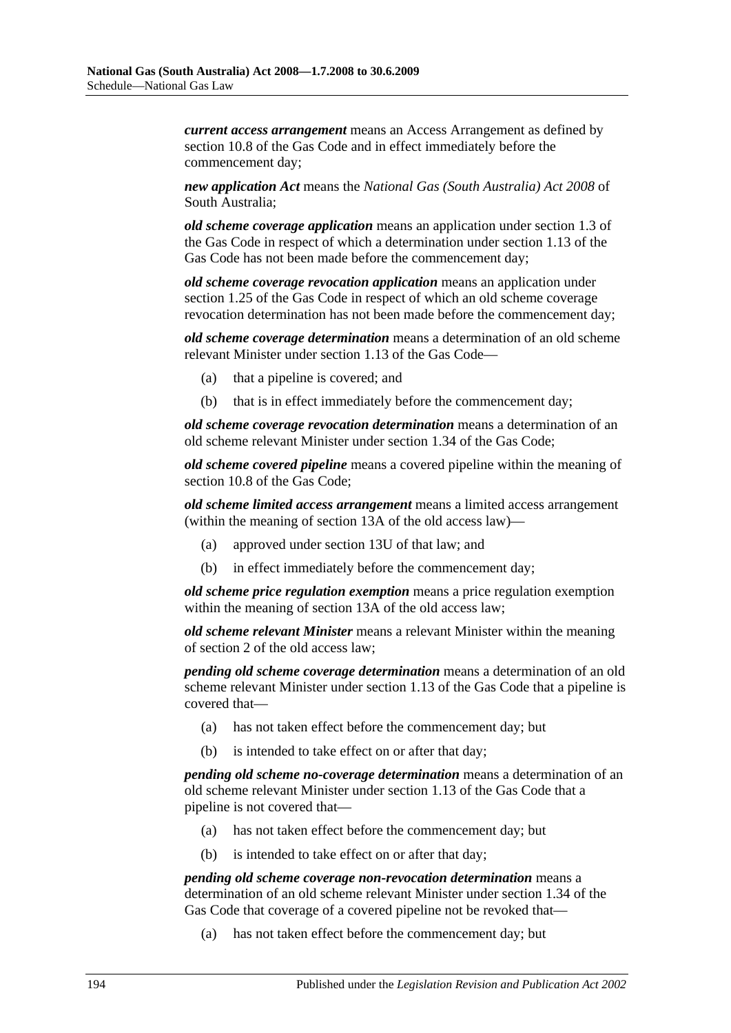***current access arrangement*** means an Access Arrangement as defined by section 10.8 of the Gas Code and in effect immediately before the commencement day;

***new application Act*** means the *National Gas (South Australia) Act 2008* of South Australia;

***old scheme coverage application*** means an application under section 1.3 of the Gas Code in respect of which a determination under section 1.13 of the Gas Code has not been made before the commencement day;

***old scheme coverage revocation application*** means an application under section 1.25 of the Gas Code in respect of which an old scheme coverage revocation determination has not been made before the commencement day;

***old scheme coverage determination*** means a determination of an old scheme relevant Minister under section 1.13 of the Gas Code—

(a) that a pipeline is covered; and

(b) that is in effect immediately before the commencement day;

***old scheme coverage revocation determination*** means a determination of an old scheme relevant Minister under section 1.34 of the Gas Code;

***old scheme covered pipeline*** means a covered pipeline within the meaning of section 10.8 of the Gas Code;

***old scheme limited access arrangement*** means a limited access arrangement (within the meaning of section 13A of the old access law)—

(a) approved under section 13U of that law; and

(b) in effect immediately before the commencement day;

***old scheme price regulation exemption*** means a price regulation exemption within the meaning of section 13A of the old access law;

***old scheme relevant Minister*** means a relevant Minister within the meaning of section 2 of the old access law;

***pending old scheme coverage determination*** means a determination of an old scheme relevant Minister under section 1.13 of the Gas Code that a pipeline is covered that—

(a) has not taken effect before the commencement day; but

(b) is intended to take effect on or after that day;

***pending old scheme no-coverage determination*** means a determination of an old scheme relevant Minister under section 1.13 of the Gas Code that a pipeline is not covered that—

(a) has not taken effect before the commencement day; but

(b) is intended to take effect on or after that day;

***pending old scheme coverage non-revocation determination*** means a determination of an old scheme relevant Minister under section 1.34 of the Gas Code that coverage of a covered pipeline not be revoked that—

(a) has not taken effect before the commencement day; but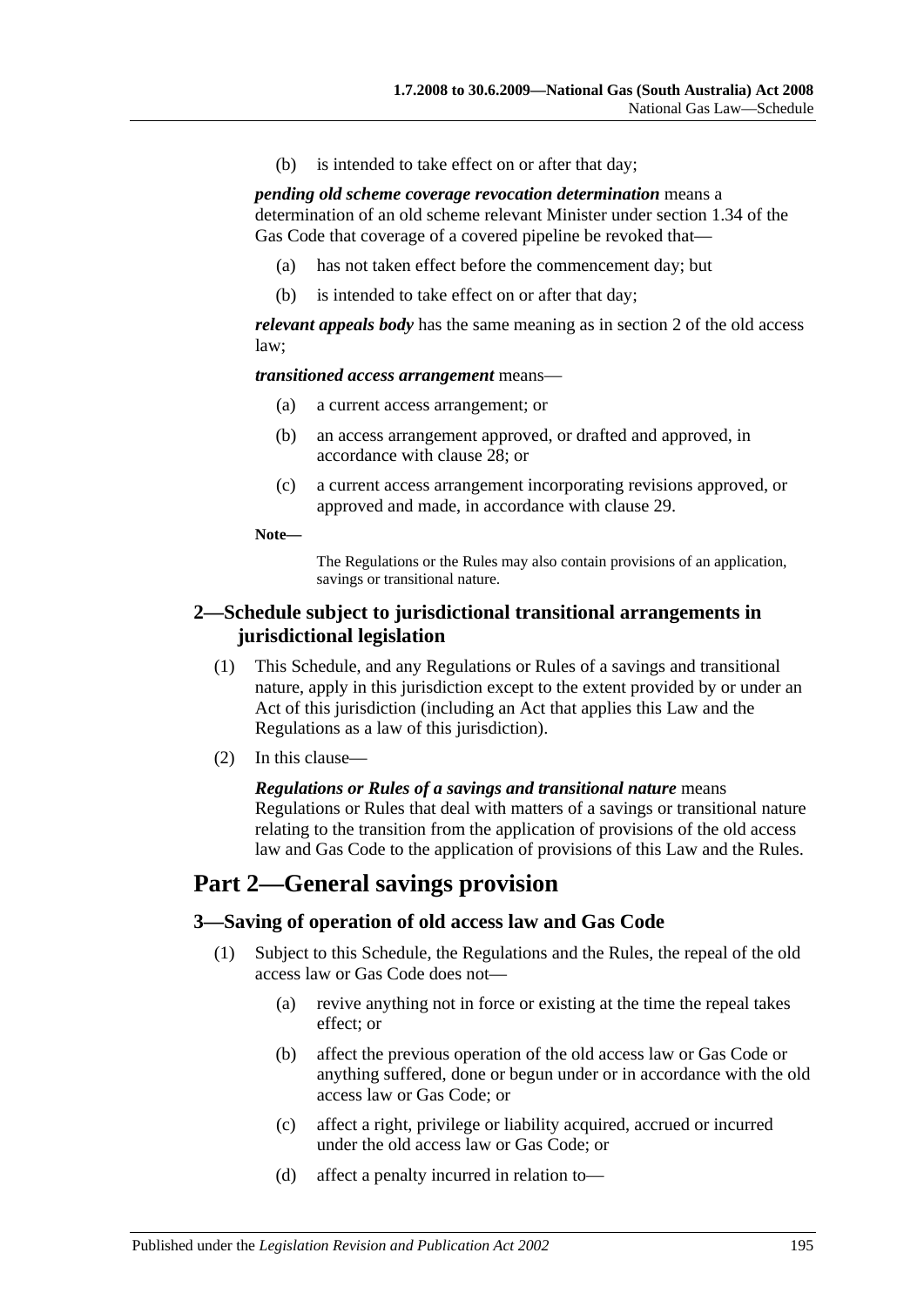(b) is intended to take effect on or after that day;

***pending old scheme coverage revocation determination*** means a determination of an old scheme relevant Minister under section 1.34 of the Gas Code that coverage of a covered pipeline be revoked that—

(a) has not taken effect before the commencement day; but

(b) is intended to take effect on or after that day;

***relevant appeals body*** has the same meaning as in section 2 of the old access law;

***transitioned access arrangement*** means—

(a) a current access arrangement; or

(b) an access arrangement approved, or drafted and approved, in accordance with clause 28; or

(c) a current access arrangement incorporating revisions approved, or approved and made, in accordance with clause 29.

**Note—**

The Regulations or the Rules may also contain provisions of an application, savings or transitional nature.

### 2—Schedule subject to jurisdictional transitional arrangements in jurisdictional legislation

(1) This Schedule, and any Regulations or Rules of a savings and transitional nature, apply in this jurisdiction except to the extent provided by or under an Act of this jurisdiction (including an Act that applies this Law and the Regulations as a law of this jurisdiction).

(2) In this clause—

***Regulations or Rules of a savings and transitional nature*** means Regulations or Rules that deal with matters of a savings or transitional nature relating to the transition from the application of provisions of the old access law and Gas Code to the application of provisions of this Law and the Rules.

## Part 2—General savings provision

### 3—Saving of operation of old access law and Gas Code

(1) Subject to this Schedule, the Regulations and the Rules, the repeal of the old access law or Gas Code does not—

(a) revive anything not in force or existing at the time the repeal takes effect; or

(b) affect the previous operation of the old access law or Gas Code or anything suffered, done or begun under or in accordance with the old access law or Gas Code; or

(c) affect a right, privilege or liability acquired, accrued or incurred under the old access law or Gas Code; or

(d) affect a penalty incurred in relation to—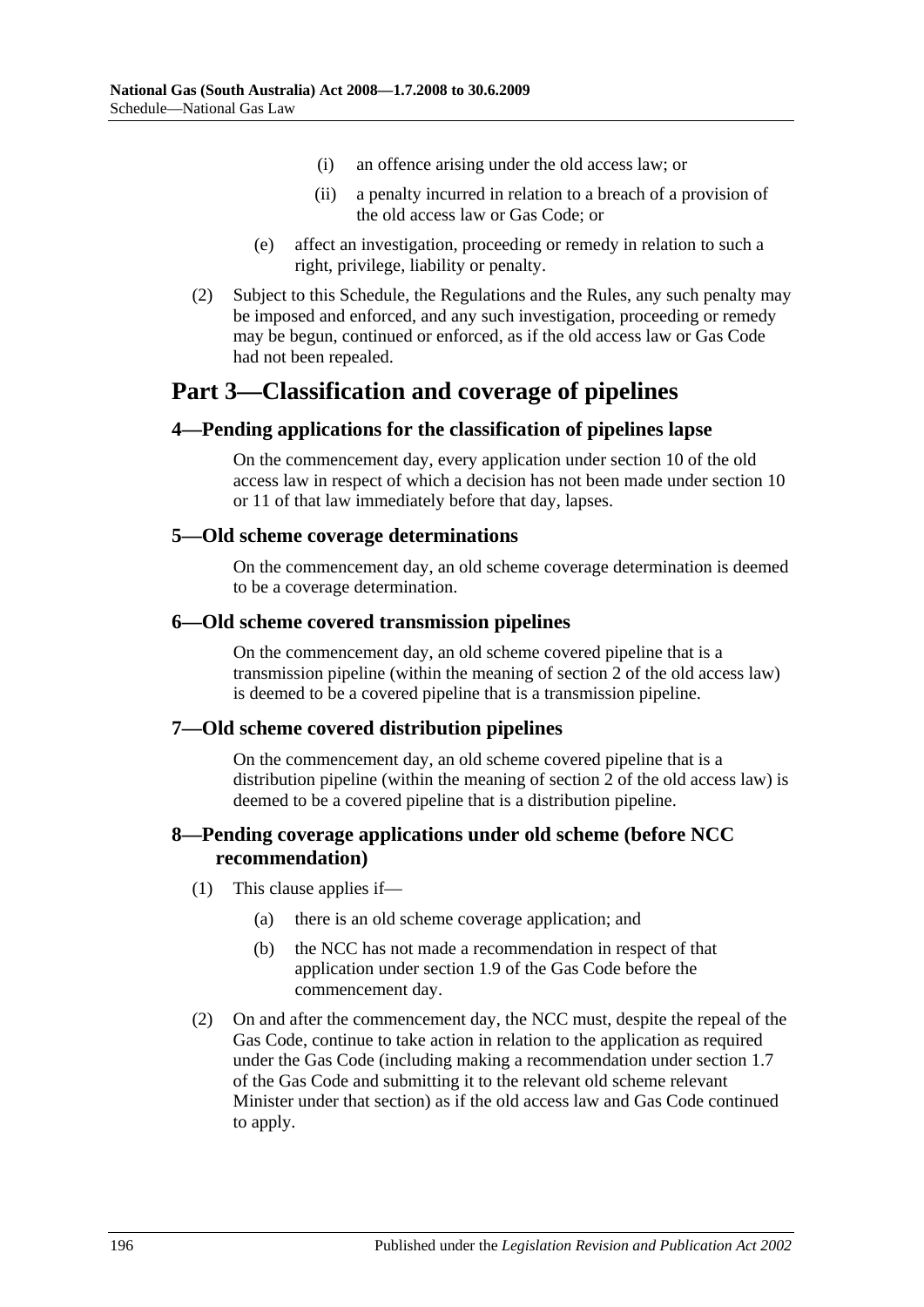(i) an offence arising under the old access law; or

(ii) a penalty incurred in relation to a breach of a provision of the old access law or Gas Code; or

(e) affect an investigation, proceeding or remedy in relation to such a right, privilege, liability or penalty.

(2) Subject to this Schedule, the Regulations and the Rules, any such penalty may be imposed and enforced, and any such investigation, proceeding or remedy may be begun, continued or enforced, as if the old access law or Gas Code had not been repealed.

# Part 3—Classification and coverage of pipelines

## 4—Pending applications for the classification of pipelines lapse

On the commencement day, every application under section 10 of the old access law in respect of which a decision has not been made under section 10 or 11 of that law immediately before that day, lapses.

## 5—Old scheme coverage determinations

On the commencement day, an old scheme coverage determination is deemed to be a coverage determination.

## 6—Old scheme covered transmission pipelines

On the commencement day, an old scheme covered pipeline that is a transmission pipeline (within the meaning of section 2 of the old access law) is deemed to be a covered pipeline that is a transmission pipeline.

## 7—Old scheme covered distribution pipelines

On the commencement day, an old scheme covered pipeline that is a distribution pipeline (within the meaning of section 2 of the old access law) is deemed to be a covered pipeline that is a distribution pipeline.

## 8—Pending coverage applications under old scheme (before NCC recommendation)

(1) This clause applies if—

(a) there is an old scheme coverage application; and

(b) the NCC has not made a recommendation in respect of that application under section 1.9 of the Gas Code before the commencement day.

(2) On and after the commencement day, the NCC must, despite the repeal of the Gas Code, continue to take action in relation to the application as required under the Gas Code (including making a recommendation under section 1.7 of the Gas Code and submitting it to the relevant old scheme relevant Minister under that section) as if the old access law and Gas Code continued to apply.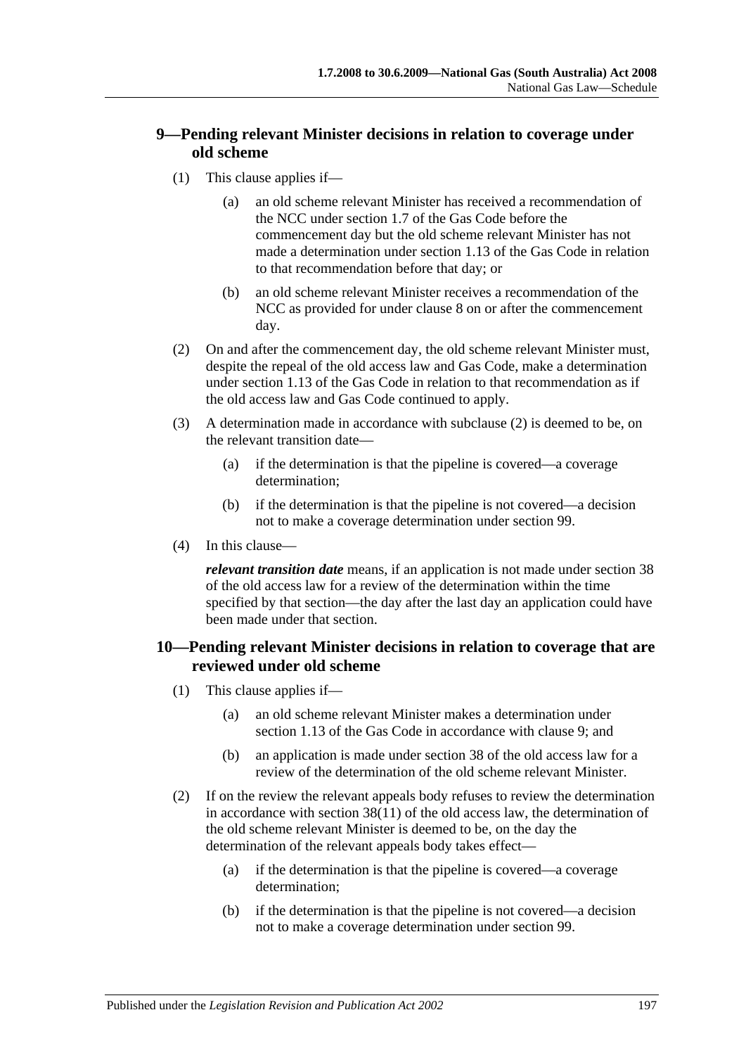## 9—Pending relevant Minister decisions in relation to coverage under old scheme

(1) This clause applies if—

(a) an old scheme relevant Minister has received a recommendation of the NCC under section 1.7 of the Gas Code before the commencement day but the old scheme relevant Minister has not made a determination under section 1.13 of the Gas Code in relation to that recommendation before that day; or

(b) an old scheme relevant Minister receives a recommendation of the NCC as provided for under clause 8 on or after the commencement day.

(2) On and after the commencement day, the old scheme relevant Minister must, despite the repeal of the old access law and Gas Code, make a determination under section 1.13 of the Gas Code in relation to that recommendation as if the old access law and Gas Code continued to apply.

(3) A determination made in accordance with subclause (2) is deemed to be, on the relevant transition date—

(a) if the determination is that the pipeline is covered—a coverage determination;

(b) if the determination is that the pipeline is not covered—a decision not to make a coverage determination under section 99.

(4) In this clause—

***relevant transition date*** means, if an application is not made under section 38 of the old access law for a review of the determination within the time specified by that section—the day after the last day an application could have been made under that section.

## 10—Pending relevant Minister decisions in relation to coverage that are reviewed under old scheme

(1) This clause applies if—

(a) an old scheme relevant Minister makes a determination under section 1.13 of the Gas Code in accordance with clause 9; and

(b) an application is made under section 38 of the old access law for a review of the determination of the old scheme relevant Minister.

(2) If on the review the relevant appeals body refuses to review the determination in accordance with section 38(11) of the old access law, the determination of the old scheme relevant Minister is deemed to be, on the day the determination of the relevant appeals body takes effect—

(a) if the determination is that the pipeline is covered—a coverage determination;

(b) if the determination is that the pipeline is not covered—a decision not to make a coverage determination under section 99.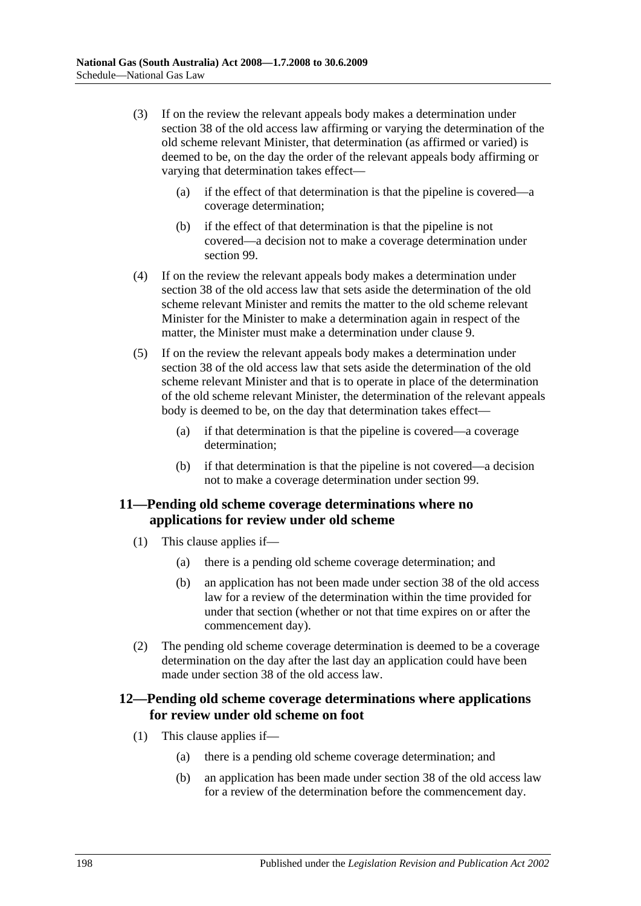(3) If on the review the relevant appeals body makes a determination under section 38 of the old access law affirming or varying the determination of the old scheme relevant Minister, that determination (as affirmed or varied) is deemed to be, on the day the order of the relevant appeals body affirming or varying that determination takes effect—

(a) if the effect of that determination is that the pipeline is covered—a coverage determination;

(b) if the effect of that determination is that the pipeline is not covered—a decision not to make a coverage determination under section 99.

(4) If on the review the relevant appeals body makes a determination under section 38 of the old access law that sets aside the determination of the old scheme relevant Minister and remits the matter to the old scheme relevant Minister for the Minister to make a determination again in respect of the matter, the Minister must make a determination under clause 9.

(5) If on the review the relevant appeals body makes a determination under section 38 of the old access law that sets aside the determination of the old scheme relevant Minister and that is to operate in place of the determination of the old scheme relevant Minister, the determination of the relevant appeals body is deemed to be, on the day that determination takes effect—

(a) if that determination is that the pipeline is covered—a coverage determination;

(b) if that determination is that the pipeline is not covered—a decision not to make a coverage determination under section 99.

## 11—Pending old scheme coverage determinations where no applications for review under old scheme

(1) This clause applies if—

(a) there is a pending old scheme coverage determination; and

(b) an application has not been made under section 38 of the old access law for a review of the determination within the time provided for under that section (whether or not that time expires on or after the commencement day).

(2) The pending old scheme coverage determination is deemed to be a coverage determination on the day after the last day an application could have been made under section 38 of the old access law.

## 12—Pending old scheme coverage determinations where applications for review under old scheme on foot

(1) This clause applies if—

(a) there is a pending old scheme coverage determination; and

(b) an application has been made under section 38 of the old access law for a review of the determination before the commencement day.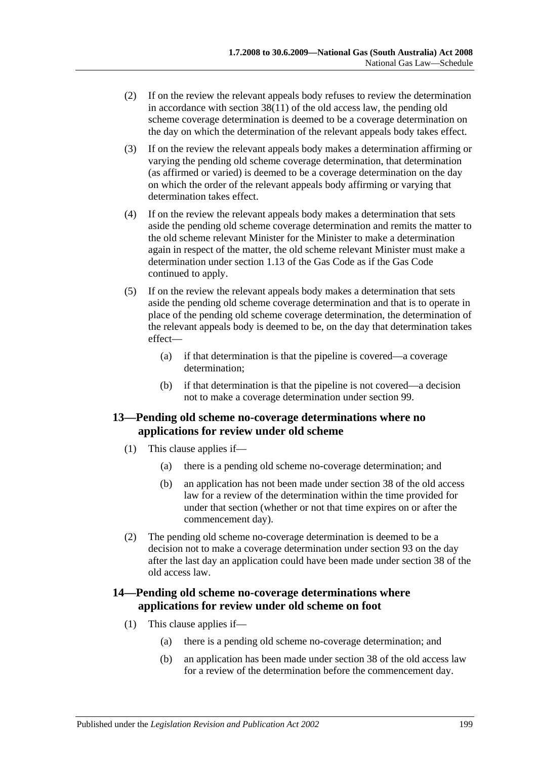(2) If on the review the relevant appeals body refuses to review the determination in accordance with section 38(11) of the old access law, the pending old scheme coverage determination is deemed to be a coverage determination on the day on which the determination of the relevant appeals body takes effect.

(3) If on the review the relevant appeals body makes a determination affirming or varying the pending old scheme coverage determination, that determination (as affirmed or varied) is deemed to be a coverage determination on the day on which the order of the relevant appeals body affirming or varying that determination takes effect.

(4) If on the review the relevant appeals body makes a determination that sets aside the pending old scheme coverage determination and remits the matter to the old scheme relevant Minister for the Minister to make a determination again in respect of the matter, the old scheme relevant Minister must make a determination under section 1.13 of the Gas Code as if the Gas Code continued to apply.

(5) If on the review the relevant appeals body makes a determination that sets aside the pending old scheme coverage determination and that is to operate in place of the pending old scheme coverage determination, the determination of the relevant appeals body is deemed to be, on the day that determination takes effect—

(a) if that determination is that the pipeline is covered—a coverage determination;

(b) if that determination is that the pipeline is not covered—a decision not to make a coverage determination under section 99.

### 13—Pending old scheme no-coverage determinations where no applications for review under old scheme

(1) This clause applies if—

(a) there is a pending old scheme no-coverage determination; and

(b) an application has not been made under section 38 of the old access law for a review of the determination within the time provided for under that section (whether or not that time expires on or after the commencement day).

(2) The pending old scheme no-coverage determination is deemed to be a decision not to make a coverage determination under section 93 on the day after the last day an application could have been made under section 38 of the old access law.

### 14—Pending old scheme no-coverage determinations where applications for review under old scheme on foot

(1) This clause applies if—

(a) there is a pending old scheme no-coverage determination; and

(b) an application has been made under section 38 of the old access law for a review of the determination before the commencement day.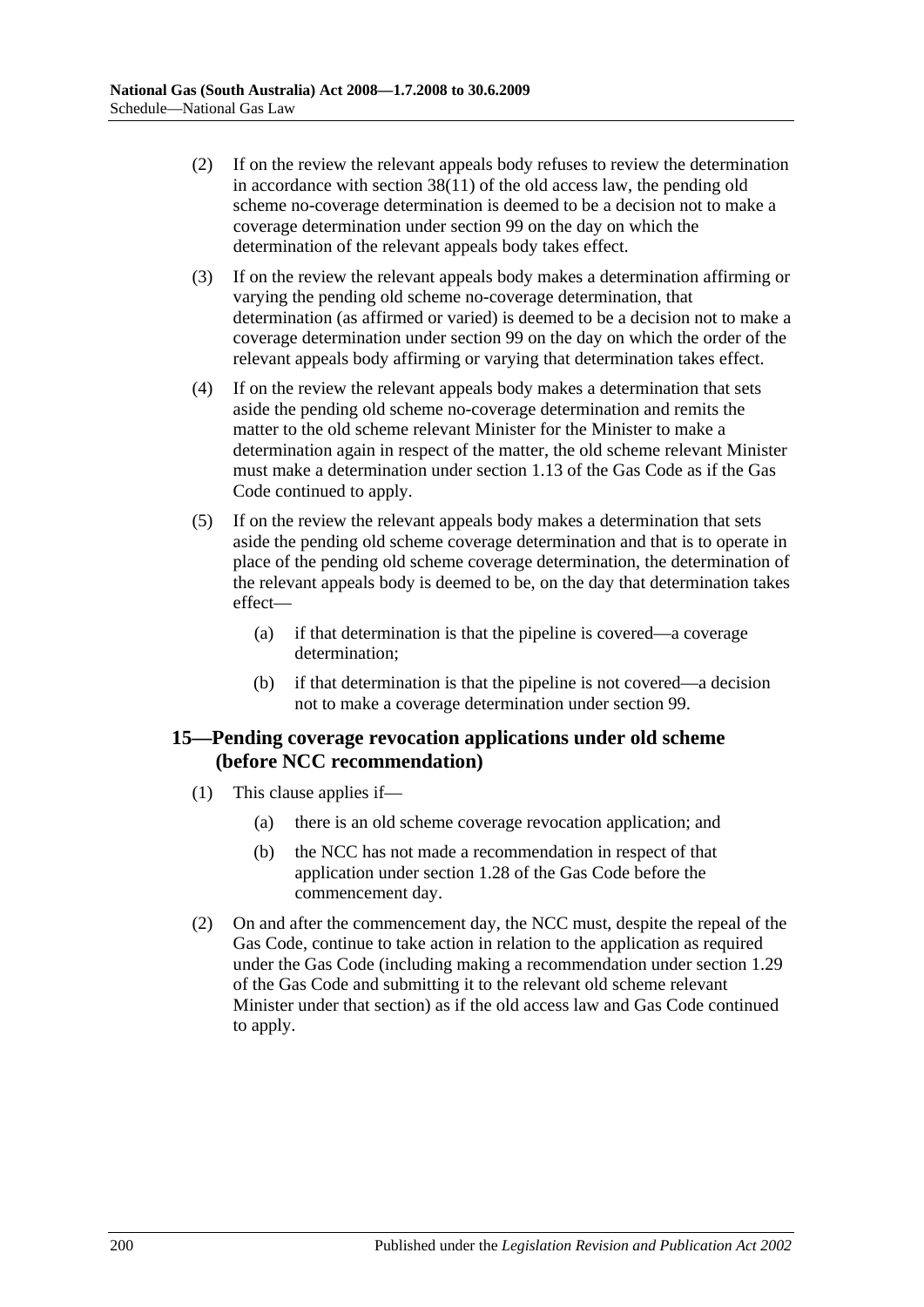(2) If on the review the relevant appeals body refuses to review the determination in accordance with section 38(11) of the old access law, the pending old scheme no-coverage determination is deemed to be a decision not to make a coverage determination under section 99 on the day on which the determination of the relevant appeals body takes effect.

(3) If on the review the relevant appeals body makes a determination affirming or varying the pending old scheme no-coverage determination, that determination (as affirmed or varied) is deemed to be a decision not to make a coverage determination under section 99 on the day on which the order of the relevant appeals body affirming or varying that determination takes effect.

(4) If on the review the relevant appeals body makes a determination that sets aside the pending old scheme no-coverage determination and remits the matter to the old scheme relevant Minister for the Minister to make a determination again in respect of the matter, the old scheme relevant Minister must make a determination under section 1.13 of the Gas Code as if the Gas Code continued to apply.

(5) If on the review the relevant appeals body makes a determination that sets aside the pending old scheme coverage determination and that is to operate in place of the pending old scheme coverage determination, the determination of the relevant appeals body is deemed to be, on the day that determination takes effect—

(a) if that determination is that the pipeline is covered—a coverage determination;

(b) if that determination is that the pipeline is not covered—a decision not to make a coverage determination under section 99.

## 15—Pending coverage revocation applications under old scheme (before NCC recommendation)

(1) This clause applies if—

(a) there is an old scheme coverage revocation application; and

(b) the NCC has not made a recommendation in respect of that application under section 1.28 of the Gas Code before the commencement day.

(2) On and after the commencement day, the NCC must, despite the repeal of the Gas Code, continue to take action in relation to the application as required under the Gas Code (including making a recommendation under section 1.29 of the Gas Code and submitting it to the relevant old scheme relevant Minister under that section) as if the old access law and Gas Code continued to apply.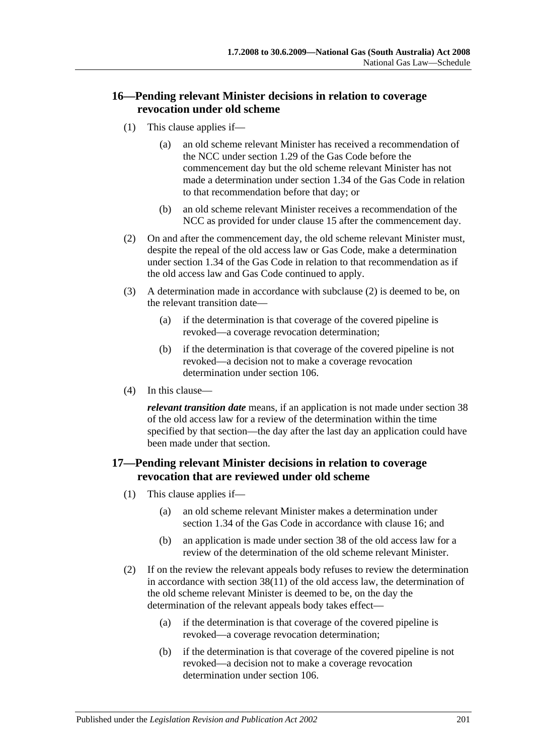## 16—Pending relevant Minister decisions in relation to coverage revocation under old scheme

(1) This clause applies if—

(a) an old scheme relevant Minister has received a recommendation of the NCC under section 1.29 of the Gas Code before the commencement day but the old scheme relevant Minister has not made a determination under section 1.34 of the Gas Code in relation to that recommendation before that day; or

(b) an old scheme relevant Minister receives a recommendation of the NCC as provided for under clause 15 after the commencement day.

(2) On and after the commencement day, the old scheme relevant Minister must, despite the repeal of the old access law or Gas Code, make a determination under section 1.34 of the Gas Code in relation to that recommendation as if the old access law and Gas Code continued to apply.

(3) A determination made in accordance with subclause (2) is deemed to be, on the relevant transition date—

(a) if the determination is that coverage of the covered pipeline is revoked—a coverage revocation determination;

(b) if the determination is that coverage of the covered pipeline is not revoked—a decision not to make a coverage revocation determination under section 106.

(4) In this clause—

***relevant transition date*** means, if an application is not made under section 38 of the old access law for a review of the determination within the time specified by that section—the day after the last day an application could have been made under that section.

## 17—Pending relevant Minister decisions in relation to coverage revocation that are reviewed under old scheme

(1) This clause applies if—

(a) an old scheme relevant Minister makes a determination under section 1.34 of the Gas Code in accordance with clause 16; and

(b) an application is made under section 38 of the old access law for a review of the determination of the old scheme relevant Minister.

(2) If on the review the relevant appeals body refuses to review the determination in accordance with section 38(11) of the old access law, the determination of the old scheme relevant Minister is deemed to be, on the day the determination of the relevant appeals body takes effect—

(a) if the determination is that coverage of the covered pipeline is revoked—a coverage revocation determination;

(b) if the determination is that coverage of the covered pipeline is not revoked—a decision not to make a coverage revocation determination under section 106.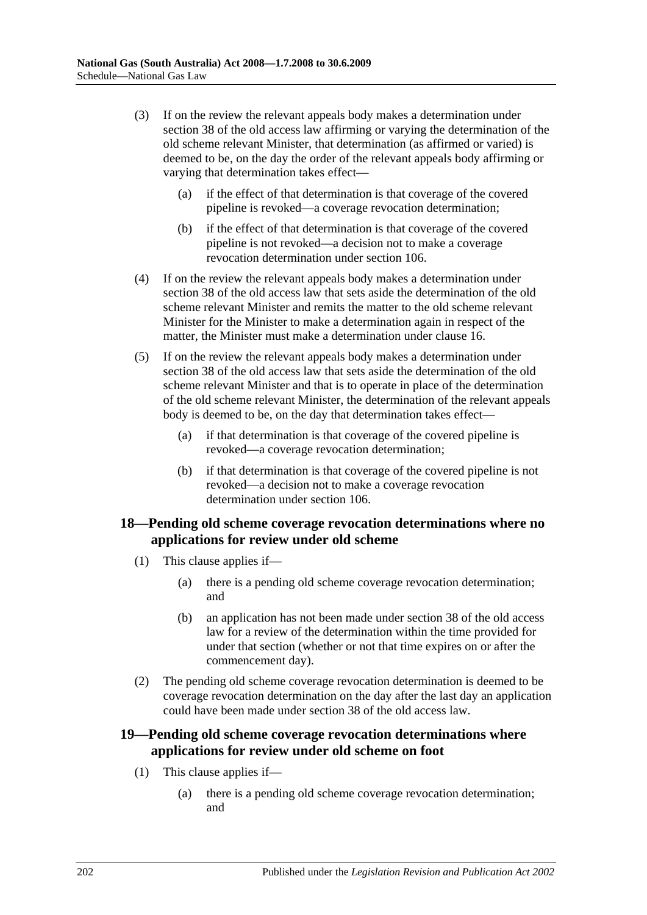(3) If on the review the relevant appeals body makes a determination under section 38 of the old access law affirming or varying the determination of the old scheme relevant Minister, that determination (as affirmed or varied) is deemed to be, on the day the order of the relevant appeals body affirming or varying that determination takes effect—

 (a) if the effect of that determination is that coverage of the covered pipeline is revoked—a coverage revocation determination;

 (b) if the effect of that determination is that coverage of the covered pipeline is not revoked—a decision not to make a coverage revocation determination under section 106.

(4) If on the review the relevant appeals body makes a determination under section 38 of the old access law that sets aside the determination of the old scheme relevant Minister and remits the matter to the old scheme relevant Minister for the Minister to make a determination again in respect of the matter, the Minister must make a determination under clause 16.

(5) If on the review the relevant appeals body makes a determination under section 38 of the old access law that sets aside the determination of the old scheme relevant Minister and that is to operate in place of the determination of the old scheme relevant Minister, the determination of the relevant appeals body is deemed to be, on the day that determination takes effect—

 (a) if that determination is that coverage of the covered pipeline is revoked—a coverage revocation determination;

 (b) if that determination is that coverage of the covered pipeline is not revoked—a decision not to make a coverage revocation determination under section 106.

### 18—Pending old scheme coverage revocation determinations where no applications for review under old scheme

(1) This clause applies if—

 (a) there is a pending old scheme coverage revocation determination; and

 (b) an application has not been made under section 38 of the old access law for a review of the determination within the time provided for under that section (whether or not that time expires on or after the commencement day).

(2) The pending old scheme coverage revocation determination is deemed to be coverage revocation determination on the day after the last day an application could have been made under section 38 of the old access law.

### 19—Pending old scheme coverage revocation determinations where applications for review under old scheme on foot

(1) This clause applies if—

 (a) there is a pending old scheme coverage revocation determination; and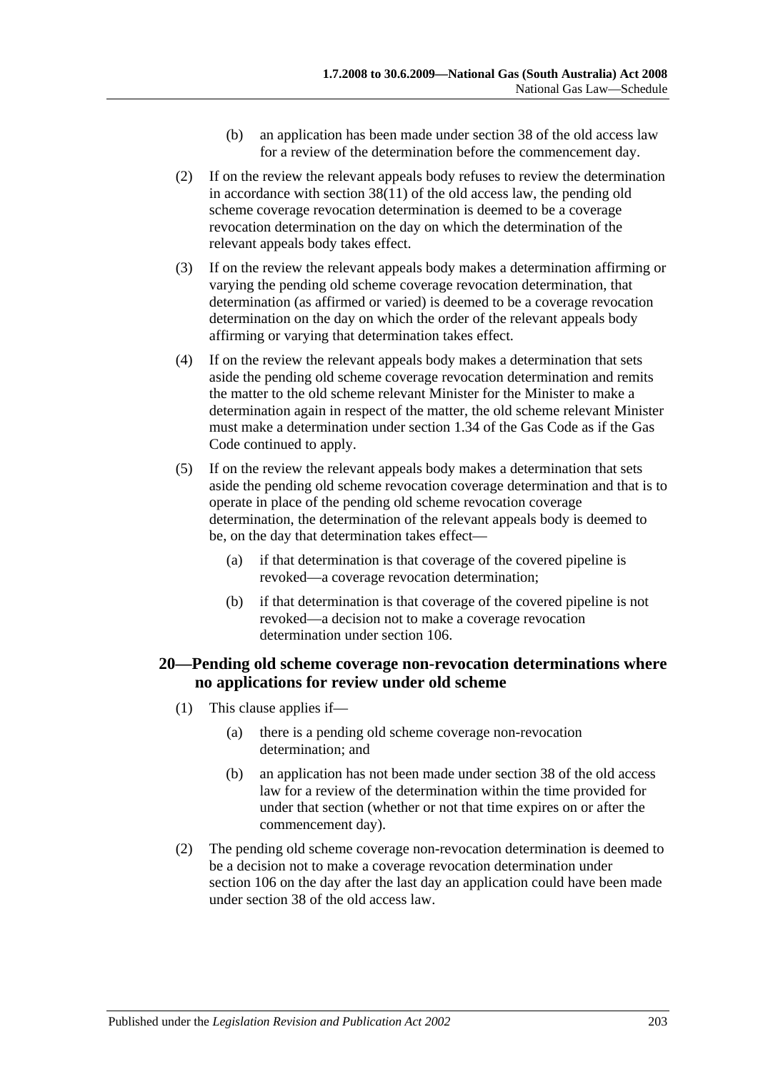(b) an application has been made under section 38 of the old access law for a review of the determination before the commencement day.

(2) If on the review the relevant appeals body refuses to review the determination in accordance with section 38(11) of the old access law, the pending old scheme coverage revocation determination is deemed to be a coverage revocation determination on the day on which the determination of the relevant appeals body takes effect.

(3) If on the review the relevant appeals body makes a determination affirming or varying the pending old scheme coverage revocation determination, that determination (as affirmed or varied) is deemed to be a coverage revocation determination on the day on which the order of the relevant appeals body affirming or varying that determination takes effect.

(4) If on the review the relevant appeals body makes a determination that sets aside the pending old scheme coverage revocation determination and remits the matter to the old scheme relevant Minister for the Minister to make a determination again in respect of the matter, the old scheme relevant Minister must make a determination under section 1.34 of the Gas Code as if the Gas Code continued to apply.

(5) If on the review the relevant appeals body makes a determination that sets aside the pending old scheme revocation coverage determination and that is to operate in place of the pending old scheme revocation coverage determination, the determination of the relevant appeals body is deemed to be, on the day that determination takes effect—

(a) if that determination is that coverage of the covered pipeline is revoked—a coverage revocation determination;

(b) if that determination is that coverage of the covered pipeline is not revoked—a decision not to make a coverage revocation determination under section 106.

## 20—Pending old scheme coverage non-revocation determinations where no applications for review under old scheme

(1) This clause applies if—

(a) there is a pending old scheme coverage non-revocation determination; and

(b) an application has not been made under section 38 of the old access law for a review of the determination within the time provided for under that section (whether or not that time expires on or after the commencement day).

(2) The pending old scheme coverage non-revocation determination is deemed to be a decision not to make a coverage revocation determination under section 106 on the day after the last day an application could have been made under section 38 of the old access law.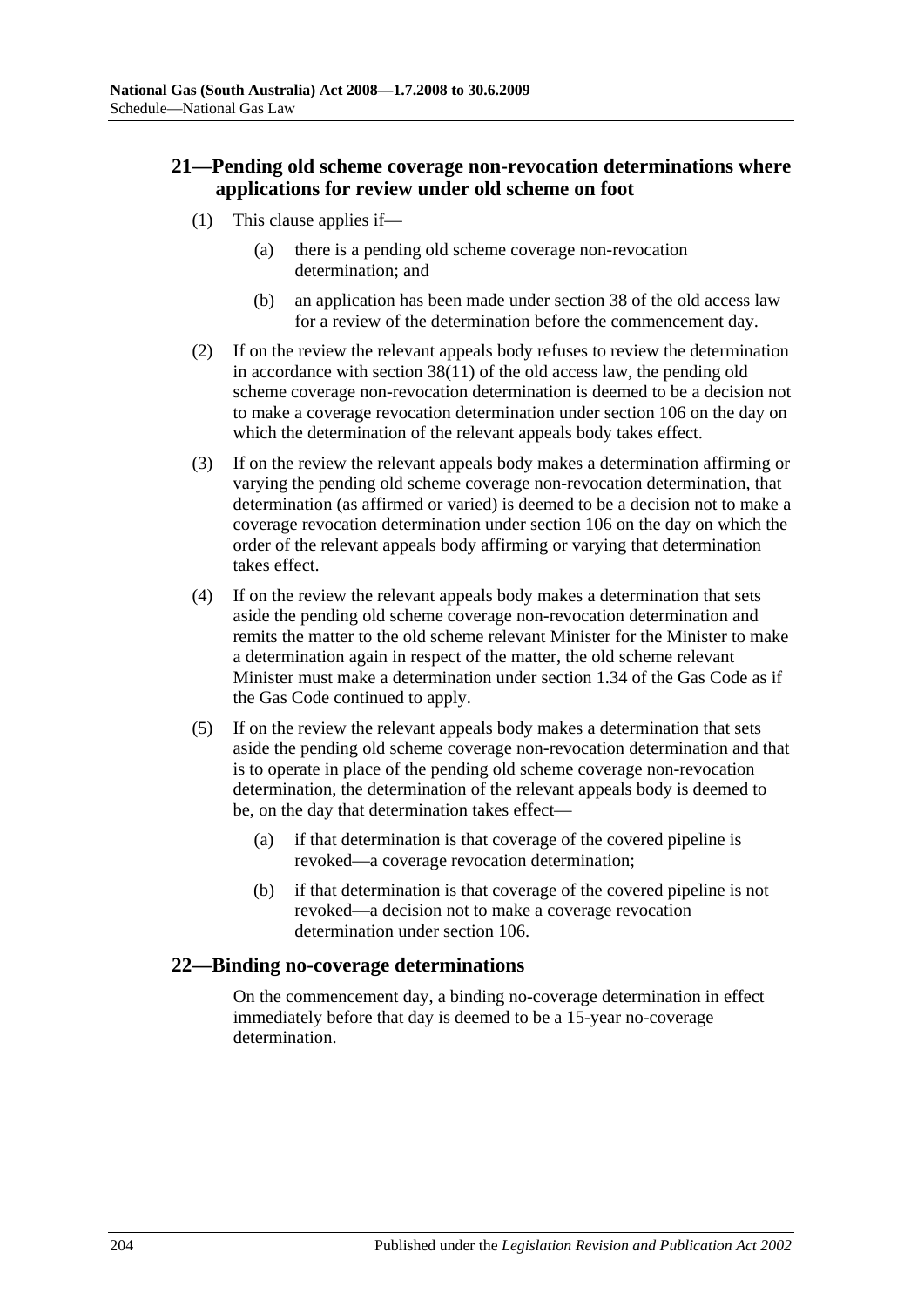## 21—Pending old scheme coverage non-revocation determinations where applications for review under old scheme on foot

(1) This clause applies if—

(a) there is a pending old scheme coverage non-revocation determination; and

(b) an application has been made under section 38 of the old access law for a review of the determination before the commencement day.

(2) If on the review the relevant appeals body refuses to review the determination in accordance with section 38(11) of the old access law, the pending old scheme coverage non-revocation determination is deemed to be a decision not to make a coverage revocation determination under section 106 on the day on which the determination of the relevant appeals body takes effect.

(3) If on the review the relevant appeals body makes a determination affirming or varying the pending old scheme coverage non-revocation determination, that determination (as affirmed or varied) is deemed to be a decision not to make a coverage revocation determination under section 106 on the day on which the order of the relevant appeals body affirming or varying that determination takes effect.

(4) If on the review the relevant appeals body makes a determination that sets aside the pending old scheme coverage non-revocation determination and remits the matter to the old scheme relevant Minister for the Minister to make a determination again in respect of the matter, the old scheme relevant Minister must make a determination under section 1.34 of the Gas Code as if the Gas Code continued to apply.

(5) If on the review the relevant appeals body makes a determination that sets aside the pending old scheme coverage non-revocation determination and that is to operate in place of the pending old scheme coverage non-revocation determination, the determination of the relevant appeals body is deemed to be, on the day that determination takes effect—

(a) if that determination is that coverage of the covered pipeline is revoked—a coverage revocation determination;

(b) if that determination is that coverage of the covered pipeline is not revoked—a decision not to make a coverage revocation determination under section 106.

## 22—Binding no-coverage determinations

On the commencement day, a binding no-coverage determination in effect immediately before that day is deemed to be a 15-year no-coverage determination.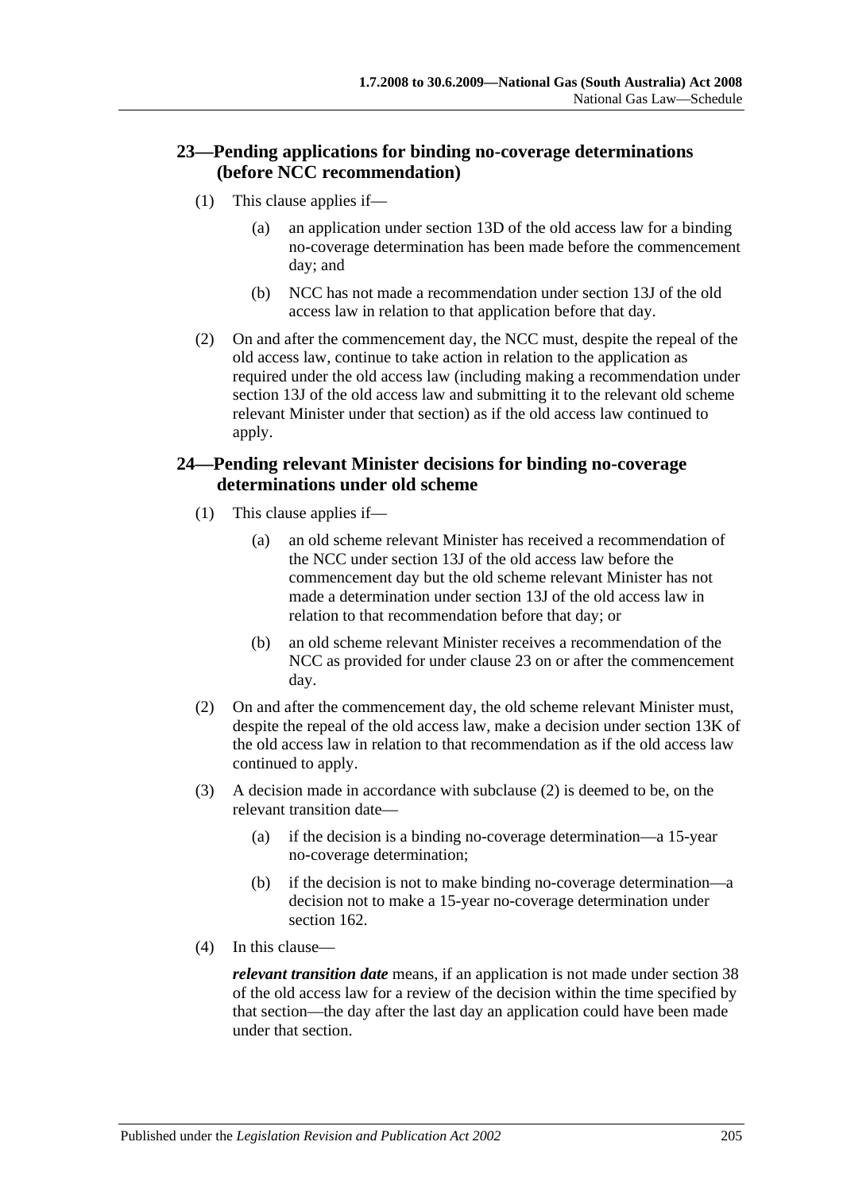## 23—Pending applications for binding no-coverage determinations (before NCC recommendation)

(1) This clause applies if—

(a) an application under section 13D of the old access law for a binding no-coverage determination has been made before the commencement day; and

(b) NCC has not made a recommendation under section 13J of the old access law in relation to that application before that day.

(2) On and after the commencement day, the NCC must, despite the repeal of the old access law, continue to take action in relation to the application as required under the old access law (including making a recommendation under section 13J of the old access law and submitting it to the relevant old scheme relevant Minister under that section) as if the old access law continued to apply.

## 24—Pending relevant Minister decisions for binding no-coverage determinations under old scheme

(1) This clause applies if—

(a) an old scheme relevant Minister has received a recommendation of the NCC under section 13J of the old access law before the commencement day but the old scheme relevant Minister has not made a determination under section 13J of the old access law in relation to that recommendation before that day; or

(b) an old scheme relevant Minister receives a recommendation of the NCC as provided for under clause 23 on or after the commencement day.

(2) On and after the commencement day, the old scheme relevant Minister must, despite the repeal of the old access law, make a decision under section 13K of the old access law in relation to that recommendation as if the old access law continued to apply.

(3) A decision made in accordance with subclause (2) is deemed to be, on the relevant transition date—

(a) if the decision is a binding no-coverage determination—a 15-year no-coverage determination;

(b) if the decision is not to make binding no-coverage determination—a decision not to make a 15-year no-coverage determination under section 162.

(4) In this clause—

***relevant transition date*** means, if an application is not made under section 38 of the old access law for a review of the decision within the time specified by that section—the day after the last day an application could have been made under that section.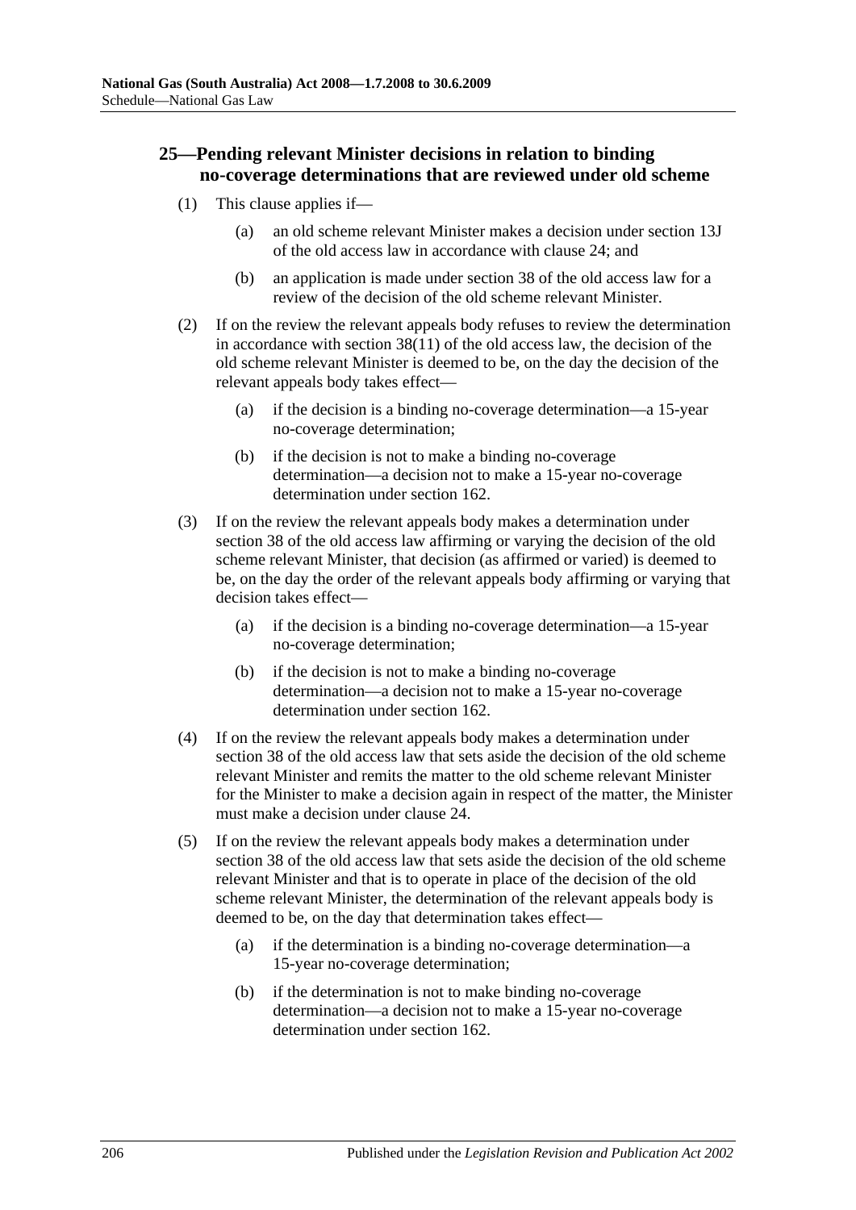## 25—Pending relevant Minister decisions in relation to binding no-coverage determinations that are reviewed under old scheme

(1) This clause applies if—

(a) an old scheme relevant Minister makes a decision under section 13J of the old access law in accordance with clause 24; and

(b) an application is made under section 38 of the old access law for a review of the decision of the old scheme relevant Minister.

(2) If on the review the relevant appeals body refuses to review the determination in accordance with section 38(11) of the old access law, the decision of the old scheme relevant Minister is deemed to be, on the day the decision of the relevant appeals body takes effect—

(a) if the decision is a binding no-coverage determination—a 15-year no-coverage determination;

(b) if the decision is not to make a binding no-coverage determination—a decision not to make a 15-year no-coverage determination under section 162.

(3) If on the review the relevant appeals body makes a determination under section 38 of the old access law affirming or varying the decision of the old scheme relevant Minister, that decision (as affirmed or varied) is deemed to be, on the day the order of the relevant appeals body affirming or varying that decision takes effect—

(a) if the decision is a binding no-coverage determination—a 15-year no-coverage determination;

(b) if the decision is not to make a binding no-coverage determination—a decision not to make a 15-year no-coverage determination under section 162.

(4) If on the review the relevant appeals body makes a determination under section 38 of the old access law that sets aside the decision of the old scheme relevant Minister and remits the matter to the old scheme relevant Minister for the Minister to make a decision again in respect of the matter, the Minister must make a decision under clause 24.

(5) If on the review the relevant appeals body makes a determination under section 38 of the old access law that sets aside the decision of the old scheme relevant Minister and that is to operate in place of the decision of the old scheme relevant Minister, the determination of the relevant appeals body is deemed to be, on the day that determination takes effect—

(a) if the determination is a binding no-coverage determination—a 15-year no-coverage determination;

(b) if the determination is not to make binding no-coverage determination—a decision not to make a 15-year no-coverage determination under section 162.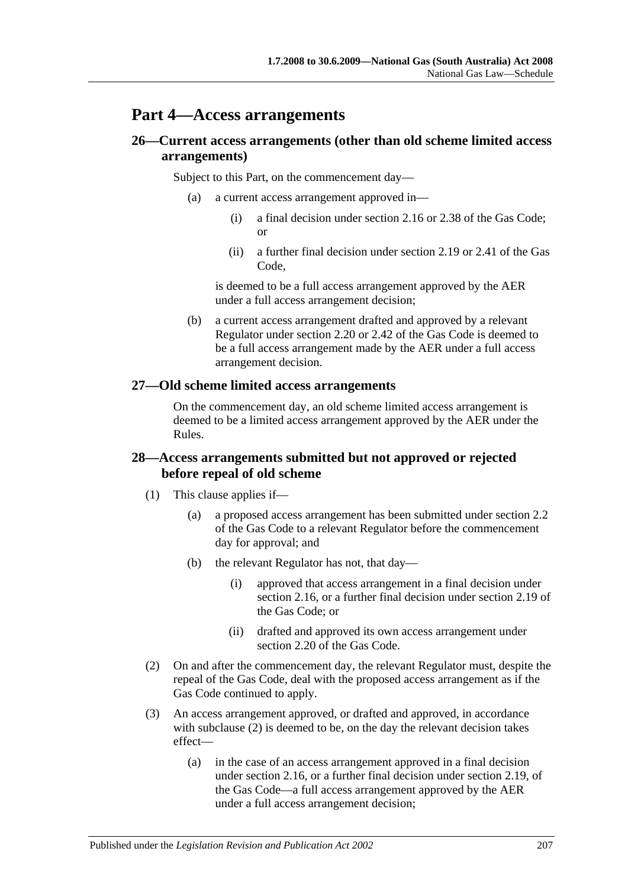# Part 4—Access arrangements

## 26—Current access arrangements (other than old scheme limited access arrangements)

Subject to this Part, on the commencement day—

(a) a current access arrangement approved in—

(i) a final decision under section 2.16 or 2.38 of the Gas Code; or

(ii) a further final decision under section 2.19 or 2.41 of the Gas Code,

is deemed to be a full access arrangement approved by the AER under a full access arrangement decision;

(b) a current access arrangement drafted and approved by a relevant Regulator under section 2.20 or 2.42 of the Gas Code is deemed to be a full access arrangement made by the AER under a full access arrangement decision.

## 27—Old scheme limited access arrangements

On the commencement day, an old scheme limited access arrangement is deemed to be a limited access arrangement approved by the AER under the Rules.

## 28—Access arrangements submitted but not approved or rejected before repeal of old scheme

(1) This clause applies if—

(a) a proposed access arrangement has been submitted under section 2.2 of the Gas Code to a relevant Regulator before the commencement day for approval; and

(b) the relevant Regulator has not, that day—

(i) approved that access arrangement in a final decision under section 2.16, or a further final decision under section 2.19 of the Gas Code; or

(ii) drafted and approved its own access arrangement under section 2.20 of the Gas Code.

(2) On and after the commencement day, the relevant Regulator must, despite the repeal of the Gas Code, deal with the proposed access arrangement as if the Gas Code continued to apply.

(3) An access arrangement approved, or drafted and approved, in accordance with subclause (2) is deemed to be, on the day the relevant decision takes effect—

(a) in the case of an access arrangement approved in a final decision under section 2.16, or a further final decision under section 2.19, of the Gas Code—a full access arrangement approved by the AER under a full access arrangement decision;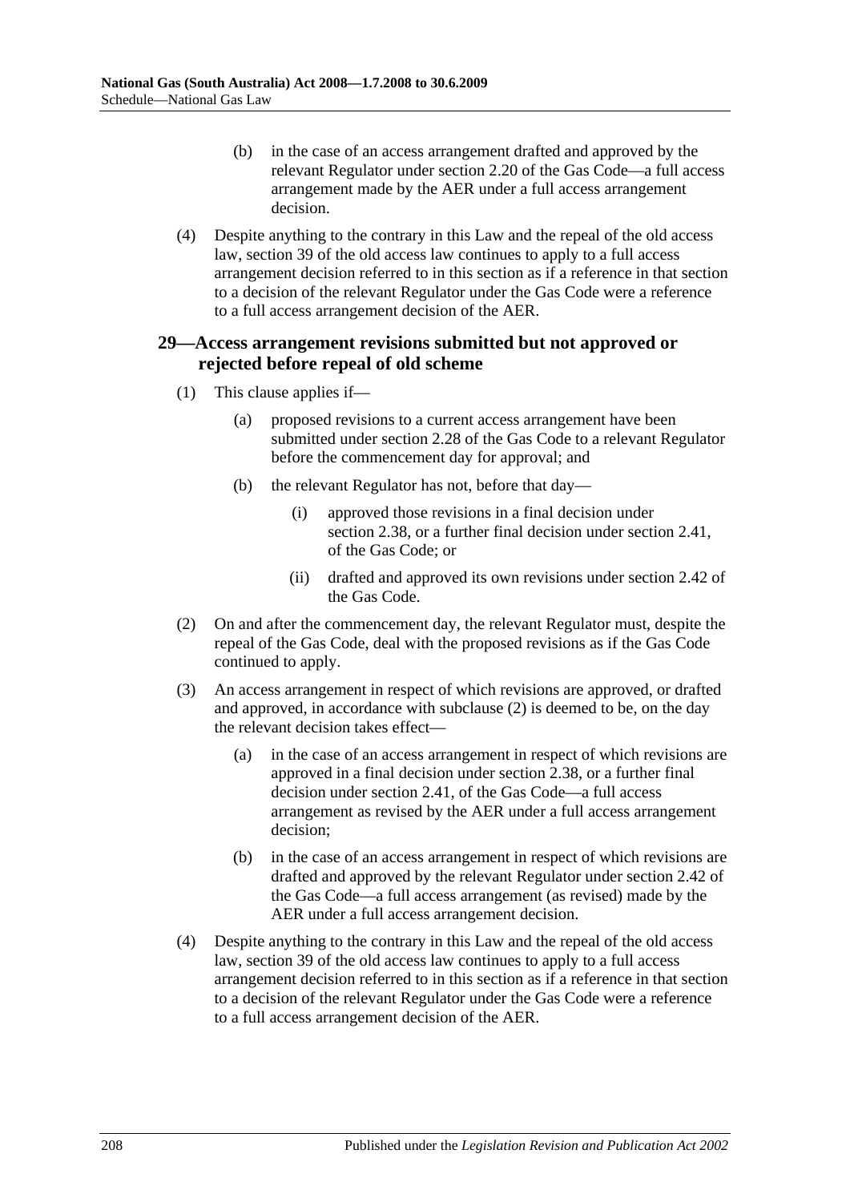(b) in the case of an access arrangement drafted and approved by the relevant Regulator under section 2.20 of the Gas Code—a full access arrangement made by the AER under a full access arrangement decision.

(4) Despite anything to the contrary in this Law and the repeal of the old access law, section 39 of the old access law continues to apply to a full access arrangement decision referred to in this section as if a reference in that section to a decision of the relevant Regulator under the Gas Code were a reference to a full access arrangement decision of the AER.

## 29—Access arrangement revisions submitted but not approved or rejected before repeal of old scheme

(1) This clause applies if—

(a) proposed revisions to a current access arrangement have been submitted under section 2.28 of the Gas Code to a relevant Regulator before the commencement day for approval; and

(b) the relevant Regulator has not, before that day—

(i) approved those revisions in a final decision under section 2.38, or a further final decision under section 2.41, of the Gas Code; or

(ii) drafted and approved its own revisions under section 2.42 of the Gas Code.

(2) On and after the commencement day, the relevant Regulator must, despite the repeal of the Gas Code, deal with the proposed revisions as if the Gas Code continued to apply.

(3) An access arrangement in respect of which revisions are approved, or drafted and approved, in accordance with subclause (2) is deemed to be, on the day the relevant decision takes effect—

(a) in the case of an access arrangement in respect of which revisions are approved in a final decision under section 2.38, or a further final decision under section 2.41, of the Gas Code—a full access arrangement as revised by the AER under a full access arrangement decision;

(b) in the case of an access arrangement in respect of which revisions are drafted and approved by the relevant Regulator under section 2.42 of the Gas Code—a full access arrangement (as revised) made by the AER under a full access arrangement decision.

(4) Despite anything to the contrary in this Law and the repeal of the old access law, section 39 of the old access law continues to apply to a full access arrangement decision referred to in this section as if a reference in that section to a decision of the relevant Regulator under the Gas Code were a reference to a full access arrangement decision of the AER.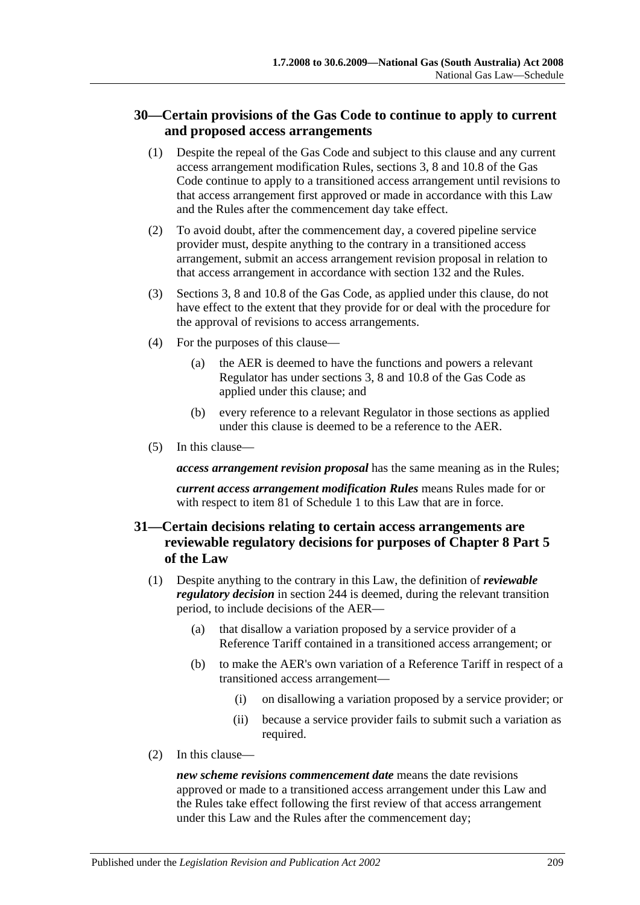## 30—Certain provisions of the Gas Code to continue to apply to current and proposed access arrangements

(1) Despite the repeal of the Gas Code and subject to this clause and any current access arrangement modification Rules, sections 3, 8 and 10.8 of the Gas Code continue to apply to a transitioned access arrangement until revisions to that access arrangement first approved or made in accordance with this Law and the Rules after the commencement day take effect.

(2) To avoid doubt, after the commencement day, a covered pipeline service provider must, despite anything to the contrary in a transitioned access arrangement, submit an access arrangement revision proposal in relation to that access arrangement in accordance with section 132 and the Rules.

(3) Sections 3, 8 and 10.8 of the Gas Code, as applied under this clause, do not have effect to the extent that they provide for or deal with the procedure for the approval of revisions to access arrangements.

(4) For the purposes of this clause—

- (a) the AER is deemed to have the functions and powers a relevant Regulator has under sections 3, 8 and 10.8 of the Gas Code as applied under this clause; and
- (b) every reference to a relevant Regulator in those sections as applied under this clause is deemed to be a reference to the AER.

(5) In this clause—

***access arrangement revision proposal*** has the same meaning as in the Rules;

***current access arrangement modification Rules*** means Rules made for or with respect to item 81 of Schedule 1 to this Law that are in force.

## 31—Certain decisions relating to certain access arrangements are reviewable regulatory decisions for purposes of Chapter 8 Part 5 of the Law

(1) Despite anything to the contrary in this Law, the definition of ***reviewable regulatory decision*** in section 244 is deemed, during the relevant transition period, to include decisions of the AER—

- (a) that disallow a variation proposed by a service provider of a Reference Tariff contained in a transitioned access arrangement; or
- (b) to make the AER's own variation of a Reference Tariff in respect of a transitioned access arrangement—
  - (i) on disallowing a variation proposed by a service provider; or
  - (ii) because a service provider fails to submit such a variation as required.

(2) In this clause—

***new scheme revisions commencement date*** means the date revisions approved or made to a transitioned access arrangement under this Law and the Rules take effect following the first review of that access arrangement under this Law and the Rules after the commencement day;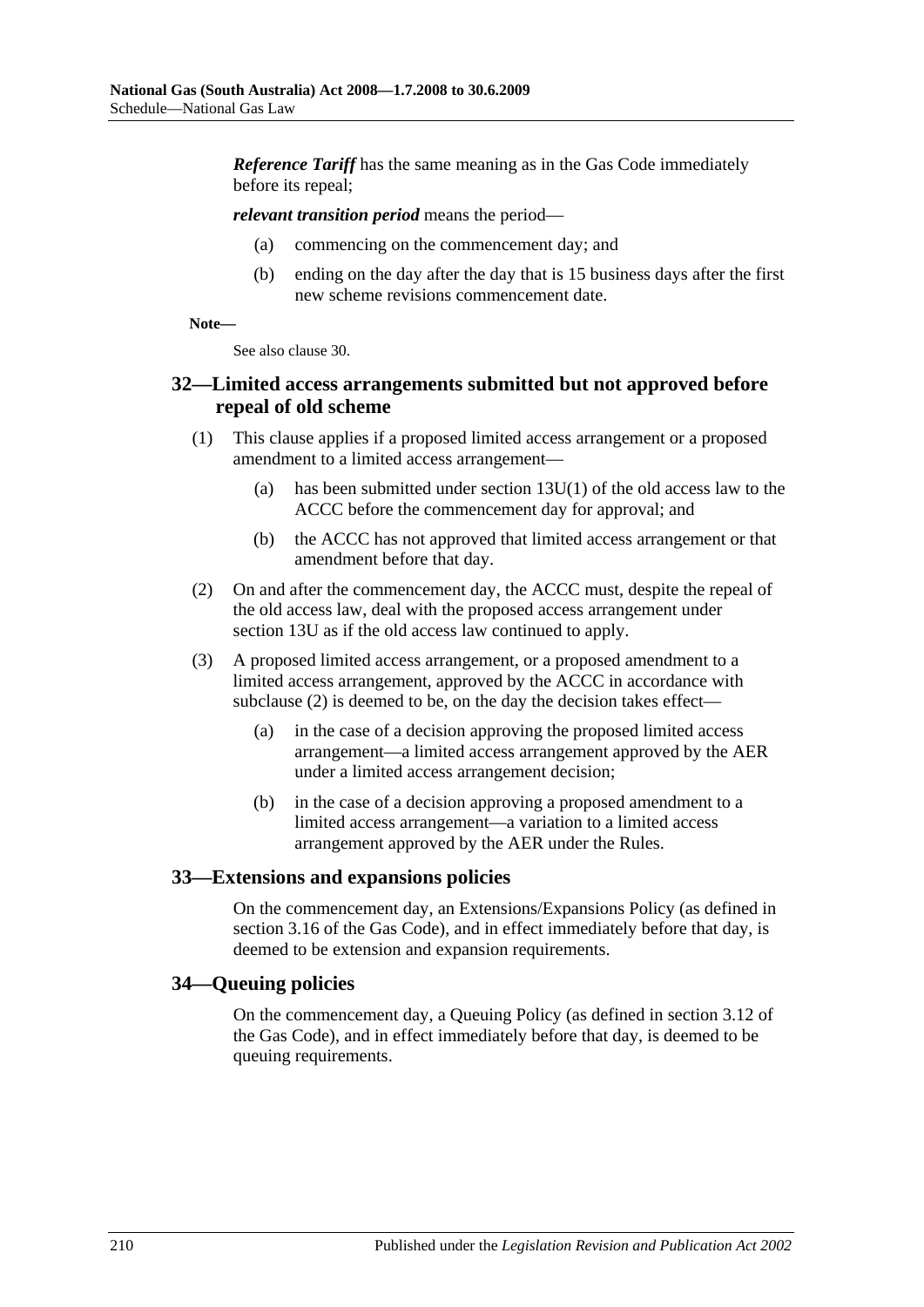***Reference Tariff*** has the same meaning as in the Gas Code immediately before its repeal;

***relevant transition period*** means the period—

(a) commencing on the commencement day; and

(b) ending on the day after the day that is 15 business days after the first new scheme revisions commencement date.

**Note—**

See also clause 30.

## 32—Limited access arrangements submitted but not approved before repeal of old scheme

(1) This clause applies if a proposed limited access arrangement or a proposed amendment to a limited access arrangement—

(a) has been submitted under section 13U(1) of the old access law to the ACCC before the commencement day for approval; and

(b) the ACCC has not approved that limited access arrangement or that amendment before that day.

(2) On and after the commencement day, the ACCC must, despite the repeal of the old access law, deal with the proposed access arrangement under section 13U as if the old access law continued to apply.

(3) A proposed limited access arrangement, or a proposed amendment to a limited access arrangement, approved by the ACCC in accordance with subclause (2) is deemed to be, on the day the decision takes effect—

(a) in the case of a decision approving the proposed limited access arrangement—a limited access arrangement approved by the AER under a limited access arrangement decision;

(b) in the case of a decision approving a proposed amendment to a limited access arrangement—a variation to a limited access arrangement approved by the AER under the Rules.

## 33—Extensions and expansions policies

On the commencement day, an Extensions/Expansions Policy (as defined in section 3.16 of the Gas Code), and in effect immediately before that day, is deemed to be extension and expansion requirements.

## 34—Queuing policies

On the commencement day, a Queuing Policy (as defined in section 3.12 of the Gas Code), and in effect immediately before that day, is deemed to be queuing requirements.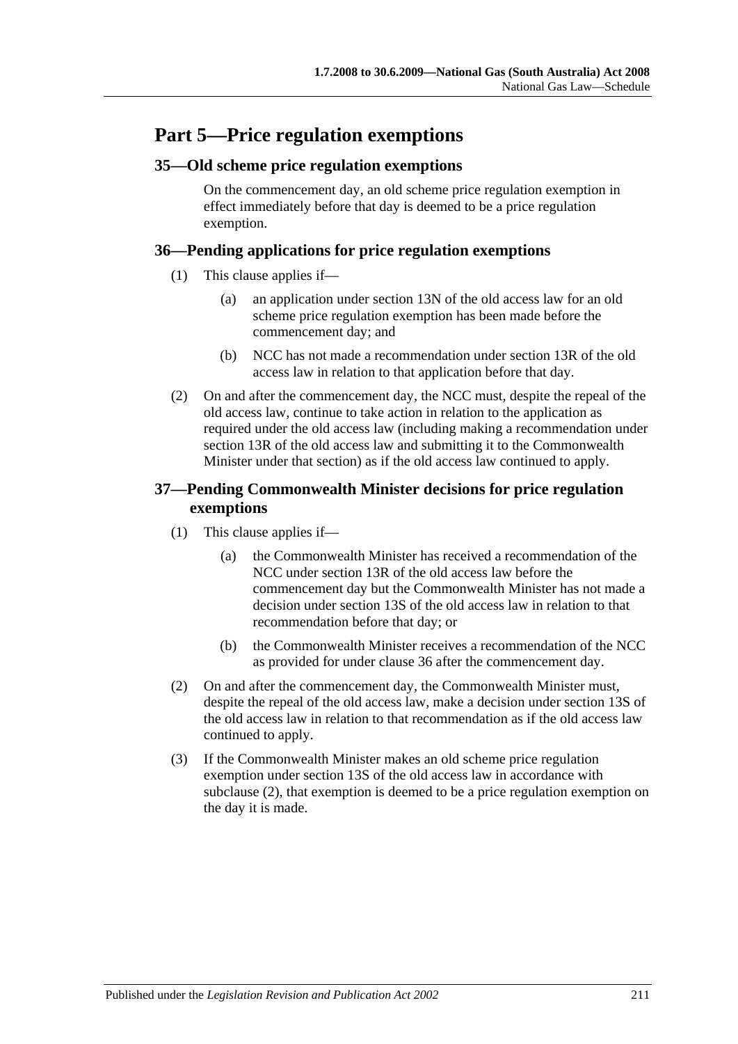# Part 5—Price regulation exemptions

## 35—Old scheme price regulation exemptions

On the commencement day, an old scheme price regulation exemption in effect immediately before that day is deemed to be a price regulation exemption.

## 36—Pending applications for price regulation exemptions

(1) This clause applies if—

(a) an application under section 13N of the old access law for an old scheme price regulation exemption has been made before the commencement day; and

(b) NCC has not made a recommendation under section 13R of the old access law in relation to that application before that day.

(2) On and after the commencement day, the NCC must, despite the repeal of the old access law, continue to take action in relation to the application as required under the old access law (including making a recommendation under section 13R of the old access law and submitting it to the Commonwealth Minister under that section) as if the old access law continued to apply.

## 37—Pending Commonwealth Minister decisions for price regulation exemptions

(1) This clause applies if—

(a) the Commonwealth Minister has received a recommendation of the NCC under section 13R of the old access law before the commencement day but the Commonwealth Minister has not made a decision under section 13S of the old access law in relation to that recommendation before that day; or

(b) the Commonwealth Minister receives a recommendation of the NCC as provided for under clause 36 after the commencement day.

(2) On and after the commencement day, the Commonwealth Minister must, despite the repeal of the old access law, make a decision under section 13S of the old access law in relation to that recommendation as if the old access law continued to apply.

(3) If the Commonwealth Minister makes an old scheme price regulation exemption under section 13S of the old access law in accordance with subclause (2), that exemption is deemed to be a price regulation exemption on the day it is made.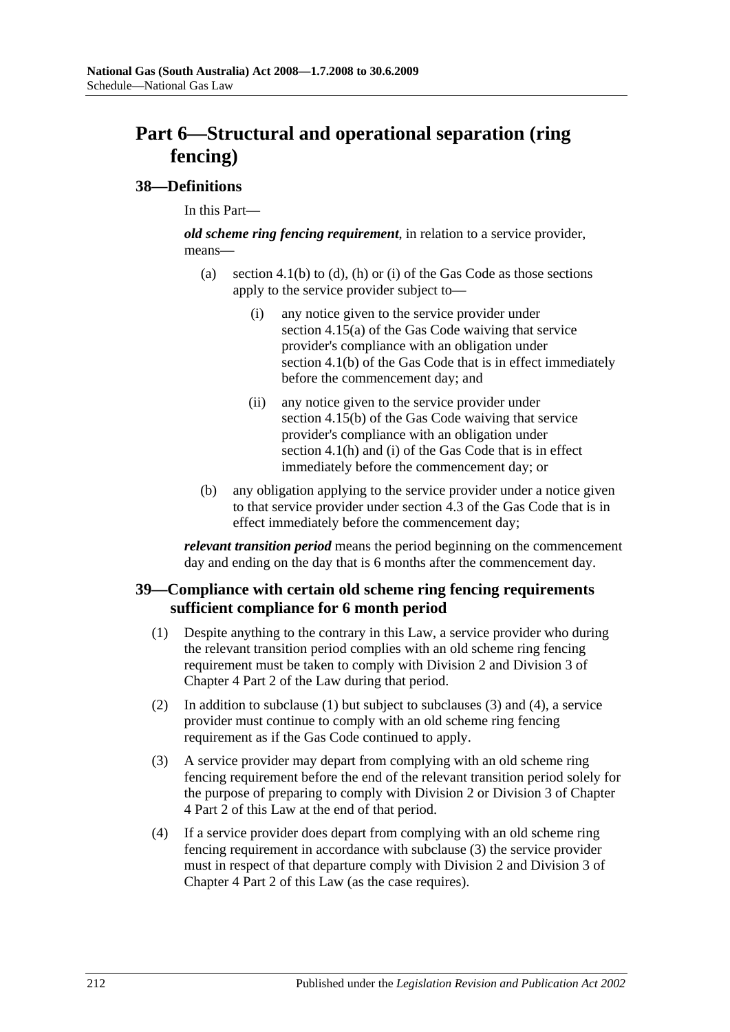# Part 6—Structural and operational separation (ring fencing)

## 38—Definitions

In this Part—

***old scheme ring fencing requirement***, in relation to a service provider, means—

(a) section 4.1(b) to (d), (h) or (i) of the Gas Code as those sections apply to the service provider subject to—

(i) any notice given to the service provider under section 4.15(a) of the Gas Code waiving that service provider's compliance with an obligation under section 4.1(b) of the Gas Code that is in effect immediately before the commencement day; and

(ii) any notice given to the service provider under section 4.15(b) of the Gas Code waiving that service provider's compliance with an obligation under section 4.1(h) and (i) of the Gas Code that is in effect immediately before the commencement day; or

(b) any obligation applying to the service provider under a notice given to that service provider under section 4.3 of the Gas Code that is in effect immediately before the commencement day;

***relevant transition period*** means the period beginning on the commencement day and ending on the day that is 6 months after the commencement day.

## 39—Compliance with certain old scheme ring fencing requirements sufficient compliance for 6 month period

(1) Despite anything to the contrary in this Law, a service provider who during the relevant transition period complies with an old scheme ring fencing requirement must be taken to comply with Division 2 and Division 3 of Chapter 4 Part 2 of the Law during that period.

(2) In addition to subclause (1) but subject to subclauses (3) and (4), a service provider must continue to comply with an old scheme ring fencing requirement as if the Gas Code continued to apply.

(3) A service provider may depart from complying with an old scheme ring fencing requirement before the end of the relevant transition period solely for the purpose of preparing to comply with Division 2 or Division 3 of Chapter 4 Part 2 of this Law at the end of that period.

(4) If a service provider does depart from complying with an old scheme ring fencing requirement in accordance with subclause (3) the service provider must in respect of that departure comply with Division 2 and Division 3 of Chapter 4 Part 2 of this Law (as the case requires).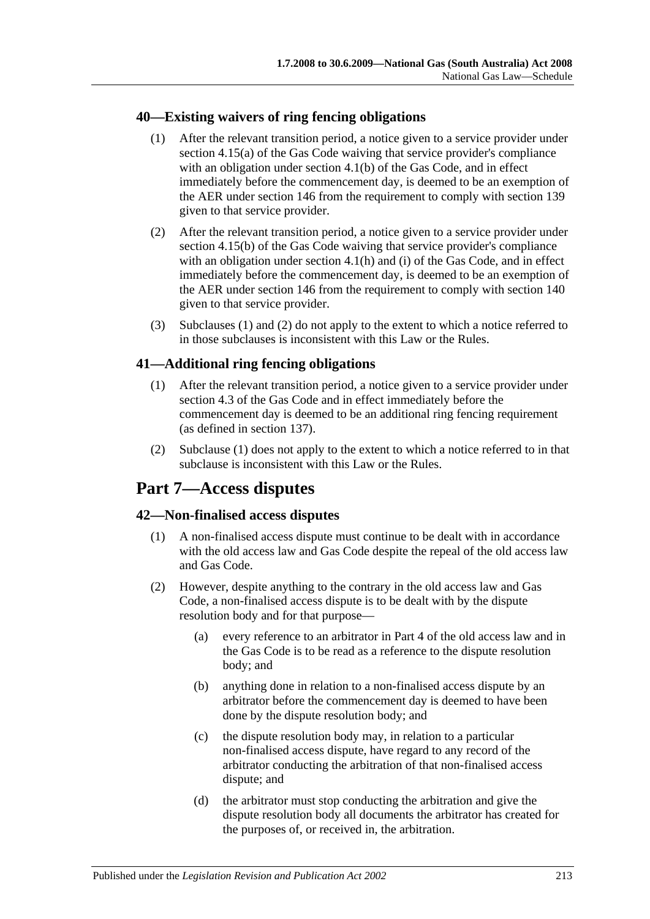### 40—Existing waivers of ring fencing obligations

(1) After the relevant transition period, a notice given to a service provider under section 4.15(a) of the Gas Code waiving that service provider's compliance with an obligation under section 4.1(b) of the Gas Code, and in effect immediately before the commencement day, is deemed to be an exemption of the AER under section 146 from the requirement to comply with section 139 given to that service provider.

(2) After the relevant transition period, a notice given to a service provider under section 4.15(b) of the Gas Code waiving that service provider's compliance with an obligation under section 4.1(h) and (i) of the Gas Code, and in effect immediately before the commencement day, is deemed to be an exemption of the AER under section 146 from the requirement to comply with section 140 given to that service provider.

(3) Subclauses (1) and (2) do not apply to the extent to which a notice referred to in those subclauses is inconsistent with this Law or the Rules.

### 41—Additional ring fencing obligations

(1) After the relevant transition period, a notice given to a service provider under section 4.3 of the Gas Code and in effect immediately before the commencement day is deemed to be an additional ring fencing requirement (as defined in section 137).

(2) Subclause (1) does not apply to the extent to which a notice referred to in that subclause is inconsistent with this Law or the Rules.

## Part 7—Access disputes

### 42—Non-finalised access disputes

(1) A non-finalised access dispute must continue to be dealt with in accordance with the old access law and Gas Code despite the repeal of the old access law and Gas Code.

(2) However, despite anything to the contrary in the old access law and Gas Code, a non-finalised access dispute is to be dealt with by the dispute resolution body and for that purpose—

(a) every reference to an arbitrator in Part 4 of the old access law and in the Gas Code is to be read as a reference to the dispute resolution body; and

(b) anything done in relation to a non-finalised access dispute by an arbitrator before the commencement day is deemed to have been done by the dispute resolution body; and

(c) the dispute resolution body may, in relation to a particular non-finalised access dispute, have regard to any record of the arbitrator conducting the arbitration of that non-finalised access dispute; and

(d) the arbitrator must stop conducting the arbitration and give the dispute resolution body all documents the arbitrator has created for the purposes of, or received in, the arbitration.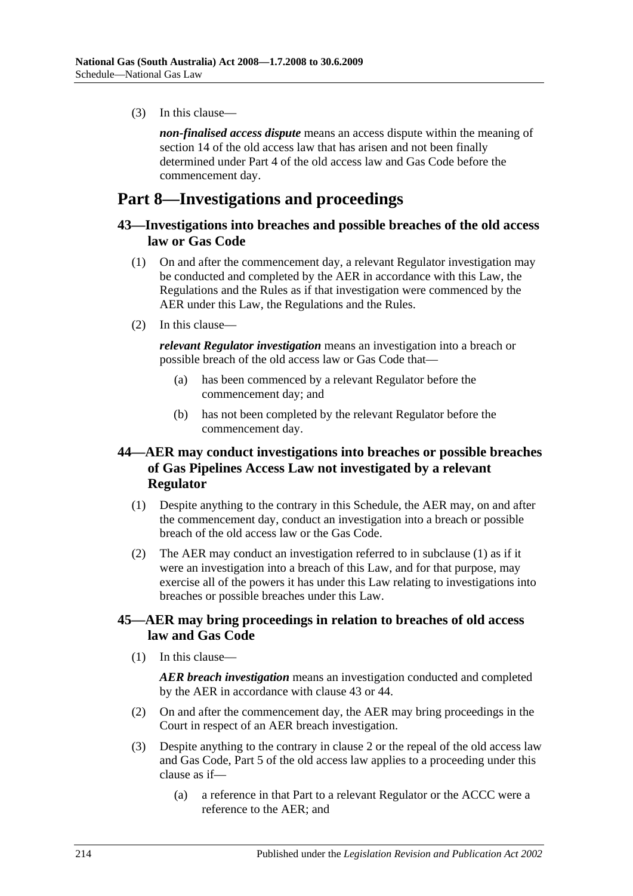(3) In this clause—

***non-finalised access dispute*** means an access dispute within the meaning of section 14 of the old access law that has arisen and not been finally determined under Part 4 of the old access law and Gas Code before the commencement day.

# Part 8—Investigations and proceedings

## 43—Investigations into breaches and possible breaches of the old access law or Gas Code

(1) On and after the commencement day, a relevant Regulator investigation may be conducted and completed by the AER in accordance with this Law, the Regulations and the Rules as if that investigation were commenced by the AER under this Law, the Regulations and the Rules.

(2) In this clause—

***relevant Regulator investigation*** means an investigation into a breach or possible breach of the old access law or Gas Code that—

(a) has been commenced by a relevant Regulator before the commencement day; and

(b) has not been completed by the relevant Regulator before the commencement day.

## 44—AER may conduct investigations into breaches or possible breaches of Gas Pipelines Access Law not investigated by a relevant Regulator

(1) Despite anything to the contrary in this Schedule, the AER may, on and after the commencement day, conduct an investigation into a breach or possible breach of the old access law or the Gas Code.

(2) The AER may conduct an investigation referred to in subclause (1) as if it were an investigation into a breach of this Law, and for that purpose, may exercise all of the powers it has under this Law relating to investigations into breaches or possible breaches under this Law.

## 45—AER may bring proceedings in relation to breaches of old access law and Gas Code

(1) In this clause—

***AER breach investigation*** means an investigation conducted and completed by the AER in accordance with clause 43 or 44.

(2) On and after the commencement day, the AER may bring proceedings in the Court in respect of an AER breach investigation.

(3) Despite anything to the contrary in clause 2 or the repeal of the old access law and Gas Code, Part 5 of the old access law applies to a proceeding under this clause as if—

(a) a reference in that Part to a relevant Regulator or the ACCC were a reference to the AER; and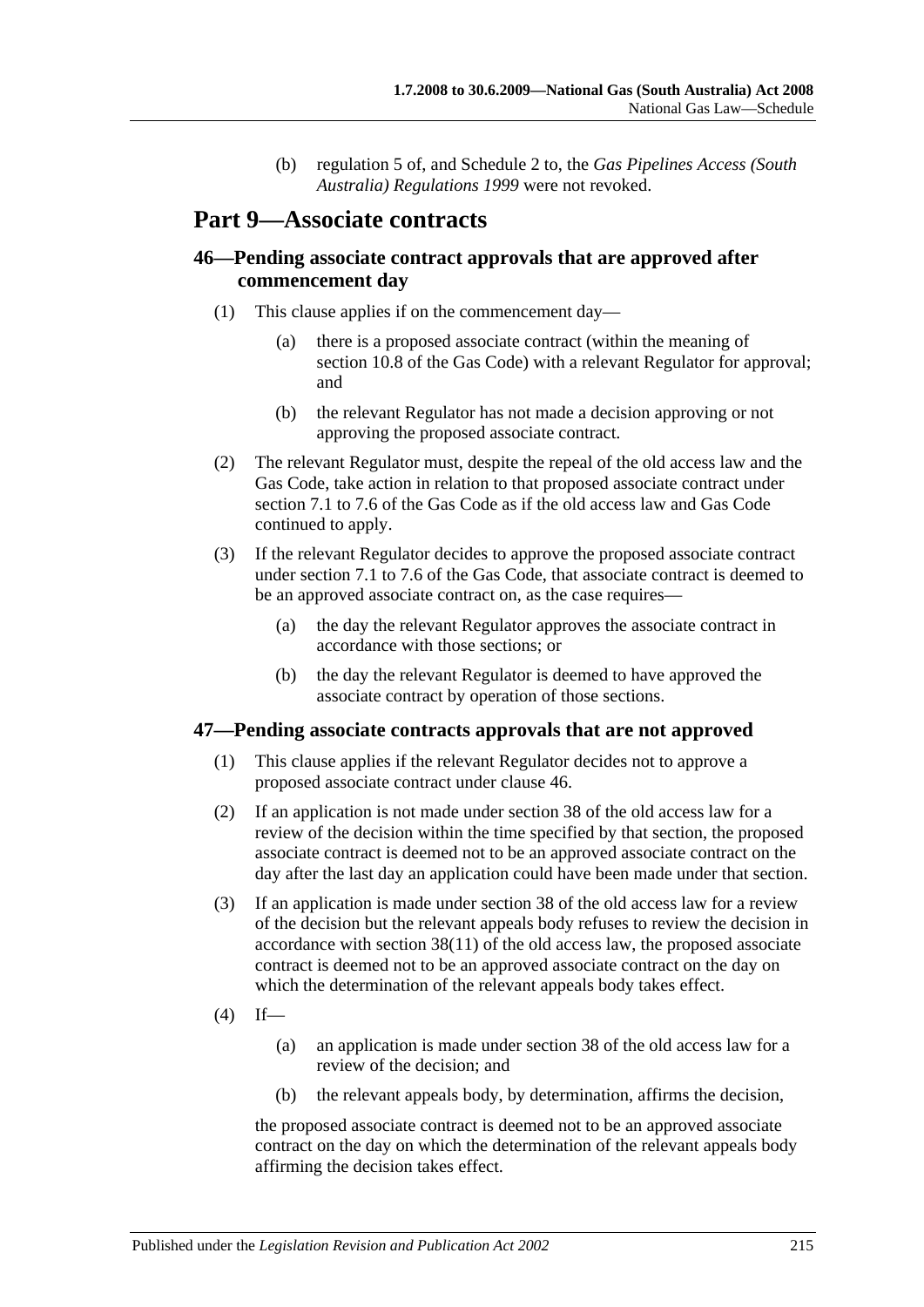(b) regulation 5 of, and Schedule 2 to, the *Gas Pipelines Access (South Australia) Regulations 1999* were not revoked.

# Part 9—Associate contracts

## 46—Pending associate contract approvals that are approved after commencement day

(1) This clause applies if on the commencement day—

(a) there is a proposed associate contract (within the meaning of section 10.8 of the Gas Code) with a relevant Regulator for approval; and

(b) the relevant Regulator has not made a decision approving or not approving the proposed associate contract.

(2) The relevant Regulator must, despite the repeal of the old access law and the Gas Code, take action in relation to that proposed associate contract under section 7.1 to 7.6 of the Gas Code as if the old access law and Gas Code continued to apply.

(3) If the relevant Regulator decides to approve the proposed associate contract under section 7.1 to 7.6 of the Gas Code, that associate contract is deemed to be an approved associate contract on, as the case requires—

(a) the day the relevant Regulator approves the associate contract in accordance with those sections; or

(b) the day the relevant Regulator is deemed to have approved the associate contract by operation of those sections.

## 47—Pending associate contracts approvals that are not approved

(1) This clause applies if the relevant Regulator decides not to approve a proposed associate contract under clause 46.

(2) If an application is not made under section 38 of the old access law for a review of the decision within the time specified by that section, the proposed associate contract is deemed not to be an approved associate contract on the day after the last day an application could have been made under that section.

(3) If an application is made under section 38 of the old access law for a review of the decision but the relevant appeals body refuses to review the decision in accordance with section 38(11) of the old access law, the proposed associate contract is deemed not to be an approved associate contract on the day on which the determination of the relevant appeals body takes effect.

(4) If—

(a) an application is made under section 38 of the old access law for a review of the decision; and

(b) the relevant appeals body, by determination, affirms the decision,

the proposed associate contract is deemed not to be an approved associate contract on the day on which the determination of the relevant appeals body affirming the decision takes effect.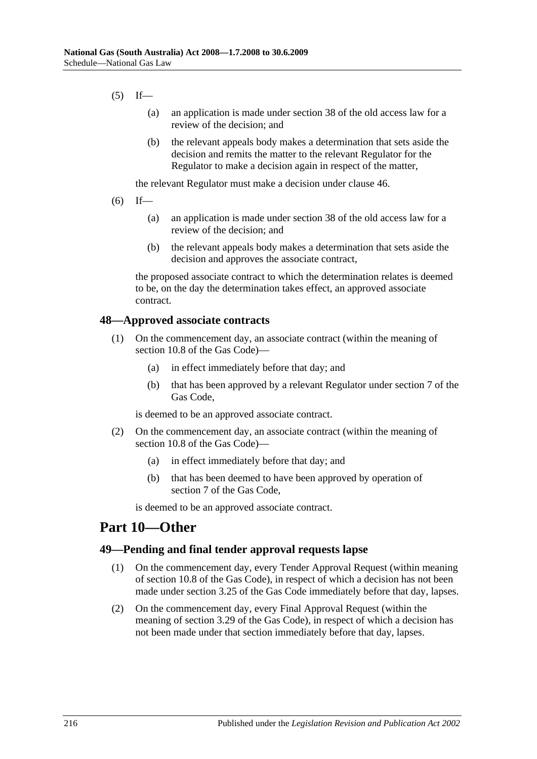(5) If—

(a) an application is made under section 38 of the old access law for a review of the decision; and

(b) the relevant appeals body makes a determination that sets aside the decision and remits the matter to the relevant Regulator for the Regulator to make a decision again in respect of the matter,

the relevant Regulator must make a decision under clause 46.

(6) If—

(a) an application is made under section 38 of the old access law for a review of the decision; and

(b) the relevant appeals body makes a determination that sets aside the decision and approves the associate contract,

the proposed associate contract to which the determination relates is deemed to be, on the day the determination takes effect, an approved associate contract.

### 48—Approved associate contracts

(1) On the commencement day, an associate contract (within the meaning of section 10.8 of the Gas Code)—

(a) in effect immediately before that day; and

(b) that has been approved by a relevant Regulator under section 7 of the Gas Code,

is deemed to be an approved associate contract.

(2) On the commencement day, an associate contract (within the meaning of section 10.8 of the Gas Code)—

(a) in effect immediately before that day; and

(b) that has been deemed to have been approved by operation of section 7 of the Gas Code,

is deemed to be an approved associate contract.

## Part 10—Other

### 49—Pending and final tender approval requests lapse

(1) On the commencement day, every Tender Approval Request (within meaning of section 10.8 of the Gas Code), in respect of which a decision has not been made under section 3.25 of the Gas Code immediately before that day, lapses.

(2) On the commencement day, every Final Approval Request (within the meaning of section 3.29 of the Gas Code), in respect of which a decision has not been made under that section immediately before that day, lapses.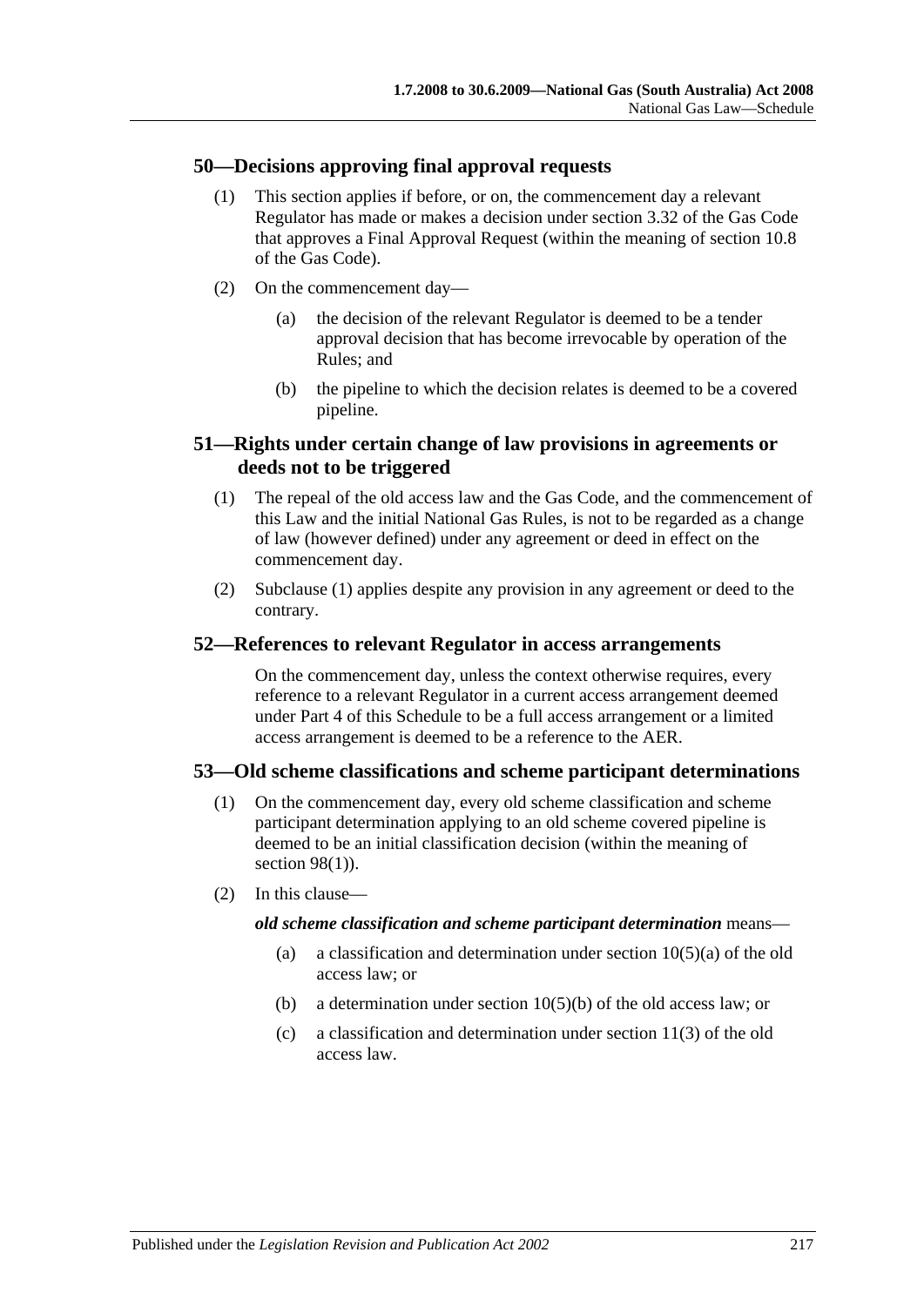## 50—Decisions approving final approval requests

(1) This section applies if before, or on, the commencement day a relevant Regulator has made or makes a decision under section 3.32 of the Gas Code that approves a Final Approval Request (within the meaning of section 10.8 of the Gas Code).

(2) On the commencement day—

(a) the decision of the relevant Regulator is deemed to be a tender approval decision that has become irrevocable by operation of the Rules; and

(b) the pipeline to which the decision relates is deemed to be a covered pipeline.

## 51—Rights under certain change of law provisions in agreements or deeds not to be triggered

(1) The repeal of the old access law and the Gas Code, and the commencement of this Law and the initial National Gas Rules, is not to be regarded as a change of law (however defined) under any agreement or deed in effect on the commencement day.

(2) Subclause (1) applies despite any provision in any agreement or deed to the contrary.

## 52—References to relevant Regulator in access arrangements

On the commencement day, unless the context otherwise requires, every reference to a relevant Regulator in a current access arrangement deemed under Part 4 of this Schedule to be a full access arrangement or a limited access arrangement is deemed to be a reference to the AER.

## 53—Old scheme classifications and scheme participant determinations

(1) On the commencement day, every old scheme classification and scheme participant determination applying to an old scheme covered pipeline is deemed to be an initial classification decision (within the meaning of section 98(1)).

(2) In this clause—

***old scheme classification and scheme participant determination*** means—

(a) a classification and determination under section 10(5)(a) of the old access law; or

(b) a determination under section 10(5)(b) of the old access law; or

(c) a classification and determination under section 11(3) of the old access law.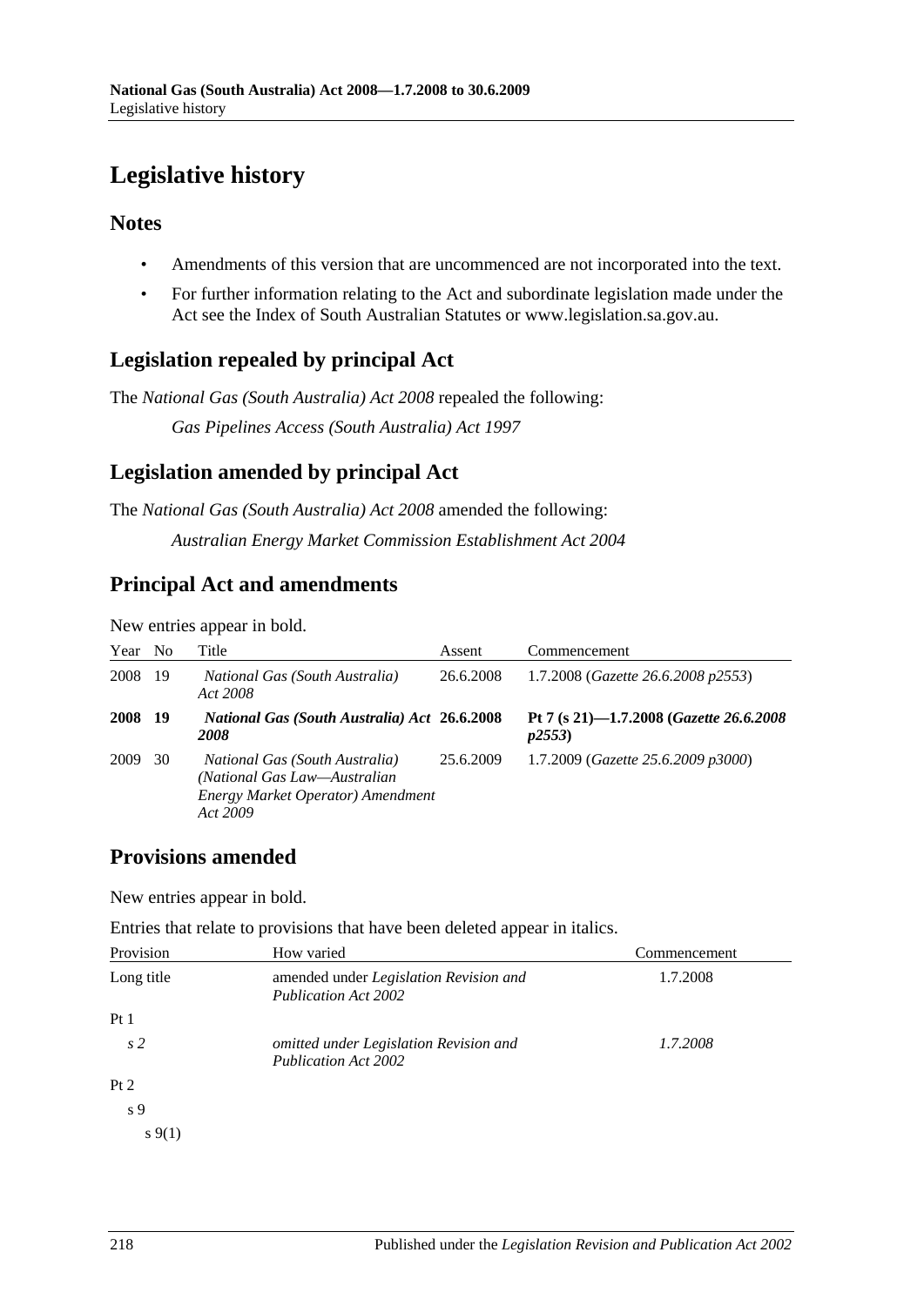# Legislative history

## Notes

- Amendments of this version that are uncommenced are not incorporated into the text.
- For further information relating to the Act and subordinate legislation made under the Act see the Index of South Australian Statutes or www.legislation.sa.gov.au.

## Legislation repealed by principal Act

The *National Gas (South Australia) Act 2008* repealed the following:

*Gas Pipelines Access (South Australia) Act 1997*

## Legislation amended by principal Act

The *National Gas (South Australia) Act 2008* amended the following:

*Australian Energy Market Commission Establishment Act 2004*

## Principal Act and amendments

New entries appear in bold.

| Year | No | Title | Assent | Commencement |
|---|---|---|---|---|
| 2008 | 19 | *National Gas (South Australia) Act 2008* | 26.6.2008 | 1.7.2008 (*Gazette 26.6.2008 p2553*) |
| **2008** | **19** | ***National Gas (South Australia) Act 2008*** | **26.6.2008** | **Pt 7 (s 21)—1.7.2008 (*Gazette 26.6.2008 p2553*)** |
| 2009 | 30 | *National Gas (South Australia) (National Gas Law—Australian Energy Market Operator) Amendment Act 2009* | 25.6.2009 | 1.7.2009 (*Gazette 25.6.2009 p3000*) |

## Provisions amended

New entries appear in bold.

Entries that relate to provisions that have been deleted appear in italics.

| Provision | How varied | Commencement |
|---|---|---|
| Long title | amended under *Legislation Revision and Publication Act 2002* | 1.7.2008 |
| Pt 1 | | |
| *s 2* | *omitted under Legislation Revision and Publication Act 2002* | *1.7.2008* |
| Pt 2 | | |
| s 9 | | |
| s 9(1) | | |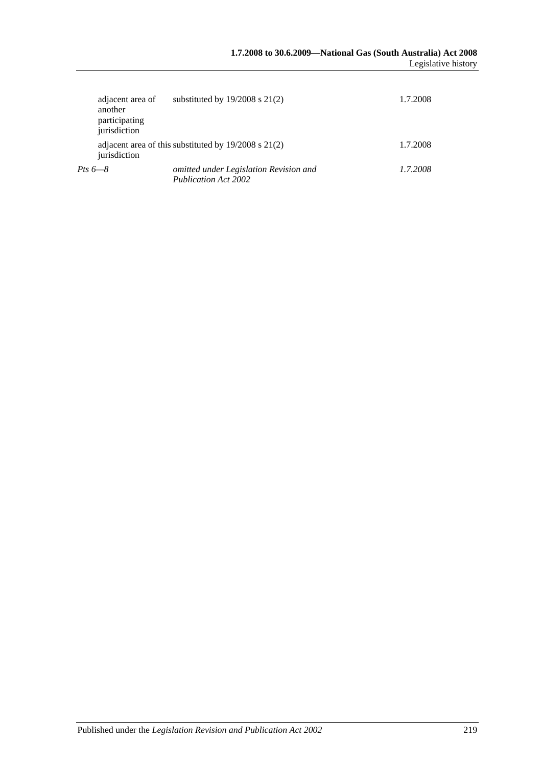| | | |
|---|---|---|
| adjacent area of another participating jurisdiction | substituted by 19/2008 s 21(2) | 1.7.2008 |
| adjacent area of this jurisdiction | substituted by 19/2008 s 21(2) | 1.7.2008 |
| *Pts 6—8* | *omitted under Legislation Revision and Publication Act 2002* | *1.7.2008* |